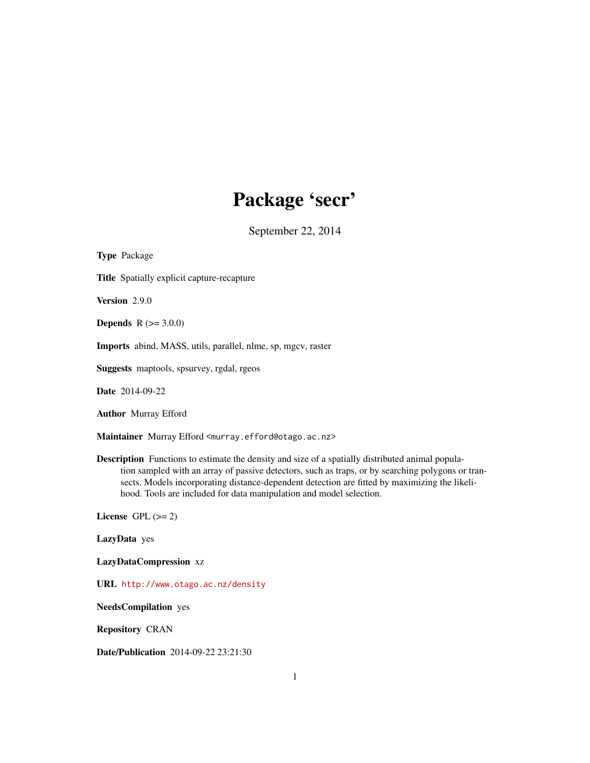# Package 'secr'

September 22, 2014

**Type** Package

**Title** Spatially explicit capture-recapture

**Version** 2.9.0

**Depends** R (>= 3.0.0)

**Imports** abind, MASS, utils, parallel, nlme, sp, mgcv, raster

**Suggests** maptools, spsurvey, rgdal, rgeos

**Date** 2014-09-22

**Author** Murray Efford

**Maintainer** Murray Efford <murray.efford@otago.ac.nz>

**Description** Functions to estimate the density and size of a spatially distributed animal population sampled with an array of passive detectors, such as traps, or by searching polygons or transects. Models incorporating distance-dependent detection are fitted by maximizing the likelihood. Tools are included for data manipulation and model selection.

**License** GPL (>= 2)

**LazyData** yes

**LazyDataCompression** xz

**URL** http://www.otago.ac.nz/density

**NeedsCompilation** yes

**Repository** CRAN

**Date/Publication** 2014-09-22 23:21:30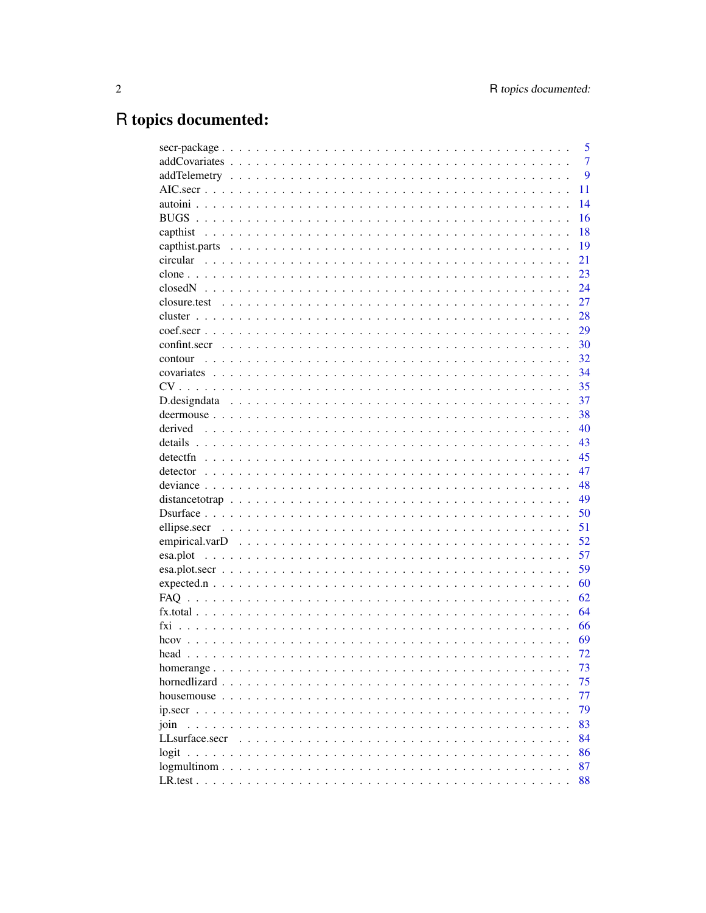# R topics documented:

| | |
|---|---|
| secr-package | 5 |
| addCovariates | 7 |
| addTelemetry | 9 |
| AIC.secr | 11 |
| autoini | 14 |
| BUGS | 16 |
| capthist | 18 |
| capthist.parts | 19 |
| circular | 21 |
| clone | 23 |
| closedN | 24 |
| closure.test | 27 |
| cluster | 28 |
| coef.secr | 29 |
| confint.secr | 30 |
| contour | 32 |
| covariates | 34 |
| CV | 35 |
| D.designdata | 37 |
| deermouse | 38 |
| derived | 40 |
| details | 43 |
| detectfn | 45 |
| detector | 47 |
| deviance | 48 |
| distancetotrap | 49 |
| Dsurface | 50 |
| ellipse.secr | 51 |
| empirical.varD | 52 |
| esa.plot | 57 |
| esa.plot.secr | 59 |
| expected.n | 60 |
| FAQ | 62 |
| fx.total | 64 |
| fxi | 66 |
| hcov | 69 |
| head | 72 |
| homerange | 73 |
| hornedlizard | 75 |
| housemouse | 77 |
| ip.secr | 79 |
| join | 83 |
| LLsurface.secr | 84 |
| logit | 86 |
| logmultinom | 87 |
| LR.test | 88 |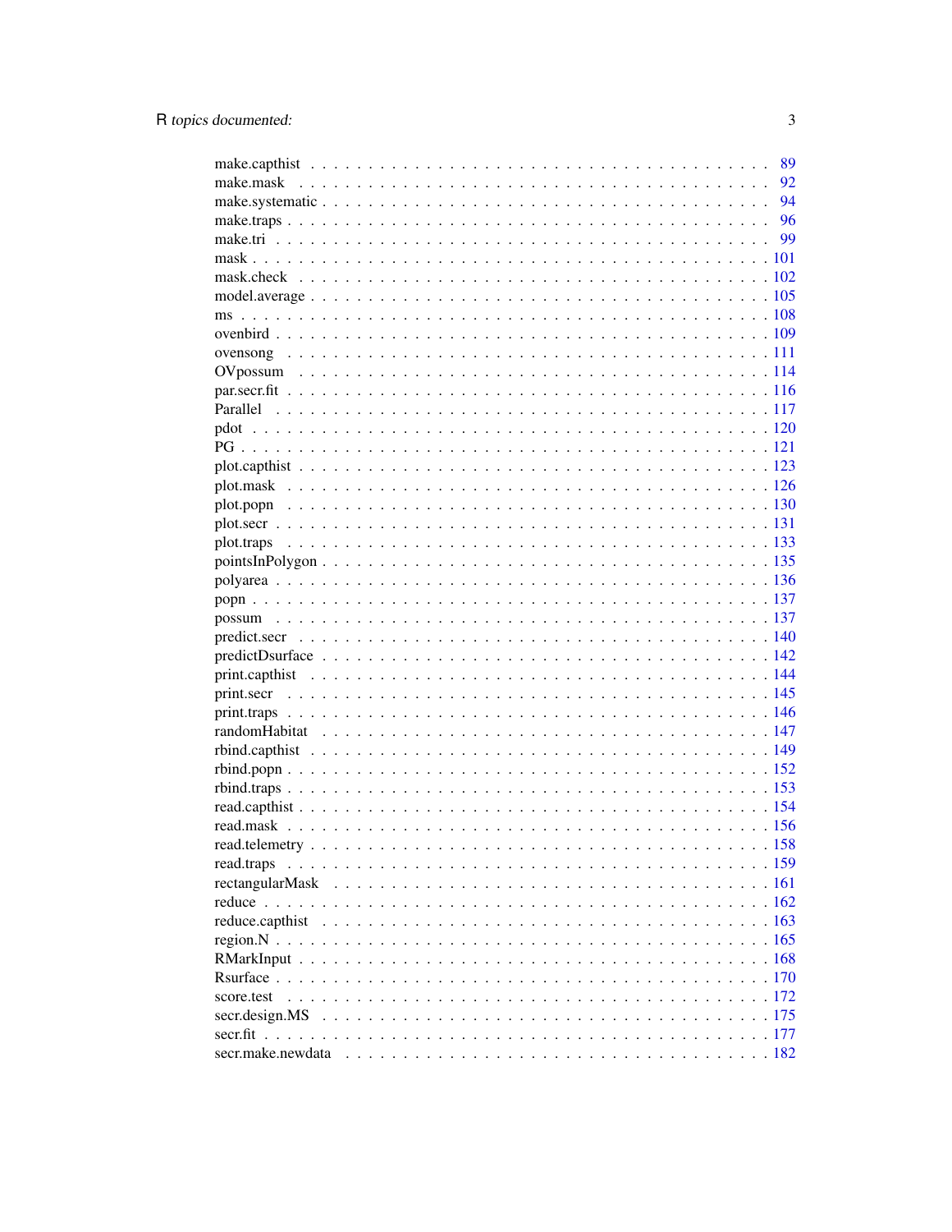make.capthist . . . . . . . . . . . . . . . . . . . . . . . . . . . . . . . . . . . . . 89
make.mask . . . . . . . . . . . . . . . . . . . . . . . . . . . . . . . . . . . . . . . 92
make.systematic . . . . . . . . . . . . . . . . . . . . . . . . . . . . . . . . . . . . 94
make.traps . . . . . . . . . . . . . . . . . . . . . . . . . . . . . . . . . . . . . . . 96
make.tri . . . . . . . . . . . . . . . . . . . . . . . . . . . . . . . . . . . . . . . . 99
mask . . . . . . . . . . . . . . . . . . . . . . . . . . . . . . . . . . . . . . . . . 101
mask.check . . . . . . . . . . . . . . . . . . . . . . . . . . . . . . . . . . . . . . 102
model.average . . . . . . . . . . . . . . . . . . . . . . . . . . . . . . . . . . . . 105
ms . . . . . . . . . . . . . . . . . . . . . . . . . . . . . . . . . . . . . . . . . . 108
ovenbird . . . . . . . . . . . . . . . . . . . . . . . . . . . . . . . . . . . . . . . 109
ovensong . . . . . . . . . . . . . . . . . . . . . . . . . . . . . . . . . . . . . . . 111
OVpossum . . . . . . . . . . . . . . . . . . . . . . . . . . . . . . . . . . . . . . 114
par.secr.fit . . . . . . . . . . . . . . . . . . . . . . . . . . . . . . . . . . . . . . 116
Parallel . . . . . . . . . . . . . . . . . . . . . . . . . . . . . . . . . . . . . . . . 117
pdot . . . . . . . . . . . . . . . . . . . . . . . . . . . . . . . . . . . . . . . . . 120
PG . . . . . . . . . . . . . . . . . . . . . . . . . . . . . . . . . . . . . . . . . . 121
plot.capthist . . . . . . . . . . . . . . . . . . . . . . . . . . . . . . . . . . . . . 123
plot.mask . . . . . . . . . . . . . . . . . . . . . . . . . . . . . . . . . . . . . . . 126
plot.popn . . . . . . . . . . . . . . . . . . . . . . . . . . . . . . . . . . . . . . . 130
plot.secr . . . . . . . . . . . . . . . . . . . . . . . . . . . . . . . . . . . . . . . 131
plot.traps . . . . . . . . . . . . . . . . . . . . . . . . . . . . . . . . . . . . . . . 133
pointsInPolygon . . . . . . . . . . . . . . . . . . . . . . . . . . . . . . . . . . . 135
polyarea . . . . . . . . . . . . . . . . . . . . . . . . . . . . . . . . . . . . . . . 136
popn . . . . . . . . . . . . . . . . . . . . . . . . . . . . . . . . . . . . . . . . . 137
possum . . . . . . . . . . . . . . . . . . . . . . . . . . . . . . . . . . . . . . . . 137
predict.secr . . . . . . . . . . . . . . . . . . . . . . . . . . . . . . . . . . . . . . 140
predictDsurface . . . . . . . . . . . . . . . . . . . . . . . . . . . . . . . . . . . . 142
print.capthist . . . . . . . . . . . . . . . . . . . . . . . . . . . . . . . . . . . . . 144
print.secr . . . . . . . . . . . . . . . . . . . . . . . . . . . . . . . . . . . . . . . 145
print.traps . . . . . . . . . . . . . . . . . . . . . . . . . . . . . . . . . . . . . . 146
randomHabitat . . . . . . . . . . . . . . . . . . . . . . . . . . . . . . . . . . . . 147
rbind.capthist . . . . . . . . . . . . . . . . . . . . . . . . . . . . . . . . . . . . 149
rbind.popn . . . . . . . . . . . . . . . . . . . . . . . . . . . . . . . . . . . . . . 152
rbind.traps . . . . . . . . . . . . . . . . . . . . . . . . . . . . . . . . . . . . . . 153
read.capthist . . . . . . . . . . . . . . . . . . . . . . . . . . . . . . . . . . . . . 154
read.mask . . . . . . . . . . . . . . . . . . . . . . . . . . . . . . . . . . . . . . . 156
read.telemetry . . . . . . . . . . . . . . . . . . . . . . . . . . . . . . . . . . . . 158
read.traps . . . . . . . . . . . . . . . . . . . . . . . . . . . . . . . . . . . . . . . 159
rectangularMask . . . . . . . . . . . . . . . . . . . . . . . . . . . . . . . . . . . 161
reduce . . . . . . . . . . . . . . . . . . . . . . . . . . . . . . . . . . . . . . . . 162
reduce.capthist . . . . . . . . . . . . . . . . . . . . . . . . . . . . . . . . . . . . 163
region.N . . . . . . . . . . . . . . . . . . . . . . . . . . . . . . . . . . . . . . . 165
RMarkInput . . . . . . . . . . . . . . . . . . . . . . . . . . . . . . . . . . . . . . 168
Rsurface . . . . . . . . . . . . . . . . . . . . . . . . . . . . . . . . . . . . . . . 170
score.test . . . . . . . . . . . . . . . . . . . . . . . . . . . . . . . . . . . . . . . 172
secr.design.MS . . . . . . . . . . . . . . . . . . . . . . . . . . . . . . . . . . . . 175
secr.fit . . . . . . . . . . . . . . . . . . . . . . . . . . . . . . . . . . . . . . . . 177
secr.make.newdata . . . . . . . . . . . . . . . . . . . . . . . . . . . . . . . . . . 182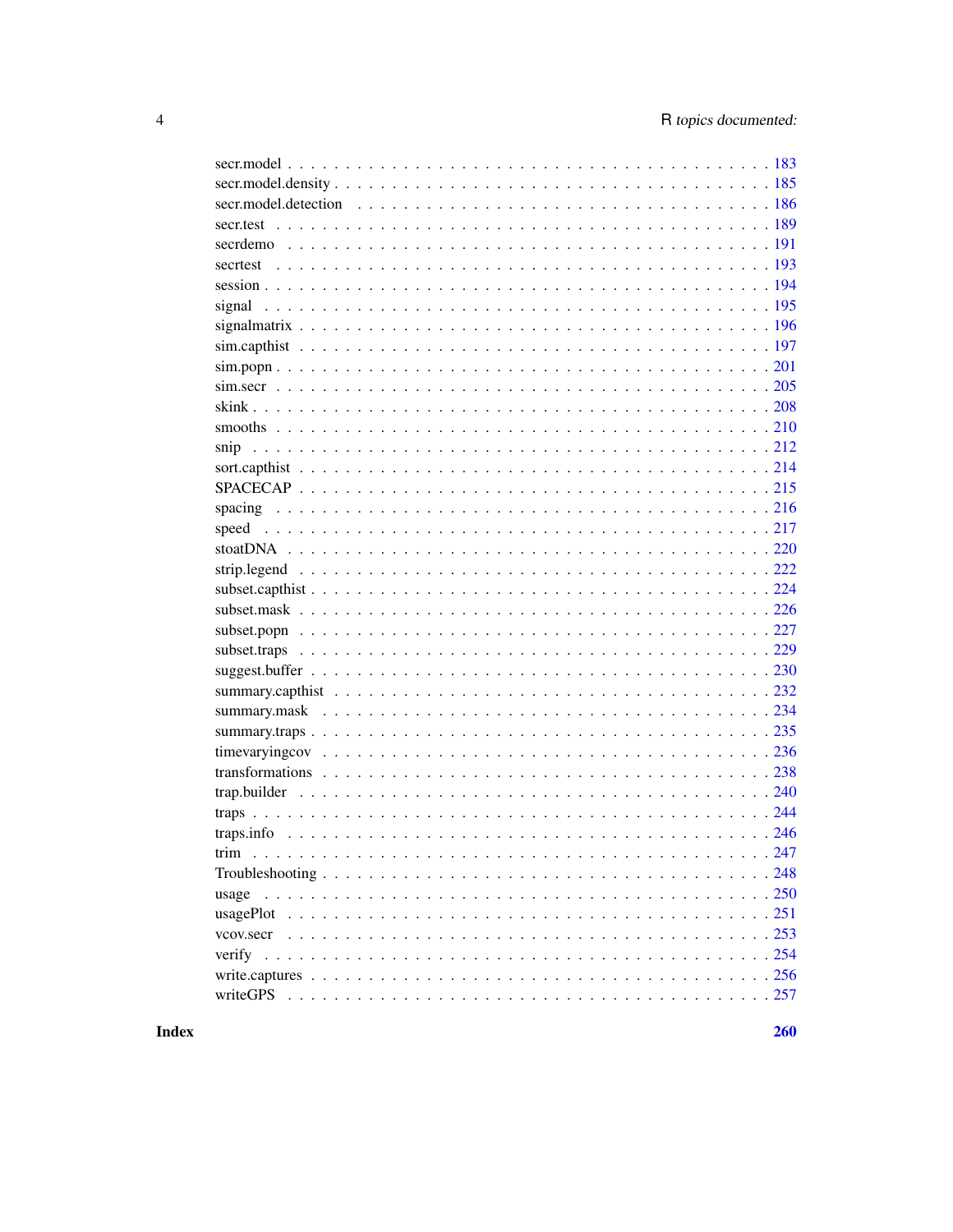| | |
|---|---|
| secr.model | 183 |
| secr.model.density | 185 |
| secr.model.detection | 186 |
| secr.test | 189 |
| secrdemo | 191 |
| secrtest | 193 |
| session | 194 |
| signal | 195 |
| signalmatrix | 196 |
| sim.capthist | 197 |
| sim.popn | 201 |
| sim.secr | 205 |
| skink | 208 |
| smooths | 210 |
| snip | 212 |
| sort.capthist | 214 |
| SPACECAP | 215 |
| spacing | 216 |
| speed | 217 |
| stoatDNA | 220 |
| strip.legend | 222 |
| subset.capthist | 224 |
| subset.mask | 226 |
| subset.popn | 227 |
| subset.traps | 229 |
| suggest.buffer | 230 |
| summary.capthist | 232 |
| summary.mask | 234 |
| summary.traps | 235 |
| timevaryingcov | 236 |
| transformations | 238 |
| trap.builder | 240 |
| traps | 244 |
| traps.info | 246 |
| trim | 247 |
| Troubleshooting | 248 |
| usage | 250 |
| usagePlot | 251 |
| vcov.secr | 253 |
| verify | 254 |
| write.captures | 256 |
| writeGPS | 257 |

**Index** **260**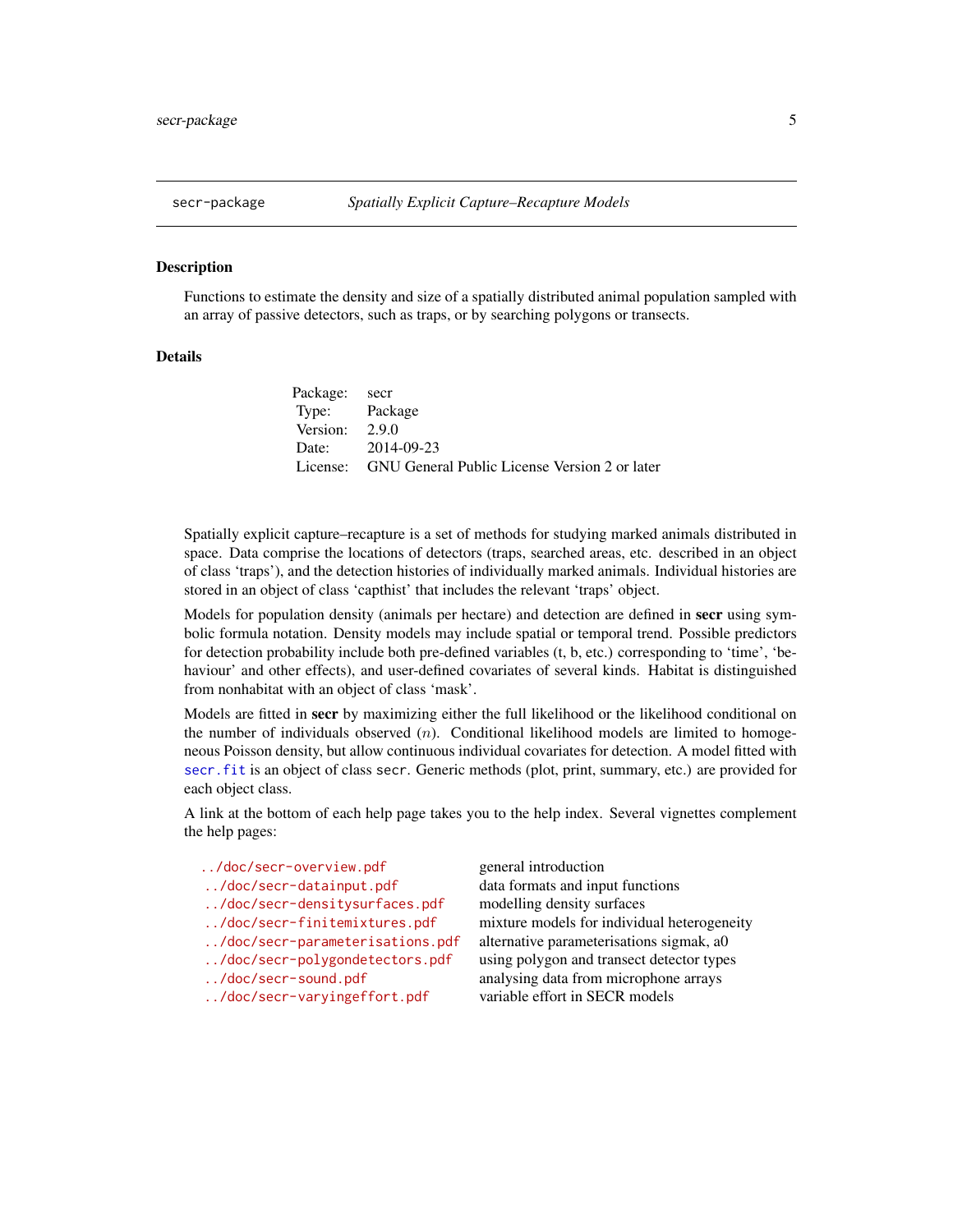secr-package *Spatially Explicit Capture–Recapture Models*

## Description

Functions to estimate the density and size of a spatially distributed animal population sampled with an array of passive detectors, such as traps, or by searching polygons or transects.

## Details

| | |
|---|---|
| Package: | secr |
| Type: | Package |
| Version: | 2.9.0 |
| Date: | 2014-09-23 |
| License: | GNU General Public License Version 2 or later |

Spatially explicit capture–recapture is a set of methods for studying marked animals distributed in space. Data comprise the locations of detectors (traps, searched areas, etc. described in an object of class 'traps'), and the detection histories of individually marked animals. Individual histories are stored in an object of class 'capthist' that includes the relevant 'traps' object.

Models for population density (animals per hectare) and detection are defined in **secr** using symbolic formula notation. Density models may include spatial or temporal trend. Possible predictors for detection probability include both pre-defined variables (t, b, etc.) corresponding to 'time', 'behaviour' and other effects), and user-defined covariates of several kinds. Habitat is distinguished from nonhabitat with an object of class 'mask'.

Models are fitted in **secr** by maximizing either the full likelihood or the likelihood conditional on the number of individuals observed ($n$). Conditional likelihood models are limited to homogeneous Poisson density, but allow continuous individual covariates for detection. A model fitted with `secr.fit` is an object of class `secr`. Generic methods (plot, print, summary, etc.) are provided for each object class.

A link at the bottom of each help page takes you to the help index. Several vignettes complement the help pages:

| | |
|---|---|
| `../doc/secr-overview.pdf` | general introduction |
| `../doc/secr-datainput.pdf` | data formats and input functions |
| `../doc/secr-densitysurfaces.pdf` | modelling density surfaces |
| `../doc/secr-finitemixtures.pdf` | mixture models for individual heterogeneity |
| `../doc/secr-parameterisations.pdf` | alternative parameterisations sigmak, a0 |
| `../doc/secr-polygondetectors.pdf` | using polygon and transect detector types |
| `../doc/secr-sound.pdf` | analysing data from microphone arrays |
| `../doc/secr-varyingeffort.pdf` | variable effort in SECR models |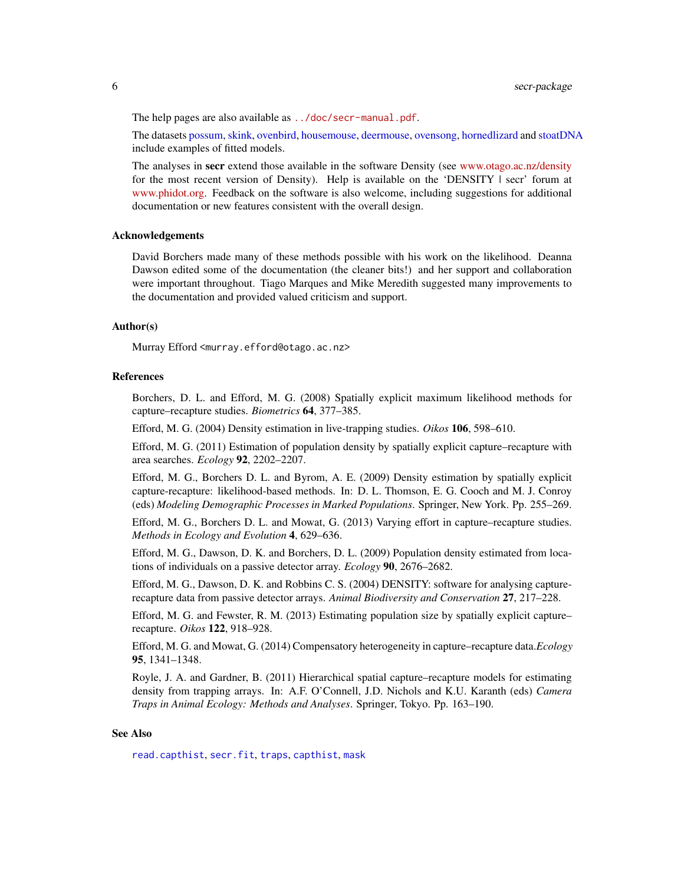The help pages are also available as `../doc/secr-manual.pdf`.

The datasets possum, skink, ovenbird, housemouse, deermouse, ovensong, hornedlizard and stoatDNA include examples of fitted models.

The analyses in **secr** extend those available in the software Density (see www.otago.ac.nz/density for the most recent version of Density). Help is available on the 'DENSITY | secr' forum at www.phidot.org. Feedback on the software is also welcome, including suggestions for additional documentation or new features consistent with the overall design.

### Acknowledgements

David Borchers made many of these methods possible with his work on the likelihood. Deanna Dawson edited some of the documentation (the cleaner bits!) and her support and collaboration were important throughout. Tiago Marques and Mike Meredith suggested many improvements to the documentation and provided valued criticism and support.

### Author(s)

Murray Efford <murray.efford@otago.ac.nz>

### References

Borchers, D. L. and Efford, M. G. (2008) Spatially explicit maximum likelihood methods for capture–recapture studies. *Biometrics* **64**, 377–385.

Efford, M. G. (2004) Density estimation in live-trapping studies. *Oikos* **106**, 598–610.

Efford, M. G. (2011) Estimation of population density by spatially explicit capture–recapture with area searches. *Ecology* **92**, 2202–2207.

Efford, M. G., Borchers D. L. and Byrom, A. E. (2009) Density estimation by spatially explicit capture-recapture: likelihood-based methods. In: D. L. Thomson, E. G. Cooch and M. J. Conroy (eds) *Modeling Demographic Processes in Marked Populations*. Springer, New York. Pp. 255–269.

Efford, M. G., Borchers D. L. and Mowat, G. (2013) Varying effort in capture–recapture studies. *Methods in Ecology and Evolution* **4**, 629–636.

Efford, M. G., Dawson, D. K. and Borchers, D. L. (2009) Population density estimated from locations of individuals on a passive detector array. *Ecology* **90**, 2676–2682.

Efford, M. G., Dawson, D. K. and Robbins C. S. (2004) DENSITY: software for analysing capture-recapture data from passive detector arrays. *Animal Biodiversity and Conservation* **27**, 217–228.

Efford, M. G. and Fewster, R. M. (2013) Estimating population size by spatially explicit capture–recapture. *Oikos* **122**, 918–928.

Efford, M. G. and Mowat, G. (2014) Compensatory heterogeneity in capture–recapture data.*Ecology* **95**, 1341–1348.

Royle, J. A. and Gardner, B. (2011) Hierarchical spatial capture–recapture models for estimating density from trapping arrays. In: A.F. O'Connell, J.D. Nichols and K.U. Karanth (eds) *Camera Traps in Animal Ecology: Methods and Analyses*. Springer, Tokyo. Pp. 163–190.

### See Also

`read.capthist`, `secr.fit`, `traps`, `capthist`, `mask`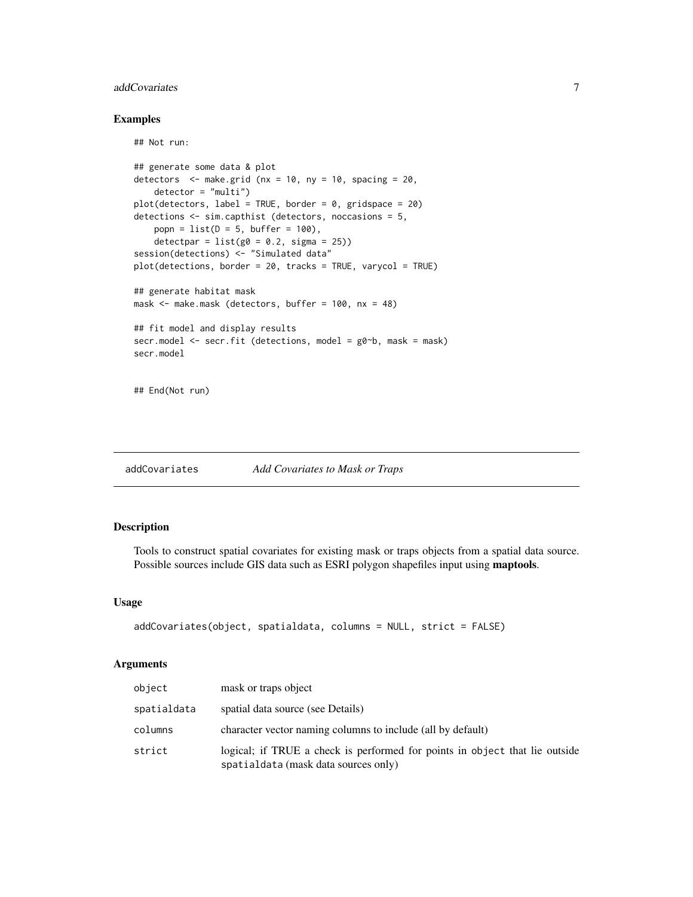### Examples

```
## Not run:

## generate some data & plot
detectors  <- make.grid (nx = 10, ny = 10, spacing = 20,
    detector = "multi")
plot(detectors, label = TRUE, border = 0, gridspace = 20)
detections <- sim.capthist (detectors, noccasions = 5,
    popn = list(D = 5, buffer = 100),
    detectpar = list(g0 = 0.2, sigma = 25))
session(detections) <- "Simulated data"
plot(detections, border = 20, tracks = TRUE, varycol = TRUE)

## generate habitat mask
mask <- make.mask (detectors, buffer = 100, nx = 48)

## fit model and display results
secr.model <- secr.fit (detections, model = g0~b, mask = mask)
secr.model


## End(Not run)
```

---

## addCovariates *Add Covariates to Mask or Traps*

### Description

Tools to construct spatial covariates for existing mask or traps objects from a spatial data source. Possible sources include GIS data such as ESRI polygon shapefiles input using **maptools**.

### Usage

```
addCovariates(object, spatialdata, columns = NULL, strict = FALSE)
```

### Arguments

| | |
|---|---|
| `object` | mask or traps object |
| `spatialdata` | spatial data source (see Details) |
| `columns` | character vector naming columns to include (all by default) |
| `strict` | logical; if TRUE a check is performed for points in `object` that lie outside `spatialdata` (mask data sources only) |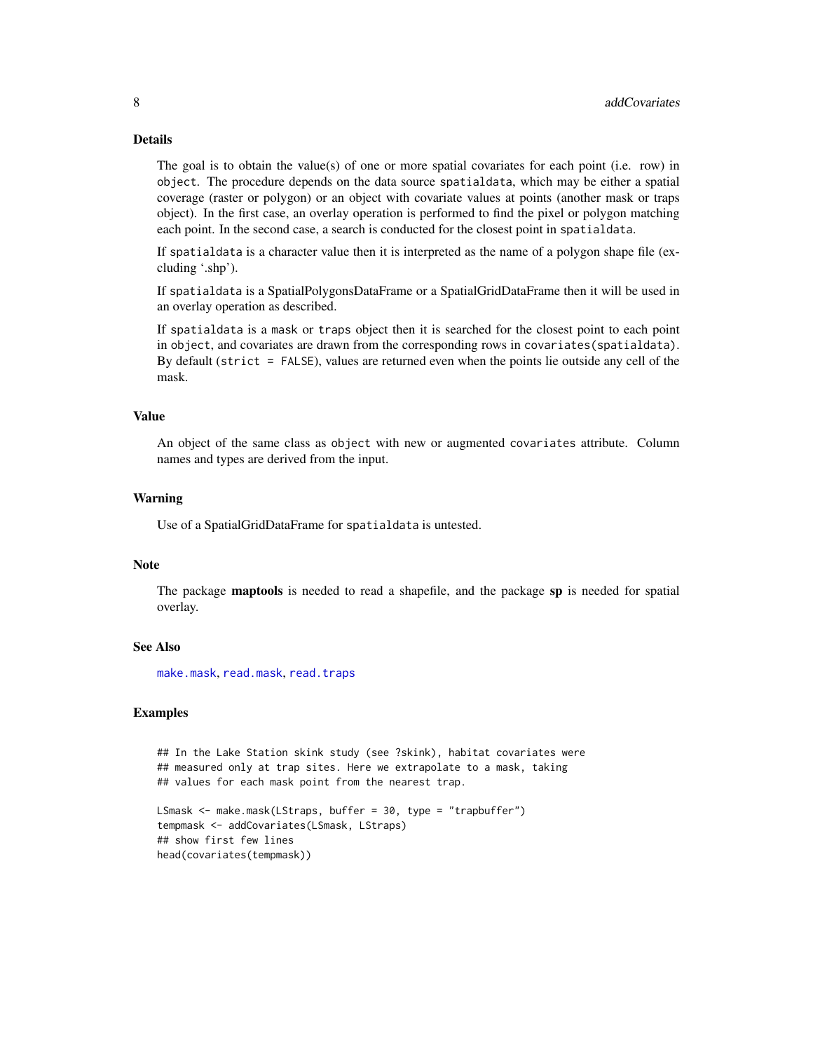## Details

The goal is to obtain the value(s) of one or more spatial covariates for each point (i.e. row) in `object`. The procedure depends on the data source `spatialdata`, which may be either a spatial coverage (raster or polygon) or an object with covariate values at points (another mask or traps object). In the first case, an overlay operation is performed to find the pixel or polygon matching each point. In the second case, a search is conducted for the closest point in `spatialdata`.

If `spatialdata` is a character value then it is interpreted as the name of a polygon shape file (excluding '.shp').

If `spatialdata` is a SpatialPolygonsDataFrame or a SpatialGridDataFrame then it will be used in an overlay operation as described.

If `spatialdata` is a `mask` or `traps` object then it is searched for the closest point to each point in `object`, and covariates are drawn from the corresponding rows in `covariates(spatialdata)`. By default (`strict = FALSE`), values are returned even when the points lie outside any cell of the mask.

## Value

An object of the same class as `object` with new or augmented `covariates` attribute. Column names and types are derived from the input.

## Warning

Use of a SpatialGridDataFrame for `spatialdata` is untested.

## Note

The package **maptools** is needed to read a shapefile, and the package **sp** is needed for spatial overlay.

## See Also

`make.mask`, `read.mask`, `read.traps`

## Examples

```
## In the Lake Station skink study (see ?skink), habitat covariates were
## measured only at trap sites. Here we extrapolate to a mask, taking
## values for each mask point from the nearest trap.

LSmask <- make.mask(LStraps, buffer = 30, type = "trapbuffer")
tempmask <- addCovariates(LSmask, LStraps)
## show first few lines
head(covariates(tempmask))
```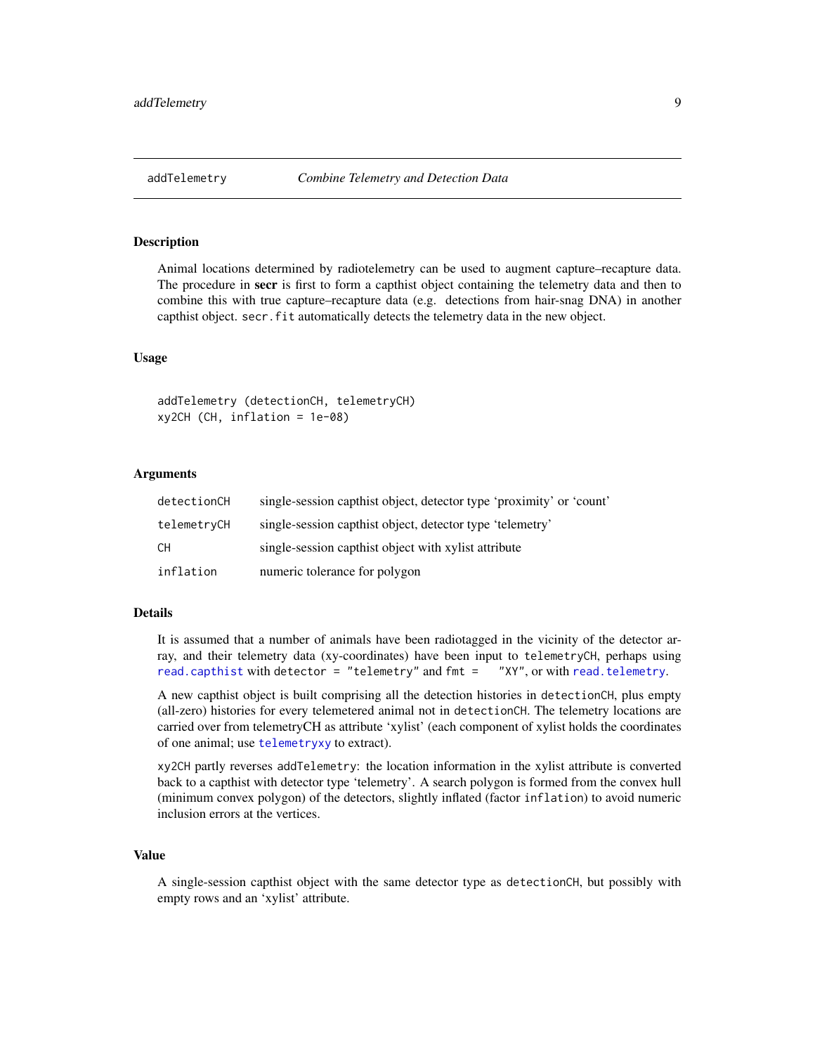addTelemetry *Combine Telemetry and Detection Data*

## Description

Animal locations determined by radiotelemetry can be used to augment capture–recapture data. The procedure in **secr** is first to form a capthist object containing the telemetry data and then to combine this with true capture–recapture data (e.g. detections from hair-snag DNA) in another capthist object. `secr.fit` automatically detects the telemetry data in the new object.

## Usage

```
addTelemetry (detectionCH, telemetryCH)
xy2CH (CH, inflation = 1e-08)
```

## Arguments

| | |
|---|---|
| `detectionCH` | single-session capthist object, detector type 'proximity' or 'count' |
| `telemetryCH` | single-session capthist object, detector type 'telemetry' |
| `CH` | single-session capthist object with xylist attribute |
| `inflation` | numeric tolerance for polygon |

## Details

It is assumed that a number of animals have been radiotagged in the vicinity of the detector array, and their telemetry data (xy-coordinates) have been input to `telemetryCH`, perhaps using `read.capthist` with `detector = "telemetry"` and `fmt = "XY"`, or with `read.telemetry`.

A new capthist object is built comprising all the detection histories in `detectionCH`, plus empty (all-zero) histories for every telemetered animal not in `detectionCH`. The telemetry locations are carried over from telemetryCH as attribute 'xylist' (each component of xylist holds the coordinates of one animal; use `telemetryxy` to extract).

`xy2CH` partly reverses `addTelemetry`: the location information in the xylist attribute is converted back to a capthist with detector type 'telemetry'. A search polygon is formed from the convex hull (minimum convex polygon) of the detectors, slightly inflated (factor `inflation`) to avoid numeric inclusion errors at the vertices.

## Value

A single-session capthist object with the same detector type as `detectionCH`, but possibly with empty rows and an 'xylist' attribute.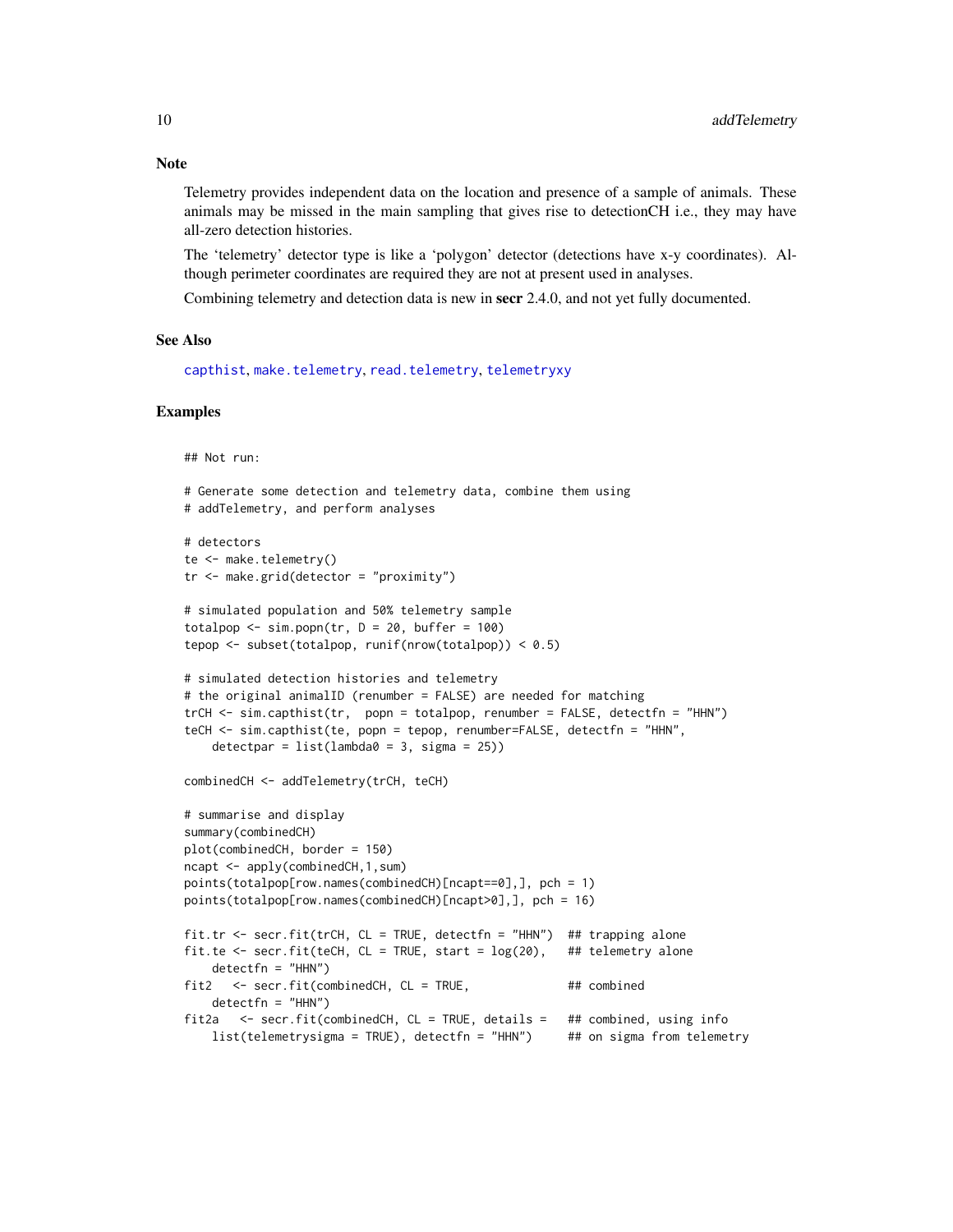## Note

Telemetry provides independent data on the location and presence of a sample of animals. These animals may be missed in the main sampling that gives rise to detectionCH i.e., they may have all-zero detection histories.

The 'telemetry' detector type is like a 'polygon' detector (detections have x-y coordinates). Although perimeter coordinates are required they are not at present used in analyses.

Combining telemetry and detection data is new in **secr** 2.4.0, and not yet fully documented.

## See Also

capthist, make.telemetry, read.telemetry, telemetryxy

## Examples

```
## Not run:

# Generate some detection and telemetry data, combine them using
# addTelemetry, and perform analyses

# detectors
te <- make.telemetry()
tr <- make.grid(detector = "proximity")

# simulated population and 50% telemetry sample
totalpop <- sim.popn(tr, D = 20, buffer = 100)
tepop <- subset(totalpop, runif(nrow(totalpop)) < 0.5)

# simulated detection histories and telemetry
# the original animalID (renumber = FALSE) are needed for matching
trCH <- sim.capthist(tr,  popn = totalpop, renumber = FALSE, detectfn = "HHN")
teCH <- sim.capthist(te, popn = tepop, renumber=FALSE, detectfn = "HHN",
    detectpar = list(lambda0 = 3, sigma = 25))

combinedCH <- addTelemetry(trCH, teCH)

# summarise and display
summary(combinedCH)
plot(combinedCH, border = 150)
ncapt <- apply(combinedCH,1,sum)
points(totalpop[row.names(combinedCH)[ncapt==0],], pch = 1)
points(totalpop[row.names(combinedCH)[ncapt>0],], pch = 16)

fit.tr <- secr.fit(trCH, CL = TRUE, detectfn = "HHN")  ## trapping alone
fit.te <- secr.fit(teCH, CL = TRUE, start = log(20),   ## telemetry alone
    detectfn = "HHN")
fit2   <- secr.fit(combinedCH, CL = TRUE,              ## combined
    detectfn = "HHN")
fit2a   <- secr.fit(combinedCH, CL = TRUE, details =   ## combined, using info
    list(telemetrysigma = TRUE), detectfn = "HHN")     ## on sigma from telemetry
```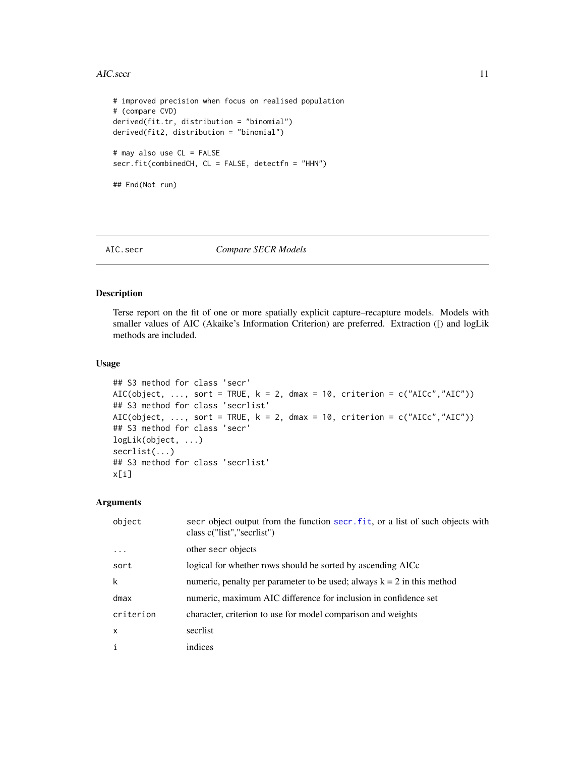```
# improved precision when focus on realised population
# (compare CVD)
derived(fit.tr, distribution = "binomial")
derived(fit2, distribution = "binomial")

# may also use CL = FALSE
secr.fit(combinedCH, CL = FALSE, detectfn = "HHN")

## End(Not run)
```

---

AIC.secr *Compare SECR Models*

---

### Description

Terse report on the fit of one or more spatially explicit capture–recapture models. Models with smaller values of AIC (Akaike's Information Criterion) are preferred. Extraction ([) and logLik methods are included.

### Usage

```
## S3 method for class 'secr'
AIC(object, ..., sort = TRUE, k = 2, dmax = 10, criterion = c("AICc","AIC"))
## S3 method for class 'secrlist'
AIC(object, ..., sort = TRUE, k = 2, dmax = 10, criterion = c("AICc","AIC"))
## S3 method for class 'secr'
logLik(object, ...)
secrlist(...)
## S3 method for class 'secrlist'
x[i]
```

### Arguments

| | |
|---|---|
| `object` | secr object output from the function `secr.fit`, or a list of such objects with class c("list","secrlist") |
| `...` | other secr objects |
| `sort` | logical for whether rows should be sorted by ascending AICc |
| `k` | numeric, penalty per parameter to be used; always k = 2 in this method |
| `dmax` | numeric, maximum AIC difference for inclusion in confidence set |
| `criterion` | character, criterion to use for model comparison and weights |
| `x` | secrlist |
| `i` | indices |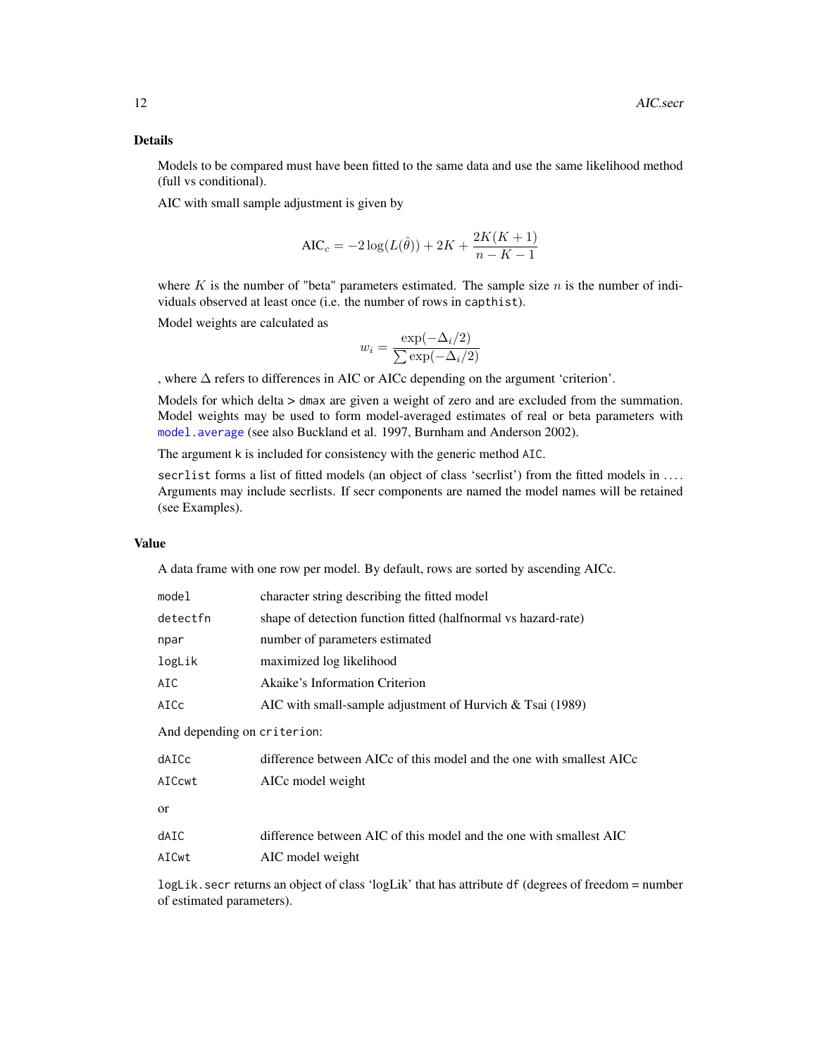## Details

Models to be compared must have been fitted to the same data and use the same likelihood method (full vs conditional).

AIC with small sample adjustment is given by

$$\text{AIC}_c = -2\log(L(\hat{\theta})) + 2K + \frac{2K(K+1)}{n-K-1}$$

where $K$ is the number of "beta" parameters estimated. The sample size $n$ is the number of individuals observed at least once (i.e. the number of rows in `capthist`).

Model weights are calculated as

$$w_i = \frac{\exp(-\Delta_i/2)}{\sum \exp(-\Delta_i/2)}$$

, where $\Delta$ refers to differences in AIC or AICc depending on the argument 'criterion'.

Models for which delta > `dmax` are given a weight of zero and are excluded from the summation. Model weights may be used to form model-averaged estimates of real or beta parameters with `model.average` (see also Buckland et al. 1997, Burnham and Anderson 2002).

The argument k is included for consistency with the generic method `AIC`.

`secrlist` forms a list of fitted models (an object of class 'secrlist') from the fitted models in .... Arguments may include secrlists. If secr components are named the model names will be retained (see Examples).

## Value

A data frame with one row per model. By default, rows are sorted by ascending AICc.

| | |
|---|---|
| `model` | character string describing the fitted model |
| `detectfn` | shape of detection function fitted (halfnormal vs hazard-rate) |
| `npar` | number of parameters estimated |
| `logLik` | maximized log likelihood |
| `AIC` | Akaike's Information Criterion |
| `AICc` | AIC with small-sample adjustment of Hurvich & Tsai (1989) |

And depending on `criterion`:

| | |
|---|---|
| `dAICc` | difference between AICc of this model and the one with smallest AICc |
| `AICcwt` | AICc model weight |

or

| | |
|---|---|
| `dAIC` | difference between AIC of this model and the one with smallest AIC |
| `AICwt` | AIC model weight |

`logLik.secr` returns an object of class 'logLik' that has attribute `df` (degrees of freedom = number of estimated parameters).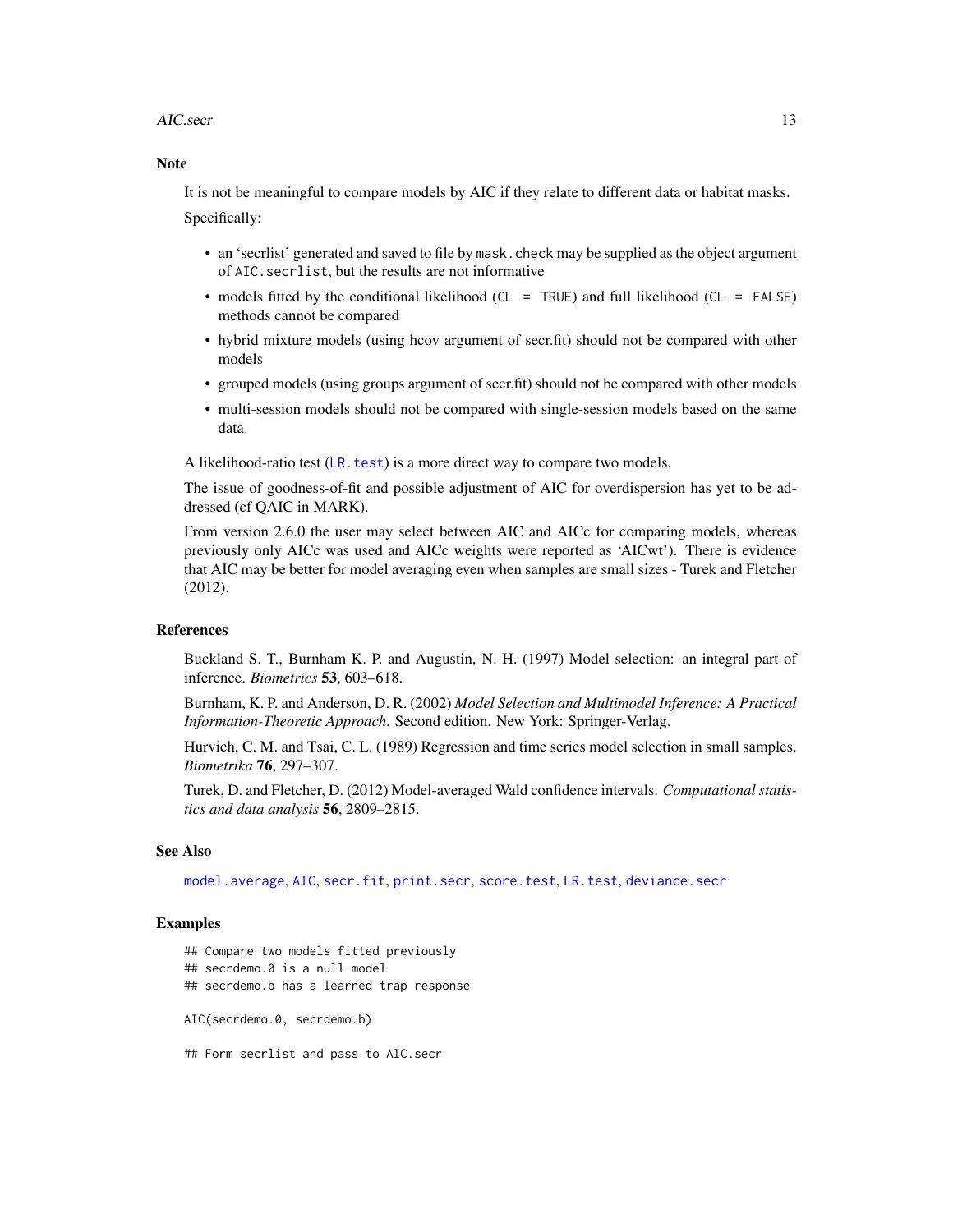### Note

It is not be meaningful to compare models by AIC if they relate to different data or habitat masks. Specifically:

- an 'secrlist' generated and saved to file by `mask.check` may be supplied as the object argument of `AIC.secrlist`, but the results are not informative
- models fitted by the conditional likelihood (`CL = TRUE`) and full likelihood (`CL = FALSE`) methods cannot be compared
- hybrid mixture models (using hcov argument of secr.fit) should not be compared with other models
- grouped models (using groups argument of secr.fit) should not be compared with other models
- multi-session models should not be compared with single-session models based on the same data.

A likelihood-ratio test (`LR.test`) is a more direct way to compare two models.

The issue of goodness-of-fit and possible adjustment of AIC for overdispersion has yet to be addressed (cf QAIC in MARK).

From version 2.6.0 the user may select between AIC and AICc for comparing models, whereas previously only AICc was used and AICc weights were reported as 'AICwt'). There is evidence that AIC may be better for model averaging even when samples are small sizes - Turek and Fletcher (2012).

### References

Buckland S. T., Burnham K. P. and Augustin, N. H. (1997) Model selection: an integral part of inference. *Biometrics* **53**, 603–618.

Burnham, K. P. and Anderson, D. R. (2002) *Model Selection and Multimodel Inference: A Practical Information-Theoretic Approach.* Second edition. New York: Springer-Verlag.

Hurvich, C. M. and Tsai, C. L. (1989) Regression and time series model selection in small samples. *Biometrika* **76**, 297–307.

Turek, D. and Fletcher, D. (2012) Model-averaged Wald confidence intervals. *Computational statistics and data analysis* **56**, 2809–2815.

### See Also

`model.average`, `AIC`, `secr.fit`, `print.secr`, `score.test`, `LR.test`, `deviance.secr`

### Examples

```
## Compare two models fitted previously
## secrdemo.0 is a null model
## secrdemo.b has a learned trap response

AIC(secrdemo.0, secrdemo.b)

## Form secrlist and pass to AIC.secr
```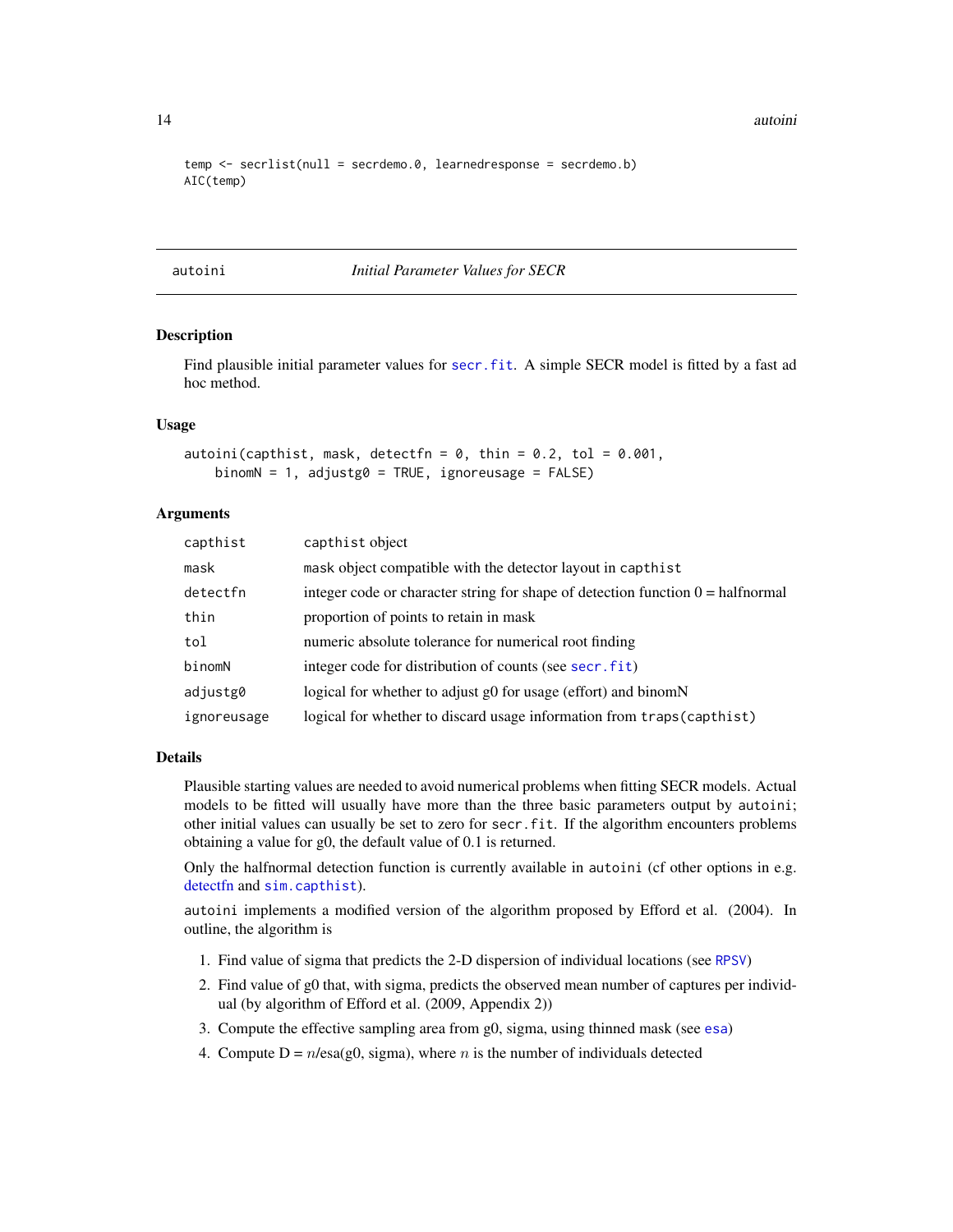```
temp <- secrlist(null = secrdemo.0, learnedresponse = secrdemo.b)
AIC(temp)
```

# autoini — *Initial Parameter Values for SECR*

## Description

Find plausible initial parameter values for `secr.fit`. A simple SECR model is fitted by a fast ad hoc method.

## Usage

```
autoini(capthist, mask, detectfn = 0, thin = 0.2, tol = 0.001,
    binomN = 1, adjustg0 = TRUE, ignoreusage = FALSE)
```

## Arguments

| Argument | Description |
|---|---|
| capthist | capthist object |
| mask | mask object compatible with the detector layout in capthist |
| detectfn | integer code or character string for shape of detection function 0 = halfnormal |
| thin | proportion of points to retain in mask |
| tol | numeric absolute tolerance for numerical root finding |
| binomN | integer code for distribution of counts (see `secr.fit`) |
| adjustg0 | logical for whether to adjust g0 for usage (effort) and binomN |
| ignoreusage | logical for whether to discard usage information from `traps(capthist)` |

## Details

Plausible starting values are needed to avoid numerical problems when fitting SECR models. Actual models to be fitted will usually have more than the three basic parameters output by `autoini`; other initial values can usually be set to zero for `secr.fit`. If the algorithm encounters problems obtaining a value for g0, the default value of 0.1 is returned.

Only the halfnormal detection function is currently available in `autoini` (cf other options in e.g. detectfn and `sim.capthist`).

`autoini` implements a modified version of the algorithm proposed by Efford et al. (2004). In outline, the algorithm is

1. Find value of sigma that predicts the 2-D dispersion of individual locations (see `RPSV`)
2. Find value of g0 that, with sigma, predicts the observed mean number of captures per individual (by algorithm of Efford et al. (2009, Appendix 2))
3. Compute the effective sampling area from g0, sigma, using thinned mask (see `esa`)
4. Compute D = $n$/esa(g0, sigma), where $n$ is the number of individuals detected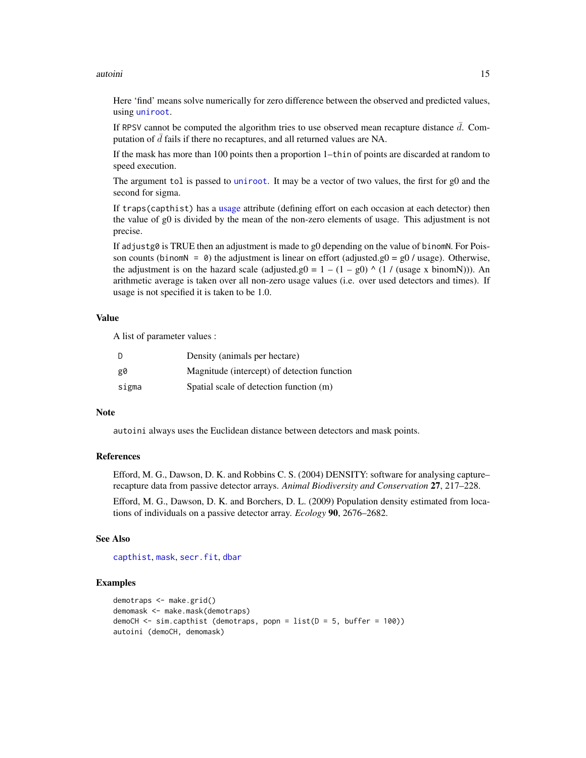Here 'find' means solve numerically for zero difference between the observed and predicted values, using `uniroot`.

If `RPSV` cannot be computed the algorithm tries to use observed mean recapture distance $\bar{d}$. Computation of $\bar{d}$ fails if there no recaptures, and all returned values are NA.

If the mask has more than 100 points then a proportion 1−`thin` of points are discarded at random to speed execution.

The argument `tol` is passed to `uniroot`. It may be a vector of two values, the first for g0 and the second for sigma.

If `traps(capthist)` has a usage attribute (defining effort on each occasion at each detector) then the value of g0 is divided by the mean of the non-zero elements of usage. This adjustment is not precise.

If `adjustg0` is TRUE then an adjustment is made to g0 depending on the value of `binomN`. For Poisson counts (`binomN = 0`) the adjustment is linear on effort (adjusted.g0 = g0 / usage). Otherwise, the adjustment is on the hazard scale (adjusted.g0 = 1 – (1 – g0) ^ (1 / (usage x binomN))). An arithmetic average is taken over all non-zero usage values (i.e. over used detectors and times). If usage is not specified it is taken to be 1.0.

## Value

A list of parameter values :

| | |
|---|---|
| `D` | Density (animals per hectare) |
| `g0` | Magnitude (intercept) of detection function |
| `sigma` | Spatial scale of detection function (m) |

## Note

`autoini` always uses the Euclidean distance between detectors and mask points.

## References

Efford, M. G., Dawson, D. K. and Robbins C. S. (2004) DENSITY: software for analysing capture–recapture data from passive detector arrays. *Animal Biodiversity and Conservation* **27**, 217–228.

Efford, M. G., Dawson, D. K. and Borchers, D. L. (2009) Population density estimated from locations of individuals on a passive detector array. *Ecology* **90**, 2676–2682.

## See Also

`capthist`, `mask`, `secr.fit`, `dbar`

## Examples

```
demotraps <- make.grid()
demomask <- make.mask(demotraps)
demoCH <- sim.capthist (demotraps, popn = list(D = 5, buffer = 100))
autoini (demoCH, demomask)
```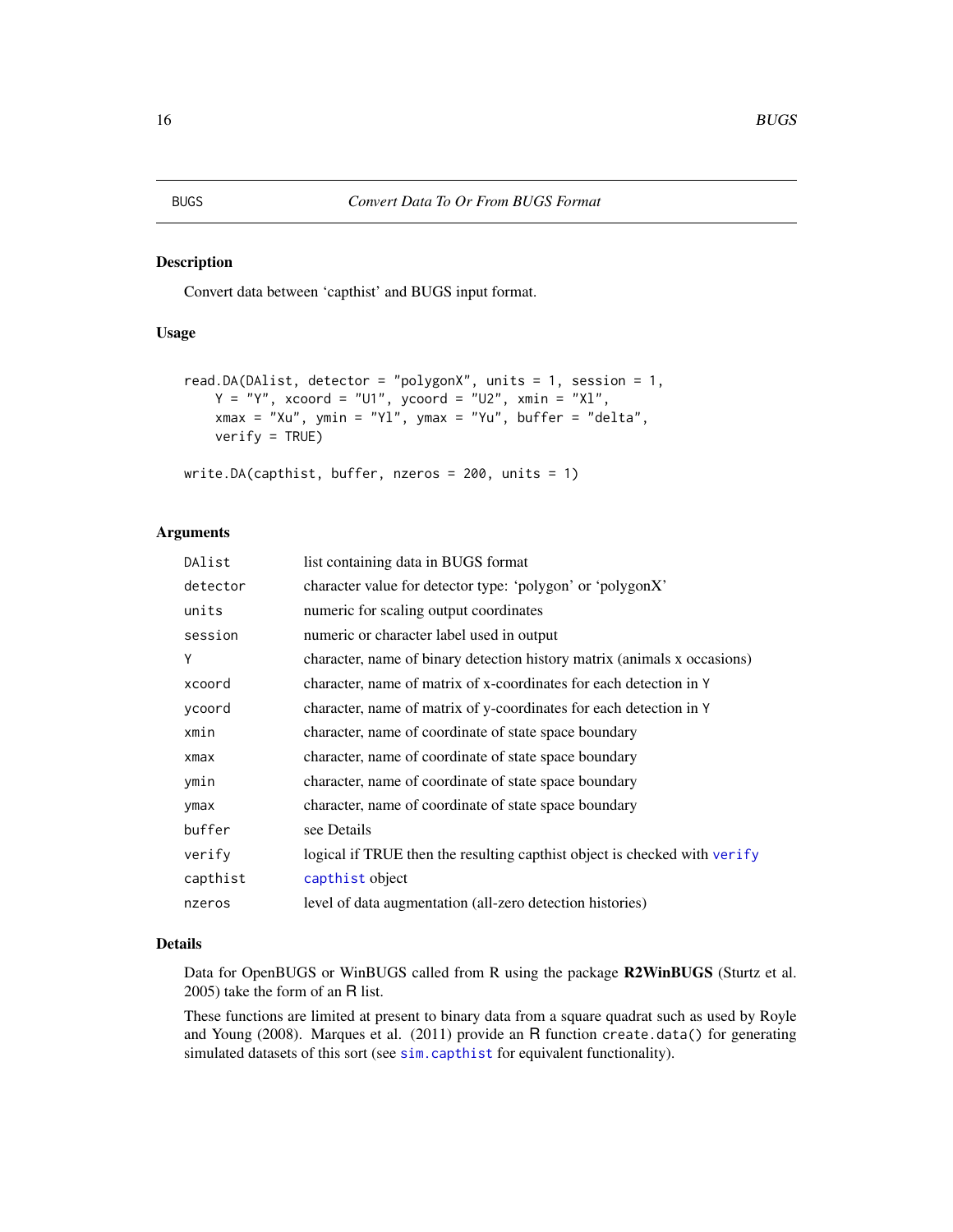BUGS *Convert Data To Or From BUGS Format*

## Description

Convert data between 'capthist' and BUGS input format.

## Usage

```
read.DA(DAlist, detector = "polygonX", units = 1, session = 1,
    Y = "Y", xcoord = "U1", ycoord = "U2", xmin = "Xl",
    xmax = "Xu", ymin = "Yl", ymax = "Yu", buffer = "delta",
    verify = TRUE)

write.DA(capthist, buffer, nzeros = 200, units = 1)
```

## Arguments

| | |
|---|---|
| `DAlist` | list containing data in BUGS format |
| `detector` | character value for detector type: 'polygon' or 'polygonX' |
| `units` | numeric for scaling output coordinates |
| `session` | numeric or character label used in output |
| `Y` | character, name of binary detection history matrix (animals x occasions) |
| `xcoord` | character, name of matrix of x-coordinates for each detection in `Y` |
| `ycoord` | character, name of matrix of y-coordinates for each detection in `Y` |
| `xmin` | character, name of coordinate of state space boundary |
| `xmax` | character, name of coordinate of state space boundary |
| `ymin` | character, name of coordinate of state space boundary |
| `ymax` | character, name of coordinate of state space boundary |
| `buffer` | see Details |
| `verify` | logical if TRUE then the resulting capthist object is checked with `verify` |
| `capthist` | `capthist` object |
| `nzeros` | level of data augmentation (all-zero detection histories) |

## Details

Data for OpenBUGS or WinBUGS called from R using the package **R2WinBUGS** (Sturtz et al. 2005) take the form of an R list.

These functions are limited at present to binary data from a square quadrat such as used by Royle and Young (2008). Marques et al. (2011) provide an R function `create.data()` for generating simulated datasets of this sort (see `sim.capthist` for equivalent functionality).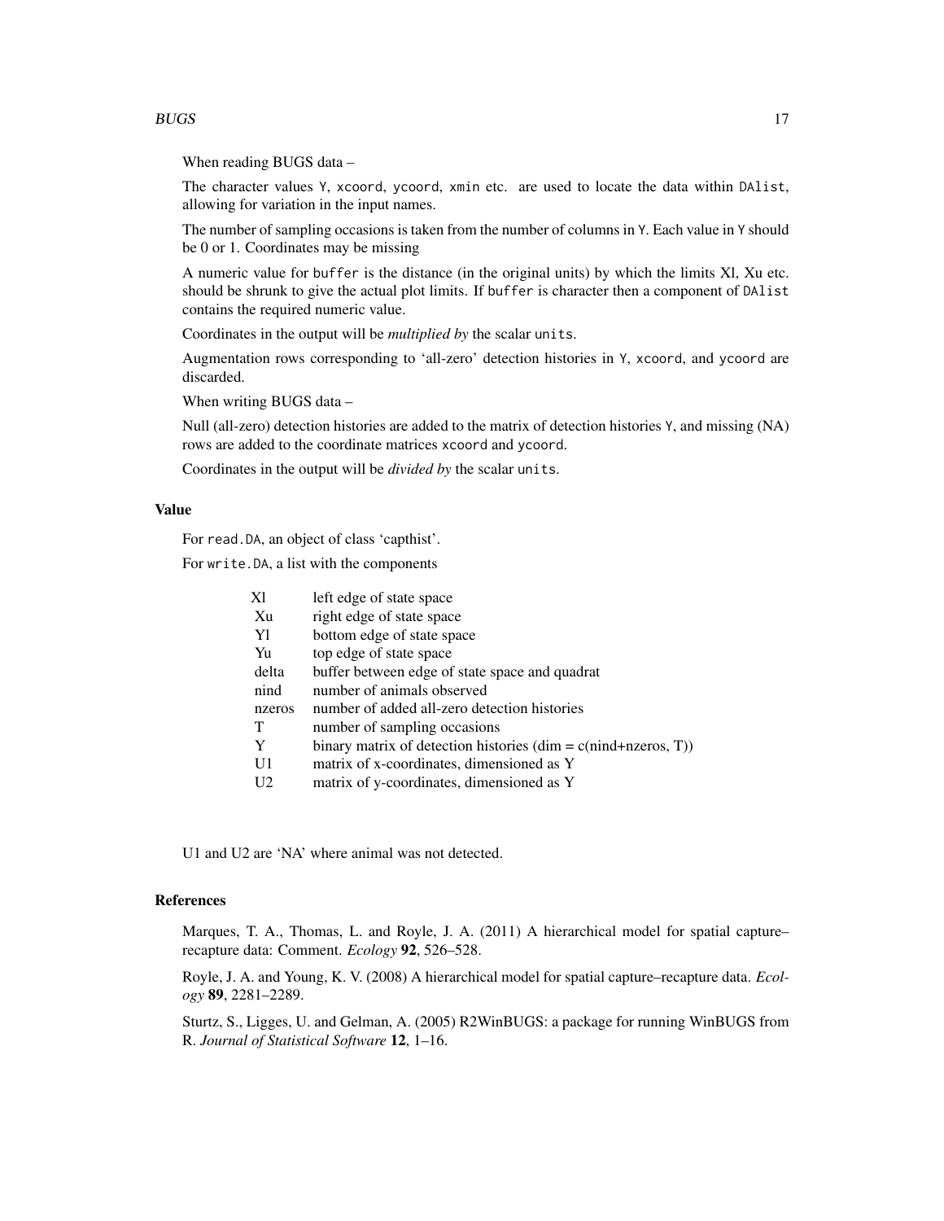When reading BUGS data –

The character values `Y`, `xcoord`, `ycoord`, `xmin` etc. are used to locate the data within `DAlist`, allowing for variation in the input names.

The number of sampling occasions is taken from the number of columns in `Y`. Each value in `Y` should be 0 or 1. Coordinates may be missing

A numeric value for `buffer` is the distance (in the original units) by which the limits Xl, Xu etc. should be shrunk to give the actual plot limits. If `buffer` is character then a component of `DAlist` contains the required numeric value.

Coordinates in the output will be *multiplied by* the scalar `units`.

Augmentation rows corresponding to 'all-zero' detection histories in `Y`, `xcoord`, and `ycoord` are discarded.

When writing BUGS data –

Null (all-zero) detection histories are added to the matrix of detection histories `Y`, and missing (NA) rows are added to the coordinate matrices `xcoord` and `ycoord`.

Coordinates in the output will be *divided by* the scalar `units`.

## Value

For `read.DA`, an object of class 'capthist'.

For `write.DA`, a list with the components

| | |
|---|---|
| Xl | left edge of state space |
| Xu | right edge of state space |
| Yl | bottom edge of state space |
| Yu | top edge of state space |
| delta | buffer between edge of state space and quadrat |
| nind | number of animals observed |
| nzeros | number of added all-zero detection histories |
| T | number of sampling occasions |
| Y | binary matrix of detection histories (dim = c(nind+nzeros, T)) |
| U1 | matrix of x-coordinates, dimensioned as Y |
| U2 | matrix of y-coordinates, dimensioned as Y |

U1 and U2 are 'NA' where animal was not detected.

## References

Marques, T. A., Thomas, L. and Royle, J. A. (2011) A hierarchical model for spatial capture–recapture data: Comment. *Ecology* **92**, 526–528.

Royle, J. A. and Young, K. V. (2008) A hierarchical model for spatial capture–recapture data. *Ecology* **89**, 2281–2289.

Sturtz, S., Ligges, U. and Gelman, A. (2005) R2WinBUGS: a package for running WinBUGS from R. *Journal of Statistical Software* **12**, 1–16.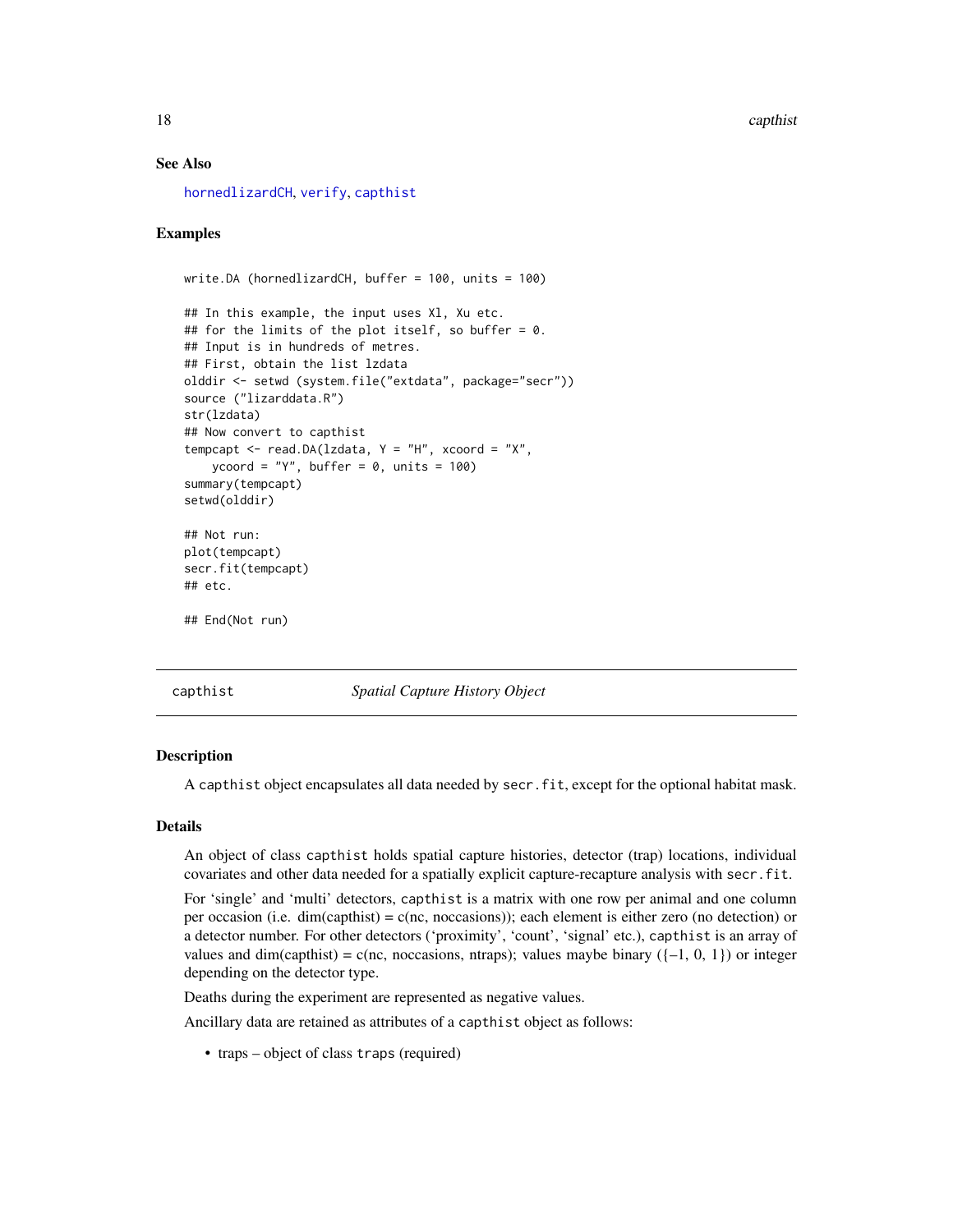### See Also

hornedlizardCH, verify, capthist

### Examples

```
write.DA (hornedlizardCH, buffer = 100, units = 100)

## In this example, the input uses Xl, Xu etc.
## for the limits of the plot itself, so buffer = 0.
## Input is in hundreds of metres.
## First, obtain the list lzdata
olddir <- setwd (system.file("extdata", package="secr"))
source ("lizarddata.R")
str(lzdata)
## Now convert to capthist
tempcapt <- read.DA(lzdata, Y = "H", xcoord = "X",
    ycoord = "Y", buffer = 0, units = 100)
summary(tempcapt)
setwd(olddir)

## Not run:
plot(tempcapt)
secr.fit(tempcapt)
## etc.

## End(Not run)
```

---

## capthist — *Spatial Capture History Object*

### Description

A capthist object encapsulates all data needed by secr.fit, except for the optional habitat mask.

### Details

An object of class capthist holds spatial capture histories, detector (trap) locations, individual covariates and other data needed for a spatially explicit capture-recapture analysis with secr.fit.

For 'single' and 'multi' detectors, capthist is a matrix with one row per animal and one column per occasion (i.e. dim(capthist) = c(nc, noccasions)); each element is either zero (no detection) or a detector number. For other detectors ('proximity', 'count', 'signal' etc.), capthist is an array of values and dim(capthist) = c(nc, noccasions, ntraps); values maybe binary ({–1, 0, 1}) or integer depending on the detector type.

Deaths during the experiment are represented as negative values.

Ancillary data are retained as attributes of a capthist object as follows:

- traps – object of class traps (required)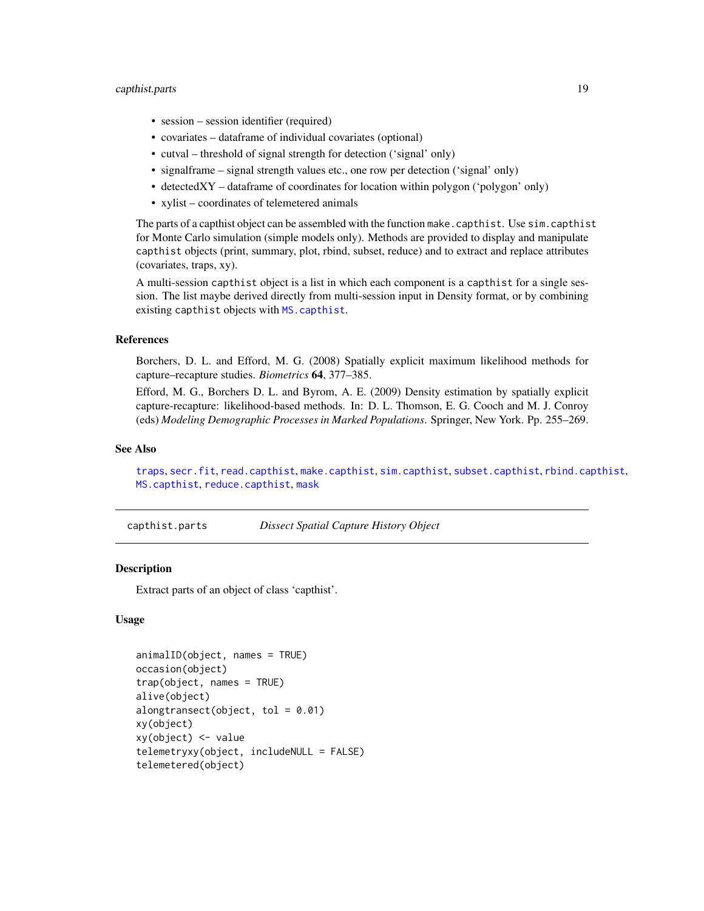- session – session identifier (required)
- covariates – dataframe of individual covariates (optional)
- cutval – threshold of signal strength for detection ('signal' only)
- signalframe – signal strength values etc., one row per detection ('signal' only)
- detectedXY – dataframe of coordinates for location within polygon ('polygon' only)
- xylist – coordinates of telemetered animals

The parts of a capthist object can be assembled with the function `make.capthist`. Use `sim.capthist` for Monte Carlo simulation (simple models only). Methods are provided to display and manipulate `capthist` objects (print, summary, plot, rbind, subset, reduce) and to extract and replace attributes (covariates, traps, xy).

A multi-session `capthist` object is a list in which each component is a `capthist` for a single session. The list maybe derived directly from multi-session input in Density format, or by combining existing `capthist` objects with `MS.capthist`.

### References

Borchers, D. L. and Efford, M. G. (2008) Spatially explicit maximum likelihood methods for capture–recapture studies. *Biometrics* **64**, 377–385.

Efford, M. G., Borchers D. L. and Byrom, A. E. (2009) Density estimation by spatially explicit capture-recapture: likelihood-based methods. In: D. L. Thomson, E. G. Cooch and M. J. Conroy (eds) *Modeling Demographic Processes in Marked Populations*. Springer, New York. Pp. 255–269.

### See Also

`traps`, `secr.fit`, `read.capthist`, `make.capthist`, `sim.capthist`, `subset.capthist`, `rbind.capthist`, `MS.capthist`, `reduce.capthist`, `mask`

---

## capthist.parts — *Dissect Spatial Capture History Object*

### Description

Extract parts of an object of class 'capthist'.

### Usage

```
animalID(object, names = TRUE)
occasion(object)
trap(object, names = TRUE)
alive(object)
alongtransect(object, tol = 0.01)
xy(object)
xy(object) <- value
telemetryxy(object, includeNULL = FALSE)
telemetered(object)
```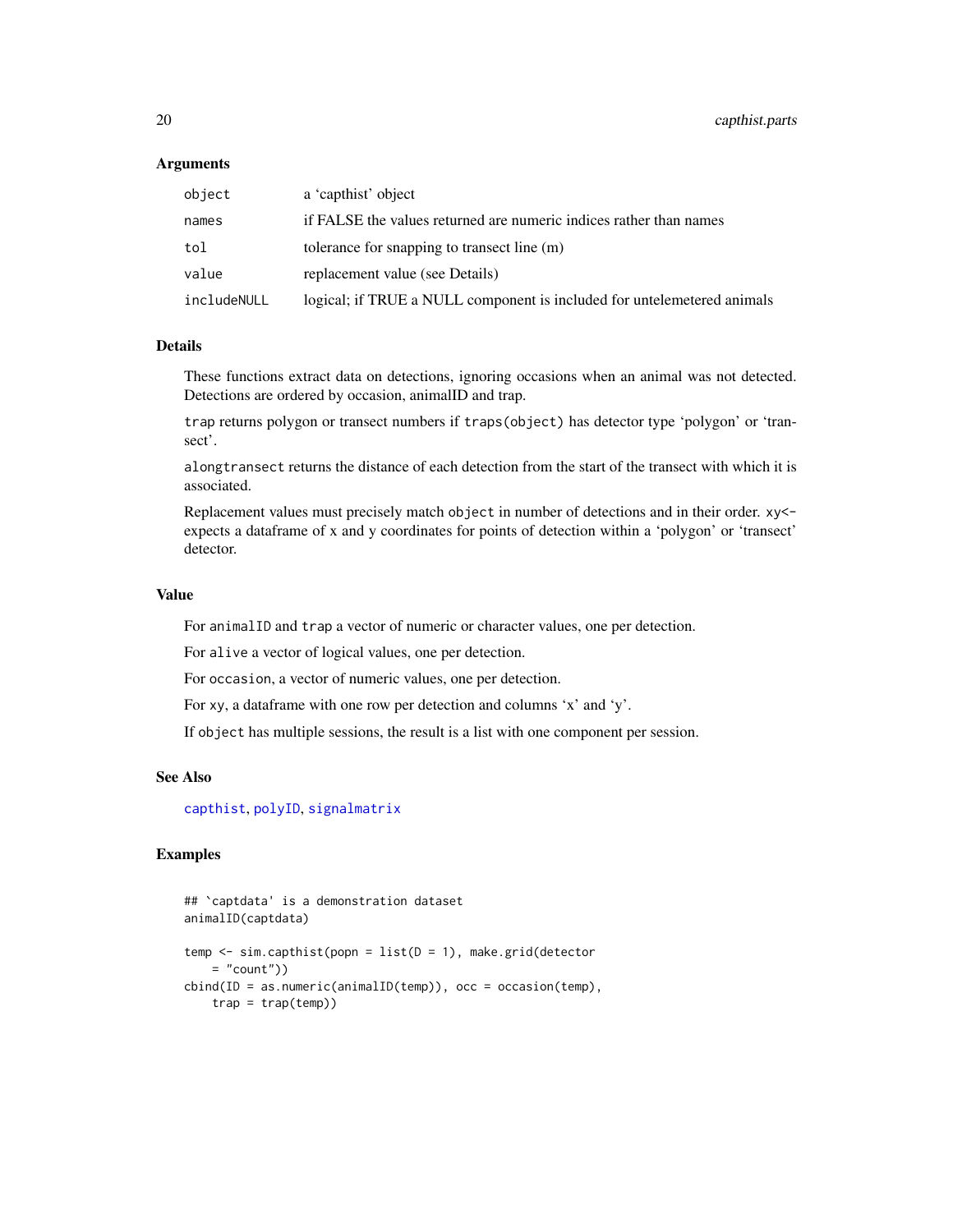### Arguments

| | |
|---|---|
| `object` | a 'capthist' object |
| `names` | if FALSE the values returned are numeric indices rather than names |
| `tol` | tolerance for snapping to transect line (m) |
| `value` | replacement value (see Details) |
| `includeNULL` | logical; if TRUE a NULL component is included for untelemetered animals |

### Details

These functions extract data on detections, ignoring occasions when an animal was not detected. Detections are ordered by occasion, animalID and trap.

`trap` returns polygon or transect numbers if `traps(object)` has detector type 'polygon' or 'transect'.

`alongtransect` returns the distance of each detection from the start of the transect with which it is associated.

Replacement values must precisely match `object` in number of detections and in their order. `xy<-` expects a dataframe of x and y coordinates for points of detection within a 'polygon' or 'transect' detector.

### Value

For `animalID` and `trap` a vector of numeric or character values, one per detection.

For `alive` a vector of logical values, one per detection.

For `occasion`, a vector of numeric values, one per detection.

For `xy`, a dataframe with one row per detection and columns 'x' and 'y'.

If `object` has multiple sessions, the result is a list with one component per session.

### See Also

capthist, polyID, signalmatrix

### Examples

```
## `captdata' is a demonstration dataset
animalID(captdata)

temp <- sim.capthist(popn = list(D = 1), make.grid(detector
    = "count"))
cbind(ID = as.numeric(animalID(temp)), occ = occasion(temp),
    trap = trap(temp))
```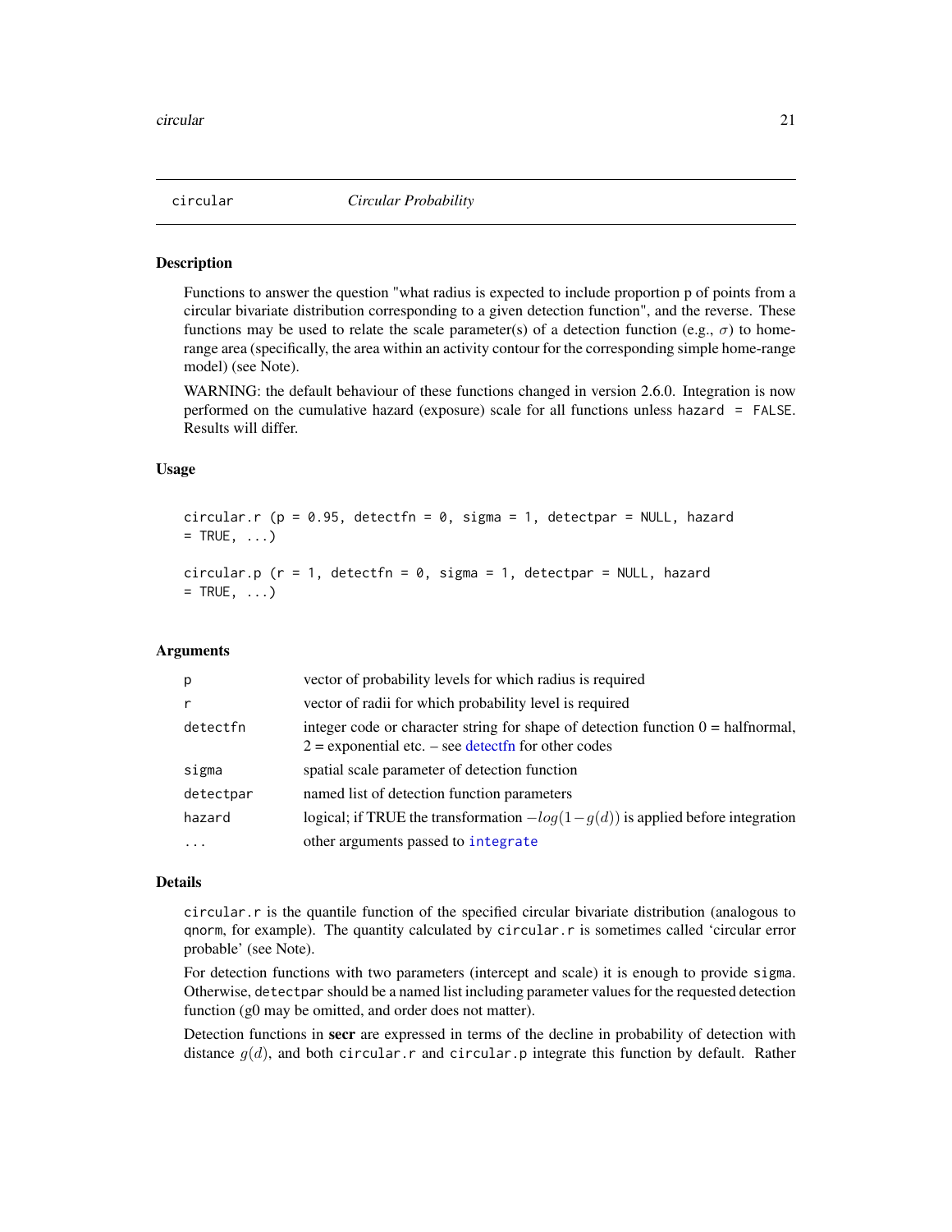# circular — *Circular Probability*

## Description

Functions to answer the question "what radius is expected to include proportion p of points from a circular bivariate distribution corresponding to a given detection function", and the reverse. These functions may be used to relate the scale parameter(s) of a detection function (e.g., $\sigma$) to home-range area (specifically, the area within an activity contour for the corresponding simple home-range model) (see Note).

WARNING: the default behaviour of these functions changed in version 2.6.0. Integration is now performed on the cumulative hazard (exposure) scale for all functions unless `hazard = FALSE`. Results will differ.

## Usage

```
circular.r (p = 0.95, detectfn = 0, sigma = 1, detectpar = NULL, hazard
= TRUE, ...)

circular.p (r = 1, detectfn = 0, sigma = 1, detectpar = NULL, hazard
= TRUE, ...)
```

## Arguments

| | |
|---|---|
| `p` | vector of probability levels for which radius is required |
| `r` | vector of radii for which probability level is required |
| `detectfn` | integer code or character string for shape of detection function 0 = halfnormal, 2 = exponential etc. – see detectfn for other codes |
| `sigma` | spatial scale parameter of detection function |
| `detectpar` | named list of detection function parameters |
| `hazard` | logical; if TRUE the transformation $-log(1-g(d))$ is applied before integration |
| `...` | other arguments passed to `integrate` |

## Details

`circular.r` is the quantile function of the specified circular bivariate distribution (analogous to `qnorm`, for example). The quantity calculated by `circular.r` is sometimes called 'circular error probable' (see Note).

For detection functions with two parameters (intercept and scale) it is enough to provide `sigma`. Otherwise, `detectpar` should be a named list including parameter values for the requested detection function (g0 may be omitted, and order does not matter).

Detection functions in **secr** are expressed in terms of the decline in probability of detection with distance $g(d)$, and both `circular.r` and `circular.p` integrate this function by default. Rather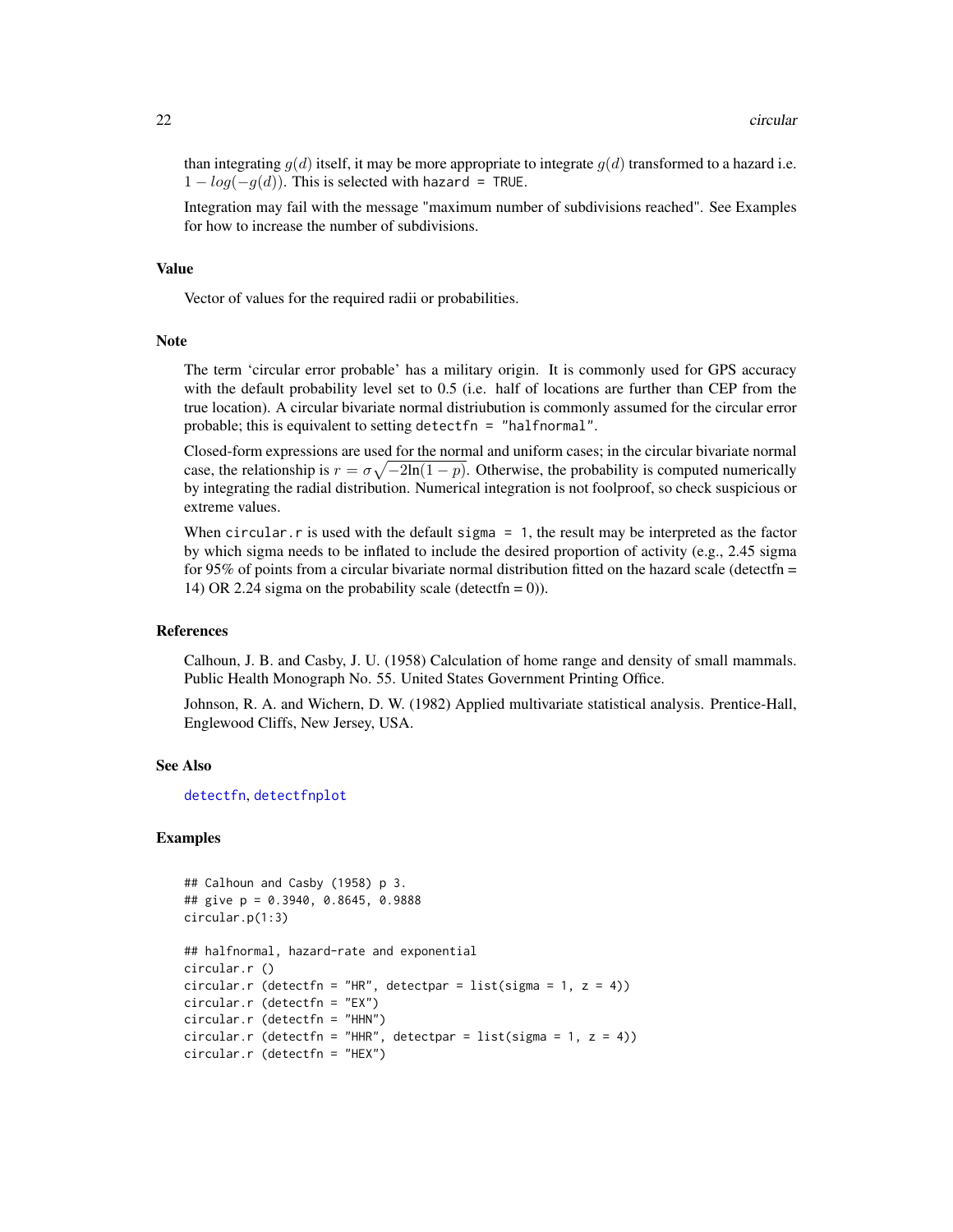than integrating $g(d)$ itself, it may be more appropriate to integrate $g(d)$ transformed to a hazard i.e. $1 - log(-g(d))$. This is selected with `hazard = TRUE`.

Integration may fail with the message "maximum number of subdivisions reached". See Examples for how to increase the number of subdivisions.

## Value

Vector of values for the required radii or probabilities.

## Note

The term 'circular error probable' has a military origin. It is commonly used for GPS accuracy with the default probability level set to 0.5 (i.e. half of locations are further than CEP from the true location). A circular bivariate normal distriubution is commonly assumed for the circular error probable; this is equivalent to setting `detectfn = "halfnormal"`.

Closed-form expressions are used for the normal and uniform cases; in the circular bivariate normal case, the relationship is $r = \sigma\sqrt{-2\ln(1-p)}$. Otherwise, the probability is computed numerically by integrating the radial distribution. Numerical integration is not foolproof, so check suspicious or extreme values.

When `circular.r` is used with the default `sigma = 1`, the result may be interpreted as the factor by which sigma needs to be inflated to include the desired proportion of activity (e.g., 2.45 sigma for 95% of points from a circular bivariate normal distribution fitted on the hazard scale (detectfn = 14) OR 2.24 sigma on the probability scale (detectfn = 0)).

## References

Calhoun, J. B. and Casby, J. U. (1958) Calculation of home range and density of small mammals. Public Health Monograph No. 55. United States Government Printing Office.

Johnson, R. A. and Wichern, D. W. (1982) Applied multivariate statistical analysis. Prentice-Hall, Englewood Cliffs, New Jersey, USA.

## See Also

detectfn, detectfnplot

## Examples

```
## Calhoun and Casby (1958) p 3.
## give p = 0.3940, 0.8645, 0.9888
circular.p(1:3)

## halfnormal, hazard-rate and exponential
circular.r ()
circular.r (detectfn = "HR", detectpar = list(sigma = 1, z = 4))
circular.r (detectfn = "EX")
circular.r (detectfn = "HHN")
circular.r (detectfn = "HHR", detectpar = list(sigma = 1, z = 4))
circular.r (detectfn = "HEX")
```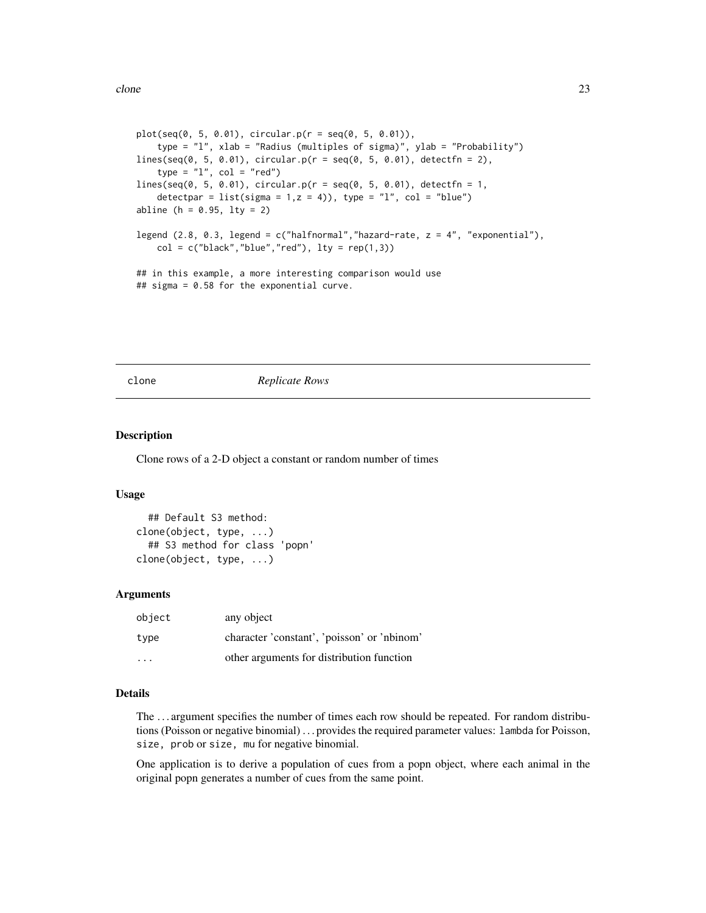```
plot(seq(0, 5, 0.01), circular.p(r = seq(0, 5, 0.01)),
    type = "l", xlab = "Radius (multiples of sigma)", ylab = "Probability")
lines(seq(0, 5, 0.01), circular.p(r = seq(0, 5, 0.01), detectfn = 2),
    type = "l", col = "red")
lines(seq(0, 5, 0.01), circular.p(r = seq(0, 5, 0.01), detectfn = 1,
    detectpar = list(sigma = 1,z = 4)), type = "l", col = "blue")
abline (h = 0.95, lty = 2)

legend (2.8, 0.3, legend = c("halfnormal","hazard-rate, z = 4", "exponential"),
    col = c("black","blue","red"), lty = rep(1,3))

## in this example, a more interesting comparison would use
## sigma = 0.58 for the exponential curve.
```

## clone — *Replicate Rows*

### Description

Clone rows of a 2-D object a constant or random number of times

### Usage

```
  ## Default S3 method:
clone(object, type, ...)
  ## S3 method for class 'popn'
clone(object, type, ...)
```

### Arguments

| | |
|---|---|
| object | any object |
| type | character 'constant', 'poisson' or 'nbinom' |
| ... | other arguments for distribution function |

### Details

The ... argument specifies the number of times each row should be repeated. For random distributions (Poisson or negative binomial) ... provides the required parameter values: `lambda` for Poisson, `size, prob` or `size, mu` for negative binomial.

One application is to derive a population of cues from a popn object, where each animal in the original popn generates a number of cues from the same point.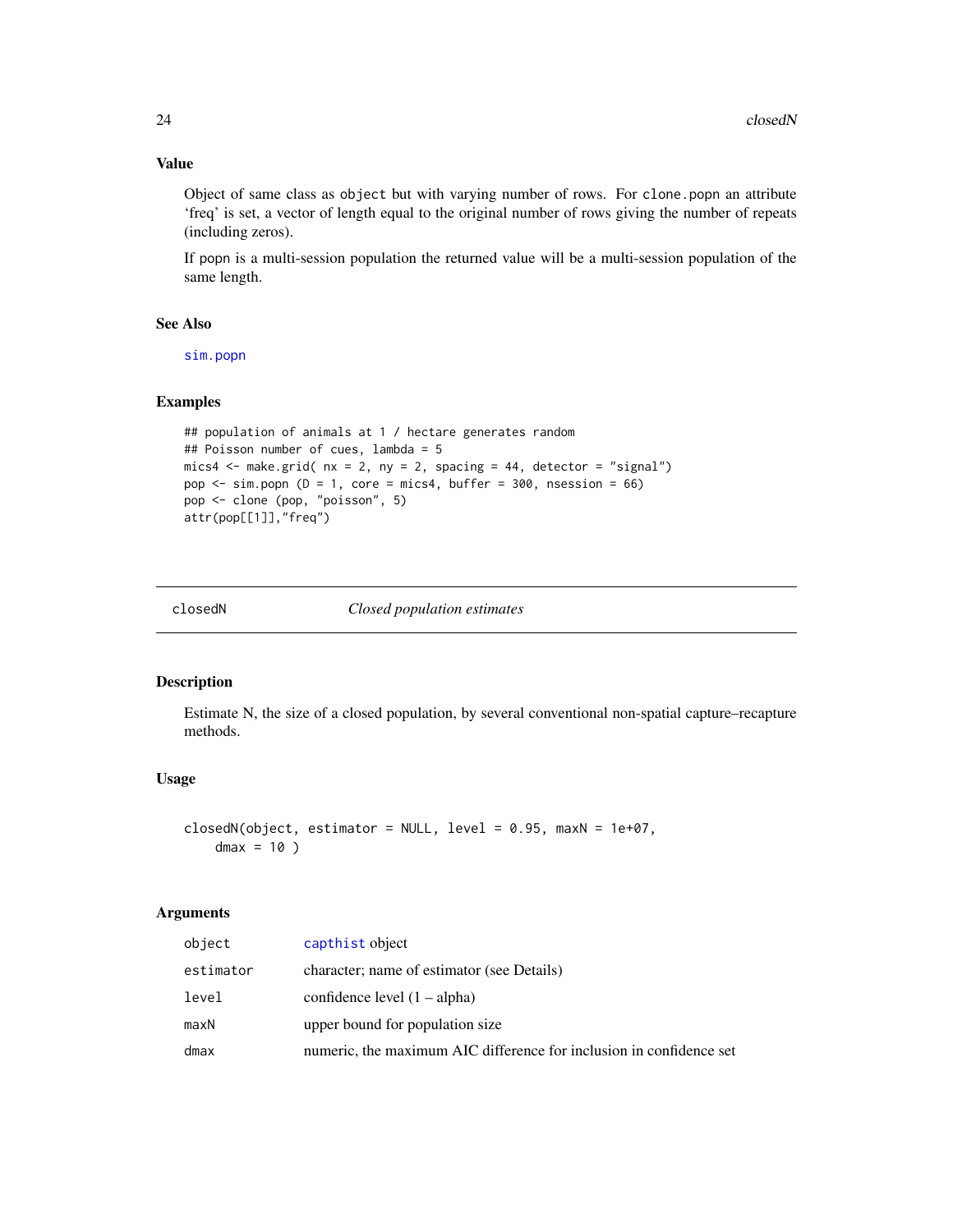### Value

Object of same class as `object` but with varying number of rows. For `clone.popn` an attribute 'freq' is set, a vector of length equal to the original number of rows giving the number of repeats (including zeros).

If popn is a multi-session population the returned value will be a multi-session population of the same length.

### See Also

`sim.popn`

### Examples

```
## population of animals at 1 / hectare generates random
## Poisson number of cues, lambda = 5
mics4 <- make.grid( nx = 2, ny = 2, spacing = 44, detector = "signal")
pop <- sim.popn (D = 1, core = mics4, buffer = 300, nsession = 66)
pop <- clone (pop, "poisson", 5)
attr(pop[[1]],"freq")
```

---

## closedN — *Closed population estimates*

### Description

Estimate N, the size of a closed population, by several conventional non-spatial capture–recapture methods.

### Usage

```
closedN(object, estimator = NULL, level = 0.95, maxN = 1e+07,
    dmax = 10 )
```

### Arguments

| | |
|---|---|
| object | `capthist` object |
| estimator | character; name of estimator (see Details) |
| level | confidence level (1 – alpha) |
| maxN | upper bound for population size |
| dmax | numeric, the maximum AIC difference for inclusion in confidence set |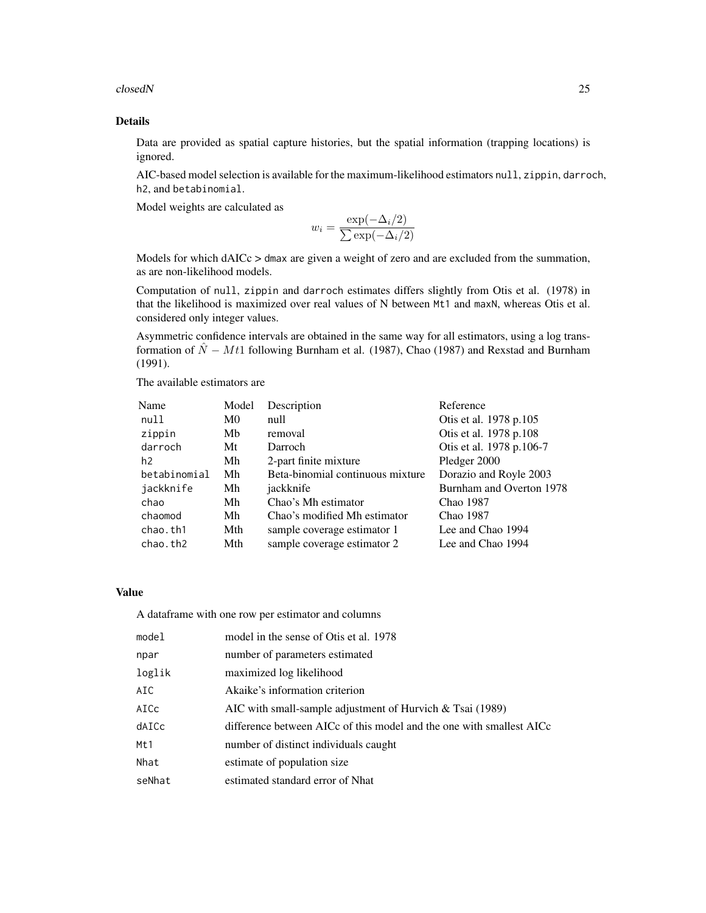## Details

Data are provided as spatial capture histories, but the spatial information (trapping locations) is ignored.

AIC-based model selection is available for the maximum-likelihood estimators `null`, `zippin`, `darroch`, `h2`, and `betabinomial`.

Model weights are calculated as

$$w_i = \frac{\exp(-\Delta_i/2)}{\sum \exp(-\Delta_i/2)}$$

Models for which dAICc > `dmax` are given a weight of zero and are excluded from the summation, as are non-likelihood models.

Computation of `null`, `zippin` and `darroch` estimates differs slightly from Otis et al. (1978) in that the likelihood is maximized over real values of N between `Mt1` and `maxN`, whereas Otis et al. considered only integer values.

Asymmetric confidence intervals are obtained in the same way for all estimators, using a log transformation of $\hat{N} - Mt1$ following Burnham et al. (1987), Chao (1987) and Rexstad and Burnham (1991).

The available estimators are

| Name | Model | Description | Reference |
|---|---|---|---|
| `null` | M0 | null | Otis et al. 1978 p.105 |
| `zippin` | Mb | removal | Otis et al. 1978 p.108 |
| `darroch` | Mt | Darroch | Otis et al. 1978 p.106-7 |
| `h2` | Mh | 2-part finite mixture | Pledger 2000 |
| `betabinomial` | Mh | Beta-binomial continuous mixture | Dorazio and Royle 2003 |
| `jackknife` | Mh | jackknife | Burnham and Overton 1978 |
| `chao` | Mh | Chao's Mh estimator | Chao 1987 |
| `chaomod` | Mh | Chao's modified Mh estimator | Chao 1987 |
| `chao.th1` | Mth | sample coverage estimator 1 | Lee and Chao 1994 |
| `chao.th2` | Mth | sample coverage estimator 2 | Lee and Chao 1994 |

## Value

A dataframe with one row per estimator and columns

| | |
|---|---|
| `model` | model in the sense of Otis et al. 1978 |
| `npar` | number of parameters estimated |
| `loglik` | maximized log likelihood |
| `AIC` | Akaike's information criterion |
| `AICc` | AIC with small-sample adjustment of Hurvich & Tsai (1989) |
| `dAICc` | difference between AICc of this model and the one with smallest AICc |
| `Mt1` | number of distinct individuals caught |
| `Nhat` | estimate of population size |
| `seNhat` | estimated standard error of Nhat |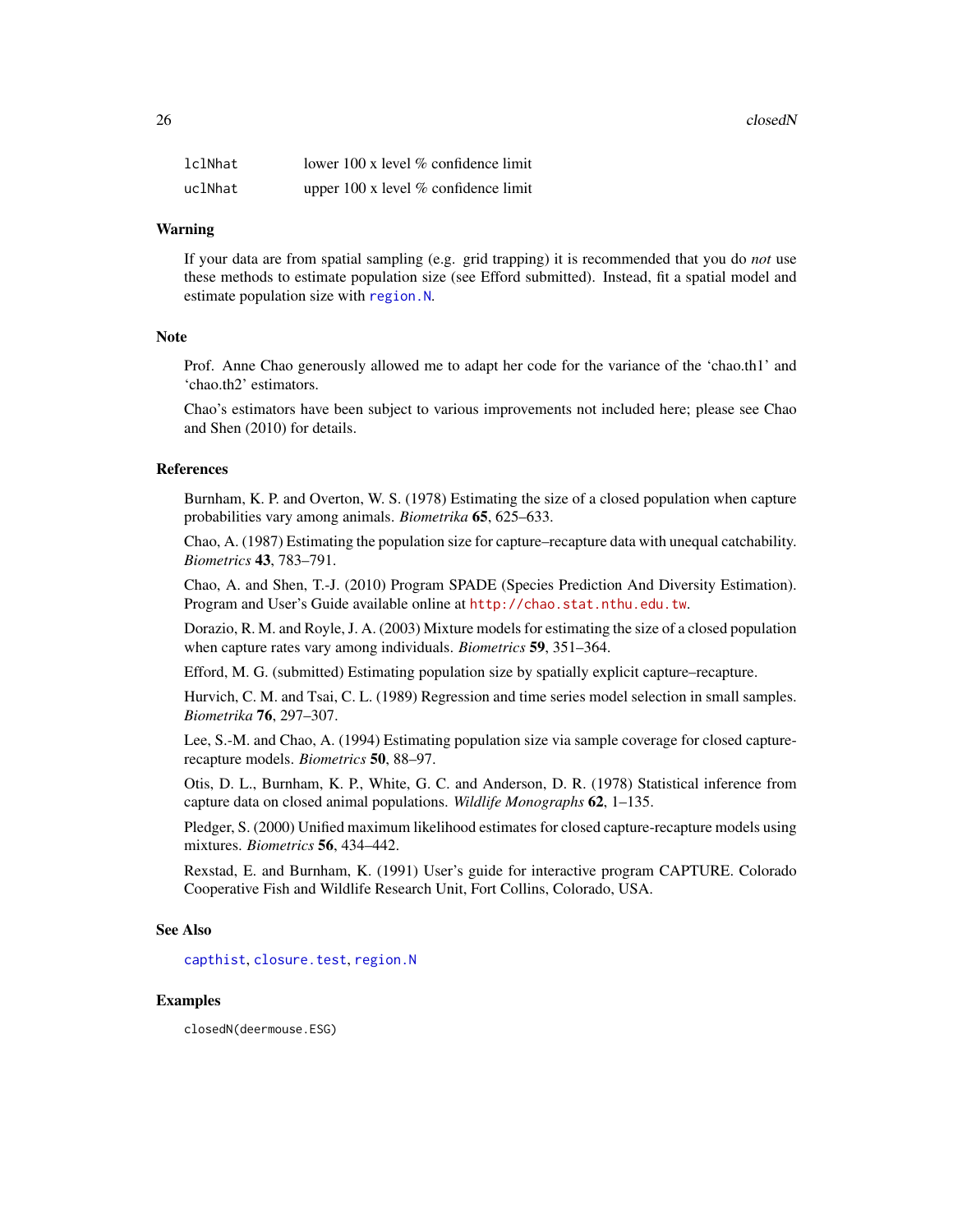| | |
|---|---|
| `lclNhat` | lower 100 x level % confidence limit |
| `uclNhat` | upper 100 x level % confidence limit |

## Warning

If your data are from spatial sampling (e.g. grid trapping) it is recommended that you do *not* use these methods to estimate population size (see Efford submitted). Instead, fit a spatial model and estimate population size with `region.N`.

## Note

Prof. Anne Chao generously allowed me to adapt her code for the variance of the 'chao.th1' and 'chao.th2' estimators.

Chao's estimators have been subject to various improvements not included here; please see Chao and Shen (2010) for details.

## References

Burnham, K. P. and Overton, W. S. (1978) Estimating the size of a closed population when capture probabilities vary among animals. *Biometrika* **65**, 625–633.

Chao, A. (1987) Estimating the population size for capture–recapture data with unequal catchability. *Biometrics* **43**, 783–791.

Chao, A. and Shen, T.-J. (2010) Program SPADE (Species Prediction And Diversity Estimation). Program and User's Guide available online at `http://chao.stat.nthu.edu.tw`.

Dorazio, R. M. and Royle, J. A. (2003) Mixture models for estimating the size of a closed population when capture rates vary among individuals. *Biometrics* **59**, 351–364.

Efford, M. G. (submitted) Estimating population size by spatially explicit capture–recapture.

Hurvich, C. M. and Tsai, C. L. (1989) Regression and time series model selection in small samples. *Biometrika* **76**, 297–307.

Lee, S.-M. and Chao, A. (1994) Estimating population size via sample coverage for closed capture-recapture models. *Biometrics* **50**, 88–97.

Otis, D. L., Burnham, K. P., White, G. C. and Anderson, D. R. (1978) Statistical inference from capture data on closed animal populations. *Wildlife Monographs* **62**, 1–135.

Pledger, S. (2000) Unified maximum likelihood estimates for closed capture-recapture models using mixtures. *Biometrics* **56**, 434–442.

Rexstad, E. and Burnham, K. (1991) User's guide for interactive program CAPTURE. Colorado Cooperative Fish and Wildlife Research Unit, Fort Collins, Colorado, USA.

## See Also

`capthist`, `closure.test`, `region.N`

## Examples

```
closedN(deermouse.ESG)
```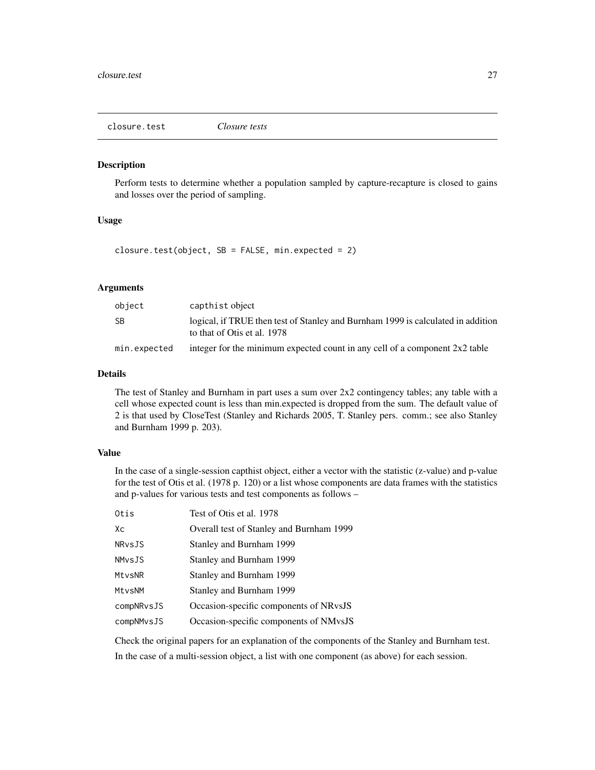## closure.test *Closure tests*

### Description

Perform tests to determine whether a population sampled by capture-recapture is closed to gains and losses over the period of sampling.

### Usage

```
closure.test(object, SB = FALSE, min.expected = 2)
```

### Arguments

| | |
|---|---|
| object | capthist object |
| SB | logical, if TRUE then test of Stanley and Burnham 1999 is calculated in addition to that of Otis et al. 1978 |
| min.expected | integer for the minimum expected count in any cell of a component 2x2 table |

### Details

The test of Stanley and Burnham in part uses a sum over 2x2 contingency tables; any table with a cell whose expected count is less than min.expected is dropped from the sum. The default value of 2 is that used by CloseTest (Stanley and Richards 2005, T. Stanley pers. comm.; see also Stanley and Burnham 1999 p. 203).

### Value

In the case of a single-session capthist object, either a vector with the statistic (z-value) and p-value for the test of Otis et al. (1978 p. 120) or a list whose components are data frames with the statistics and p-values for various tests and test components as follows –

| | |
|---|---|
| Otis | Test of Otis et al. 1978 |
| Xc | Overall test of Stanley and Burnham 1999 |
| NRvsJS | Stanley and Burnham 1999 |
| NMvsJS | Stanley and Burnham 1999 |
| MtvsNR | Stanley and Burnham 1999 |
| MtvsNM | Stanley and Burnham 1999 |
| compNRvsJS | Occasion-specific components of NRvsJS |
| compNMvsJS | Occasion-specific components of NMvsJS |

Check the original papers for an explanation of the components of the Stanley and Burnham test.

In the case of a multi-session object, a list with one component (as above) for each session.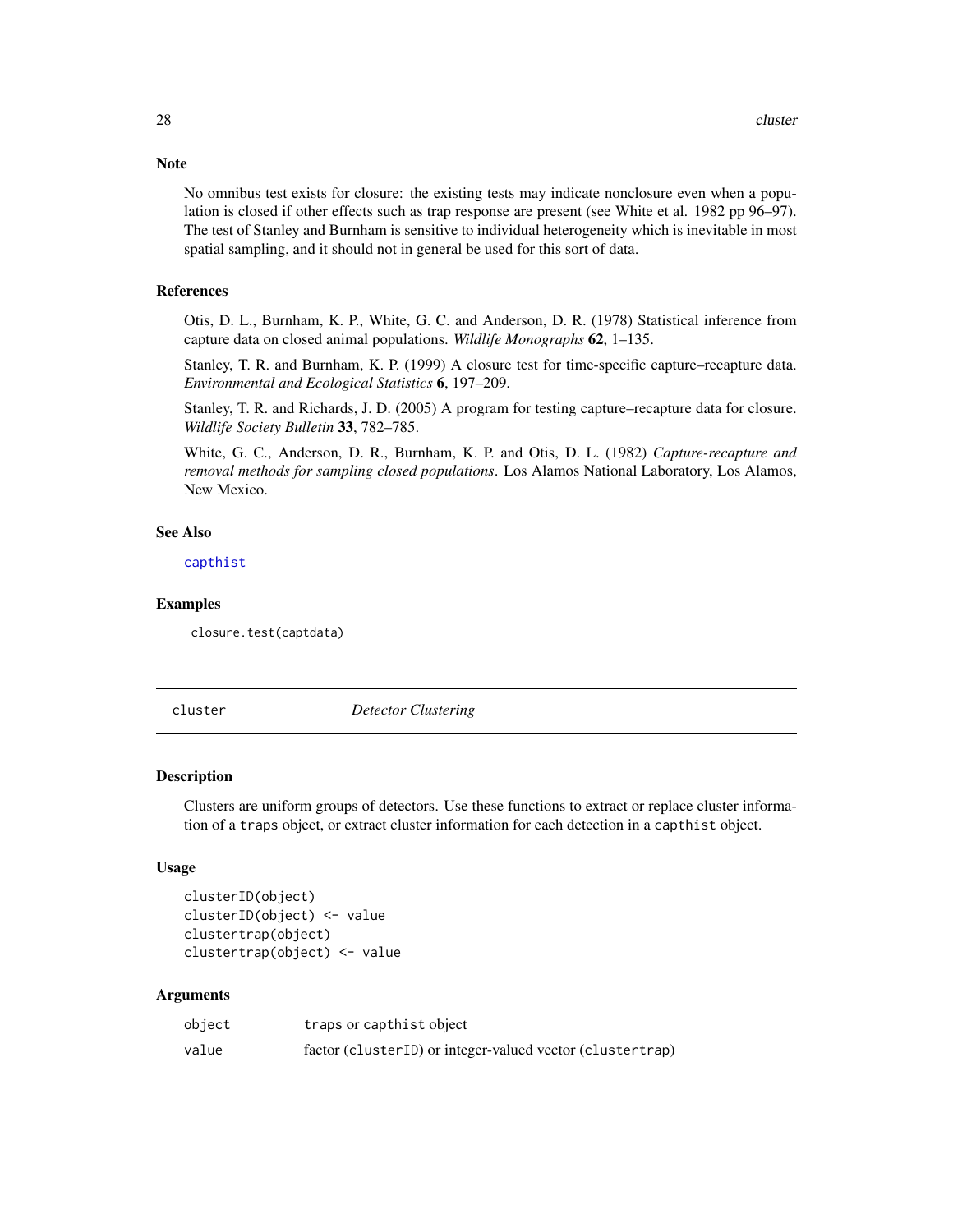## Note

No omnibus test exists for closure: the existing tests may indicate nonclosure even when a population is closed if other effects such as trap response are present (see White et al. 1982 pp 96–97). The test of Stanley and Burnham is sensitive to individual heterogeneity which is inevitable in most spatial sampling, and it should not in general be used for this sort of data.

## References

Otis, D. L., Burnham, K. P., White, G. C. and Anderson, D. R. (1978) Statistical inference from capture data on closed animal populations. *Wildlife Monographs* **62**, 1–135.

Stanley, T. R. and Burnham, K. P. (1999) A closure test for time-specific capture–recapture data. *Environmental and Ecological Statistics* **6**, 197–209.

Stanley, T. R. and Richards, J. D. (2005) A program for testing capture–recapture data for closure. *Wildlife Society Bulletin* **33**, 782–785.

White, G. C., Anderson, D. R., Burnham, K. P. and Otis, D. L. (1982) *Capture-recapture and removal methods for sampling closed populations*. Los Alamos National Laboratory, Los Alamos, New Mexico.

## See Also

capthist

## Examples

```
closure.test(captdata)
```

---

# cluster — *Detector Clustering*

## Description

Clusters are uniform groups of detectors. Use these functions to extract or replace cluster information of a `traps` object, or extract cluster information for each detection in a `capthist` object.

## Usage

```
clusterID(object)
clusterID(object) <- value
clustertrap(object)
clustertrap(object) <- value
```

## Arguments

| | |
|---|---|
| object | `traps` or `capthist` object |
| value | factor (`clusterID`) or integer-valued vector (`clustertrap`) |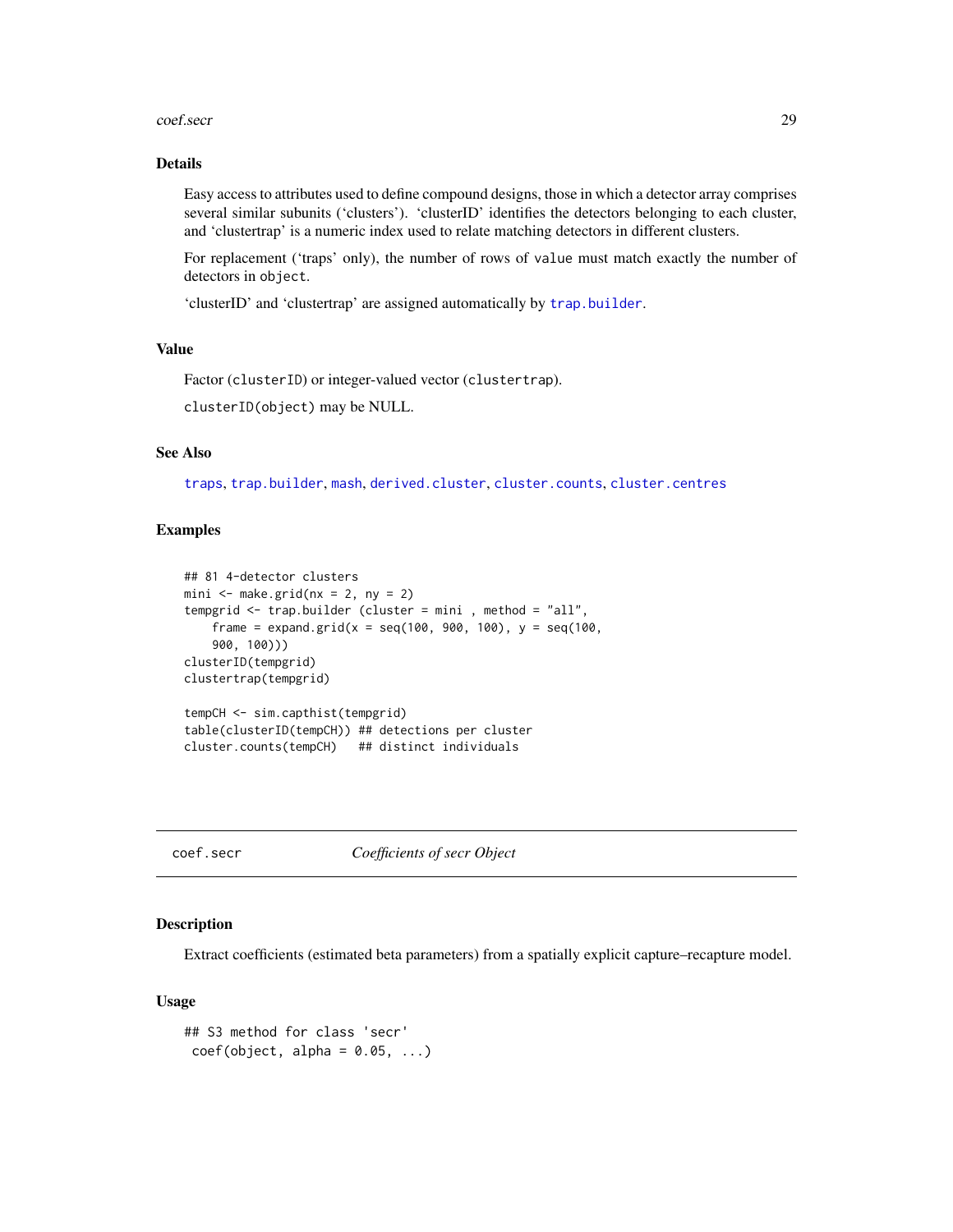## Details

Easy access to attributes used to define compound designs, those in which a detector array comprises several similar subunits ('clusters'). 'clusterID' identifies the detectors belonging to each cluster, and 'clustertrap' is a numeric index used to relate matching detectors in different clusters.

For replacement ('traps' only), the number of rows of `value` must match exactly the number of detectors in `object`.

'clusterID' and 'clustertrap' are assigned automatically by `trap.builder`.

## Value

Factor (`clusterID`) or integer-valued vector (`clustertrap`).

`clusterID(object)` may be NULL.

## See Also

`traps`, `trap.builder`, `mash`, `derived.cluster`, `cluster.counts`, `cluster.centres`

## Examples

```
## 81 4-detector clusters
mini <- make.grid(nx = 2, ny = 2)
tempgrid <- trap.builder (cluster = mini , method = "all",
    frame = expand.grid(x = seq(100, 900, 100), y = seq(100,
    900, 100)))
clusterID(tempgrid)
clustertrap(tempgrid)

tempCH <- sim.capthist(tempgrid)
table(clusterID(tempCH)) ## detections per cluster
cluster.counts(tempCH)   ## distinct individuals
```

---

# coef.secr *Coefficients of secr Object*

## Description

Extract coefficients (estimated beta parameters) from a spatially explicit capture–recapture model.

## Usage

```
## S3 method for class 'secr'
 coef(object, alpha = 0.05, ...)
```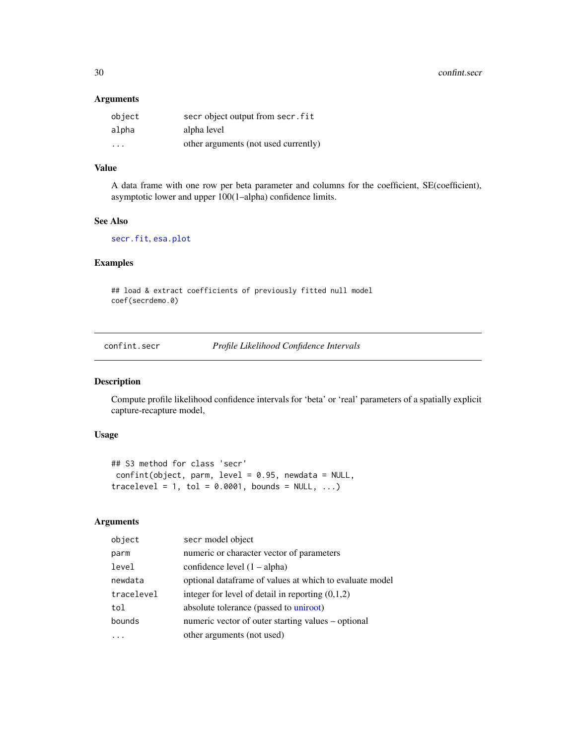### Arguments

| | |
|---|---|
| `object` | secr object output from secr.fit |
| `alpha` | alpha level |
| `...` | other arguments (not used currently) |

### Value

A data frame with one row per beta parameter and columns for the coefficient, SE(coefficient), asymptotic lower and upper 100(1–alpha) confidence limits.

### See Also

`secr.fit`, `esa.plot`

### Examples

```
## load & extract coefficients of previously fitted null model
coef(secrdemo.0)
```

---

## confint.secr *Profile Likelihood Confidence Intervals*

---

### Description

Compute profile likelihood confidence intervals for ‘beta’ or ‘real’ parameters of a spatially explicit capture-recapture model,

### Usage

```
## S3 method for class 'secr'
 confint(object, parm, level = 0.95, newdata = NULL,
tracelevel = 1, tol = 0.0001, bounds = NULL, ...)
```

### Arguments

| | |
|---|---|
| `object` | secr model object |
| `parm` | numeric or character vector of parameters |
| `level` | confidence level (1 – alpha) |
| `newdata` | optional dataframe of values at which to evaluate model |
| `tracelevel` | integer for level of detail in reporting (0,1,2) |
| `tol` | absolute tolerance (passed to uniroot) |
| `bounds` | numeric vector of outer starting values – optional |
| `...` | other arguments (not used) |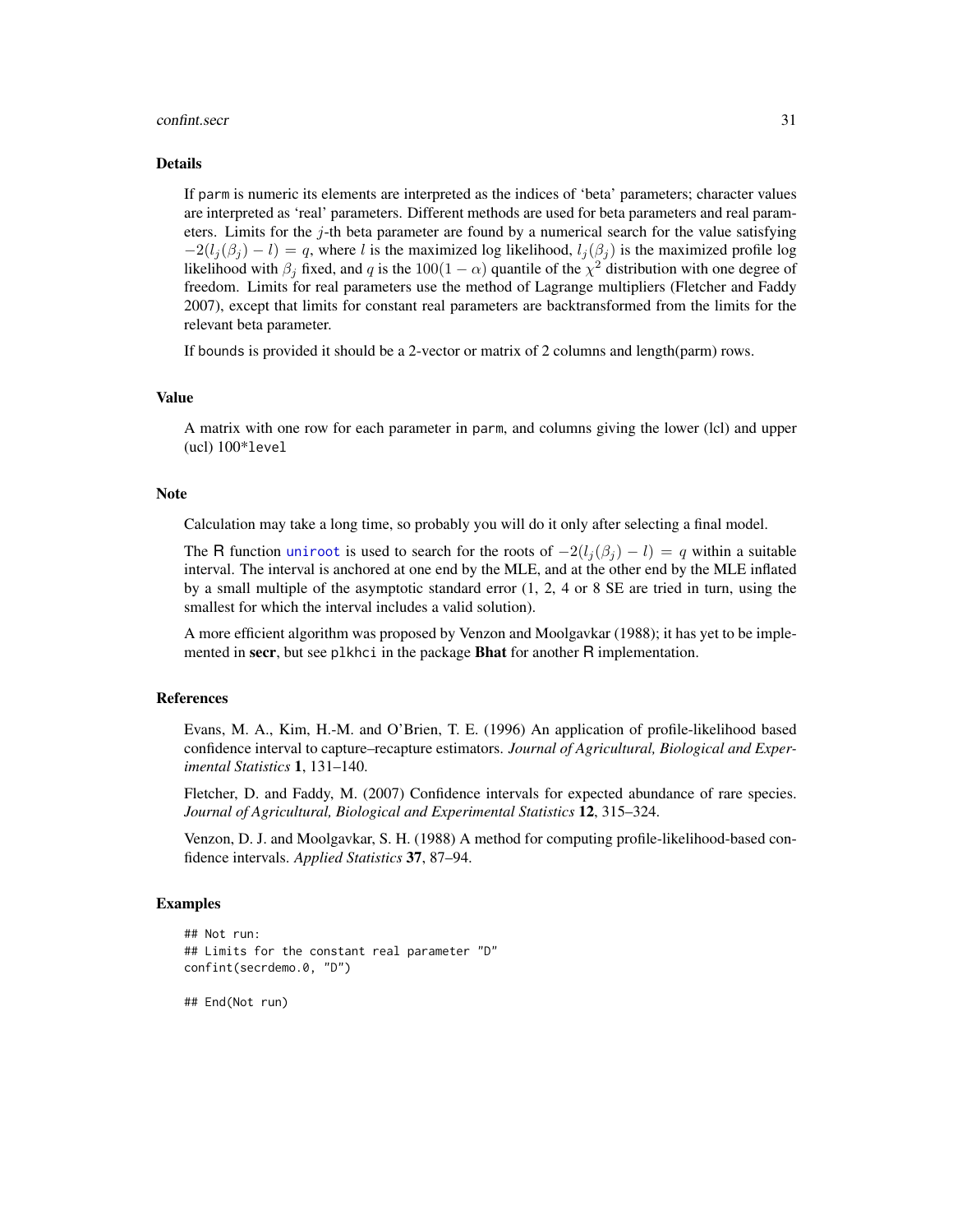## Details

If `parm` is numeric its elements are interpreted as the indices of 'beta' parameters; character values are interpreted as 'real' parameters. Different methods are used for beta parameters and real parameters. Limits for the $j$-th beta parameter are found by a numerical search for the value satisfying $-2(l_j(\beta_j) - l) = q$, where $l$ is the maximized log likelihood, $l_j(\beta_j)$ is the maximized profile log likelihood with $\beta_j$ fixed, and $q$ is the $100(1 - \alpha)$ quantile of the $\chi^2$ distribution with one degree of freedom. Limits for real parameters use the method of Lagrange multipliers (Fletcher and Faddy 2007), except that limits for constant real parameters are backtransformed from the limits for the relevant beta parameter.

If `bounds` is provided it should be a 2-vector or matrix of 2 columns and length(parm) rows.

## Value

A matrix with one row for each parameter in `parm`, and columns giving the lower (lcl) and upper (ucl) 100*`level`

## Note

Calculation may take a long time, so probably you will do it only after selecting a final model.

The R function `uniroot` is used to search for the roots of $-2(l_j(\beta_j) - l) = q$ within a suitable interval. The interval is anchored at one end by the MLE, and at the other end by the MLE inflated by a small multiple of the asymptotic standard error (1, 2, 4 or 8 SE are tried in turn, using the smallest for which the interval includes a valid solution).

A more efficient algorithm was proposed by Venzon and Moolgavkar (1988); it has yet to be implemented in **secr**, but see `plkhci` in the package **Bhat** for another R implementation.

## References

Evans, M. A., Kim, H.-M. and O'Brien, T. E. (1996) An application of profile-likelihood based confidence interval to capture–recapture estimators. *Journal of Agricultural, Biological and Experimental Statistics* **1**, 131–140.

Fletcher, D. and Faddy, M. (2007) Confidence intervals for expected abundance of rare species. *Journal of Agricultural, Biological and Experimental Statistics* **12**, 315–324.

Venzon, D. J. and Moolgavkar, S. H. (1988) A method for computing profile-likelihood-based confidence intervals. *Applied Statistics* **37**, 87–94.

## Examples

```
## Not run:
## Limits for the constant real parameter "D"
confint(secrdemo.0, "D")

## End(Not run)
```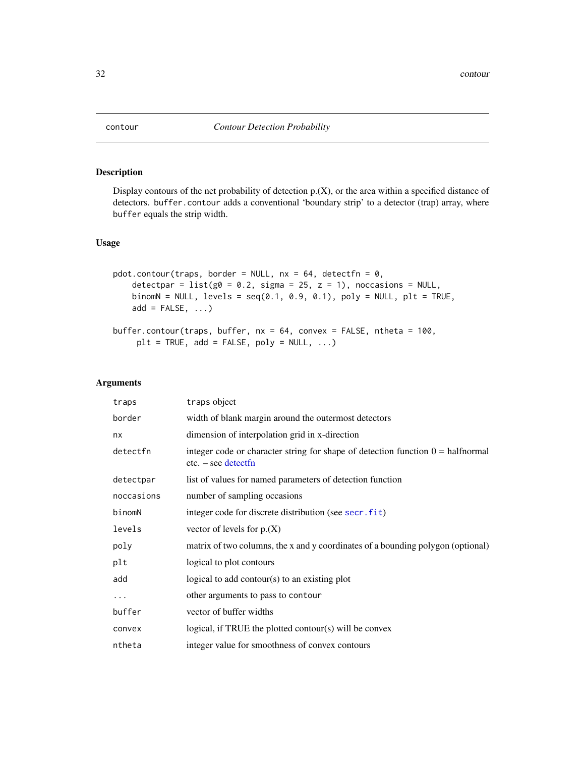contour *Contour Detection Probability*

## Description

Display contours of the net probability of detection p.(X), or the area within a specified distance of detectors. `buffer.contour` adds a conventional 'boundary strip' to a detector (trap) array, where `buffer` equals the strip width.

## Usage

```
pdot.contour(traps, border = NULL, nx = 64, detectfn = 0,
    detectpar = list(g0 = 0.2, sigma = 25, z = 1), noccasions = NULL,
    binomN = NULL, levels = seq(0.1, 0.9, 0.1), poly = NULL, plt = TRUE,
    add = FALSE, ...)

buffer.contour(traps, buffer, nx = 64, convex = FALSE, ntheta = 100,
     plt = TRUE, add = FALSE, poly = NULL, ...)
```

## Arguments

| | |
|---|---|
| `traps` | `traps` object |
| `border` | width of blank margin around the outermost detectors |
| `nx` | dimension of interpolation grid in x-direction |
| `detectfn` | integer code or character string for shape of detection function 0 = halfnormal etc. – see detectfn |
| `detectpar` | list of values for named parameters of detection function |
| `noccasions` | number of sampling occasions |
| `binomN` | integer code for discrete distribution (see `secr.fit`) |
| `levels` | vector of levels for p.(X) |
| `poly` | matrix of two columns, the x and y coordinates of a bounding polygon (optional) |
| `plt` | logical to plot contours |
| `add` | logical to add contour(s) to an existing plot |
| `...` | other arguments to pass to `contour` |
| `buffer` | vector of buffer widths |
| `convex` | logical, if TRUE the plotted contour(s) will be convex |
| `ntheta` | integer value for smoothness of convex contours |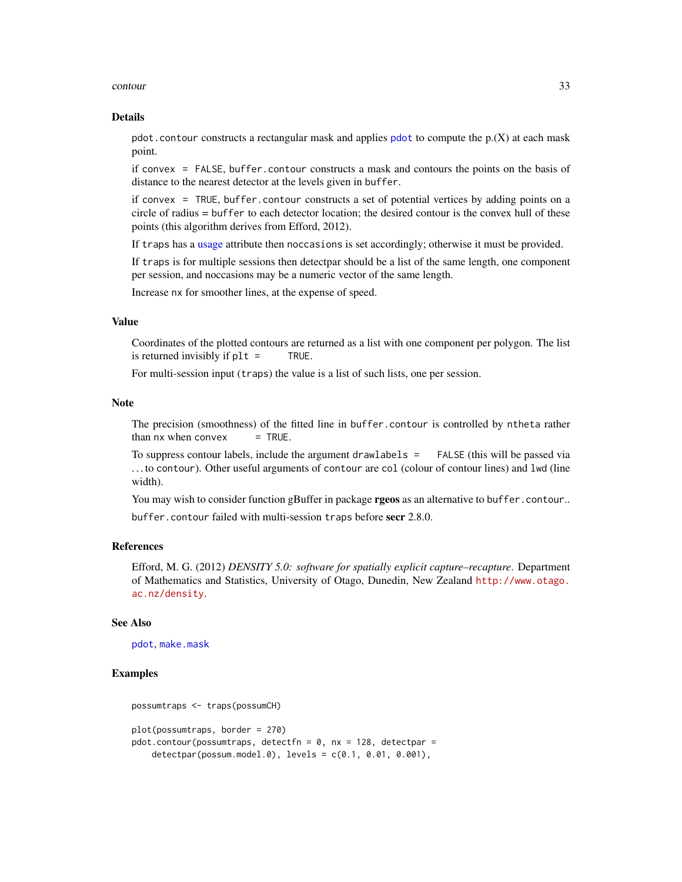## Details

`pdot.contour` constructs a rectangular mask and applies `pdot` to compute the p.(X) at each mask point.

if `convex = FALSE`, `buffer.contour` constructs a mask and contours the points on the basis of distance to the nearest detector at the levels given in `buffer`.

if `convex = TRUE`, `buffer.contour` constructs a set of potential vertices by adding points on a circle of radius = `buffer` to each detector location; the desired contour is the convex hull of these points (this algorithm derives from Efford, 2012).

If `traps` has a usage attribute then `noccasions` is set accordingly; otherwise it must be provided.

If `traps` is for multiple sessions then detectpar should be a list of the same length, one component per session, and noccasions may be a numeric vector of the same length.

Increase `nx` for smoother lines, at the expense of speed.

## Value

Coordinates of the plotted contours are returned as a list with one component per polygon. The list is returned invisibly if `plt = TRUE`.

For multi-session input (`traps`) the value is a list of such lists, one per session.

## Note

The precision (smoothness) of the fitted line in `buffer.contour` is controlled by `ntheta` rather than `nx` when `convex = TRUE`.

To suppress contour labels, include the argument `drawlabels = FALSE` (this will be passed via ... to `contour`). Other useful arguments of `contour` are `col` (colour of contour lines) and `lwd` (line width).

You may wish to consider function gBuffer in package **rgeos** as an alternative to `buffer.contour`..

`buffer.contour` failed with multi-session `traps` before **secr** 2.8.0.

## References

Efford, M. G. (2012) *DENSITY 5.0: software for spatially explicit capture–recapture*. Department of Mathematics and Statistics, University of Otago, Dunedin, New Zealand http://www.otago.ac.nz/density.

## See Also

`pdot`, `make.mask`

## Examples

```
possumtraps <- traps(possumCH)

plot(possumtraps, border = 270)
pdot.contour(possumtraps, detectfn = 0, nx = 128, detectpar =
    detectpar(possum.model.0), levels = c(0.1, 0.01, 0.001),
```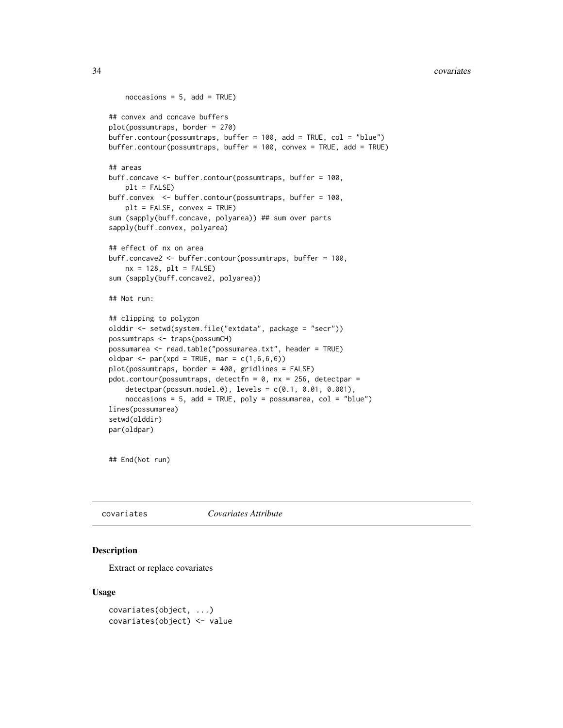```
    noccasions = 5, add = TRUE)

## convex and concave buffers
plot(possumtraps, border = 270)
buffer.contour(possumtraps, buffer = 100, add = TRUE, col = "blue")
buffer.contour(possumtraps, buffer = 100, convex = TRUE, add = TRUE)

## areas
buff.concave <- buffer.contour(possumtraps, buffer = 100,
    plt = FALSE)
buff.convex  <- buffer.contour(possumtraps, buffer = 100,
    plt = FALSE, convex = TRUE)
sum (sapply(buff.concave, polyarea)) ## sum over parts
sapply(buff.convex, polyarea)

## effect of nx on area
buff.concave2 <- buffer.contour(possumtraps, buffer = 100,
    nx = 128, plt = FALSE)
sum (sapply(buff.concave2, polyarea))

## Not run:

## clipping to polygon
olddir <- setwd(system.file("extdata", package = "secr"))
possumtraps <- traps(possumCH)
possumarea <- read.table("possumarea.txt", header = TRUE)
oldpar <- par(xpd = TRUE, mar = c(1,6,6,6))
plot(possumtraps, border = 400, gridlines = FALSE)
pdot.contour(possumtraps, detectfn = 0, nx = 256, detectpar =
    detectpar(possum.model.0), levels = c(0.1, 0.01, 0.001),
    noccasions = 5, add = TRUE, poly = possumarea, col = "blue")
lines(possumarea)
setwd(olddir)
par(oldpar)


## End(Not run)
```

## covariates *Covariates Attribute*

### Description

Extract or replace covariates

### Usage

```
covariates(object, ...)
covariates(object) <- value
```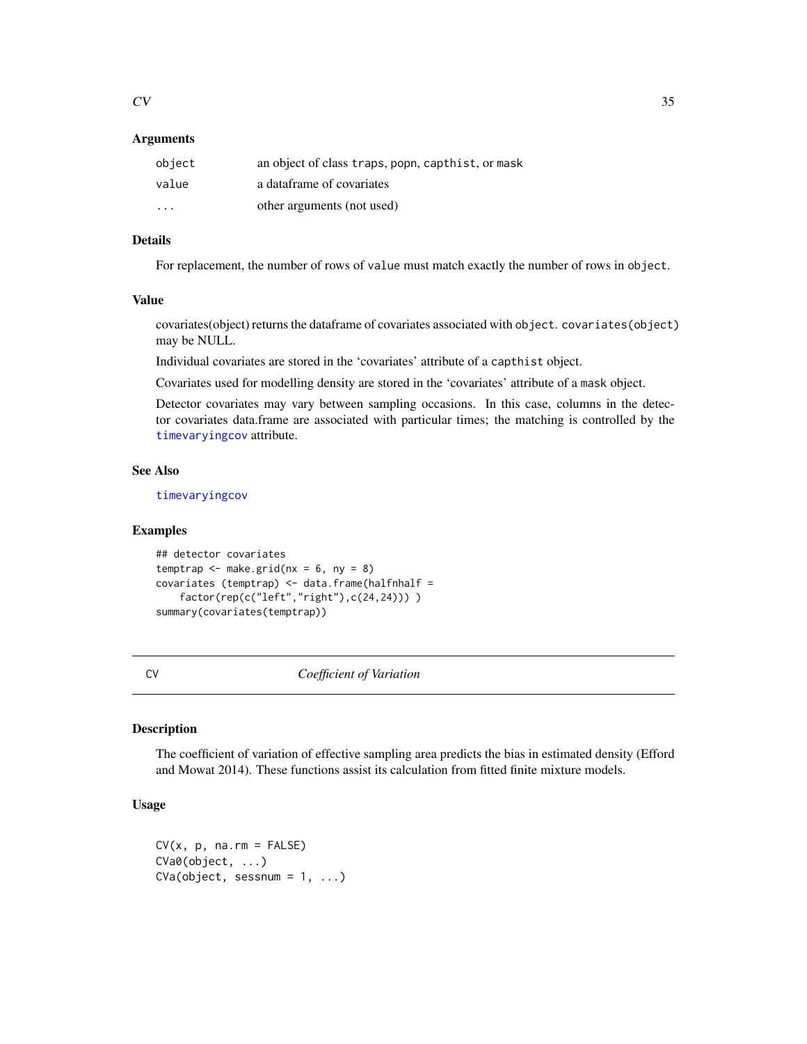### Arguments

| | |
|---|---|
| object | an object of class traps, popn, capthist, or mask |
| value | a dataframe of covariates |
| ... | other arguments (not used) |

### Details

For replacement, the number of rows of value must match exactly the number of rows in object.

### Value

covariates(object) returns the dataframe of covariates associated with object. covariates(object) may be NULL.

Individual covariates are stored in the 'covariates' attribute of a capthist object.

Covariates used for modelling density are stored in the 'covariates' attribute of a mask object.

Detector covariates may vary between sampling occasions. In this case, columns in the detector covariates data.frame are associated with particular times; the matching is controlled by the timevaryingcov attribute.

### See Also

timevaryingcov

### Examples

```
## detector covariates
temptrap <- make.grid(nx = 6, ny = 8)
covariates (temptrap) <- data.frame(halfnhalf =
    factor(rep(c("left","right"),c(24,24))) )
summary(covariates(temptrap))
```

---

## CV — *Coefficient of Variation*

### Description

The coefficient of variation of effective sampling area predicts the bias in estimated density (Efford and Mowat 2014). These functions assist its calculation from fitted finite mixture models.

### Usage

```
CV(x, p, na.rm = FALSE)
CVa0(object, ...)
CVa(object, sessnum = 1, ...)
```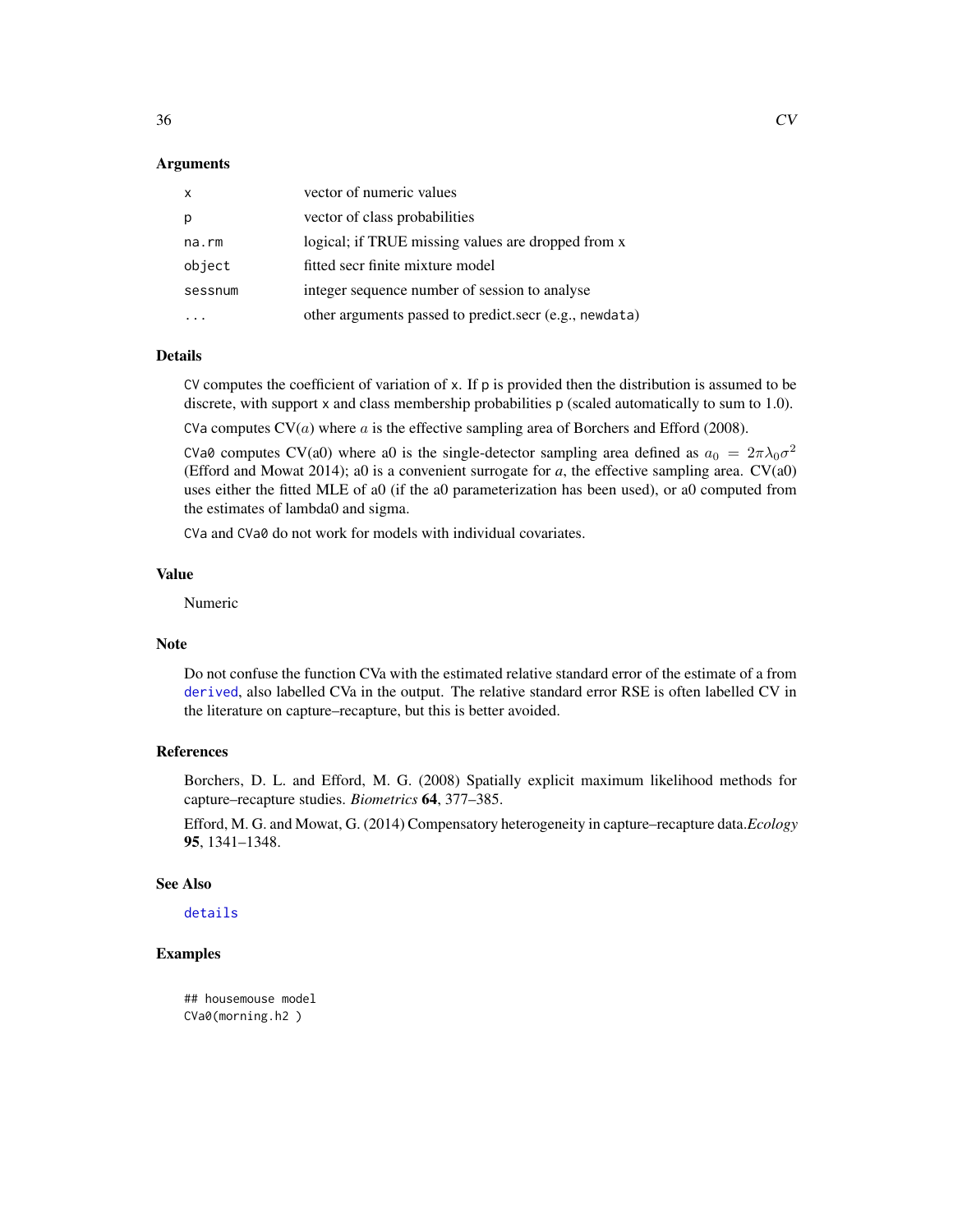### Arguments

| | |
|---|---|
| `x` | vector of numeric values |
| `p` | vector of class probabilities |
| `na.rm` | logical; if TRUE missing values are dropped from x |
| `object` | fitted secr finite mixture model |
| `sessnum` | integer sequence number of session to analyse |
| `...` | other arguments passed to predict.secr (e.g., `newdata`) |

### Details

`CV` computes the coefficient of variation of `x`. If `p` is provided then the distribution is assumed to be discrete, with support `x` and class membership probabilities `p` (scaled automatically to sum to 1.0).

`CVa` computes CV($a$) where $a$ is the effective sampling area of Borchers and Efford (2008).

`CVa0` computes CV(a0) where a0 is the single-detector sampling area defined as $a_0 = 2\pi\lambda_0\sigma^2$ (Efford and Mowat 2014); a0 is a convenient surrogate for *a*, the effective sampling area. CV(a0) uses either the fitted MLE of a0 (if the a0 parameterization has been used), or a0 computed from the estimates of lambda0 and sigma.

`CVa` and `CVa0` do not work for models with individual covariates.

### Value

Numeric

### Note

Do not confuse the function CVa with the estimated relative standard error of the estimate of a from `derived`, also labelled CVa in the output. The relative standard error RSE is often labelled CV in the literature on capture–recapture, but this is better avoided.

### References

Borchers, D. L. and Efford, M. G. (2008) Spatially explicit maximum likelihood methods for capture–recapture studies. *Biometrics* **64**, 377–385.

Efford, M. G. and Mowat, G. (2014) Compensatory heterogeneity in capture–recapture data.*Ecology* **95**, 1341–1348.

### See Also

`details`

### Examples

```
## housemouse model
CVa0(morning.h2 )
```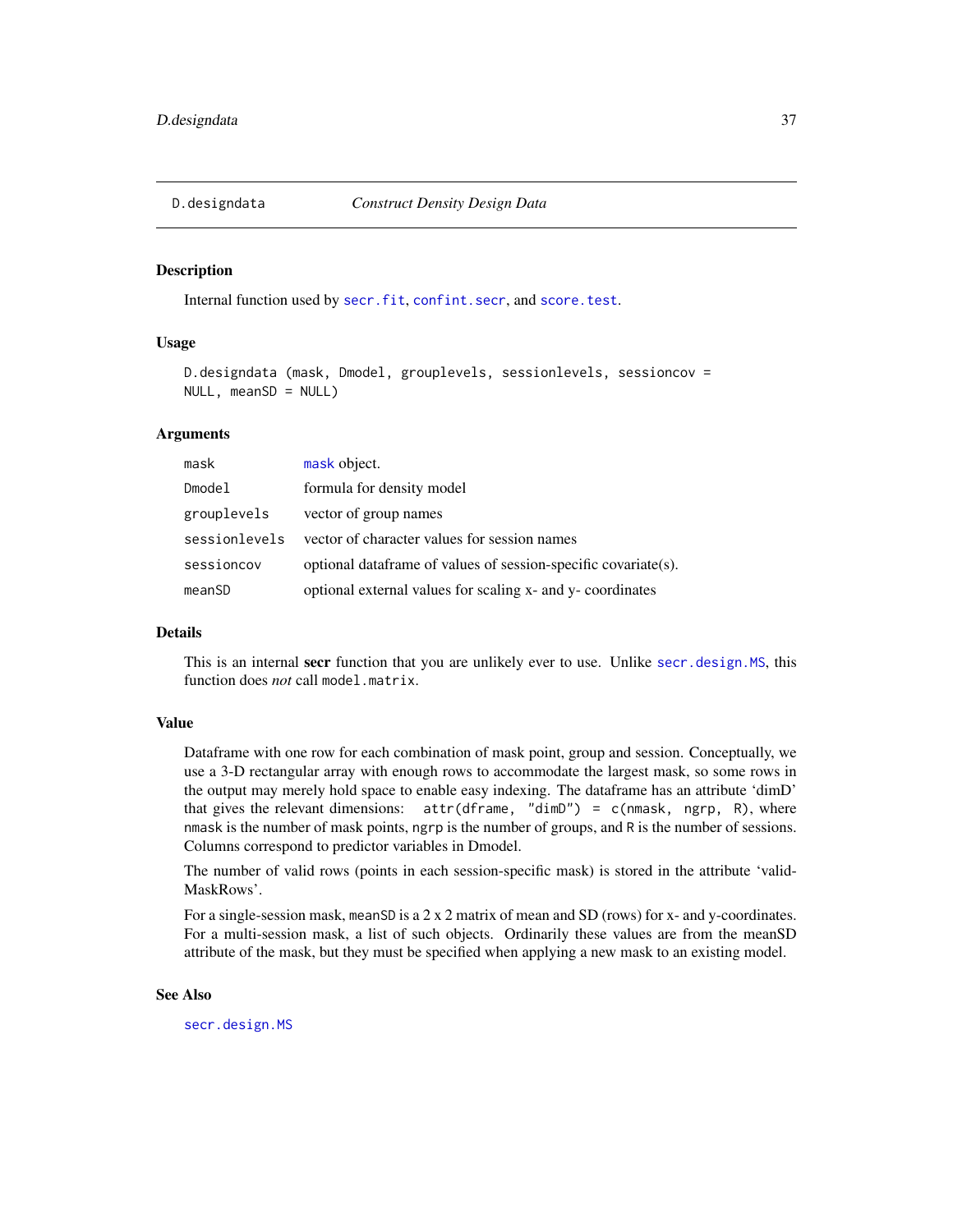# D.designdata — *Construct Density Design Data*

## Description

Internal function used by `secr.fit`, `confint.secr`, and `score.test`.

## Usage

```
D.designdata (mask, Dmodel, grouplevels, sessionlevels, sessioncov =
NULL, meanSD = NULL)
```

## Arguments

| | |
|---|---|
| `mask` | `mask` object. |
| `Dmodel` | formula for density model |
| `grouplevels` | vector of group names |
| `sessionlevels` | vector of character values for session names |
| `sessioncov` | optional dataframe of values of session-specific covariate(s). |
| `meanSD` | optional external values for scaling x- and y- coordinates |

## Details

This is an internal **secr** function that you are unlikely ever to use. Unlike `secr.design.MS`, this function does *not* call `model.matrix`.

## Value

Dataframe with one row for each combination of mask point, group and session. Conceptually, we use a 3-D rectangular array with enough rows to accommodate the largest mask, so some rows in the output may merely hold space to enable easy indexing. The dataframe has an attribute 'dimD' that gives the relevant dimensions: `attr(dframe, "dimD") = c(nmask, ngrp, R)`, where `nmask` is the number of mask points, `ngrp` is the number of groups, and `R` is the number of sessions. Columns correspond to predictor variables in Dmodel.

The number of valid rows (points in each session-specific mask) is stored in the attribute 'validMaskRows'.

For a single-session mask, `meanSD` is a 2 x 2 matrix of mean and SD (rows) for x- and y-coordinates. For a multi-session mask, a list of such objects. Ordinarily these values are from the meanSD attribute of the mask, but they must be specified when applying a new mask to an existing model.

## See Also

`secr.design.MS`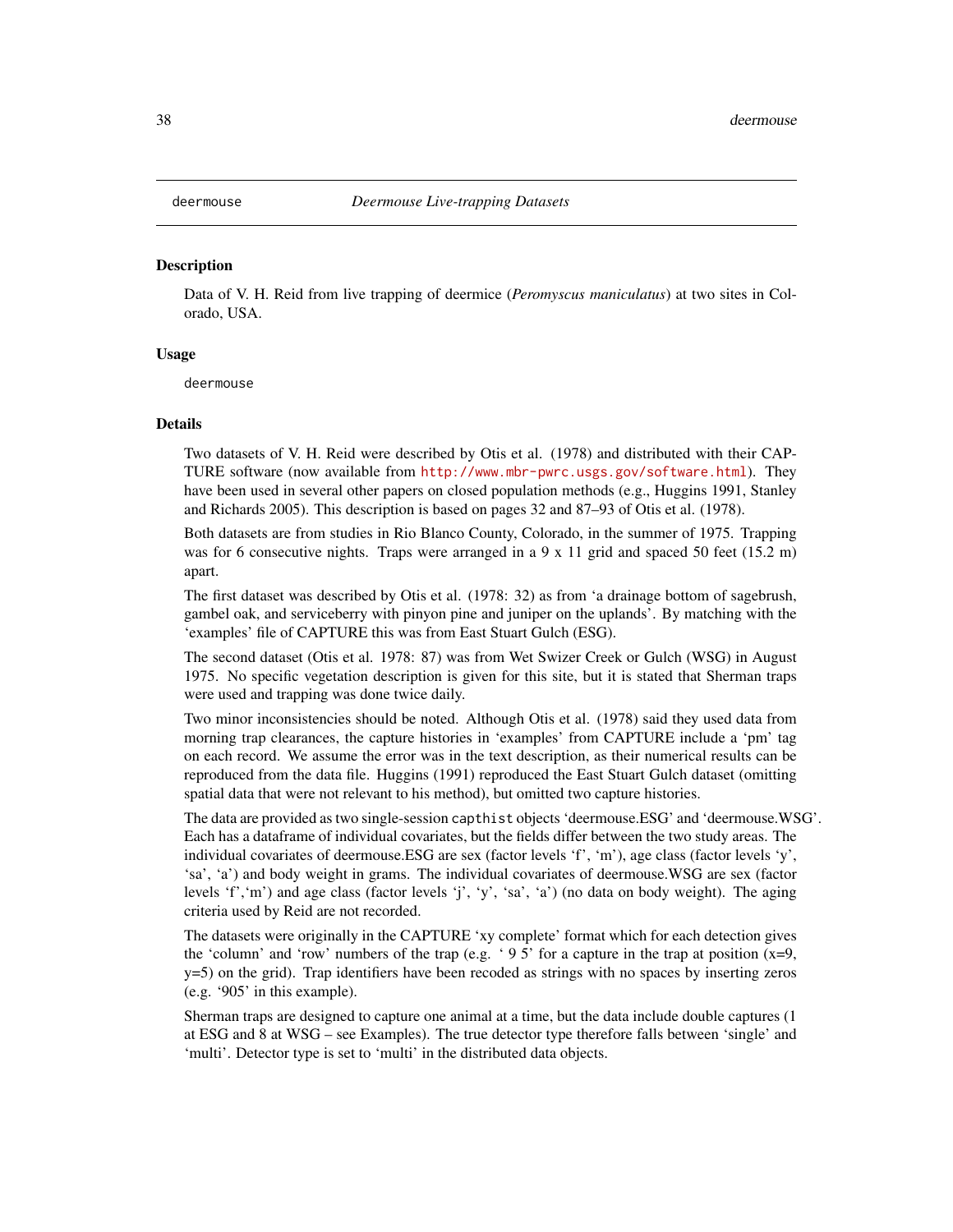deermouse *Deermouse Live-trapping Datasets*

## Description

Data of V. H. Reid from live trapping of deermice (*Peromyscus maniculatus*) at two sites in Colorado, USA.

## Usage

```
deermouse
```

## Details

Two datasets of V. H. Reid were described by Otis et al. (1978) and distributed with their CAPTURE software (now available from http://www.mbr-pwrc.usgs.gov/software.html). They have been used in several other papers on closed population methods (e.g., Huggins 1991, Stanley and Richards 2005). This description is based on pages 32 and 87–93 of Otis et al. (1978).

Both datasets are from studies in Rio Blanco County, Colorado, in the summer of 1975. Trapping was for 6 consecutive nights. Traps were arranged in a 9 x 11 grid and spaced 50 feet (15.2 m) apart.

The first dataset was described by Otis et al. (1978: 32) as from 'a drainage bottom of sagebrush, gambel oak, and serviceberry with pinyon pine and juniper on the uplands'. By matching with the 'examples' file of CAPTURE this was from East Stuart Gulch (ESG).

The second dataset (Otis et al. 1978: 87) was from Wet Swizer Creek or Gulch (WSG) in August 1975. No specific vegetation description is given for this site, but it is stated that Sherman traps were used and trapping was done twice daily.

Two minor inconsistencies should be noted. Although Otis et al. (1978) said they used data from morning trap clearances, the capture histories in 'examples' from CAPTURE include a 'pm' tag on each record. We assume the error was in the text description, as their numerical results can be reproduced from the data file. Huggins (1991) reproduced the East Stuart Gulch dataset (omitting spatial data that were not relevant to his method), but omitted two capture histories.

The data are provided as two single-session `capthist` objects 'deermouse.ESG' and 'deermouse.WSG'. Each has a dataframe of individual covariates, but the fields differ between the two study areas. The individual covariates of deermouse.ESG are sex (factor levels 'f', 'm'), age class (factor levels 'y', 'sa', 'a') and body weight in grams. The individual covariates of deermouse.WSG are sex (factor levels 'f','m') and age class (factor levels 'j', 'y', 'sa', 'a') (no data on body weight). The aging criteria used by Reid are not recorded.

The datasets were originally in the CAPTURE 'xy complete' format which for each detection gives the 'column' and 'row' numbers of the trap (e.g. ' 9 5' for a capture in the trap at position (x=9, y=5) on the grid). Trap identifiers have been recoded as strings with no spaces by inserting zeros (e.g. '905' in this example).

Sherman traps are designed to capture one animal at a time, but the data include double captures (1 at ESG and 8 at WSG – see Examples). The true detector type therefore falls between 'single' and 'multi'. Detector type is set to 'multi' in the distributed data objects.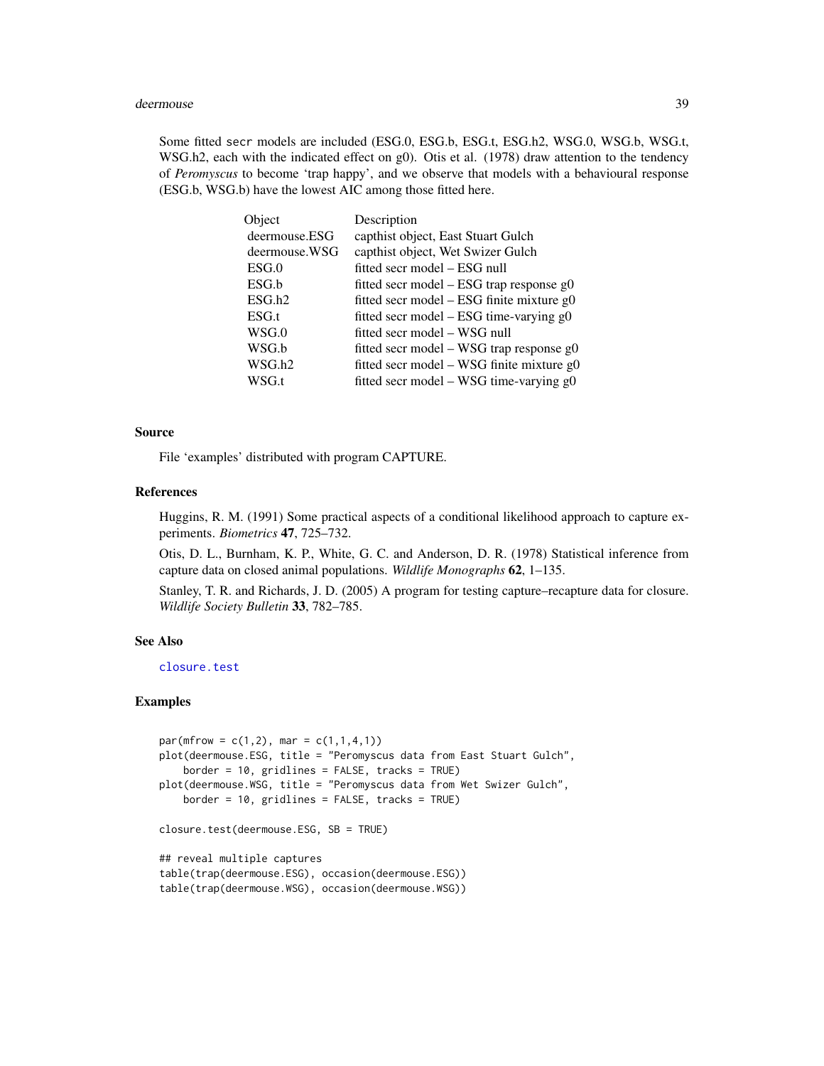Some fitted `secr` models are included (ESG.0, ESG.b, ESG.t, ESG.h2, WSG.0, WSG.b, WSG.t, WSG.h2, each with the indicated effect on g0). Otis et al. (1978) draw attention to the tendency of *Peromyscus* to become 'trap happy', and we observe that models with a behavioural response (ESG.b, WSG.b) have the lowest AIC among those fitted here.

| Object | Description |
|---|---|
| deermouse.ESG | capthist object, East Stuart Gulch |
| deermouse.WSG | capthist object, Wet Swizer Gulch |
| ESG.0 | fitted secr model – ESG null |
| ESG.b | fitted secr model – ESG trap response g0 |
| ESG.h2 | fitted secr model – ESG finite mixture g0 |
| ESG.t | fitted secr model – ESG time-varying g0 |
| WSG.0 | fitted secr model – WSG null |
| WSG.b | fitted secr model – WSG trap response g0 |
| WSG.h2 | fitted secr model – WSG finite mixture g0 |
| WSG.t | fitted secr model – WSG time-varying g0 |

### Source

File 'examples' distributed with program CAPTURE.

### References

Huggins, R. M. (1991) Some practical aspects of a conditional likelihood approach to capture experiments. *Biometrics* **47**, 725–732.

Otis, D. L., Burnham, K. P., White, G. C. and Anderson, D. R. (1978) Statistical inference from capture data on closed animal populations. *Wildlife Monographs* **62**, 1–135.

Stanley, T. R. and Richards, J. D. (2005) A program for testing capture–recapture data for closure. *Wildlife Society Bulletin* **33**, 782–785.

### See Also

closure.test

### Examples

```
par(mfrow = c(1,2), mar = c(1,1,4,1))
plot(deermouse.ESG, title = "Peromyscus data from East Stuart Gulch",
    border = 10, gridlines = FALSE, tracks = TRUE)
plot(deermouse.WSG, title = "Peromyscus data from Wet Swizer Gulch",
    border = 10, gridlines = FALSE, tracks = TRUE)

closure.test(deermouse.ESG, SB = TRUE)

## reveal multiple captures
table(trap(deermouse.ESG), occasion(deermouse.ESG))
table(trap(deermouse.WSG), occasion(deermouse.WSG))
```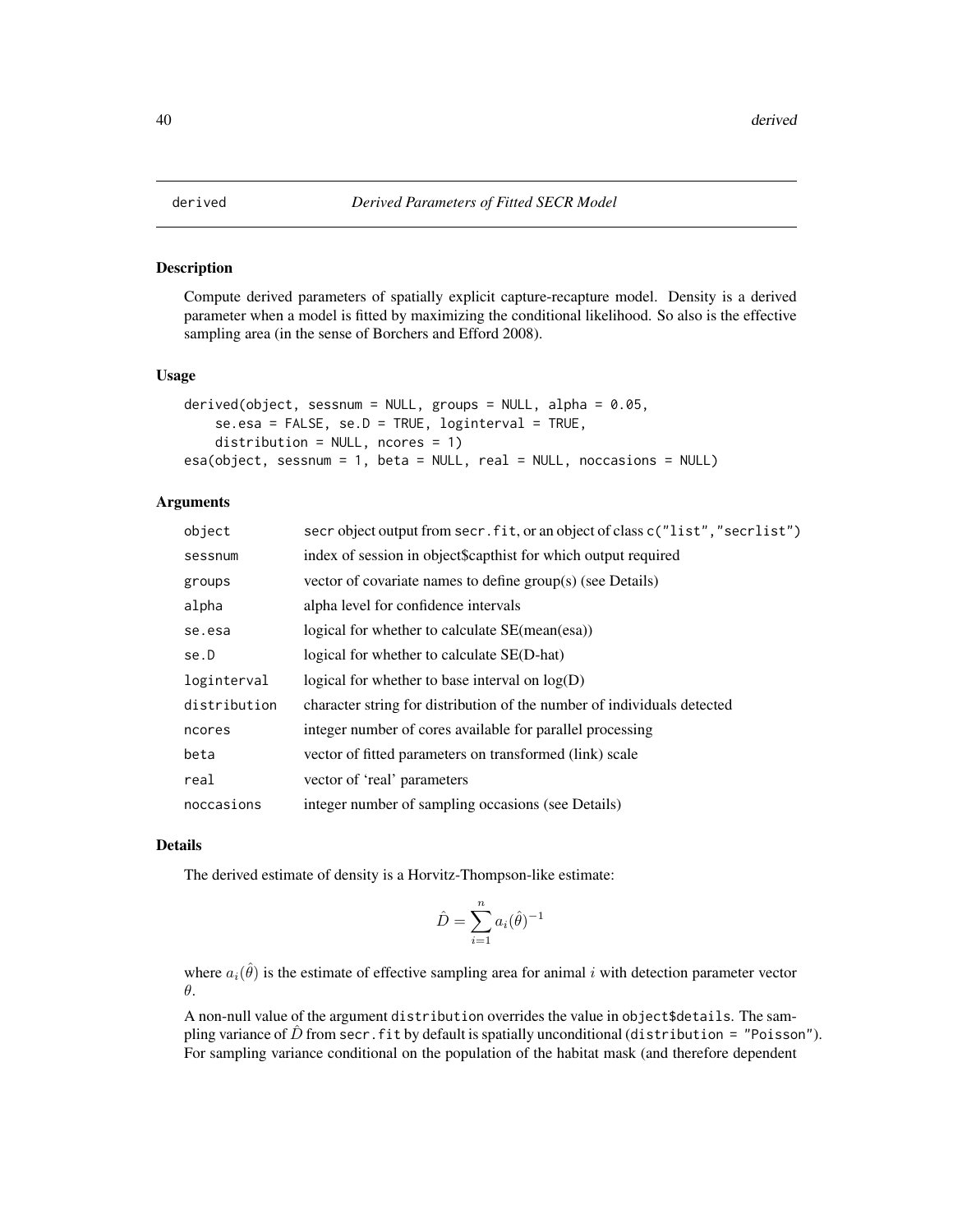# derived — *Derived Parameters of Fitted SECR Model*

## Description

Compute derived parameters of spatially explicit capture-recapture model. Density is a derived parameter when a model is fitted by maximizing the conditional likelihood. So also is the effective sampling area (in the sense of Borchers and Efford 2008).

## Usage

```
derived(object, sessnum = NULL, groups = NULL, alpha = 0.05,
    se.esa = FALSE, se.D = TRUE, loginterval = TRUE,
    distribution = NULL, ncores = 1)
esa(object, sessnum = 1, beta = NULL, real = NULL, noccasions = NULL)
```

## Arguments

| | |
|---|---|
| `object` | secr object output from `secr.fit`, or an object of class `c("list","secrlist")` |
| `sessnum` | index of session in object$capthist for which output required |
| `groups` | vector of covariate names to define group(s) (see Details) |
| `alpha` | alpha level for confidence intervals |
| `se.esa` | logical for whether to calculate SE(mean(esa)) |
| `se.D` | logical for whether to calculate SE(D-hat) |
| `loginterval` | logical for whether to base interval on log(D) |
| `distribution` | character string for distribution of the number of individuals detected |
| `ncores` | integer number of cores available for parallel processing |
| `beta` | vector of fitted parameters on transformed (link) scale |
| `real` | vector of 'real' parameters |
| `noccasions` | integer number of sampling occasions (see Details) |

## Details

The derived estimate of density is a Horvitz-Thompson-like estimate:

$$\hat{D} = \sum_{i=1}^{n} a_i(\hat{\theta})^{-1}$$

where $a_i(\hat{\theta})$ is the estimate of effective sampling area for animal $i$ with detection parameter vector $\theta$.

A non-null value of the argument `distribution` overrides the value in `object$details`. The sampling variance of $\hat{D}$ from `secr.fit` by default is spatially unconditional (`distribution = "Poisson"`). For sampling variance conditional on the population of the habitat mask (and therefore dependent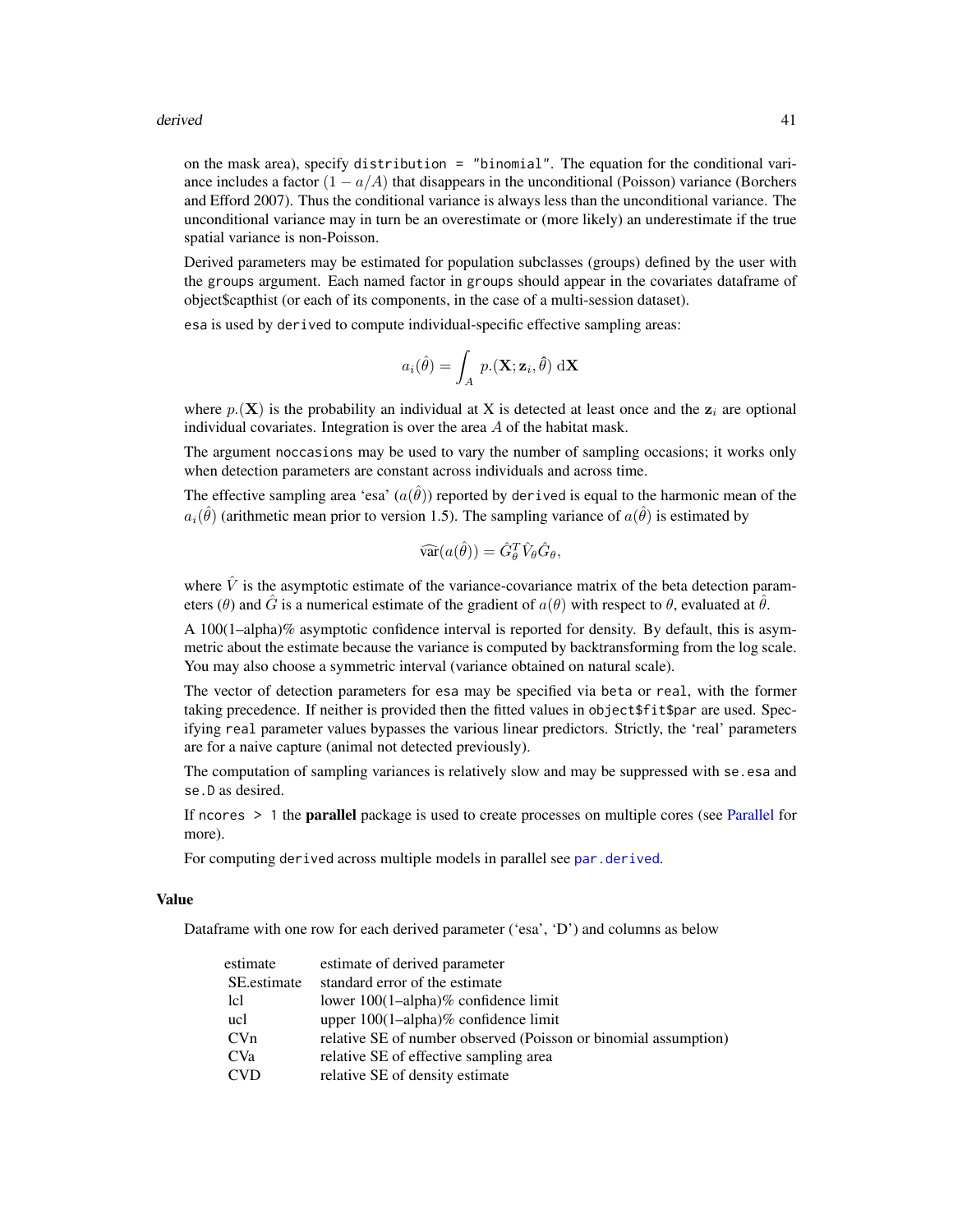on the mask area), specify `distribution = "binomial"`. The equation for the conditional variance includes a factor $(1 - a/A)$ that disappears in the unconditional (Poisson) variance (Borchers and Efford 2007). Thus the conditional variance is always less than the unconditional variance. The unconditional variance may in turn be an overestimate or (more likely) an underestimate if the true spatial variance is non-Poisson.

Derived parameters may be estimated for population subclasses (groups) defined by the user with the `groups` argument. Each named factor in `groups` should appear in the covariates dataframe of object$capthist (or each of its components, in the case of a multi-session dataset).

`esa` is used by `derived` to compute individual-specific effective sampling areas:

$$a_i(\hat{\theta}) = \int_A p.(\mathbf{X}; \mathbf{z}_i, \hat{\theta}) \; \mathrm{d}\mathbf{X}$$

where $p.(\mathbf{X})$ is the probability an individual at X is detected at least once and the $\mathbf{z}_i$ are optional individual covariates. Integration is over the area $A$ of the habitat mask.

The argument `noccasions` may be used to vary the number of sampling occasions; it works only when detection parameters are constant across individuals and across time.

The effective sampling area 'esa' ($a(\hat{\theta})$) reported by `derived` is equal to the harmonic mean of the $a_i(\hat{\theta})$ (arithmetic mean prior to version 1.5). The sampling variance of $a(\hat{\theta})$ is estimated by

$$\widehat{\mathrm{var}}(a(\hat{\theta})) = \hat{G}_\theta^T \hat{V}_\theta \hat{G}_\theta,$$

where $\hat{V}$ is the asymptotic estimate of the variance-covariance matrix of the beta detection parameters ($\theta$) and $\hat{G}$ is a numerical estimate of the gradient of $a(\theta)$ with respect to $\theta$, evaluated at $\hat{\theta}$.

A 100(1–alpha)% asymptotic confidence interval is reported for density. By default, this is asymmetric about the estimate because the variance is computed by backtransforming from the log scale. You may also choose a symmetric interval (variance obtained on natural scale).

The vector of detection parameters for `esa` may be specified via `beta` or `real`, with the former taking precedence. If neither is provided then the fitted values in `object$fit$par` are used. Specifying `real` parameter values bypasses the various linear predictors. Strictly, the 'real' parameters are for a naive capture (animal not detected previously).

The computation of sampling variances is relatively slow and may be suppressed with `se.esa` and `se.D` as desired.

If `ncores > 1` the **parallel** package is used to create processes on multiple cores (see Parallel for more).

For computing `derived` across multiple models in parallel see `par.derived`.

### Value

Dataframe with one row for each derived parameter ('esa', 'D') and columns as below

| | |
|---|---|
| estimate | estimate of derived parameter |
| SE.estimate | standard error of the estimate |
| lcl | lower 100(1–alpha)% confidence limit |
| ucl | upper 100(1–alpha)% confidence limit |
| CVn | relative SE of number observed (Poisson or binomial assumption) |
| CVa | relative SE of effective sampling area |
| CVD | relative SE of density estimate |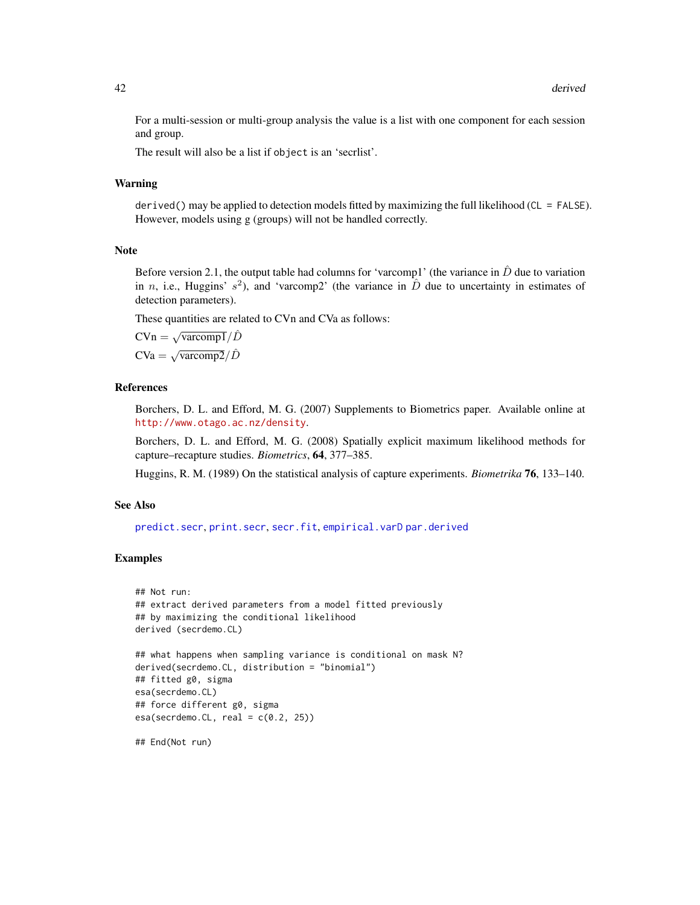For a multi-session or multi-group analysis the value is a list with one component for each session and group.

The result will also be a list if `object` is an 'secrlist'.

## Warning

`derived()` may be applied to detection models fitted by maximizing the full likelihood (`CL = FALSE`). However, models using g (groups) will not be handled correctly.

## Note

Before version 2.1, the output table had columns for 'varcomp1' (the variance in $\hat{D}$ due to variation in $n$, i.e., Huggins' $s^2$), and 'varcomp2' (the variance in $\hat{D}$ due to uncertainty in estimates of detection parameters).

These quantities are related to CVn and CVa as follows:

$\text{CVn} = \sqrt{\text{varcomp1}}/\hat{D}$

$\text{CVa} = \sqrt{\text{varcomp2}}/\hat{D}$

## References

Borchers, D. L. and Efford, M. G. (2007) Supplements to Biometrics paper. Available online at http://www.otago.ac.nz/density.

Borchers, D. L. and Efford, M. G. (2008) Spatially explicit maximum likelihood methods for capture–recapture studies. *Biometrics*, **64**, 377–385.

Huggins, R. M. (1989) On the statistical analysis of capture experiments. *Biometrika* **76**, 133–140.

## See Also

predict.secr, print.secr, secr.fit, empirical.varD par.derived

## Examples

```
## Not run:
## extract derived parameters from a model fitted previously
## by maximizing the conditional likelihood
derived (secrdemo.CL)

## what happens when sampling variance is conditional on mask N?
derived(secrdemo.CL, distribution = "binomial")
## fitted g0, sigma
esa(secrdemo.CL)
## force different g0, sigma
esa(secrdemo.CL, real = c(0.2, 25))

## End(Not run)
```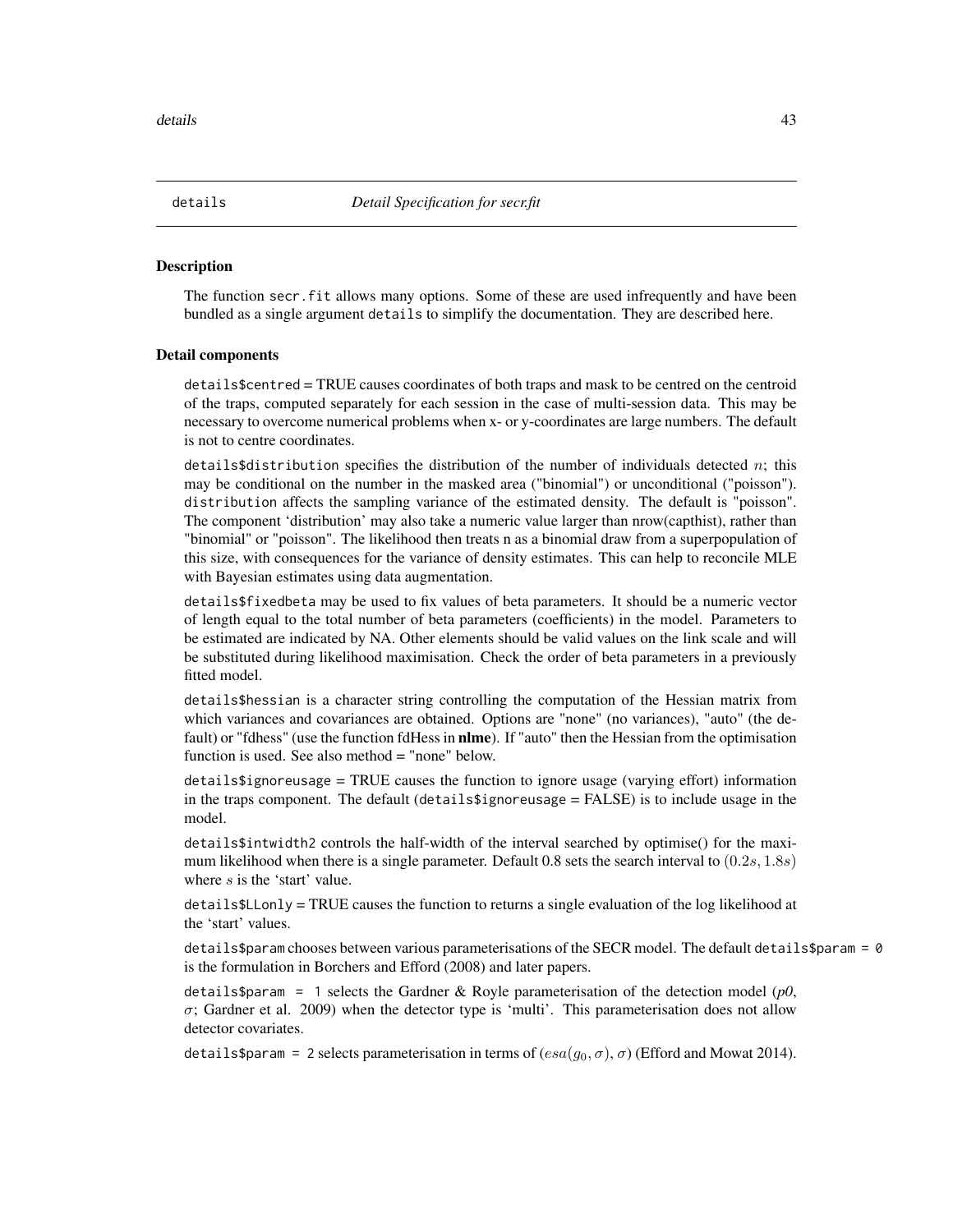# details *Detail Specification for secr.fit*

## Description

The function `secr.fit` allows many options. Some of these are used infrequently and have been bundled as a single argument `details` to simplify the documentation. They are described here.

## Detail components

`details$centred` = TRUE causes coordinates of both traps and mask to be centred on the centroid of the traps, computed separately for each session in the case of multi-session data. This may be necessary to overcome numerical problems when x- or y-coordinates are large numbers. The default is not to centre coordinates.

`details$distribution` specifies the distribution of the number of individuals detected $n$; this may be conditional on the number in the masked area ("binomial") or unconditional ("poisson"). `distribution` affects the sampling variance of the estimated density. The default is "poisson". The component 'distribution' may also take a numeric value larger than nrow(capthist), rather than "binomial" or "poisson". The likelihood then treats n as a binomial draw from a superpopulation of this size, with consequences for the variance of density estimates. This can help to reconcile MLE with Bayesian estimates using data augmentation.

`details$fixedbeta` may be used to fix values of beta parameters. It should be a numeric vector of length equal to the total number of beta parameters (coefficients) in the model. Parameters to be estimated are indicated by NA. Other elements should be valid values on the link scale and will be substituted during likelihood maximisation. Check the order of beta parameters in a previously fitted model.

`details$hessian` is a character string controlling the computation of the Hessian matrix from which variances and covariances are obtained. Options are "none" (no variances), "auto" (the default) or "fdhess" (use the function fdHess in **nlme**). If "auto" then the Hessian from the optimisation function is used. See also method = "none" below.

`details$ignoreusage` = TRUE causes the function to ignore usage (varying effort) information in the traps component. The default (`details$ignoreusage` = FALSE) is to include usage in the model.

`details$intwidth2` controls the half-width of the interval searched by optimise() for the maximum likelihood when there is a single parameter. Default 0.8 sets the search interval to $(0.2s, 1.8s)$ where $s$ is the 'start' value.

`details$LLonly` = TRUE causes the function to returns a single evaluation of the log likelihood at the 'start' values.

`details$param` chooses between various parameterisations of the SECR model. The default `details$param = 0` is the formulation in Borchers and Efford (2008) and later papers.

`details$param = 1` selects the Gardner & Royle parameterisation of the detection model (*p0*, $\sigma$; Gardner et al. 2009) when the detector type is 'multi'. This parameterisation does not allow detector covariates.

`details$param = 2` selects parameterisation in terms of $(esa(g_0, \sigma), \sigma)$ (Efford and Mowat 2014).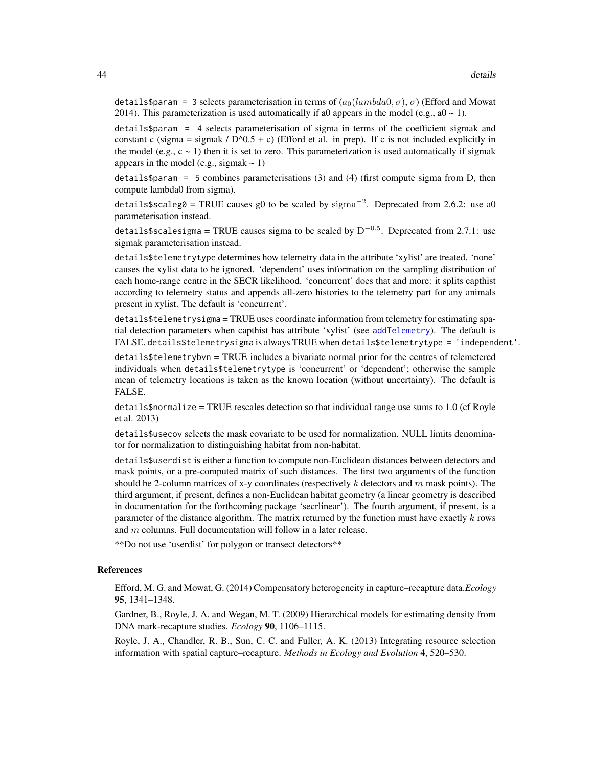`details$param = 3` selects parameterisation in terms of ($a_0(lambda0, \sigma)$, $\sigma$) (Efford and Mowat 2014). This parameterization is used automatically if a0 appears in the model (e.g., a0 ~ 1).

`details$param = 4` selects parameterisation of sigma in terms of the coefficient sigmak and constant c (sigma = sigmak / D^0.5 + c) (Efford et al. in prep). If c is not included explicitly in the model (e.g., c ~ 1) then it is set to zero. This parameterization is used automatically if sigmak appears in the model (e.g., sigmak ~ 1)

`details$param = 5` combines parameterisations (3) and (4) (first compute sigma from D, then compute lambda0 from sigma).

`details$scaleg0` = TRUE causes g0 to be scaled by $\mathrm{sigma}^{-2}$. Deprecated from 2.6.2: use a0 parameterisation instead.

`details$scalesigma` = TRUE causes sigma to be scaled by $\mathrm{D}^{-0.5}$. Deprecated from 2.7.1: use sigmak parameterisation instead.

`details$telemetrytype` determines how telemetry data in the attribute 'xylist' are treated. 'none' causes the xylist data to be ignored. 'dependent' uses information on the sampling distribution of each home-range centre in the SECR likelihood. 'concurrent' does that and more: it splits capthist according to telemetry status and appends all-zero histories to the telemetry part for any animals present in xylist. The default is 'concurrent'.

`details$telemetrysigma` = TRUE uses coordinate information from telemetry for estimating spatial detection parameters when capthist has attribute 'xylist' (see `addTelemetry`). The default is FALSE. `details$telemetrysigma` is always TRUE when `details$telemetrytype = 'independent'`.

`details$telemetrybvn` = TRUE includes a bivariate normal prior for the centres of telemetered individuals when `details$telemetrytype` is 'concurrent' or 'dependent'; otherwise the sample mean of telemetry locations is taken as the known location (without uncertainty). The default is FALSE.

`details$normalize` = TRUE rescales detection so that individual range use sums to 1.0 (cf Royle et al. 2013)

`details$usecov` selects the mask covariate to be used for normalization. NULL limits denominator for normalization to distinguishing habitat from non-habitat.

`details$userdist` is either a function to compute non-Euclidean distances between detectors and mask points, or a pre-computed matrix of such distances. The first two arguments of the function should be 2-column matrices of x-y coordinates (respectively $k$ detectors and $m$ mask points). The third argument, if present, defines a non-Euclidean habitat geometry (a linear geometry is described in documentation for the forthcoming package 'secrlinear'). The fourth argument, if present, is a parameter of the distance algorithm. The matrix returned by the function must have exactly $k$ rows and $m$ columns. Full documentation will follow in a later release.

**Do not use 'userdist' for polygon or transect detectors**

## References

Efford, M. G. and Mowat, G. (2014) Compensatory heterogeneity in capture–recapture data.*Ecology* **95**, 1341–1348.

Gardner, B., Royle, J. A. and Wegan, M. T. (2009) Hierarchical models for estimating density from DNA mark-recapture studies. *Ecology* **90**, 1106–1115.

Royle, J. A., Chandler, R. B., Sun, C. C. and Fuller, A. K. (2013) Integrating resource selection information with spatial capture–recapture. *Methods in Ecology and Evolution* **4**, 520–530.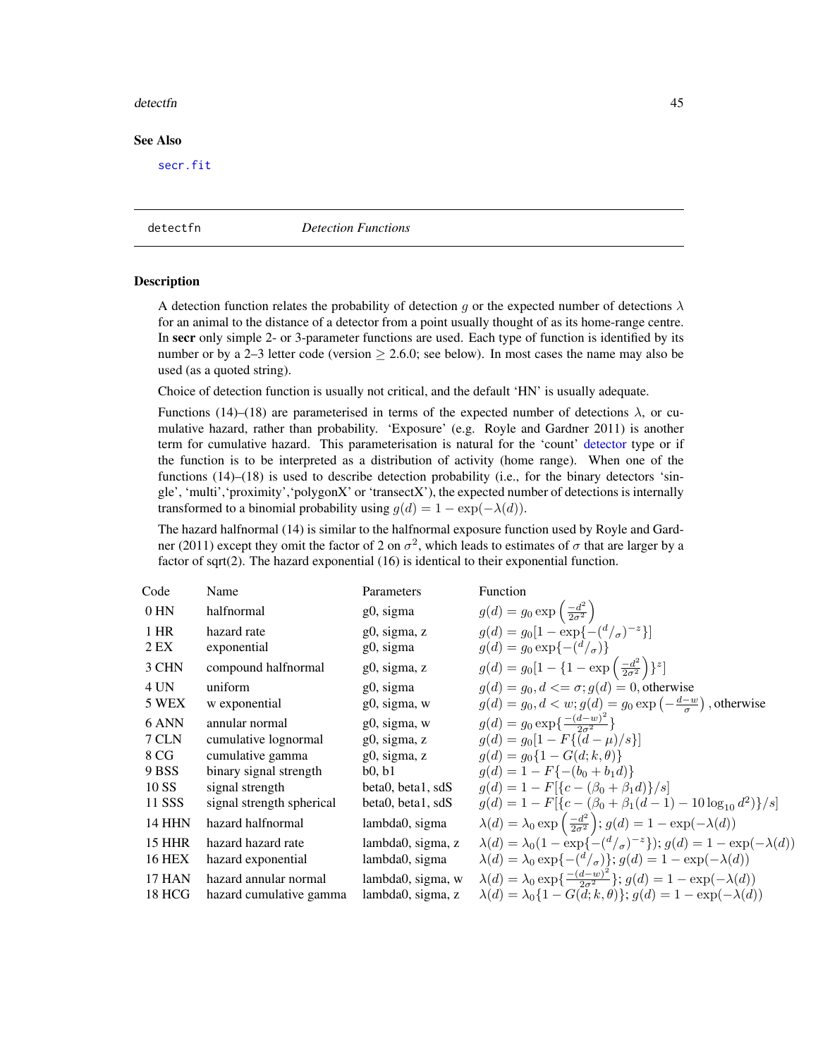## See Also

secr.fit

---

detectfn &nbsp;&nbsp;&nbsp;&nbsp; *Detection Functions*

---

## Description

A detection function relates the probability of detection $g$ or the expected number of detections $\lambda$ for an animal to the distance of a detector from a point usually thought of as its home-range centre. In **secr** only simple 2- or 3-parameter functions are used. Each type of function is identified by its number or by a 2–3 letter code (version $\geq$ 2.6.0; see below). In most cases the name may also be used (as a quoted string).

Choice of detection function is usually not critical, and the default 'HN' is usually adequate.

Functions (14)–(18) are parameterised in terms of the expected number of detections $\lambda$, or cumulative hazard, rather than probability. 'Exposure' (e.g. Royle and Gardner 2011) is another term for cumulative hazard. This parameterisation is natural for the 'count' detector type or if the function is to be interpreted as a distribution of activity (home range). When one of the functions (14)–(18) is used to describe detection probability (i.e., for the binary detectors 'single', 'multi','proximity','polygonX' or 'transectX'), the expected number of detections is internally transformed to a binomial probability using $g(d) = 1 - \exp(-\lambda(d))$.

The hazard halfnormal (14) is similar to the halfnormal exposure function used by Royle and Gardner (2011) except they omit the factor of 2 on $\sigma^2$, which leads to estimates of $\sigma$ that are larger by a factor of sqrt(2). The hazard exponential (16) is identical to their exponential function.

| Code | Name | Parameters | Function |
|---|---|---|---|
| 0 HN | halfnormal | g0, sigma | $g(d) = g_0 \exp\left(\frac{-d^2}{2\sigma^2}\right)$ |
| 1 HR | hazard rate | g0, sigma, z | $g(d) = g_0[1 - \exp\{-(^d/_\sigma)^{-z}\}]$ |
| 2 EX | exponential | g0, sigma | $g(d) = g_0 \exp\{-(^d/_\sigma)\}$ |
| 3 CHN | compound halfnormal | g0, sigma, z | $g(d) = g_0[1 - \{1 - \exp\left(\frac{-d^2}{2\sigma^2}\right)\}^z]$ |
| 4 UN | uniform | g0, sigma | $g(d) = g_0, d <= \sigma; g(d) = 0$, otherwise |
| 5 WEX | w exponential | g0, sigma, w | $g(d) = g_0, d < w; g(d) = g_0 \exp\left(-\frac{d-w}{\sigma}\right)$, otherwise |
| 6 ANN | annular normal | g0, sigma, w | $g(d) = g_0 \exp\{\frac{-(d-w)^2}{2\sigma^2}\}$ |
| 7 CLN | cumulative lognormal | g0, sigma, z | $g(d) = g_0[1 - F\{(d-\mu)/s\}]$ |
| 8 CG | cumulative gamma | g0, sigma, z | $g(d) = g_0\{1 - G(d; k, \theta)\}$ |
| 9 BSS | binary signal strength | b0, b1 | $g(d) = 1 - F\{-(b_0 + b_1 d)\}$ |
| 10 SS | signal strength | beta0, beta1, sdS | $g(d) = 1 - F[\{c - (\beta_0 + \beta_1 d)\}/s]$ |
| 11 SSS | signal strength spherical | beta0, beta1, sdS | $g(d) = 1 - F[\{c - (\beta_0 + \beta_1(d-1) - 10\log_{10} d^2)\}/s]$ |
| 14 HHN | hazard halfnormal | lambda0, sigma | $\lambda(d) = \lambda_0 \exp\left(\frac{-d^2}{2\sigma^2}\right); g(d) = 1 - \exp(-\lambda(d))$ |
| 15 HHR | hazard hazard rate | lambda0, sigma, z | $\lambda(d) = \lambda_0(1 - \exp\{-(^d/_\sigma)^{-z}\}); g(d) = 1 - \exp(-\lambda(d))$ |
| 16 HEX | hazard exponential | lambda0, sigma | $\lambda(d) = \lambda_0 \exp\{-(^d/_\sigma)\}; g(d) = 1 - \exp(-\lambda(d))$ |
| 17 HAN | hazard annular normal | lambda0, sigma, w | $\lambda(d) = \lambda_0 \exp\{\frac{-(d-w)^2}{2\sigma^2}\}; g(d) = 1 - \exp(-\lambda(d))$ |
| 18 HCG | hazard cumulative gamma | lambda0, sigma, z | $\lambda(d) = \lambda_0\{1 - G(d; k, \theta)\}; g(d) = 1 - \exp(-\lambda(d))$ |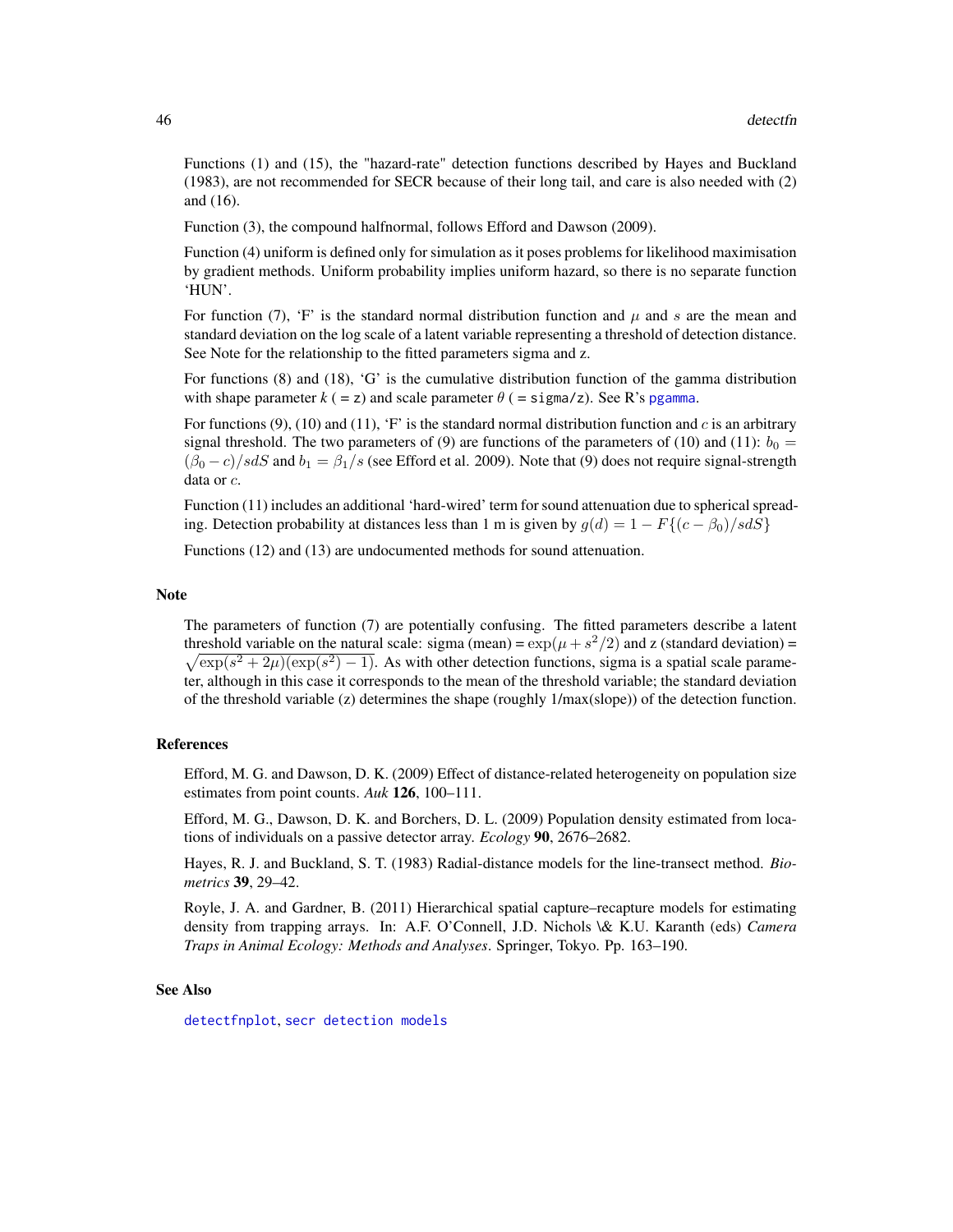Functions (1) and (15), the "hazard-rate" detection functions described by Hayes and Buckland (1983), are not recommended for SECR because of their long tail, and care is also needed with (2) and (16).

Function (3), the compound halfnormal, follows Efford and Dawson (2009).

Function (4) uniform is defined only for simulation as it poses problems for likelihood maximisation by gradient methods. Uniform probability implies uniform hazard, so there is no separate function 'HUN'.

For function (7), 'F' is the standard normal distribution function and $\mu$ and $s$ are the mean and standard deviation on the log scale of a latent variable representing a threshold of detection distance. See Note for the relationship to the fitted parameters sigma and z.

For functions (8) and (18), 'G' is the cumulative distribution function of the gamma distribution with shape parameter $k$ ( = `z`) and scale parameter $\theta$ ( = `sigma/z`). See R's `pgamma`.

For functions (9), (10) and (11), 'F' is the standard normal distribution function and $c$ is an arbitrary signal threshold. The two parameters of (9) are functions of the parameters of (10) and (11): $b_0 = (\beta_0 - c)/sdS$ and $b_1 = \beta_1/s$ (see Efford et al. 2009). Note that (9) does not require signal-strength data or $c$.

Function (11) includes an additional 'hard-wired' term for sound attenuation due to spherical spreading. Detection probability at distances less than 1 m is given by $g(d) = 1 - F\{(c - \beta_0)/sdS\}$

Functions (12) and (13) are undocumented methods for sound attenuation.

## Note

The parameters of function (7) are potentially confusing. The fitted parameters describe a latent threshold variable on the natural scale: sigma (mean) = $\exp(\mu + s^2/2)$ and z (standard deviation) = $\sqrt{\exp(s^2 + 2\mu)(\exp(s^2) - 1)}$. As with other detection functions, sigma is a spatial scale parameter, although in this case it corresponds to the mean of the threshold variable; the standard deviation of the threshold variable (z) determines the shape (roughly 1/max(slope)) of the detection function.

## References

Efford, M. G. and Dawson, D. K. (2009) Effect of distance-related heterogeneity on population size estimates from point counts. *Auk* **126**, 100–111.

Efford, M. G., Dawson, D. K. and Borchers, D. L. (2009) Population density estimated from locations of individuals on a passive detector array. *Ecology* **90**, 2676–2682.

Hayes, R. J. and Buckland, S. T. (1983) Radial-distance models for the line-transect method. *Biometrics* **39**, 29–42.

Royle, J. A. and Gardner, B. (2011) Hierarchical spatial capture–recapture models for estimating density from trapping arrays. In: A.F. O'Connell, J.D. Nichols \& K.U. Karanth (eds) *Camera Traps in Animal Ecology: Methods and Analyses*. Springer, Tokyo. Pp. 163–190.

## See Also

`detectfnplot`, `secr detection models`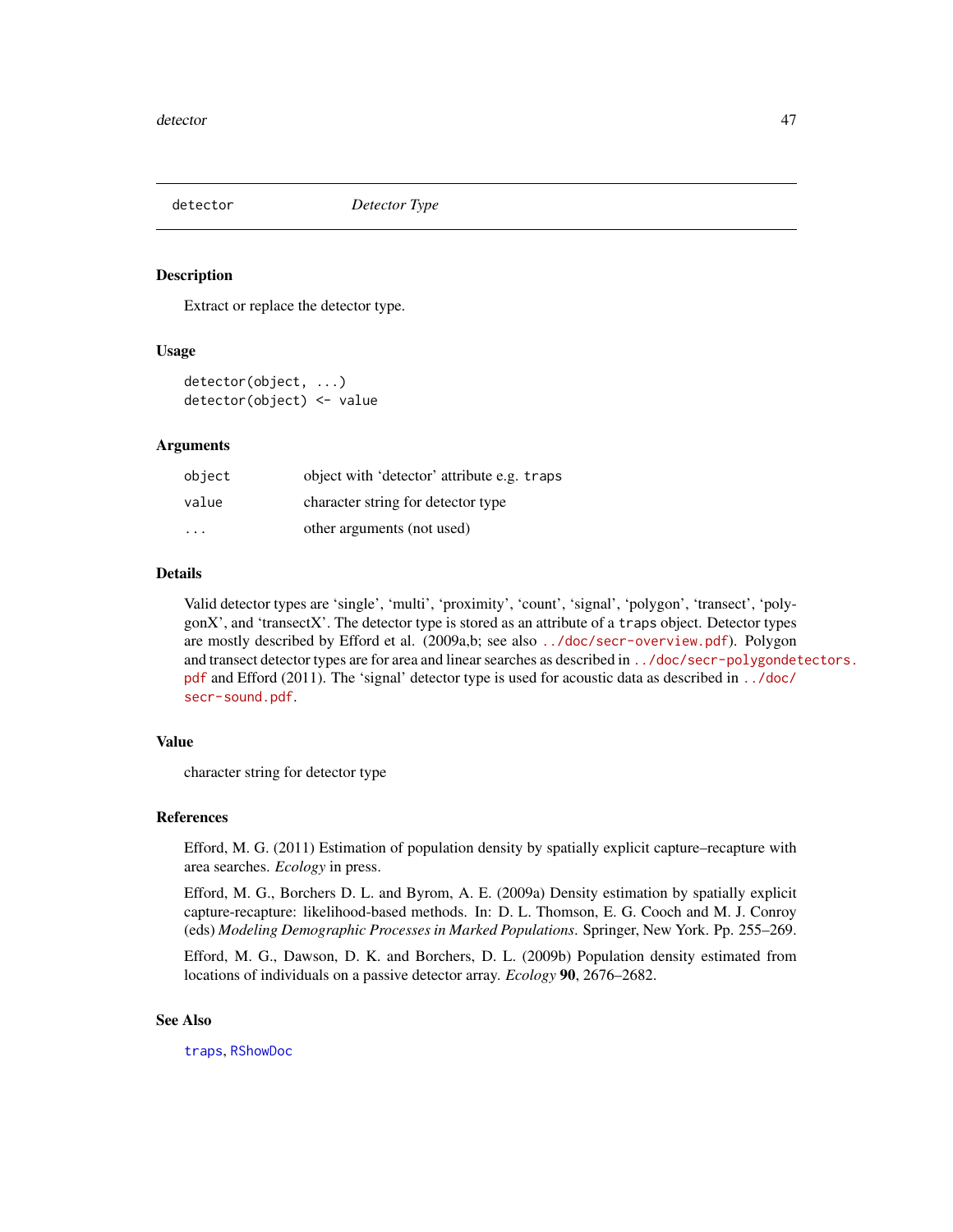`detector` *Detector Type*

## Description

Extract or replace the detector type.

## Usage

```
detector(object, ...)
detector(object) <- value
```

## Arguments

| | |
|---|---|
| `object` | object with 'detector' attribute e.g. `traps` |
| `value` | character string for detector type |
| `...` | other arguments (not used) |

## Details

Valid detector types are 'single', 'multi', 'proximity', 'count', 'signal', 'polygon', 'transect', 'polygonX', and 'transectX'. The detector type is stored as an attribute of a `traps` object. Detector types are mostly described by Efford et al. (2009a,b; see also `../doc/secr-overview.pdf`). Polygon and transect detector types are for area and linear searches as described in `../doc/secr-polygondetectors.pdf` and Efford (2011). The 'signal' detector type is used for acoustic data as described in `../doc/secr-sound.pdf`.

## Value

character string for detector type

## References

Efford, M. G. (2011) Estimation of population density by spatially explicit capture–recapture with area searches. *Ecology* in press.

Efford, M. G., Borchers D. L. and Byrom, A. E. (2009a) Density estimation by spatially explicit capture-recapture: likelihood-based methods. In: D. L. Thomson, E. G. Cooch and M. J. Conroy (eds) *Modeling Demographic Processes in Marked Populations*. Springer, New York. Pp. 255–269.

Efford, M. G., Dawson, D. K. and Borchers, D. L. (2009b) Population density estimated from locations of individuals on a passive detector array. *Ecology* **90**, 2676–2682.

## See Also

`traps`, `RShowDoc`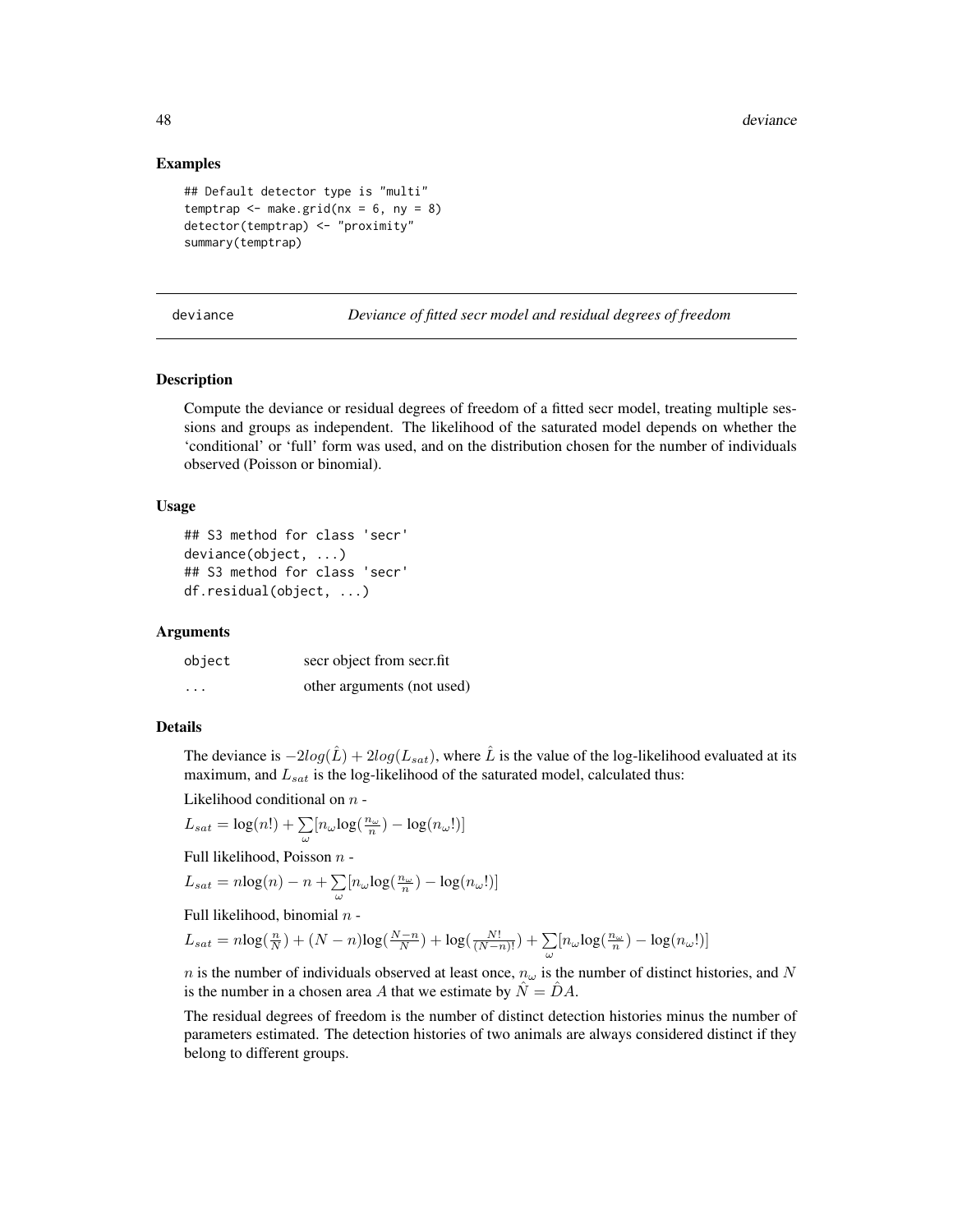### Examples

```
## Default detector type is "multi"
temptrap <- make.grid(nx = 6, ny = 8)
detector(temptrap) <- "proximity"
summary(temptrap)
```

---

## deviance — *Deviance of fitted secr model and residual degrees of freedom*

---

### Description

Compute the deviance or residual degrees of freedom of a fitted secr model, treating multiple sessions and groups as independent. The likelihood of the saturated model depends on whether the 'conditional' or 'full' form was used, and on the distribution chosen for the number of individuals observed (Poisson or binomial).

### Usage

```
## S3 method for class 'secr'
deviance(object, ...)
## S3 method for class 'secr'
df.residual(object, ...)
```

### Arguments

| | |
|---|---|
| object | secr object from secr.fit |
| ... | other arguments (not used) |

### Details

The deviance is $-2log(\hat{L}) + 2log(L_{sat})$, where $\hat{L}$ is the value of the log-likelihood evaluated at its maximum, and $L_{sat}$ is the log-likelihood of the saturated model, calculated thus:

Likelihood conditional on $n$ -

$L_{sat} = \log(n!) + \sum_{\omega}[n_{\omega}\log(\frac{n_{\omega}}{n}) - \log(n_{\omega}!)]$

Full likelihood, Poisson $n$ -

$L_{sat} = n\log(n) - n + \sum_{\omega}[n_{\omega}\log(\frac{n_{\omega}}{n}) - \log(n_{\omega}!)]$

Full likelihood, binomial $n$ -

$L_{sat} = n\log(\frac{n}{N}) + (N-n)\log(\frac{N-n}{N}) + \log(\frac{N!}{(N-n)!}) + \sum_{\omega}[n_{\omega}\log(\frac{n_{\omega}}{n}) - \log(n_{\omega}!)]$

$n$ is the number of individuals observed at least once, $n_{\omega}$ is the number of distinct histories, and $N$ is the number in a chosen area $A$ that we estimate by $\hat{N} = \hat{D}A$.

The residual degrees of freedom is the number of distinct detection histories minus the number of parameters estimated. The detection histories of two animals are always considered distinct if they belong to different groups.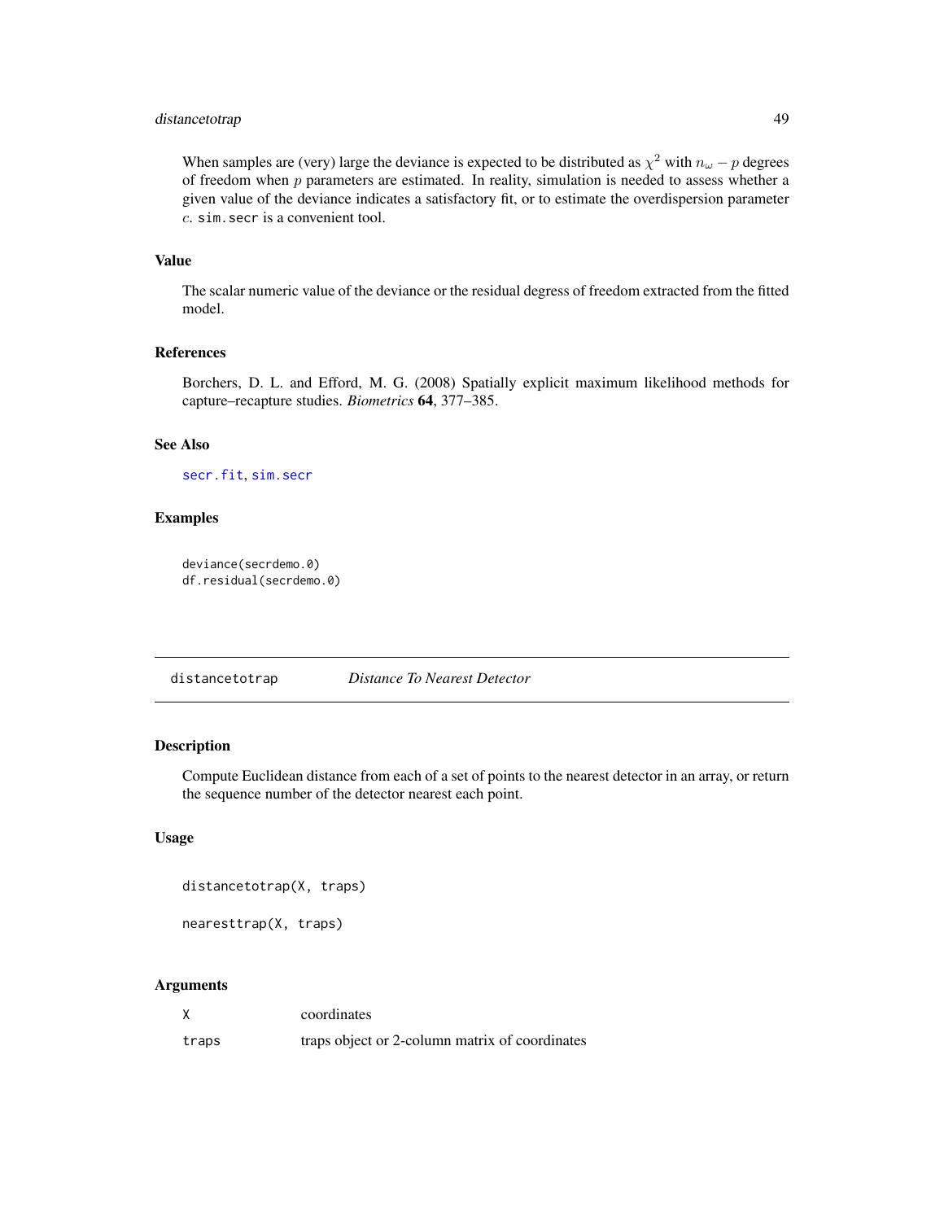When samples are (very) large the deviance is expected to be distributed as $\chi^2$ with $n_\omega - p$ degrees of freedom when $p$ parameters are estimated. In reality, simulation is needed to assess whether a given value of the deviance indicates a satisfactory fit, or to estimate the overdispersion parameter $c$. `sim.secr` is a convenient tool.

### Value

The scalar numeric value of the deviance or the residual degress of freedom extracted from the fitted model.

### References

Borchers, D. L. and Efford, M. G. (2008) Spatially explicit maximum likelihood methods for capture–recapture studies. *Biometrics* **64**, 377–385.

### See Also

`secr.fit`, `sim.secr`

### Examples

```
deviance(secrdemo.0)
df.residual(secrdemo.0)
```

---

## distancetotrap *Distance To Nearest Detector*

### Description

Compute Euclidean distance from each of a set of points to the nearest detector in an array, or return the sequence number of the detector nearest each point.

### Usage

```
distancetotrap(X, traps)

nearesttrap(X, traps)
```

### Arguments

| | |
|---|---|
| `X` | coordinates |
| `traps` | traps object or 2-column matrix of coordinates |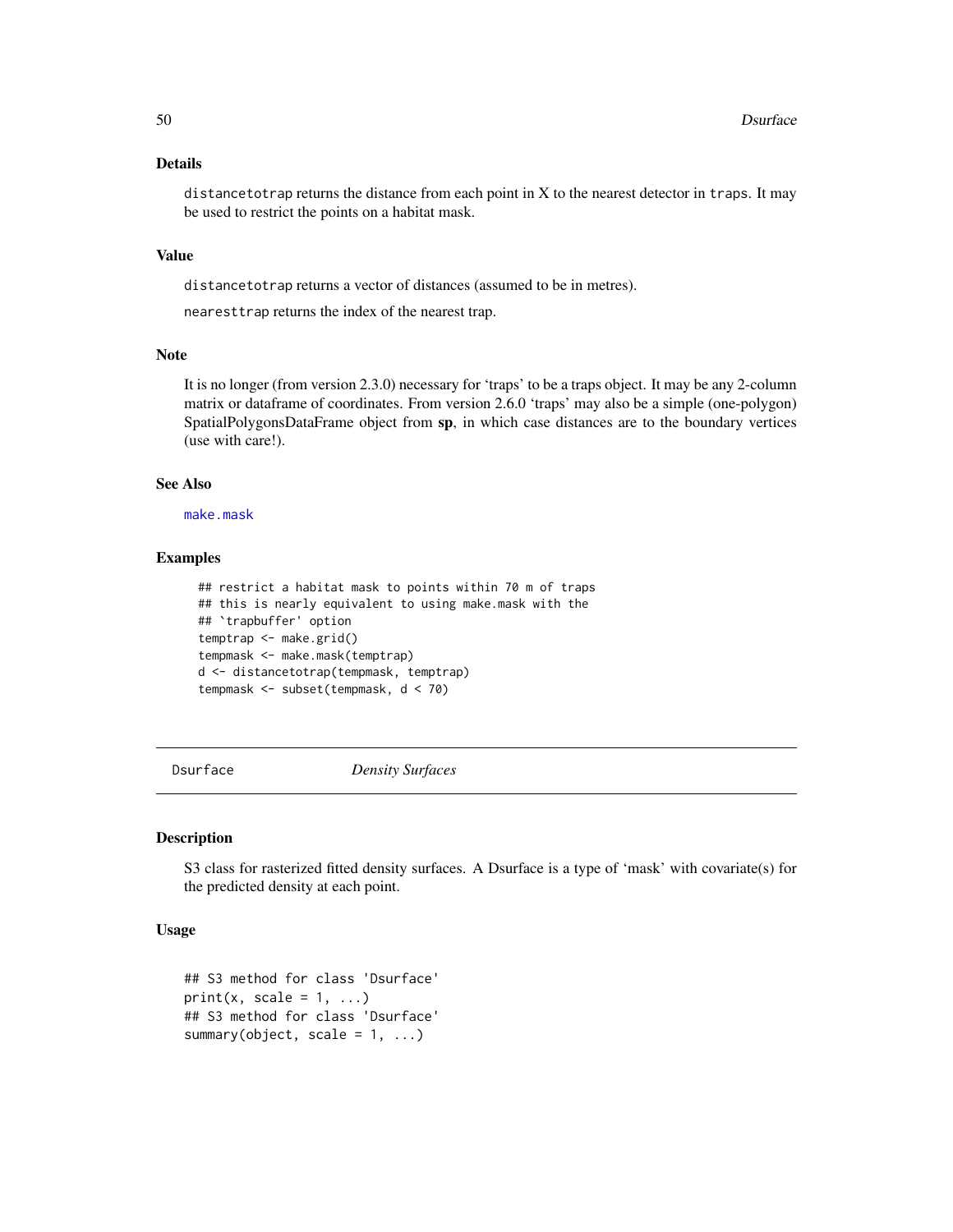### Details

`distancetotrap` returns the distance from each point in X to the nearest detector in `traps`. It may be used to restrict the points on a habitat mask.

### Value

`distancetotrap` returns a vector of distances (assumed to be in metres).

`nearesttrap` returns the index of the nearest trap.

### Note

It is no longer (from version 2.3.0) necessary for 'traps' to be a traps object. It may be any 2-column matrix or dataframe of coordinates. From version 2.6.0 'traps' may also be a simple (one-polygon) SpatialPolygonsDataFrame object from **sp**, in which case distances are to the boundary vertices (use with care!).

### See Also

`make.mask`

### Examples

```
## restrict a habitat mask to points within 70 m of traps
## this is nearly equivalent to using make.mask with the
## `trapbuffer' option
temptrap <- make.grid()
tempmask <- make.mask(temptrap)
d <- distancetotrap(tempmask, temptrap)
tempmask <- subset(tempmask, d < 70)
```

---

## Dsurface — *Density Surfaces*

---

### Description

S3 class for rasterized fitted density surfaces. A Dsurface is a type of 'mask' with covariate(s) for the predicted density at each point.

### Usage

```
## S3 method for class 'Dsurface'
print(x, scale = 1, ...)
## S3 method for class 'Dsurface'
summary(object, scale = 1, ...)
```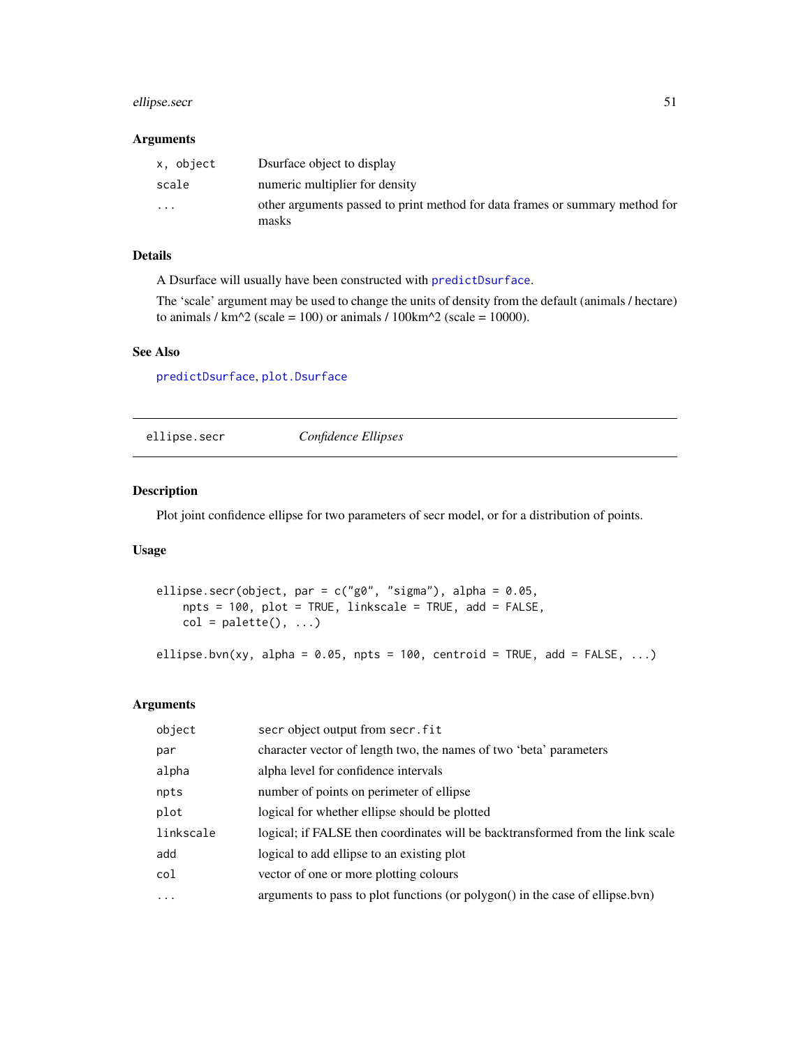### Arguments

| | |
|---|---|
| `x, object` | Dsurface object to display |
| `scale` | numeric multiplier for density |
| `...` | other arguments passed to print method for data frames or summary method for masks |

### Details

A Dsurface will usually have been constructed with `predictDsurface`.

The 'scale' argument may be used to change the units of density from the default (animals / hectare) to animals / km^2 (scale = 100) or animals / 100km^2 (scale = 10000).

### See Also

`predictDsurface`, `plot.Dsurface`

---

## ellipse.secr *Confidence Ellipses*

### Description

Plot joint confidence ellipse for two parameters of secr model, or for a distribution of points.

### Usage

```
ellipse.secr(object, par = c("g0", "sigma"), alpha = 0.05,
    npts = 100, plot = TRUE, linkscale = TRUE, add = FALSE,
    col = palette(), ...)

ellipse.bvn(xy, alpha = 0.05, npts = 100, centroid = TRUE, add = FALSE, ...)
```

### Arguments

| | |
|---|---|
| `object` | secr object output from `secr.fit` |
| `par` | character vector of length two, the names of two 'beta' parameters |
| `alpha` | alpha level for confidence intervals |
| `npts` | number of points on perimeter of ellipse |
| `plot` | logical for whether ellipse should be plotted |
| `linkscale` | logical; if FALSE then coordinates will be backtransformed from the link scale |
| `add` | logical to add ellipse to an existing plot |
| `col` | vector of one or more plotting colours |
| `...` | arguments to pass to plot functions (or polygon() in the case of ellipse.bvn) |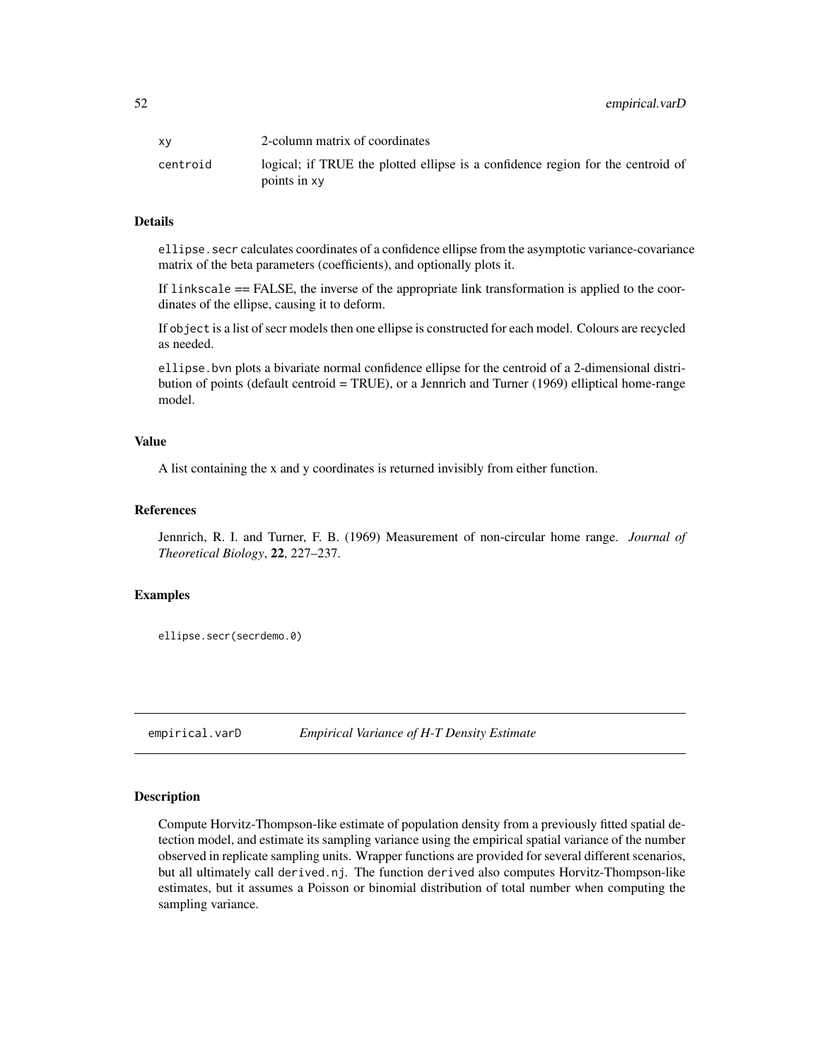| | |
|---|---|
| xy | 2-column matrix of coordinates |
| centroid | logical; if TRUE the plotted ellipse is a confidence region for the centroid of points in xy |

### Details

ellipse.secr calculates coordinates of a confidence ellipse from the asymptotic variance-covariance matrix of the beta parameters (coefficients), and optionally plots it.

If linkscale == FALSE, the inverse of the appropriate link transformation is applied to the coordinates of the ellipse, causing it to deform.

If object is a list of secr models then one ellipse is constructed for each model. Colours are recycled as needed.

ellipse.bvn plots a bivariate normal confidence ellipse for the centroid of a 2-dimensional distribution of points (default centroid = TRUE), or a Jennrich and Turner (1969) elliptical home-range model.

### Value

A list containing the x and y coordinates is returned invisibly from either function.

### References

Jennrich, R. I. and Turner, F. B. (1969) Measurement of non-circular home range. *Journal of Theoretical Biology*, **22**, 227–237.

### Examples

```
ellipse.secr(secrdemo.0)
```

## empirical.varD *Empirical Variance of H-T Density Estimate*

### Description

Compute Horvitz-Thompson-like estimate of population density from a previously fitted spatial detection model, and estimate its sampling variance using the empirical spatial variance of the number observed in replicate sampling units. Wrapper functions are provided for several different scenarios, but all ultimately call derived.nj. The function derived also computes Horvitz-Thompson-like estimates, but it assumes a Poisson or binomial distribution of total number when computing the sampling variance.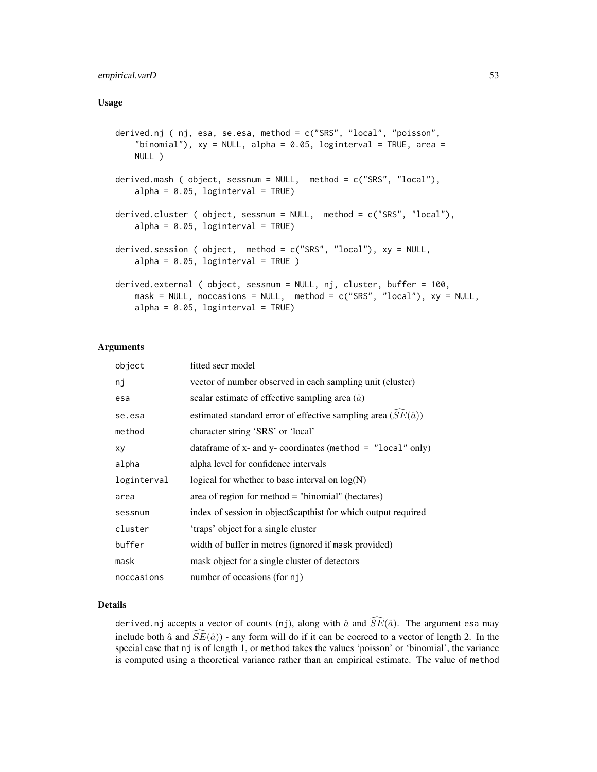### Usage

```
derived.nj ( nj, esa, se.esa, method = c("SRS", "local", "poisson",
    "binomial"), xy = NULL, alpha = 0.05, loginterval = TRUE, area =
    NULL )

derived.mash ( object, sessnum = NULL,  method = c("SRS", "local"),
    alpha = 0.05, loginterval = TRUE)

derived.cluster ( object, sessnum = NULL,  method = c("SRS", "local"),
    alpha = 0.05, loginterval = TRUE)

derived.session ( object,  method = c("SRS", "local"), xy = NULL,
    alpha = 0.05, loginterval = TRUE )

derived.external ( object, sessnum = NULL, nj, cluster, buffer = 100,
    mask = NULL, noccasions = NULL,  method = c("SRS", "local"), xy = NULL,
    alpha = 0.05, loginterval = TRUE)
```

### Arguments

| | |
|---|---|
| `object` | fitted secr model |
| `nj` | vector of number observed in each sampling unit (cluster) |
| `esa` | scalar estimate of effective sampling area ($\hat{a}$) |
| `se.esa` | estimated standard error of effective sampling area ($\widehat{SE}(\hat{a})$) |
| `method` | character string 'SRS' or 'local' |
| `xy` | dataframe of x- and y- coordinates (`method = "local"` only) |
| `alpha` | alpha level for confidence intervals |
| `loginterval` | logical for whether to base interval on log(N) |
| `area` | area of region for method = "binomial" (hectares) |
| `sessnum` | index of session in object$capthist for which output required |
| `cluster` | 'traps' object for a single cluster |
| `buffer` | width of buffer in metres (ignored if `mask` provided) |
| `mask` | mask object for a single cluster of detectors |
| `noccasions` | number of occasions (for `nj`) |

### Details

`derived.nj` accepts a vector of counts (`nj`), along with $\hat{a}$ and $\widehat{SE}(\hat{a})$. The argument `esa` may include both $\hat{a}$ and $\widehat{SE}(\hat{a})$) - any form will do if it can be coerced to a vector of length 2. In the special case that `nj` is of length 1, or `method` takes the values 'poisson' or 'binomial', the variance is computed using a theoretical variance rather than an empirical estimate. The value of `method`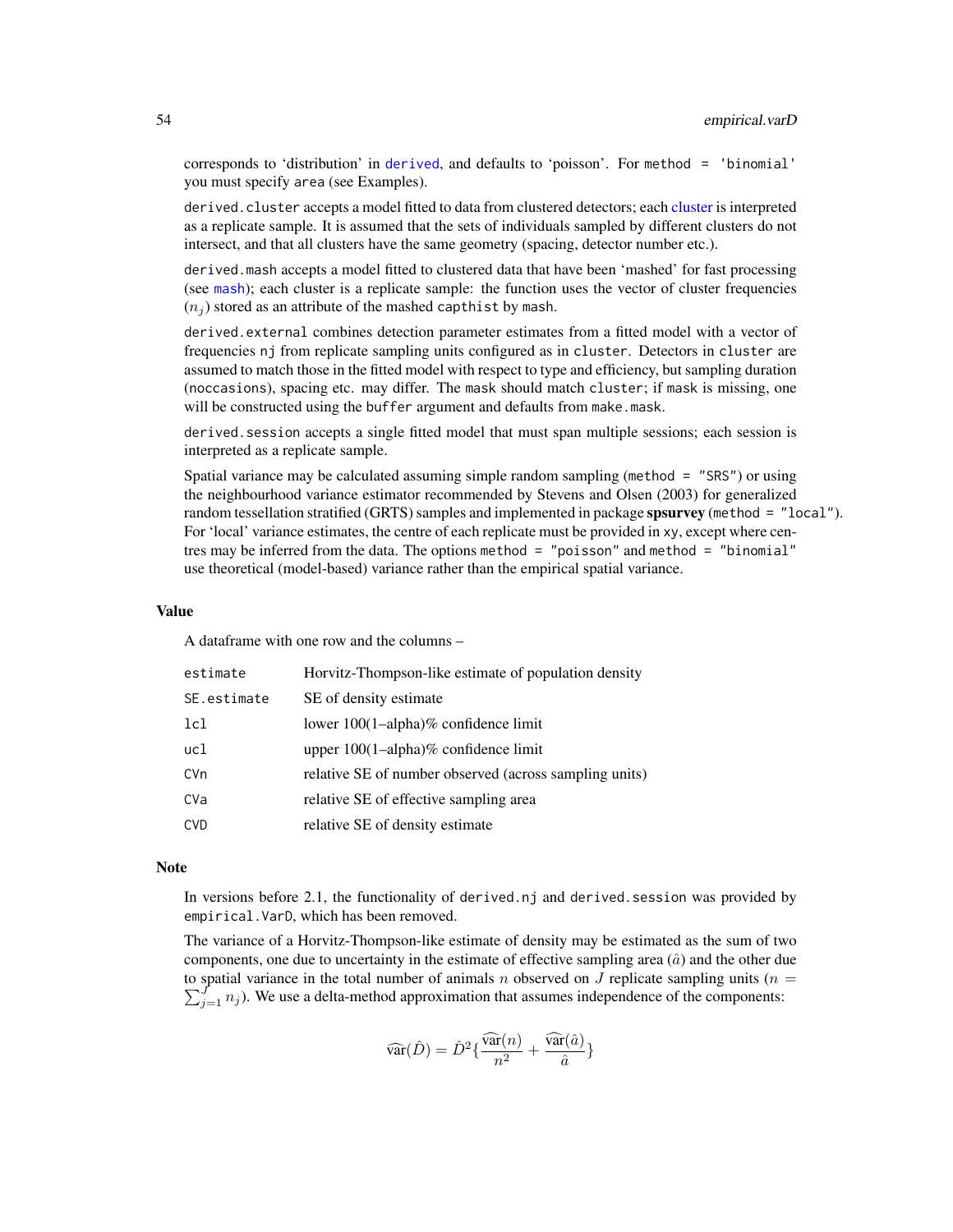corresponds to 'distribution' in `derived`, and defaults to 'poisson'. For `method = 'binomial'` you must specify `area` (see Examples).

`derived.cluster` accepts a model fitted to data from clustered detectors; each cluster is interpreted as a replicate sample. It is assumed that the sets of individuals sampled by different clusters do not intersect, and that all clusters have the same geometry (spacing, detector number etc.).

`derived.mash` accepts a model fitted to clustered data that have been 'mashed' for fast processing (see `mash`); each cluster is a replicate sample: the function uses the vector of cluster frequencies ($n_j$) stored as an attribute of the mashed `capthist` by `mash`.

`derived.external` combines detection parameter estimates from a fitted model with a vector of frequencies `nj` from replicate sampling units configured as in `cluster`. Detectors in `cluster` are assumed to match those in the fitted model with respect to type and efficiency, but sampling duration (`noccasions`), spacing etc. may differ. The `mask` should match `cluster`; if `mask` is missing, one will be constructed using the `buffer` argument and defaults from `make.mask`.

`derived.session` accepts a single fitted model that must span multiple sessions; each session is interpreted as a replicate sample.

Spatial variance may be calculated assuming simple random sampling (`method = "SRS"`) or using the neighbourhood variance estimator recommended by Stevens and Olsen (2003) for generalized random tessellation stratified (GRTS) samples and implemented in package **spsurvey** (`method = "local"`). For 'local' variance estimates, the centre of each replicate must be provided in `xy`, except where centres may be inferred from the data. The options `method = "poisson"` and `method = "binomial"` use theoretical (model-based) variance rather than the empirical spatial variance.

## Value

A dataframe with one row and the columns –

| | |
|---|---|
| `estimate` | Horvitz-Thompson-like estimate of population density |
| `SE.estimate` | SE of density estimate |
| `lcl` | lower 100(1–alpha)% confidence limit |
| `ucl` | upper 100(1–alpha)% confidence limit |
| `CVn` | relative SE of number observed (across sampling units) |
| `CVa` | relative SE of effective sampling area |
| `CVD` | relative SE of density estimate |

## Note

In versions before 2.1, the functionality of `derived.nj` and `derived.session` was provided by `empirical.VarD`, which has been removed.

The variance of a Horvitz-Thompson-like estimate of density may be estimated as the sum of two components, one due to uncertainty in the estimate of effective sampling area ($\hat{a}$) and the other due to spatial variance in the total number of animals $n$ observed on $J$ replicate sampling units ($n = \sum_{j=1}^{J} n_j$). We use a delta-method approximation that assumes independence of the components:

$$\widehat{\mathrm{var}}(\hat{D}) = \hat{D}^2 \{ \frac{\widehat{\mathrm{var}}(n)}{n^2} + \frac{\widehat{\mathrm{var}}(\hat{a})}{\hat{a}} \}$$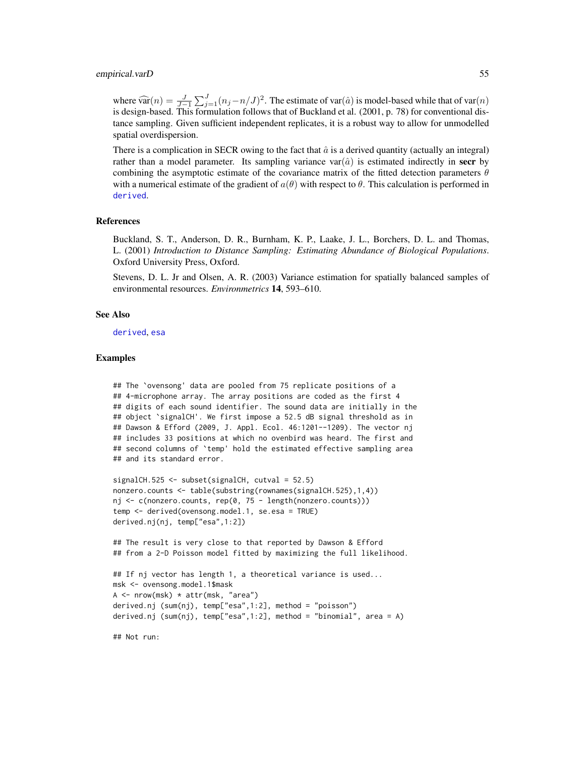where $\widehat{\text{var}}(n) = \frac{J}{J-1} \sum_{j=1}^{J} (n_j - n/J)^2$. The estimate of $\text{var}(\hat{a})$ is model-based while that of $\text{var}(n)$ is design-based. This formulation follows that of Buckland et al. (2001, p. 78) for conventional distance sampling. Given sufficient independent replicates, it is a robust way to allow for unmodelled spatial overdispersion.

There is a complication in SECR owing to the fact that $\hat{a}$ is a derived quantity (actually an integral) rather than a model parameter. Its sampling variance $\text{var}(\hat{a})$ is estimated indirectly in **secr** by combining the asymptotic estimate of the covariance matrix of the fitted detection parameters $\theta$ with a numerical estimate of the gradient of $a(\theta)$ with respect to $\theta$. This calculation is performed in `derived`.

### References

Buckland, S. T., Anderson, D. R., Burnham, K. P., Laake, J. L., Borchers, D. L. and Thomas, L. (2001) *Introduction to Distance Sampling: Estimating Abundance of Biological Populations*. Oxford University Press, Oxford.

Stevens, D. L. Jr and Olsen, A. R. (2003) Variance estimation for spatially balanced samples of environmental resources. *Environmetrics* **14**, 593–610.

### See Also

`derived`, `esa`

### Examples

```
## The `ovensong' data are pooled from 75 replicate positions of a
## 4-microphone array. The array positions are coded as the first 4
## digits of each sound identifier. The sound data are initially in the
## object `signalCH'. We first impose a 52.5 dB signal threshold as in
## Dawson & Efford (2009, J. Appl. Ecol. 46:1201--1209). The vector nj
## includes 33 positions at which no ovenbird was heard. The first and
## second columns of `temp' hold the estimated effective sampling area
## and its standard error.

signalCH.525 <- subset(signalCH, cutval = 52.5)
nonzero.counts <- table(substring(rownames(signalCH.525),1,4))
nj <- c(nonzero.counts, rep(0, 75 - length(nonzero.counts)))
temp <- derived(ovensong.model.1, se.esa = TRUE)
derived.nj(nj, temp["esa",1:2])

## The result is very close to that reported by Dawson & Efford
## from a 2-D Poisson model fitted by maximizing the full likelihood.

## If nj vector has length 1, a theoretical variance is used...
msk <- ovensong.model.1$mask
A <- nrow(msk) * attr(msk, "area")
derived.nj (sum(nj), temp["esa",1:2], method = "poisson")
derived.nj (sum(nj), temp["esa",1:2], method = "binomial", area = A)

## Not run:
```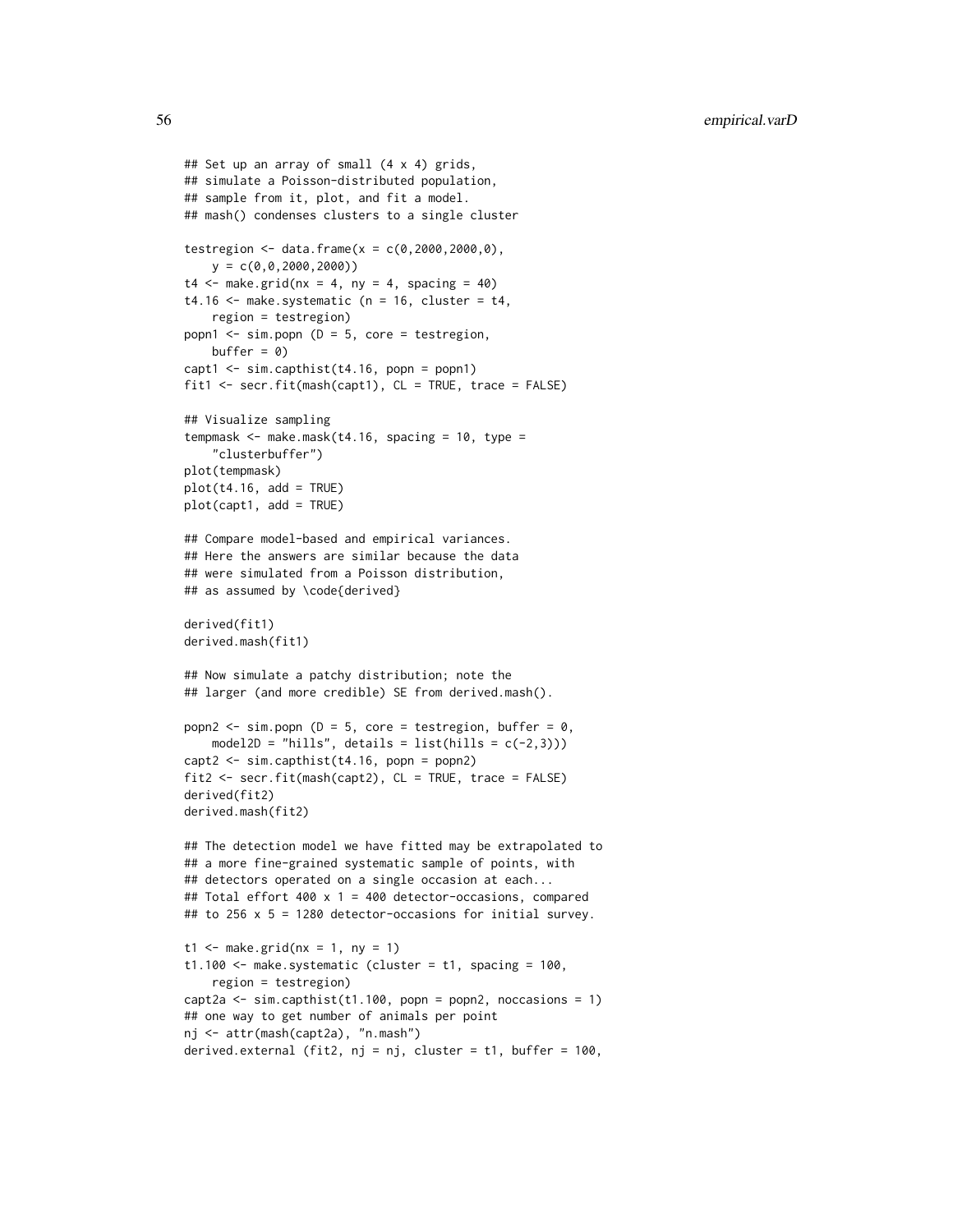```
## Set up an array of small (4 x 4) grids,
## simulate a Poisson-distributed population,
## sample from it, plot, and fit a model.
## mash() condenses clusters to a single cluster

testregion <- data.frame(x = c(0,2000,2000,0),
    y = c(0,0,2000,2000))
t4 <- make.grid(nx = 4, ny = 4, spacing = 40)
t4.16 <- make.systematic (n = 16, cluster = t4,
    region = testregion)
popn1 <- sim.popn (D = 5, core = testregion,
    buffer = 0)
capt1 <- sim.capthist(t4.16, popn = popn1)
fit1 <- secr.fit(mash(capt1), CL = TRUE, trace = FALSE)

## Visualize sampling
tempmask <- make.mask(t4.16, spacing = 10, type =
    "clusterbuffer")
plot(tempmask)
plot(t4.16, add = TRUE)
plot(capt1, add = TRUE)

## Compare model-based and empirical variances.
## Here the answers are similar because the data
## were simulated from a Poisson distribution,
## as assumed by \code{derived}

derived(fit1)
derived.mash(fit1)

## Now simulate a patchy distribution; note the
## larger (and more credible) SE from derived.mash().

popn2 <- sim.popn (D = 5, core = testregion, buffer = 0,
    model2D = "hills", details = list(hills = c(-2,3)))
capt2 <- sim.capthist(t4.16, popn = popn2)
fit2 <- secr.fit(mash(capt2), CL = TRUE, trace = FALSE)
derived(fit2)
derived.mash(fit2)

## The detection model we have fitted may be extrapolated to
## a more fine-grained systematic sample of points, with
## detectors operated on a single occasion at each...
## Total effort 400 x 1 = 400 detector-occasions, compared
## to 256 x 5 = 1280 detector-occasions for initial survey.

t1 <- make.grid(nx = 1, ny = 1)
t1.100 <- make.systematic (cluster = t1, spacing = 100,
    region = testregion)
capt2a <- sim.capthist(t1.100, popn = popn2, noccasions = 1)
## one way to get number of animals per point
nj <- attr(mash(capt2a), "n.mash")
derived.external (fit2, nj = nj, cluster = t1, buffer = 100,
```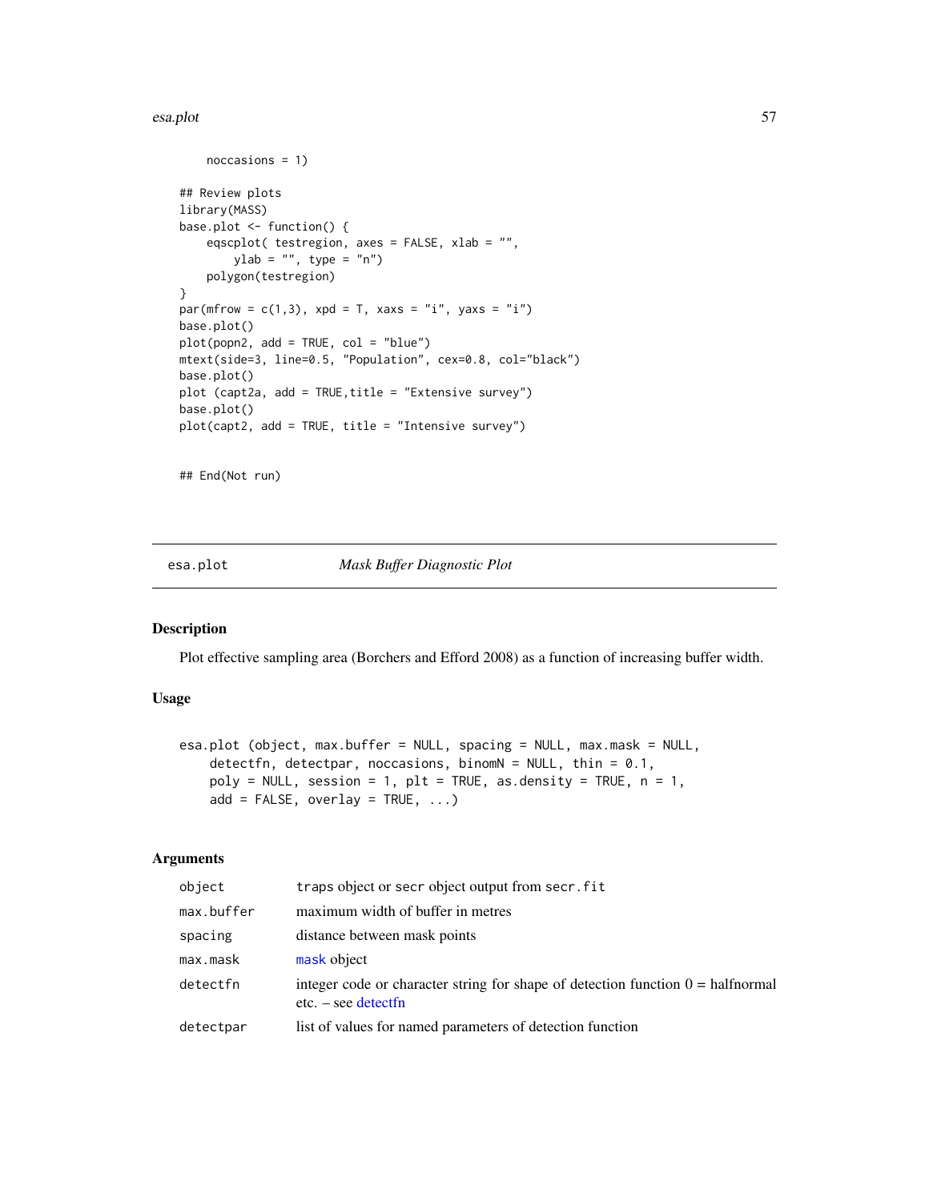```
    noccasions = 1)

## Review plots
library(MASS)
base.plot <- function() {
    eqscplot( testregion, axes = FALSE, xlab = "",
        ylab = "", type = "n")
    polygon(testregion)
}
par(mfrow = c(1,3), xpd = T, xaxs = "i", yaxs = "i")
base.plot()
plot(popn2, add = TRUE, col = "blue")
mtext(side=3, line=0.5, "Population", cex=0.8, col="black")
base.plot()
plot (capt2a, add = TRUE,title = "Extensive survey")
base.plot()
plot(capt2, add = TRUE, title = "Intensive survey")


## End(Not run)
```

---

esa.plot    *Mask Buffer Diagnostic Plot*

---

## Description

Plot effective sampling area (Borchers and Efford 2008) as a function of increasing buffer width.

## Usage

```
esa.plot (object, max.buffer = NULL, spacing = NULL, max.mask = NULL,
    detectfn, detectpar, noccasions, binomN = NULL, thin = 0.1,
    poly = NULL, session = 1, plt = TRUE, as.density = TRUE, n = 1,
    add = FALSE, overlay = TRUE, ...)
```

## Arguments

| | |
|---|---|
| object | traps object or secr object output from secr.fit |
| max.buffer | maximum width of buffer in metres |
| spacing | distance between mask points |
| max.mask | mask object |
| detectfn | integer code or character string for shape of detection function 0 = halfnormal etc. – see detectfn |
| detectpar | list of values for named parameters of detection function |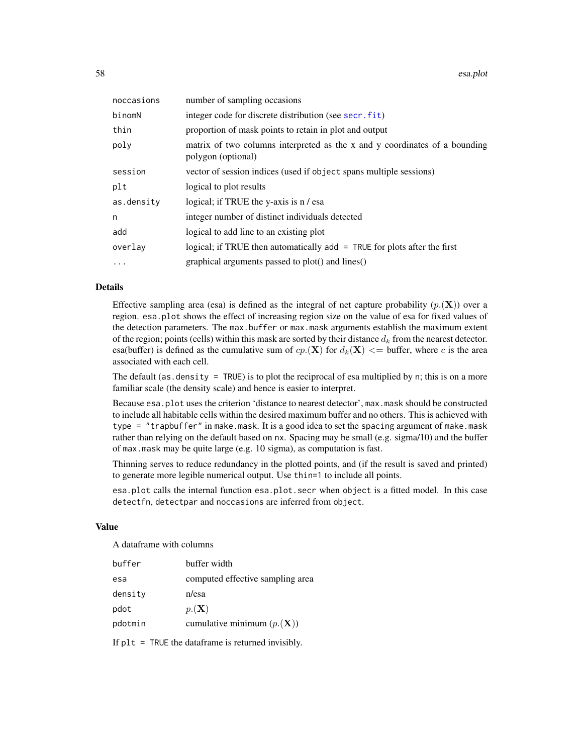| | |
|---|---|
| noccasions | number of sampling occasions |
| binomN | integer code for discrete distribution (see secr.fit) |
| thin | proportion of mask points to retain in plot and output |
| poly | matrix of two columns interpreted as the x and y coordinates of a bounding polygon (optional) |
| session | vector of session indices (used if object spans multiple sessions) |
| plt | logical to plot results |
| as.density | logical; if TRUE the y-axis is n / esa |
| n | integer number of distinct individuals detected |
| add | logical to add line to an existing plot |
| overlay | logical; if TRUE then automatically add = TRUE for plots after the first |
| ... | graphical arguments passed to plot() and lines() |

## Details

Effective sampling area (esa) is defined as the integral of net capture probability ($p.(\mathbf{X})$) over a region. esa.plot shows the effect of increasing region size on the value of esa for fixed values of the detection parameters. The max.buffer or max.mask arguments establish the maximum extent of the region; points (cells) within this mask are sorted by their distance $d_k$ from the nearest detector. esa(buffer) is defined as the cumulative sum of $cp.(\mathbf{X})$ for $d_k(\mathbf{X}) <=$ buffer, where $c$ is the area associated with each cell.

The default (as.density = TRUE) is to plot the reciprocal of esa multiplied by n; this is on a more familiar scale (the density scale) and hence is easier to interpret.

Because esa.plot uses the criterion 'distance to nearest detector', max.mask should be constructed to include all habitable cells within the desired maximum buffer and no others. This is achieved with type = "trapbuffer" in make.mask. It is a good idea to set the spacing argument of make.mask rather than relying on the default based on nx. Spacing may be small (e.g. sigma/10) and the buffer of max.mask may be quite large (e.g. 10 sigma), as computation is fast.

Thinning serves to reduce redundancy in the plotted points, and (if the result is saved and printed) to generate more legible numerical output. Use thin=1 to include all points.

esa.plot calls the internal function esa.plot.secr when object is a fitted model. In this case detectfn, detectpar and noccasions are inferred from object.

## Value

A dataframe with columns

| | |
|---|---|
| buffer | buffer width |
| esa | computed effective sampling area |
| density | n/esa |
| pdot | $p.(\mathbf{X})$ |
| pdotmin | cumulative minimum ($p.(\mathbf{X})$) |

If plt = TRUE the dataframe is returned invisibly.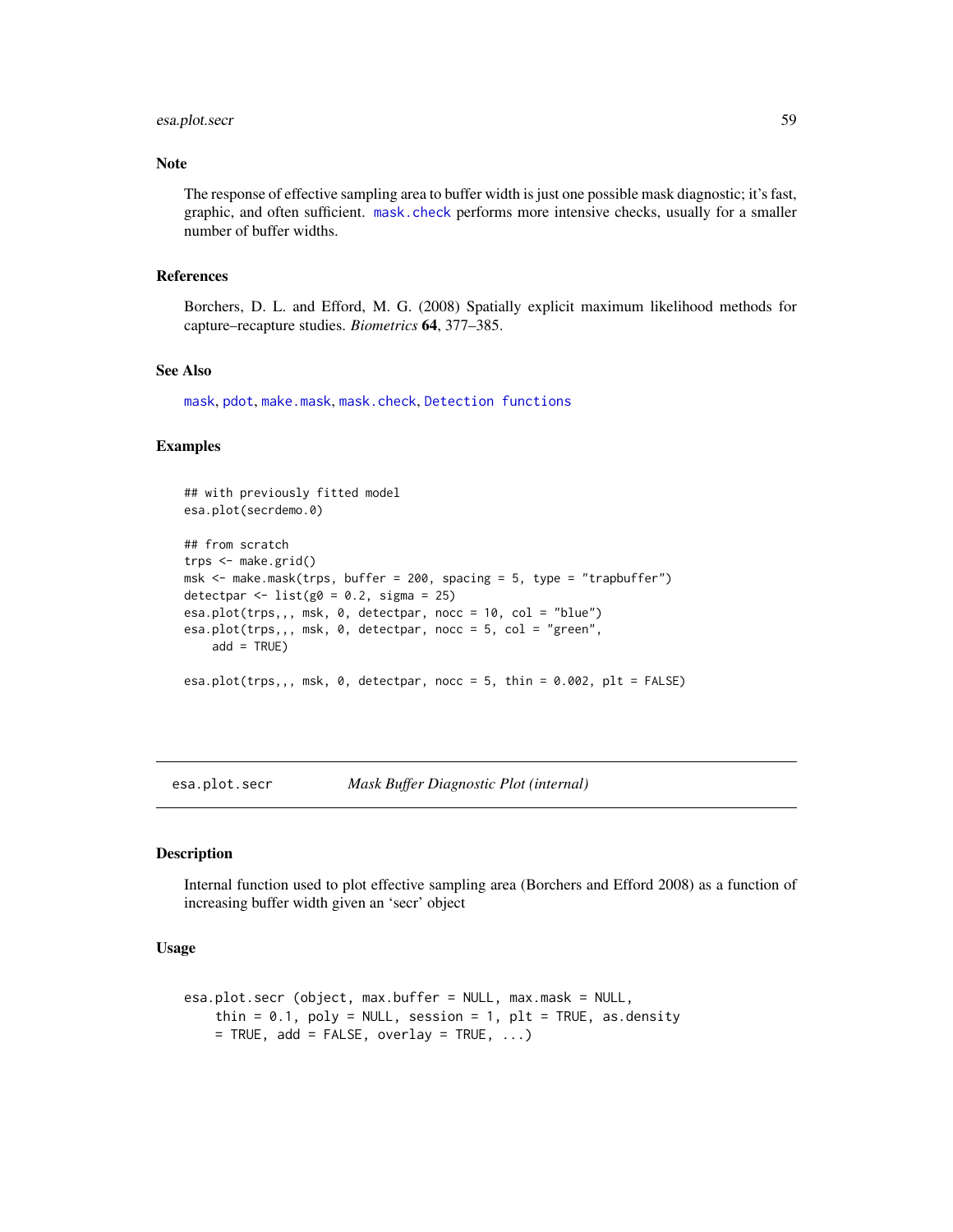### Note

The response of effective sampling area to buffer width is just one possible mask diagnostic; it's fast, graphic, and often sufficient. `mask.check` performs more intensive checks, usually for a smaller number of buffer widths.

### References

Borchers, D. L. and Efford, M. G. (2008) Spatially explicit maximum likelihood methods for capture–recapture studies. *Biometrics* **64**, 377–385.

### See Also

`mask`, `pdot`, `make.mask`, `mask.check`, `Detection functions`

### Examples

```
## with previously fitted model
esa.plot(secrdemo.0)

## from scratch
trps <- make.grid()
msk <- make.mask(trps, buffer = 200, spacing = 5, type = "trapbuffer")
detectpar <- list(g0 = 0.2, sigma = 25)
esa.plot(trps,,, msk, 0, detectpar, nocc = 10, col = "blue")
esa.plot(trps,,, msk, 0, detectpar, nocc = 5, col = "green",
    add = TRUE)

esa.plot(trps,,, msk, 0, detectpar, nocc = 5, thin = 0.002, plt = FALSE)
```

---

## esa.plot.secr — *Mask Buffer Diagnostic Plot (internal)*

### Description

Internal function used to plot effective sampling area (Borchers and Efford 2008) as a function of increasing buffer width given an 'secr' object

### Usage

```
esa.plot.secr (object, max.buffer = NULL, max.mask = NULL,
    thin = 0.1, poly = NULL, session = 1, plt = TRUE, as.density
    = TRUE, add = FALSE, overlay = TRUE, ...)
```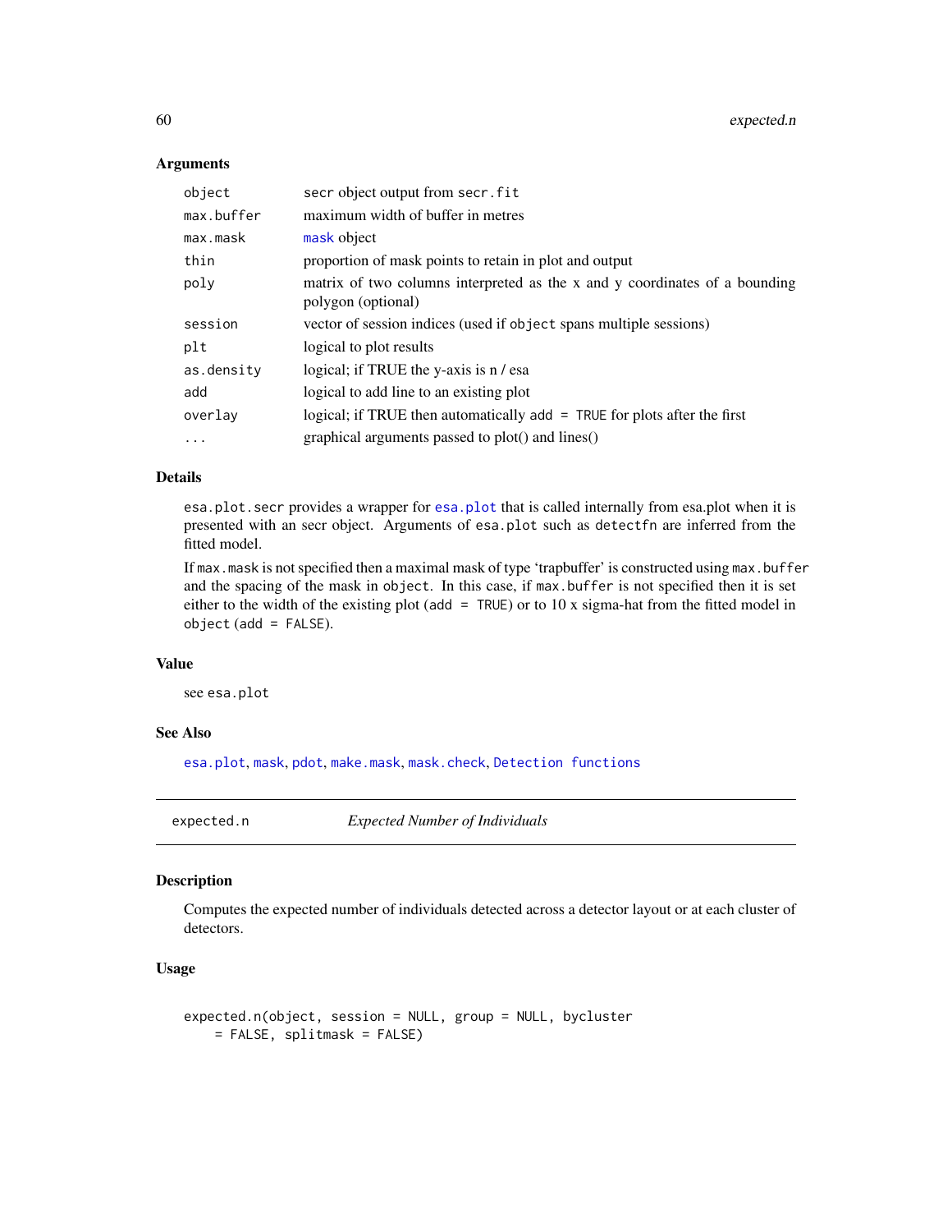### Arguments

| | |
|---|---|
| `object` | secr object output from `secr.fit` |
| `max.buffer` | maximum width of buffer in metres |
| `max.mask` | `mask` object |
| `thin` | proportion of mask points to retain in plot and output |
| `poly` | matrix of two columns interpreted as the x and y coordinates of a bounding polygon (optional) |
| `session` | vector of session indices (used if `object` spans multiple sessions) |
| `plt` | logical to plot results |
| `as.density` | logical; if TRUE the y-axis is n / esa |
| `add` | logical to add line to an existing plot |
| `overlay` | logical; if TRUE then automatically `add = TRUE` for plots after the first |
| `...` | graphical arguments passed to plot() and lines() |

### Details

`esa.plot.secr` provides a wrapper for `esa.plot` that is called internally from esa.plot when it is presented with an secr object. Arguments of `esa.plot` such as `detectfn` are inferred from the fitted model.

If `max.mask` is not specified then a maximal mask of type 'trapbuffer' is constructed using `max.buffer` and the spacing of the mask in `object`. In this case, if `max.buffer` is not specified then it is set either to the width of the existing plot (`add = TRUE`) or to 10 x sigma-hat from the fitted model in `object` (`add = FALSE`).

### Value

see `esa.plot`

### See Also

`esa.plot`, `mask`, `pdot`, `make.mask`, `mask.check`, `Detection functions`

---

`expected.n` *Expected Number of Individuals*

---

### Description

Computes the expected number of individuals detected across a detector layout or at each cluster of detectors.

### Usage

```
expected.n(object, session = NULL, group = NULL, bycluster
    = FALSE, splitmask = FALSE)
```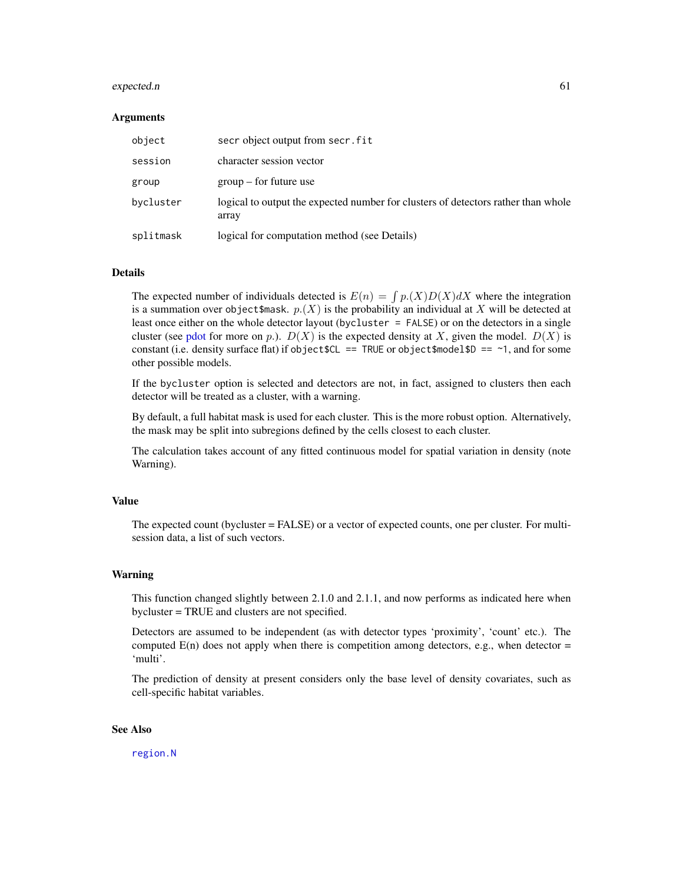## Arguments

| | |
|---|---|
| `object` | `secr` object output from `secr.fit` |
| `session` | character session vector |
| `group` | group – for future use |
| `bycluster` | logical to output the expected number for clusters of detectors rather than whole array |
| `splitmask` | logical for computation method (see Details) |

## Details

The expected number of individuals detected is $E(n) = \int p.(X)D(X)dX$ where the integration is a summation over `object$mask`. $p.(X)$ is the probability an individual at $X$ will be detected at least once either on the whole detector layout (`bycluster = FALSE`) or on the detectors in a single cluster (see pdot for more on $p.$). $D(X)$ is the expected density at $X$, given the model. $D(X)$ is constant (i.e. density surface flat) if `object$CL == TRUE` or `object$model$D == ~1`, and for some other possible models.

If the `bycluster` option is selected and detectors are not, in fact, assigned to clusters then each detector will be treated as a cluster, with a warning.

By default, a full habitat mask is used for each cluster. This is the more robust option. Alternatively, the mask may be split into subregions defined by the cells closest to each cluster.

The calculation takes account of any fitted continuous model for spatial variation in density (note Warning).

## Value

The expected count (bycluster = FALSE) or a vector of expected counts, one per cluster. For multi-session data, a list of such vectors.

## Warning

This function changed slightly between 2.1.0 and 2.1.1, and now performs as indicated here when bycluster = TRUE and clusters are not specified.

Detectors are assumed to be independent (as with detector types 'proximity', 'count' etc.). The computed E(n) does not apply when there is competition among detectors, e.g., when detector = 'multi'.

The prediction of density at present considers only the base level of density covariates, such as cell-specific habitat variables.

## See Also

`region.N`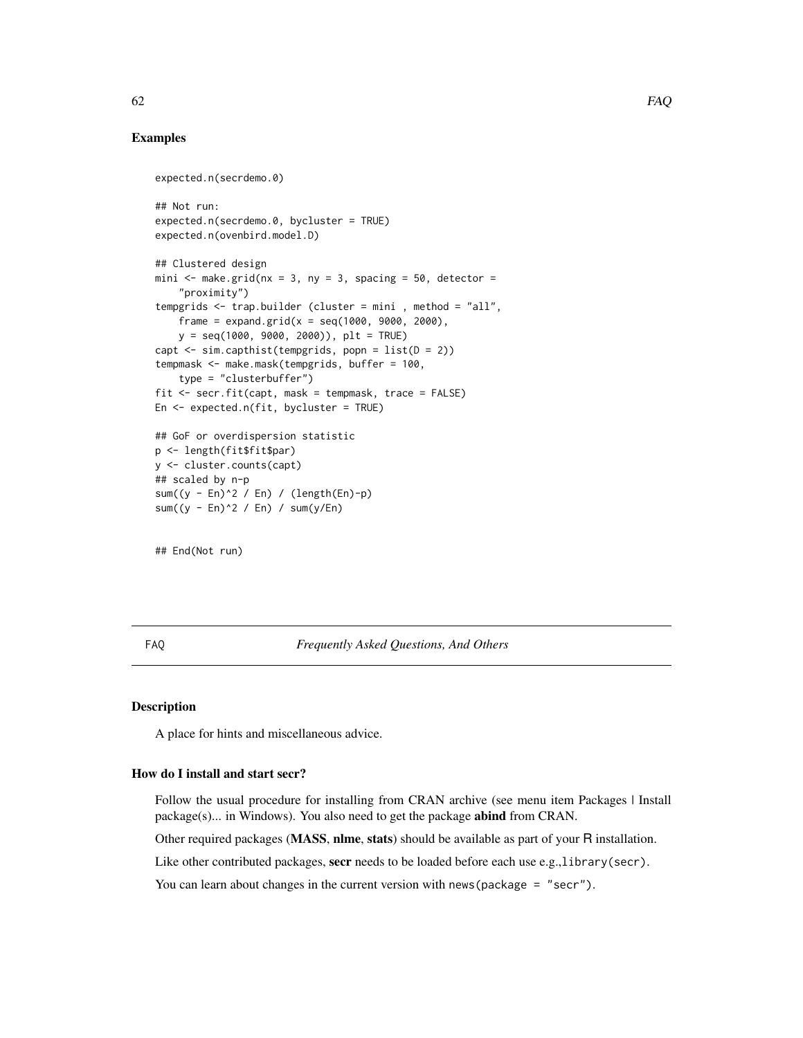### Examples

```
expected.n(secrdemo.0)

## Not run:
expected.n(secrdemo.0, bycluster = TRUE)
expected.n(ovenbird.model.D)

## Clustered design
mini <- make.grid(nx = 3, ny = 3, spacing = 50, detector =
    "proximity")
tempgrids <- trap.builder (cluster = mini , method = "all",
    frame = expand.grid(x = seq(1000, 9000, 2000),
    y = seq(1000, 9000, 2000)), plt = TRUE)
capt <- sim.capthist(tempgrids, popn = list(D = 2))
tempmask <- make.mask(tempgrids, buffer = 100,
    type = "clusterbuffer")
fit <- secr.fit(capt, mask = tempmask, trace = FALSE)
En <- expected.n(fit, bycluster = TRUE)

## GoF or overdispersion statistic
p <- length(fit$fit$par)
y <- cluster.counts(capt)
## scaled by n-p
sum((y - En)^2 / En) / (length(En)-p)
sum((y - En)^2 / En) / sum(y/En)


## End(Not run)
```

## FAQ — *Frequently Asked Questions, And Others*

### Description

A place for hints and miscellaneous advice.

### How do I install and start secr?

Follow the usual procedure for installing from CRAN archive (see menu item Packages | Install package(s)... in Windows). You also need to get the package **abind** from CRAN.

Other required packages (**MASS**, **nlme**, **stats**) should be available as part of your R installation.

Like other contributed packages, **secr** needs to be loaded before each use e.g.,`library(secr)`.

You can learn about changes in the current version with `news(package = "secr")`.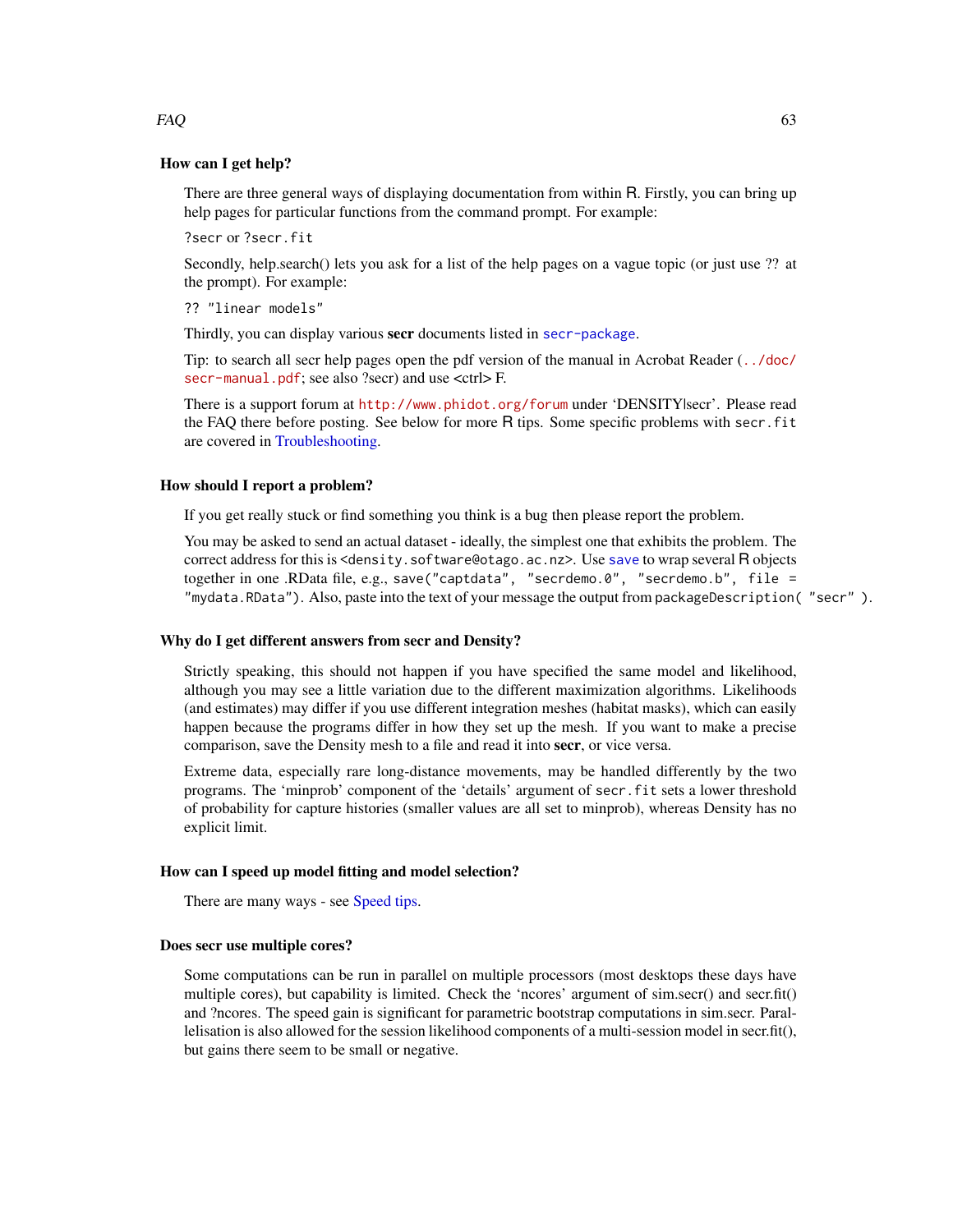### How can I get help?

There are three general ways of displaying documentation from within R. Firstly, you can bring up help pages for particular functions from the command prompt. For example:

`?secr` or `?secr.fit`

Secondly, help.search() lets you ask for a list of the help pages on a vague topic (or just use ?? at the prompt). For example:

`?? "linear models"`

Thirdly, you can display various **secr** documents listed in `secr-package`.

Tip: to search all secr help pages open the pdf version of the manual in Acrobat Reader (`../doc/secr-manual.pdf`; see also ?secr) and use <ctrl> F.

There is a support forum at `http://www.phidot.org/forum` under 'DENSITY|secr'. Please read the FAQ there before posting. See below for more R tips. Some specific problems with `secr.fit` are covered in Troubleshooting.

### How should I report a problem?

If you get really stuck or find something you think is a bug then please report the problem.

You may be asked to send an actual dataset - ideally, the simplest one that exhibits the problem. The correct address for this is <`density.software@otago.ac.nz`>. Use `save` to wrap several R objects together in one .RData file, e.g., `save("captdata", "secrdemo.0", "secrdemo.b", file = "mydata.RData")`. Also, paste into the text of your message the output from `packageDescription( "secr" )`.

### Why do I get different answers from secr and Density?

Strictly speaking, this should not happen if you have specified the same model and likelihood, although you may see a little variation due to the different maximization algorithms. Likelihoods (and estimates) may differ if you use different integration meshes (habitat masks), which can easily happen because the programs differ in how they set up the mesh. If you want to make a precise comparison, save the Density mesh to a file and read it into **secr**, or vice versa.

Extreme data, especially rare long-distance movements, may be handled differently by the two programs. The 'minprob' component of the 'details' argument of `secr.fit` sets a lower threshold of probability for capture histories (smaller values are all set to minprob), whereas Density has no explicit limit.

### How can I speed up model fitting and model selection?

There are many ways - see Speed tips.

### Does secr use multiple cores?

Some computations can be run in parallel on multiple processors (most desktops these days have multiple cores), but capability is limited. Check the 'ncores' argument of sim.secr() and secr.fit() and ?ncores. The speed gain is significant for parametric bootstrap computations in sim.secr. Parallelisation is also allowed for the session likelihood components of a multi-session model in secr.fit(), but gains there seem to be small or negative.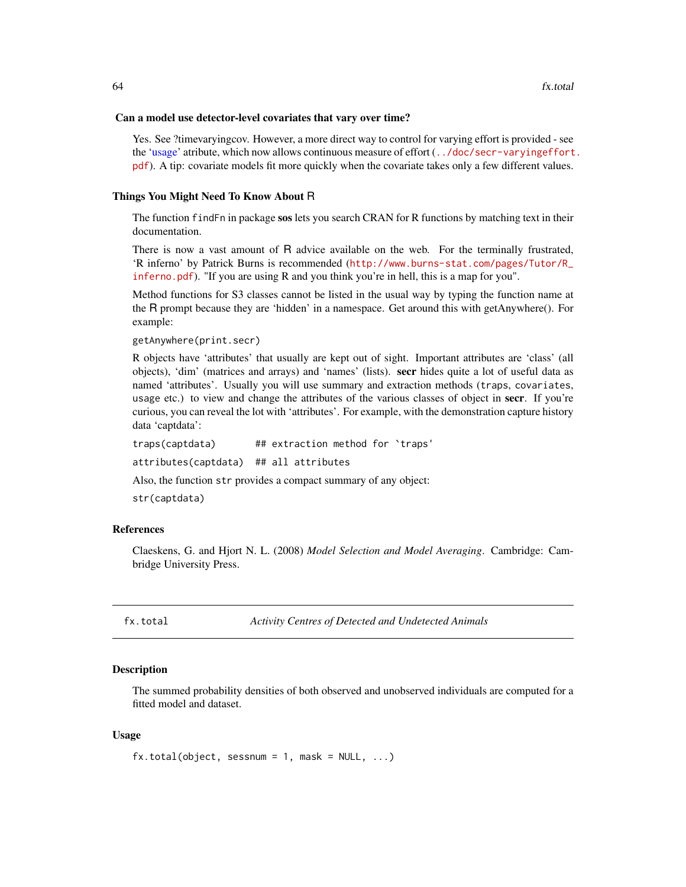### Can a model use detector-level covariates that vary over time?

Yes. See ?timevaryingcov. However, a more direct way to control for varying effort is provided - see the 'usage' atribute, which now allows continuous measure of effort (`../doc/secr-varyingeffort.pdf`). A tip: covariate models fit more quickly when the covariate takes only a few different values.

## Things You Might Need To Know About R

The function `findFn` in package **sos** lets you search CRAN for R functions by matching text in their documentation.

There is now a vast amount of R advice available on the web. For the terminally frustrated, 'R inferno' by Patrick Burns is recommended (`http://www.burns-stat.com/pages/Tutor/R_inferno.pdf`). "If you are using R and you think you're in hell, this is a map for you".

Method functions for S3 classes cannot be listed in the usual way by typing the function name at the R prompt because they are 'hidden' in a namespace. Get around this with getAnywhere(). For example:

```
getAnywhere(print.secr)
```

R objects have 'attributes' that usually are kept out of sight. Important attributes are 'class' (all objects), 'dim' (matrices and arrays) and 'names' (lists). **secr** hides quite a lot of useful data as named 'attributes'. Usually you will use summary and extraction methods (`traps`, `covariates`, `usage` etc.) to view and change the attributes of the various classes of object in **secr**. If you're curious, you can reveal the lot with 'attributes'. For example, with the demonstration capture history data 'captdata':

```
traps(captdata)       ## extraction method for `traps'
attributes(captdata)  ## all attributes
```

Also, the function `str` provides a compact summary of any object:

```
str(captdata)
```

## References

Claeskens, G. and Hjort N. L. (2008) *Model Selection and Model Averaging*. Cambridge: Cambridge University Press.

---

# fx.total — *Activity Centres of Detected and Undetected Animals*

## Description

The summed probability densities of both observed and unobserved individuals are computed for a fitted model and dataset.

## Usage

```
fx.total(object, sessnum = 1, mask = NULL, ...)
```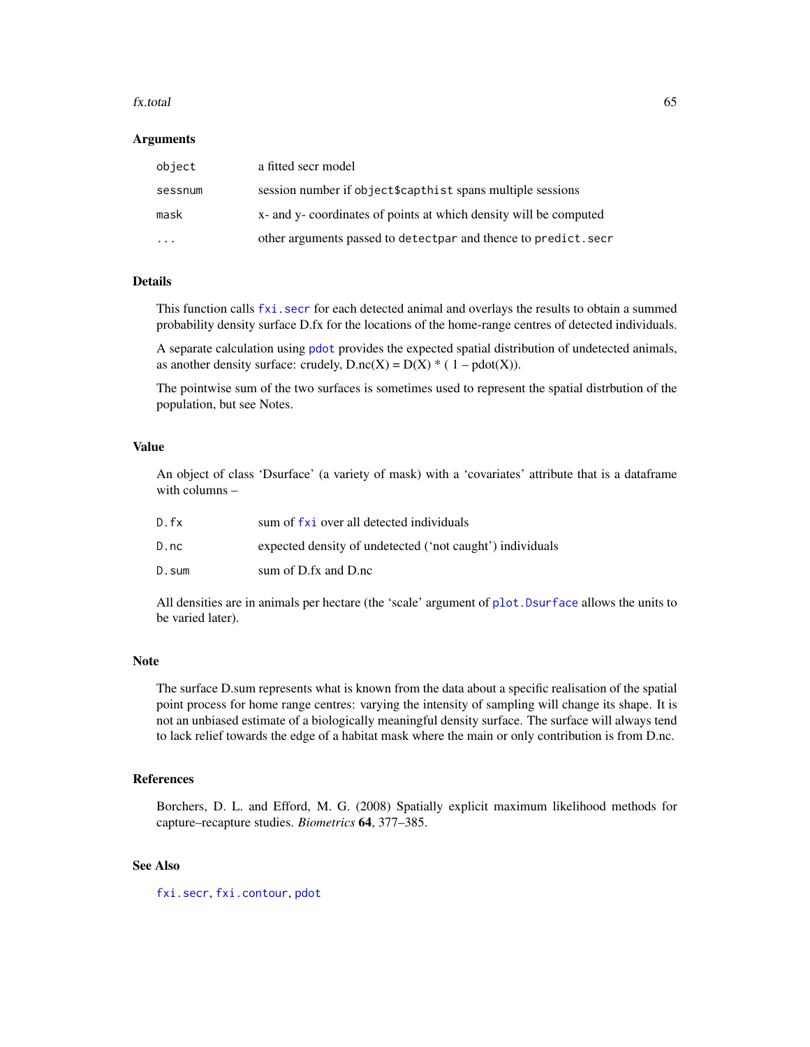### Arguments

| | |
|---|---|
| `object` | a fitted secr model |
| `sessnum` | session number if `object$capthist` spans multiple sessions |
| `mask` | x- and y- coordinates of points at which density will be computed |
| `...` | other arguments passed to `detectpar` and thence to `predict.secr` |

### Details

This function calls `fxi.secr` for each detected animal and overlays the results to obtain a summed probability density surface D.fx for the locations of the home-range centres of detected individuals.

A separate calculation using `pdot` provides the expected spatial distribution of undetected animals, as another density surface: crudely, D.nc(X) = D(X) * ( 1 – pdot(X)).

The pointwise sum of the two surfaces is sometimes used to represent the spatial distrbution of the population, but see Notes.

### Value

An object of class 'Dsurface' (a variety of mask) with a 'covariates' attribute that is a dataframe with columns –

| | |
|---|---|
| `D.fx` | sum of `fxi` over all detected individuals |
| `D.nc` | expected density of undetected ('not caught') individuals |
| `D.sum` | sum of D.fx and D.nc |

All densities are in animals per hectare (the 'scale' argument of `plot.Dsurface` allows the units to be varied later).

### Note

The surface D.sum represents what is known from the data about a specific realisation of the spatial point process for home range centres: varying the intensity of sampling will change its shape. It is not an unbiased estimate of a biologically meaningful density surface. The surface will always tend to lack relief towards the edge of a habitat mask where the main or only contribution is from D.nc.

### References

Borchers, D. L. and Efford, M. G. (2008) Spatially explicit maximum likelihood methods for capture–recapture studies. *Biometrics* **64**, 377–385.

### See Also

`fxi.secr`, `fxi.contour`, `pdot`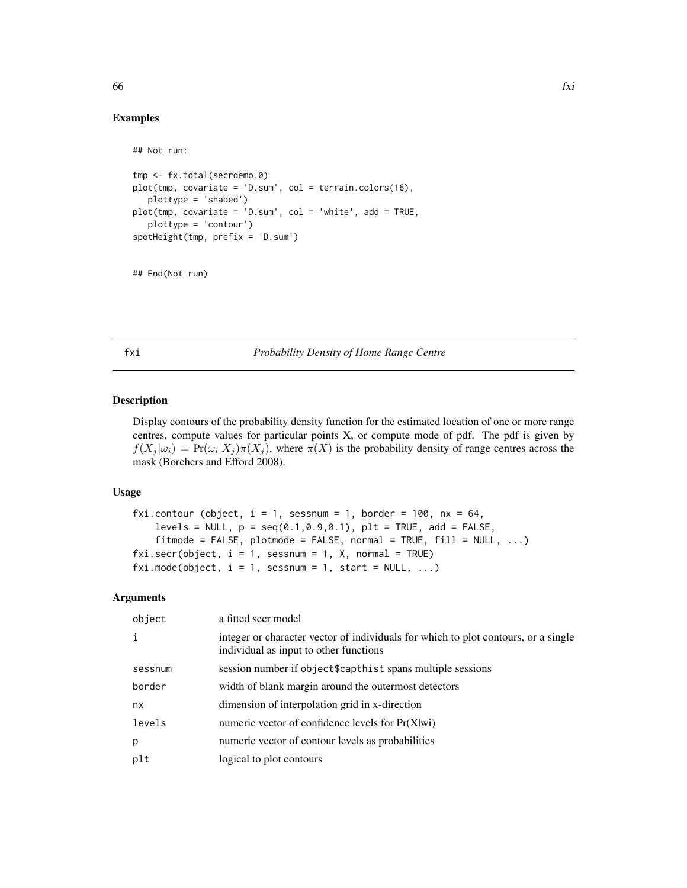## Examples

```
## Not run:

tmp <- fx.total(secrdemo.0)
plot(tmp, covariate = 'D.sum', col = terrain.colors(16),
   plottype = 'shaded')
plot(tmp, covariate = 'D.sum', col = 'white', add = TRUE,
   plottype = 'contour')
spotHeight(tmp, prefix = 'D.sum')


## End(Not run)
```

---

fxi *Probability Density of Home Range Centre*

---

## Description

Display contours of the probability density function for the estimated location of one or more range centres, compute values for particular points X, or compute mode of pdf. The pdf is given by $f(X_j|\omega_i) = \Pr(\omega_i|X_j)\pi(X_j)$, where $\pi(X)$ is the probability density of range centres across the mask (Borchers and Efford 2008).

## Usage

```
fxi.contour (object, i = 1, sessnum = 1, border = 100, nx = 64,
    levels = NULL, p = seq(0.1,0.9,0.1), plt = TRUE, add = FALSE,
    fitmode = FALSE, plotmode = FALSE, normal = TRUE, fill = NULL, ...)
fxi.secr(object, i = 1, sessnum = 1, X, normal = TRUE)
fxi.mode(object, i = 1, sessnum = 1, start = NULL, ...)
```

## Arguments

| | |
|---|---|
| object | a fitted secr model |
| i | integer or character vector of individuals for which to plot contours, or a single individual as input to other functions |
| sessnum | session number if object$capthist spans multiple sessions |
| border | width of blank margin around the outermost detectors |
| nx | dimension of interpolation grid in x-direction |
| levels | numeric vector of confidence levels for Pr(X\|wi) |
| p | numeric vector of contour levels as probabilities |
| plt | logical to plot contours |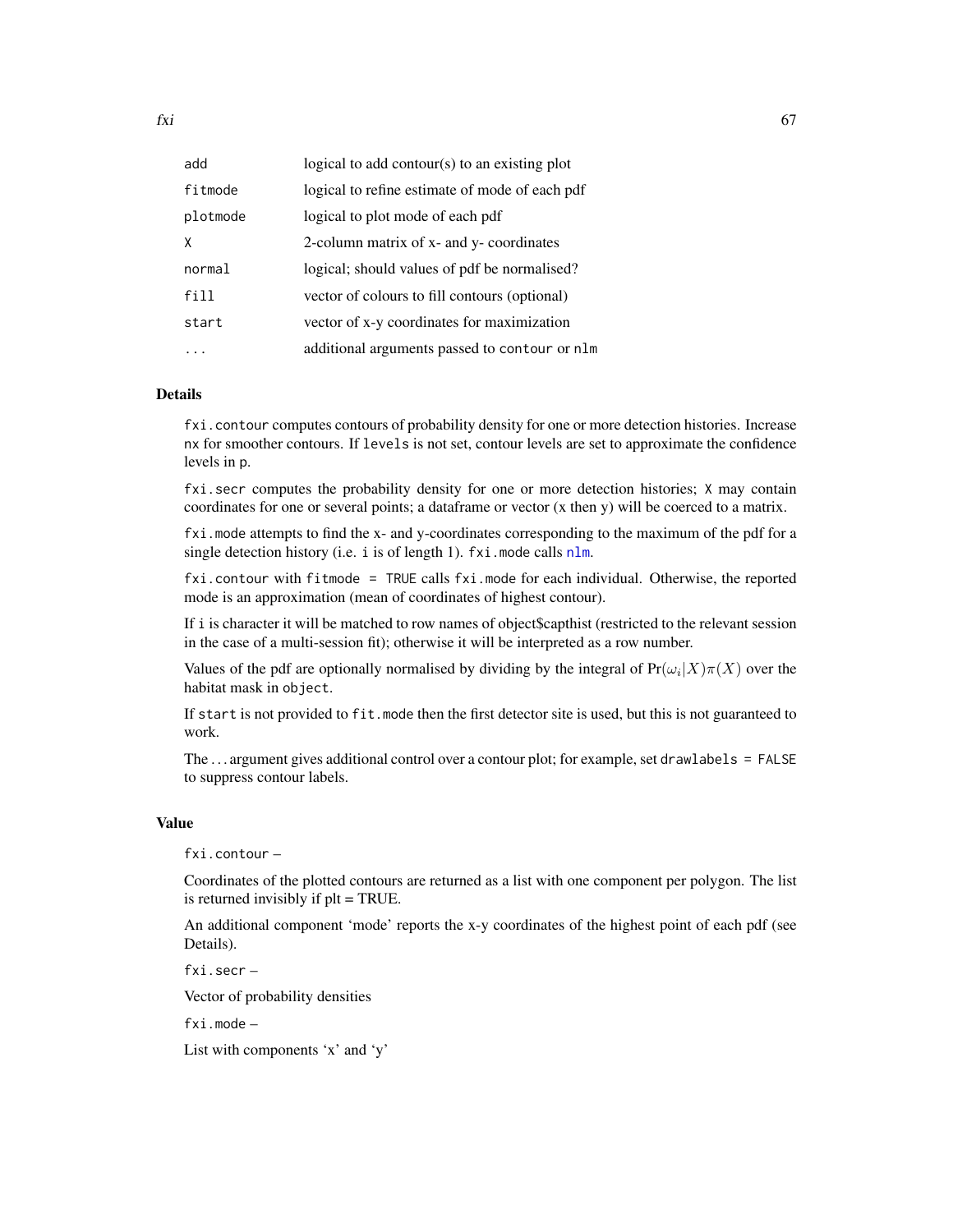| | |
|---|---|
| `add` | logical to add contour(s) to an existing plot |
| `fitmode` | logical to refine estimate of mode of each pdf |
| `plotmode` | logical to plot mode of each pdf |
| `X` | 2-column matrix of x- and y- coordinates |
| `normal` | logical; should values of pdf be normalised? |
| `fill` | vector of colours to fill contours (optional) |
| `start` | vector of x-y coordinates for maximization |
| `...` | additional arguments passed to `contour` or `nlm` |

## Details

`fxi.contour` computes contours of probability density for one or more detection histories. Increase `nx` for smoother contours. If `levels` is not set, contour levels are set to approximate the confidence levels in `p`.

`fxi.secr` computes the probability density for one or more detection histories; `X` may contain coordinates for one or several points; a dataframe or vector (x then y) will be coerced to a matrix.

`fxi.mode` attempts to find the x- and y-coordinates corresponding to the maximum of the pdf for a single detection history (i.e. `i` is of length 1). `fxi.mode` calls `nlm`.

`fxi.contour` with `fitmode = TRUE` calls `fxi.mode` for each individual. Otherwise, the reported mode is an approximation (mean of coordinates of highest contour).

If `i` is character it will be matched to row names of object$capthist (restricted to the relevant session in the case of a multi-session fit); otherwise it will be interpreted as a row number.

Values of the pdf are optionally normalised by dividing by the integral of $\Pr(\omega_i|X)\pi(X)$ over the habitat mask in `object`.

If `start` is not provided to `fit.mode` then the first detector site is used, but this is not guaranteed to work.

The ... argument gives additional control over a contour plot; for example, set `drawlabels = FALSE` to suppress contour labels.

## Value

`fxi.contour` –

Coordinates of the plotted contours are returned as a list with one component per polygon. The list is returned invisibly if plt = TRUE.

An additional component 'mode' reports the x-y coordinates of the highest point of each pdf (see Details).

`fxi.secr` –

Vector of probability densities

`fxi.mode` –

List with components 'x' and 'y'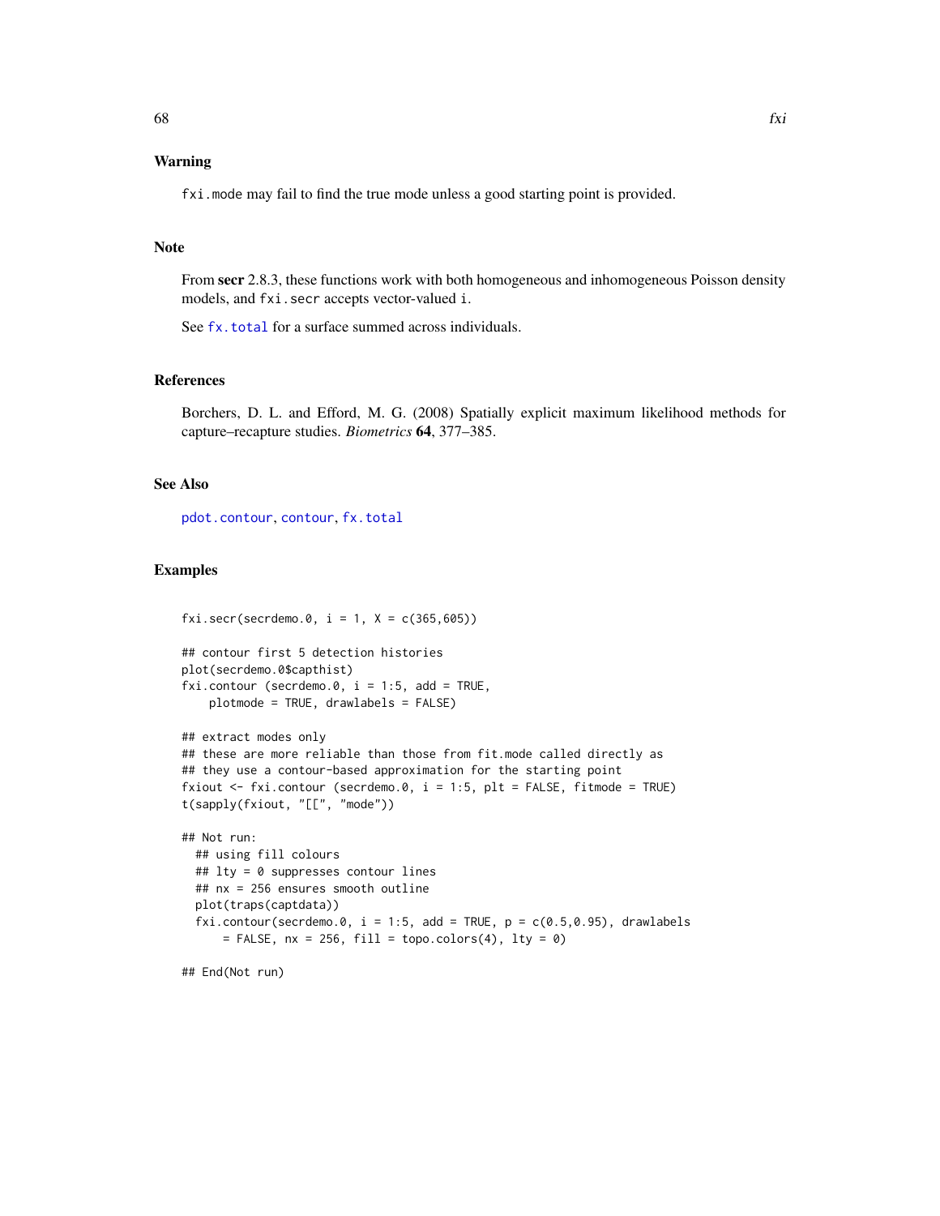## Warning

`fxi.mode` may fail to find the true mode unless a good starting point is provided.

## Note

From **secr** 2.8.3, these functions work with both homogeneous and inhomogeneous Poisson density models, and `fxi.secr` accepts vector-valued `i`.

See `fx.total` for a surface summed across individuals.

## References

Borchers, D. L. and Efford, M. G. (2008) Spatially explicit maximum likelihood methods for capture–recapture studies. *Biometrics* **64**, 377–385.

## See Also

`pdot.contour`, `contour`, `fx.total`

## Examples

```
fxi.secr(secrdemo.0, i = 1, X = c(365,605))

## contour first 5 detection histories
plot(secrdemo.0$capthist)
fxi.contour (secrdemo.0, i = 1:5, add = TRUE,
    plotmode = TRUE, drawlabels = FALSE)

## extract modes only
## these are more reliable than those from fit.mode called directly as
## they use a contour-based approximation for the starting point
fxiout <- fxi.contour (secrdemo.0, i = 1:5, plt = FALSE, fitmode = TRUE)
t(sapply(fxiout, "[[", "mode"))

## Not run:
  ## using fill colours
  ## lty = 0 suppresses contour lines
  ## nx = 256 ensures smooth outline
  plot(traps(captdata))
  fxi.contour(secrdemo.0, i = 1:5, add = TRUE, p = c(0.5,0.95), drawlabels
      = FALSE, nx = 256, fill = topo.colors(4), lty = 0)

## End(Not run)
```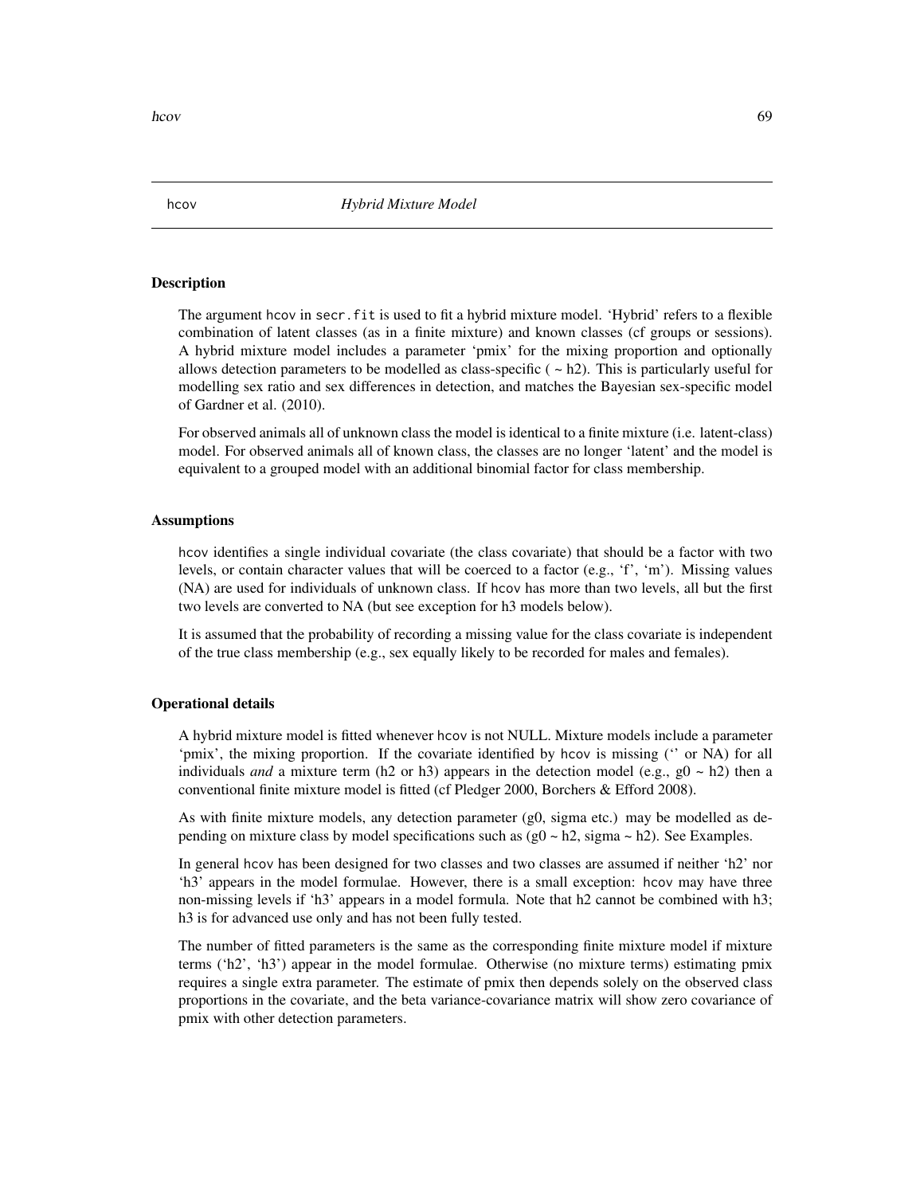## hcov *Hybrid Mixture Model*

### Description

The argument hcov in secr.fit is used to fit a hybrid mixture model. 'Hybrid' refers to a flexible combination of latent classes (as in a finite mixture) and known classes (cf groups or sessions). A hybrid mixture model includes a parameter 'pmix' for the mixing proportion and optionally allows detection parameters to be modelled as class-specific ( ~ h2). This is particularly useful for modelling sex ratio and sex differences in detection, and matches the Bayesian sex-specific model of Gardner et al. (2010).

For observed animals all of unknown class the model is identical to a finite mixture (i.e. latent-class) model. For observed animals all of known class, the classes are no longer 'latent' and the model is equivalent to a grouped model with an additional binomial factor for class membership.

### Assumptions

hcov identifies a single individual covariate (the class covariate) that should be a factor with two levels, or contain character values that will be coerced to a factor (e.g., 'f', 'm'). Missing values (NA) are used for individuals of unknown class. If hcov has more than two levels, all but the first two levels are converted to NA (but see exception for h3 models below).

It is assumed that the probability of recording a missing value for the class covariate is independent of the true class membership (e.g., sex equally likely to be recorded for males and females).

### Operational details

A hybrid mixture model is fitted whenever hcov is not NULL. Mixture models include a parameter 'pmix', the mixing proportion. If the covariate identified by hcov is missing ('' or NA) for all individuals *and* a mixture term (h2 or h3) appears in the detection model (e.g., g0 ~ h2) then a conventional finite mixture model is fitted (cf Pledger 2000, Borchers & Efford 2008).

As with finite mixture models, any detection parameter (g0, sigma etc.) may be modelled as depending on mixture class by model specifications such as (g0 ~ h2, sigma ~ h2). See Examples.

In general hcov has been designed for two classes and two classes are assumed if neither 'h2' nor 'h3' appears in the model formulae. However, there is a small exception: hcov may have three non-missing levels if 'h3' appears in a model formula. Note that h2 cannot be combined with h3; h3 is for advanced use only and has not been fully tested.

The number of fitted parameters is the same as the corresponding finite mixture model if mixture terms ('h2', 'h3') appear in the model formulae. Otherwise (no mixture terms) estimating pmix requires a single extra parameter. The estimate of pmix then depends solely on the observed class proportions in the covariate, and the beta variance-covariance matrix will show zero covariance of pmix with other detection parameters.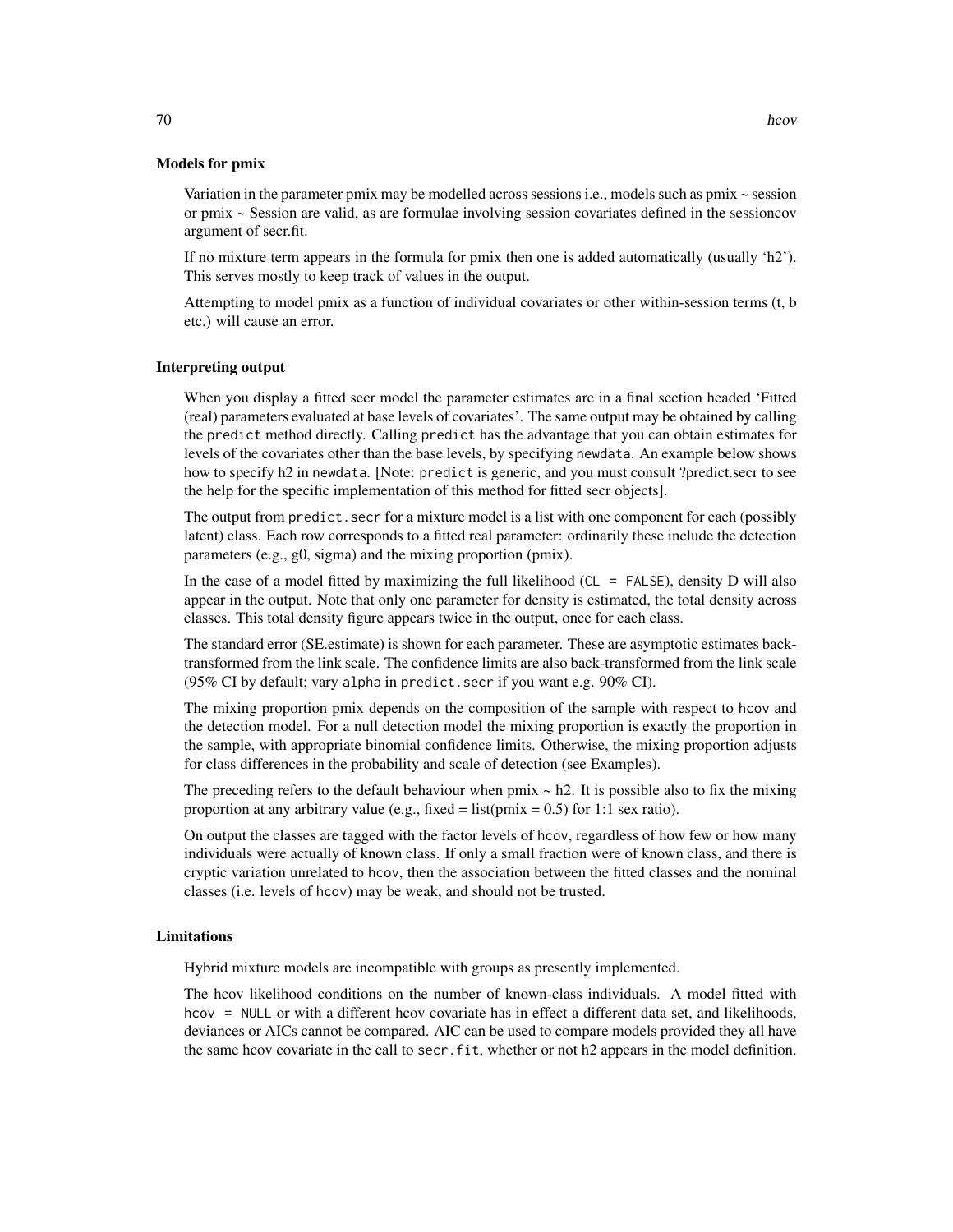### Models for pmix

Variation in the parameter pmix may be modelled across sessions i.e., models such as pmix ~ session or pmix ~ Session are valid, as are formulae involving session covariates defined in the sessioncov argument of secr.fit.

If no mixture term appears in the formula for pmix then one is added automatically (usually 'h2'). This serves mostly to keep track of values in the output.

Attempting to model pmix as a function of individual covariates or other within-session terms (t, b etc.) will cause an error.

### Interpreting output

When you display a fitted secr model the parameter estimates are in a final section headed 'Fitted (real) parameters evaluated at base levels of covariates'. The same output may be obtained by calling the `predict` method directly. Calling `predict` has the advantage that you can obtain estimates for levels of the covariates other than the base levels, by specifying `newdata`. An example below shows how to specify h2 in `newdata`. [Note: `predict` is generic, and you must consult ?predict.secr to see the help for the specific implementation of this method for fitted secr objects].

The output from `predict.secr` for a mixture model is a list with one component for each (possibly latent) class. Each row corresponds to a fitted real parameter: ordinarily these include the detection parameters (e.g., g0, sigma) and the mixing proportion (pmix).

In the case of a model fitted by maximizing the full likelihood (`CL = FALSE`), density D will also appear in the output. Note that only one parameter for density is estimated, the total density across classes. This total density figure appears twice in the output, once for each class.

The standard error (SE.estimate) is shown for each parameter. These are asymptotic estimates back-transformed from the link scale. The confidence limits are also back-transformed from the link scale (95% CI by default; vary `alpha` in `predict.secr` if you want e.g. 90% CI).

The mixing proportion pmix depends on the composition of the sample with respect to `hcov` and the detection model. For a null detection model the mixing proportion is exactly the proportion in the sample, with appropriate binomial confidence limits. Otherwise, the mixing proportion adjusts for class differences in the probability and scale of detection (see Examples).

The preceding refers to the default behaviour when pmix ~ h2. It is possible also to fix the mixing proportion at any arbitrary value (e.g., fixed = list(pmix = 0.5) for 1:1 sex ratio).

On output the classes are tagged with the factor levels of `hcov`, regardless of how few or how many individuals were actually of known class. If only a small fraction were of known class, and there is cryptic variation unrelated to `hcov`, then the association between the fitted classes and the nominal classes (i.e. levels of `hcov`) may be weak, and should not be trusted.

### Limitations

Hybrid mixture models are incompatible with groups as presently implemented.

The hcov likelihood conditions on the number of known-class individuals. A model fitted with `hcov = NULL` or with a different hcov covariate has in effect a different data set, and likelihoods, deviances or AICs cannot be compared. AIC can be used to compare models provided they all have the same hcov covariate in the call to `secr.fit`, whether or not h2 appears in the model definition.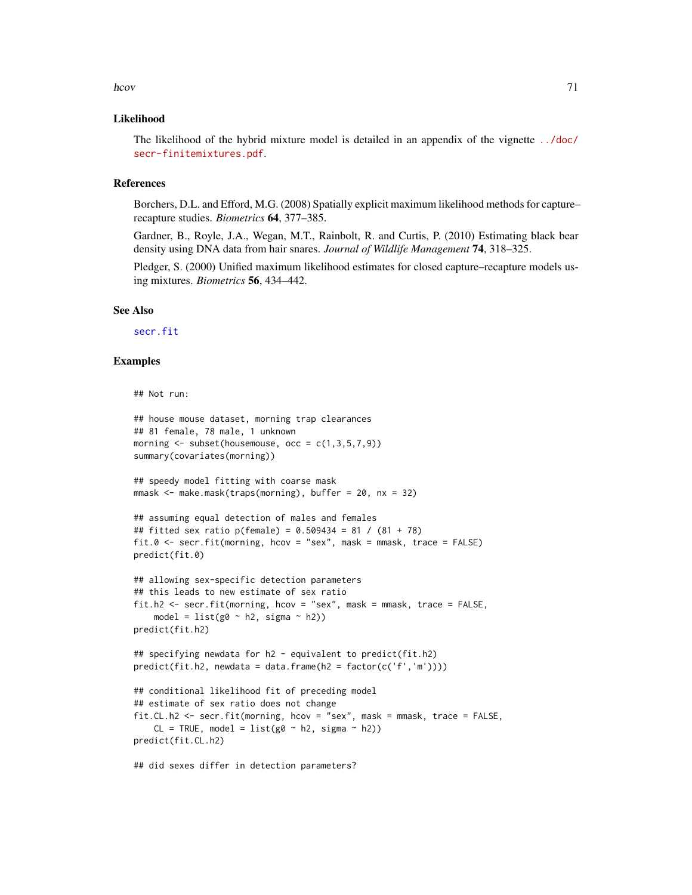### Likelihood

The likelihood of the hybrid mixture model is detailed in an appendix of the vignette ../doc/secr-finitemixtures.pdf.

### References

Borchers, D.L. and Efford, M.G. (2008) Spatially explicit maximum likelihood methods for capture–recapture studies. *Biometrics* **64**, 377–385.

Gardner, B., Royle, J.A., Wegan, M.T., Rainbolt, R. and Curtis, P. (2010) Estimating black bear density using DNA data from hair snares. *Journal of Wildlife Management* **74**, 318–325.

Pledger, S. (2000) Unified maximum likelihood estimates for closed capture–recapture models using mixtures. *Biometrics* **56**, 434–442.

### See Also

secr.fit

### Examples

```
## Not run:

## house mouse dataset, morning trap clearances
## 81 female, 78 male, 1 unknown
morning <- subset(housemouse, occ = c(1,3,5,7,9))
summary(covariates(morning))

## speedy model fitting with coarse mask
mmask <- make.mask(traps(morning), buffer = 20, nx = 32)

## assuming equal detection of males and females
## fitted sex ratio p(female) = 0.509434 = 81 / (81 + 78)
fit.0 <- secr.fit(morning, hcov = "sex", mask = mmask, trace = FALSE)
predict(fit.0)

## allowing sex-specific detection parameters
## this leads to new estimate of sex ratio
fit.h2 <- secr.fit(morning, hcov = "sex", mask = mmask, trace = FALSE,
    model = list(g0 ~ h2, sigma ~ h2))
predict(fit.h2)

## specifying newdata for h2 - equivalent to predict(fit.h2)
predict(fit.h2, newdata = data.frame(h2 = factor(c('f','m'))))

## conditional likelihood fit of preceding model
## estimate of sex ratio does not change
fit.CL.h2 <- secr.fit(morning, hcov = "sex", mask = mmask, trace = FALSE,
    CL = TRUE, model = list(g0 ~ h2, sigma ~ h2))
predict(fit.CL.h2)

## did sexes differ in detection parameters?
```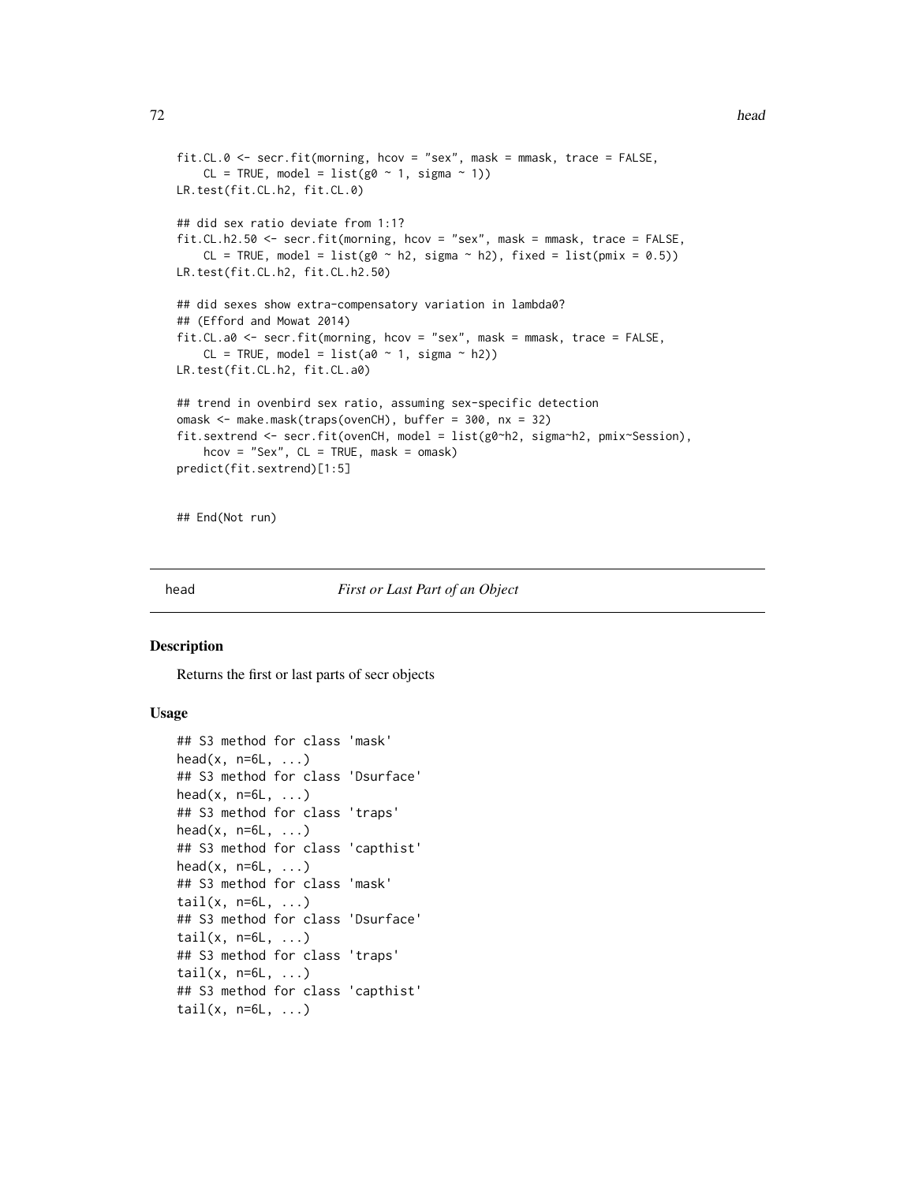```
fit.CL.0 <- secr.fit(morning, hcov = "sex", mask = mmask, trace = FALSE,
    CL = TRUE, model = list(g0 ~ 1, sigma ~ 1))
LR.test(fit.CL.h2, fit.CL.0)

## did sex ratio deviate from 1:1?
fit.CL.h2.50 <- secr.fit(morning, hcov = "sex", mask = mmask, trace = FALSE,
    CL = TRUE, model = list(g0 ~ h2, sigma ~ h2), fixed = list(pmix = 0.5))
LR.test(fit.CL.h2, fit.CL.h2.50)

## did sexes show extra-compensatory variation in lambda0?
## (Efford and Mowat 2014)
fit.CL.a0 <- secr.fit(morning, hcov = "sex", mask = mmask, trace = FALSE,
    CL = TRUE, model = list(a0 ~ 1, sigma ~ h2))
LR.test(fit.CL.h2, fit.CL.a0)

## trend in ovenbird sex ratio, assuming sex-specific detection
omask <- make.mask(traps(ovenCH), buffer = 300, nx = 32)
fit.sextrend <- secr.fit(ovenCH, model = list(g0~h2, sigma~h2, pmix~Session),
    hcov = "Sex", CL = TRUE, mask = omask)
predict(fit.sextrend)[1:5]


## End(Not run)
```

---

## head — *First or Last Part of an Object*

### Description

Returns the first or last parts of secr objects

### Usage

```
## S3 method for class 'mask'
head(x, n=6L, ...)
## S3 method for class 'Dsurface'
head(x, n=6L, ...)
## S3 method for class 'traps'
head(x, n=6L, ...)
## S3 method for class 'capthist'
head(x, n=6L, ...)
## S3 method for class 'mask'
tail(x, n=6L, ...)
## S3 method for class 'Dsurface'
tail(x, n=6L, ...)
## S3 method for class 'traps'
tail(x, n=6L, ...)
## S3 method for class 'capthist'
tail(x, n=6L, ...)
```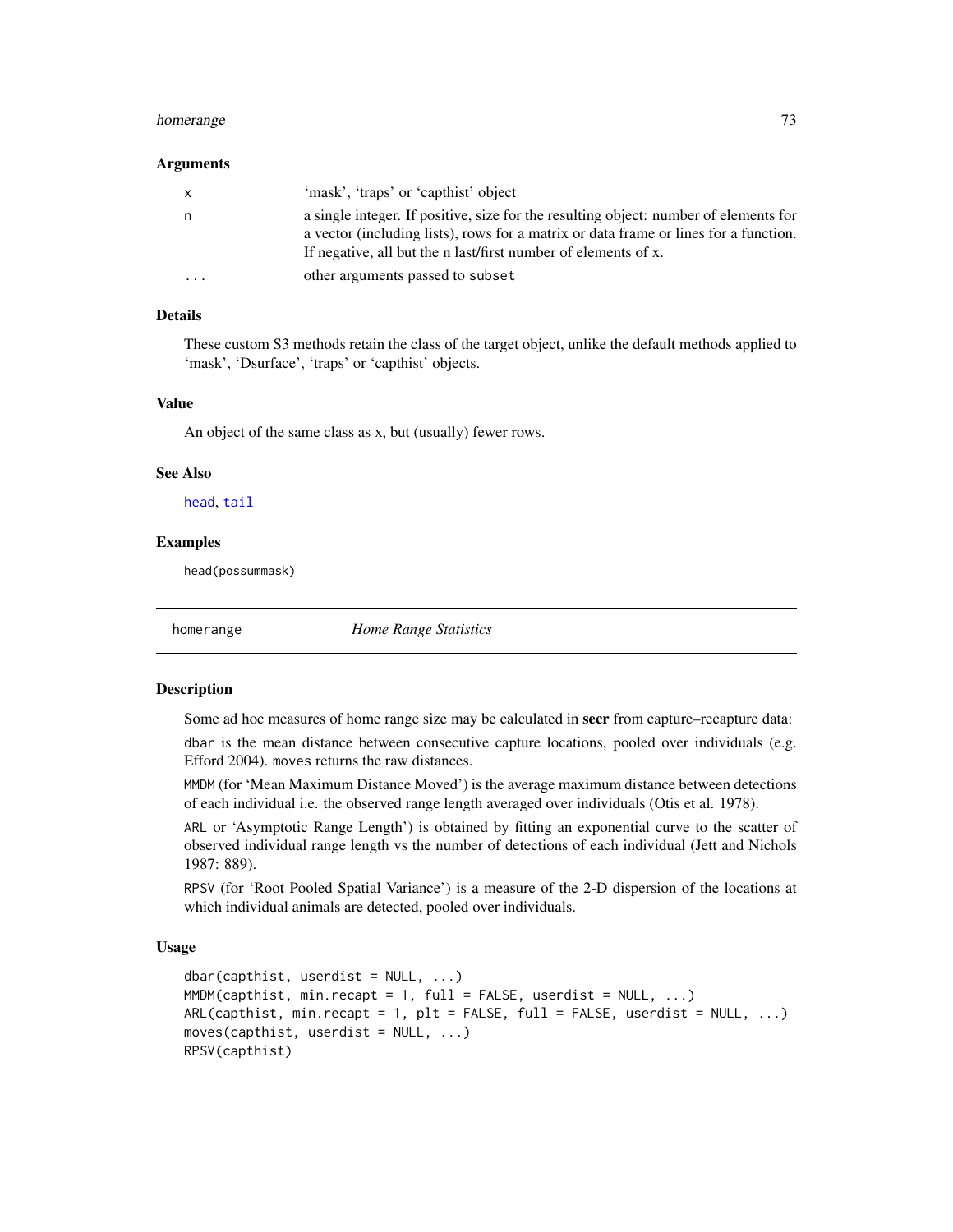### Arguments

| | |
|---|---|
| x | 'mask', 'traps' or 'capthist' object |
| n | a single integer. If positive, size for the resulting object: number of elements for a vector (including lists), rows for a matrix or data frame or lines for a function. If negative, all but the n last/first number of elements of x. |
| ... | other arguments passed to subset |

### Details

These custom S3 methods retain the class of the target object, unlike the default methods applied to 'mask', 'Dsurface', 'traps' or 'capthist' objects.

### Value

An object of the same class as x, but (usually) fewer rows.

### See Also

head, tail

### Examples

```
head(possummask)
```

---

## homerange — *Home Range Statistics*

---

### Description

Some ad hoc measures of home range size may be calculated in **secr** from capture–recapture data:

dbar is the mean distance between consecutive capture locations, pooled over individuals (e.g. Efford 2004). moves returns the raw distances.

MMDM (for 'Mean Maximum Distance Moved') is the average maximum distance between detections of each individual i.e. the observed range length averaged over individuals (Otis et al. 1978).

ARL or 'Asymptotic Range Length') is obtained by fitting an exponential curve to the scatter of observed individual range length vs the number of detections of each individual (Jett and Nichols 1987: 889).

RPSV (for 'Root Pooled Spatial Variance') is a measure of the 2-D dispersion of the locations at which individual animals are detected, pooled over individuals.

### Usage

```
dbar(capthist, userdist = NULL, ...)
MMDM(capthist, min.recapt = 1, full = FALSE, userdist = NULL, ...)
ARL(capthist, min.recapt = 1, plt = FALSE, full = FALSE, userdist = NULL, ...)
moves(capthist, userdist = NULL, ...)
RPSV(capthist)
```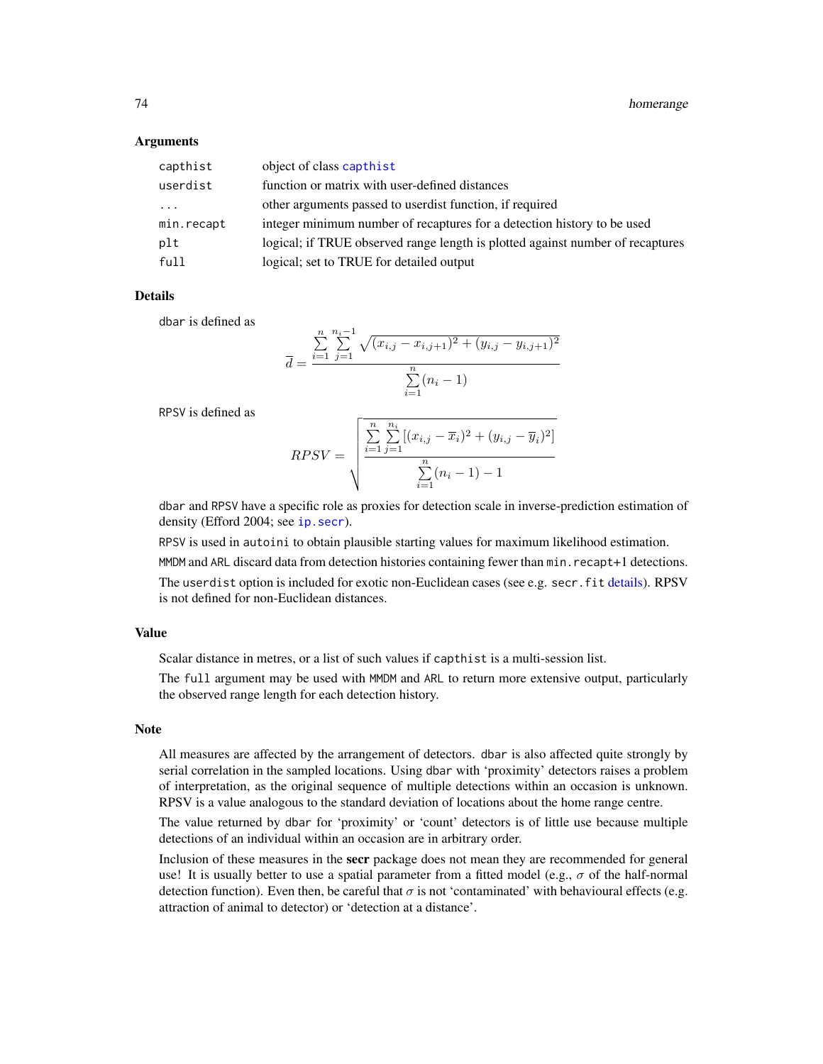## Arguments

| | |
|---|---|
| capthist | object of class `capthist` |
| userdist | function or matrix with user-defined distances |
| ... | other arguments passed to userdist function, if required |
| min.recapt | integer minimum number of recaptures for a detection history to be used |
| plt | logical; if TRUE observed range length is plotted against number of recaptures |
| full | logical; set to TRUE for detailed output |

## Details

dbar is defined as

$$\overline{d} = \frac{\sum_{i=1}^{n} \sum_{j=1}^{n_i - 1} \sqrt{(x_{i,j} - x_{i,j+1})^2 + (y_{i,j} - y_{i,j+1})^2}}{\sum_{i=1}^{n} (n_i - 1)}$$

RPSV is defined as

$$RPSV = \sqrt{\frac{\sum_{i=1}^{n} \sum_{j=1}^{n_i} [(x_{i,j} - \overline{x}_i)^2 + (y_{i,j} - \overline{y}_i)^2]}{\sum_{i=1}^{n} (n_i - 1) - 1}}$$

dbar and RPSV have a specific role as proxies for detection scale in inverse-prediction estimation of density (Efford 2004; see `ip.secr`).

RPSV is used in autoini to obtain plausible starting values for maximum likelihood estimation.

MMDM and ARL discard data from detection histories containing fewer than min.recapt+1 detections.

The userdist option is included for exotic non-Euclidean cases (see e.g. secr.fit details). RPSV is not defined for non-Euclidean distances.

## Value

Scalar distance in metres, or a list of such values if capthist is a multi-session list.

The full argument may be used with MMDM and ARL to return more extensive output, particularly the observed range length for each detection history.

## Note

All measures are affected by the arrangement of detectors. dbar is also affected quite strongly by serial correlation in the sampled locations. Using dbar with 'proximity' detectors raises a problem of interpretation, as the original sequence of multiple detections within an occasion is unknown. RPSV is a value analogous to the standard deviation of locations about the home range centre.

The value returned by dbar for 'proximity' or 'count' detectors is of little use because multiple detections of an individual within an occasion are in arbitrary order.

Inclusion of these measures in the **secr** package does not mean they are recommended for general use! It is usually better to use a spatial parameter from a fitted model (e.g., $\sigma$ of the half-normal detection function). Even then, be careful that $\sigma$ is not 'contaminated' with behavioural effects (e.g. attraction of animal to detector) or 'detection at a distance'.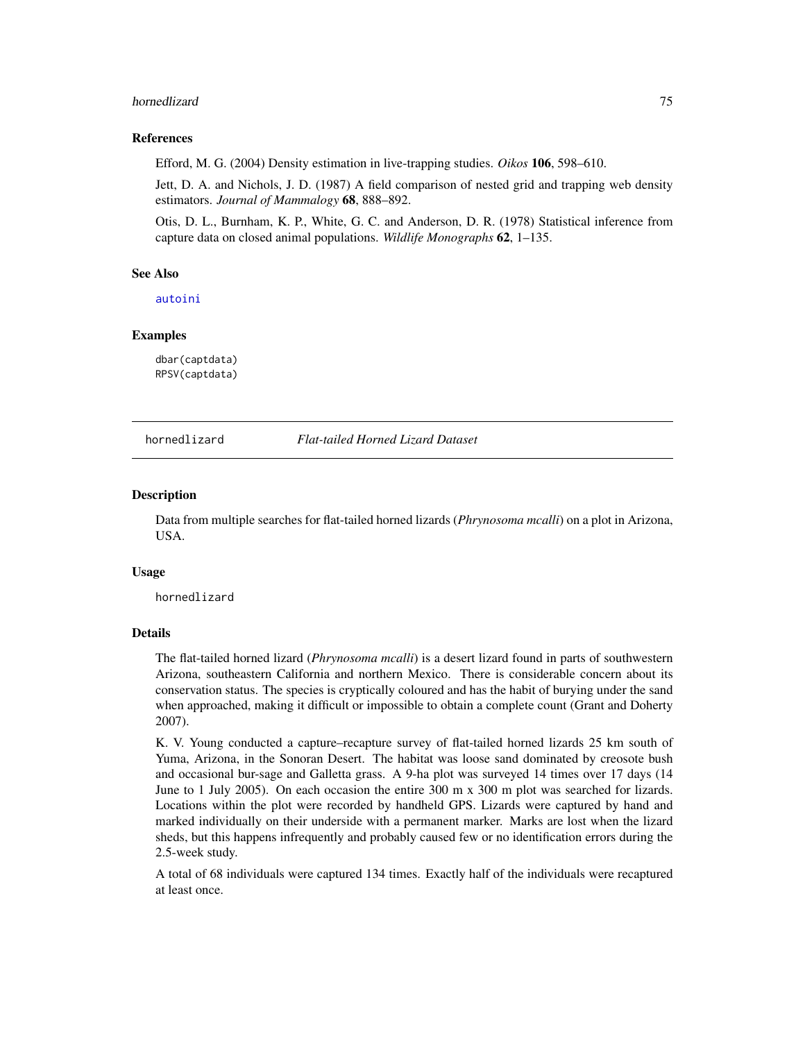## References

Efford, M. G. (2004) Density estimation in live-trapping studies. *Oikos* **106**, 598–610.

Jett, D. A. and Nichols, J. D. (1987) A field comparison of nested grid and trapping web density estimators. *Journal of Mammalogy* **68**, 888–892.

Otis, D. L., Burnham, K. P., White, G. C. and Anderson, D. R. (1978) Statistical inference from capture data on closed animal populations. *Wildlife Monographs* **62**, 1–135.

## See Also

autoini

## Examples

```
dbar(captdata)
RPSV(captdata)
```

---

# hornedlizard — *Flat-tailed Horned Lizard Dataset*

## Description

Data from multiple searches for flat-tailed horned lizards (*Phrynosoma mcalli*) on a plot in Arizona, USA.

## Usage

```
hornedlizard
```

## Details

The flat-tailed horned lizard (*Phrynosoma mcalli*) is a desert lizard found in parts of southwestern Arizona, southeastern California and northern Mexico. There is considerable concern about its conservation status. The species is cryptically coloured and has the habit of burying under the sand when approached, making it difficult or impossible to obtain a complete count (Grant and Doherty 2007).

K. V. Young conducted a capture–recapture survey of flat-tailed horned lizards 25 km south of Yuma, Arizona, in the Sonoran Desert. The habitat was loose sand dominated by creosote bush and occasional bur-sage and Galletta grass. A 9-ha plot was surveyed 14 times over 17 days (14 June to 1 July 2005). On each occasion the entire 300 m x 300 m plot was searched for lizards. Locations within the plot were recorded by handheld GPS. Lizards were captured by hand and marked individually on their underside with a permanent marker. Marks are lost when the lizard sheds, but this happens infrequently and probably caused few or no identification errors during the 2.5-week study.

A total of 68 individuals were captured 134 times. Exactly half of the individuals were recaptured at least once.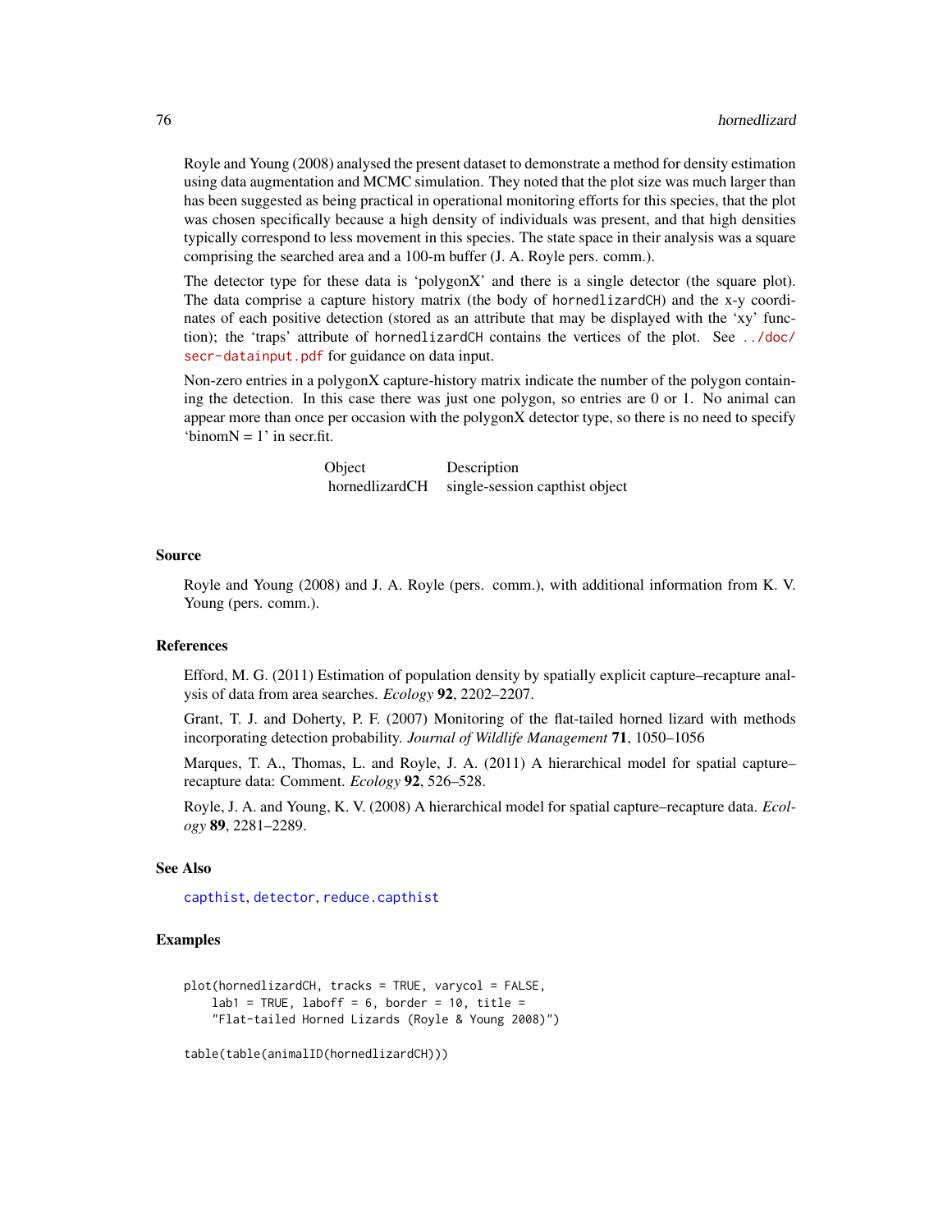Royle and Young (2008) analysed the present dataset to demonstrate a method for density estimation using data augmentation and MCMC simulation. They noted that the plot size was much larger than has been suggested as being practical in operational monitoring efforts for this species, that the plot was chosen specifically because a high density of individuals was present, and that high densities typically correspond to less movement in this species. The state space in their analysis was a square comprising the searched area and a 100-m buffer (J. A. Royle pers. comm.).

The detector type for these data is 'polygonX' and there is a single detector (the square plot). The data comprise a capture history matrix (the body of hornedlizardCH) and the x-y coordinates of each positive detection (stored as an attribute that may be displayed with the 'xy' function); the 'traps' attribute of hornedlizardCH contains the vertices of the plot. See ../doc/secr-datainput.pdf for guidance on data input.

Non-zero entries in a polygonX capture-history matrix indicate the number of the polygon containing the detection. In this case there was just one polygon, so entries are 0 or 1. No animal can appear more than once per occasion with the polygonX detector type, so there is no need to specify 'binomN = 1' in secr.fit.

| Object | Description |
|---|---|
| hornedlizardCH | single-session capthist object |

## Source

Royle and Young (2008) and J. A. Royle (pers. comm.), with additional information from K. V. Young (pers. comm.).

## References

Efford, M. G. (2011) Estimation of population density by spatially explicit capture–recapture analysis of data from area searches. *Ecology* **92**, 2202–2207.

Grant, T. J. and Doherty, P. F. (2007) Monitoring of the flat-tailed horned lizard with methods incorporating detection probability. *Journal of Wildlife Management* **71**, 1050–1056

Marques, T. A., Thomas, L. and Royle, J. A. (2011) A hierarchical model for spatial capture–recapture data: Comment. *Ecology* **92**, 526–528.

Royle, J. A. and Young, K. V. (2008) A hierarchical model for spatial capture–recapture data. *Ecology* **89**, 2281–2289.

## See Also

capthist, detector, reduce.capthist

## Examples

```
plot(hornedlizardCH, tracks = TRUE, varycol = FALSE,
    lab1 = TRUE, laboff = 6, border = 10, title =
    "Flat-tailed Horned Lizards (Royle & Young 2008)")

table(table(animalID(hornedlizardCH)))
```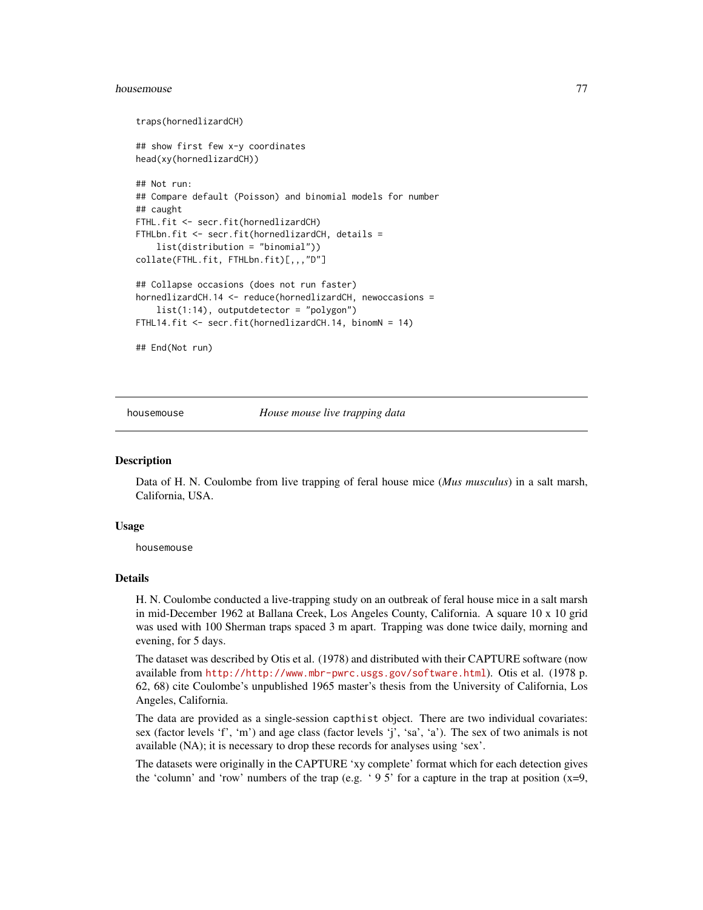```
traps(hornedlizardCH)

## show first few x-y coordinates
head(xy(hornedlizardCH))

## Not run:
## Compare default (Poisson) and binomial models for number
## caught
FTHL.fit <- secr.fit(hornedlizardCH)
FTHLbn.fit <- secr.fit(hornedlizardCH, details =
    list(distribution = "binomial"))
collate(FTHL.fit, FTHLbn.fit)[,,,"D"]

## Collapse occasions (does not run faster)
hornedlizardCH.14 <- reduce(hornedlizardCH, newoccasions =
    list(1:14), outputdetector = "polygon")
FTHL14.fit <- secr.fit(hornedlizardCH.14, binomN = 14)

## End(Not run)
```

## housemouse — *House mouse live trapping data*

### Description

Data of H. N. Coulombe from live trapping of feral house mice (*Mus musculus*) in a salt marsh, California, USA.

### Usage

```
housemouse
```

### Details

H. N. Coulombe conducted a live-trapping study on an outbreak of feral house mice in a salt marsh in mid-December 1962 at Ballana Creek, Los Angeles County, California. A square 10 x 10 grid was used with 100 Sherman traps spaced 3 m apart. Trapping was done twice daily, morning and evening, for 5 days.

The dataset was described by Otis et al. (1978) and distributed with their CAPTURE software (now available from http://http://www.mbr-pwrc.usgs.gov/software.html). Otis et al. (1978 p. 62, 68) cite Coulombe's unpublished 1965 master's thesis from the University of California, Los Angeles, California.

The data are provided as a single-session `capthist` object. There are two individual covariates: sex (factor levels 'f', 'm') and age class (factor levels 'j', 'sa', 'a'). The sex of two animals is not available (NA); it is necessary to drop these records for analyses using 'sex'.

The datasets were originally in the CAPTURE 'xy complete' format which for each detection gives the 'column' and 'row' numbers of the trap (e.g. ' 9 5' for a capture in the trap at position (x=9,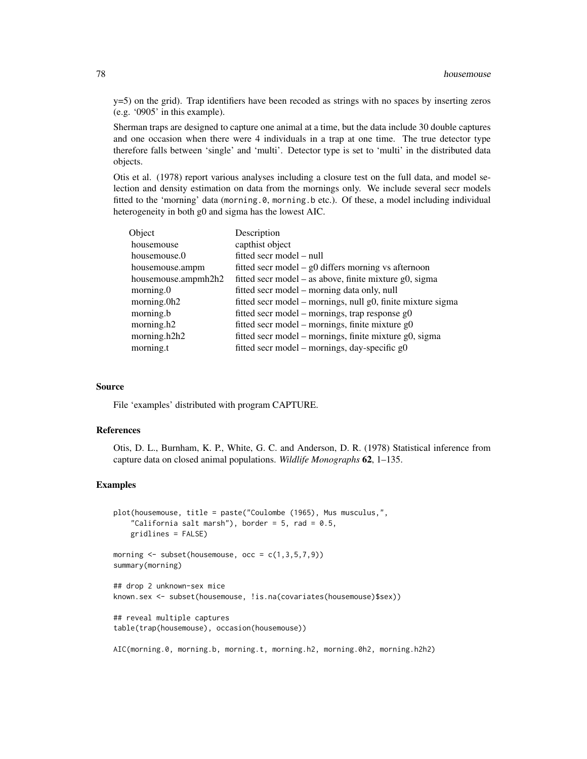y=5) on the grid). Trap identifiers have been recoded as strings with no spaces by inserting zeros (e.g. '0905' in this example).

Sherman traps are designed to capture one animal at a time, but the data include 30 double captures and one occasion when there were 4 individuals in a trap at one time. The true detector type therefore falls between 'single' and 'multi'. Detector type is set to 'multi' in the distributed data objects.

Otis et al. (1978) report various analyses including a closure test on the full data, and model selection and density estimation on data from the mornings only. We include several secr models fitted to the 'morning' data (`morning.0`, `morning.b` etc.). Of these, a model including individual heterogeneity in both g0 and sigma has the lowest AIC.

| Object | Description |
|---|---|
| housemouse | capthist object |
| housemouse.0 | fitted secr model – null |
| housemouse.ampm | fitted secr model – g0 differs morning vs afternoon |
| housemouse.ampmh2h2 | fitted secr model – as above, finite mixture g0, sigma |
| morning.0 | fitted secr model – morning data only, null |
| morning.0h2 | fitted secr model – mornings, null g0, finite mixture sigma |
| morning.b | fitted secr model – mornings, trap response g0 |
| morning.h2 | fitted secr model – mornings, finite mixture g0 |
| morning.h2h2 | fitted secr model – mornings, finite mixture g0, sigma |
| morning.t | fitted secr model – mornings, day-specific g0 |

### Source

File 'examples' distributed with program CAPTURE.

### References

Otis, D. L., Burnham, K. P., White, G. C. and Anderson, D. R. (1978) Statistical inference from capture data on closed animal populations. *Wildlife Monographs* **62**, 1–135.

### Examples

```
plot(housemouse, title = paste("Coulombe (1965), Mus musculus,",
    "California salt marsh"), border = 5, rad = 0.5,
    gridlines = FALSE)

morning <- subset(housemouse, occ = c(1,3,5,7,9))
summary(morning)

## drop 2 unknown-sex mice
known.sex <- subset(housemouse, !is.na(covariates(housemouse)$sex))

## reveal multiple captures
table(trap(housemouse), occasion(housemouse))

AIC(morning.0, morning.b, morning.t, morning.h2, morning.0h2, morning.h2h2)
```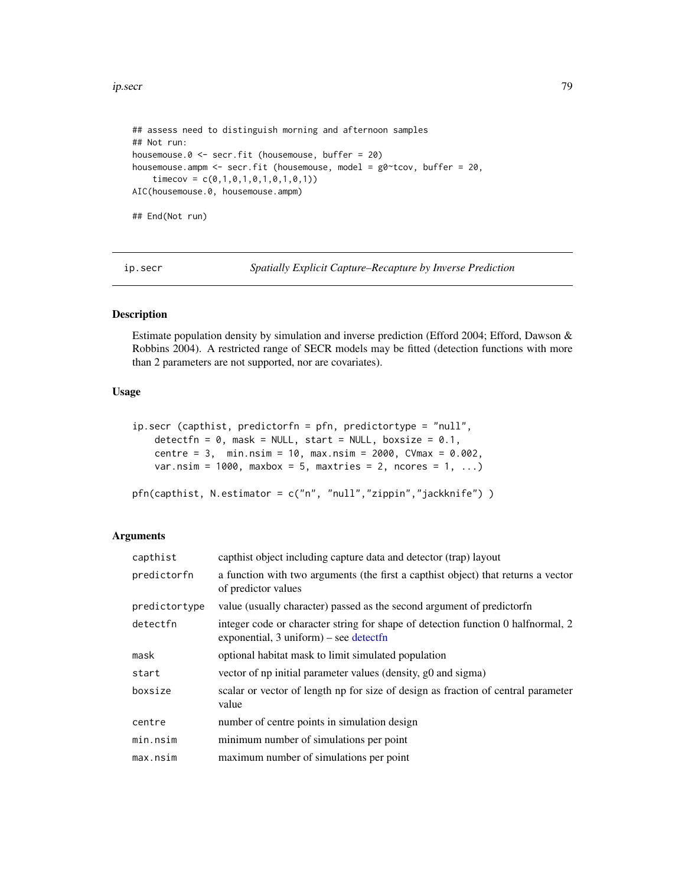```
## assess need to distinguish morning and afternoon samples
## Not run:
housemouse.0 <- secr.fit (housemouse, buffer = 20)
housemouse.ampm <- secr.fit (housemouse, model = g0~tcov, buffer = 20,
    timecov = c(0,1,0,1,0,1,0,1,0,1))
AIC(housemouse.0, housemouse.ampm)

## End(Not run)
```

---

ip.secr *Spatially Explicit Capture–Recapture by Inverse Prediction*

---

## Description

Estimate population density by simulation and inverse prediction (Efford 2004; Efford, Dawson & Robbins 2004). A restricted range of SECR models may be fitted (detection functions with more than 2 parameters are not supported, nor are covariates).

## Usage

```
ip.secr (capthist, predictorfn = pfn, predictortype = "null",
    detectfn = 0, mask = NULL, start = NULL, boxsize = 0.1,
    centre = 3,  min.nsim = 10, max.nsim = 2000, CVmax = 0.002,
    var.nsim = 1000, maxbox = 5, maxtries = 2, ncores = 1, ...)

pfn(capthist, N.estimator = c("n", "null","zippin","jackknife") )
```

## Arguments

| | |
|---|---|
| capthist | capthist object including capture data and detector (trap) layout |
| predictorfn | a function with two arguments (the first a capthist object) that returns a vector of predictor values |
| predictortype | value (usually character) passed as the second argument of predictorfn |
| detectfn | integer code or character string for shape of detection function 0 halfnormal, 2 exponential, 3 uniform) – see detectfn |
| mask | optional habitat mask to limit simulated population |
| start | vector of np initial parameter values (density, g0 and sigma) |
| boxsize | scalar or vector of length np for size of design as fraction of central parameter value |
| centre | number of centre points in simulation design |
| min.nsim | minimum number of simulations per point |
| max.nsim | maximum number of simulations per point |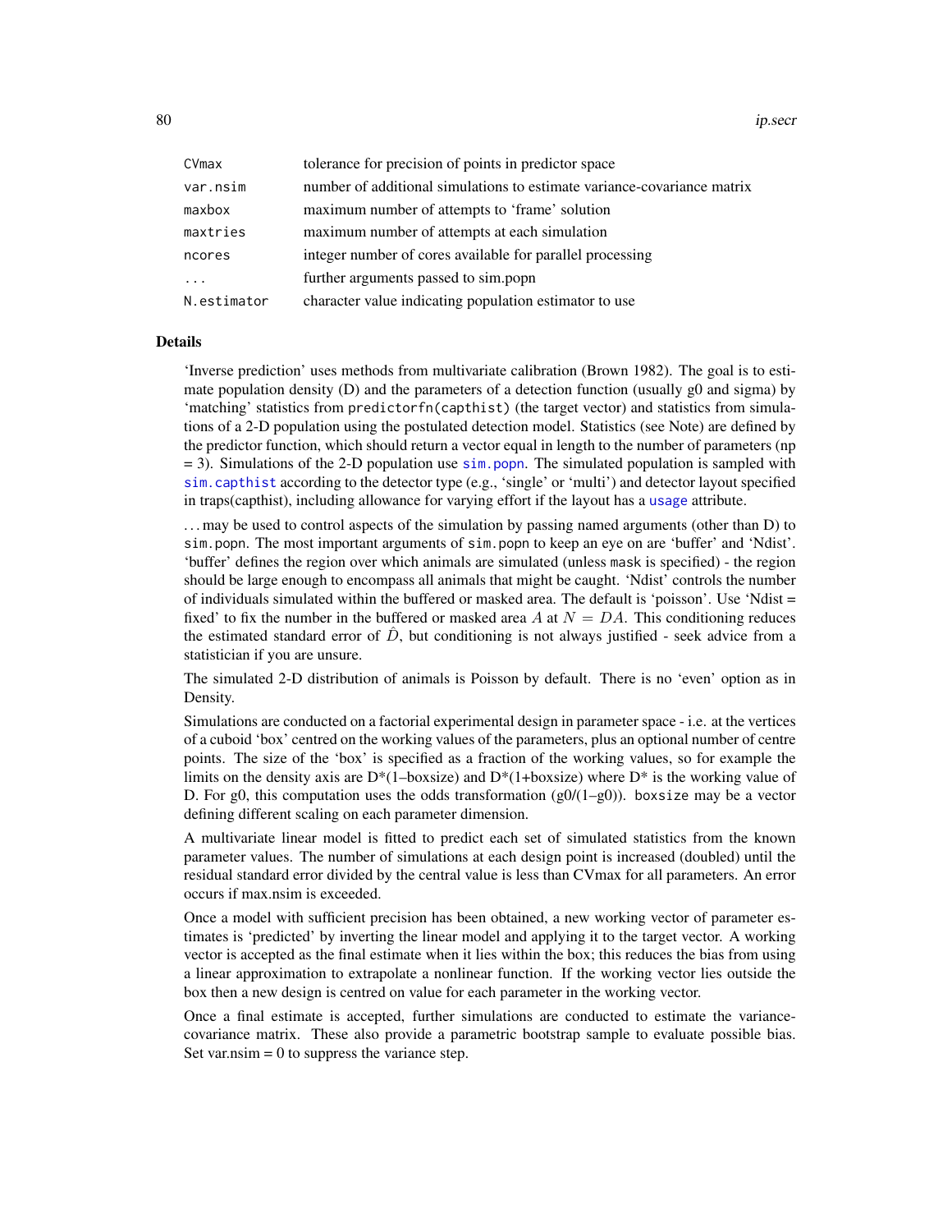| | |
|---|---|
| CVmax | tolerance for precision of points in predictor space |
| var.nsim | number of additional simulations to estimate variance-covariance matrix |
| maxbox | maximum number of attempts to 'frame' solution |
| maxtries | maximum number of attempts at each simulation |
| ncores | integer number of cores available for parallel processing |
| ... | further arguments passed to sim.popn |
| N.estimator | character value indicating population estimator to use |

## Details

'Inverse prediction' uses methods from multivariate calibration (Brown 1982). The goal is to estimate population density (D) and the parameters of a detection function (usually g0 and sigma) by 'matching' statistics from `predictorfn(capthist)` (the target vector) and statistics from simulations of a 2-D population using the postulated detection model. Statistics (see Note) are defined by the predictor function, which should return a vector equal in length to the number of parameters (np = 3). Simulations of the 2-D population use `sim.popn`. The simulated population is sampled with `sim.capthist` according to the detector type (e.g., 'single' or 'multi') and detector layout specified in traps(capthist), including allowance for varying effort if the layout has a `usage` attribute.

... may be used to control aspects of the simulation by passing named arguments (other than D) to `sim.popn`. The most important arguments of `sim.popn` to keep an eye on are 'buffer' and 'Ndist'. 'buffer' defines the region over which animals are simulated (unless `mask` is specified) - the region should be large enough to encompass all animals that might be caught. 'Ndist' controls the number of individuals simulated within the buffered or masked area. The default is 'poisson'. Use 'Ndist = fixed' to fix the number in the buffered or masked area $A$ at $N = DA$. This conditioning reduces the estimated standard error of $\hat{D}$, but conditioning is not always justified - seek advice from a statistician if you are unsure.

The simulated 2-D distribution of animals is Poisson by default. There is no 'even' option as in Density.

Simulations are conducted on a factorial experimental design in parameter space - i.e. at the vertices of a cuboid 'box' centred on the working values of the parameters, plus an optional number of centre points. The size of the 'box' is specified as a fraction of the working values, so for example the limits on the density axis are D*(1–boxsize) and D*(1+boxsize) where D* is the working value of D. For g0, this computation uses the odds transformation (g0/(1–g0)). `boxsize` may be a vector defining different scaling on each parameter dimension.

A multivariate linear model is fitted to predict each set of simulated statistics from the known parameter values. The number of simulations at each design point is increased (doubled) until the residual standard error divided by the central value is less than CVmax for all parameters. An error occurs if max.nsim is exceeded.

Once a model with sufficient precision has been obtained, a new working vector of parameter estimates is 'predicted' by inverting the linear model and applying it to the target vector. A working vector is accepted as the final estimate when it lies within the box; this reduces the bias from using a linear approximation to extrapolate a nonlinear function. If the working vector lies outside the box then a new design is centred on value for each parameter in the working vector.

Once a final estimate is accepted, further simulations are conducted to estimate the variance-covariance matrix. These also provide a parametric bootstrap sample to evaluate possible bias. Set var.nsim = 0 to suppress the variance step.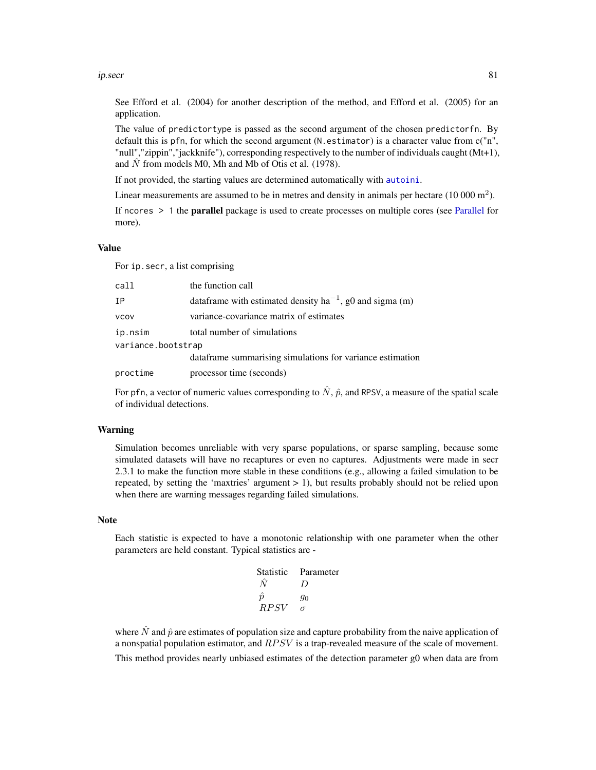See Efford et al. (2004) for another description of the method, and Efford et al. (2005) for an application.

The value of `predictortype` is passed as the second argument of the chosen `predictorfn`. By default this is `pfn`, for which the second argument (`N.estimator`) is a character value from c("n", "null","zippin","jackknife"), corresponding respectively to the number of individuals caught (Mt+1), and $\hat{N}$ from models M0, Mh and Mb of Otis et al. (1978).

If not provided, the starting values are determined automatically with `autoini`.

Linear measurements are assumed to be in metres and density in animals per hectare (10 000 $m^2$).

If `ncores > 1` the **parallel** package is used to create processes on multiple cores (see Parallel for more).

## Value

For `ip.secr`, a list comprising

| | |
|---|---|
| `call` | the function call |
| `IP` | dataframe with estimated density $ha^{-1}$, g0 and sigma (m) |
| `vcov` | variance-covariance matrix of estimates |
| `ip.nsim` | total number of simulations |
| `variance.bootstrap` | dataframe summarising simulations for variance estimation |
| `proctime` | processor time (seconds) |

For `pfn`, a vector of numeric values corresponding to $\hat{N}$, $\hat{p}$, and `RPSV`, a measure of the spatial scale of individual detections.

## Warning

Simulation becomes unreliable with very sparse populations, or sparse sampling, because some simulated datasets will have no recaptures or even no captures. Adjustments were made in secr 2.3.1 to make the function more stable in these conditions (e.g., allowing a failed simulation to be repeated, by setting the 'maxtries' argument > 1), but results probably should not be relied upon when there are warning messages regarding failed simulations.

## Note

Each statistic is expected to have a monotonic relationship with one parameter when the other parameters are held constant. Typical statistics are -

| Statistic | Parameter |
|---|---|
| $\hat{N}$ | $D$ |
| $\hat{p}$ | $g_0$ |
| $RPSV$ | $\sigma$ |

where $\hat{N}$ and $\hat{p}$ are estimates of population size and capture probability from the naive application of a nonspatial population estimator, and $RPSV$ is a trap-revealed measure of the scale of movement.

This method provides nearly unbiased estimates of the detection parameter g0 when data are from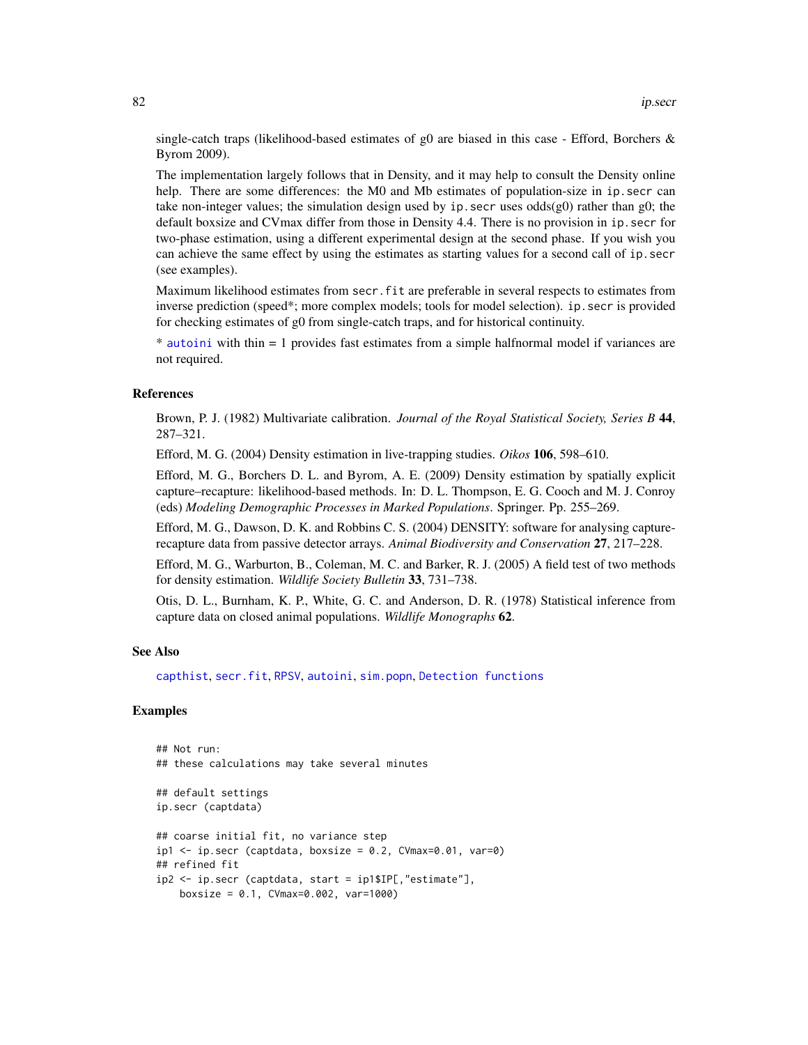single-catch traps (likelihood-based estimates of g0 are biased in this case - Efford, Borchers & Byrom 2009).

The implementation largely follows that in Density, and it may help to consult the Density online help. There are some differences: the M0 and Mb estimates of population-size in `ip.secr` can take non-integer values; the simulation design used by `ip.secr` uses odds(g0) rather than g0; the default boxsize and CVmax differ from those in Density 4.4. There is no provision in `ip.secr` for two-phase estimation, using a different experimental design at the second phase. If you wish you can achieve the same effect by using the estimates as starting values for a second call of `ip.secr` (see examples).

Maximum likelihood estimates from `secr.fit` are preferable in several respects to estimates from inverse prediction (speed*; more complex models; tools for model selection). `ip.secr` is provided for checking estimates of g0 from single-catch traps, and for historical continuity.

* `autoini` with thin = 1 provides fast estimates from a simple halfnormal model if variances are not required.

## References

Brown, P. J. (1982) Multivariate calibration. *Journal of the Royal Statistical Society, Series B* **44**, 287–321.

Efford, M. G. (2004) Density estimation in live-trapping studies. *Oikos* **106**, 598–610.

Efford, M. G., Borchers D. L. and Byrom, A. E. (2009) Density estimation by spatially explicit capture–recapture: likelihood-based methods. In: D. L. Thompson, E. G. Cooch and M. J. Conroy (eds) *Modeling Demographic Processes in Marked Populations*. Springer. Pp. 255–269.

Efford, M. G., Dawson, D. K. and Robbins C. S. (2004) DENSITY: software for analysing capture-recapture data from passive detector arrays. *Animal Biodiversity and Conservation* **27**, 217–228.

Efford, M. G., Warburton, B., Coleman, M. C. and Barker, R. J. (2005) A field test of two methods for density estimation. *Wildlife Society Bulletin* **33**, 731–738.

Otis, D. L., Burnham, K. P., White, G. C. and Anderson, D. R. (1978) Statistical inference from capture data on closed animal populations. *Wildlife Monographs* **62**.

## See Also

`capthist`, `secr.fit`, `RPSV`, `autoini`, `sim.popn`, `Detection functions`

## Examples

```
## Not run:
## these calculations may take several minutes

## default settings
ip.secr (captdata)

## coarse initial fit, no variance step
ip1 <- ip.secr (captdata, boxsize = 0.2, CVmax=0.01, var=0)
## refined fit
ip2 <- ip.secr (captdata, start = ip1$IP[,"estimate"],
    boxsize = 0.1, CVmax=0.002, var=1000)
```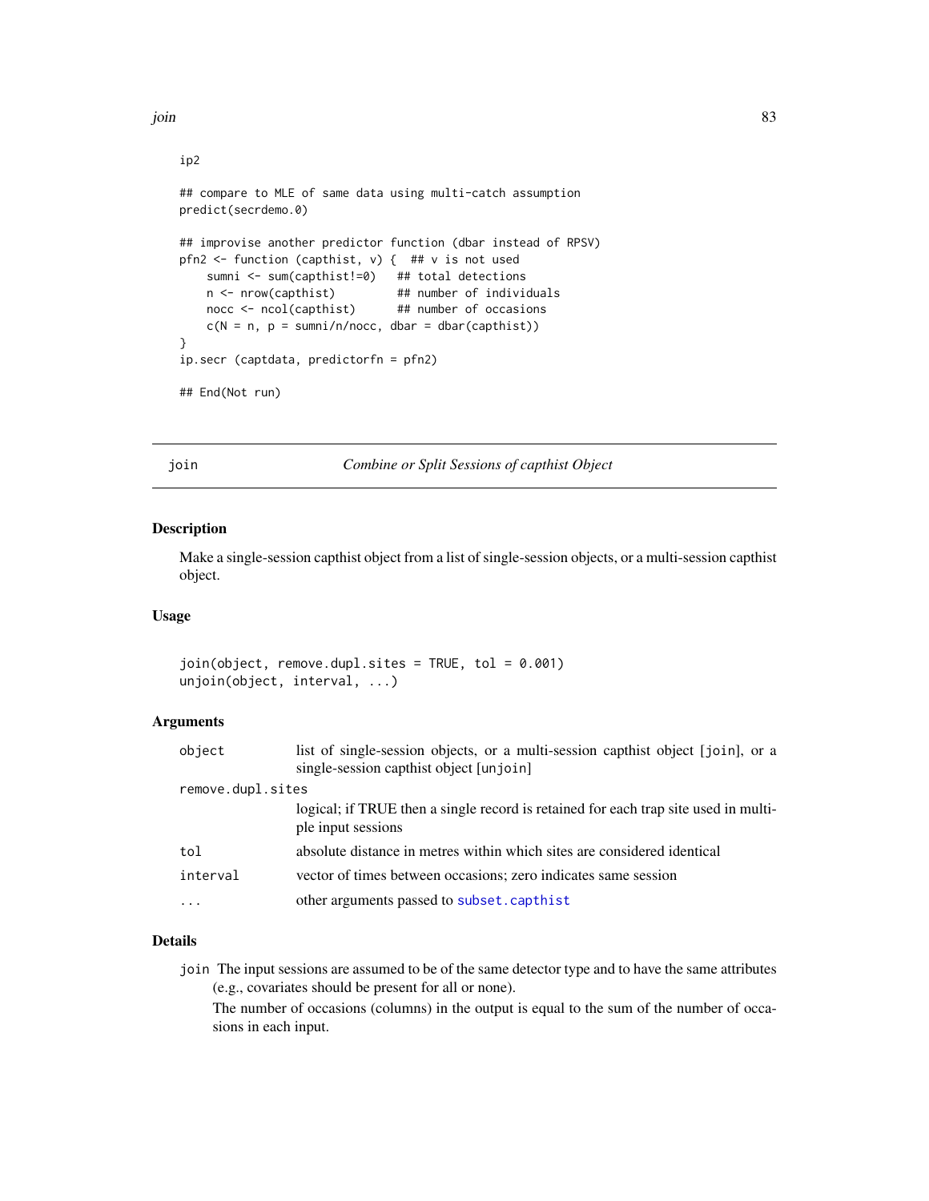```
ip2

## compare to MLE of same data using multi-catch assumption
predict(secrdemo.0)

## improvise another predictor function (dbar instead of RPSV)
pfn2 <- function (capthist, v) {  ## v is not used
    sumni <- sum(capthist!=0)   ## total detections
    n <- nrow(capthist)         ## number of individuals
    nocc <- ncol(capthist)      ## number of occasions
    c(N = n, p = sumni/n/nocc, dbar = dbar(capthist))
}
ip.secr (captdata, predictorfn = pfn2)

## End(Not run)
```

---

## join — *Combine or Split Sessions of capthist Object*

### Description

Make a single-session capthist object from a list of single-session objects, or a multi-session capthist object.

### Usage

```
join(object, remove.dupl.sites = TRUE, tol = 0.001)
unjoin(object, interval, ...)
```

### Arguments

| | |
|---|---|
| `object` | list of single-session objects, or a multi-session capthist object [join], or a single-session capthist object [unjoin] |
| `remove.dupl.sites` | logical; if TRUE then a single record is retained for each trap site used in multiple input sessions |
| `tol` | absolute distance in metres within which sites are considered identical |
| `interval` | vector of times between occasions; zero indicates same session |
| `...` | other arguments passed to `subset.capthist` |

### Details

`join` The input sessions are assumed to be of the same detector type and to have the same attributes (e.g., covariates should be present for all or none).

The number of occasions (columns) in the output is equal to the sum of the number of occasions in each input.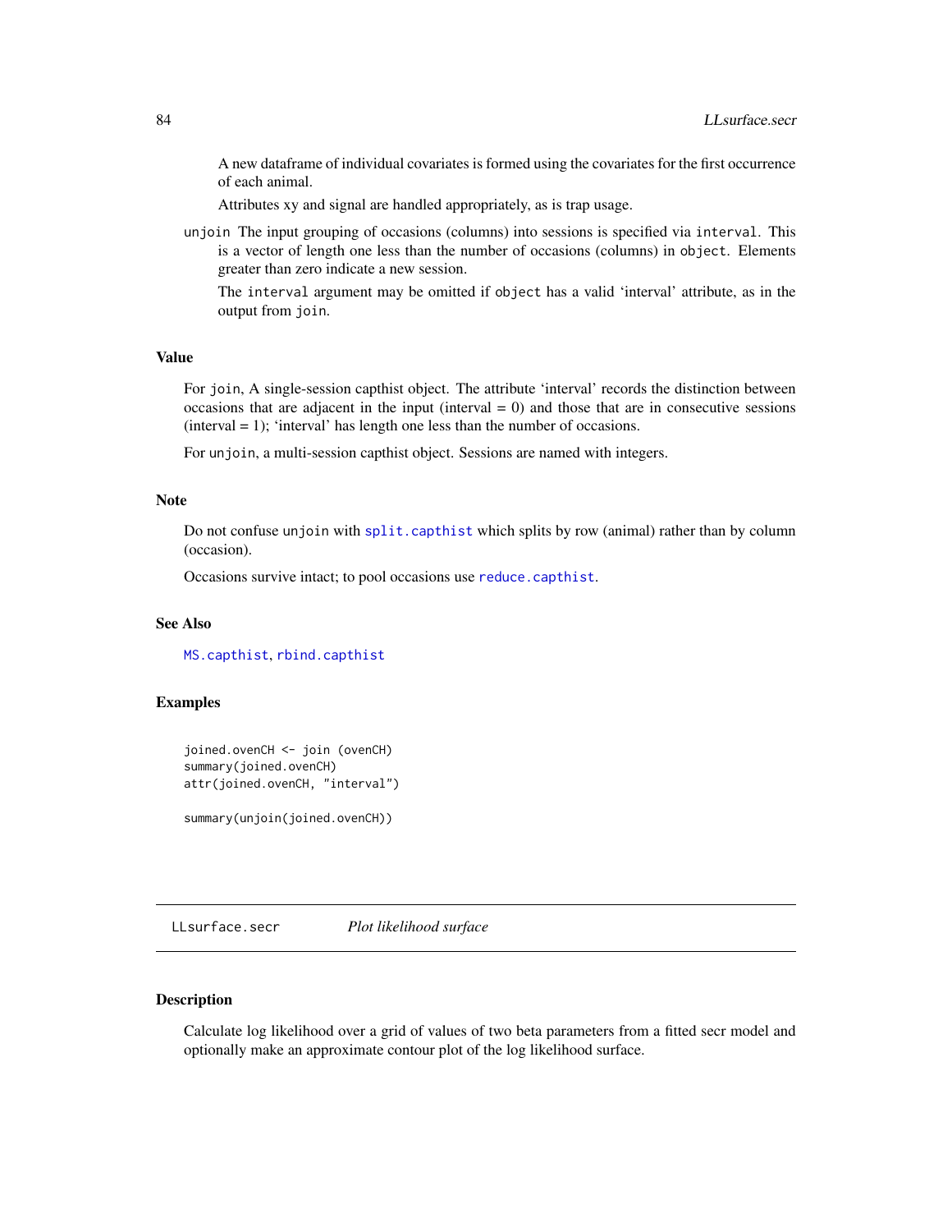A new dataframe of individual covariates is formed using the covariates for the first occurrence of each animal.

Attributes xy and signal are handled appropriately, as is trap usage.

unjoin The input grouping of occasions (columns) into sessions is specified via `interval`. This is a vector of length one less than the number of occasions (columns) in `object`. Elements greater than zero indicate a new session.

The `interval` argument may be omitted if `object` has a valid 'interval' attribute, as in the output from `join`.

## Value

For `join`, A single-session capthist object. The attribute 'interval' records the distinction between occasions that are adjacent in the input (interval = 0) and those that are in consecutive sessions (interval = 1); 'interval' has length one less than the number of occasions.

For `unjoin`, a multi-session capthist object. Sessions are named with integers.

## Note

Do not confuse `unjoin` with `split.capthist` which splits by row (animal) rather than by column (occasion).

Occasions survive intact; to pool occasions use `reduce.capthist`.

## See Also

`MS.capthist`, `rbind.capthist`

## Examples

```
joined.ovenCH <- join (ovenCH)
summary(joined.ovenCH)
attr(joined.ovenCH, "interval")

summary(unjoin(joined.ovenCH))
```

---

# LLsurface.secr — *Plot likelihood surface*

## Description

Calculate log likelihood over a grid of values of two beta parameters from a fitted secr model and optionally make an approximate contour plot of the log likelihood surface.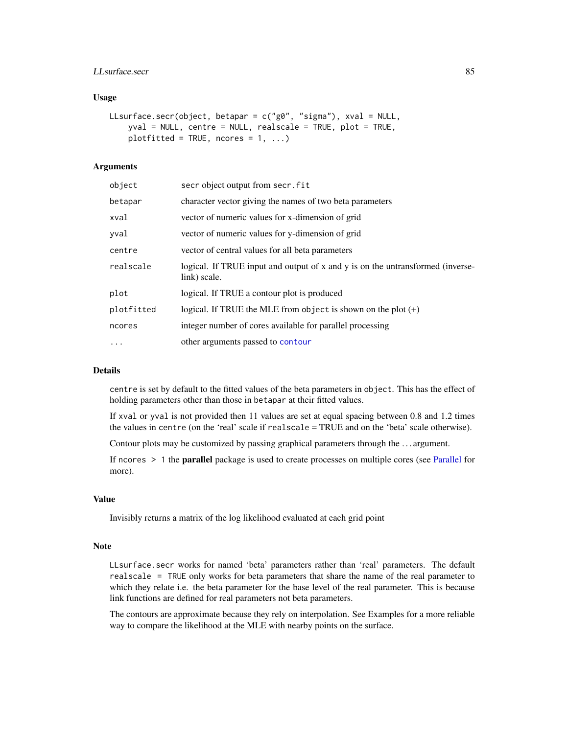## Usage

```
LLsurface.secr(object, betapar = c("g0", "sigma"), xval = NULL,
    yval = NULL, centre = NULL, realscale = TRUE, plot = TRUE,
    plotfitted = TRUE, ncores = 1, ...)
```

## Arguments

| | |
|---|---|
| `object` | secr object output from `secr.fit` |
| `betapar` | character vector giving the names of two beta parameters |
| `xval` | vector of numeric values for x-dimension of grid |
| `yval` | vector of numeric values for y-dimension of grid |
| `centre` | vector of central values for all beta parameters |
| `realscale` | logical. If TRUE input and output of x and y is on the untransformed (inverse-link) scale. |
| `plot` | logical. If TRUE a contour plot is produced |
| `plotfitted` | logical. If TRUE the MLE from `object` is shown on the plot (+) |
| `ncores` | integer number of cores available for parallel processing |
| `...` | other arguments passed to `contour` |

## Details

`centre` is set by default to the fitted values of the beta parameters in `object`. This has the effect of holding parameters other than those in `betapar` at their fitted values.

If `xval` or `yval` is not provided then 11 values are set at equal spacing between 0.8 and 1.2 times the values in `centre` (on the 'real' scale if `realscale` = TRUE and on the 'beta' scale otherwise).

Contour plots may be customized by passing graphical parameters through the ... argument.

If `ncores > 1` the **parallel** package is used to create processes on multiple cores (see Parallel for more).

## Value

Invisibly returns a matrix of the log likelihood evaluated at each grid point

## Note

`LLsurface.secr` works for named 'beta' parameters rather than 'real' parameters. The default `realscale = TRUE` only works for beta parameters that share the name of the real parameter to which they relate i.e. the beta parameter for the base level of the real parameter. This is because link functions are defined for real parameters not beta parameters.

The contours are approximate because they rely on interpolation. See Examples for a more reliable way to compare the likelihood at the MLE with nearby points on the surface.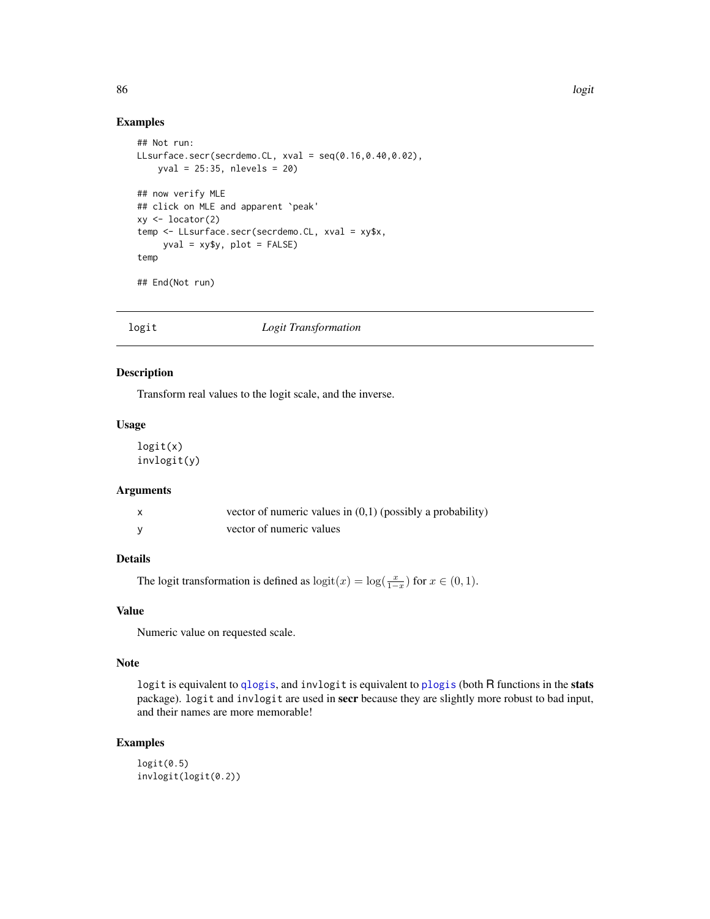### Examples

```
## Not run:
LLsurface.secr(secrdemo.CL, xval = seq(0.16,0.40,0.02),
    yval = 25:35, nlevels = 20)

## now verify MLE
## click on MLE and apparent `peak'
xy <- locator(2)
temp <- LLsurface.secr(secrdemo.CL, xval = xy$x,
     yval = xy$y, plot = FALSE)
temp

## End(Not run)
```

---

## logit — *Logit Transformation*

### Description

Transform real values to the logit scale, and the inverse.

### Usage

```
logit(x)
invlogit(y)
```

### Arguments

| | |
|---|---|
| x | vector of numeric values in (0,1) (possibly a probability) |
| y | vector of numeric values |

### Details

The logit transformation is defined as $\text{logit}(x) = \log(\frac{x}{1-x})$ for $x \in (0, 1)$.

### Value

Numeric value on requested scale.

### Note

`logit` is equivalent to `qlogis`, and `invlogit` is equivalent to `plogis` (both R functions in the **stats** package). `logit` and `invlogit` are used in **secr** because they are slightly more robust to bad input, and their names are more memorable!

### Examples

```
logit(0.5)
invlogit(logit(0.2))
```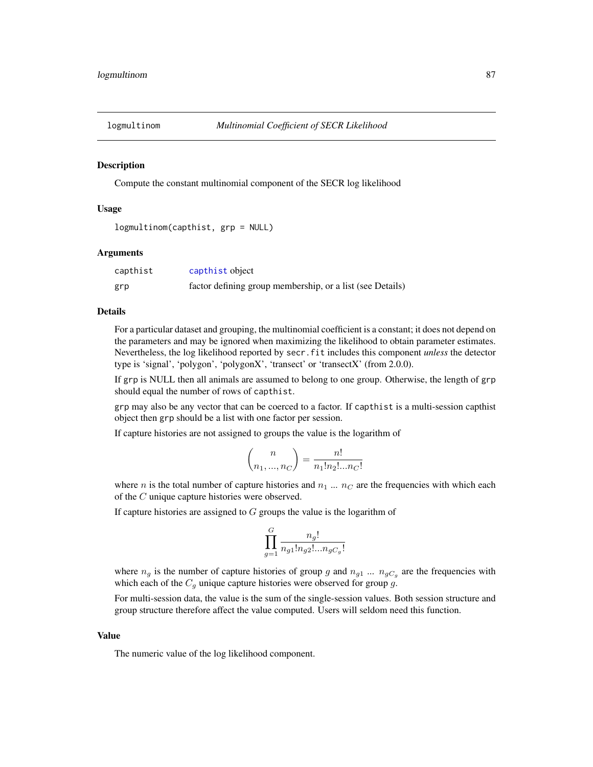# logmultinom — *Multinomial Coefficient of SECR Likelihood*

## Description

Compute the constant multinomial component of the SECR log likelihood

## Usage

```
logmultinom(capthist, grp = NULL)
```

## Arguments

| | |
|---|---|
| capthist | capthist object |
| grp | factor defining group membership, or a list (see Details) |

## Details

For a particular dataset and grouping, the multinomial coefficient is a constant; it does not depend on the parameters and may be ignored when maximizing the likelihood to obtain parameter estimates. Nevertheless, the log likelihood reported by `secr.fit` includes this component *unless* the detector type is 'signal', 'polygon', 'polygonX', 'transect' or 'transectX' (from 2.0.0).

If `grp` is NULL then all animals are assumed to belong to one group. Otherwise, the length of `grp` should equal the number of rows of `capthist`.

`grp` may also be any vector that can be coerced to a factor. If `capthist` is a multi-session capthist object then `grp` should be a list with one factor per session.

If capture histories are not assigned to groups the value is the logarithm of

$$\binom{n}{n_1, ..., n_C} = \frac{n!}{n_1!n_2!...n_C!}$$

where $n$ is the total number of capture histories and $n_1$ ... $n_C$ are the frequencies with which each of the $C$ unique capture histories were observed.

If capture histories are assigned to $G$ groups the value is the logarithm of

$$\prod_{g=1}^{G} \frac{n_g!}{n_{g1}!n_{g2}!...n_{gC_g}!}$$

where $n_g$ is the number of capture histories of group $g$ and $n_{g1}$ ... $n_{gC_g}$ are the frequencies with which each of the $C_g$ unique capture histories were observed for group $g$.

For multi-session data, the value is the sum of the single-session values. Both session structure and group structure therefore affect the value computed. Users will seldom need this function.

## Value

The numeric value of the log likelihood component.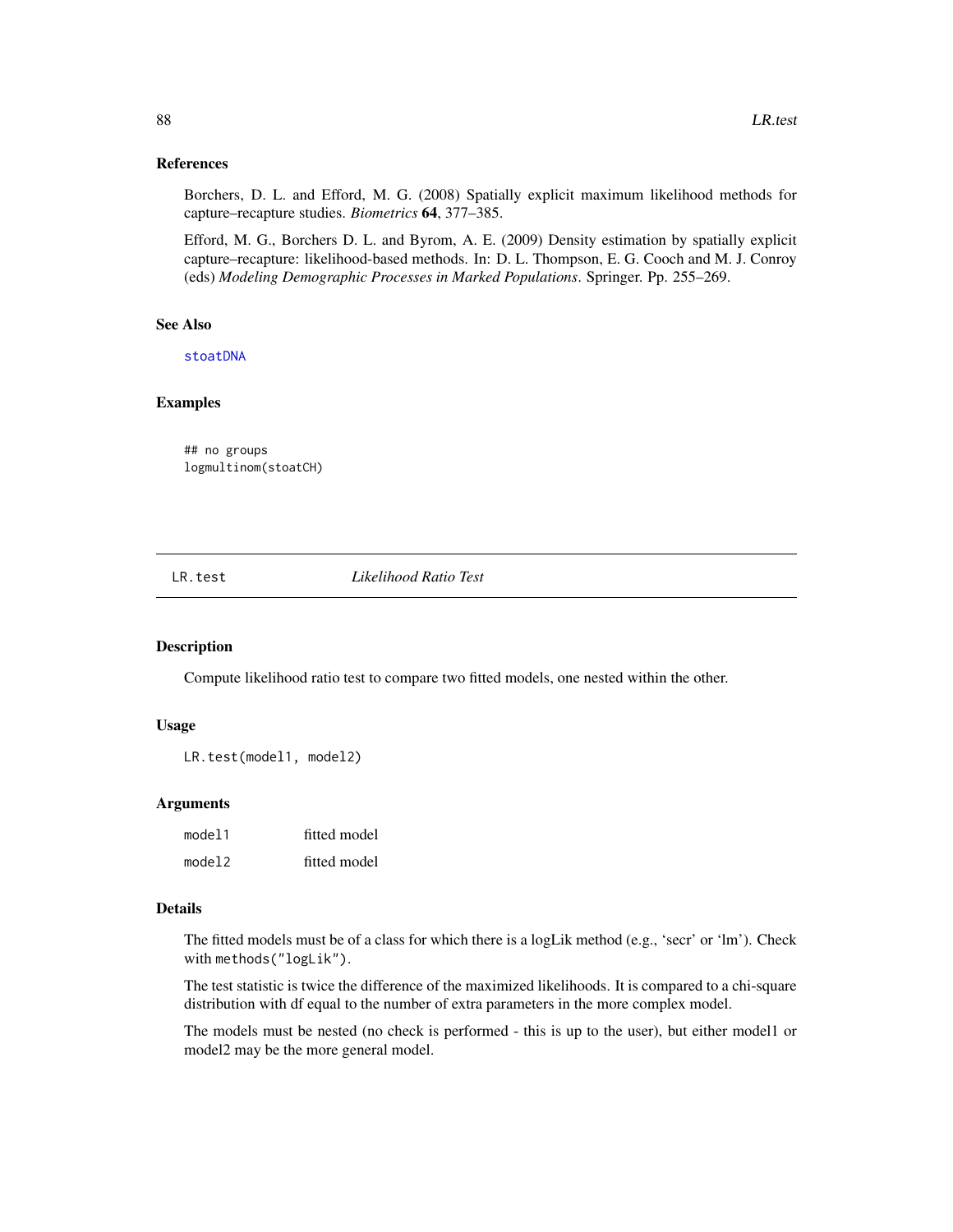### References

Borchers, D. L. and Efford, M. G. (2008) Spatially explicit maximum likelihood methods for capture–recapture studies. *Biometrics* **64**, 377–385.

Efford, M. G., Borchers D. L. and Byrom, A. E. (2009) Density estimation by spatially explicit capture–recapture: likelihood-based methods. In: D. L. Thompson, E. G. Cooch and M. J. Conroy (eds) *Modeling Demographic Processes in Marked Populations*. Springer. Pp. 255–269.

### See Also

stoatDNA

### Examples

```
## no groups
logmultinom(stoatCH)
```

---

## LR.test — *Likelihood Ratio Test*

### Description

Compute likelihood ratio test to compare two fitted models, one nested within the other.

### Usage

```
LR.test(model1, model2)
```

### Arguments

| | |
|---|---|
| model1 | fitted model |
| model2 | fitted model |

### Details

The fitted models must be of a class for which there is a logLik method (e.g., 'secr' or 'lm'). Check with `methods("logLik")`.

The test statistic is twice the difference of the maximized likelihoods. It is compared to a chi-square distribution with df equal to the number of extra parameters in the more complex model.

The models must be nested (no check is performed - this is up to the user), but either model1 or model2 may be the more general model.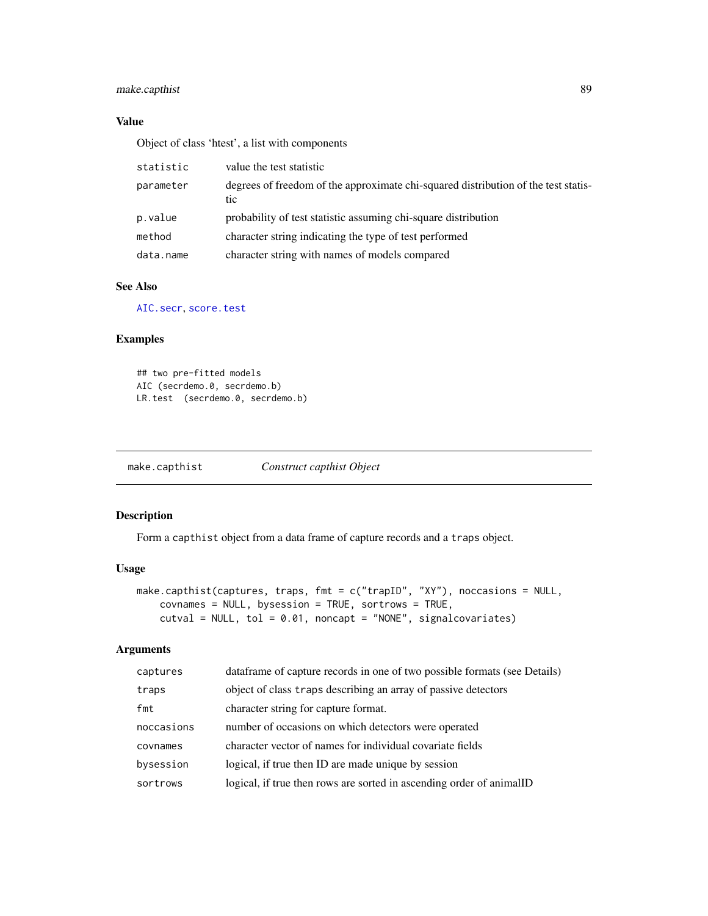### Value

Object of class 'htest', a list with components

| | |
|---|---|
| `statistic` | value the test statistic |
| `parameter` | degrees of freedom of the approximate chi-squared distribution of the test statistic |
| `p.value` | probability of test statistic assuming chi-square distribution |
| `method` | character string indicating the type of test performed |
| `data.name` | character string with names of models compared |

### See Also

`AIC.secr`, `score.test`

### Examples

```
## two pre-fitted models
AIC (secrdemo.0, secrdemo.b)
LR.test  (secrdemo.0, secrdemo.b)
```

---

## make.capthist — *Construct capthist Object*

---

### Description

Form a `capthist` object from a data frame of capture records and a `traps` object.

### Usage

```
make.capthist(captures, traps, fmt = c("trapID", "XY"), noccasions = NULL,
    covnames = NULL, bysession = TRUE, sortrows = TRUE,
    cutval = NULL, tol = 0.01, noncapt = "NONE", signalcovariates)
```

### Arguments

| | |
|---|---|
| `captures` | dataframe of capture records in one of two possible formats (see Details) |
| `traps` | object of class `traps` describing an array of passive detectors |
| `fmt` | character string for capture format. |
| `noccasions` | number of occasions on which detectors were operated |
| `covnames` | character vector of names for individual covariate fields |
| `bysession` | logical, if true then ID are made unique by session |
| `sortrows` | logical, if true then rows are sorted in ascending order of animalID |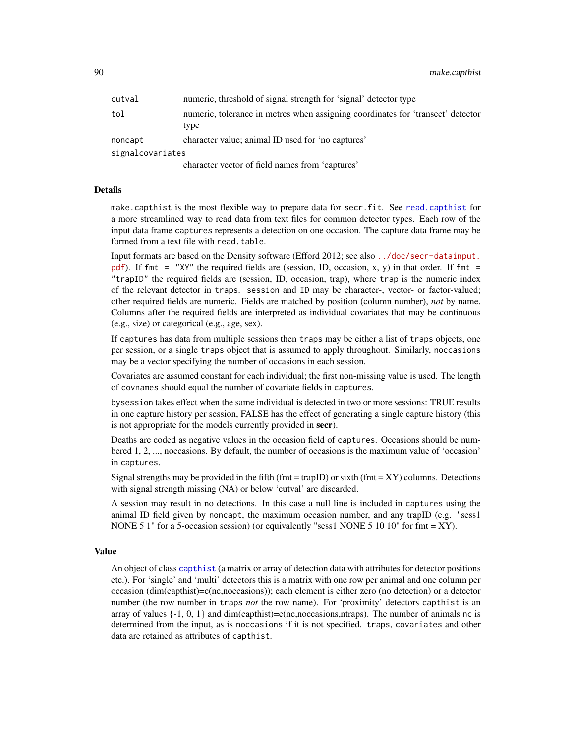| | |
|---|---|
| `cutval` | numeric, threshold of signal strength for 'signal' detector type |
| `tol` | numeric, tolerance in metres when assigning coordinates for 'transect' detector type |
| `noncapt` | character value; animal ID used for 'no captures' |
| `signalcovariates` | character vector of field names from 'captures' |

## Details

`make.capthist` is the most flexible way to prepare data for `secr.fit`. See `read.capthist` for a more streamlined way to read data from text files for common detector types. Each row of the input data frame `captures` represents a detection on one occasion. The capture data frame may be formed from a text file with `read.table`.

Input formats are based on the Density software (Efford 2012; see also `../doc/secr-datainput.pdf`). If `fmt = "XY"` the required fields are (session, ID, occasion, x, y) in that order. If `fmt = "trapID"` the required fields are (session, ID, occasion, trap), where `trap` is the numeric index of the relevant detector in `traps`. `session` and `ID` may be character-, vector- or factor-valued; other required fields are numeric. Fields are matched by position (column number), *not* by name. Columns after the required fields are interpreted as individual covariates that may be continuous (e.g., size) or categorical (e.g., age, sex).

If `captures` has data from multiple sessions then `traps` may be either a list of `traps` objects, one per session, or a single `traps` object that is assumed to apply throughout. Similarly, `noccasions` may be a vector specifying the number of occasions in each session.

Covariates are assumed constant for each individual; the first non-missing value is used. The length of `covnames` should equal the number of covariate fields in `captures`.

`bysession` takes effect when the same individual is detected in two or more sessions: TRUE results in one capture history per session, FALSE has the effect of generating a single capture history (this is not appropriate for the models currently provided in **secr**).

Deaths are coded as negative values in the occasion field of `captures`. Occasions should be numbered 1, 2, ..., noccasions. By default, the number of occasions is the maximum value of 'occasion' in `captures`.

Signal strengths may be provided in the fifth (fmt = trapID) or sixth (fmt = XY) columns. Detections with signal strength missing (NA) or below 'cutval' are discarded.

A session may result in no detections. In this case a null line is included in `captures` using the animal ID field given by `noncapt`, the maximum occasion number, and any trapID (e.g. "sess1 NONE 5 1" for a 5-occasion session) (or equivalently "sess1 NONE 5 10 10" for fmt = XY).

## Value

An object of class `capthist` (a matrix or array of detection data with attributes for detector positions etc.). For 'single' and 'multi' detectors this is a matrix with one row per animal and one column per occasion (dim(capthist)=c(nc,noccasions)); each element is either zero (no detection) or a detector number (the row number in `traps` *not* the row name). For 'proximity' detectors `capthist` is an array of values {-1, 0, 1} and dim(capthist)=c(nc,noccasions,ntraps). The number of animals `nc` is determined from the input, as is `noccasions` if it is not specified. `traps`, `covariates` and other data are retained as attributes of `capthist`.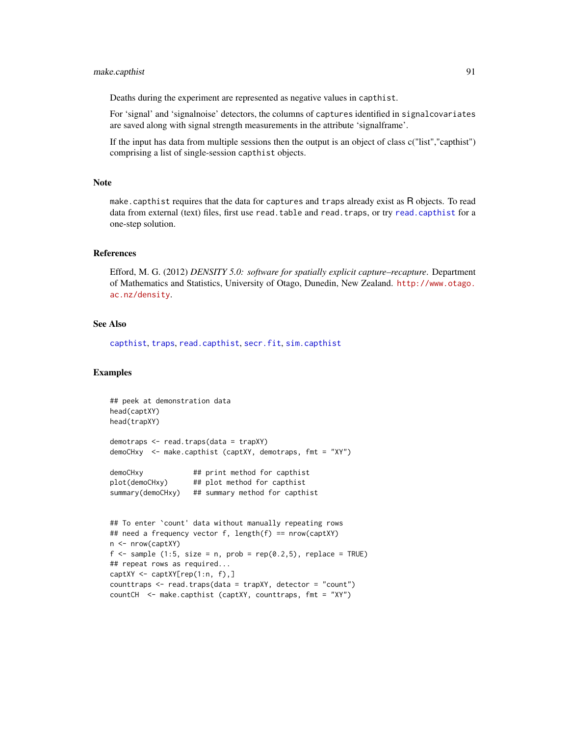Deaths during the experiment are represented as negative values in capthist.

For 'signal' and 'signalnoise' detectors, the columns of captures identified in signalcovariates are saved along with signal strength measurements in the attribute 'signalframe'.

If the input has data from multiple sessions then the output is an object of class c("list","capthist") comprising a list of single-session capthist objects.

## Note

make.capthist requires that the data for captures and traps already exist as R objects. To read data from external (text) files, first use read.table and read.traps, or try read.capthist for a one-step solution.

## References

Efford, M. G. (2012) *DENSITY 5.0: software for spatially explicit capture–recapture*. Department of Mathematics and Statistics, University of Otago, Dunedin, New Zealand. http://www.otago.ac.nz/density.

## See Also

capthist, traps, read.capthist, secr.fit, sim.capthist

## Examples

```
## peek at demonstration data
head(captXY)
head(trapXY)

demotraps <- read.traps(data = trapXY)
demoCHxy  <- make.capthist (captXY, demotraps, fmt = "XY")

demoCHxy            ## print method for capthist
plot(demoCHxy)      ## plot method for capthist
summary(demoCHxy)   ## summary method for capthist


## To enter `count' data without manually repeating rows
## need a frequency vector f, length(f) == nrow(captXY)
n <- nrow(captXY)
f <- sample (1:5, size = n, prob = rep(0.2,5), replace = TRUE)
## repeat rows as required...
captXY <- captXY[rep(1:n, f),]
counttraps <- read.traps(data = trapXY, detector = "count")
countCH  <- make.capthist (captXY, counttraps, fmt = "XY")
```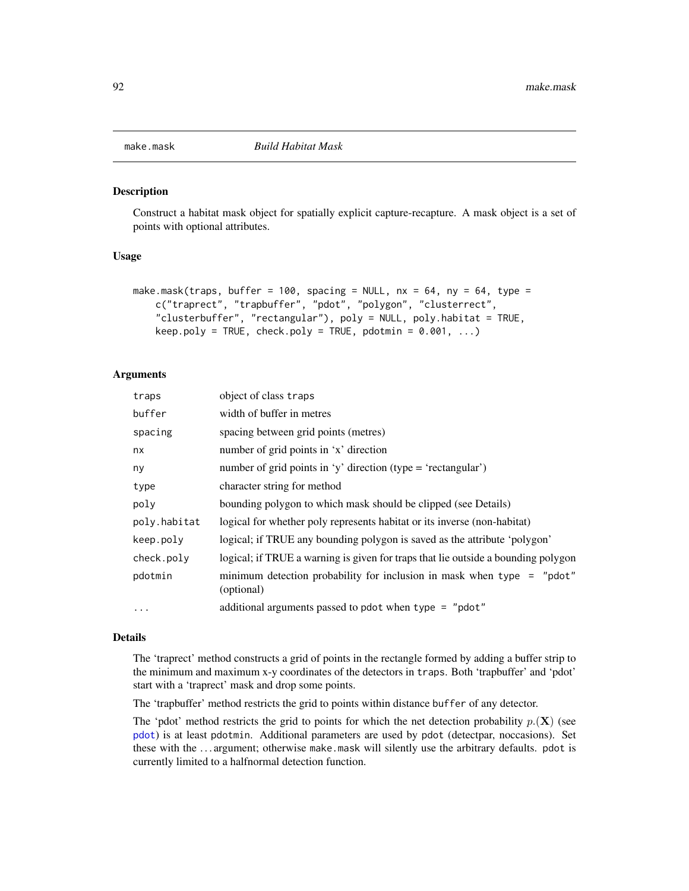make.mask *Build Habitat Mask*

## Description

Construct a habitat mask object for spatially explicit capture-recapture. A mask object is a set of points with optional attributes.

## Usage

```
make.mask(traps, buffer = 100, spacing = NULL, nx = 64, ny = 64, type =
    c("traprect", "trapbuffer", "pdot", "polygon", "clusterrect",
    "clusterbuffer", "rectangular"), poly = NULL, poly.habitat = TRUE,
    keep.poly = TRUE, check.poly = TRUE, pdotmin = 0.001, ...)
```

## Arguments

| | |
|---|---|
| traps | object of class traps |
| buffer | width of buffer in metres |
| spacing | spacing between grid points (metres) |
| nx | number of grid points in 'x' direction |
| ny | number of grid points in 'y' direction (type = 'rectangular') |
| type | character string for method |
| poly | bounding polygon to which mask should be clipped (see Details) |
| poly.habitat | logical for whether poly represents habitat or its inverse (non-habitat) |
| keep.poly | logical; if TRUE any bounding polygon is saved as the attribute 'polygon' |
| check.poly | logical; if TRUE a warning is given for traps that lie outside a bounding polygon |
| pdotmin | minimum detection probability for inclusion in mask when type = "pdot" (optional) |
| ... | additional arguments passed to pdot when type = "pdot" |

## Details

The 'traprect' method constructs a grid of points in the rectangle formed by adding a buffer strip to the minimum and maximum x-y coordinates of the detectors in traps. Both 'trapbuffer' and 'pdot' start with a 'traprect' mask and drop some points.

The 'trapbuffer' method restricts the grid to points within distance buffer of any detector.

The 'pdot' method restricts the grid to points for which the net detection probability $p.(\mathbf{X})$ (see pdot) is at least pdotmin. Additional parameters are used by pdot (detectpar, noccasions). Set these with the ... argument; otherwise make.mask will silently use the arbitrary defaults. pdot is currently limited to a halfnormal detection function.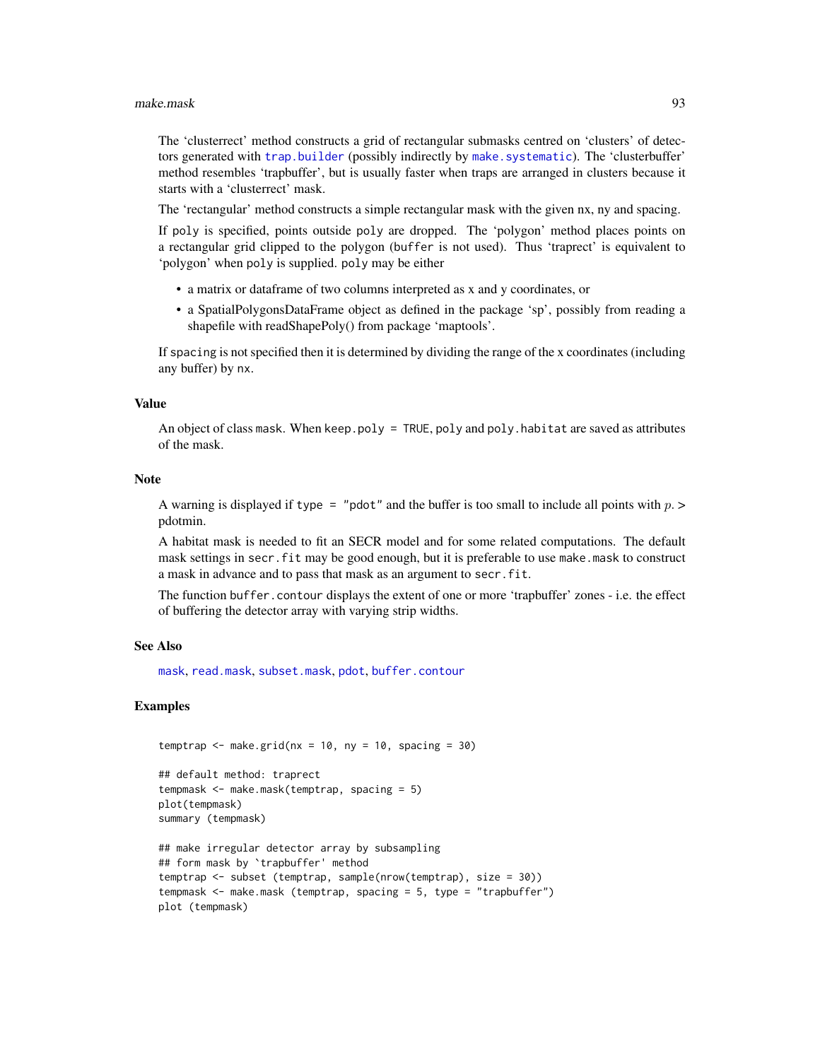The 'clusterrect' method constructs a grid of rectangular submasks centred on 'clusters' of detectors generated with `trap.builder` (possibly indirectly by `make.systematic`). The 'clusterbuffer' method resembles 'trapbuffer', but is usually faster when traps are arranged in clusters because it starts with a 'clusterrect' mask.

The 'rectangular' method constructs a simple rectangular mask with the given nx, ny and spacing.

If `poly` is specified, points outside `poly` are dropped. The 'polygon' method places points on a rectangular grid clipped to the polygon (`buffer` is not used). Thus 'traprect' is equivalent to 'polygon' when `poly` is supplied. `poly` may be either

- a matrix or dataframe of two columns interpreted as x and y coordinates, or
- a SpatialPolygonsDataFrame object as defined in the package 'sp', possibly from reading a shapefile with readShapePoly() from package 'maptools'.

If `spacing` is not specified then it is determined by dividing the range of the x coordinates (including any buffer) by `nx`.

## Value

An object of class `mask`. When `keep.poly = TRUE`, `poly` and `poly.habitat` are saved as attributes of the mask.

## Note

A warning is displayed if `type = "pdot"` and the buffer is too small to include all points with $p. >$ pdotmin.

A habitat mask is needed to fit an SECR model and for some related computations. The default mask settings in `secr.fit` may be good enough, but it is preferable to use `make.mask` to construct a mask in advance and to pass that mask as an argument to `secr.fit`.

The function `buffer.contour` displays the extent of one or more 'trapbuffer' zones - i.e. the effect of buffering the detector array with varying strip widths.

## See Also

`mask`, `read.mask`, `subset.mask`, `pdot`, `buffer.contour`

## Examples

```
temptrap <- make.grid(nx = 10, ny = 10, spacing = 30)

## default method: traprect
tempmask <- make.mask(temptrap, spacing = 5)
plot(tempmask)
summary (tempmask)

## make irregular detector array by subsampling
## form mask by `trapbuffer' method
temptrap <- subset (temptrap, sample(nrow(temptrap), size = 30))
tempmask <- make.mask (temptrap, spacing = 5, type = "trapbuffer")
plot (tempmask)
```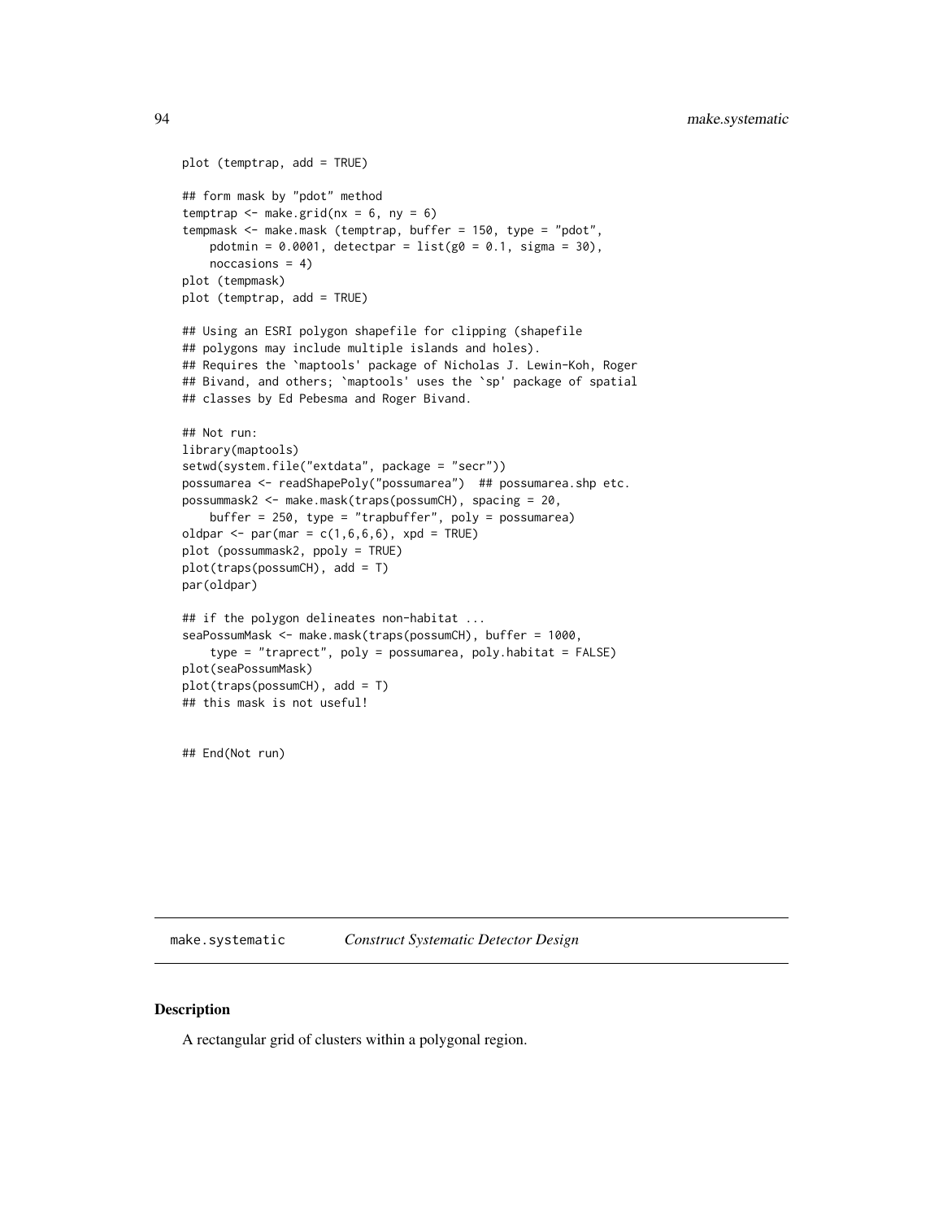```
plot (temptrap, add = TRUE)

## form mask by "pdot" method
temptrap <- make.grid(nx = 6, ny = 6)
tempmask <- make.mask (temptrap, buffer = 150, type = "pdot",
    pdotmin = 0.0001, detectpar = list(g0 = 0.1, sigma = 30),
    noccasions = 4)
plot (tempmask)
plot (temptrap, add = TRUE)

## Using an ESRI polygon shapefile for clipping (shapefile
## polygons may include multiple islands and holes).
## Requires the `maptools' package of Nicholas J. Lewin-Koh, Roger
## Bivand, and others; `maptools' uses the `sp' package of spatial
## classes by Ed Pebesma and Roger Bivand.

## Not run:
library(maptools)
setwd(system.file("extdata", package = "secr"))
possumarea <- readShapePoly("possumarea")  ## possumarea.shp etc.
possummask2 <- make.mask(traps(possumCH), spacing = 20,
    buffer = 250, type = "trapbuffer", poly = possumarea)
oldpar <- par(mar = c(1,6,6,6), xpd = TRUE)
plot (possummask2, ppoly = TRUE)
plot(traps(possumCH), add = T)
par(oldpar)

## if the polygon delineates non-habitat ...
seaPossumMask <- make.mask(traps(possumCH), buffer = 1000,
    type = "traprect", poly = possumarea, poly.habitat = FALSE)
plot(seaPossumMask)
plot(traps(possumCH), add = T)
## this mask is not useful!


## End(Not run)
```

## make.systematic    *Construct Systematic Detector Design*

### Description

A rectangular grid of clusters within a polygonal region.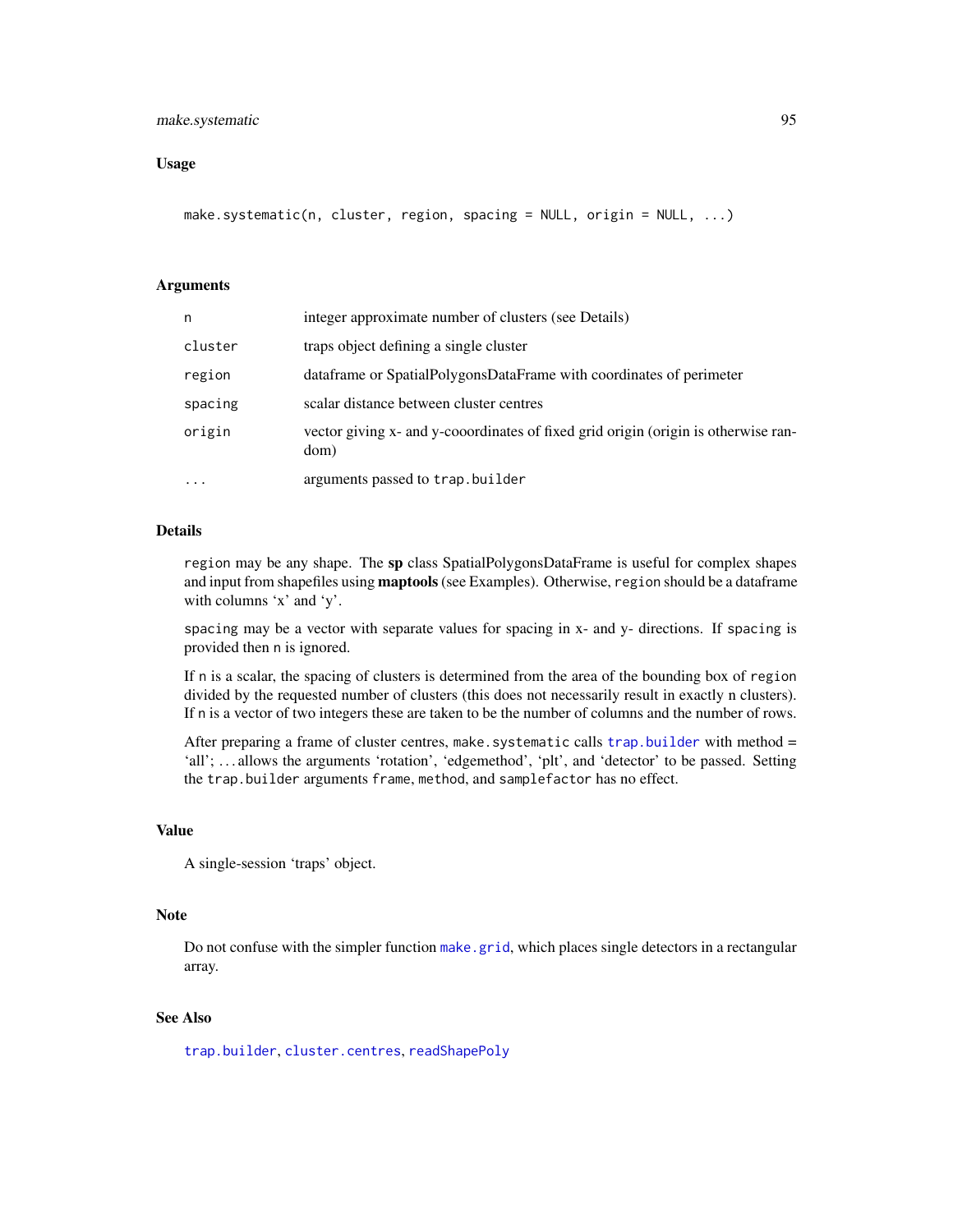## Usage

```
make.systematic(n, cluster, region, spacing = NULL, origin = NULL, ...)
```

## Arguments

| | |
|---|---|
| `n` | integer approximate number of clusters (see Details) |
| `cluster` | traps object defining a single cluster |
| `region` | dataframe or SpatialPolygonsDataFrame with coordinates of perimeter |
| `spacing` | scalar distance between cluster centres |
| `origin` | vector giving x- and y-cooordinates of fixed grid origin (origin is otherwise random) |
| `...` | arguments passed to `trap.builder` |

## Details

`region` may be any shape. The **sp** class SpatialPolygonsDataFrame is useful for complex shapes and input from shapefiles using **maptools** (see Examples). Otherwise, `region` should be a dataframe with columns 'x' and 'y'.

`spacing` may be a vector with separate values for spacing in x- and y- directions. If `spacing` is provided then `n` is ignored.

If `n` is a scalar, the spacing of clusters is determined from the area of the bounding box of `region` divided by the requested number of clusters (this does not necessarily result in exactly n clusters). If `n` is a vector of two integers these are taken to be the number of columns and the number of rows.

After preparing a frame of cluster centres, `make.systematic` calls `trap.builder` with method = 'all'; ... allows the arguments 'rotation', 'edgemethod', 'plt', and 'detector' to be passed. Setting the `trap.builder` arguments `frame`, `method`, and `samplefactor` has no effect.

## Value

A single-session 'traps' object.

## Note

Do not confuse with the simpler function `make.grid`, which places single detectors in a rectangular array.

## See Also

`trap.builder`, `cluster.centres`, `readShapePoly`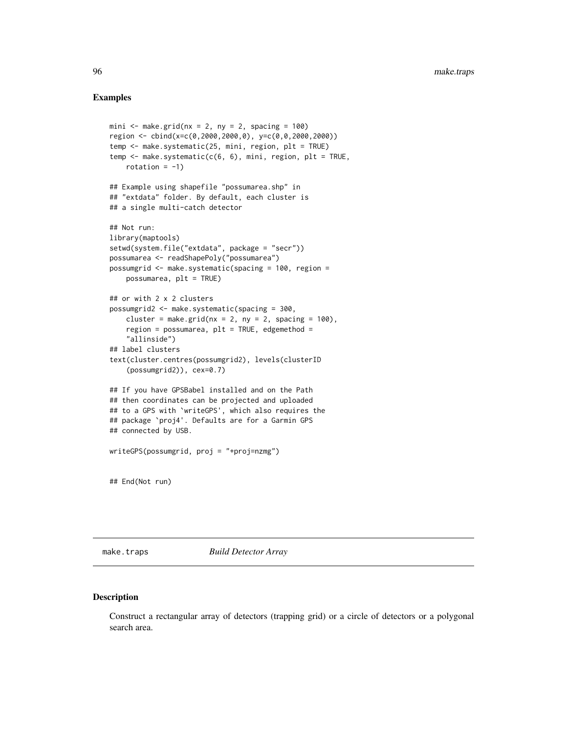### Examples

```
mini <- make.grid(nx = 2, ny = 2, spacing = 100)
region <- cbind(x=c(0,2000,2000,0), y=c(0,0,2000,2000))
temp <- make.systematic(25, mini, region, plt = TRUE)
temp <- make.systematic(c(6, 6), mini, region, plt = TRUE,
    rotation = -1)

## Example using shapefile "possumarea.shp" in
## "extdata" folder. By default, each cluster is
## a single multi-catch detector

## Not run:
library(maptools)
setwd(system.file("extdata", package = "secr"))
possumarea <- readShapePoly("possumarea")
possumgrid <- make.systematic(spacing = 100, region =
    possumarea, plt = TRUE)

## or with 2 x 2 clusters
possumgrid2 <- make.systematic(spacing = 300,
    cluster = make.grid(nx = 2, ny = 2, spacing = 100),
    region = possumarea, plt = TRUE, edgemethod =
    "allinside")
## label clusters
text(cluster.centres(possumgrid2), levels(clusterID
    (possumgrid2)), cex=0.7)

## If you have GPSBabel installed and on the Path
## then coordinates can be projected and uploaded
## to a GPS with `writeGPS', which also requires the
## package `proj4'. Defaults are for a Garmin GPS
## connected by USB.

writeGPS(possumgrid, proj = "+proj=nzmg")


## End(Not run)
```

---

## make.traps *Build Detector Array*

### Description

Construct a rectangular array of detectors (trapping grid) or a circle of detectors or a polygonal search area.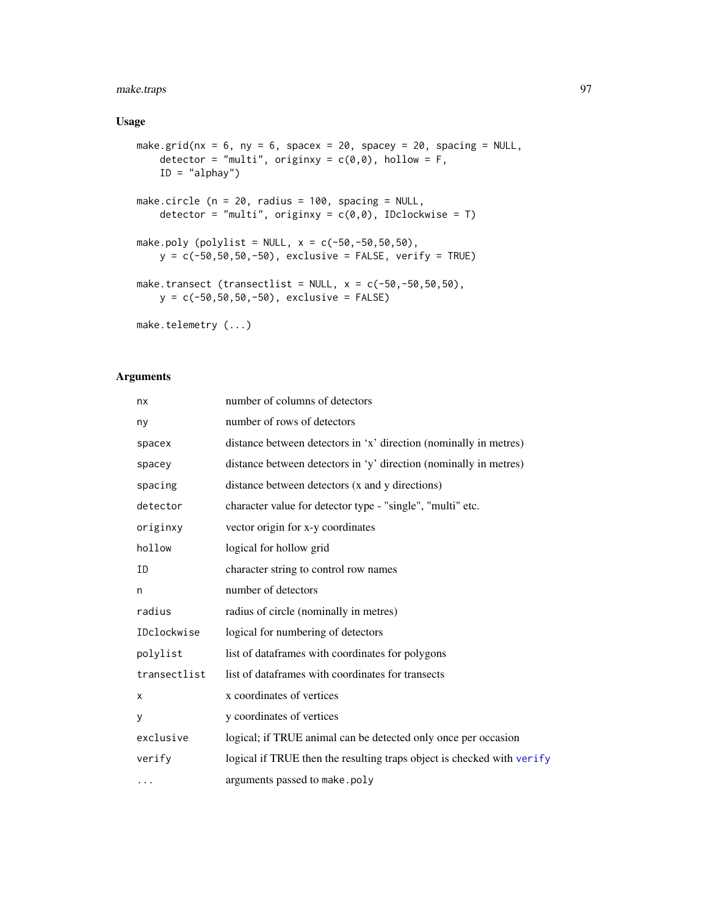## Usage

```
make.grid(nx = 6, ny = 6, spacex = 20, spacey = 20, spacing = NULL,
    detector = "multi", originxy = c(0,0), hollow = F,
    ID = "alphay")

make.circle (n = 20, radius = 100, spacing = NULL,
    detector = "multi", originxy = c(0,0), IDclockwise = T)

make.poly (polylist = NULL, x = c(-50,-50,50,50),
    y = c(-50,50,50,-50), exclusive = FALSE, verify = TRUE)

make.transect (transectlist = NULL, x = c(-50,-50,50,50),
    y = c(-50,50,50,-50), exclusive = FALSE)

make.telemetry (...)
```

## Arguments

| | |
|---|---|
| `nx` | number of columns of detectors |
| `ny` | number of rows of detectors |
| `spacex` | distance between detectors in 'x' direction (nominally in metres) |
| `spacey` | distance between detectors in 'y' direction (nominally in metres) |
| `spacing` | distance between detectors (x and y directions) |
| `detector` | character value for detector type - "single", "multi" etc. |
| `originxy` | vector origin for x-y coordinates |
| `hollow` | logical for hollow grid |
| `ID` | character string to control row names |
| `n` | number of detectors |
| `radius` | radius of circle (nominally in metres) |
| `IDclockwise` | logical for numbering of detectors |
| `polylist` | list of dataframes with coordinates for polygons |
| `transectlist` | list of dataframes with coordinates for transects |
| `x` | x coordinates of vertices |
| `y` | y coordinates of vertices |
| `exclusive` | logical; if TRUE animal can be detected only once per occasion |
| `verify` | logical if TRUE then the resulting traps object is checked with verify |
| `...` | arguments passed to `make.poly` |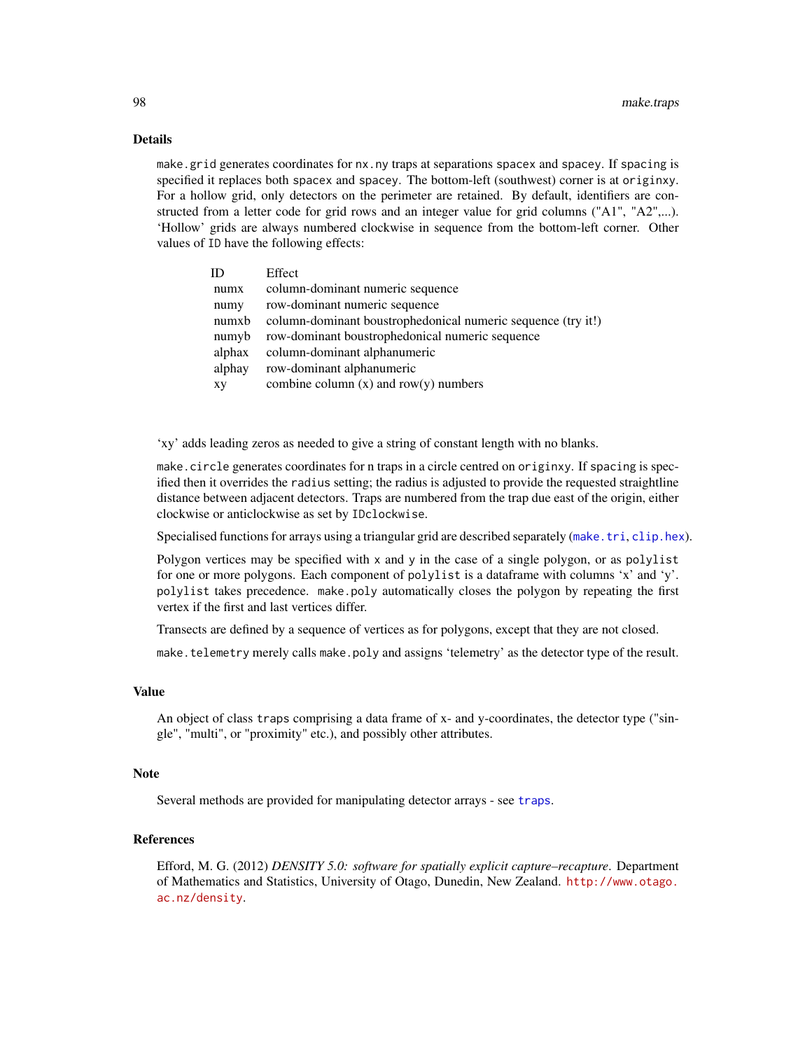## Details

`make.grid` generates coordinates for `nx.ny` traps at separations `spacex` and `spacey`. If `spacing` is specified it replaces both `spacex` and `spacey`. The bottom-left (southwest) corner is at `originxy`. For a hollow grid, only detectors on the perimeter are retained. By default, identifiers are constructed from a letter code for grid rows and an integer value for grid columns ("A1", "A2",...). 'Hollow' grids are always numbered clockwise in sequence from the bottom-left corner. Other values of `ID` have the following effects:

| ID | Effect |
|---|---|
| numx | column-dominant numeric sequence |
| numy | row-dominant numeric sequence |
| numxb | column-dominant boustrophedonical numeric sequence (try it!) |
| numyb | row-dominant boustrophedonical numeric sequence |
| alphax | column-dominant alphanumeric |
| alphay | row-dominant alphanumeric |
| xy | combine column (x) and row(y) numbers |

'xy' adds leading zeros as needed to give a string of constant length with no blanks.

`make.circle` generates coordinates for n traps in a circle centred on `originxy`. If `spacing` is specified then it overrides the `radius` setting; the radius is adjusted to provide the requested straightline distance between adjacent detectors. Traps are numbered from the trap due east of the origin, either clockwise or anticlockwise as set by `IDclockwise`.

Specialised functions for arrays using a triangular grid are described separately (`make.tri`, `clip.hex`).

Polygon vertices may be specified with `x` and `y` in the case of a single polygon, or as `polylist` for one or more polygons. Each component of `polylist` is a dataframe with columns 'x' and 'y'. `polylist` takes precedence. `make.poly` automatically closes the polygon by repeating the first vertex if the first and last vertices differ.

Transects are defined by a sequence of vertices as for polygons, except that they are not closed.

`make.telemetry` merely calls `make.poly` and assigns 'telemetry' as the detector type of the result.

## Value

An object of class `traps` comprising a data frame of x- and y-coordinates, the detector type ("single", "multi", or "proximity" etc.), and possibly other attributes.

## Note

Several methods are provided for manipulating detector arrays - see `traps`.

## References

Efford, M. G. (2012) *DENSITY 5.0: software for spatially explicit capture–recapture*. Department of Mathematics and Statistics, University of Otago, Dunedin, New Zealand. http://www.otago.ac.nz/density.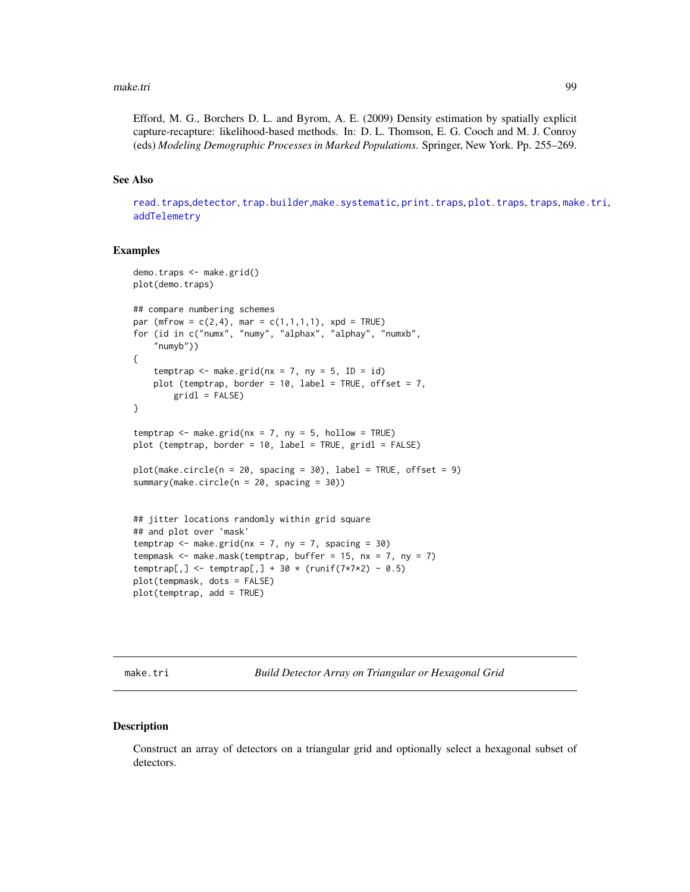Efford, M. G., Borchers D. L. and Byrom, A. E. (2009) Density estimation by spatially explicit capture-recapture: likelihood-based methods. In: D. L. Thomson, E. G. Cooch and M. J. Conroy (eds) *Modeling Demographic Processes in Marked Populations*. Springer, New York. Pp. 255–269.

### See Also

read.traps,detector, trap.builder,make.systematic, print.traps, plot.traps, traps, make.tri, addTelemetry

### Examples

```
demo.traps <- make.grid()
plot(demo.traps)

## compare numbering schemes
par (mfrow = c(2,4), mar = c(1,1,1,1), xpd = TRUE)
for (id in c("numx", "numy", "alphax", "alphay", "numxb",
    "numyb"))
{
    temptrap <- make.grid(nx = 7, ny = 5, ID = id)
    plot (temptrap, border = 10, label = TRUE, offset = 7,
        gridl = FALSE)
}

temptrap <- make.grid(nx = 7, ny = 5, hollow = TRUE)
plot (temptrap, border = 10, label = TRUE, gridl = FALSE)

plot(make.circle(n = 20, spacing = 30), label = TRUE, offset = 9)
summary(make.circle(n = 20, spacing = 30))


## jitter locations randomly within grid square
## and plot over `mask'
temptrap <- make.grid(nx = 7, ny = 7, spacing = 30)
tempmask <- make.mask(temptrap, buffer = 15, nx = 7, ny = 7)
temptrap[,] <- temptrap[,] + 30 * (runif(7*7*2) - 0.5)
plot(tempmask, dots = FALSE)
plot(temptrap, add = TRUE)
```

---

## make.tri — *Build Detector Array on Triangular or Hexagonal Grid*

### Description

Construct an array of detectors on a triangular grid and optionally select a hexagonal subset of detectors.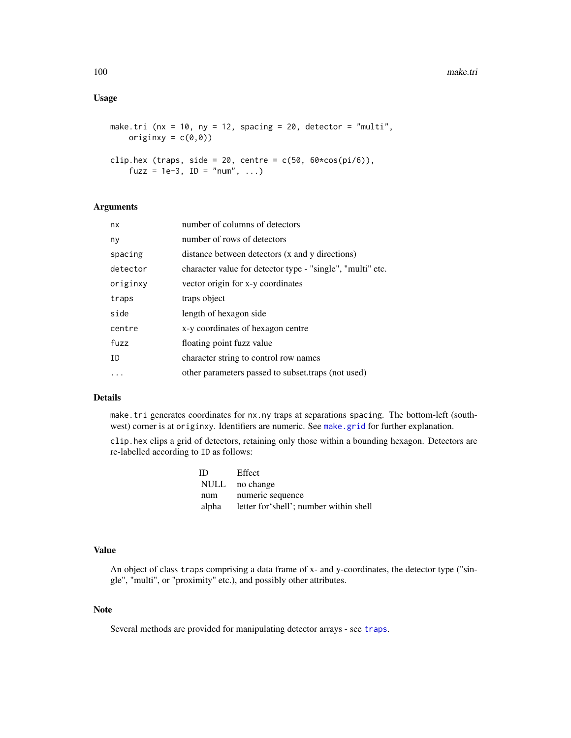## Usage

```
make.tri (nx = 10, ny = 12, spacing = 20, detector = "multi",
    originxy = c(0,0))

clip.hex (traps, side = 20, centre = c(50, 60*cos(pi/6)),
    fuzz = 1e-3, ID = "num", ...)
```

## Arguments

| | |
|---|---|
| nx | number of columns of detectors |
| ny | number of rows of detectors |
| spacing | distance between detectors (x and y directions) |
| detector | character value for detector type - "single", "multi" etc. |
| originxy | vector origin for x-y coordinates |
| traps | traps object |
| side | length of hexagon side |
| centre | x-y coordinates of hexagon centre |
| fuzz | floating point fuzz value |
| ID | character string to control row names |
| ... | other parameters passed to subset.traps (not used) |

## Details

`make.tri` generates coordinates for `nx.ny` traps at separations `spacing`. The bottom-left (south-west) corner is at `originxy`. Identifiers are numeric. See `make.grid` for further explanation.

`clip.hex` clips a grid of detectors, retaining only those within a bounding hexagon. Detectors are re-labelled according to `ID` as follows:

| ID | Effect |
|---|---|
| NULL | no change |
| num | numeric sequence |
| alpha | letter for'shell'; number within shell |

## Value

An object of class `traps` comprising a data frame of x- and y-coordinates, the detector type ("single", "multi", or "proximity" etc.), and possibly other attributes.

## Note

Several methods are provided for manipulating detector arrays - see `traps`.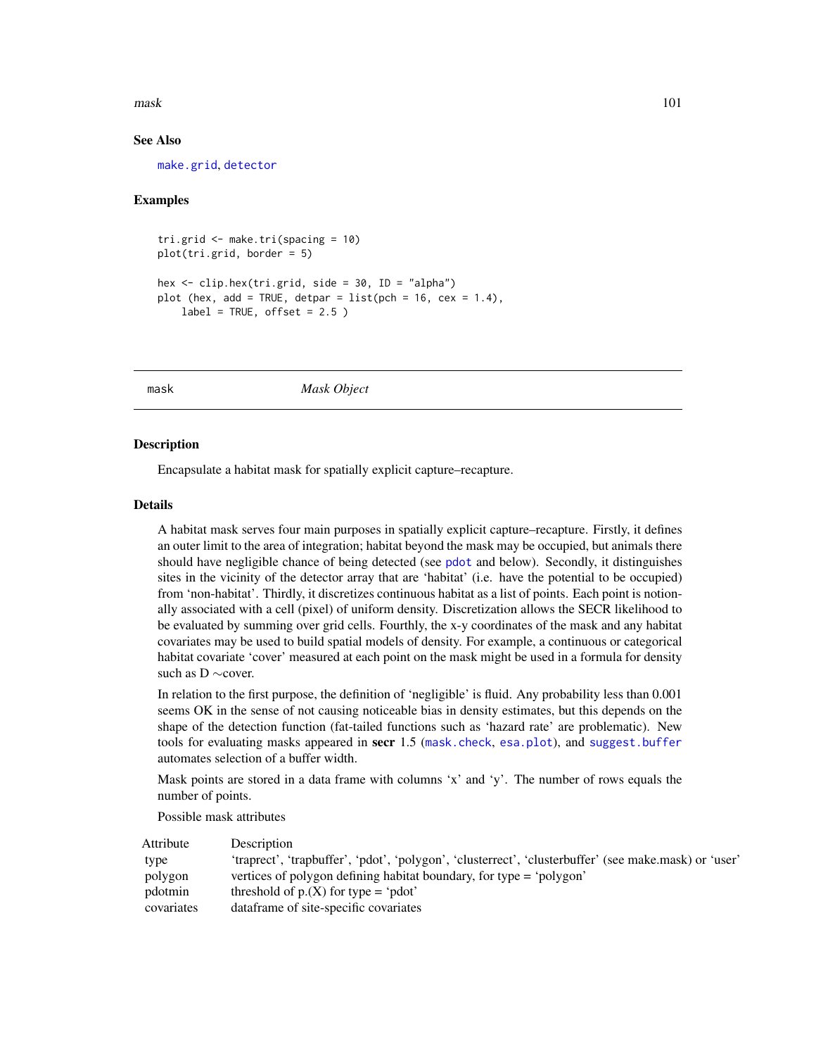### See Also

make.grid, detector

### Examples

```
tri.grid <- make.tri(spacing = 10)
plot(tri.grid, border = 5)

hex <- clip.hex(tri.grid, side = 30, ID = "alpha")
plot (hex, add = TRUE, detpar = list(pch = 16, cex = 1.4),
    label = TRUE, offset = 2.5 )
```

---

## mask — *Mask Object*

### Description

Encapsulate a habitat mask for spatially explicit capture–recapture.

### Details

A habitat mask serves four main purposes in spatially explicit capture–recapture. Firstly, it defines an outer limit to the area of integration; habitat beyond the mask may be occupied, but animals there should have negligible chance of being detected (see pdot and below). Secondly, it distinguishes sites in the vicinity of the detector array that are 'habitat' (i.e. have the potential to be occupied) from 'non-habitat'. Thirdly, it discretizes continuous habitat as a list of points. Each point is notionally associated with a cell (pixel) of uniform density. Discretization allows the SECR likelihood to be evaluated by summing over grid cells. Fourthly, the x-y coordinates of the mask and any habitat covariates may be used to build spatial models of density. For example, a continuous or categorical habitat covariate 'cover' measured at each point on the mask might be used in a formula for density such as D ∼cover.

In relation to the first purpose, the definition of 'negligible' is fluid. Any probability less than 0.001 seems OK in the sense of not causing noticeable bias in density estimates, but this depends on the shape of the detection function (fat-tailed functions such as 'hazard rate' are problematic). New tools for evaluating masks appeared in **secr** 1.5 (mask.check, esa.plot), and suggest.buffer automates selection of a buffer width.

Mask points are stored in a data frame with columns 'x' and 'y'. The number of rows equals the number of points.

Possible mask attributes

| Attribute | Description |
|---|---|
| type | 'traprect', 'trapbuffer', 'pdot', 'polygon', 'clusterrect', 'clusterbuffer' (see make.mask) or 'user' |
| polygon | vertices of polygon defining habitat boundary, for type = 'polygon' |
| pdotmin | threshold of p.(X) for type = 'pdot' |
| covariates | dataframe of site-specific covariates |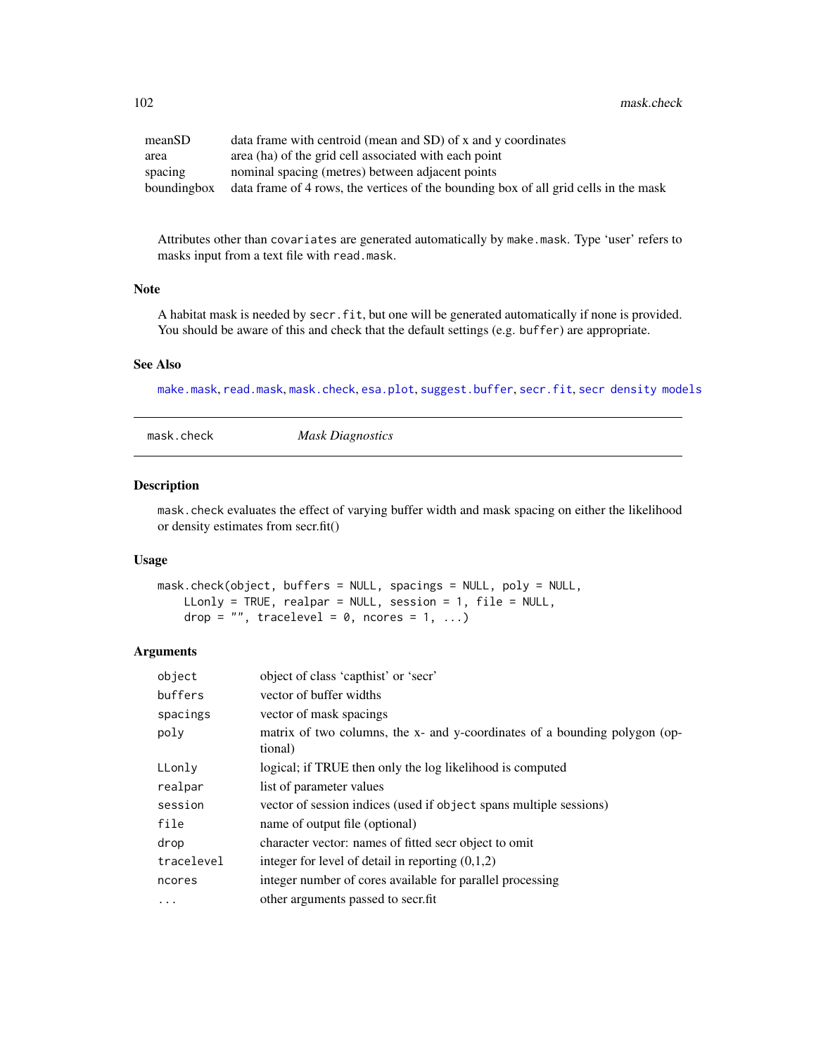| | |
|---|---|
| meanSD | data frame with centroid (mean and SD) of x and y coordinates |
| area | area (ha) of the grid cell associated with each point |
| spacing | nominal spacing (metres) between adjacent points |
| boundingbox | data frame of 4 rows, the vertices of the bounding box of all grid cells in the mask |

Attributes other than `covariates` are generated automatically by `make.mask`. Type 'user' refers to masks input from a text file with `read.mask`.

### Note

A habitat mask is needed by `secr.fit`, but one will be generated automatically if none is provided. You should be aware of this and check that the default settings (e.g. `buffer`) are appropriate.

### See Also

`make.mask`, `read.mask`, `mask.check`, `esa.plot`, `suggest.buffer`, `secr.fit`, `secr density models`

---

## mask.check — *Mask Diagnostics*

### Description

`mask.check` evaluates the effect of varying buffer width and mask spacing on either the likelihood or density estimates from secr.fit()

### Usage

```
mask.check(object, buffers = NULL, spacings = NULL, poly = NULL,
    LLonly = TRUE, realpar = NULL, session = 1, file = NULL,
    drop = "", tracelevel = 0, ncores = 1, ...)
```

### Arguments

| | |
|---|---|
| `object` | object of class 'capthist' or 'secr' |
| `buffers` | vector of buffer widths |
| `spacings` | vector of mask spacings |
| `poly` | matrix of two columns, the x- and y-coordinates of a bounding polygon (optional) |
| `LLonly` | logical; if TRUE then only the log likelihood is computed |
| `realpar` | list of parameter values |
| `session` | vector of session indices (used if `object` spans multiple sessions) |
| `file` | name of output file (optional) |
| `drop` | character vector: names of fitted secr object to omit |
| `tracelevel` | integer for level of detail in reporting (0,1,2) |
| `ncores` | integer number of cores available for parallel processing |
| `...` | other arguments passed to secr.fit |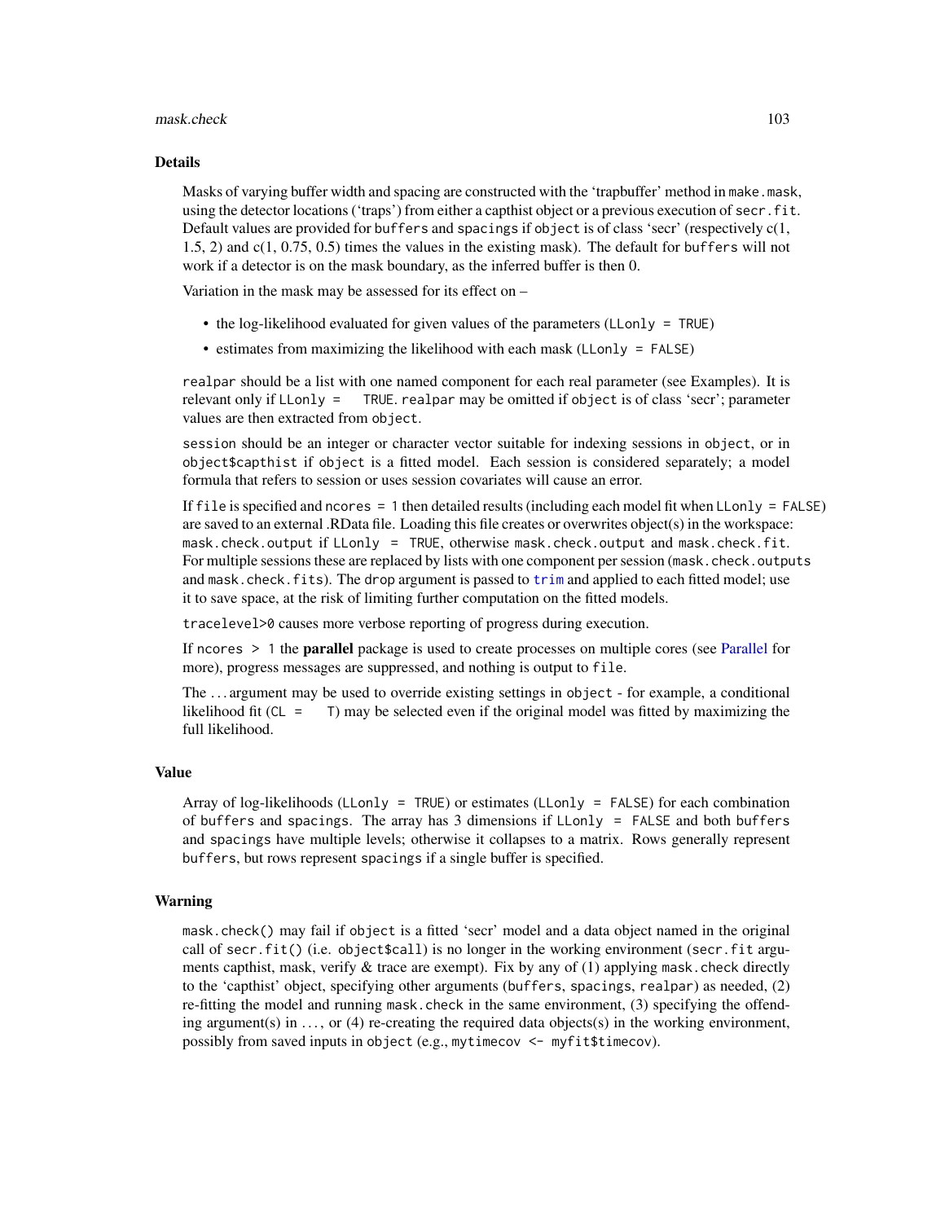## Details

Masks of varying buffer width and spacing are constructed with the 'trapbuffer' method in `make.mask`, using the detector locations ('traps') from either a capthist object or a previous execution of `secr.fit`. Default values are provided for `buffers` and `spacings` if `object` is of class 'secr' (respectively c(1, 1.5, 2) and c(1, 0.75, 0.5) times the values in the existing mask). The default for `buffers` will not work if a detector is on the mask boundary, as the inferred buffer is then 0.

Variation in the mask may be assessed for its effect on –

- the log-likelihood evaluated for given values of the parameters (`LLonly = TRUE`)
- estimates from maximizing the likelihood with each mask (`LLonly = FALSE`)

`realpar` should be a list with one named component for each real parameter (see Examples). It is relevant only if `LLonly = TRUE`. `realpar` may be omitted if `object` is of class 'secr'; parameter values are then extracted from `object`.

`session` should be an integer or character vector suitable for indexing sessions in `object`, or in `object$capthist` if `object` is a fitted model. Each session is considered separately; a model formula that refers to session or uses session covariates will cause an error.

If `file` is specified and `ncores = 1` then detailed results (including each model fit when `LLonly = FALSE`) are saved to an external .RData file. Loading this file creates or overwrites object(s) in the workspace: `mask.check.output` if `LLonly = TRUE`, otherwise `mask.check.output` and `mask.check.fit`. For multiple sessions these are replaced by lists with one component per session (`mask.check.outputs` and `mask.check.fits`). The `drop` argument is passed to `trim` and applied to each fitted model; use it to save space, at the risk of limiting further computation on the fitted models.

`tracelevel>0` causes more verbose reporting of progress during execution.

If `ncores > 1` the **parallel** package is used to create processes on multiple cores (see Parallel for more), progress messages are suppressed, and nothing is output to `file`.

The ... argument may be used to override existing settings in `object` - for example, a conditional likelihood fit (`CL = T`) may be selected even if the original model was fitted by maximizing the full likelihood.

## Value

Array of log-likelihoods (`LLonly = TRUE`) or estimates (`LLonly = FALSE`) for each combination of `buffers` and `spacings`. The array has 3 dimensions if `LLonly = FALSE` and both `buffers` and `spacings` have multiple levels; otherwise it collapses to a matrix. Rows generally represent `buffers`, but rows represent `spacings` if a single buffer is specified.

## Warning

`mask.check()` may fail if `object` is a fitted 'secr' model and a data object named in the original call of `secr.fit()` (i.e. `object$call`) is no longer in the working environment (`secr.fit` arguments capthist, mask, verify & trace are exempt). Fix by any of (1) applying `mask.check` directly to the 'capthist' object, specifying other arguments (`buffers`, `spacings`, `realpar`) as needed, (2) re-fitting the model and running `mask.check` in the same environment, (3) specifying the offending argument(s) in ..., or (4) re-creating the required data objects(s) in the working environment, possibly from saved inputs in `object` (e.g., `mytimecov <- myfit$timecov`).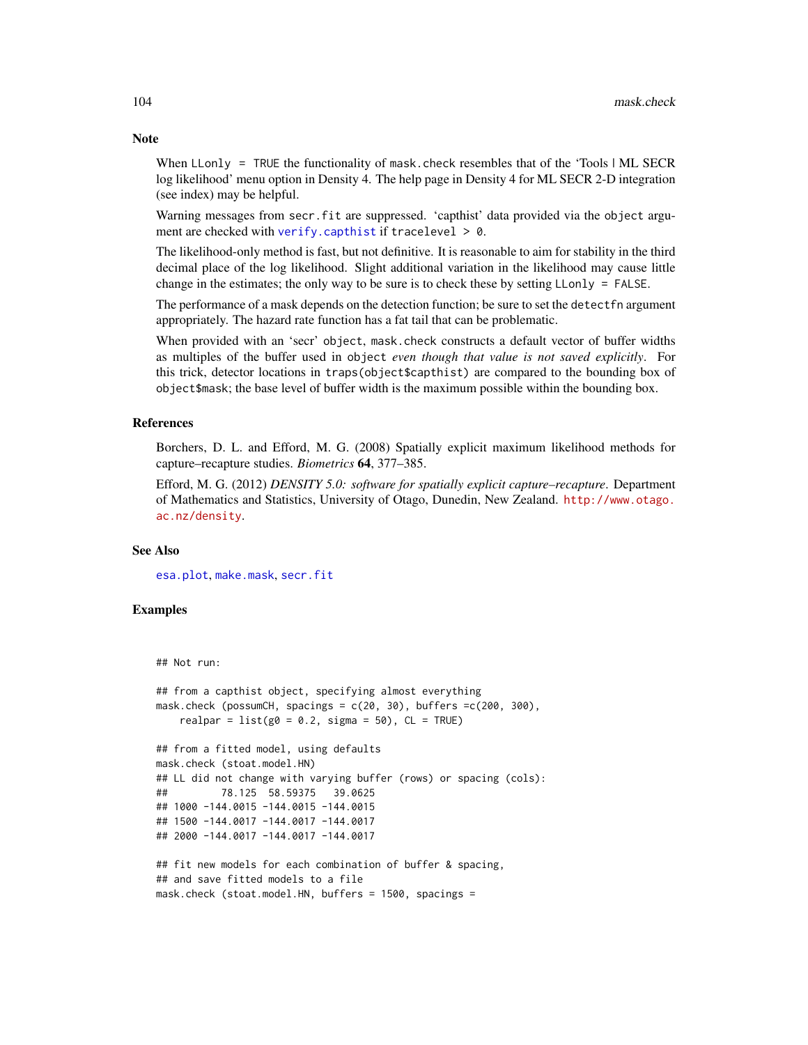## Note

When `LLonly = TRUE` the functionality of `mask.check` resembles that of the 'Tools | ML SECR log likelihood' menu option in Density 4. The help page in Density 4 for ML SECR 2-D integration (see index) may be helpful.

Warning messages from `secr.fit` are suppressed. 'capthist' data provided via the `object` argument are checked with `verify.capthist` if `tracelevel > 0`.

The likelihood-only method is fast, but not definitive. It is reasonable to aim for stability in the third decimal place of the log likelihood. Slight additional variation in the likelihood may cause little change in the estimates; the only way to be sure is to check these by setting `LLonly = FALSE`.

The performance of a mask depends on the detection function; be sure to set the `detectfn` argument appropriately. The hazard rate function has a fat tail that can be problematic.

When provided with an 'secr' `object`, `mask.check` constructs a default vector of buffer widths as multiples of the buffer used in `object` *even though that value is not saved explicitly*. For this trick, detector locations in `traps(object$capthist)` are compared to the bounding box of `object$mask`; the base level of buffer width is the maximum possible within the bounding box.

## References

Borchers, D. L. and Efford, M. G. (2008) Spatially explicit maximum likelihood methods for capture–recapture studies. *Biometrics* **64**, 377–385.

Efford, M. G. (2012) *DENSITY 5.0: software for spatially explicit capture–recapture*. Department of Mathematics and Statistics, University of Otago, Dunedin, New Zealand. http://www.otago.ac.nz/density.

## See Also

`esa.plot`, `make.mask`, `secr.fit`

## Examples

```
## Not run:

## from a capthist object, specifying almost everything
mask.check (possumCH, spacings = c(20, 30), buffers =c(200, 300),
    realpar = list(g0 = 0.2, sigma = 50), CL = TRUE)

## from a fitted model, using defaults
mask.check (stoat.model.HN)
## LL did not change with varying buffer (rows) or spacing (cols):
##         78.125  58.59375   39.0625
## 1000 -144.0015 -144.0015 -144.0015
## 1500 -144.0017 -144.0017 -144.0017
## 2000 -144.0017 -144.0017 -144.0017

## fit new models for each combination of buffer & spacing,
## and save fitted models to a file
mask.check (stoat.model.HN, buffers = 1500, spacings =
```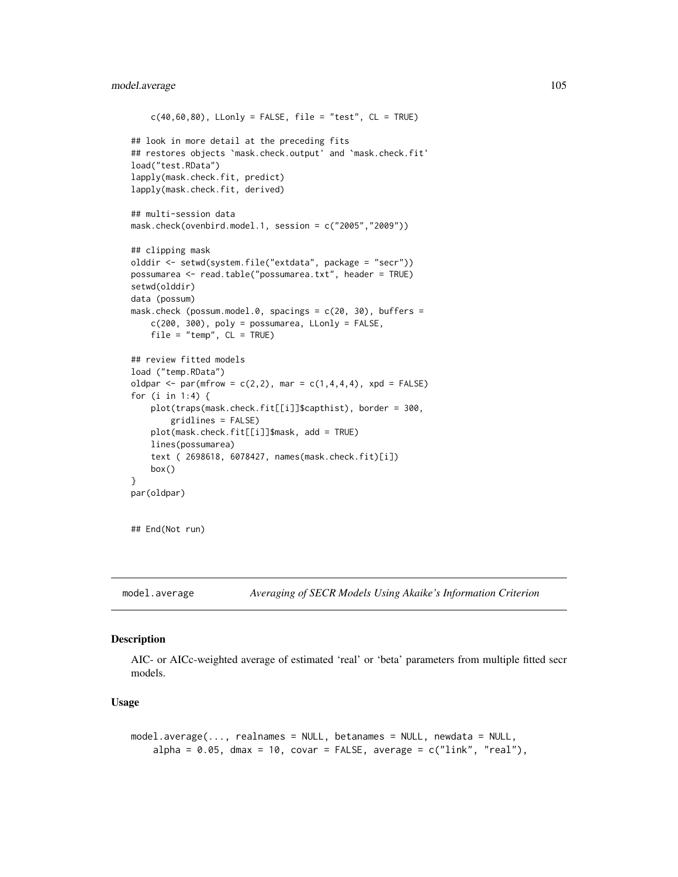```
    c(40,60,80), LLonly = FALSE, file = "test", CL = TRUE)

## look in more detail at the preceding fits
## restores objects `mask.check.output' and `mask.check.fit'
load("test.RData")
lapply(mask.check.fit, predict)
lapply(mask.check.fit, derived)

## multi-session data
mask.check(ovenbird.model.1, session = c("2005","2009"))

## clipping mask
olddir <- setwd(system.file("extdata", package = "secr"))
possumarea <- read.table("possumarea.txt", header = TRUE)
setwd(olddir)
data (possum)
mask.check (possum.model.0, spacings = c(20, 30), buffers =
    c(200, 300), poly = possumarea, LLonly = FALSE,
    file = "temp", CL = TRUE)

## review fitted models
load ("temp.RData")
oldpar <- par(mfrow = c(2,2), mar = c(1,4,4,4), xpd = FALSE)
for (i in 1:4) {
    plot(traps(mask.check.fit[[i]]$capthist), border = 300,
        gridlines = FALSE)
    plot(mask.check.fit[[i]]$mask, add = TRUE)
    lines(possumarea)
    text ( 2698618, 6078427, names(mask.check.fit)[i])
    box()
}
par(oldpar)


## End(Not run)
```

---

# model.average — *Averaging of SECR Models Using Akaike's Information Criterion*

## Description

AIC- or AICc-weighted average of estimated 'real' or 'beta' parameters from multiple fitted secr models.

## Usage

```
model.average(..., realnames = NULL, betanames = NULL, newdata = NULL,
    alpha = 0.05, dmax = 10, covar = FALSE, average = c("link", "real"),
```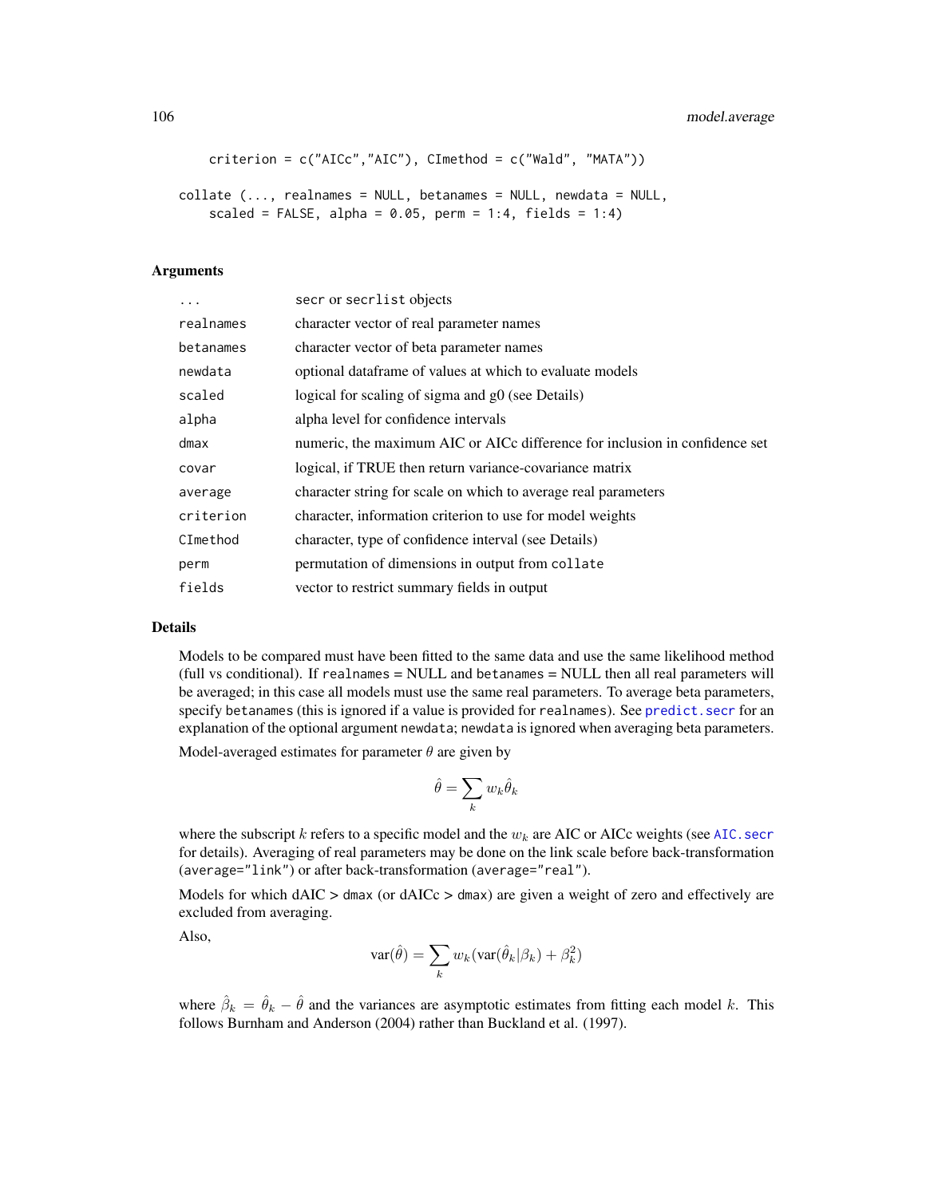```
    criterion = c("AICc","AIC"), CImethod = c("Wald", "MATA"))

collate (..., realnames = NULL, betanames = NULL, newdata = NULL,
    scaled = FALSE, alpha = 0.05, perm = 1:4, fields = 1:4)
```

## Arguments

| | |
|---|---|
| `...` | secr or `secrlist` objects |
| `realnames` | character vector of real parameter names |
| `betanames` | character vector of beta parameter names |
| `newdata` | optional dataframe of values at which to evaluate models |
| `scaled` | logical for scaling of sigma and g0 (see Details) |
| `alpha` | alpha level for confidence intervals |
| `dmax` | numeric, the maximum AIC or AICc difference for inclusion in confidence set |
| `covar` | logical, if TRUE then return variance-covariance matrix |
| `average` | character string for scale on which to average real parameters |
| `criterion` | character, information criterion to use for model weights |
| `CImethod` | character, type of confidence interval (see Details) |
| `perm` | permutation of dimensions in output from `collate` |
| `fields` | vector to restrict summary fields in output |

## Details

Models to be compared must have been fitted to the same data and use the same likelihood method (full vs conditional). If `realnames` = NULL and `betanames` = NULL then all real parameters will be averaged; in this case all models must use the same real parameters. To average beta parameters, specify `betanames` (this is ignored if a value is provided for `realnames`). See `predict.secr` for an explanation of the optional argument `newdata`; `newdata` is ignored when averaging beta parameters.

Model-averaged estimates for parameter $\theta$ are given by

$$\hat{\theta} = \sum_k w_k \hat{\theta}_k$$

where the subscript $k$ refers to a specific model and the $w_k$ are AIC or AICc weights (see `AIC.secr` for details). Averaging of real parameters may be done on the link scale before back-transformation (`average="link"`) or after back-transformation (`average="real"`).

Models for which dAIC > `dmax` (or dAICc > `dmax`) are given a weight of zero and effectively are excluded from averaging.

Also,

$$\text{var}(\hat{\theta}) = \sum_k w_k (\text{var}(\hat{\theta}_k | \beta_k) + \beta_k^2)$$

where $\hat{\beta}_k = \hat{\theta}_k - \hat{\theta}$ and the variances are asymptotic estimates from fitting each model $k$. This follows Burnham and Anderson (2004) rather than Buckland et al. (1997).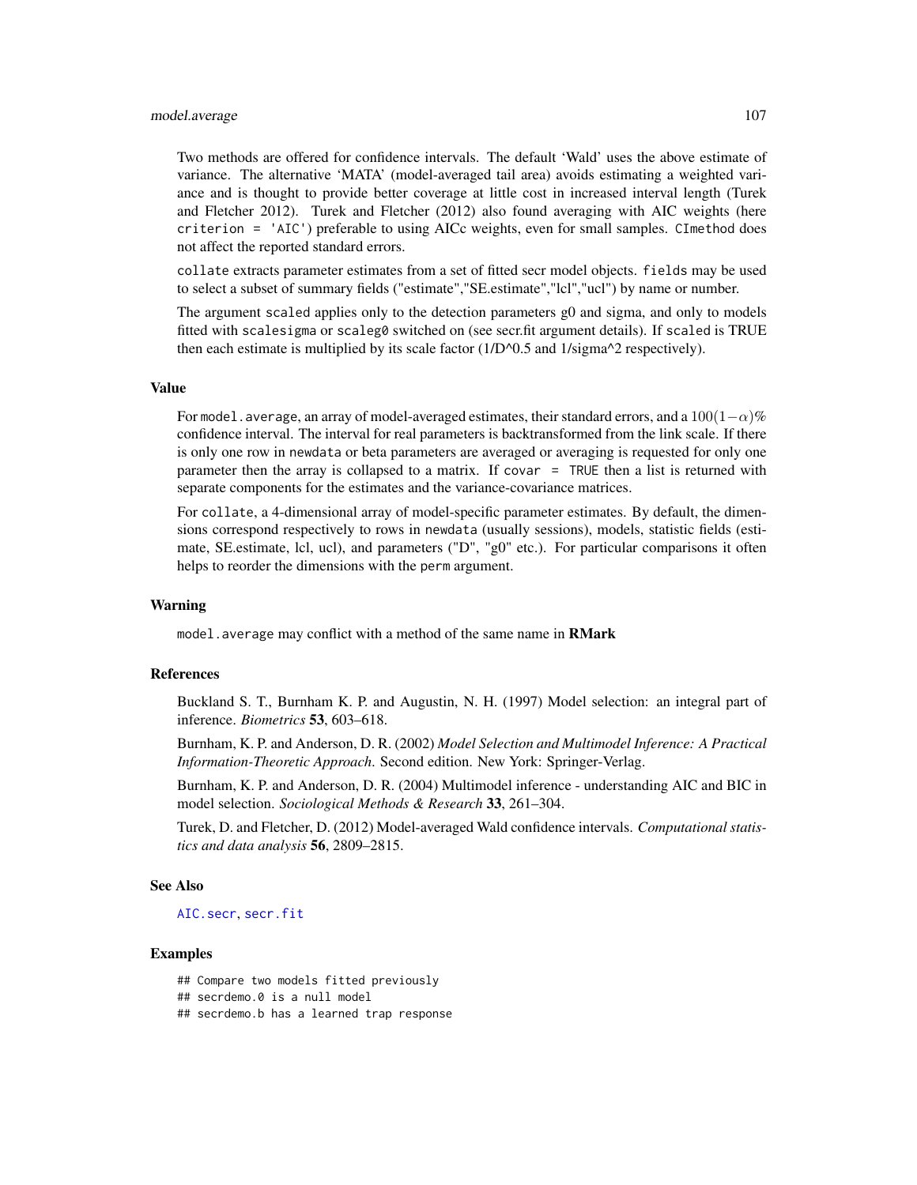Two methods are offered for confidence intervals. The default 'Wald' uses the above estimate of variance. The alternative 'MATA' (model-averaged tail area) avoids estimating a weighted variance and is thought to provide better coverage at little cost in increased interval length (Turek and Fletcher 2012). Turek and Fletcher (2012) also found averaging with AIC weights (here `criterion = 'AIC'`) preferable to using AICc weights, even for small samples. `CImethod` does not affect the reported standard errors.

`collate` extracts parameter estimates from a set of fitted secr model objects. `fields` may be used to select a subset of summary fields ("estimate","SE.estimate","lcl","ucl") by name or number.

The argument `scaled` applies only to the detection parameters g0 and sigma, and only to models fitted with `scalesigma` or `scaleg0` switched on (see secr.fit argument details). If `scaled` is TRUE then each estimate is multiplied by its scale factor (1/D^0.5 and 1/sigma^2 respectively).

## Value

For `model.average`, an array of model-averaged estimates, their standard errors, and a $100(1-\alpha)\%$ confidence interval. The interval for real parameters is backtransformed from the link scale. If there is only one row in `newdata` or beta parameters are averaged or averaging is requested for only one parameter then the array is collapsed to a matrix. If `covar = TRUE` then a list is returned with separate components for the estimates and the variance-covariance matrices.

For `collate`, a 4-dimensional array of model-specific parameter estimates. By default, the dimensions correspond respectively to rows in `newdata` (usually sessions), models, statistic fields (estimate, SE.estimate, lcl, ucl), and parameters ("D", "g0" etc.). For particular comparisons it often helps to reorder the dimensions with the `perm` argument.

## Warning

`model.average` may conflict with a method of the same name in **RMark**

## References

Buckland S. T., Burnham K. P. and Augustin, N. H. (1997) Model selection: an integral part of inference. *Biometrics* **53**, 603–618.

Burnham, K. P. and Anderson, D. R. (2002) *Model Selection and Multimodel Inference: A Practical Information-Theoretic Approach*. Second edition. New York: Springer-Verlag.

Burnham, K. P. and Anderson, D. R. (2004) Multimodel inference - understanding AIC and BIC in model selection. *Sociological Methods & Research* **33**, 261–304.

Turek, D. and Fletcher, D. (2012) Model-averaged Wald confidence intervals. *Computational statistics and data analysis* **56**, 2809–2815.

## See Also

`AIC.secr`, `secr.fit`

## Examples

```
## Compare two models fitted previously
## secrdemo.0 is a null model
## secrdemo.b has a learned trap response
```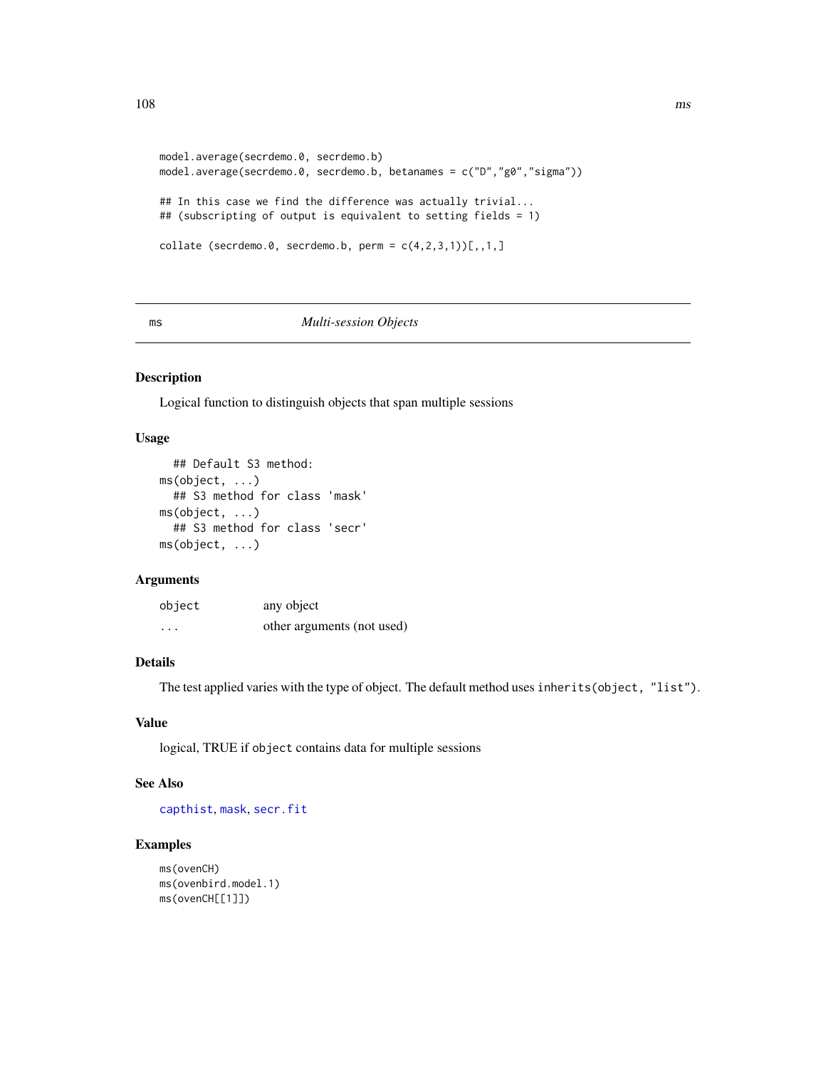```
model.average(secrdemo.0, secrdemo.b)
model.average(secrdemo.0, secrdemo.b, betanames = c("D","g0","sigma"))

## In this case we find the difference was actually trivial...
## (subscripting of output is equivalent to setting fields = 1)

collate (secrdemo.0, secrdemo.b, perm = c(4,2,3,1))[,,1,]
```

---

`ms` *Multi-session Objects*

---

### Description

Logical function to distinguish objects that span multiple sessions

### Usage

```
  ## Default S3 method:
ms(object, ...)
  ## S3 method for class 'mask'
ms(object, ...)
  ## S3 method for class 'secr'
ms(object, ...)
```

### Arguments

| | |
|---|---|
| `object` | any object |
| `...` | other arguments (not used) |

### Details

The test applied varies with the type of object. The default method uses `inherits(object, "list")`.

### Value

logical, TRUE if `object` contains data for multiple sessions

### See Also

`capthist`, `mask`, `secr.fit`

### Examples

```
ms(ovenCH)
ms(ovenbird.model.1)
ms(ovenCH[[1]])
```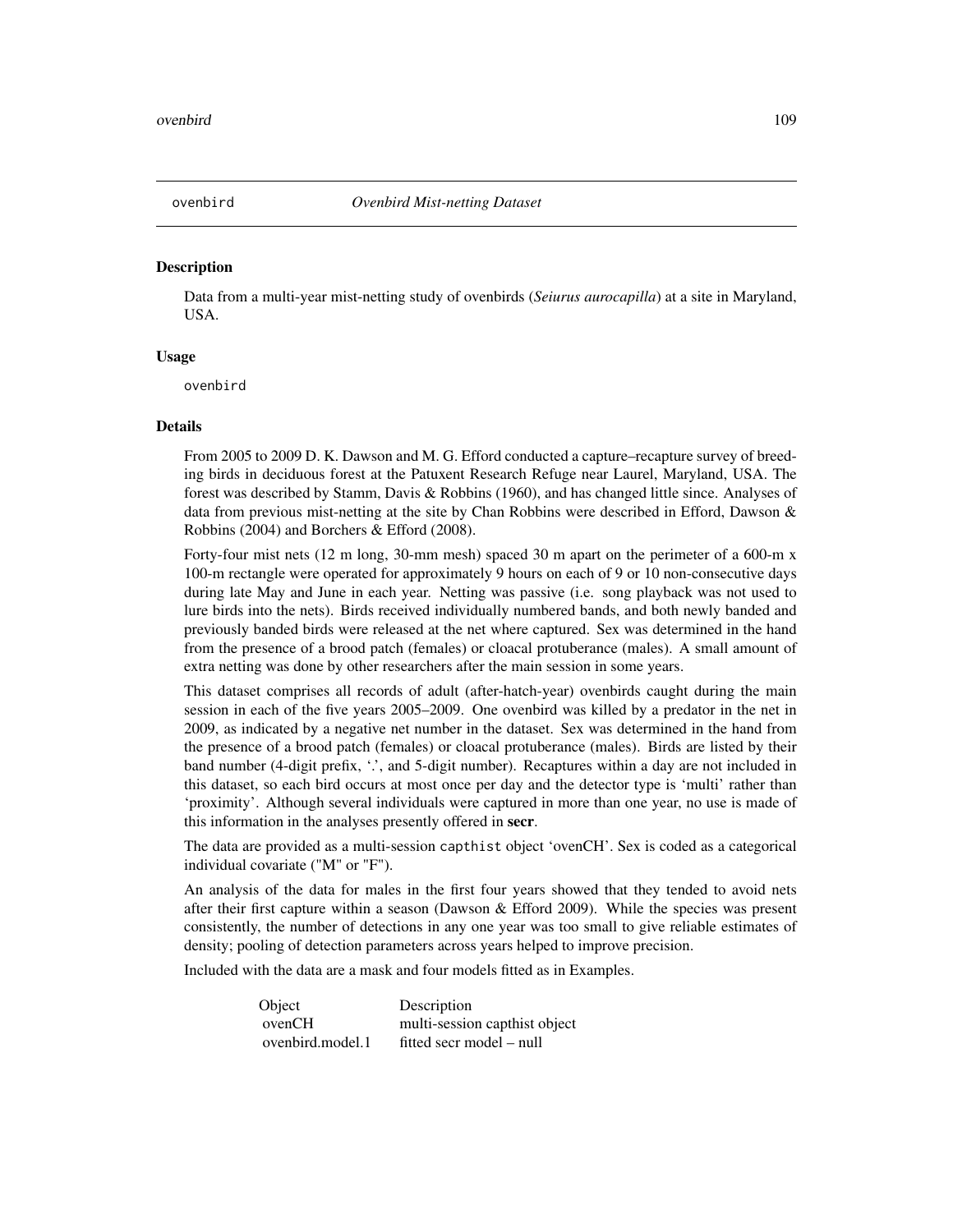`ovenbird` *Ovenbird Mist-netting Dataset*

## Description

Data from a multi-year mist-netting study of ovenbirds (*Seiurus aurocapilla*) at a site in Maryland, USA.

## Usage

```
ovenbird
```

## Details

From 2005 to 2009 D. K. Dawson and M. G. Efford conducted a capture–recapture survey of breeding birds in deciduous forest at the Patuxent Research Refuge near Laurel, Maryland, USA. The forest was described by Stamm, Davis & Robbins (1960), and has changed little since. Analyses of data from previous mist-netting at the site by Chan Robbins were described in Efford, Dawson & Robbins (2004) and Borchers & Efford (2008).

Forty-four mist nets (12 m long, 30-mm mesh) spaced 30 m apart on the perimeter of a 600-m x 100-m rectangle were operated for approximately 9 hours on each of 9 or 10 non-consecutive days during late May and June in each year. Netting was passive (i.e. song playback was not used to lure birds into the nets). Birds received individually numbered bands, and both newly banded and previously banded birds were released at the net where captured. Sex was determined in the hand from the presence of a brood patch (females) or cloacal protuberance (males). A small amount of extra netting was done by other researchers after the main session in some years.

This dataset comprises all records of adult (after-hatch-year) ovenbirds caught during the main session in each of the five years 2005–2009. One ovenbird was killed by a predator in the net in 2009, as indicated by a negative net number in the dataset. Sex was determined in the hand from the presence of a brood patch (females) or cloacal protuberance (males). Birds are listed by their band number (4-digit prefix, '.', and 5-digit number). Recaptures within a day are not included in this dataset, so each bird occurs at most once per day and the detector type is 'multi' rather than 'proximity'. Although several individuals were captured in more than one year, no use is made of this information in the analyses presently offered in **secr**.

The data are provided as a multi-session `capthist` object 'ovenCH'. Sex is coded as a categorical individual covariate ("M" or "F").

An analysis of the data for males in the first four years showed that they tended to avoid nets after their first capture within a season (Dawson & Efford 2009). While the species was present consistently, the number of detections in any one year was too small to give reliable estimates of density; pooling of detection parameters across years helped to improve precision.

Included with the data are a mask and four models fitted as in Examples.

| Object | Description |
|---|---|
| ovenCH | multi-session capthist object |
| ovenbird.model.1 | fitted secr model – null |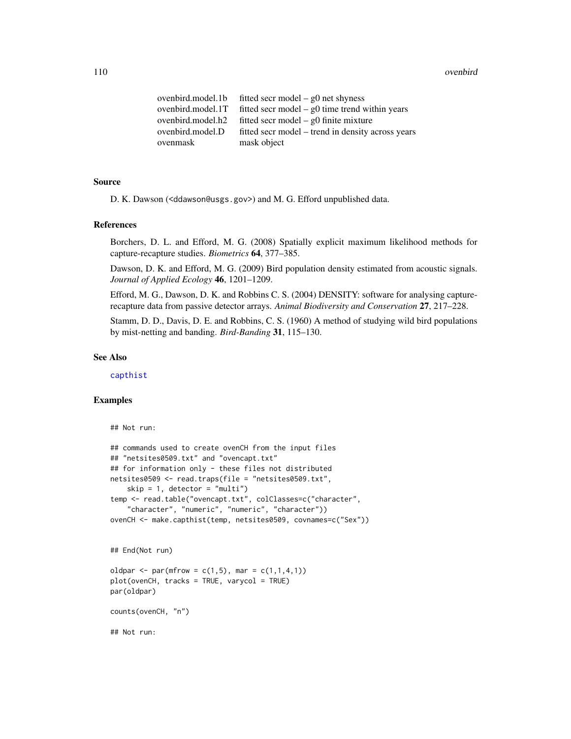| | |
|---|---|
| ovenbird.model.1b | fitted secr model – g0 net shyness |
| ovenbird.model.1T | fitted secr model – g0 time trend within years |
| ovenbird.model.h2 | fitted secr model – g0 finite mixture |
| ovenbird.model.D | fitted secr model – trend in density across years |
| ovenmask | mask object |

### Source

D. K. Dawson (<ddawson@usgs.gov>) and M. G. Efford unpublished data.

### References

Borchers, D. L. and Efford, M. G. (2008) Spatially explicit maximum likelihood methods for capture-recapture studies. *Biometrics* **64**, 377–385.

Dawson, D. K. and Efford, M. G. (2009) Bird population density estimated from acoustic signals. *Journal of Applied Ecology* **46**, 1201–1209.

Efford, M. G., Dawson, D. K. and Robbins C. S. (2004) DENSITY: software for analysing capture-recapture data from passive detector arrays. *Animal Biodiversity and Conservation* **27**, 217–228.

Stamm, D. D., Davis, D. E. and Robbins, C. S. (1960) A method of studying wild bird populations by mist-netting and banding. *Bird-Banding* **31**, 115–130.

### See Also

capthist

### Examples

```
## Not run:

## commands used to create ovenCH from the input files
## "netsites0509.txt" and "ovencapt.txt"
## for information only - these files not distributed
netsites0509 <- read.traps(file = "netsites0509.txt",
    skip = 1, detector = "multi")
temp <- read.table("ovencapt.txt", colClasses=c("character",
    "character", "numeric", "numeric", "character"))
ovenCH <- make.capthist(temp, netsites0509, covnames=c("Sex"))


## End(Not run)

oldpar <- par(mfrow = c(1,5), mar = c(1,1,4,1))
plot(ovenCH, tracks = TRUE, varycol = TRUE)
par(oldpar)

counts(ovenCH, "n")

## Not run:
```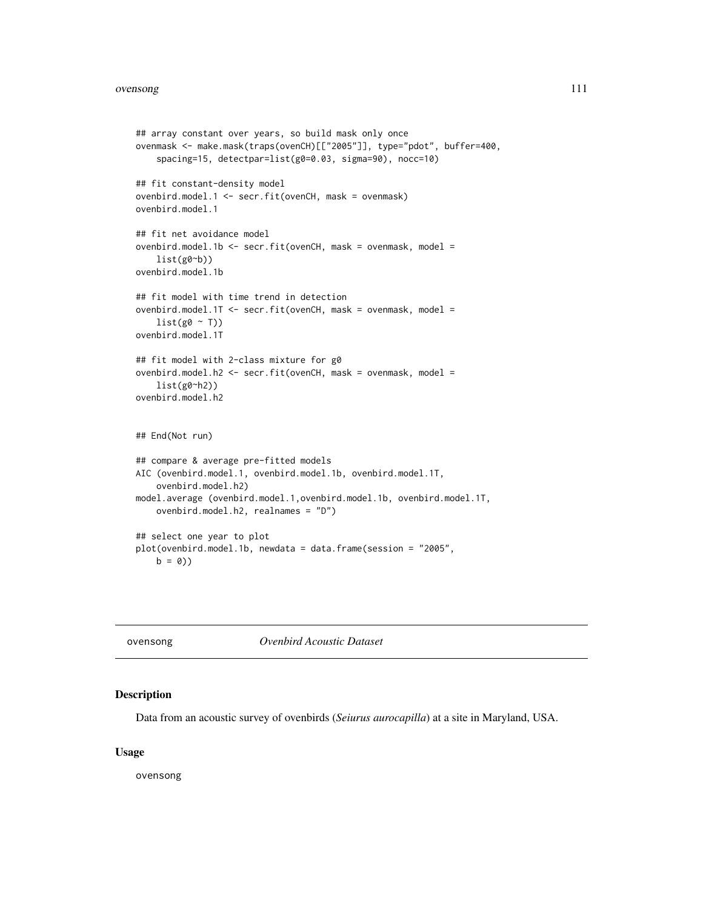```
## array constant over years, so build mask only once
ovenmask <- make.mask(traps(ovenCH)[["2005"]], type="pdot", buffer=400,
    spacing=15, detectpar=list(g0=0.03, sigma=90), nocc=10)

## fit constant-density model
ovenbird.model.1 <- secr.fit(ovenCH, mask = ovenmask)
ovenbird.model.1

## fit net avoidance model
ovenbird.model.1b <- secr.fit(ovenCH, mask = ovenmask, model =
    list(g0~b))
ovenbird.model.1b

## fit model with time trend in detection
ovenbird.model.1T <- secr.fit(ovenCH, mask = ovenmask, model =
    list(g0 ~ T))
ovenbird.model.1T

## fit model with 2-class mixture for g0
ovenbird.model.h2 <- secr.fit(ovenCH, mask = ovenmask, model =
    list(g0~h2))
ovenbird.model.h2


## End(Not run)

## compare & average pre-fitted models
AIC (ovenbird.model.1, ovenbird.model.1b, ovenbird.model.1T,
    ovenbird.model.h2)
model.average (ovenbird.model.1,ovenbird.model.1b, ovenbird.model.1T,
    ovenbird.model.h2, realnames = "D")

## select one year to plot
plot(ovenbird.model.1b, newdata = data.frame(session = "2005",
    b = 0))
```

---

ovensong *Ovenbird Acoustic Dataset*

## Description

Data from an acoustic survey of ovenbirds (*Seiurus aurocapilla*) at a site in Maryland, USA.

## Usage

ovensong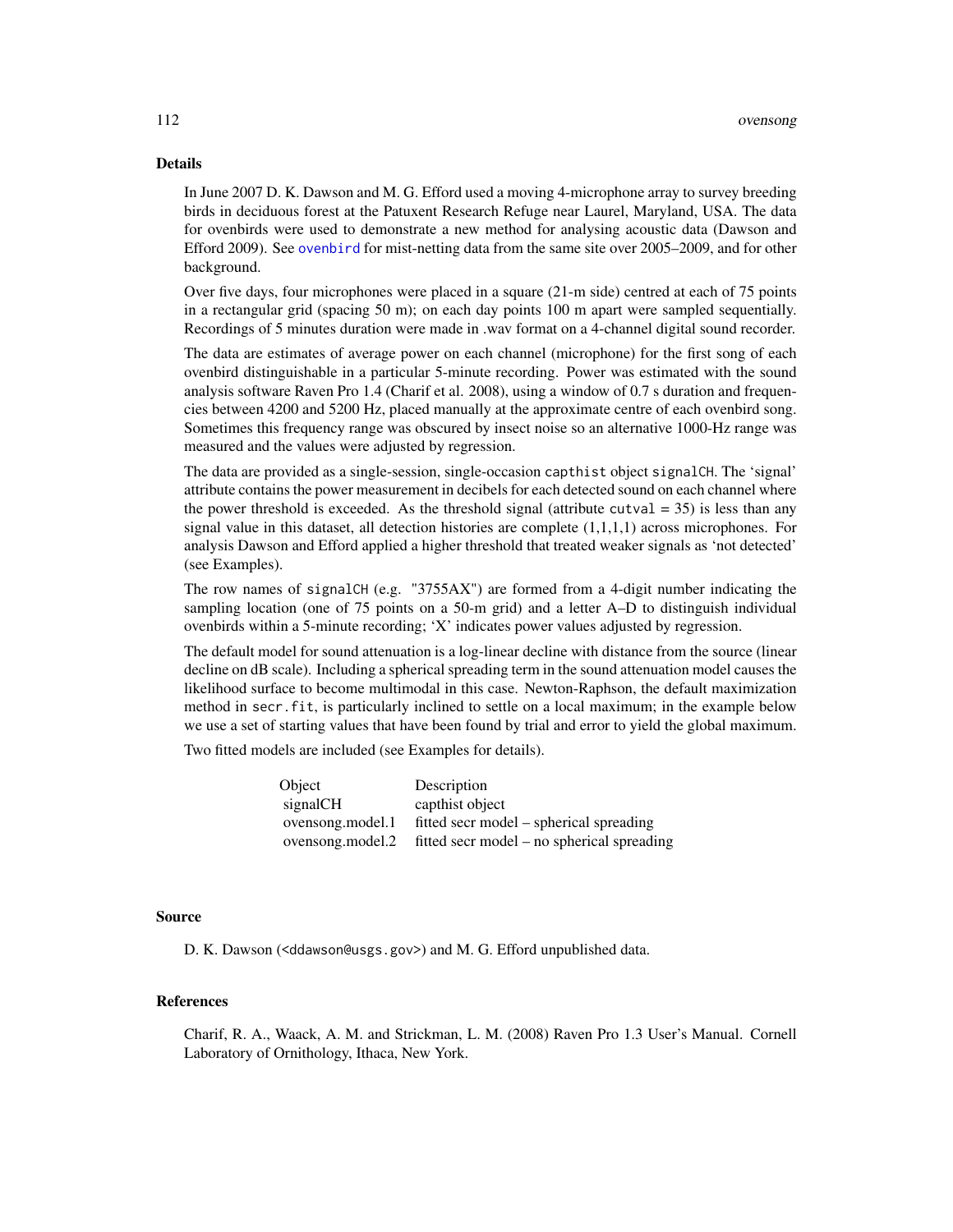## Details

In June 2007 D. K. Dawson and M. G. Efford used a moving 4-microphone array to survey breeding birds in deciduous forest at the Patuxent Research Refuge near Laurel, Maryland, USA. The data for ovenbirds were used to demonstrate a new method for analysing acoustic data (Dawson and Efford 2009). See ovenbird for mist-netting data from the same site over 2005–2009, and for other background.

Over five days, four microphones were placed in a square (21-m side) centred at each of 75 points in a rectangular grid (spacing 50 m); on each day points 100 m apart were sampled sequentially. Recordings of 5 minutes duration were made in .wav format on a 4-channel digital sound recorder.

The data are estimates of average power on each channel (microphone) for the first song of each ovenbird distinguishable in a particular 5-minute recording. Power was estimated with the sound analysis software Raven Pro 1.4 (Charif et al. 2008), using a window of 0.7 s duration and frequencies between 4200 and 5200 Hz, placed manually at the approximate centre of each ovenbird song. Sometimes this frequency range was obscured by insect noise so an alternative 1000-Hz range was measured and the values were adjusted by regression.

The data are provided as a single-session, single-occasion `capthist` object `signalCH`. The 'signal' attribute contains the power measurement in decibels for each detected sound on each channel where the power threshold is exceeded. As the threshold signal (attribute `cutval = 35`) is less than any signal value in this dataset, all detection histories are complete (1,1,1,1) across microphones. For analysis Dawson and Efford applied a higher threshold that treated weaker signals as 'not detected' (see Examples).

The row names of `signalCH` (e.g. "3755AX") are formed from a 4-digit number indicating the sampling location (one of 75 points on a 50-m grid) and a letter A–D to distinguish individual ovenbirds within a 5-minute recording; 'X' indicates power values adjusted by regression.

The default model for sound attenuation is a log-linear decline with distance from the source (linear decline on dB scale). Including a spherical spreading term in the sound attenuation model causes the likelihood surface to become multimodal in this case. Newton-Raphson, the default maximization method in `secr.fit`, is particularly inclined to settle on a local maximum; in the example below we use a set of starting values that have been found by trial and error to yield the global maximum.

Two fitted models are included (see Examples for details).

| Object | Description |
|---|---|
| signalCH | capthist object |
| ovensong.model.1 | fitted secr model – spherical spreading |
| ovensong.model.2 | fitted secr model – no spherical spreading |

## Source

D. K. Dawson (<ddawson@usgs.gov>) and M. G. Efford unpublished data.

## References

Charif, R. A., Waack, A. M. and Strickman, L. M. (2008) Raven Pro 1.3 User's Manual. Cornell Laboratory of Ornithology, Ithaca, New York.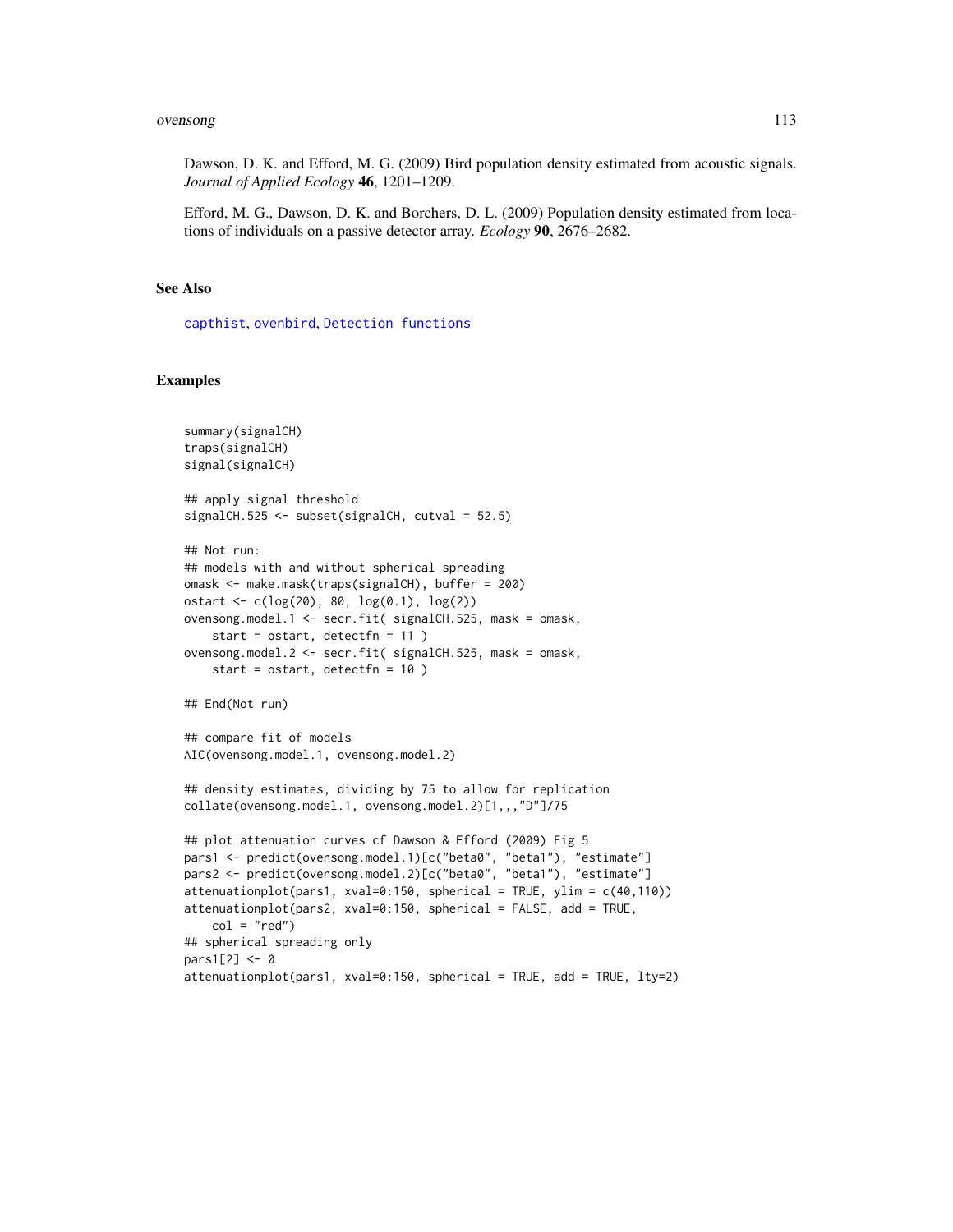Dawson, D. K. and Efford, M. G. (2009) Bird population density estimated from acoustic signals. *Journal of Applied Ecology* **46**, 1201–1209.

Efford, M. G., Dawson, D. K. and Borchers, D. L. (2009) Population density estimated from locations of individuals on a passive detector array. *Ecology* **90**, 2676–2682.

### See Also

capthist, ovenbird, Detection functions

### Examples

```
summary(signalCH)
traps(signalCH)
signal(signalCH)

## apply signal threshold
signalCH.525 <- subset(signalCH, cutval = 52.5)

## Not run:
## models with and without spherical spreading
omask <- make.mask(traps(signalCH), buffer = 200)
ostart <- c(log(20), 80, log(0.1), log(2))
ovensong.model.1 <- secr.fit( signalCH.525, mask = omask,
    start = ostart, detectfn = 11 )
ovensong.model.2 <- secr.fit( signalCH.525, mask = omask,
    start = ostart, detectfn = 10 )

## End(Not run)

## compare fit of models
AIC(ovensong.model.1, ovensong.model.2)

## density estimates, dividing by 75 to allow for replication
collate(ovensong.model.1, ovensong.model.2)[1,,,"D"]/75

## plot attenuation curves cf Dawson & Efford (2009) Fig 5
pars1 <- predict(ovensong.model.1)[c("beta0", "beta1"), "estimate"]
pars2 <- predict(ovensong.model.2)[c("beta0", "beta1"), "estimate"]
attenuationplot(pars1, xval=0:150, spherical = TRUE, ylim = c(40,110))
attenuationplot(pars2, xval=0:150, spherical = FALSE, add = TRUE,
    col = "red")
## spherical spreading only
pars1[2] <- 0
attenuationplot(pars1, xval=0:150, spherical = TRUE, add = TRUE, lty=2)
```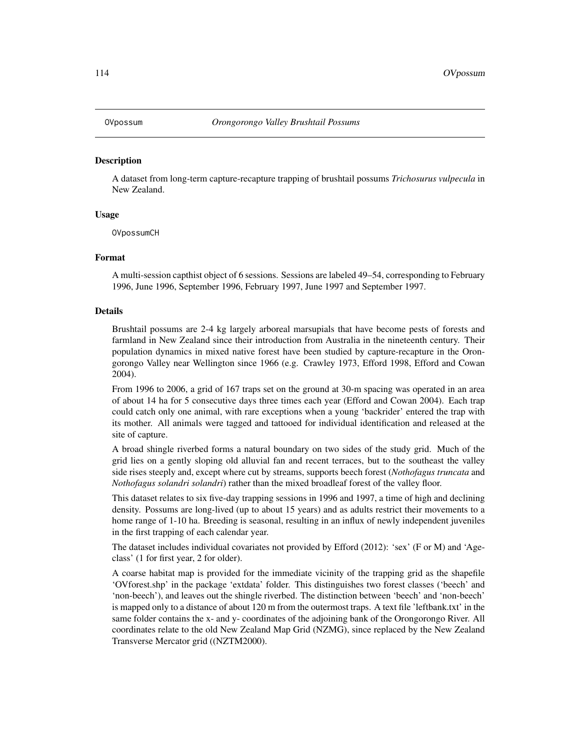OVpossum *Orongorongo Valley Brushtail Possums*

## Description

A dataset from long-term capture-recapture trapping of brushtail possums *Trichosurus vulpecula* in New Zealand.

## Usage

```
OVpossumCH
```

## Format

A multi-session capthist object of 6 sessions. Sessions are labeled 49–54, corresponding to February 1996, June 1996, September 1996, February 1997, June 1997 and September 1997.

## Details

Brushtail possums are 2-4 kg largely arboreal marsupials that have become pests of forests and farmland in New Zealand since their introduction from Australia in the nineteenth century. Their population dynamics in mixed native forest have been studied by capture-recapture in the Orongorongo Valley near Wellington since 1966 (e.g. Crawley 1973, Efford 1998, Efford and Cowan 2004).

From 1996 to 2006, a grid of 167 traps set on the ground at 30-m spacing was operated in an area of about 14 ha for 5 consecutive days three times each year (Efford and Cowan 2004). Each trap could catch only one animal, with rare exceptions when a young 'backrider' entered the trap with its mother. All animals were tagged and tattooed for individual identification and released at the site of capture.

A broad shingle riverbed forms a natural boundary on two sides of the study grid. Much of the grid lies on a gently sloping old alluvial fan and recent terraces, but to the southeast the valley side rises steeply and, except where cut by streams, supports beech forest (*Nothofagus truncata* and *Nothofagus solandri solandri*) rather than the mixed broadleaf forest of the valley floor.

This dataset relates to six five-day trapping sessions in 1996 and 1997, a time of high and declining density. Possums are long-lived (up to about 15 years) and as adults restrict their movements to a home range of 1-10 ha. Breeding is seasonal, resulting in an influx of newly independent juveniles in the first trapping of each calendar year.

The dataset includes individual covariates not provided by Efford (2012): 'sex' (F or M) and 'Ageclass' (1 for first year, 2 for older).

A coarse habitat map is provided for the immediate vicinity of the trapping grid as the shapefile 'OVforest.shp' in the package 'extdata' folder. This distinguishes two forest classes ('beech' and 'non-beech'), and leaves out the shingle riverbed. The distinction between 'beech' and 'non-beech' is mapped only to a distance of about 120 m from the outermost traps. A text file 'leftbank.txt' in the same folder contains the x- and y- coordinates of the adjoining bank of the Orongorongo River. All coordinates relate to the old New Zealand Map Grid (NZMG), since replaced by the New Zealand Transverse Mercator grid ((NZTM2000).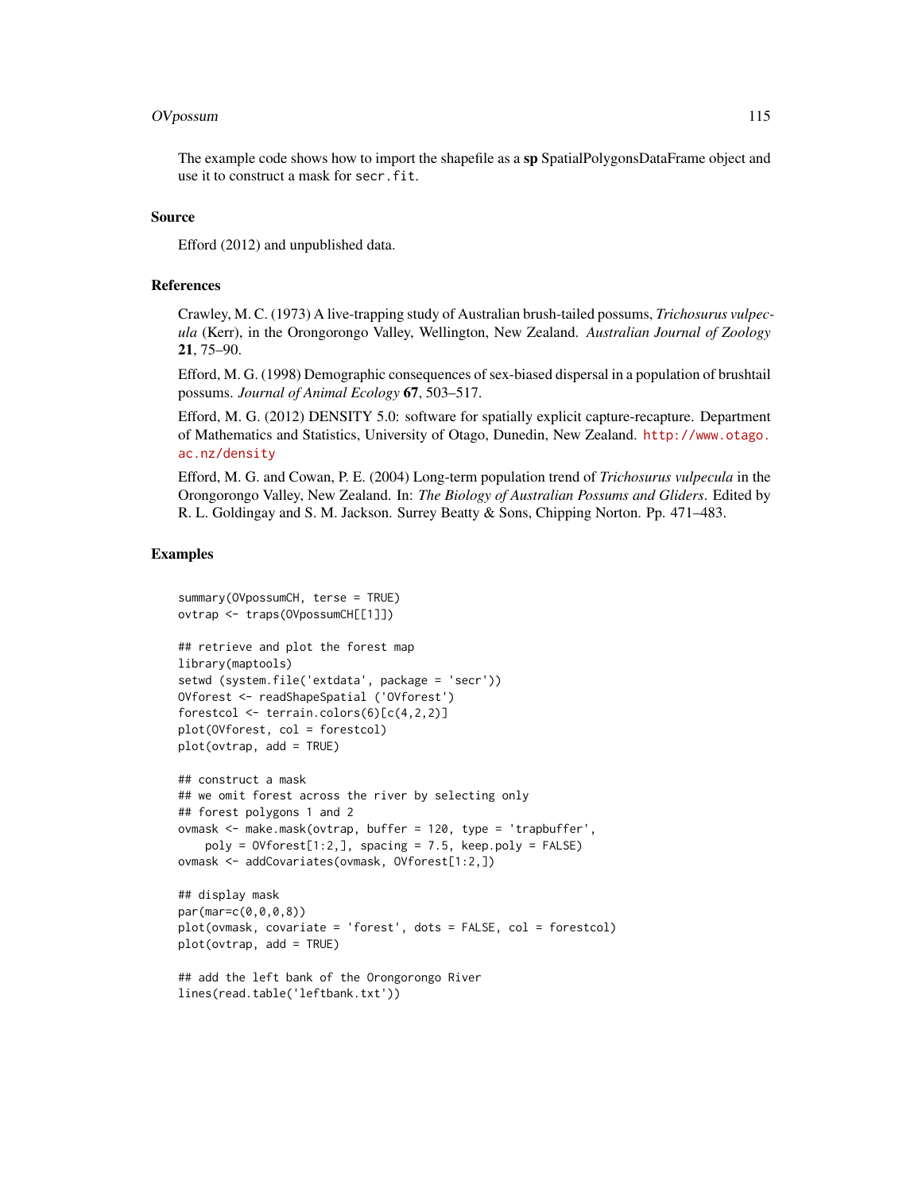The example code shows how to import the shapefile as a **sp** SpatialPolygonsDataFrame object and use it to construct a mask for `secr.fit`.

## Source

Efford (2012) and unpublished data.

## References

Crawley, M. C. (1973) A live-trapping study of Australian brush-tailed possums, *Trichosurus vulpecula* (Kerr), in the Orongorongo Valley, Wellington, New Zealand. *Australian Journal of Zoology* **21**, 75–90.

Efford, M. G. (1998) Demographic consequences of sex-biased dispersal in a population of brushtail possums. *Journal of Animal Ecology* **67**, 503–517.

Efford, M. G. (2012) DENSITY 5.0: software for spatially explicit capture-recapture. Department of Mathematics and Statistics, University of Otago, Dunedin, New Zealand. http://www.otago.ac.nz/density

Efford, M. G. and Cowan, P. E. (2004) Long-term population trend of *Trichosurus vulpecula* in the Orongorongo Valley, New Zealand. In: *The Biology of Australian Possums and Gliders*. Edited by R. L. Goldingay and S. M. Jackson. Surrey Beatty & Sons, Chipping Norton. Pp. 471–483.

## Examples

```
summary(OVpossumCH, terse = TRUE)
ovtrap <- traps(OVpossumCH[[1]])

## retrieve and plot the forest map
library(maptools)
setwd (system.file('extdata', package = 'secr'))
OVforest <- readShapeSpatial ('OVforest')
forestcol <- terrain.colors(6)[c(4,2,2)]
plot(OVforest, col = forestcol)
plot(ovtrap, add = TRUE)

## construct a mask
## we omit forest across the river by selecting only
## forest polygons 1 and 2
ovmask <- make.mask(ovtrap, buffer = 120, type = 'trapbuffer',
    poly = OVforest[1:2,], spacing = 7.5, keep.poly = FALSE)
ovmask <- addCovariates(ovmask, OVforest[1:2,])

## display mask
par(mar=c(0,0,0,8))
plot(ovmask, covariate = 'forest', dots = FALSE, col = forestcol)
plot(ovtrap, add = TRUE)

## add the left bank of the Orongorongo River
lines(read.table('leftbank.txt'))
```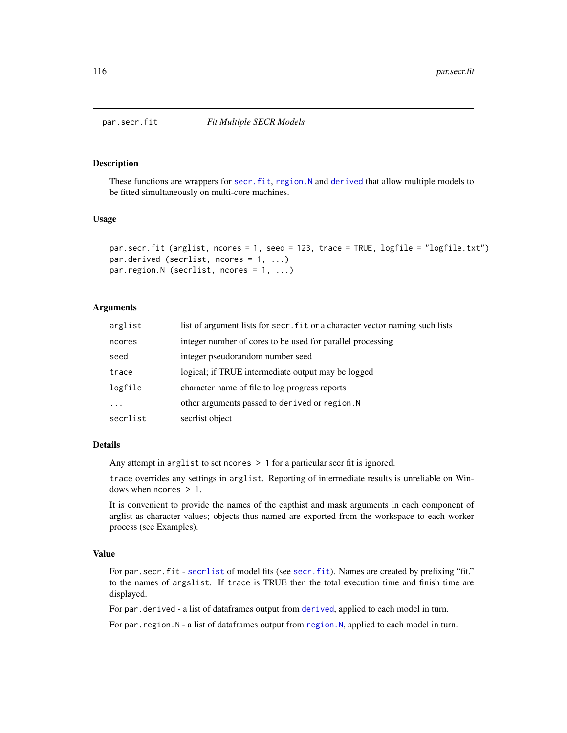par.secr.fit *Fit Multiple SECR Models*

## Description

These functions are wrappers for `secr.fit`, `region.N` and `derived` that allow multiple models to be fitted simultaneously on multi-core machines.

## Usage

```
par.secr.fit (arglist, ncores = 1, seed = 123, trace = TRUE, logfile = "logfile.txt")
par.derived (secrlist, ncores = 1, ...)
par.region.N (secrlist, ncores = 1, ...)
```

## Arguments

| | |
|---|---|
| `arglist` | list of argument lists for `secr.fit` or a character vector naming such lists |
| `ncores` | integer number of cores to be used for parallel processing |
| `seed` | integer pseudorandom number seed |
| `trace` | logical; if TRUE intermediate output may be logged |
| `logfile` | character name of file to log progress reports |
| `...` | other arguments passed to `derived` or `region.N` |
| `secrlist` | secrlist object |

## Details

Any attempt in `arglist` to set `ncores > 1` for a particular secr fit is ignored.

`trace` overrides any settings in `arglist`. Reporting of intermediate results is unreliable on Windows when `ncores > 1`.

It is convenient to provide the names of the capthist and mask arguments in each component of arglist as character values; objects thus named are exported from the workspace to each worker process (see Examples).

## Value

For `par.secr.fit` - `secrlist` of model fits (see `secr.fit`). Names are created by prefixing "fit." to the names of `argslist`. If `trace` is TRUE then the total execution time and finish time are displayed.

For `par.derived` - a list of dataframes output from `derived`, applied to each model in turn.

For `par.region.N` - a list of dataframes output from `region.N`, applied to each model in turn.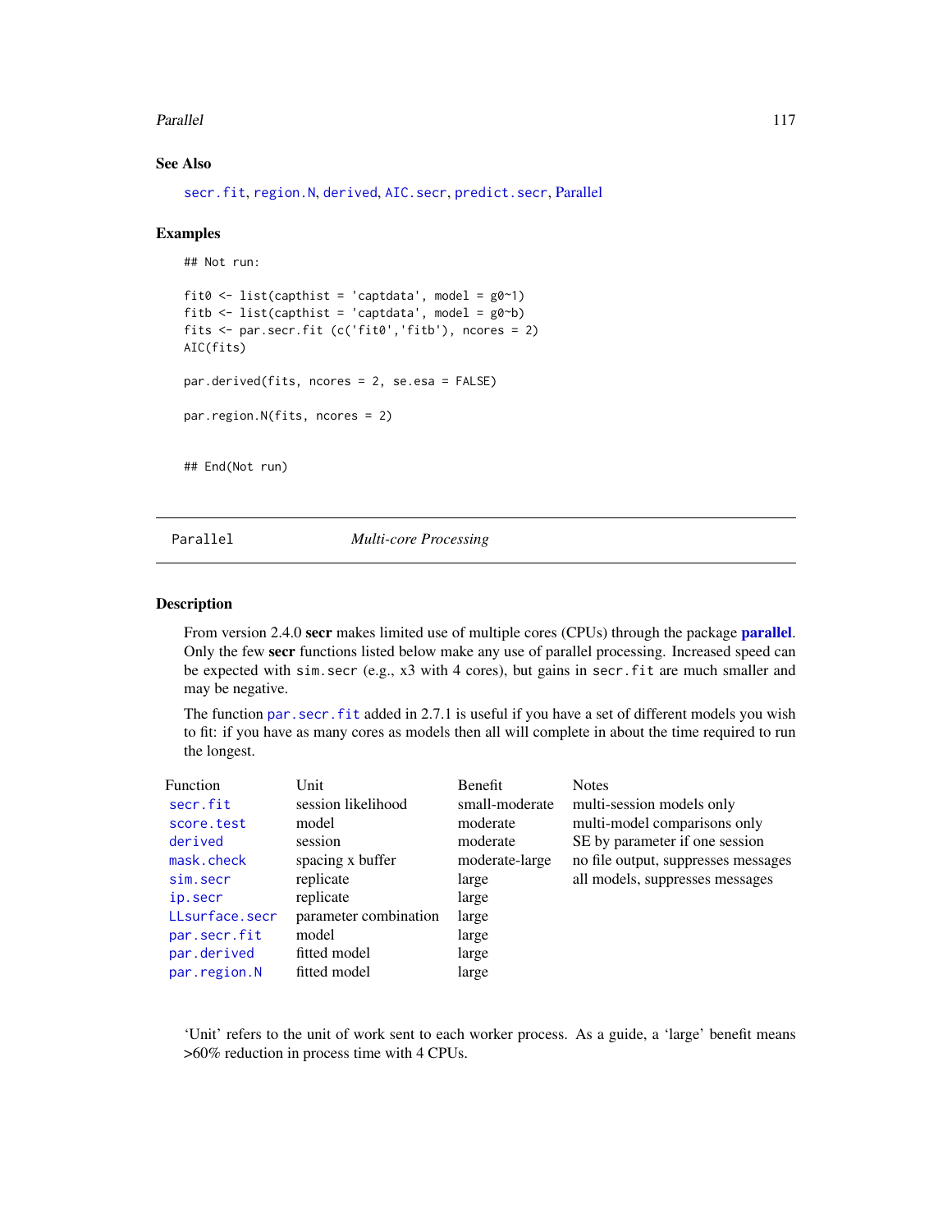## See Also

secr.fit, region.N, derived, AIC.secr, predict.secr, Parallel

## Examples

```
## Not run:

fit0 <- list(capthist = 'captdata', model = g0~1)
fitb <- list(capthist = 'captdata', model = g0~b)
fits <- par.secr.fit (c('fit0','fitb'), ncores = 2)
AIC(fits)

par.derived(fits, ncores = 2, se.esa = FALSE)

par.region.N(fits, ncores = 2)


## End(Not run)
```

---

Parallel &emsp; *Multi-core Processing*

---

## Description

From version 2.4.0 **secr** makes limited use of multiple cores (CPUs) through the package **parallel**. Only the few **secr** functions listed below make any use of parallel processing. Increased speed can be expected with `sim.secr` (e.g., x3 with 4 cores), but gains in `secr.fit` are much smaller and may be negative.

The function `par.secr.fit` added in 2.7.1 is useful if you have a set of different models you wish to fit: if you have as many cores as models then all will complete in about the time required to run the longest.

| Function | Unit | Benefit | Notes |
| --- | --- | --- | --- |
| secr.fit | session likelihood | small-moderate | multi-session models only |
| score.test | model | moderate | multi-model comparisons only |
| derived | session | moderate | SE by parameter if one session |
| mask.check | spacing x buffer | moderate-large | no file output, suppresses messages |
| sim.secr | replicate | large | all models, suppresses messages |
| ip.secr | replicate | large | |
| LLsurface.secr | parameter combination | large | |
| par.secr.fit | model | large | |
| par.derived | fitted model | large | |
| par.region.N | fitted model | large | |

'Unit' refers to the unit of work sent to each worker process. As a guide, a 'large' benefit means >60% reduction in process time with 4 CPUs.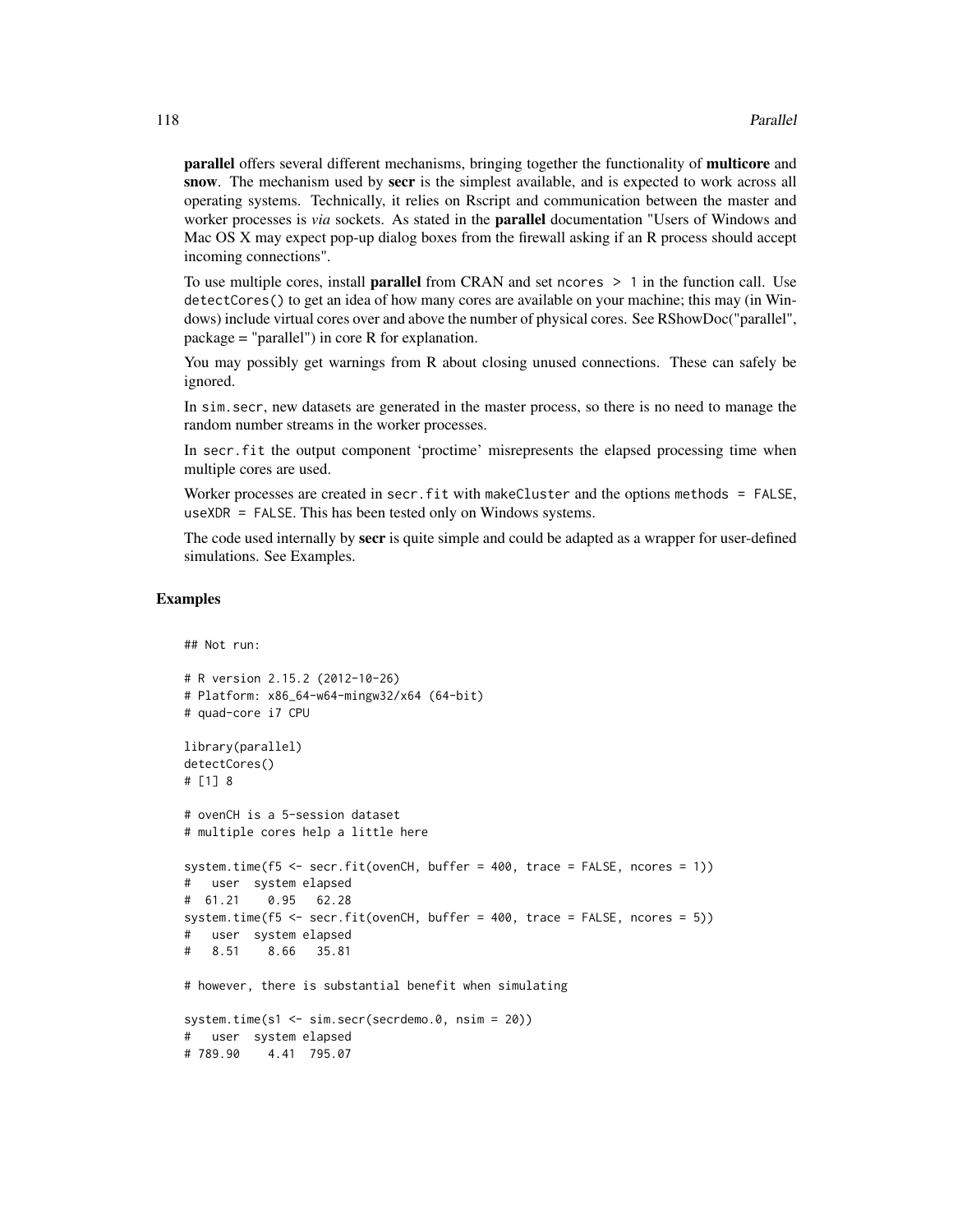**parallel** offers several different mechanisms, bringing together the functionality of **multicore** and **snow**. The mechanism used by **secr** is the simplest available, and is expected to work across all operating systems. Technically, it relies on Rscript and communication between the master and worker processes is *via* sockets. As stated in the **parallel** documentation "Users of Windows and Mac OS X may expect pop-up dialog boxes from the firewall asking if an R process should accept incoming connections".

To use multiple cores, install **parallel** from CRAN and set `ncores > 1` in the function call. Use `detectCores()` to get an idea of how many cores are available on your machine; this may (in Windows) include virtual cores over and above the number of physical cores. See RShowDoc("parallel", package = "parallel") in core R for explanation.

You may possibly get warnings from R about closing unused connections. These can safely be ignored.

In `sim.secr`, new datasets are generated in the master process, so there is no need to manage the random number streams in the worker processes.

In `secr.fit` the output component 'proctime' misrepresents the elapsed processing time when multiple cores are used.

Worker processes are created in `secr.fit` with `makeCluster` and the options `methods = FALSE`, `useXDR = FALSE`. This has been tested only on Windows systems.

The code used internally by **secr** is quite simple and could be adapted as a wrapper for user-defined simulations. See Examples.

## Examples

```
## Not run:

# R version 2.15.2 (2012-10-26)
# Platform: x86_64-w64-mingw32/x64 (64-bit)
# quad-core i7 CPU

library(parallel)
detectCores()
# [1] 8

# ovenCH is a 5-session dataset
# multiple cores help a little here

system.time(f5 <- secr.fit(ovenCH, buffer = 400, trace = FALSE, ncores = 1))
#   user  system elapsed
#  61.21    0.95   62.28
system.time(f5 <- secr.fit(ovenCH, buffer = 400, trace = FALSE, ncores = 5))
#   user  system elapsed
#   8.51    8.66   35.81

# however, there is substantial benefit when simulating

system.time(s1 <- sim.secr(secrdemo.0, nsim = 20))
#   user  system elapsed
# 789.90    4.41  795.07
```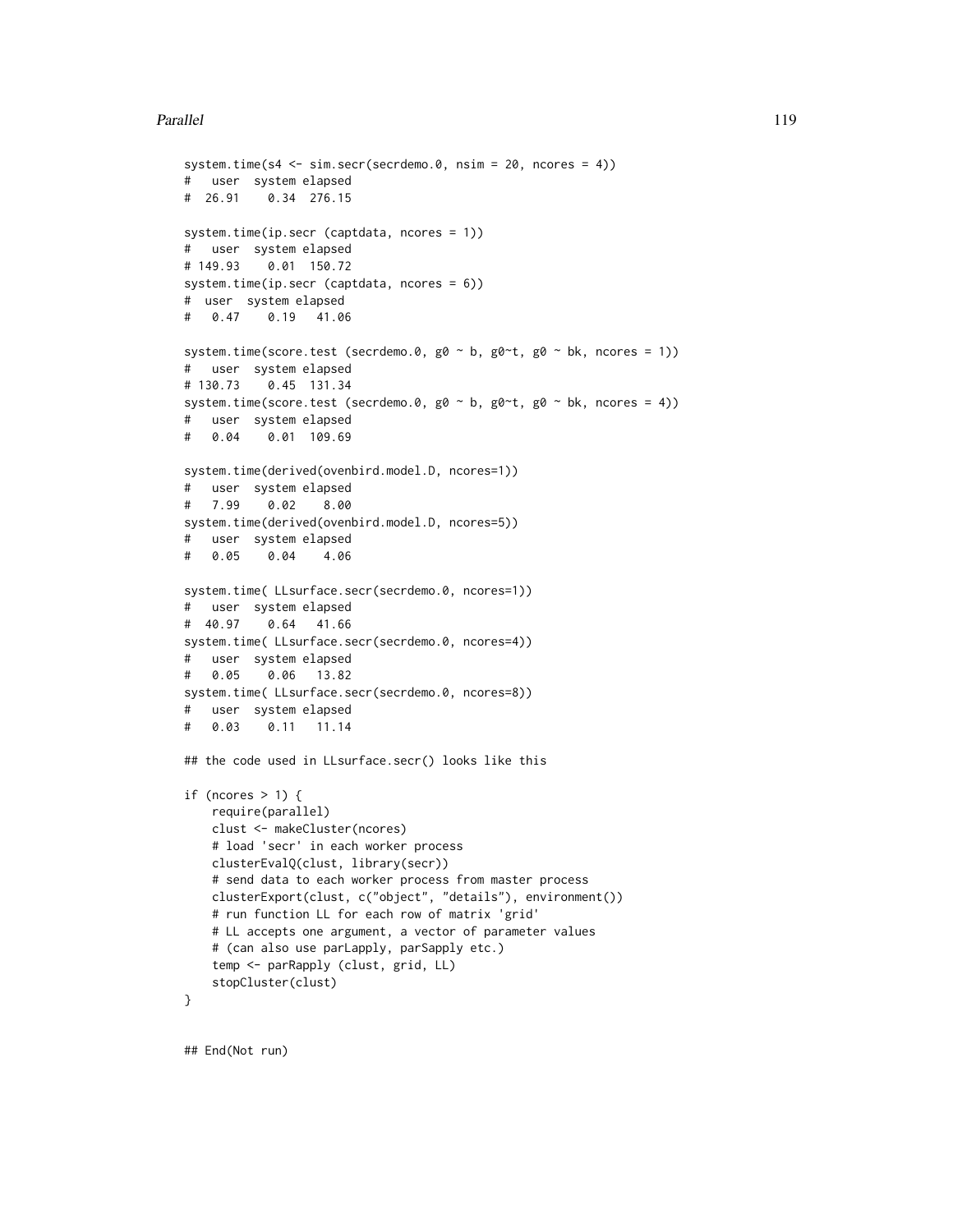```
system.time(s4 <- sim.secr(secrdemo.0, nsim = 20, ncores = 4))
#   user  system elapsed
#  26.91    0.34  276.15

system.time(ip.secr (captdata, ncores = 1))
#   user  system elapsed
# 149.93    0.01  150.72
system.time(ip.secr (captdata, ncores = 6))
#  user  system elapsed
#   0.47    0.19   41.06

system.time(score.test (secrdemo.0, g0 ~ b, g0~t, g0 ~ bk, ncores = 1))
#   user  system elapsed
# 130.73    0.45  131.34
system.time(score.test (secrdemo.0, g0 ~ b, g0~t, g0 ~ bk, ncores = 4))
#   user  system elapsed
#   0.04    0.01  109.69

system.time(derived(ovenbird.model.D, ncores=1))
#   user  system elapsed
#   7.99    0.02    8.00
system.time(derived(ovenbird.model.D, ncores=5))
#   user  system elapsed
#   0.05    0.04    4.06

system.time( LLsurface.secr(secrdemo.0, ncores=1))
#   user  system elapsed
#  40.97    0.64   41.66
system.time( LLsurface.secr(secrdemo.0, ncores=4))
#   user  system elapsed
#   0.05    0.06   13.82
system.time( LLsurface.secr(secrdemo.0, ncores=8))
#   user  system elapsed
#   0.03    0.11   11.14

## the code used in LLsurface.secr() looks like this

if (ncores > 1) {
    require(parallel)
    clust <- makeCluster(ncores)
    # load 'secr' in each worker process
    clusterEvalQ(clust, library(secr))
    # send data to each worker process from master process
    clusterExport(clust, c("object", "details"), environment())
    # run function LL for each row of matrix 'grid'
    # LL accepts one argument, a vector of parameter values
    # (can also use parLapply, parSapply etc.)
    temp <- parRapply (clust, grid, LL)
    stopCluster(clust)
}


## End(Not run)
```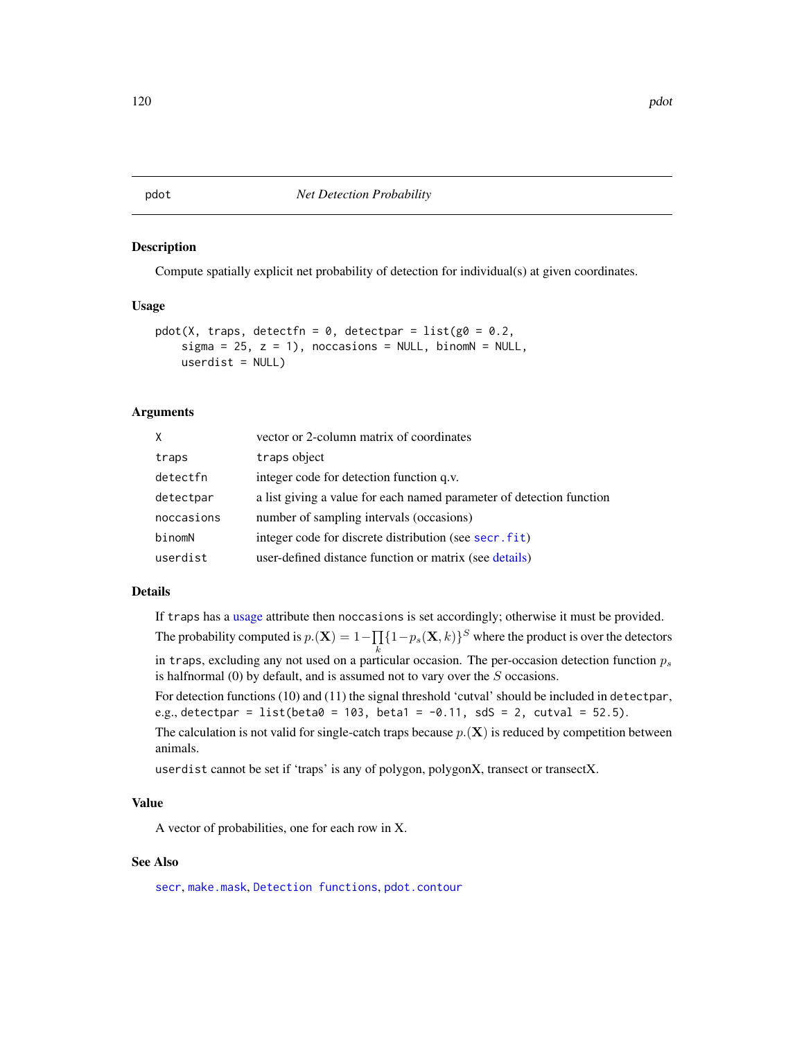pdot *Net Detection Probability*

### Description

Compute spatially explicit net probability of detection for individual(s) at given coordinates.

### Usage

```
pdot(X, traps, detectfn = 0, detectpar = list(g0 = 0.2,
    sigma = 25, z = 1), noccasions = NULL, binomN = NULL,
    userdist = NULL)
```

### Arguments

| | |
|---|---|
| X | vector or 2-column matrix of coordinates |
| traps | traps object |
| detectfn | integer code for detection function q.v. |
| detectpar | a list giving a value for each named parameter of detection function |
| noccasions | number of sampling intervals (occasions) |
| binomN | integer code for discrete distribution (see secr.fit) |
| userdist | user-defined distance function or matrix (see details) |

### Details

If traps has a usage attribute then noccasions is set accordingly; otherwise it must be provided.

The probability computed is $p.(\mathbf{X}) = 1 - \prod_k \{1 - p_s(\mathbf{X}, k)\}^S$ where the product is over the detectors in traps, excluding any not used on a particular occasion. The per-occasion detection function $p_s$ is halfnormal (0) by default, and is assumed not to vary over the $S$ occasions.

For detection functions (10) and (11) the signal threshold 'cutval' should be included in detectpar, e.g., `detectpar = list(beta0 = 103, beta1 = -0.11, sdS = 2, cutval = 52.5)`.

The calculation is not valid for single-catch traps because $p.(\mathbf{X})$ is reduced by competition between animals.

userdist cannot be set if 'traps' is any of polygon, polygonX, transect or transectX.

### Value

A vector of probabilities, one for each row in X.

### See Also

secr, make.mask, Detection functions, pdot.contour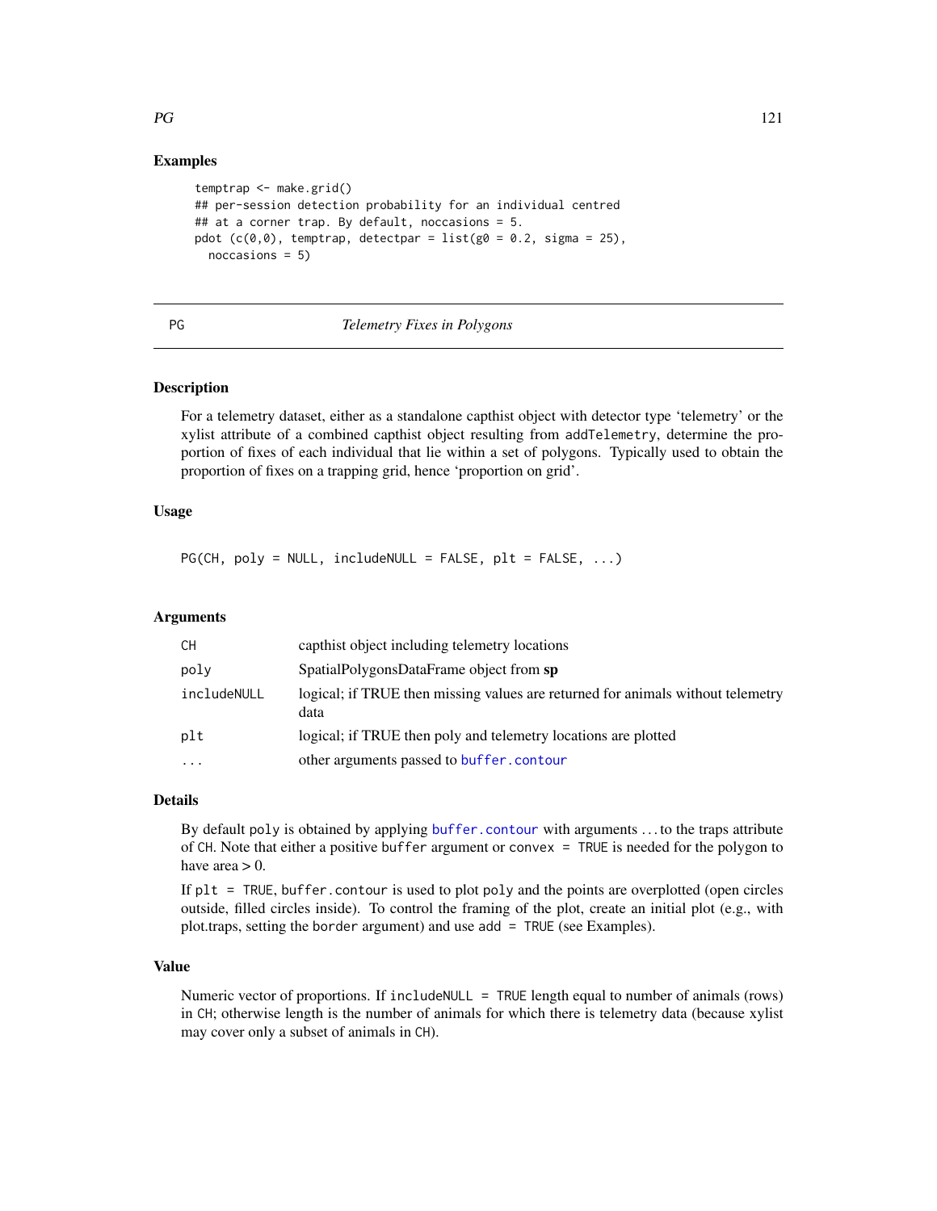## Examples

```
temptrap <- make.grid()
## per-session detection probability for an individual centred
## at a corner trap. By default, noccasions = 5.
pdot (c(0,0), temptrap, detectpar = list(g0 = 0.2, sigma = 25),
  noccasions = 5)
```

---

PG *Telemetry Fixes in Polygons*

---

## Description

For a telemetry dataset, either as a standalone capthist object with detector type 'telemetry' or the xylist attribute of a combined capthist object resulting from `addTelemetry`, determine the proportion of fixes of each individual that lie within a set of polygons. Typically used to obtain the proportion of fixes on a trapping grid, hence 'proportion on grid'.

## Usage

```
PG(CH, poly = NULL, includeNULL = FALSE, plt = FALSE, ...)
```

## Arguments

| | |
|---|---|
| `CH` | capthist object including telemetry locations |
| `poly` | SpatialPolygonsDataFrame object from **sp** |
| `includeNULL` | logical; if TRUE then missing values are returned for animals without telemetry data |
| `plt` | logical; if TRUE then poly and telemetry locations are plotted |
| `...` | other arguments passed to `buffer.contour` |

## Details

By default `poly` is obtained by applying `buffer.contour` with arguments ... to the traps attribute of `CH`. Note that either a positive `buffer` argument or `convex = TRUE` is needed for the polygon to have area > 0.

If `plt = TRUE`, `buffer.contour` is used to plot `poly` and the points are overplotted (open circles outside, filled circles inside). To control the framing of the plot, create an initial plot (e.g., with plot.traps, setting the `border` argument) and use `add = TRUE` (see Examples).

## Value

Numeric vector of proportions. If `includeNULL = TRUE` length equal to number of animals (rows) in `CH`; otherwise length is the number of animals for which there is telemetry data (because xylist may cover only a subset of animals in `CH`).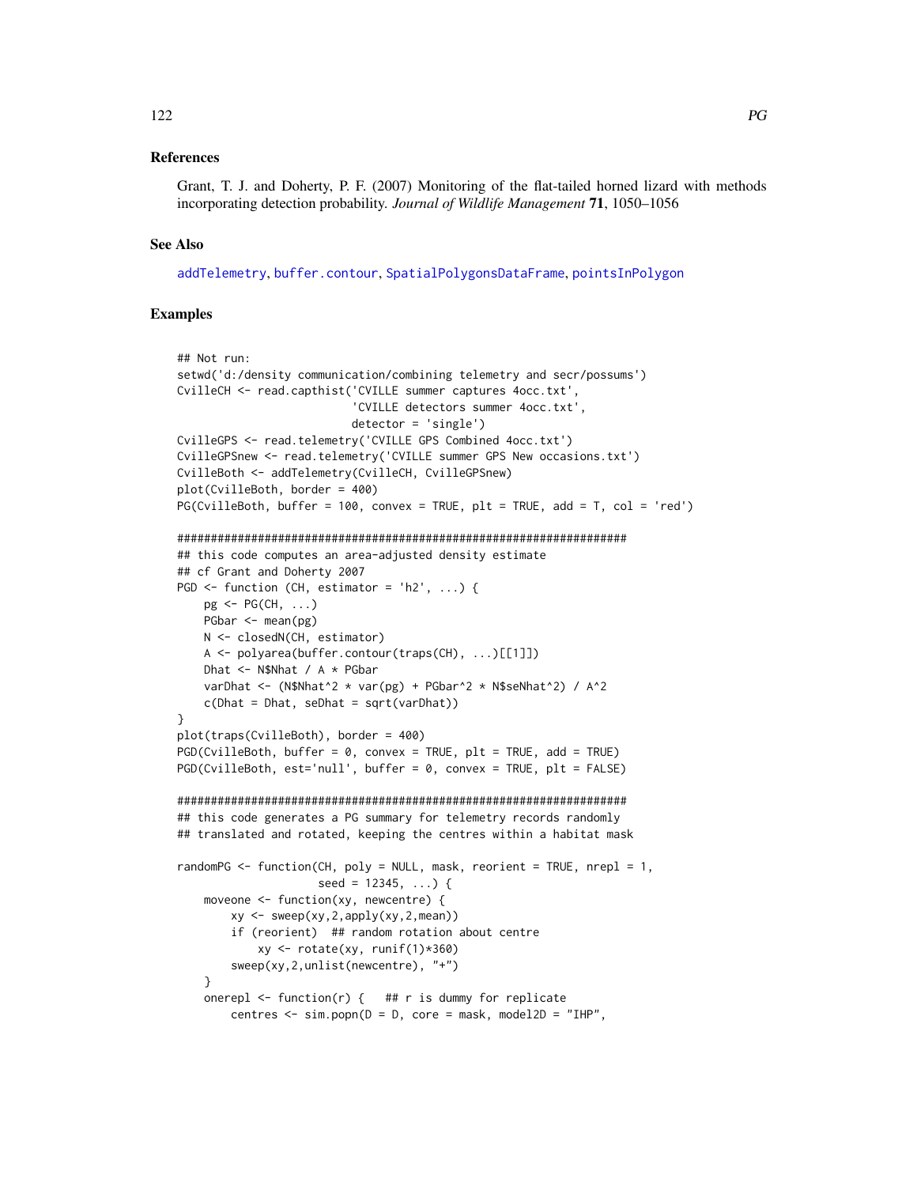## References

Grant, T. J. and Doherty, P. F. (2007) Monitoring of the flat-tailed horned lizard with methods incorporating detection probability. *Journal of Wildlife Management* **71**, 1050–1056

## See Also

addTelemetry, buffer.contour, SpatialPolygonsDataFrame, pointsInPolygon

## Examples

```
## Not run:
setwd('d:/density communication/combining telemetry and secr/possums')
CvilleCH <- read.capthist('CVILLE summer captures 4occ.txt',
                          'CVILLE detectors summer 4occ.txt',
                          detector = 'single')
CvilleGPS <- read.telemetry('CVILLE GPS Combined 4occ.txt')
CvilleGPSnew <- read.telemetry('CVILLE summer GPS New occasions.txt')
CvilleBoth <- addTelemetry(CvilleCH, CvilleGPSnew)
plot(CvilleBoth, border = 400)
PG(CvilleBoth, buffer = 100, convex = TRUE, plt = TRUE, add = T, col = 'red')

######################################################################
## this code computes an area-adjusted density estimate
## cf Grant and Doherty 2007
PGD <- function (CH, estimator = 'h2', ...) {
    pg <- PG(CH, ...)
    PGbar <- mean(pg)
    N <- closedN(CH, estimator)
    A <- polyarea(buffer.contour(traps(CH), ...)[[1]])
    Dhat <- N$Nhat / A * PGbar
    varDhat <- (N$Nhat^2 * var(pg) + PGbar^2 * N$seNhat^2) / A^2
    c(Dhat = Dhat, seDhat = sqrt(varDhat))
}
plot(traps(CvilleBoth), border = 400)
PGD(CvilleBoth, buffer = 0, convex = TRUE, plt = TRUE, add = TRUE)
PGD(CvilleBoth, est='null', buffer = 0, convex = TRUE, plt = FALSE)

######################################################################
## this code generates a PG summary for telemetry records randomly
## translated and rotated, keeping the centres within a habitat mask

randomPG <- function(CH, poly = NULL, mask, reorient = TRUE, nrepl = 1,
                     seed = 12345, ...) {
    moveone <- function(xy, newcentre) {
        xy <- sweep(xy,2,apply(xy,2,mean))
        if (reorient)  ## random rotation about centre
            xy <- rotate(xy, runif(1)*360)
        sweep(xy,2,unlist(newcentre), "+")
    }
    onerepl <- function(r) {   ## r is dummy for replicate
        centres <- sim.popn(D = D, core = mask, model2D = "IHP",
```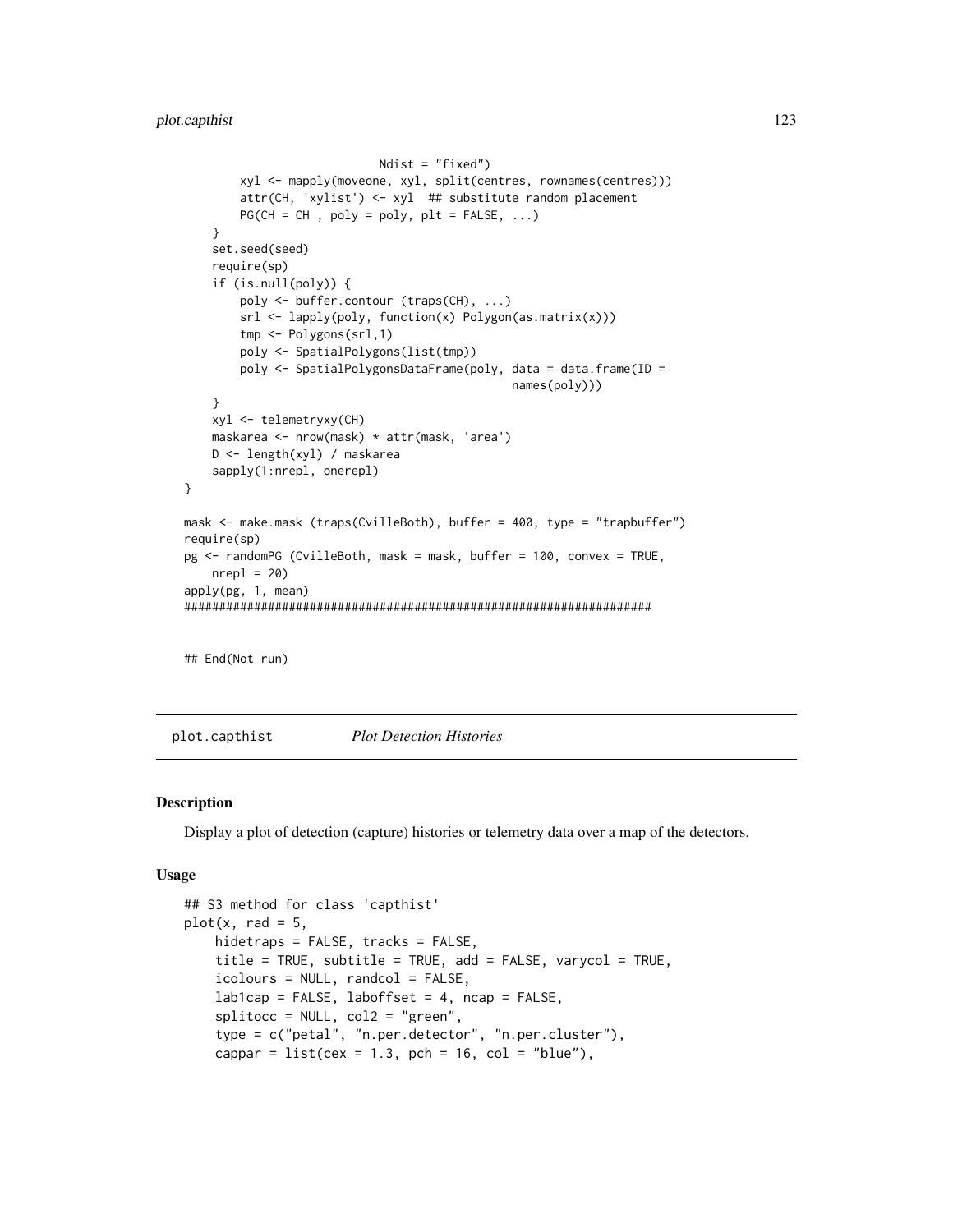```
                         Ndist = "fixed")
        xyl <- mapply(moveone, xyl, split(centres, rownames(centres)))
        attr(CH, 'xylist') <- xyl  ## substitute random placement
        PG(CH = CH , poly = poly, plt = FALSE, ...)
    }
    set.seed(seed)
    require(sp)
    if (is.null(poly)) {
        poly <- buffer.contour (traps(CH), ...)
        srl <- lapply(poly, function(x) Polygon(as.matrix(x)))
        tmp <- Polygons(srl,1)
        poly <- SpatialPolygons(list(tmp))
        poly <- SpatialPolygonsDataFrame(poly, data = data.frame(ID =
                                              names(poly)))
    }
    xyl <- telemetryxy(CH)
    maskarea <- nrow(mask) * attr(mask, 'area')
    D <- length(xyl) / maskarea
    sapply(1:nrepl, onerepl)
}

mask <- make.mask (traps(CvilleBoth), buffer = 400, type = "trapbuffer")
require(sp)
pg <- randomPG (CvilleBoth, mask = mask, buffer = 100, convex = TRUE,
    nrepl = 20)
apply(pg, 1, mean)
######################################################################


## End(Not run)
```

## plot.capthist *Plot Detection Histories*

### Description

Display a plot of detection (capture) histories or telemetry data over a map of the detectors.

### Usage

```
## S3 method for class 'capthist'
plot(x, rad = 5,
    hidetraps = FALSE, tracks = FALSE,
    title = TRUE, subtitle = TRUE, add = FALSE, varycol = TRUE,
    icolours = NULL, randcol = FALSE,
    lab1cap = FALSE, laboffset = 4, ncap = FALSE,
    splitocc = NULL, col2 = "green",
    type = c("petal", "n.per.detector", "n.per.cluster"),
    cappar = list(cex = 1.3, pch = 16, col = "blue"),
```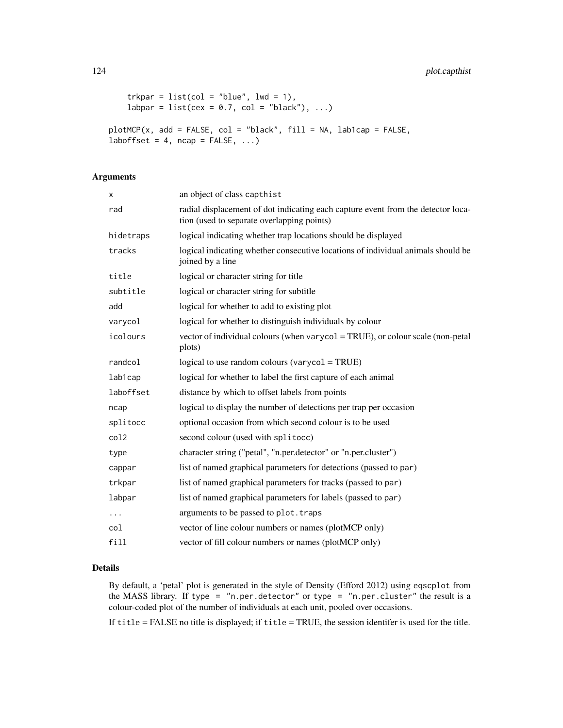```
    trkpar = list(col = "blue", lwd = 1),
    labpar = list(cex = 0.7, col = "black"), ...)

plotMCP(x, add = FALSE, col = "black", fill = NA, lab1cap = FALSE,
laboffset = 4, ncap = FALSE, ...)
```

## Arguments

| | |
|---|---|
| `x` | an object of class `capthist` |
| `rad` | radial displacement of dot indicating each capture event from the detector location (used to separate overlapping points) |
| `hidetraps` | logical indicating whether trap locations should be displayed |
| `tracks` | logical indicating whether consecutive locations of individual animals should be joined by a line |
| `title` | logical or character string for title |
| `subtitle` | logical or character string for subtitle |
| `add` | logical for whether to add to existing plot |
| `varycol` | logical for whether to distinguish individuals by colour |
| `icolours` | vector of individual colours (when `varycol` = TRUE), or colour scale (non-petal plots) |
| `randcol` | logical to use random colours (`varycol` = TRUE) |
| `lab1cap` | logical for whether to label the first capture of each animal |
| `laboffset` | distance by which to offset labels from points |
| `ncap` | logical to display the number of detections per trap per occasion |
| `splitocc` | optional occasion from which second colour is to be used |
| `col2` | second colour (used with `splitocc`) |
| `type` | character string ("petal", "n.per.detector" or "n.per.cluster") |
| `cappar` | list of named graphical parameters for detections (passed to `par`) |
| `trkpar` | list of named graphical parameters for tracks (passed to `par`) |
| `labpar` | list of named graphical parameters for labels (passed to `par`) |
| `...` | arguments to be passed to `plot.traps` |
| `col` | vector of line colour numbers or names (plotMCP only) |
| `fill` | vector of fill colour numbers or names (plotMCP only) |

## Details

By default, a 'petal' plot is generated in the style of Density (Efford 2012) using `eqscplot` from the MASS library. If `type = "n.per.detector"` or `type = "n.per.cluster"` the result is a colour-coded plot of the number of individuals at each unit, pooled over occasions.

If `title` = FALSE no title is displayed; if `title` = TRUE, the session identifer is used for the title.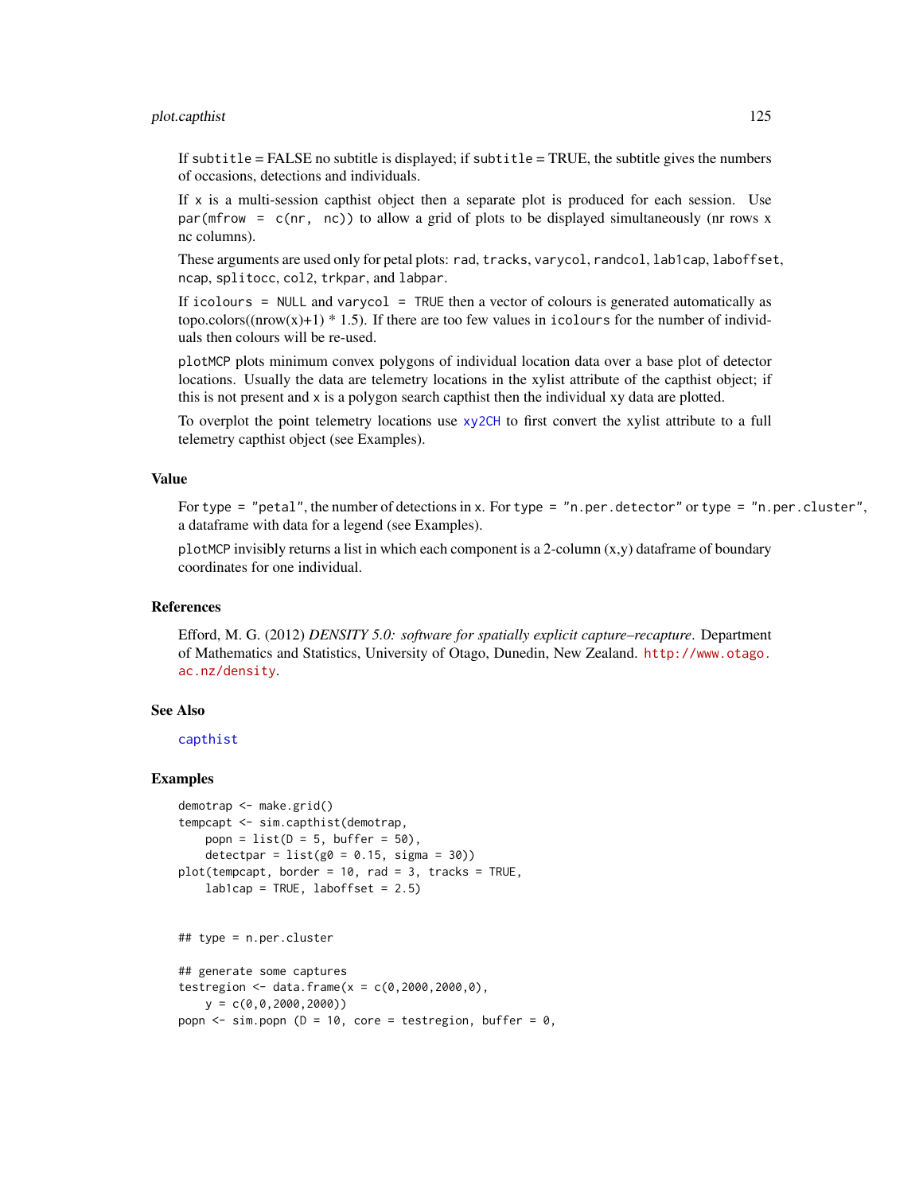If subtitle = FALSE no subtitle is displayed; if subtitle = TRUE, the subtitle gives the numbers of occasions, detections and individuals.

If x is a multi-session capthist object then a separate plot is produced for each session. Use par(mfrow = c(nr, nc)) to allow a grid of plots to be displayed simultaneously (nr rows x nc columns).

These arguments are used only for petal plots: rad, tracks, varycol, randcol, lab1cap, laboffset, ncap, splitocc, col2, trkpar, and labpar.

If icolours = NULL and varycol = TRUE then a vector of colours is generated automatically as topo.colors((nrow(x)+1) * 1.5). If there are too few values in icolours for the number of individuals then colours will be re-used.

plotMCP plots minimum convex polygons of individual location data over a base plot of detector locations. Usually the data are telemetry locations in the xylist attribute of the capthist object; if this is not present and x is a polygon search capthist then the individual xy data are plotted.

To overplot the point telemetry locations use xy2CH to first convert the xylist attribute to a full telemetry capthist object (see Examples).

## Value

For type = "petal", the number of detections in x. For type = "n.per.detector" or type = "n.per.cluster", a dataframe with data for a legend (see Examples).

plotMCP invisibly returns a list in which each component is a 2-column (x,y) dataframe of boundary coordinates for one individual.

## References

Efford, M. G. (2012) *DENSITY 5.0: software for spatially explicit capture–recapture*. Department of Mathematics and Statistics, University of Otago, Dunedin, New Zealand. http://www.otago.ac.nz/density.

## See Also

capthist

## Examples

```
demotrap <- make.grid()
tempcapt <- sim.capthist(demotrap,
    popn = list(D = 5, buffer = 50),
    detectpar = list(g0 = 0.15, sigma = 30))
plot(tempcapt, border = 10, rad = 3, tracks = TRUE,
    lab1cap = TRUE, laboffset = 2.5)


## type = n.per.cluster

## generate some captures
testregion <- data.frame(x = c(0,2000,2000,0),
    y = c(0,0,2000,2000))
popn <- sim.popn (D = 10, core = testregion, buffer = 0,
```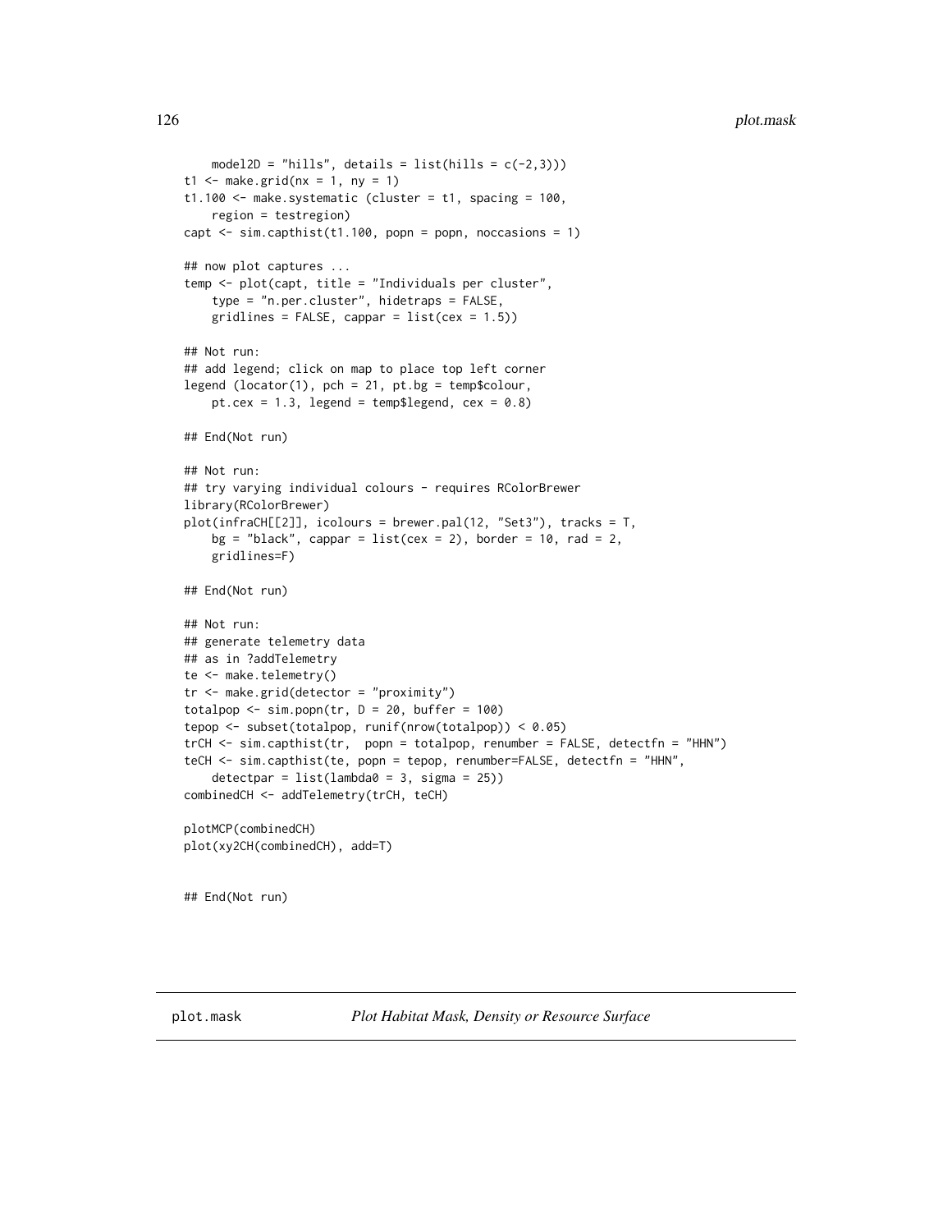```
    model2D = "hills", details = list(hills = c(-2,3)))
t1 <- make.grid(nx = 1, ny = 1)
t1.100 <- make.systematic (cluster = t1, spacing = 100,
    region = testregion)
capt <- sim.capthist(t1.100, popn = popn, noccasions = 1)

## now plot captures ...
temp <- plot(capt, title = "Individuals per cluster",
    type = "n.per.cluster", hidetraps = FALSE,
    gridlines = FALSE, cappar = list(cex = 1.5))

## Not run:
## add legend; click on map to place top left corner
legend (locator(1), pch = 21, pt.bg = temp$colour,
    pt.cex = 1.3, legend = temp$legend, cex = 0.8)

## End(Not run)

## Not run:
## try varying individual colours - requires RColorBrewer
library(RColorBrewer)
plot(infraCH[[2]], icolours = brewer.pal(12, "Set3"), tracks = T,
    bg = "black", cappar = list(cex = 2), border = 10, rad = 2,
    gridlines=F)

## End(Not run)

## Not run:
## generate telemetry data
## as in ?addTelemetry
te <- make.telemetry()
tr <- make.grid(detector = "proximity")
totalpop <- sim.popn(tr, D = 20, buffer = 100)
tepop <- subset(totalpop, runif(nrow(totalpop)) < 0.05)
trCH <- sim.capthist(tr,  popn = totalpop, renumber = FALSE, detectfn = "HHN")
teCH <- sim.capthist(te, popn = tepop, renumber=FALSE, detectfn = "HHN",
    detectpar = list(lambda0 = 3, sigma = 25))
combinedCH <- addTelemetry(trCH, teCH)

plotMCP(combinedCH)
plot(xy2CH(combinedCH), add=T)


## End(Not run)
```

## plot.mask &emsp; *Plot Habitat Mask, Density or Resource Surface*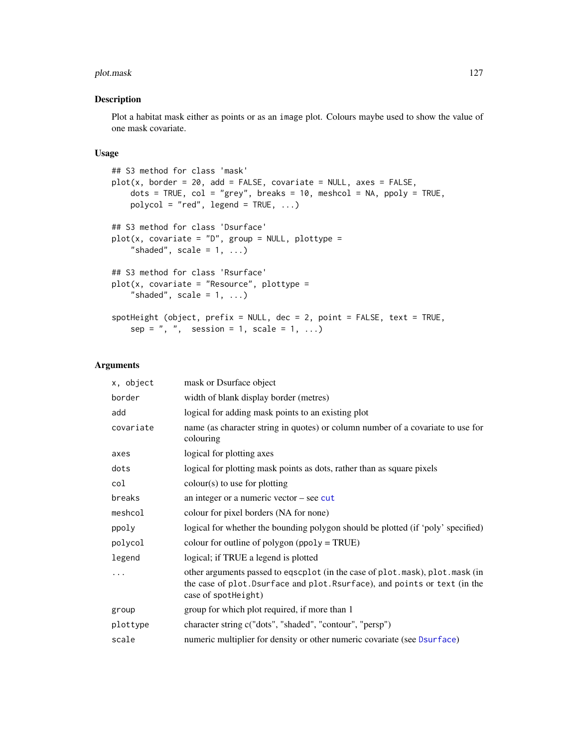## Description

Plot a habitat mask either as points or as an image plot. Colours maybe used to show the value of one mask covariate.

## Usage

```
## S3 method for class 'mask'
plot(x, border = 20, add = FALSE, covariate = NULL, axes = FALSE,
    dots = TRUE, col = "grey", breaks = 10, meshcol = NA, ppoly = TRUE,
    polycol = "red", legend = TRUE, ...)

## S3 method for class 'Dsurface'
plot(x, covariate = "D", group = NULL, plottype =
    "shaded", scale = 1, ...)

## S3 method for class 'Rsurface'
plot(x, covariate = "Resource", plottype =
    "shaded", scale = 1, ...)

spotHeight (object, prefix = NULL, dec = 2, point = FALSE, text = TRUE,
    sep = ", ",  session = 1, scale = 1, ...)
```

## Arguments

| | |
|---|---|
| `x, object` | mask or Dsurface object |
| `border` | width of blank display border (metres) |
| `add` | logical for adding mask points to an existing plot |
| `covariate` | name (as character string in quotes) or column number of a covariate to use for colouring |
| `axes` | logical for plotting axes |
| `dots` | logical for plotting mask points as dots, rather than as square pixels |
| `col` | colour(s) to use for plotting |
| `breaks` | an integer or a numeric vector – see `cut` |
| `meshcol` | colour for pixel borders (NA for none) |
| `ppoly` | logical for whether the bounding polygon should be plotted (if 'poly' specified) |
| `polycol` | colour for outline of polygon (ppoly = TRUE) |
| `legend` | logical; if TRUE a legend is plotted |
| `...` | other arguments passed to `eqscplot` (in the case of `plot.mask`), `plot.mask` (in the case of `plot.Dsurface` and `plot.Rsurface`), and `points` or `text` (in the case of `spotHeight`) |
| `group` | group for which plot required, if more than 1 |
| `plottype` | character string c("dots", "shaded", "contour", "persp") |
| `scale` | numeric multiplier for density or other numeric covariate (see `Dsurface`) |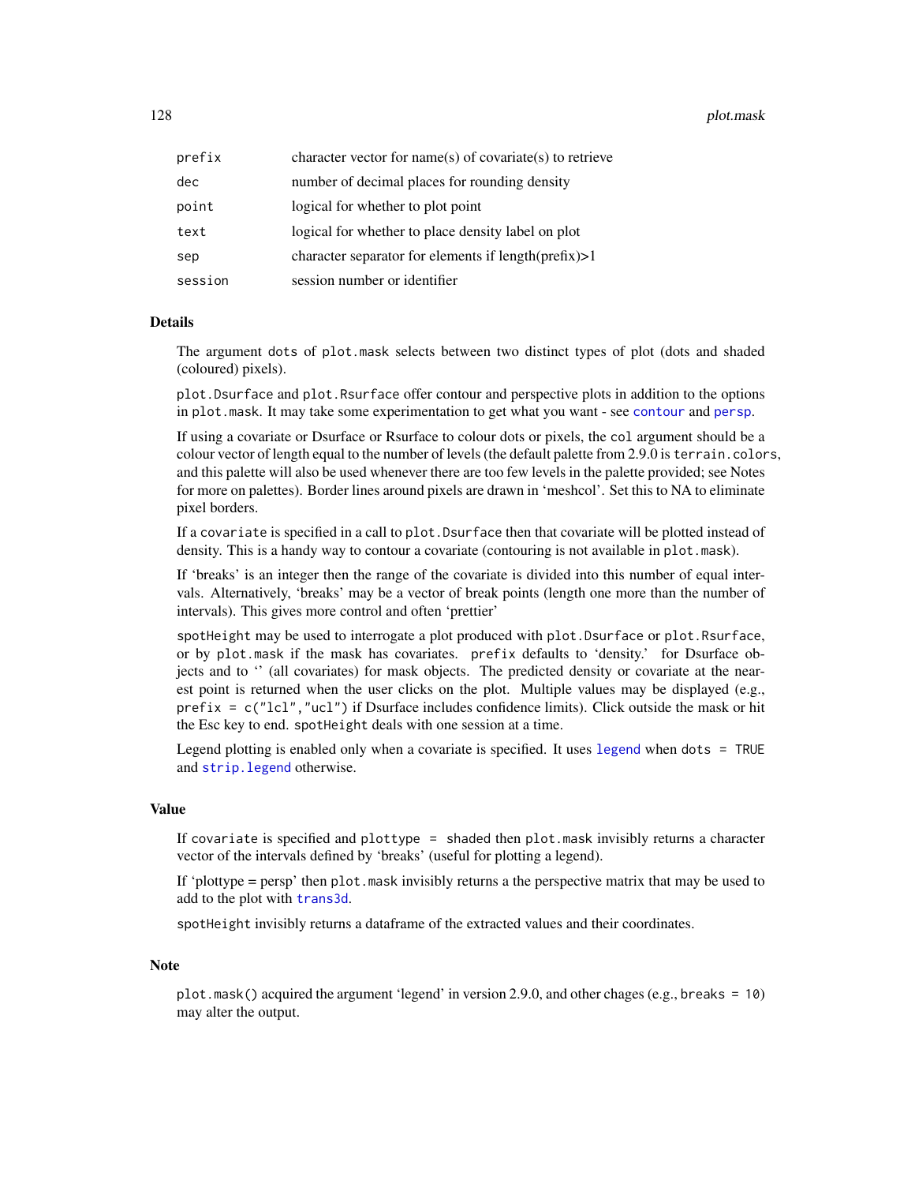| | |
|---|---|
| prefix | character vector for name(s) of covariate(s) to retrieve |
| dec | number of decimal places for rounding density |
| point | logical for whether to plot point |
| text | logical for whether to place density label on plot |
| sep | character separator for elements if length(prefix)>1 |
| session | session number or identifier |

## Details

The argument `dots` of `plot.mask` selects between two distinct types of plot (dots and shaded (coloured) pixels).

`plot.Dsurface` and `plot.Rsurface` offer contour and perspective plots in addition to the options in `plot.mask`. It may take some experimentation to get what you want - see `contour` and `persp`.

If using a covariate or Dsurface or Rsurface to colour dots or pixels, the `col` argument should be a colour vector of length equal to the number of levels (the default palette from 2.9.0 is `terrain.colors`, and this palette will also be used whenever there are too few levels in the palette provided; see Notes for more on palettes). Border lines around pixels are drawn in 'meshcol'. Set this to NA to eliminate pixel borders.

If a `covariate` is specified in a call to `plot.Dsurface` then that covariate will be plotted instead of density. This is a handy way to contour a covariate (contouring is not available in `plot.mask`).

If 'breaks' is an integer then the range of the covariate is divided into this number of equal intervals. Alternatively, 'breaks' may be a vector of break points (length one more than the number of intervals). This gives more control and often 'prettier'

`spotHeight` may be used to interrogate a plot produced with `plot.Dsurface` or `plot.Rsurface`, or by `plot.mask` if the mask has covariates. `prefix` defaults to 'density.' for Dsurface objects and to '' (all covariates) for mask objects. The predicted density or covariate at the nearest point is returned when the user clicks on the plot. Multiple values may be displayed (e.g., `prefix = c("lcl","ucl")` if Dsurface includes confidence limits). Click outside the mask or hit the Esc key to end. `spotHeight` deals with one session at a time.

Legend plotting is enabled only when a covariate is specified. It uses `legend` when `dots = TRUE` and `strip.legend` otherwise.

## Value

If `covariate` is specified and `plottype = shaded` then `plot.mask` invisibly returns a character vector of the intervals defined by 'breaks' (useful for plotting a legend).

If 'plottype = persp' then `plot.mask` invisibly returns a the perspective matrix that may be used to add to the plot with `trans3d`.

`spotHeight` invisibly returns a dataframe of the extracted values and their coordinates.

## Note

`plot.mask()` acquired the argument 'legend' in version 2.9.0, and other chages (e.g., `breaks = 10`) may alter the output.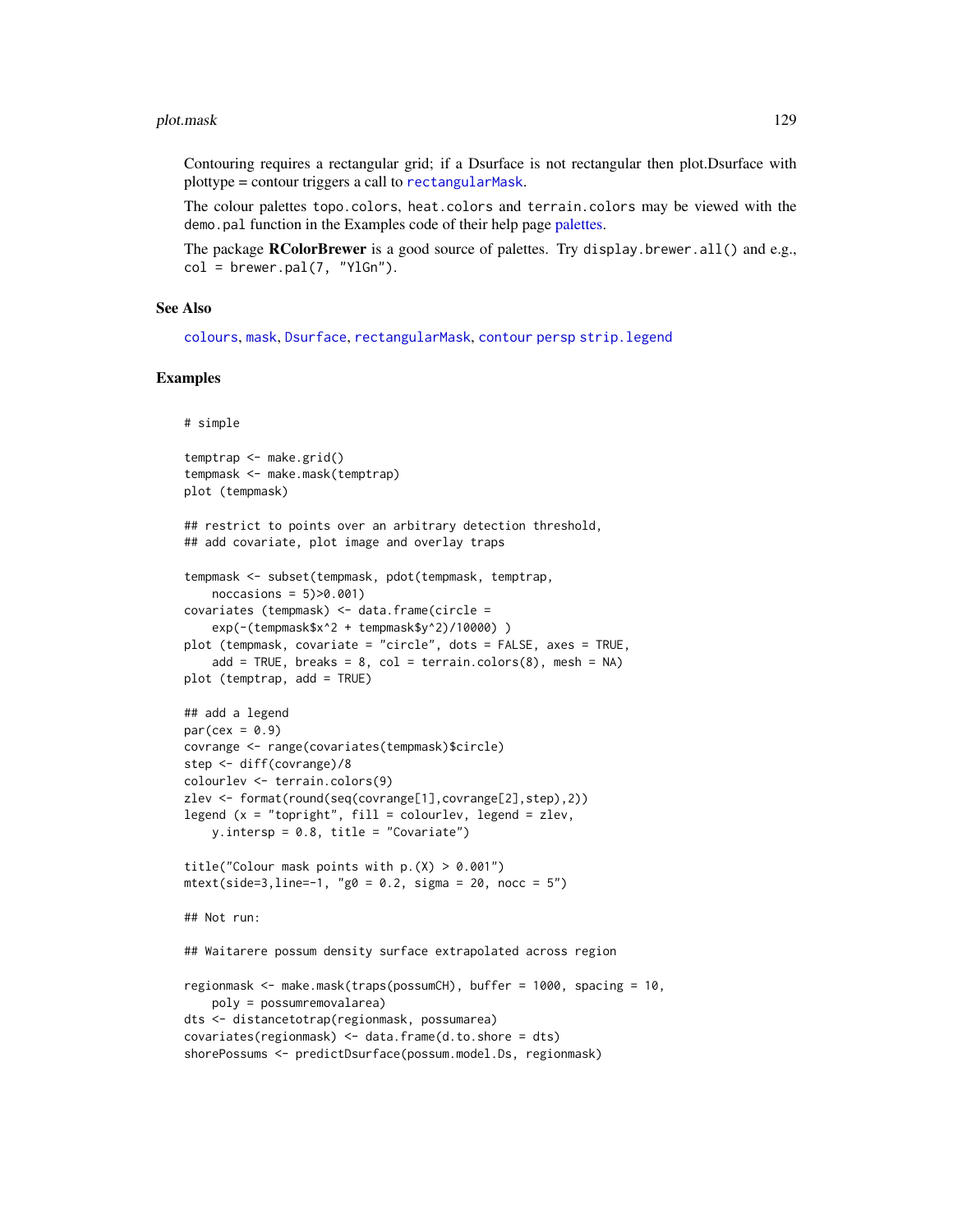Contouring requires a rectangular grid; if a Dsurface is not rectangular then plot.Dsurface with plottype = contour triggers a call to rectangularMask.

The colour palettes topo.colors, heat.colors and terrain.colors may be viewed with the demo.pal function in the Examples code of their help page palettes.

The package **RColorBrewer** is a good source of palettes. Try display.brewer.all() and e.g., col = brewer.pal(7, "YlGn").

## See Also

colours, mask, Dsurface, rectangularMask, contour persp strip.legend

## Examples

```
# simple

temptrap <- make.grid()
tempmask <- make.mask(temptrap)
plot (tempmask)

## restrict to points over an arbitrary detection threshold,
## add covariate, plot image and overlay traps

tempmask <- subset(tempmask, pdot(tempmask, temptrap,
    noccasions = 5)>0.001)
covariates (tempmask) <- data.frame(circle =
    exp(-(tempmask$x^2 + tempmask$y^2)/10000) )
plot (tempmask, covariate = "circle", dots = FALSE, axes = TRUE,
    add = TRUE, breaks = 8, col = terrain.colors(8), mesh = NA)
plot (temptrap, add = TRUE)

## add a legend
par(cex = 0.9)
covrange <- range(covariates(tempmask)$circle)
step <- diff(covrange)/8
colourlev <- terrain.colors(9)
zlev <- format(round(seq(covrange[1],covrange[2],step),2))
legend (x = "topright", fill = colourlev, legend = zlev,
    y.intersp = 0.8, title = "Covariate")

title("Colour mask points with p.(X) > 0.001")
mtext(side=3,line=-1, "g0 = 0.2, sigma = 20, nocc = 5")

## Not run:

## Waitarere possum density surface extrapolated across region

regionmask <- make.mask(traps(possumCH), buffer = 1000, spacing = 10,
    poly = possumremovalarea)
dts <- distancetotrap(regionmask, possumarea)
covariates(regionmask) <- data.frame(d.to.shore = dts)
shorePossums <- predictDsurface(possum.model.Ds, regionmask)
```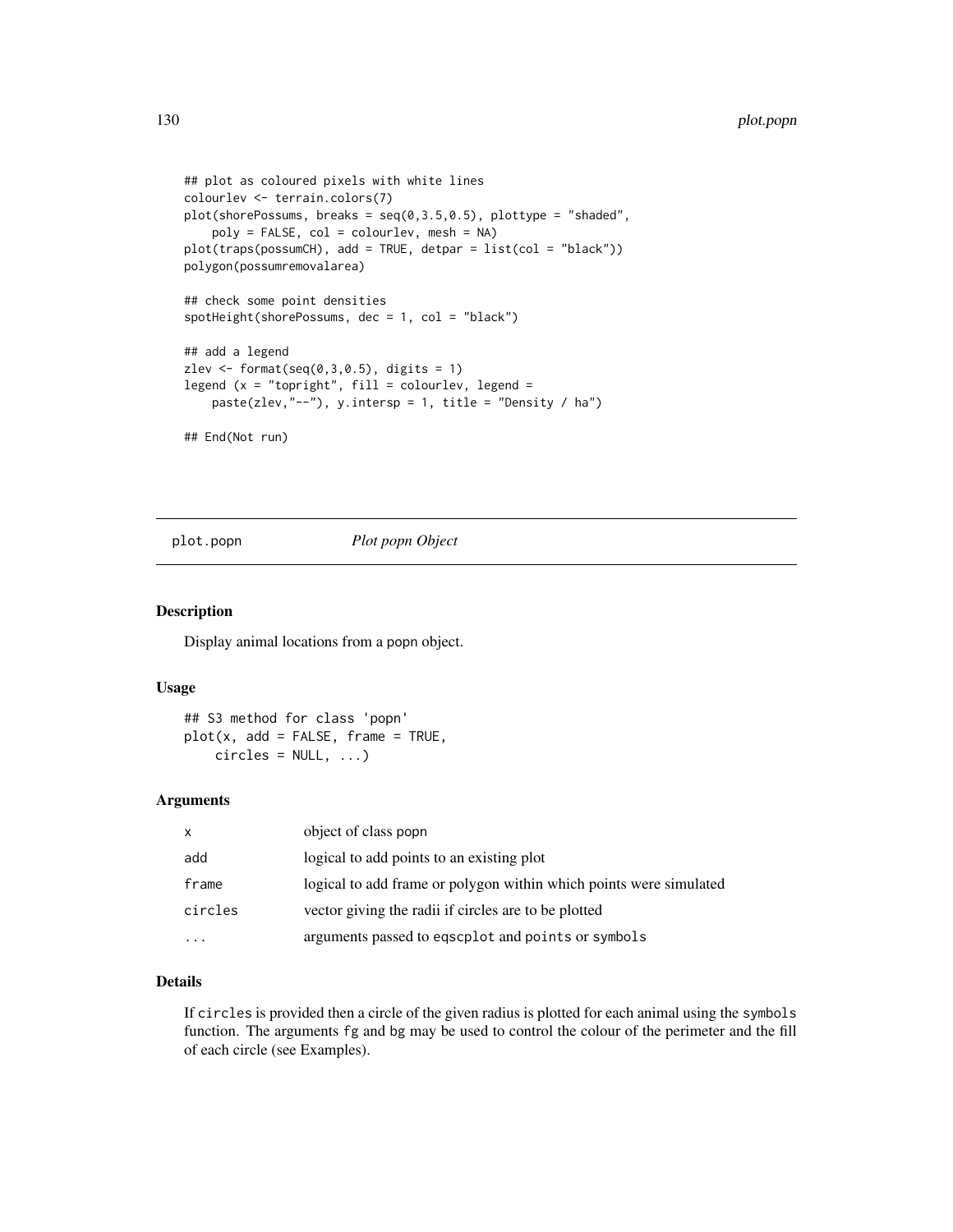```
## plot as coloured pixels with white lines
colourlev <- terrain.colors(7)
plot(shorePossums, breaks = seq(0,3.5,0.5), plottype = "shaded",
    poly = FALSE, col = colourlev, mesh = NA)
plot(traps(possumCH), add = TRUE, detpar = list(col = "black"))
polygon(possumremovalarea)

## check some point densities
spotHeight(shorePossums, dec = 1, col = "black")

## add a legend
zlev <- format(seq(0,3,0.5), digits = 1)
legend (x = "topright", fill = colourlev, legend =
    paste(zlev,"--"), y.intersp = 1, title = "Density / ha")

## End(Not run)
```

## plot.popn *Plot popn Object*

### Description

Display animal locations from a popn object.

### Usage

```
## S3 method for class 'popn'
plot(x, add = FALSE, frame = TRUE,
    circles = NULL, ...)
```

### Arguments

| | |
|---|---|
| x | object of class popn |
| add | logical to add points to an existing plot |
| frame | logical to add frame or polygon within which points were simulated |
| circles | vector giving the radii if circles are to be plotted |
| ... | arguments passed to eqscplot and points or symbols |

### Details

If circles is provided then a circle of the given radius is plotted for each animal using the symbols function. The arguments fg and bg may be used to control the colour of the perimeter and the fill of each circle (see Examples).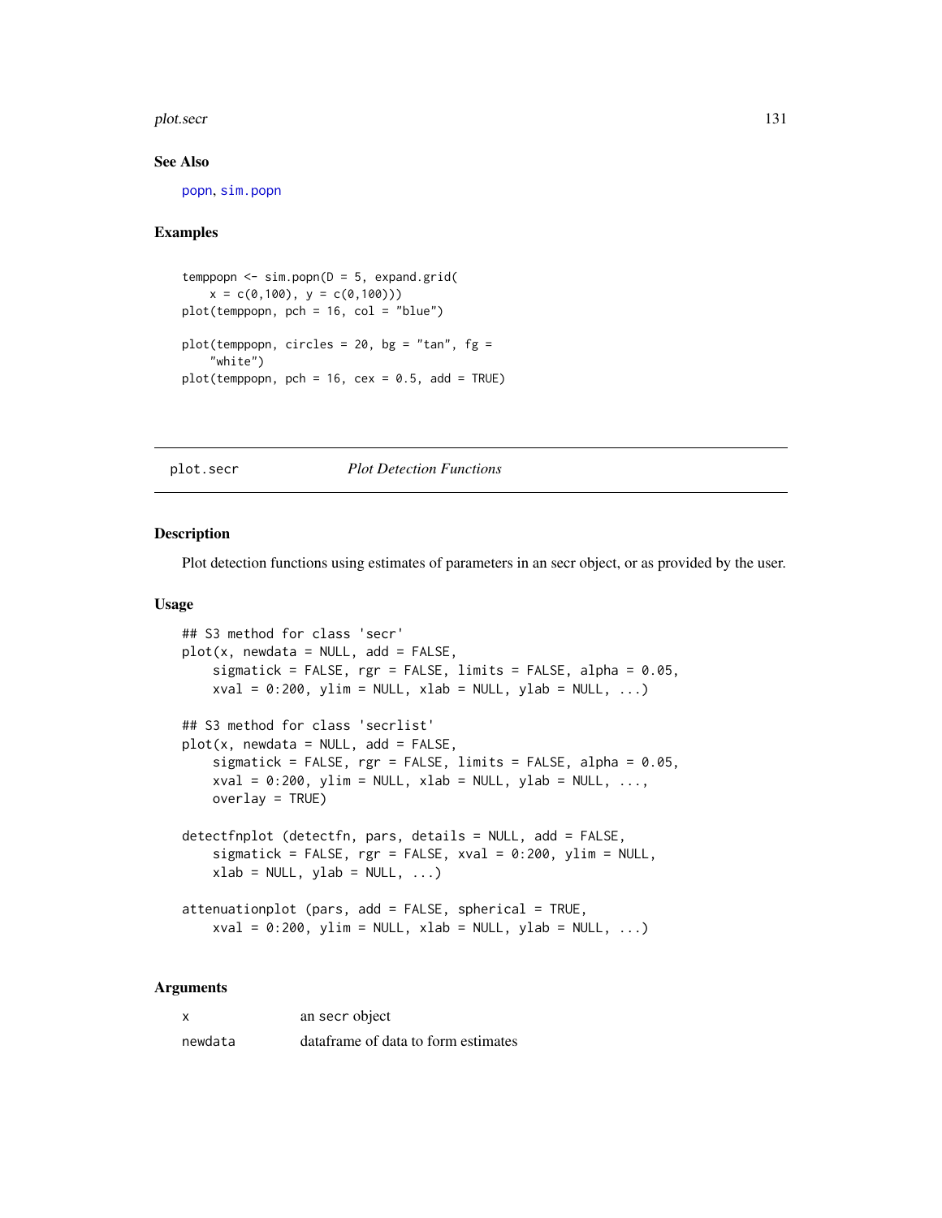### See Also

popn, sim.popn

### Examples

```
temppopn <- sim.popn(D = 5, expand.grid(
    x = c(0,100), y = c(0,100)))
plot(temppopn, pch = 16, col = "blue")

plot(temppopn, circles = 20, bg = "tan", fg =
    "white")
plot(temppopn, pch = 16, cex = 0.5, add = TRUE)
```

---

## plot.secr *Plot Detection Functions*

### Description

Plot detection functions using estimates of parameters in an secr object, or as provided by the user.

### Usage

```
## S3 method for class 'secr'
plot(x, newdata = NULL, add = FALSE,
    sigmatick = FALSE, rgr = FALSE, limits = FALSE, alpha = 0.05,
    xval = 0:200, ylim = NULL, xlab = NULL, ylab = NULL, ...)

## S3 method for class 'secrlist'
plot(x, newdata = NULL, add = FALSE,
    sigmatick = FALSE, rgr = FALSE, limits = FALSE, alpha = 0.05,
    xval = 0:200, ylim = NULL, xlab = NULL, ylab = NULL, ...,
    overlay = TRUE)

detectfnplot (detectfn, pars, details = NULL, add = FALSE,
    sigmatick = FALSE, rgr = FALSE, xval = 0:200, ylim = NULL,
    xlab = NULL, ylab = NULL, ...)

attenuationplot (pars, add = FALSE, spherical = TRUE,
    xval = 0:200, ylim = NULL, xlab = NULL, ylab = NULL, ...)
```

### Arguments

| | |
|---|---|
| x | an secr object |
| newdata | dataframe of data to form estimates |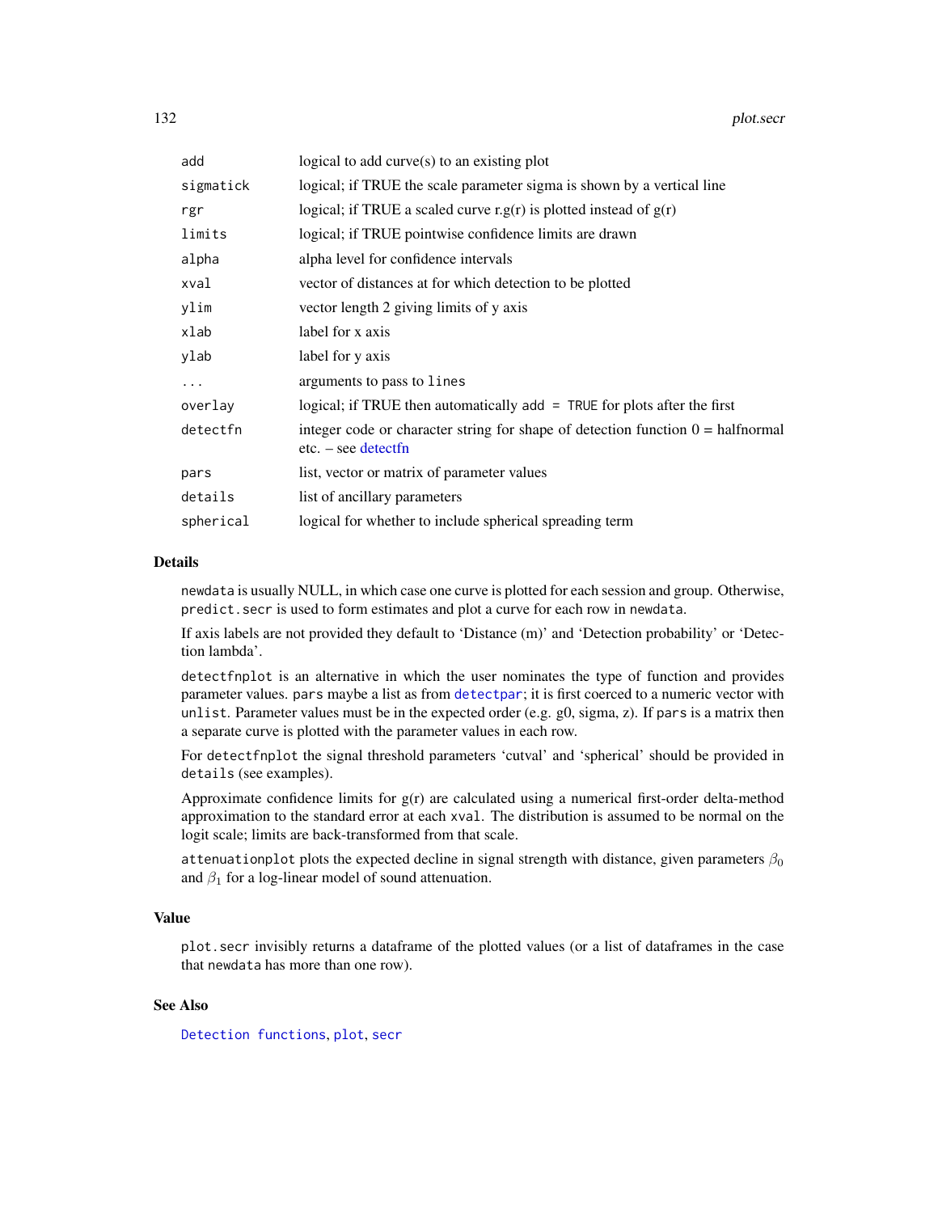| | |
|---|---|
| `add` | logical to add curve(s) to an existing plot |
| `sigmatick` | logical; if TRUE the scale parameter sigma is shown by a vertical line |
| `rgr` | logical; if TRUE a scaled curve r.g(r) is plotted instead of g(r) |
| `limits` | logical; if TRUE pointwise confidence limits are drawn |
| `alpha` | alpha level for confidence intervals |
| `xval` | vector of distances at for which detection to be plotted |
| `ylim` | vector length 2 giving limits of y axis |
| `xlab` | label for x axis |
| `ylab` | label for y axis |
| `...` | arguments to pass to `lines` |
| `overlay` | logical; if TRUE then automatically `add = TRUE` for plots after the first |
| `detectfn` | integer code or character string for shape of detection function 0 = halfnormal etc. – see detectfn |
| `pars` | list, vector or matrix of parameter values |
| `details` | list of ancillary parameters |
| `spherical` | logical for whether to include spherical spreading term |

## Details

`newdata` is usually NULL, in which case one curve is plotted for each session and group. Otherwise, `predict.secr` is used to form estimates and plot a curve for each row in `newdata`.

If axis labels are not provided they default to 'Distance (m)' and 'Detection probability' or 'Detection lambda'.

`detectfnplot` is an alternative in which the user nominates the type of function and provides parameter values. `pars` maybe a list as from `detectpar`; it is first coerced to a numeric vector with `unlist`. Parameter values must be in the expected order (e.g. g0, sigma, z). If `pars` is a matrix then a separate curve is plotted with the parameter values in each row.

For `detectfnplot` the signal threshold parameters 'cutval' and 'spherical' should be provided in `details` (see examples).

Approximate confidence limits for g(r) are calculated using a numerical first-order delta-method approximation to the standard error at each `xval`. The distribution is assumed to be normal on the logit scale; limits are back-transformed from that scale.

`attenuationplot` plots the expected decline in signal strength with distance, given parameters $\beta_0$ and $\beta_1$ for a log-linear model of sound attenuation.

## Value

`plot.secr` invisibly returns a dataframe of the plotted values (or a list of dataframes in the case that `newdata` has more than one row).

## See Also

`Detection functions`, `plot`, `secr`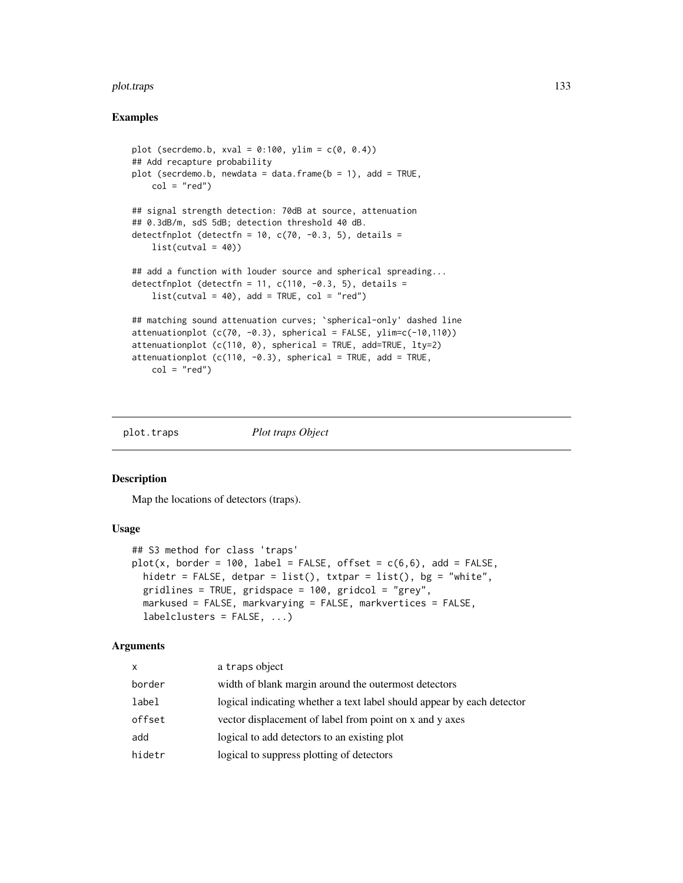## Examples

```
plot (secrdemo.b, xval = 0:100, ylim = c(0, 0.4))
## Add recapture probability
plot (secrdemo.b, newdata = data.frame(b = 1), add = TRUE,
    col = "red")

## signal strength detection: 70dB at source, attenuation
## 0.3dB/m, sdS 5dB; detection threshold 40 dB.
detectfnplot (detectfn = 10, c(70, -0.3, 5), details =
    list(cutval = 40))

## add a function with louder source and spherical spreading...
detectfnplot (detectfn = 11, c(110, -0.3, 5), details =
    list(cutval = 40), add = TRUE, col = "red")

## matching sound attenuation curves; `spherical-only' dashed line
attenuationplot (c(70, -0.3), spherical = FALSE, ylim=c(-10,110))
attenuationplot (c(110, 0), spherical = TRUE, add=TRUE, lty=2)
attenuationplot (c(110, -0.3), spherical = TRUE, add = TRUE,
    col = "red")
```

---

# plot.traps *Plot traps Object*

## Description

Map the locations of detectors (traps).

## Usage

```
## S3 method for class 'traps'
plot(x, border = 100, label = FALSE, offset = c(6,6), add = FALSE,
  hidetr = FALSE, detpar = list(), txtpar = list(), bg = "white",
  gridlines = TRUE, gridspace = 100, gridcol = "grey",
  markused = FALSE, markvarying = FALSE, markvertices = FALSE,
  labelclusters = FALSE, ...)
```

## Arguments

| | |
|---|---|
| x | a traps object |
| border | width of blank margin around the outermost detectors |
| label | logical indicating whether a text label should appear by each detector |
| offset | vector displacement of label from point on x and y axes |
| add | logical to add detectors to an existing plot |
| hidetr | logical to suppress plotting of detectors |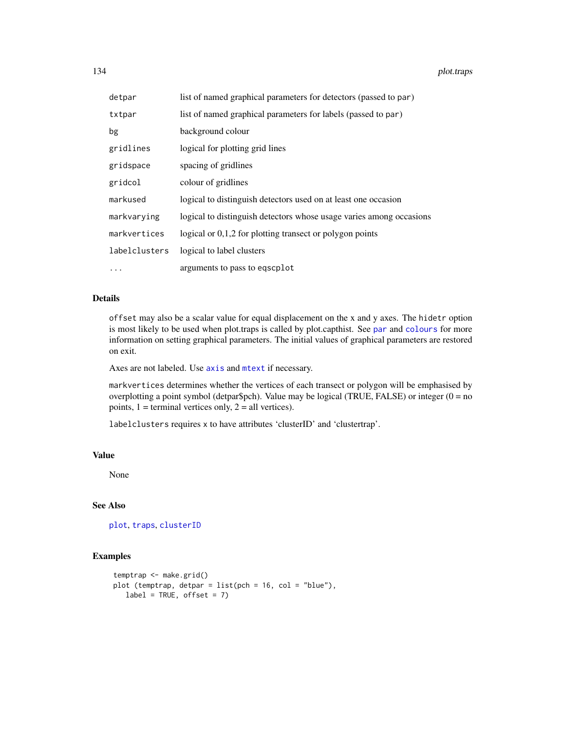| | |
|---|---|
| `detpar` | list of named graphical parameters for detectors (passed to `par`) |
| `txtpar` | list of named graphical parameters for labels (passed to `par`) |
| `bg` | background colour |
| `gridlines` | logical for plotting grid lines |
| `gridspace` | spacing of gridlines |
| `gridcol` | colour of gridlines |
| `markused` | logical to distinguish detectors used on at least one occasion |
| `markvarying` | logical to distinguish detectors whose usage varies among occasions |
| `markvertices` | logical or 0,1,2 for plotting transect or polygon points |
| `labelclusters` | logical to label clusters |
| `...` | arguments to pass to `eqscplot` |

## Details

`offset` may also be a scalar value for equal displacement on the x and y axes. The `hidetr` option is most likely to be used when plot.traps is called by plot.capthist. See `par` and `colours` for more information on setting graphical parameters. The initial values of graphical parameters are restored on exit.

Axes are not labeled. Use `axis` and `mtext` if necessary.

`markvertices` determines whether the vertices of each transect or polygon will be emphasised by overplotting a point symbol (detpar$pch). Value may be logical (TRUE, FALSE) or integer (0 = no points, 1 = terminal vertices only, 2 = all vertices).

`labelclusters` requires `x` to have attributes 'clusterID' and 'clustertrap'.

## Value

None

## See Also

`plot`, `traps`, `clusterID`

## Examples

```
temptrap <- make.grid()
plot (temptrap, detpar = list(pch = 16, col = "blue"),
   label = TRUE, offset = 7)
```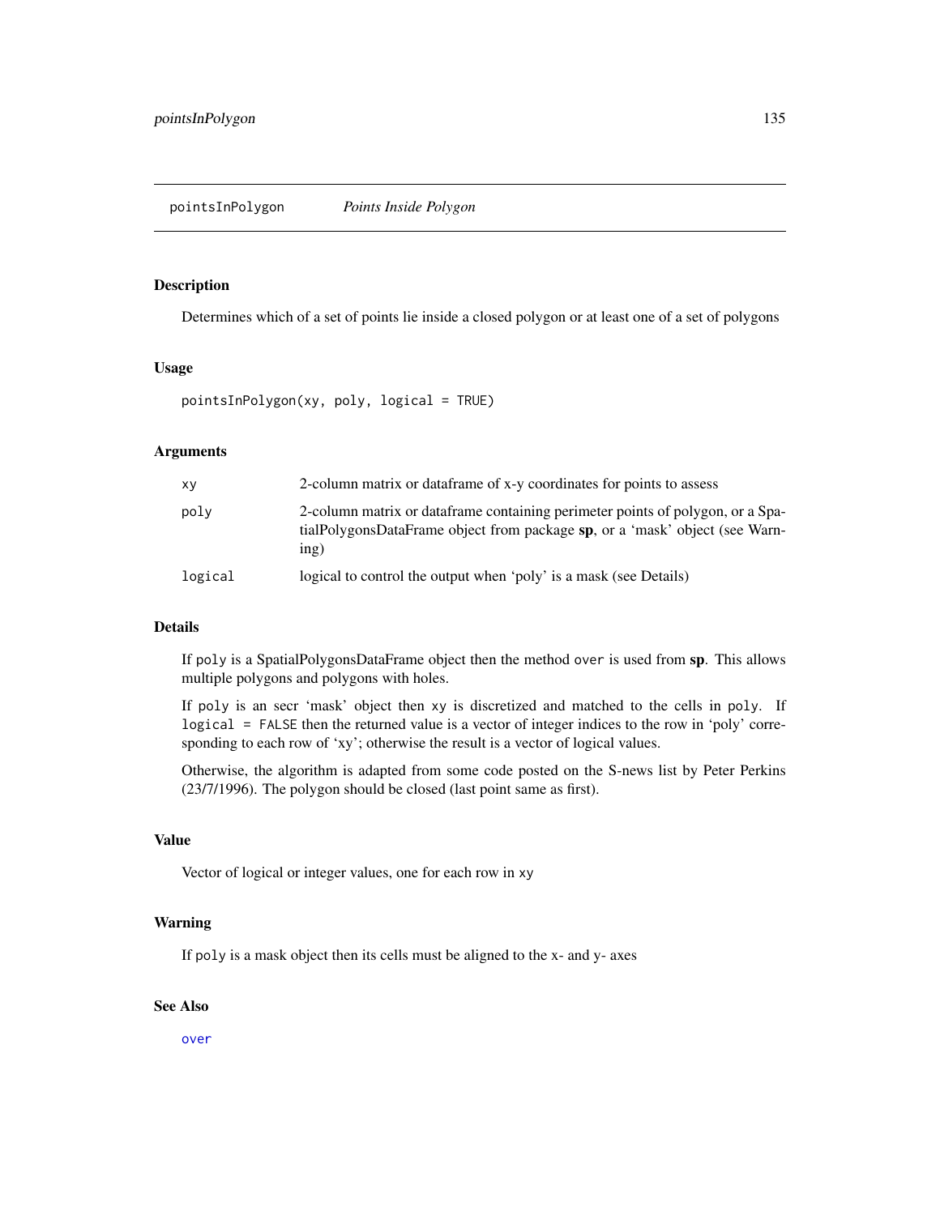pointsInPolygon *Points Inside Polygon*

## Description

Determines which of a set of points lie inside a closed polygon or at least one of a set of polygons

## Usage

```
pointsInPolygon(xy, poly, logical = TRUE)
```

## Arguments

| | |
|---|---|
| `xy` | 2-column matrix or dataframe of x-y coordinates for points to assess |
| `poly` | 2-column matrix or dataframe containing perimeter points of polygon, or a SpatialPolygonsDataFrame object from package **sp**, or a 'mask' object (see Warning) |
| `logical` | logical to control the output when 'poly' is a mask (see Details) |

## Details

If `poly` is a SpatialPolygonsDataFrame object then the method `over` is used from **sp**. This allows multiple polygons and polygons with holes.

If `poly` is an secr 'mask' object then `xy` is discretized and matched to the cells in `poly`. If `logical = FALSE` then the returned value is a vector of integer indices to the row in 'poly' corresponding to each row of 'xy'; otherwise the result is a vector of logical values.

Otherwise, the algorithm is adapted from some code posted on the S-news list by Peter Perkins (23/7/1996). The polygon should be closed (last point same as first).

## Value

Vector of logical or integer values, one for each row in `xy`

## Warning

If `poly` is a mask object then its cells must be aligned to the x- and y- axes

## See Also

`over`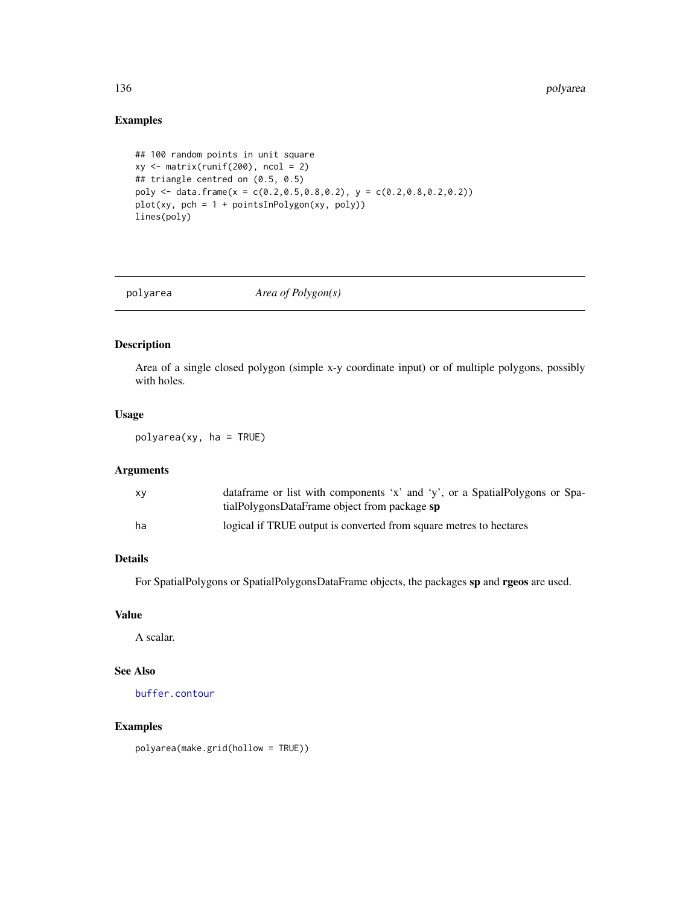## Examples

```
## 100 random points in unit square
xy <- matrix(runif(200), ncol = 2)
## triangle centred on (0.5, 0.5)
poly <- data.frame(x = c(0.2,0.5,0.8,0.2), y = c(0.2,0.8,0.2,0.2))
plot(xy, pch = 1 + pointsInPolygon(xy, poly))
lines(poly)
```

---

# polyarea — *Area of Polygon(s)*

## Description

Area of a single closed polygon (simple x-y coordinate input) or of multiple polygons, possibly with holes.

## Usage

```
polyarea(xy, ha = TRUE)
```

## Arguments

| | |
|---|---|
| `xy` | dataframe or list with components 'x' and 'y', or a SpatialPolygons or SpatialPolygonsDataFrame object from package **sp** |
| `ha` | logical if TRUE output is converted from square metres to hectares |

## Details

For SpatialPolygons or SpatialPolygonsDataFrame objects, the packages **sp** and **rgeos** are used.

## Value

A scalar.

## See Also

`buffer.contour`

## Examples

```
polyarea(make.grid(hollow = TRUE))
```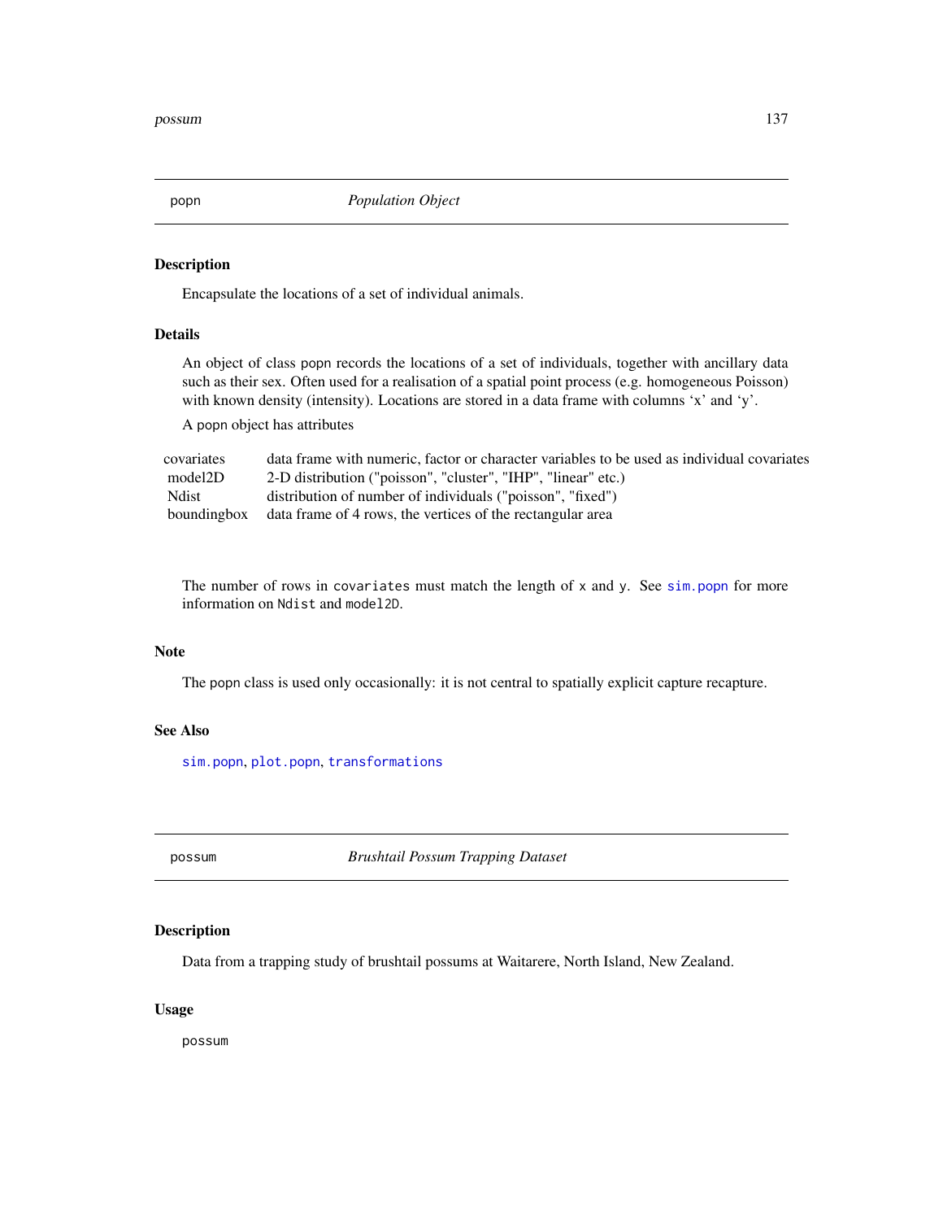## popn — *Population Object*

### Description

Encapsulate the locations of a set of individual animals.

### Details

An object of class popn records the locations of a set of individuals, together with ancillary data such as their sex. Often used for a realisation of a spatial point process (e.g. homogeneous Poisson) with known density (intensity). Locations are stored in a data frame with columns 'x' and 'y'.

A popn object has attributes

| | |
|---|---|
| covariates | data frame with numeric, factor or character variables to be used as individual covariates |
| model2D | 2-D distribution ("poisson", "cluster", "IHP", "linear" etc.) |
| Ndist | distribution of number of individuals ("poisson", "fixed") |
| boundingbox | data frame of 4 rows, the vertices of the rectangular area |

The number of rows in `covariates` must match the length of `x` and `y`. See `sim.popn` for more information on `Ndist` and `model2D`.

### Note

The popn class is used only occasionally: it is not central to spatially explicit capture recapture.

### See Also

`sim.popn`, `plot.popn`, `transformations`

## possum — *Brushtail Possum Trapping Dataset*

### Description

Data from a trapping study of brushtail possums at Waitarere, North Island, New Zealand.

### Usage

```
possum
```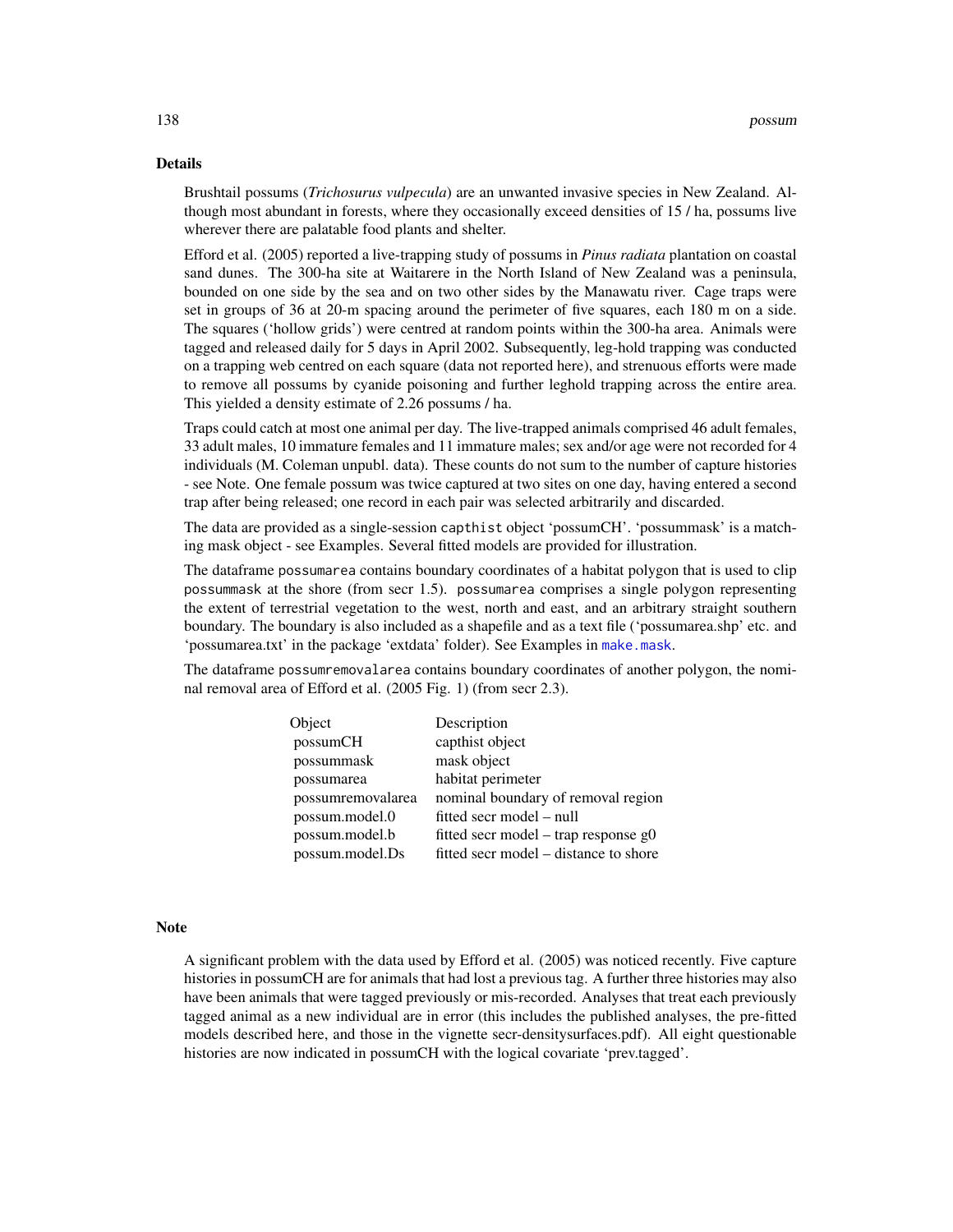## Details

Brushtail possums (*Trichosurus vulpecula*) are an unwanted invasive species in New Zealand. Although most abundant in forests, where they occasionally exceed densities of 15 / ha, possums live wherever there are palatable food plants and shelter.

Efford et al. (2005) reported a live-trapping study of possums in *Pinus radiata* plantation on coastal sand dunes. The 300-ha site at Waitarere in the North Island of New Zealand was a peninsula, bounded on one side by the sea and on two other sides by the Manawatu river. Cage traps were set in groups of 36 at 20-m spacing around the perimeter of five squares, each 180 m on a side. The squares ('hollow grids') were centred at random points within the 300-ha area. Animals were tagged and released daily for 5 days in April 2002. Subsequently, leg-hold trapping was conducted on a trapping web centred on each square (data not reported here), and strenuous efforts were made to remove all possums by cyanide poisoning and further leghold trapping across the entire area. This yielded a density estimate of 2.26 possums / ha.

Traps could catch at most one animal per day. The live-trapped animals comprised 46 adult females, 33 adult males, 10 immature females and 11 immature males; sex and/or age were not recorded for 4 individuals (M. Coleman unpubl. data). These counts do not sum to the number of capture histories - see Note. One female possum was twice captured at two sites on one day, having entered a second trap after being released; one record in each pair was selected arbitrarily and discarded.

The data are provided as a single-session `capthist` object 'possumCH'. 'possummask' is a matching mask object - see Examples. Several fitted models are provided for illustration.

The dataframe `possumarea` contains boundary coordinates of a habitat polygon that is used to clip `possummask` at the shore (from secr 1.5). `possumarea` comprises a single polygon representing the extent of terrestrial vegetation to the west, north and east, and an arbitrary straight southern boundary. The boundary is also included as a shapefile and as a text file ('possumarea.shp' etc. and 'possumarea.txt' in the package 'extdata' folder). See Examples in `make.mask`.

The dataframe `possumremovalarea` contains boundary coordinates of another polygon, the nominal removal area of Efford et al. (2005 Fig. 1) (from secr 2.3).

| Object | Description |
|---|---|
| possumCH | capthist object |
| possummask | mask object |
| possumarea | habitat perimeter |
| possumremovalarea | nominal boundary of removal region |
| possum.model.0 | fitted secr model – null |
| possum.model.b | fitted secr model – trap response g0 |
| possum.model.Ds | fitted secr model – distance to shore |

## Note

A significant problem with the data used by Efford et al. (2005) was noticed recently. Five capture histories in possumCH are for animals that had lost a previous tag. A further three histories may also have been animals that were tagged previously or mis-recorded. Analyses that treat each previously tagged animal as a new individual are in error (this includes the published analyses, the pre-fitted models described here, and those in the vignette secr-densitysurfaces.pdf). All eight questionable histories are now indicated in possumCH with the logical covariate 'prev.tagged'.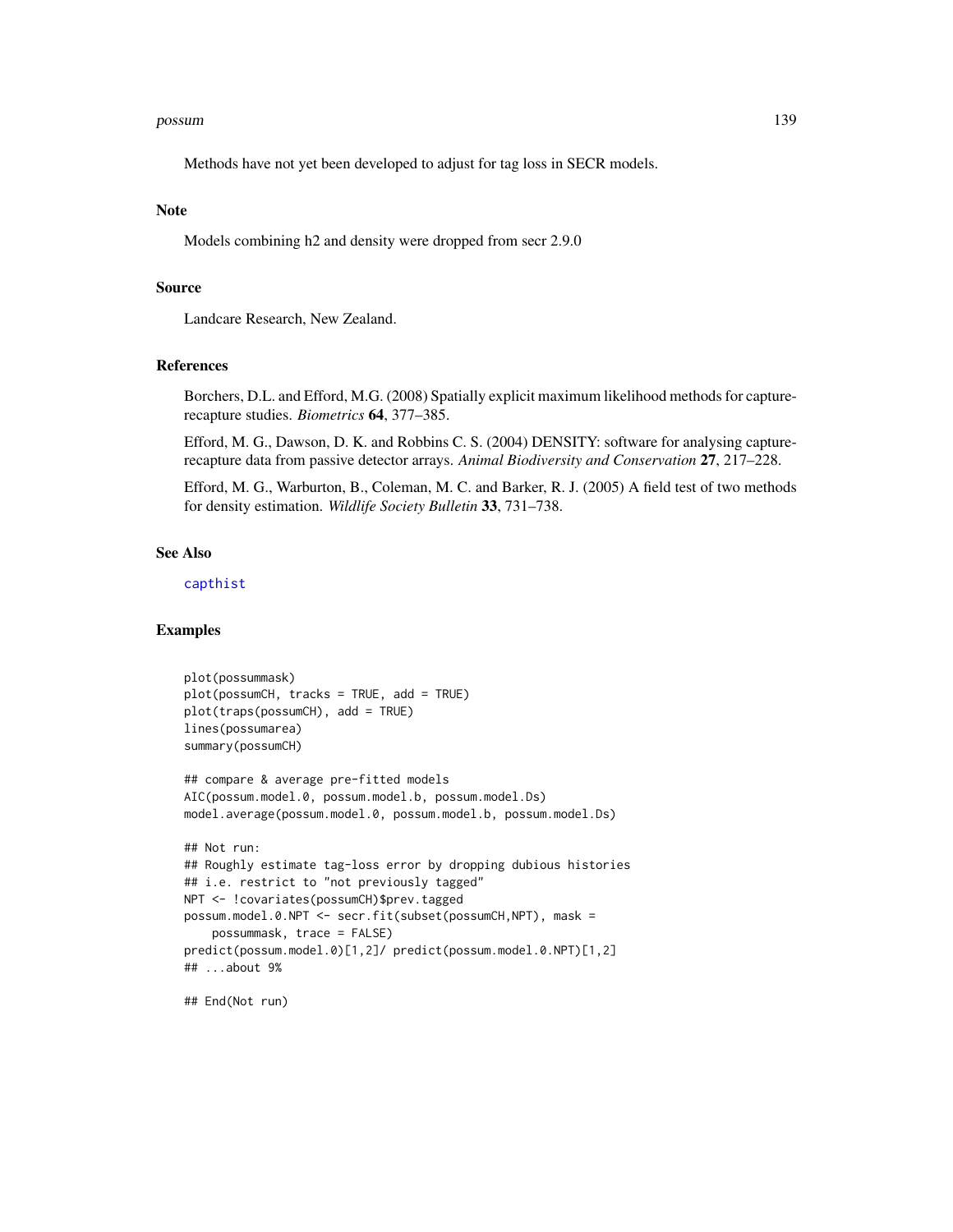Methods have not yet been developed to adjust for tag loss in SECR models.

## Note

Models combining h2 and density were dropped from secr 2.9.0

## Source

Landcare Research, New Zealand.

## References

Borchers, D.L. and Efford, M.G. (2008) Spatially explicit maximum likelihood methods for capture-recapture studies. *Biometrics* **64**, 377–385.

Efford, M. G., Dawson, D. K. and Robbins C. S. (2004) DENSITY: software for analysing capture-recapture data from passive detector arrays. *Animal Biodiversity and Conservation* **27**, 217–228.

Efford, M. G., Warburton, B., Coleman, M. C. and Barker, R. J. (2005) A field test of two methods for density estimation. *Wildlife Society Bulletin* **33**, 731–738.

## See Also

capthist

## Examples

```
plot(possummask)
plot(possumCH, tracks = TRUE, add = TRUE)
plot(traps(possumCH), add = TRUE)
lines(possumarea)
summary(possumCH)

## compare & average pre-fitted models
AIC(possum.model.0, possum.model.b, possum.model.Ds)
model.average(possum.model.0, possum.model.b, possum.model.Ds)

## Not run:
## Roughly estimate tag-loss error by dropping dubious histories
## i.e. restrict to "not previously tagged"
NPT <- !covariates(possumCH)$prev.tagged
possum.model.0.NPT <- secr.fit(subset(possumCH,NPT), mask =
    possummask, trace = FALSE)
predict(possum.model.0)[1,2]/ predict(possum.model.0.NPT)[1,2]
## ...about 9%

## End(Not run)
```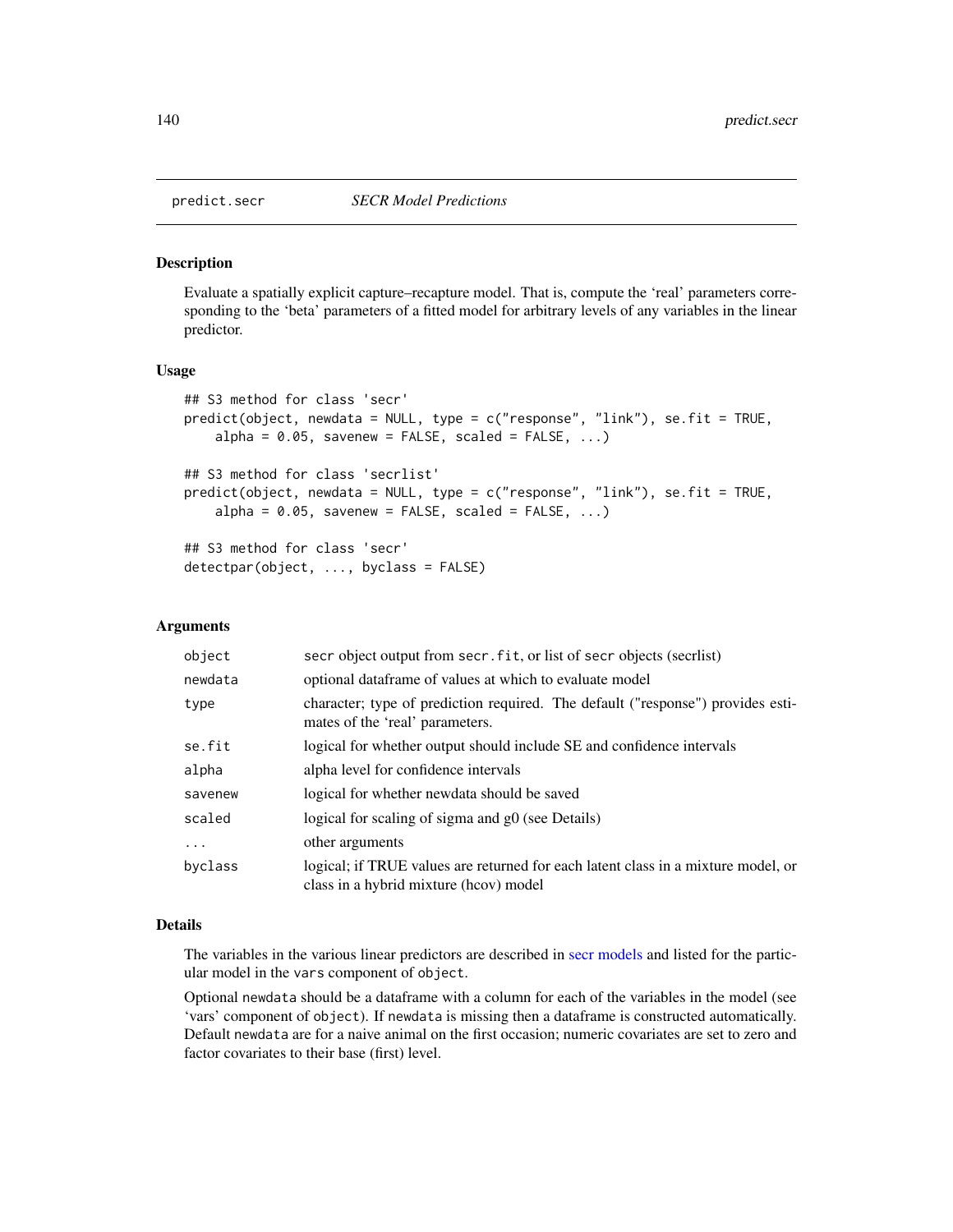predict.secr *SECR Model Predictions*

## Description

Evaluate a spatially explicit capture–recapture model. That is, compute the 'real' parameters corresponding to the 'beta' parameters of a fitted model for arbitrary levels of any variables in the linear predictor.

## Usage

```
## S3 method for class 'secr'
predict(object, newdata = NULL, type = c("response", "link"), se.fit = TRUE,
    alpha = 0.05, savenew = FALSE, scaled = FALSE, ...)

## S3 method for class 'secrlist'
predict(object, newdata = NULL, type = c("response", "link"), se.fit = TRUE,
    alpha = 0.05, savenew = FALSE, scaled = FALSE, ...)

## S3 method for class 'secr'
detectpar(object, ..., byclass = FALSE)
```

## Arguments

| | |
|---|---|
| object | secr object output from secr.fit, or list of secr objects (secrlist) |
| newdata | optional dataframe of values at which to evaluate model |
| type | character; type of prediction required. The default ("response") provides estimates of the 'real' parameters. |
| se.fit | logical for whether output should include SE and confidence intervals |
| alpha | alpha level for confidence intervals |
| savenew | logical for whether newdata should be saved |
| scaled | logical for scaling of sigma and g0 (see Details) |
| ... | other arguments |
| byclass | logical; if TRUE values are returned for each latent class in a mixture model, or class in a hybrid mixture (hcov) model |

## Details

The variables in the various linear predictors are described in secr models and listed for the particular model in the vars component of object.

Optional newdata should be a dataframe with a column for each of the variables in the model (see 'vars' component of object). If newdata is missing then a dataframe is constructed automatically. Default newdata are for a naive animal on the first occasion; numeric covariates are set to zero and factor covariates to their base (first) level.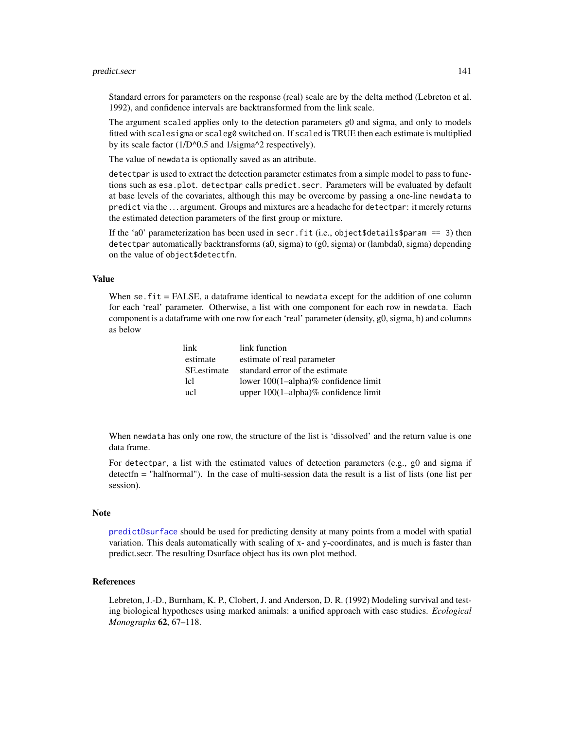Standard errors for parameters on the response (real) scale are by the delta method (Lebreton et al. 1992), and confidence intervals are backtransformed from the link scale.

The argument `scaled` applies only to the detection parameters g0 and sigma, and only to models fitted with `scalesigma` or `scaleg0` switched on. If `scaled` is TRUE then each estimate is multiplied by its scale factor (1/D^0.5 and 1/sigma^2 respectively).

The value of `newdata` is optionally saved as an attribute.

`detectpar` is used to extract the detection parameter estimates from a simple model to pass to functions such as `esa.plot`. `detectpar` calls `predict.secr`. Parameters will be evaluated by default at base levels of the covariates, although this may be overcome by passing a one-line `newdata` to `predict` via the ... argument. Groups and mixtures are a headache for `detectpar`: it merely returns the estimated detection parameters of the first group or mixture.

If the 'a0' parameterization has been used in `secr.fit` (i.e., `object$details$param == 3`) then `detectpar` automatically backtransforms (a0, sigma) to (g0, sigma) or (lambda0, sigma) depending on the value of `object$detectfn`.

## Value

When `se.fit` = FALSE, a dataframe identical to `newdata` except for the addition of one column for each 'real' parameter. Otherwise, a list with one component for each row in `newdata`. Each component is a dataframe with one row for each 'real' parameter (density, g0, sigma, b) and columns as below

| | |
|---|---|
| link | link function |
| estimate | estimate of real parameter |
| SE.estimate | standard error of the estimate |
| lcl | lower 100(1–alpha)% confidence limit |
| ucl | upper 100(1–alpha)% confidence limit |

When `newdata` has only one row, the structure of the list is 'dissolved' and the return value is one data frame.

For `detectpar`, a list with the estimated values of detection parameters (e.g., g0 and sigma if detectfn = "halfnormal"). In the case of multi-session data the result is a list of lists (one list per session).

## Note

`predictDsurface` should be used for predicting density at many points from a model with spatial variation. This deals automatically with scaling of x- and y-coordinates, and is much is faster than predict.secr. The resulting Dsurface object has its own plot method.

## References

Lebreton, J.-D., Burnham, K. P., Clobert, J. and Anderson, D. R. (1992) Modeling survival and testing biological hypotheses using marked animals: a unified approach with case studies. *Ecological Monographs* **62**, 67–118.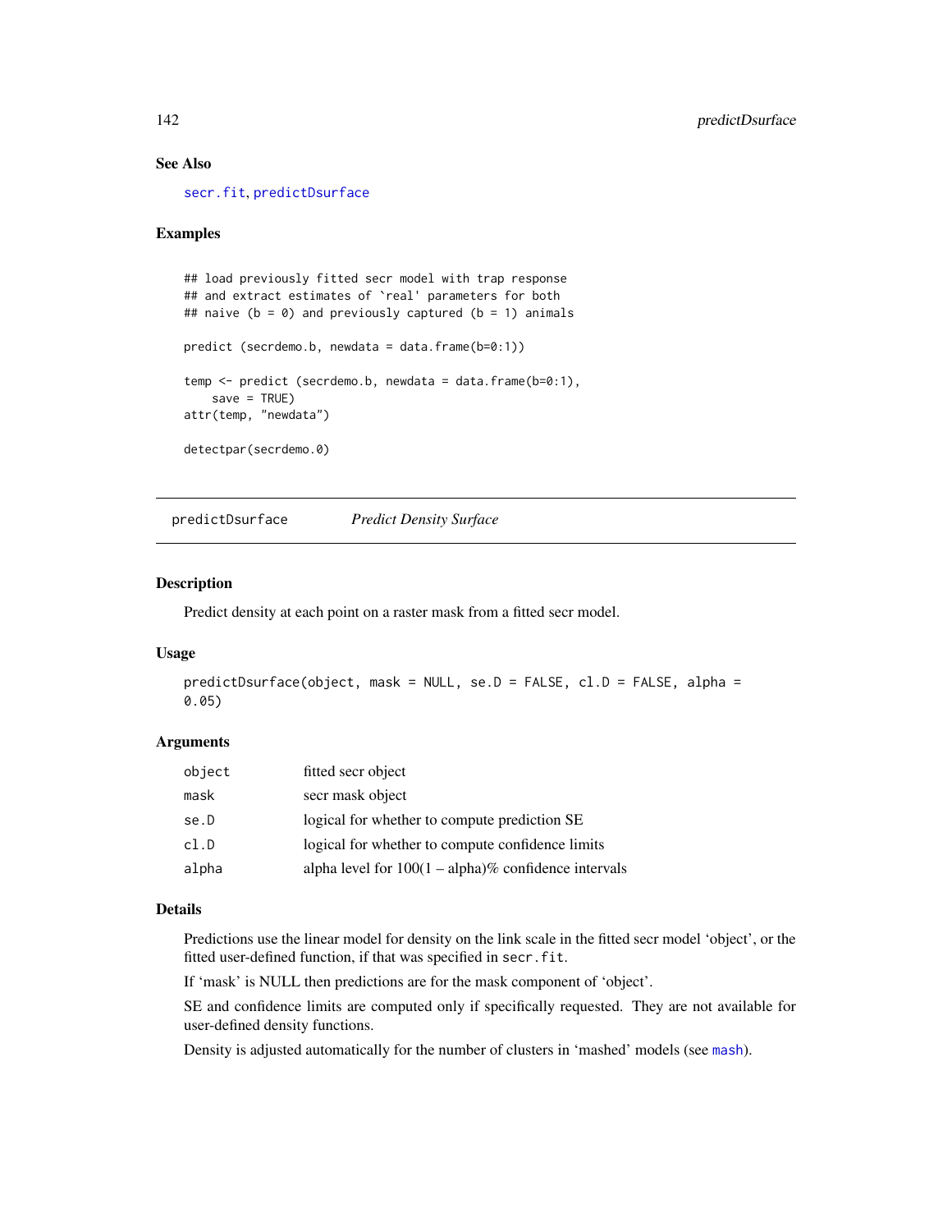### See Also

secr.fit, predictDsurface

### Examples

```
## load previously fitted secr model with trap response
## and extract estimates of `real' parameters for both
## naive (b = 0) and previously captured (b = 1) animals

predict (secrdemo.b, newdata = data.frame(b=0:1))

temp <- predict (secrdemo.b, newdata = data.frame(b=0:1),
    save = TRUE)
attr(temp, "newdata")

detectpar(secrdemo.0)
```

---

## predictDsurface *Predict Density Surface*

---

### Description

Predict density at each point on a raster mask from a fitted secr model.

### Usage

```
predictDsurface(object, mask = NULL, se.D = FALSE, cl.D = FALSE, alpha =
0.05)
```

### Arguments

| | |
|---|---|
| object | fitted secr object |
| mask | secr mask object |
| se.D | logical for whether to compute prediction SE |
| cl.D | logical for whether to compute confidence limits |
| alpha | alpha level for 100(1 – alpha)% confidence intervals |

### Details

Predictions use the linear model for density on the link scale in the fitted secr model 'object', or the fitted user-defined function, if that was specified in `secr.fit`.

If 'mask' is NULL then predictions are for the mask component of 'object'.

SE and confidence limits are computed only if specifically requested. They are not available for user-defined density functions.

Density is adjusted automatically for the number of clusters in 'mashed' models (see mash).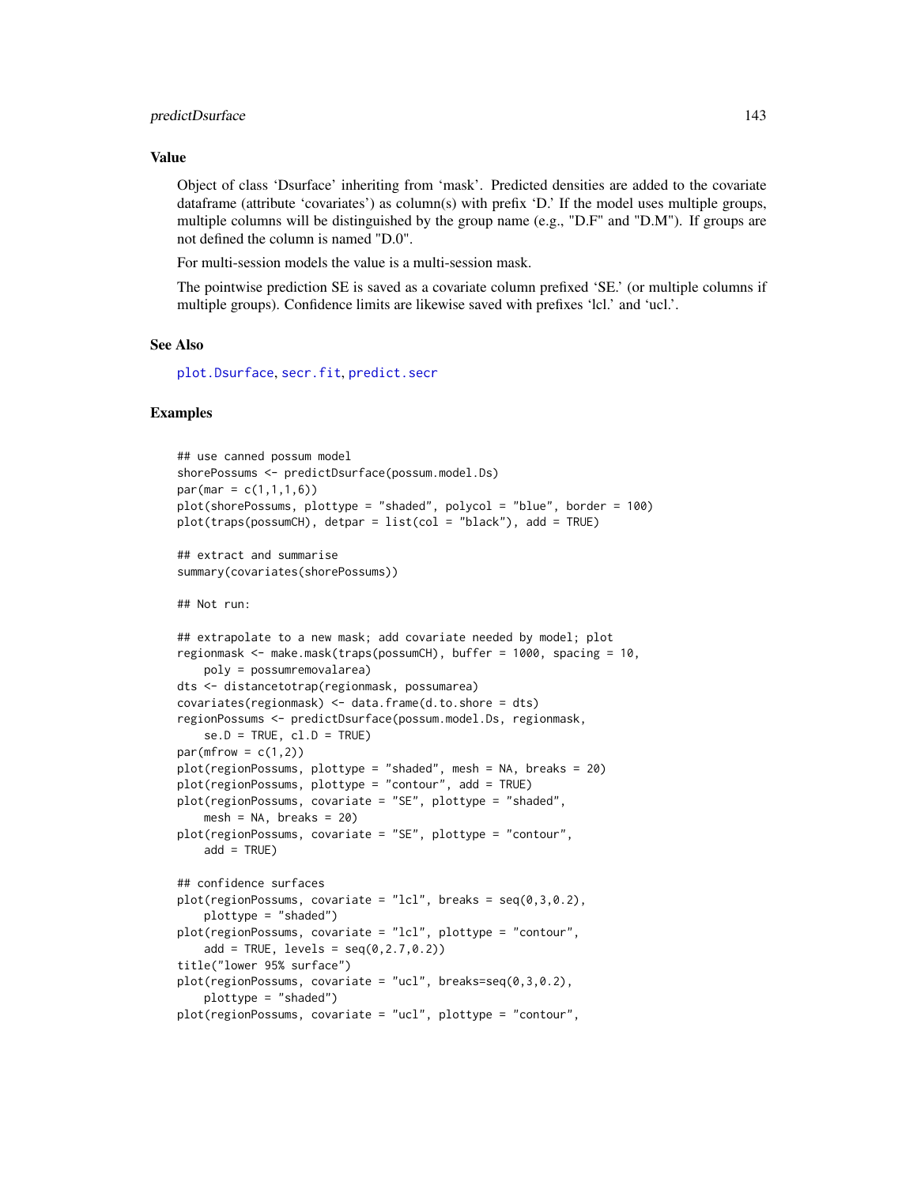## Value

Object of class 'Dsurface' inheriting from 'mask'. Predicted densities are added to the covariate dataframe (attribute 'covariates') as column(s) with prefix 'D.' If the model uses multiple groups, multiple columns will be distinguished by the group name (e.g., "D.F" and "D.M"). If groups are not defined the column is named "D.0".

For multi-session models the value is a multi-session mask.

The pointwise prediction SE is saved as a covariate column prefixed 'SE.' (or multiple columns if multiple groups). Confidence limits are likewise saved with prefixes 'lcl.' and 'ucl.'.

## See Also

plot.Dsurface, secr.fit, predict.secr

## Examples

```
## use canned possum model
shorePossums <- predictDsurface(possum.model.Ds)
par(mar = c(1,1,1,6))
plot(shorePossums, plottype = "shaded", polycol = "blue", border = 100)
plot(traps(possumCH), detpar = list(col = "black"), add = TRUE)

## extract and summarise
summary(covariates(shorePossums))

## Not run:

## extrapolate to a new mask; add covariate needed by model; plot
regionmask <- make.mask(traps(possumCH), buffer = 1000, spacing = 10,
    poly = possumremovalarea)
dts <- distancetotrap(regionmask, possumarea)
covariates(regionmask) <- data.frame(d.to.shore = dts)
regionPossums <- predictDsurface(possum.model.Ds, regionmask,
    se.D = TRUE, cl.D = TRUE)
par(mfrow = c(1,2))
plot(regionPossums, plottype = "shaded", mesh = NA, breaks = 20)
plot(regionPossums, plottype = "contour", add = TRUE)
plot(regionPossums, covariate = "SE", plottype = "shaded",
    mesh = NA, breaks = 20)
plot(regionPossums, covariate = "SE", plottype = "contour",
    add = TRUE)

## confidence surfaces
plot(regionPossums, covariate = "lcl", breaks = seq(0,3,0.2),
    plottype = "shaded")
plot(regionPossums, covariate = "lcl", plottype = "contour",
    add = TRUE, levels = seq(0,2.7,0.2))
title("lower 95% surface")
plot(regionPossums, covariate = "ucl", breaks=seq(0,3,0.2),
    plottype = "shaded")
plot(regionPossums, covariate = "ucl", plottype = "contour",
```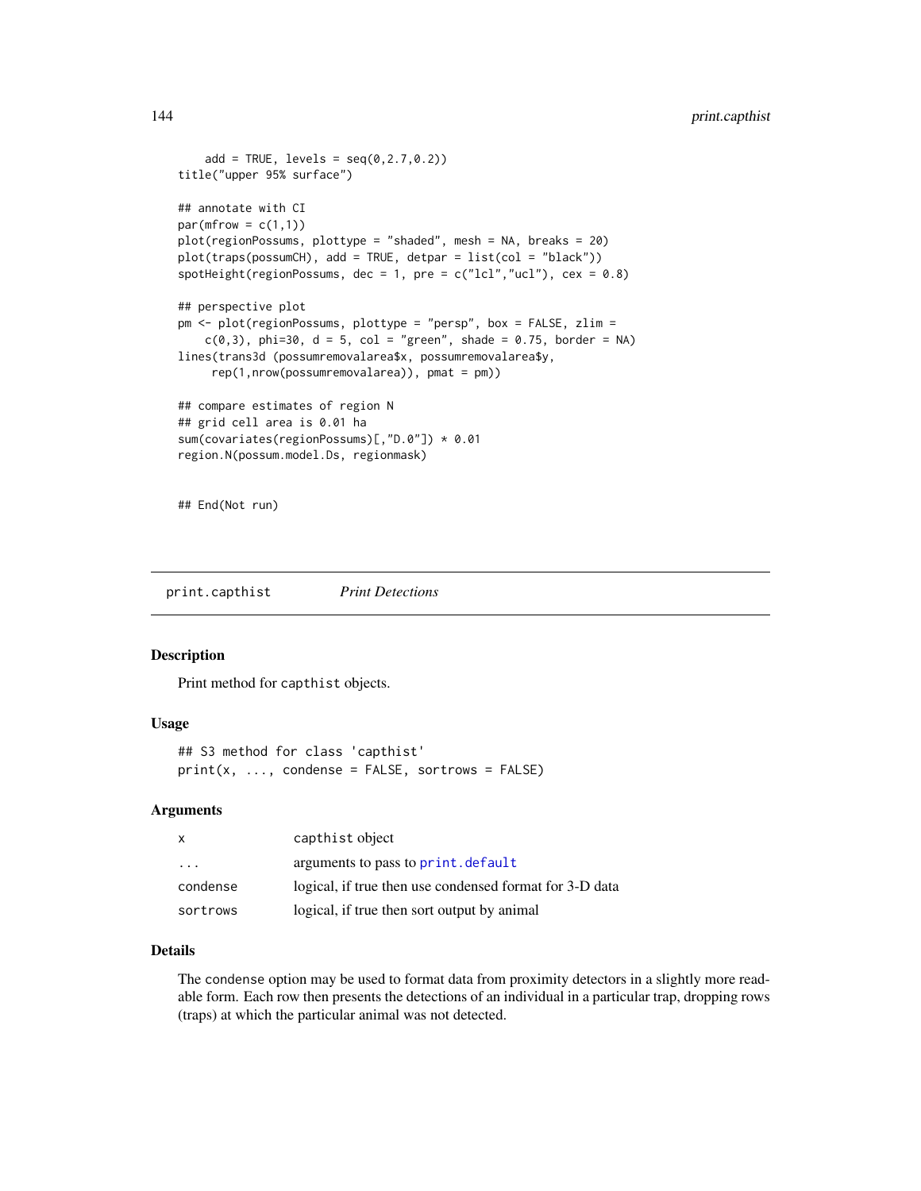```
    add = TRUE, levels = seq(0,2.7,0.2))
title("upper 95% surface")

## annotate with CI
par(mfrow = c(1,1))
plot(regionPossums, plottype = "shaded", mesh = NA, breaks = 20)
plot(traps(possumCH), add = TRUE, detpar = list(col = "black"))
spotHeight(regionPossums, dec = 1, pre = c("lcl","ucl"), cex = 0.8)

## perspective plot
pm <- plot(regionPossums, plottype = "persp", box = FALSE, zlim =
    c(0,3), phi=30, d = 5, col = "green", shade = 0.75, border = NA)
lines(trans3d (possumremovalarea$x, possumremovalarea$y,
     rep(1,nrow(possumremovalarea)), pmat = pm))

## compare estimates of region N
## grid cell area is 0.01 ha
sum(covariates(regionPossums)[,"D.0"]) * 0.01
region.N(possum.model.Ds, regionmask)


## End(Not run)
```

---

`print.capthist` *Print Detections*

---

## Description

Print method for `capthist` objects.

## Usage

```
## S3 method for class 'capthist'
print(x, ..., condense = FALSE, sortrows = FALSE)
```

## Arguments

| | |
|---|---|
| `x` | `capthist` object |
| `...` | arguments to pass to `print.default` |
| `condense` | logical, if true then use condensed format for 3-D data |
| `sortrows` | logical, if true then sort output by animal |

## Details

The condense option may be used to format data from proximity detectors in a slightly more readable form. Each row then presents the detections of an individual in a particular trap, dropping rows (traps) at which the particular animal was not detected.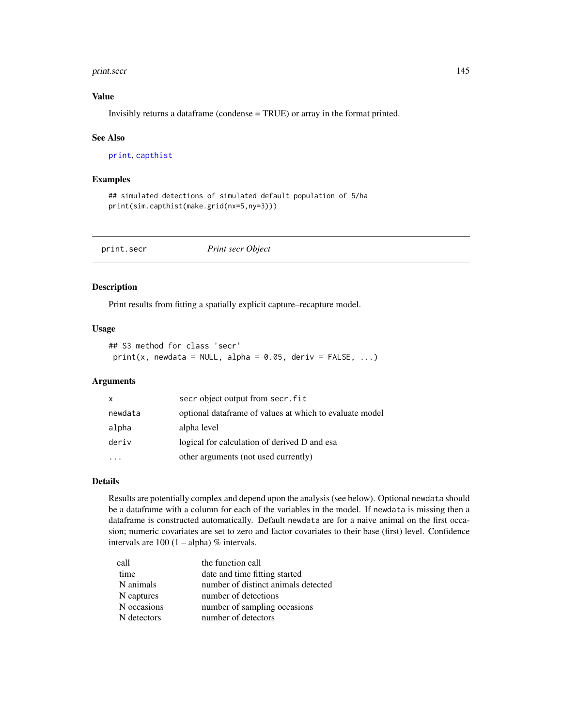## Value

Invisibly returns a dataframe (condense = TRUE) or array in the format printed.

## See Also

print, capthist

## Examples

```
## simulated detections of simulated default population of 5/ha
print(sim.capthist(make.grid(nx=5,ny=3)))
```

---

# print.secr *Print secr Object*

## Description

Print results from fitting a spatially explicit capture–recapture model.

## Usage

```
## S3 method for class 'secr'
 print(x, newdata = NULL, alpha = 0.05, deriv = FALSE, ...)
```

## Arguments

| | |
|---|---|
| x | secr object output from secr.fit |
| newdata | optional dataframe of values at which to evaluate model |
| alpha | alpha level |
| deriv | logical for calculation of derived D and esa |
| ... | other arguments (not used currently) |

## Details

Results are potentially complex and depend upon the analysis (see below). Optional newdata should be a dataframe with a column for each of the variables in the model. If newdata is missing then a dataframe is constructed automatically. Default newdata are for a naive animal on the first occasion; numeric covariates are set to zero and factor covariates to their base (first) level. Confidence intervals are 100 (1 – alpha) % intervals.

| | |
|---|---|
| call | the function call |
| time | date and time fitting started |
| N animals | number of distinct animals detected |
| N captures | number of detections |
| N occasions | number of sampling occasions |
| N detectors | number of detectors |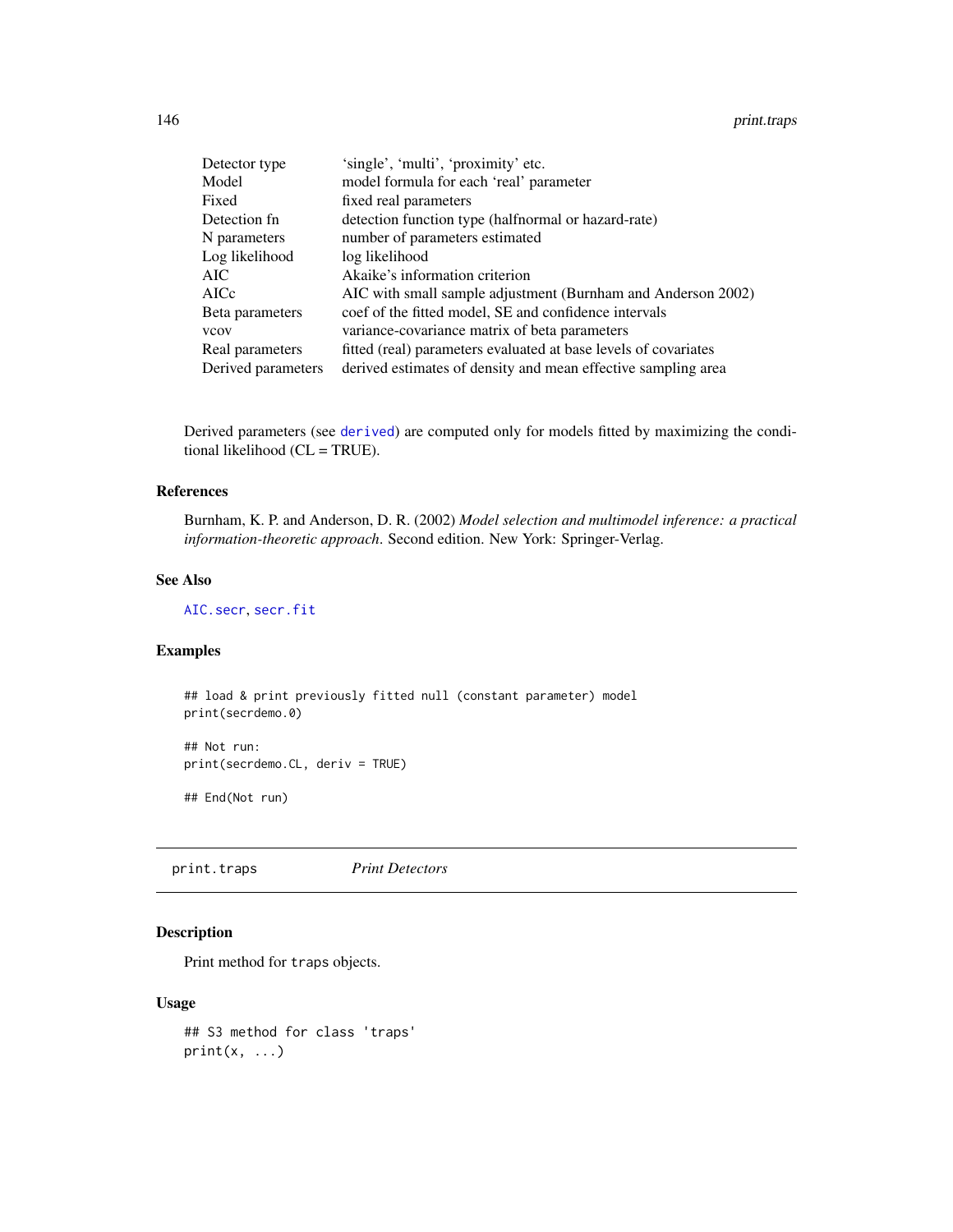| | |
|---|---|
| Detector type | 'single', 'multi', 'proximity' etc. |
| Model | model formula for each 'real' parameter |
| Fixed | fixed real parameters |
| Detection fn | detection function type (halfnormal or hazard-rate) |
| N parameters | number of parameters estimated |
| Log likelihood | log likelihood |
| AIC | Akaike's information criterion |
| AICc | AIC with small sample adjustment (Burnham and Anderson 2002) |
| Beta parameters | coef of the fitted model, SE and confidence intervals |
| vcov | variance-covariance matrix of beta parameters |
| Real parameters | fitted (real) parameters evaluated at base levels of covariates |
| Derived parameters | derived estimates of density and mean effective sampling area |

Derived parameters (see `derived`) are computed only for models fitted by maximizing the conditional likelihood (CL = TRUE).

### References

Burnham, K. P. and Anderson, D. R. (2002) *Model selection and multimodel inference: a practical information-theoretic approach*. Second edition. New York: Springer-Verlag.

### See Also

`AIC.secr`, `secr.fit`

### Examples

```
## load & print previously fitted null (constant parameter) model
print(secrdemo.0)

## Not run:
print(secrdemo.CL, deriv = TRUE)

## End(Not run)
```

---

## print.traps *Print Detectors*

### Description

Print method for `traps` objects.

### Usage

```
## S3 method for class 'traps'
print(x, ...)
```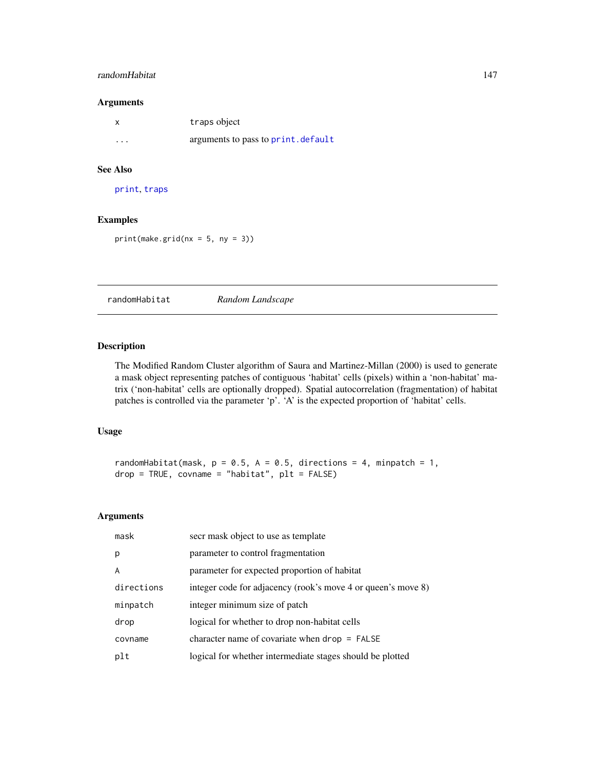## Arguments

| | |
|---|---|
| x | traps object |
| ... | arguments to pass to print.default |

## See Also

print, traps

## Examples

```
print(make.grid(nx = 5, ny = 3))
```

---

randomHabitat &nbsp;&nbsp;&nbsp;&nbsp; *Random Landscape*

---

## Description

The Modified Random Cluster algorithm of Saura and Martinez-Millan (2000) is used to generate a mask object representing patches of contiguous 'habitat' cells (pixels) within a 'non-habitat' matrix ('non-habitat' cells are optionally dropped). Spatial autocorrelation (fragmentation) of habitat patches is controlled via the parameter 'p'. 'A' is the expected proportion of 'habitat' cells.

## Usage

```
randomHabitat(mask, p = 0.5, A = 0.5, directions = 4, minpatch = 1,
drop = TRUE, covname = "habitat", plt = FALSE)
```

## Arguments

| | |
|---|---|
| mask | secr mask object to use as template |
| p | parameter to control fragmentation |
| A | parameter for expected proportion of habitat |
| directions | integer code for adjacency (rook's move 4 or queen's move 8) |
| minpatch | integer minimum size of patch |
| drop | logical for whether to drop non-habitat cells |
| covname | character name of covariate when drop = FALSE |
| plt | logical for whether intermediate stages should be plotted |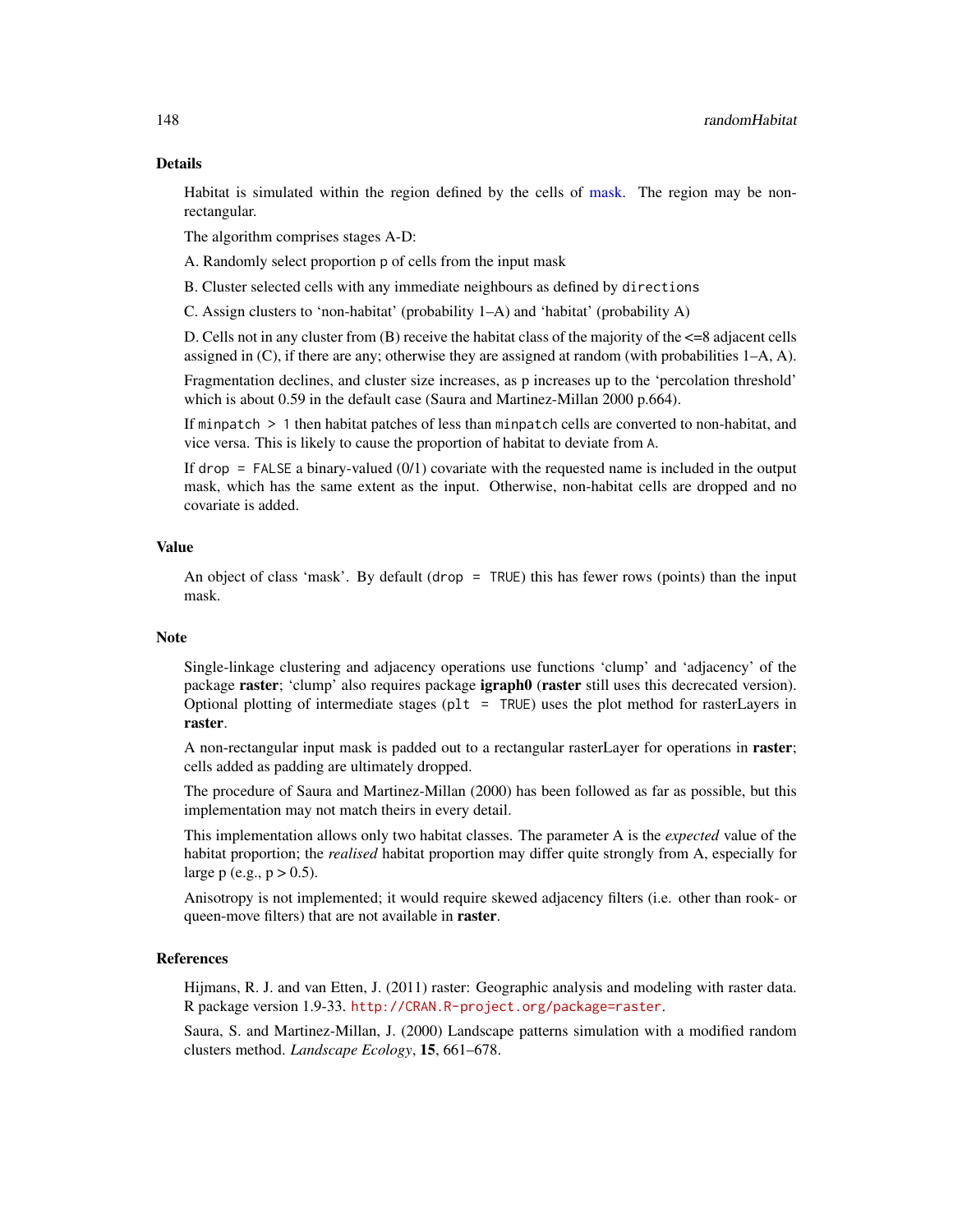## Details

Habitat is simulated within the region defined by the cells of mask. The region may be non-rectangular.

The algorithm comprises stages A-D:

A. Randomly select proportion `p` of cells from the input mask

B. Cluster selected cells with any immediate neighbours as defined by `directions`

C. Assign clusters to 'non-habitat' (probability 1–A) and 'habitat' (probability A)

D. Cells not in any cluster from (B) receive the habitat class of the majority of the <=8 adjacent cells assigned in (C), if there are any; otherwise they are assigned at random (with probabilities 1–A, A).

Fragmentation declines, and cluster size increases, as p increases up to the 'percolation threshold' which is about 0.59 in the default case (Saura and Martinez-Millan 2000 p.664).

If `minpatch > 1` then habitat patches of less than `minpatch` cells are converted to non-habitat, and vice versa. This is likely to cause the proportion of habitat to deviate from `A`.

If `drop = FALSE` a binary-valued (0/1) covariate with the requested name is included in the output mask, which has the same extent as the input. Otherwise, non-habitat cells are dropped and no covariate is added.

## Value

An object of class 'mask'. By default (`drop = TRUE`) this has fewer rows (points) than the input mask.

## Note

Single-linkage clustering and adjacency operations use functions 'clump' and 'adjacency' of the package **raster**; 'clump' also requires package **igraph0** (**raster** still uses this decrecated version). Optional plotting of intermediate stages (`plt = TRUE`) uses the plot method for rasterLayers in **raster**.

A non-rectangular input mask is padded out to a rectangular rasterLayer for operations in **raster**; cells added as padding are ultimately dropped.

The procedure of Saura and Martinez-Millan (2000) has been followed as far as possible, but this implementation may not match theirs in every detail.

This implementation allows only two habitat classes. The parameter A is the *expected* value of the habitat proportion; the *realised* habitat proportion may differ quite strongly from A, especially for large p (e.g., p > 0.5).

Anisotropy is not implemented; it would require skewed adjacency filters (i.e. other than rook- or queen-move filters) that are not available in **raster**.

## References

Hijmans, R. J. and van Etten, J. (2011) raster: Geographic analysis and modeling with raster data. R package version 1.9-33. http://CRAN.R-project.org/package=raster.

Saura, S. and Martinez-Millan, J. (2000) Landscape patterns simulation with a modified random clusters method. *Landscape Ecology*, **15**, 661–678.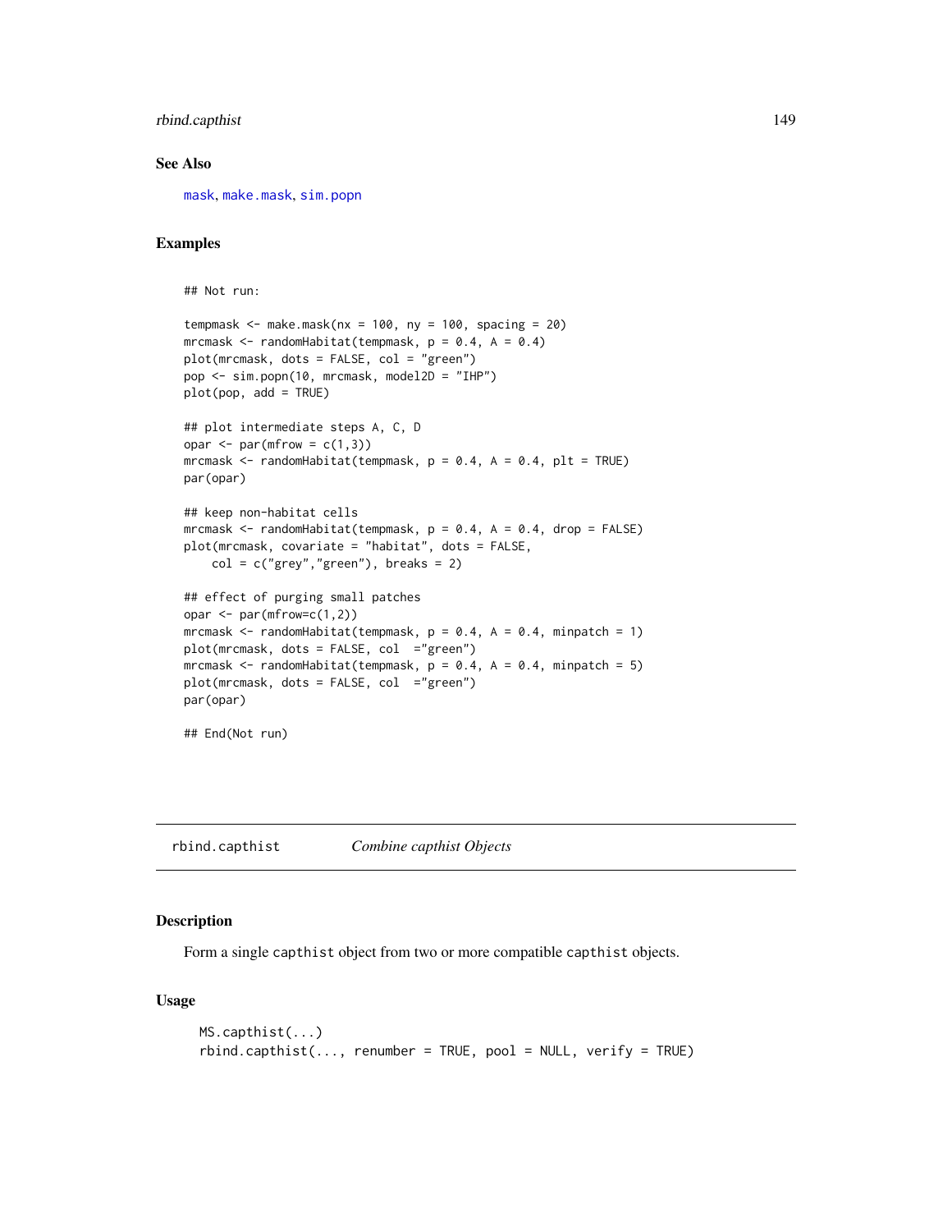## See Also

mask, make.mask, sim.popn

## Examples

```
## Not run:

tempmask <- make.mask(nx = 100, ny = 100, spacing = 20)
mrcmask <- randomHabitat(tempmask, p = 0.4, A = 0.4)
plot(mrcmask, dots = FALSE, col = "green")
pop <- sim.popn(10, mrcmask, model2D = "IHP")
plot(pop, add = TRUE)

## plot intermediate steps A, C, D
opar <- par(mfrow = c(1,3))
mrcmask <- randomHabitat(tempmask, p = 0.4, A = 0.4, plt = TRUE)
par(opar)

## keep non-habitat cells
mrcmask <- randomHabitat(tempmask, p = 0.4, A = 0.4, drop = FALSE)
plot(mrcmask, covariate = "habitat", dots = FALSE,
    col = c("grey","green"), breaks = 2)

## effect of purging small patches
opar <- par(mfrow=c(1,2))
mrcmask <- randomHabitat(tempmask, p = 0.4, A = 0.4, minpatch = 1)
plot(mrcmask, dots = FALSE, col  ="green")
mrcmask <- randomHabitat(tempmask, p = 0.4, A = 0.4, minpatch = 5)
plot(mrcmask, dots = FALSE, col  ="green")
par(opar)

## End(Not run)
```

---

# rbind.capthist    *Combine capthist Objects*

---

## Description

Form a single capthist object from two or more compatible capthist objects.

## Usage

```
MS.capthist(...)
rbind.capthist(..., renumber = TRUE, pool = NULL, verify = TRUE)
```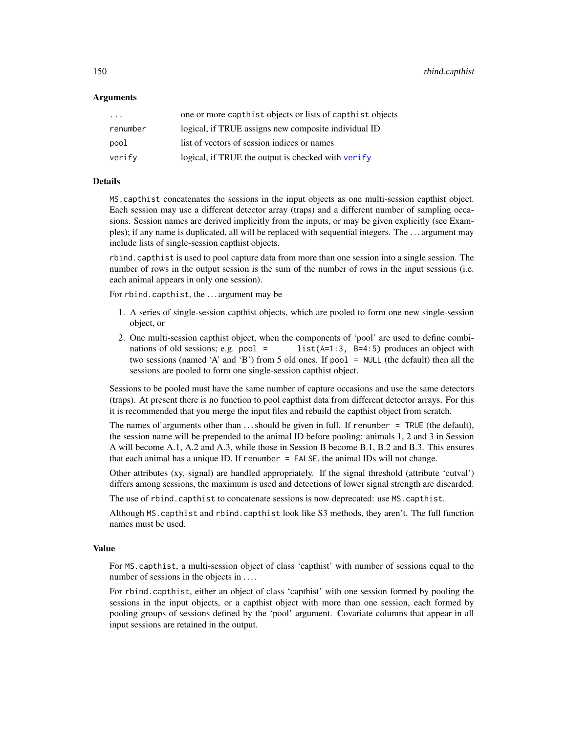### Arguments

| | |
|---|---|
| ... | one or more capthist objects or lists of capthist objects |
| renumber | logical, if TRUE assigns new composite individual ID |
| pool | list of vectors of session indices or names |
| verify | logical, if TRUE the output is checked with verify |

### Details

MS.capthist concatenates the sessions in the input objects as one multi-session capthist object. Each session may use a different detector array (traps) and a different number of sampling occasions. Session names are derived implicitly from the inputs, or may be given explicitly (see Examples); if any name is duplicated, all will be replaced with sequential integers. The ... argument may include lists of single-session capthist objects.

rbind.capthist is used to pool capture data from more than one session into a single session. The number of rows in the output session is the sum of the number of rows in the input sessions (i.e. each animal appears in only one session).

For rbind.capthist, the ... argument may be

1. A series of single-session capthist objects, which are pooled to form one new single-session object, or
2. One multi-session capthist object, when the components of 'pool' are used to define combinations of old sessions; e.g. pool = list(A=1:3, B=4:5) produces an object with two sessions (named 'A' and 'B') from 5 old ones. If pool = NULL (the default) then all the sessions are pooled to form one single-session capthist object.

Sessions to be pooled must have the same number of capture occasions and use the same detectors (traps). At present there is no function to pool capthist data from different detector arrays. For this it is recommended that you merge the input files and rebuild the capthist object from scratch.

The names of arguments other than ... should be given in full. If renumber = TRUE (the default), the session name will be prepended to the animal ID before pooling: animals 1, 2 and 3 in Session A will become A.1, A.2 and A.3, while those in Session B become B.1, B.2 and B.3. This ensures that each animal has a unique ID. If renumber = FALSE, the animal IDs will not change.

Other attributes (xy, signal) are handled appropriately. If the signal threshold (attribute 'cutval') differs among sessions, the maximum is used and detections of lower signal strength are discarded.

The use of rbind.capthist to concatenate sessions is now deprecated: use MS.capthist.

Although MS.capthist and rbind.capthist look like S3 methods, they aren't. The full function names must be used.

### Value

For MS.capthist, a multi-session object of class 'capthist' with number of sessions equal to the number of sessions in the objects in ....

For rbind.capthist, either an object of class 'capthist' with one session formed by pooling the sessions in the input objects, or a capthist object with more than one session, each formed by pooling groups of sessions defined by the 'pool' argument. Covariate columns that appear in all input sessions are retained in the output.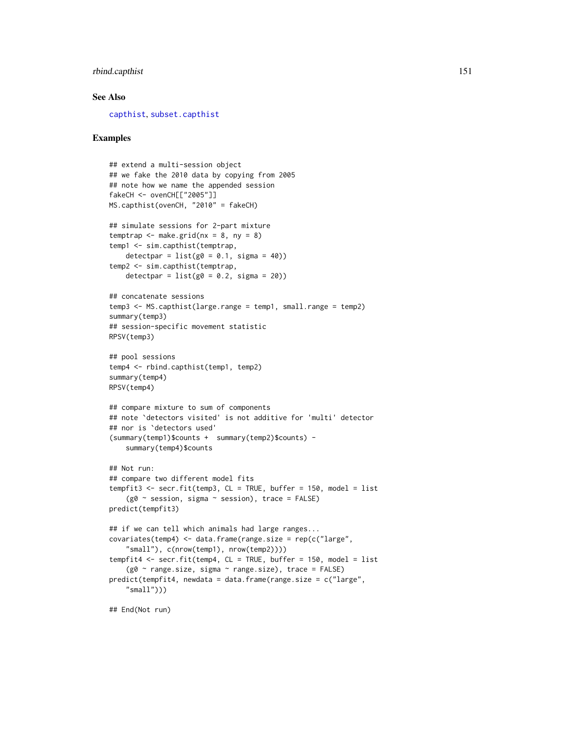### See Also

capthist, subset.capthist

### Examples

```
## extend a multi-session object
## we fake the 2010 data by copying from 2005
## note how we name the appended session
fakeCH <- ovenCH[["2005"]]
MS.capthist(ovenCH, "2010" = fakeCH)

## simulate sessions for 2-part mixture
temptrap <- make.grid(nx = 8, ny = 8)
temp1 <- sim.capthist(temptrap,
    detectpar = list(g0 = 0.1, sigma = 40))
temp2 <- sim.capthist(temptrap,
    detectpar = list(g0 = 0.2, sigma = 20))

## concatenate sessions
temp3 <- MS.capthist(large.range = temp1, small.range = temp2)
summary(temp3)
## session-specific movement statistic
RPSV(temp3)

## pool sessions
temp4 <- rbind.capthist(temp1, temp2)
summary(temp4)
RPSV(temp4)

## compare mixture to sum of components
## note `detectors visited' is not additive for 'multi' detector
## nor is `detectors used'
(summary(temp1)$counts +  summary(temp2)$counts) -
    summary(temp4)$counts

## Not run:
## compare two different model fits
tempfit3 <- secr.fit(temp3, CL = TRUE, buffer = 150, model = list
    (g0 ~ session, sigma ~ session), trace = FALSE)
predict(tempfit3)

## if we can tell which animals had large ranges...
covariates(temp4) <- data.frame(range.size = rep(c("large",
    "small"), c(nrow(temp1), nrow(temp2))))
tempfit4 <- secr.fit(temp4, CL = TRUE, buffer = 150, model = list
    (g0 ~ range.size, sigma ~ range.size), trace = FALSE)
predict(tempfit4, newdata = data.frame(range.size = c("large",
    "small")))

## End(Not run)
```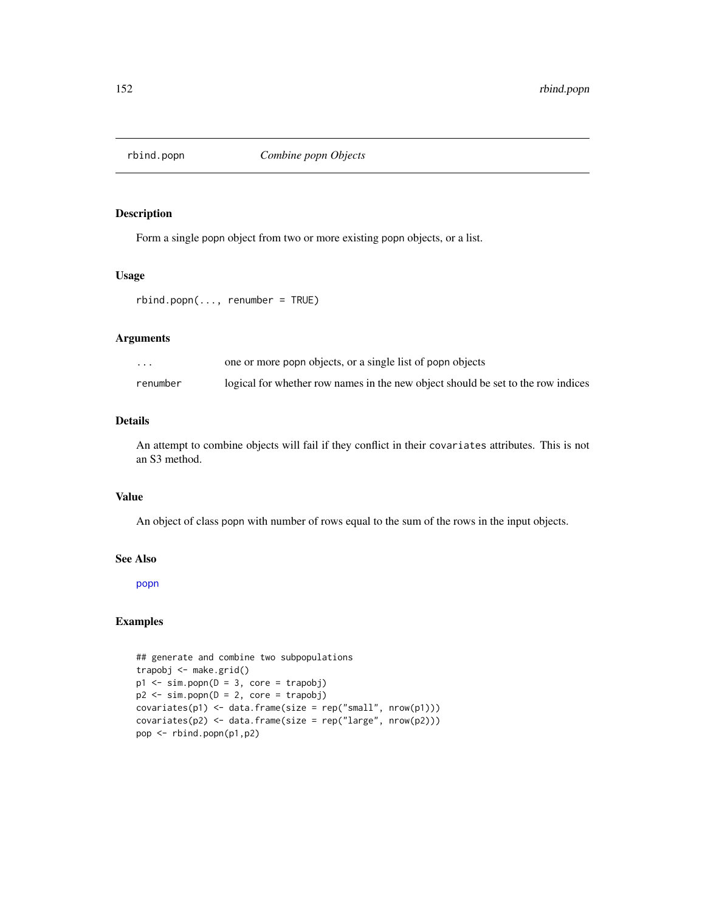rbind.popn *Combine popn Objects*

## Description

Form a single popn object from two or more existing popn objects, or a list.

## Usage

```
rbind.popn(..., renumber = TRUE)
```

## Arguments

| | |
|---|---|
| ... | one or more popn objects, or a single list of popn objects |
| renumber | logical for whether row names in the new object should be set to the row indices |

## Details

An attempt to combine objects will fail if they conflict in their `covariates` attributes. This is not an S3 method.

## Value

An object of class popn with number of rows equal to the sum of the rows in the input objects.

## See Also

popn

## Examples

```
## generate and combine two subpopulations
trapobj <- make.grid()
p1 <- sim.popn(D = 3, core = trapobj)
p2 <- sim.popn(D = 2, core = trapobj)
covariates(p1) <- data.frame(size = rep("small", nrow(p1)))
covariates(p2) <- data.frame(size = rep("large", nrow(p2)))
pop <- rbind.popn(p1,p2)
```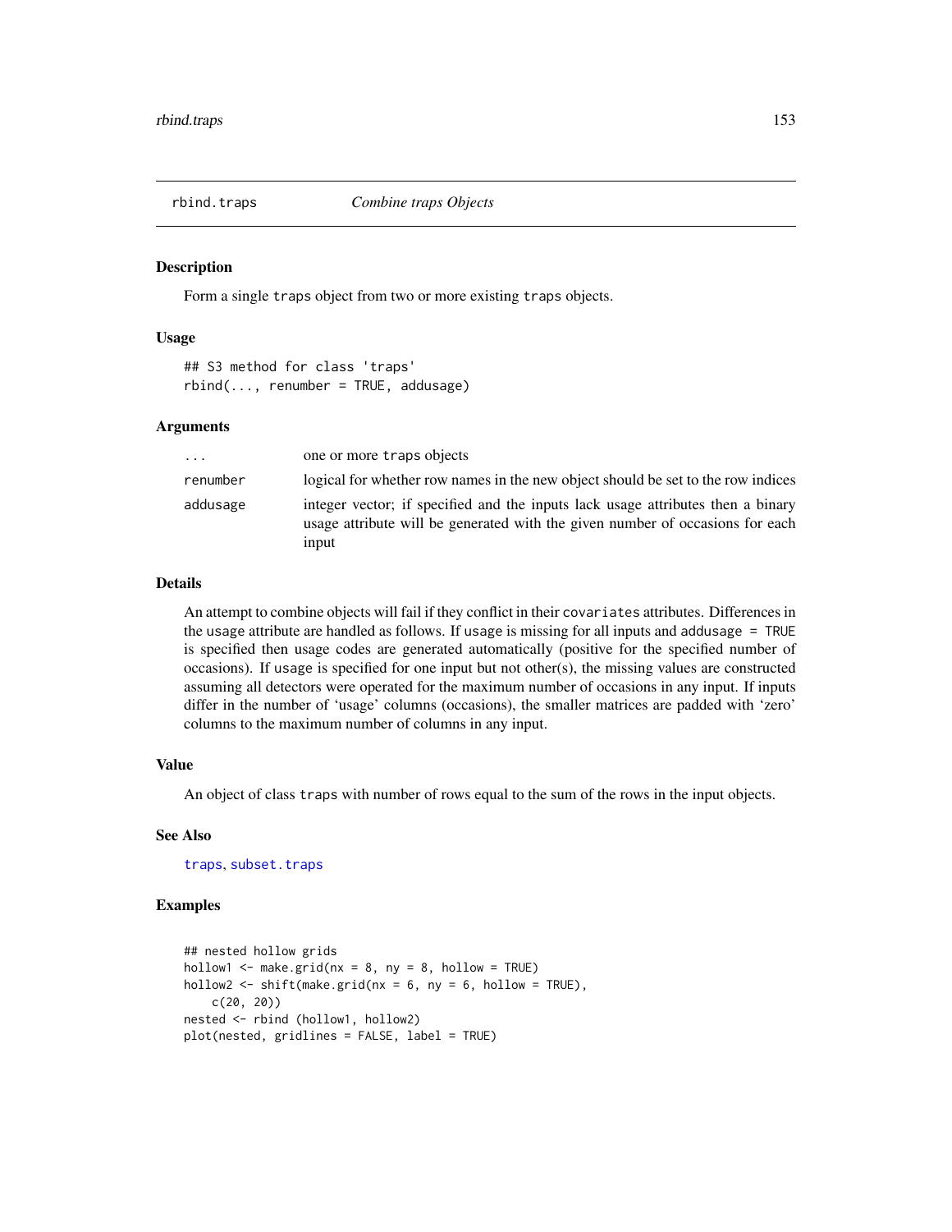# rbind.traps — *Combine traps Objects*

## Description

Form a single `traps` object from two or more existing `traps` objects.

## Usage

```
## S3 method for class 'traps'
rbind(..., renumber = TRUE, addusage)
```

## Arguments

| | |
|---|---|
| `...` | one or more `traps` objects |
| `renumber` | logical for whether row names in the new object should be set to the row indices |
| `addusage` | integer vector; if specified and the inputs lack usage attributes then a binary usage attribute will be generated with the given number of occasions for each input |

## Details

An attempt to combine objects will fail if they conflict in their `covariates` attributes. Differences in the usage attribute are handled as follows. If `usage` is missing for all inputs and `addusage = TRUE` is specified then usage codes are generated automatically (positive for the specified number of occasions). If `usage` is specified for one input but not other(s), the missing values are constructed assuming all detectors were operated for the maximum number of occasions in any input. If inputs differ in the number of 'usage' columns (occasions), the smaller matrices are padded with 'zero' columns to the maximum number of columns in any input.

## Value

An object of class `traps` with number of rows equal to the sum of the rows in the input objects.

## See Also

`traps`, `subset.traps`

## Examples

```
## nested hollow grids
hollow1 <- make.grid(nx = 8, ny = 8, hollow = TRUE)
hollow2 <- shift(make.grid(nx = 6, ny = 6, hollow = TRUE),
    c(20, 20))
nested <- rbind (hollow1, hollow2)
plot(nested, gridlines = FALSE, label = TRUE)
```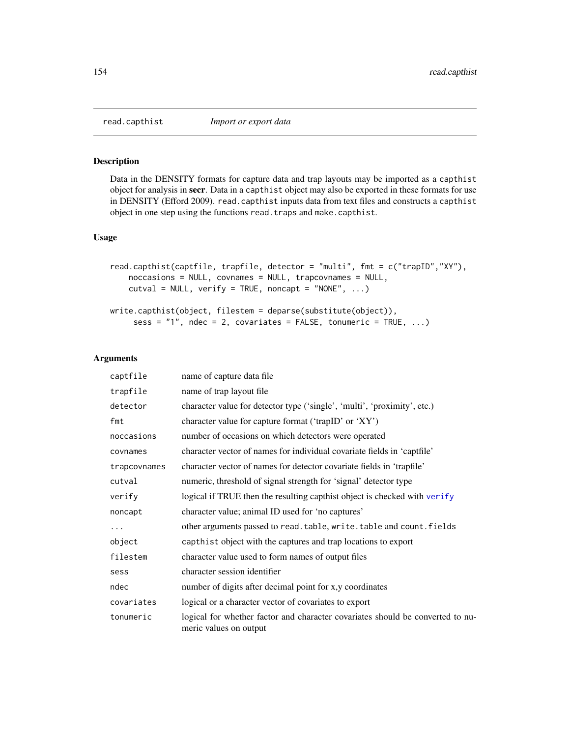read.capthist *Import or export data*

## Description

Data in the DENSITY formats for capture data and trap layouts may be imported as a capthist object for analysis in **secr**. Data in a capthist object may also be exported in these formats for use in DENSITY (Efford 2009). read.capthist inputs data from text files and constructs a capthist object in one step using the functions read.traps and make.capthist.

## Usage

```
read.capthist(captfile, trapfile, detector = "multi", fmt = c("trapID","XY"),
    noccasions = NULL, covnames = NULL, trapcovnames = NULL,
    cutval = NULL, verify = TRUE, noncapt = "NONE", ...)

write.capthist(object, filestem = deparse(substitute(object)),
     sess = "1", ndec = 2, covariates = FALSE, tonumeric = TRUE, ...)
```

## Arguments

| | |
|---|---|
| captfile | name of capture data file |
| trapfile | name of trap layout file |
| detector | character value for detector type ('single', 'multi', 'proximity', etc.) |
| fmt | character value for capture format ('trapID' or 'XY') |
| noccasions | number of occasions on which detectors were operated |
| covnames | character vector of names for individual covariate fields in 'captfile' |
| trapcovnames | character vector of names for detector covariate fields in 'trapfile' |
| cutval | numeric, threshold of signal strength for 'signal' detector type |
| verify | logical if TRUE then the resulting capthist object is checked with verify |
| noncapt | character value; animal ID used for 'no captures' |
| ... | other arguments passed to read.table, write.table and count.fields |
| object | capthist object with the captures and trap locations to export |
| filestem | character value used to form names of output files |
| sess | character session identifier |
| ndec | number of digits after decimal point for x,y coordinates |
| covariates | logical or a character vector of covariates to export |
| tonumeric | logical for whether factor and character covariates should be converted to numeric values on output |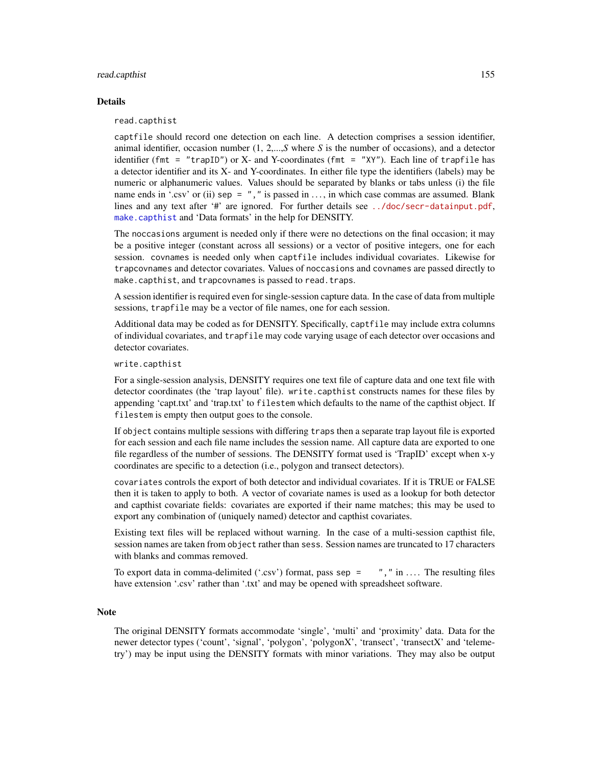## Details

`read.capthist`

`captfile` should record one detection on each line. A detection comprises a session identifier, animal identifier, occasion number (1, 2,...,*S* where *S* is the number of occasions), and a detector identifier (`fmt = "trapID"`) or X- and Y-coordinates (`fmt = "XY"`). Each line of `trapfile` has a detector identifier and its X- and Y-coordinates. In either file type the identifiers (labels) may be numeric or alphanumeric values. Values should be separated by blanks or tabs unless (i) the file name ends in '.csv' or (ii) `sep = ","` is passed in ..., in which case commas are assumed. Blank lines and any text after '#' are ignored. For further details see ../doc/secr-datainput.pdf, `make.capthist` and 'Data formats' in the help for DENSITY.

The `noccasions` argument is needed only if there were no detections on the final occasion; it may be a positive integer (constant across all sessions) or a vector of positive integers, one for each session. `covnames` is needed only when `captfile` includes individual covariates. Likewise for `trapcovnames` and detector covariates. Values of `noccasions` and `covnames` are passed directly to `make.capthist`, and `trapcovnames` is passed to `read.traps`.

A session identifier is required even for single-session capture data. In the case of data from multiple sessions, `trapfile` may be a vector of file names, one for each session.

Additional data may be coded as for DENSITY. Specifically, `captfile` may include extra columns of individual covariates, and `trapfile` may code varying usage of each detector over occasions and detector covariates.

`write.capthist`

For a single-session analysis, DENSITY requires one text file of capture data and one text file with detector coordinates (the 'trap layout' file). `write.capthist` constructs names for these files by appending 'capt.txt' and 'trap.txt' to `filestem` which defaults to the name of the capthist object. If `filestem` is empty then output goes to the console.

If `object` contains multiple sessions with differing `traps` then a separate trap layout file is exported for each session and each file name includes the session name. All capture data are exported to one file regardless of the number of sessions. The DENSITY format used is 'TrapID' except when x-y coordinates are specific to a detection (i.e., polygon and transect detectors).

`covariates` controls the export of both detector and individual covariates. If it is TRUE or FALSE then it is taken to apply to both. A vector of covariate names is used as a lookup for both detector and capthist covariate fields: covariates are exported if their name matches; this may be used to export any combination of (uniquely named) detector and capthist covariates.

Existing text files will be replaced without warning. In the case of a multi-session capthist file, session names are taken from `object` rather than `sess`. Session names are truncated to 17 characters with blanks and commas removed.

To export data in comma-delimited ('.csv') format, pass `sep = ","` in .... The resulting files have extension '.csv' rather than '.txt' and may be opened with spreadsheet software.

## Note

The original DENSITY formats accommodate 'single', 'multi' and 'proximity' data. Data for the newer detector types ('count', 'signal', 'polygon', 'polygonX', 'transect', 'transectX' and 'telemetry') may be input using the DENSITY formats with minor variations. They may also be output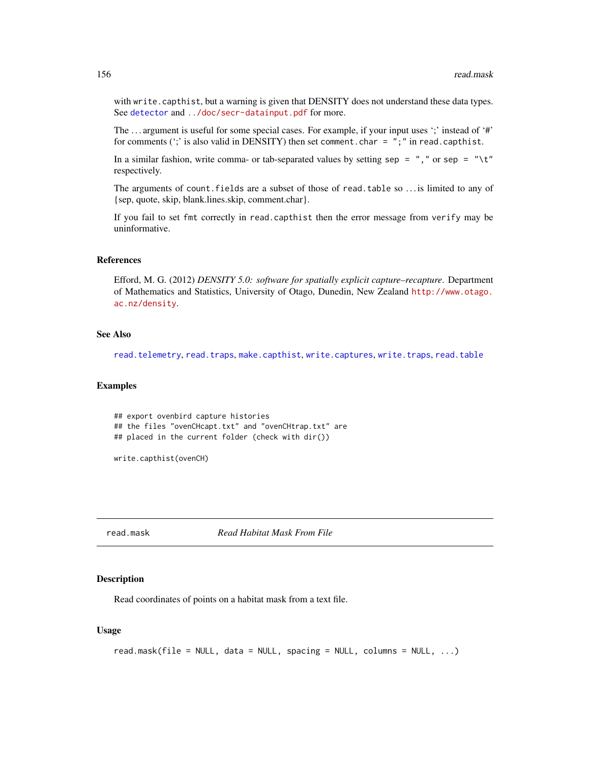with `write.capthist`, but a warning is given that DENSITY does not understand these data types. See `detector` and `../doc/secr-datainput.pdf` for more.

The ... argument is useful for some special cases. For example, if your input uses ';' instead of '#' for comments (';' is also valid in DENSITY) then set `comment.char = ";"` in `read.capthist`.

In a similar fashion, write comma- or tab-separated values by setting `sep = ","` or `sep = "\t"` respectively.

The arguments of `count.fields` are a subset of those of `read.table` so ... is limited to any of {sep, quote, skip, blank.lines.skip, comment.char}.

If you fail to set `fmt` correctly in `read.capthist` then the error message from `verify` may be uninformative.

### References

Efford, M. G. (2012) *DENSITY 5.0: software for spatially explicit capture–recapture*. Department of Mathematics and Statistics, University of Otago, Dunedin, New Zealand http://www.otago.ac.nz/density.

### See Also

`read.telemetry`, `read.traps`, `make.capthist`, `write.captures`, `write.traps`, `read.table`

### Examples

```
## export ovenbird capture histories
## the files "ovenCHcapt.txt" and "ovenCHtrap.txt" are
## placed in the current folder (check with dir())

write.capthist(ovenCH)
```

---

## read.mask *Read Habitat Mask From File*

### Description

Read coordinates of points on a habitat mask from a text file.

### Usage

```
read.mask(file = NULL, data = NULL, spacing = NULL, columns = NULL, ...)
```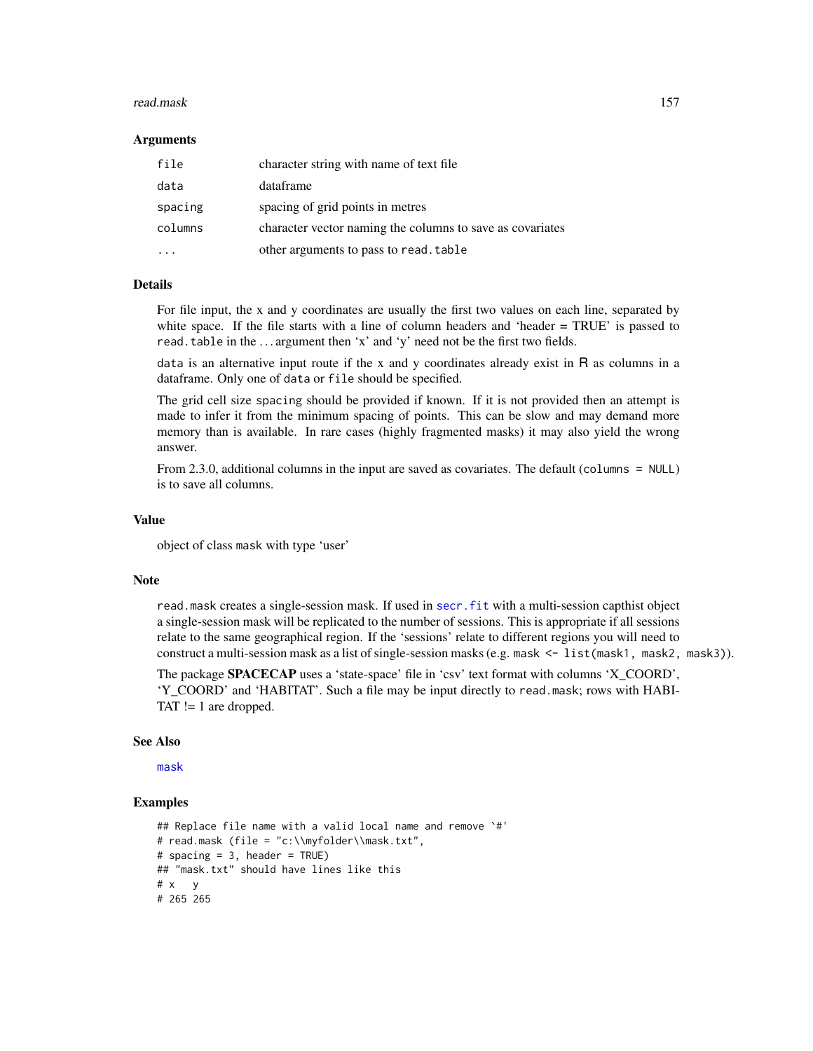### Arguments

| | |
|---|---|
| `file` | character string with name of text file |
| `data` | dataframe |
| `spacing` | spacing of grid points in metres |
| `columns` | character vector naming the columns to save as covariates |
| `...` | other arguments to pass to `read.table` |

### Details

For file input, the x and y coordinates are usually the first two values on each line, separated by white space. If the file starts with a line of column headers and 'header = TRUE' is passed to `read.table` in the ... argument then 'x' and 'y' need not be the first two fields.

`data` is an alternative input route if the x and y coordinates already exist in R as columns in a dataframe. Only one of `data` or `file` should be specified.

The grid cell size `spacing` should be provided if known. If it is not provided then an attempt is made to infer it from the minimum spacing of points. This can be slow and may demand more memory than is available. In rare cases (highly fragmented masks) it may also yield the wrong answer.

From 2.3.0, additional columns in the input are saved as covariates. The default (`columns = NULL`) is to save all columns.

### Value

object of class `mask` with type 'user'

### Note

`read.mask` creates a single-session mask. If used in `secr.fit` with a multi-session capthist object a single-session mask will be replicated to the number of sessions. This is appropriate if all sessions relate to the same geographical region. If the 'sessions' relate to different regions you will need to construct a multi-session mask as a list of single-session masks (e.g. `mask <- list(mask1, mask2, mask3)`).

The package **SPACECAP** uses a 'state-space' file in 'csv' text format with columns 'X_COORD', 'Y_COORD' and 'HABITAT'. Such a file may be input directly to `read.mask`; rows with HABITAT != 1 are dropped.

### See Also

`mask`

### Examples

```
## Replace file name with a valid local name and remove `#'
# read.mask (file = "c:\\myfolder\\mask.txt",
# spacing = 3, header = TRUE)
## "mask.txt" should have lines like this
# x   y
# 265 265
```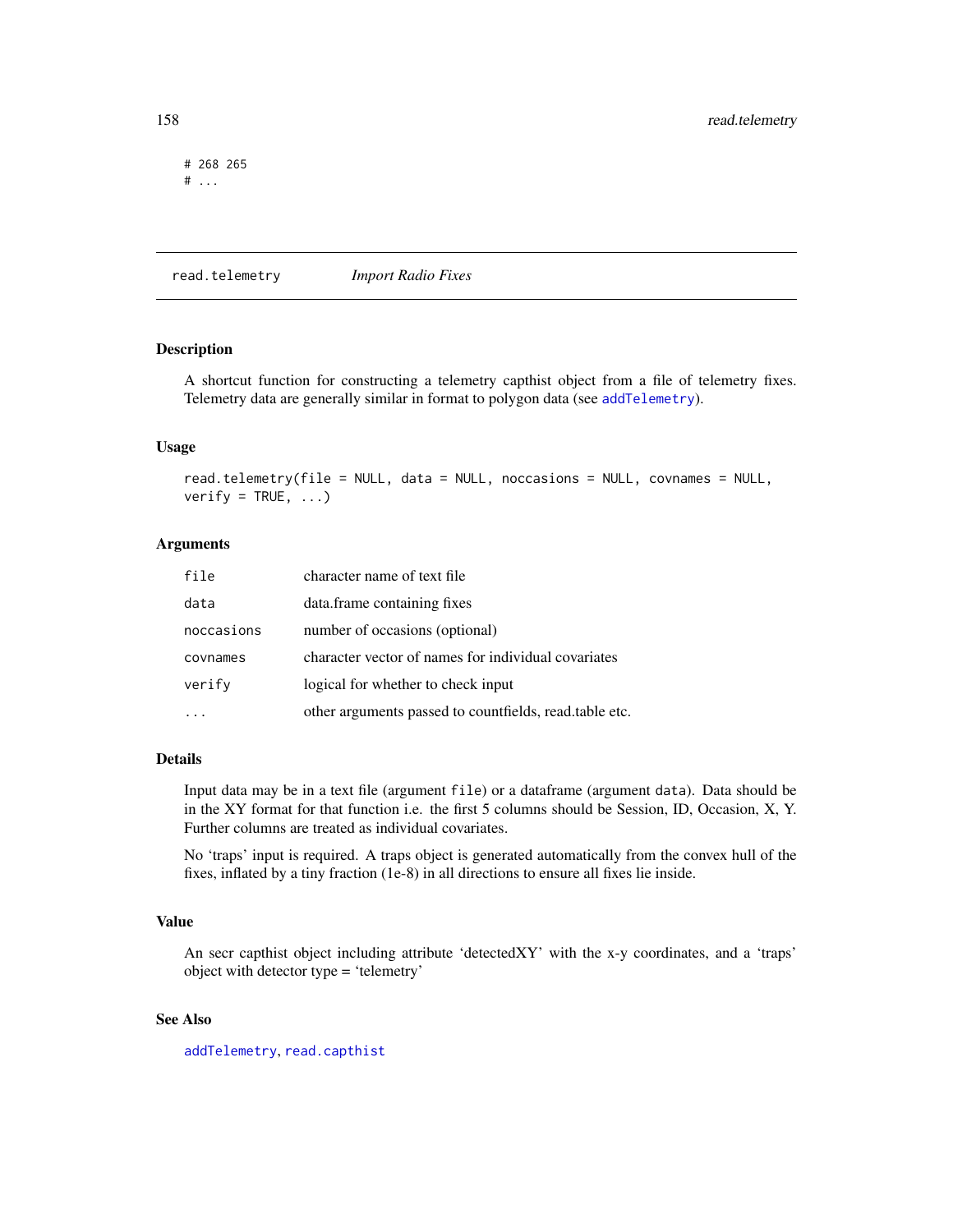```
# 268 265
# ...
```

---

## read.telemetry — *Import Radio Fixes*

### Description

A shortcut function for constructing a telemetry capthist object from a file of telemetry fixes. Telemetry data are generally similar in format to polygon data (see addTelemetry).

### Usage

```
read.telemetry(file = NULL, data = NULL, noccasions = NULL, covnames = NULL,
verify = TRUE, ...)
```

### Arguments

| | |
|---|---|
| `file` | character name of text file |
| `data` | data.frame containing fixes |
| `noccasions` | number of occasions (optional) |
| `covnames` | character vector of names for individual covariates |
| `verify` | logical for whether to check input |
| `...` | other arguments passed to countfields, read.table etc. |

### Details

Input data may be in a text file (argument `file`) or a dataframe (argument `data`). Data should be in the XY format for that function i.e. the first 5 columns should be Session, ID, Occasion, X, Y. Further columns are treated as individual covariates.

No 'traps' input is required. A traps object is generated automatically from the convex hull of the fixes, inflated by a tiny fraction (1e-8) in all directions to ensure all fixes lie inside.

### Value

An secr capthist object including attribute 'detectedXY' with the x-y coordinates, and a 'traps' object with detector type = 'telemetry'

### See Also

addTelemetry, read.capthist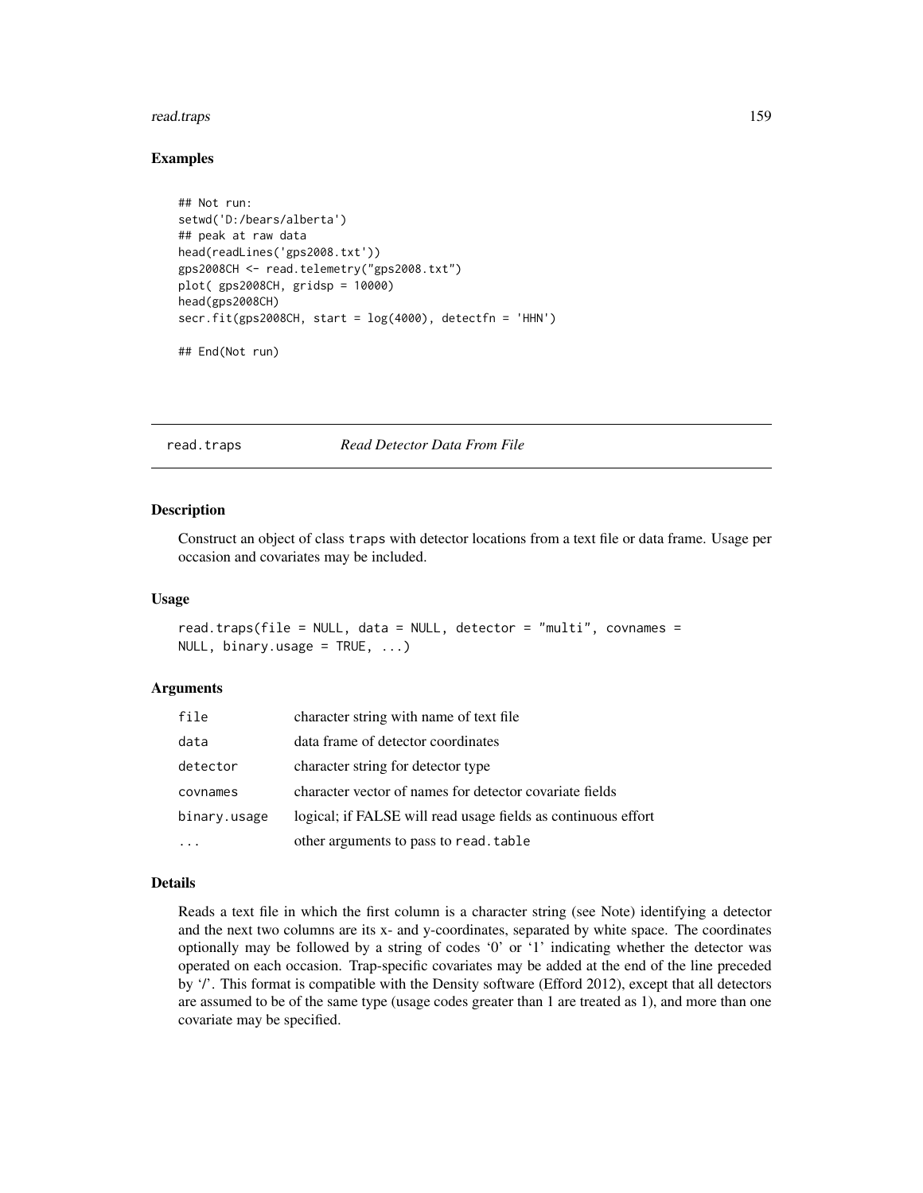## Examples

```
## Not run:
setwd('D:/bears/alberta')
## peak at raw data
head(readLines('gps2008.txt'))
gps2008CH <- read.telemetry("gps2008.txt")
plot( gps2008CH, gridsp = 10000)
head(gps2008CH)
secr.fit(gps2008CH, start = log(4000), detectfn = 'HHN')

## End(Not run)
```

---

# read.traps — *Read Detector Data From File*

---

## Description

Construct an object of class traps with detector locations from a text file or data frame. Usage per occasion and covariates may be included.

## Usage

```
read.traps(file = NULL, data = NULL, detector = "multi", covnames =
NULL, binary.usage = TRUE, ...)
```

## Arguments

| | |
|---|---|
| file | character string with name of text file |
| data | data frame of detector coordinates |
| detector | character string for detector type |
| covnames | character vector of names for detector covariate fields |
| binary.usage | logical; if FALSE will read usage fields as continuous effort |
| ... | other arguments to pass to read.table |

## Details

Reads a text file in which the first column is a character string (see Note) identifying a detector and the next two columns are its x- and y-coordinates, separated by white space. The coordinates optionally may be followed by a string of codes '0' or '1' indicating whether the detector was operated on each occasion. Trap-specific covariates may be added at the end of the line preceded by '/'. This format is compatible with the Density software (Efford 2012), except that all detectors are assumed to be of the same type (usage codes greater than 1 are treated as 1), and more than one covariate may be specified.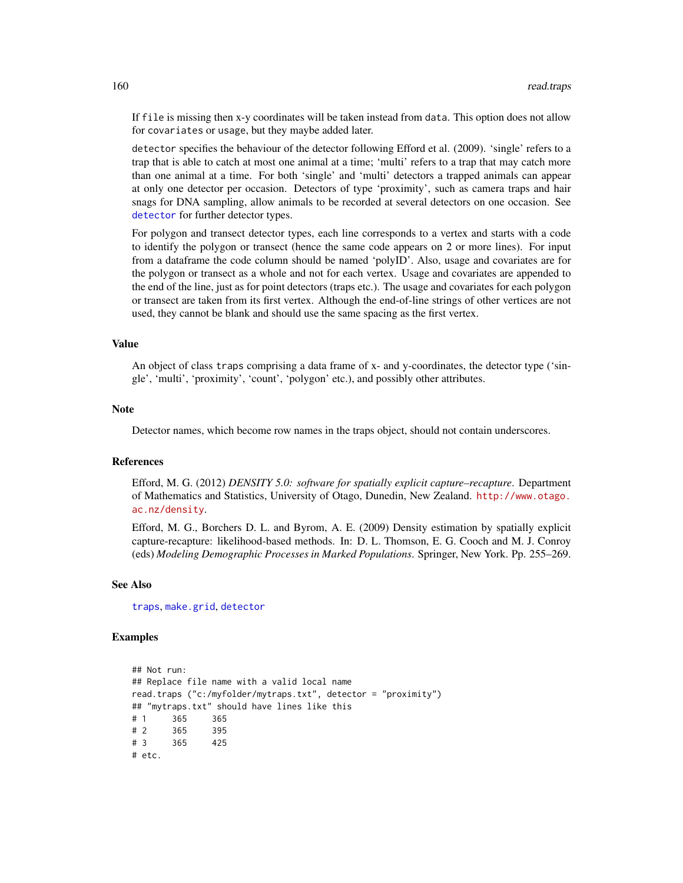If `file` is missing then x-y coordinates will be taken instead from `data`. This option does not allow for `covariates` or `usage`, but they maybe added later.

`detector` specifies the behaviour of the detector following Efford et al. (2009). 'single' refers to a trap that is able to catch at most one animal at a time; 'multi' refers to a trap that may catch more than one animal at a time. For both 'single' and 'multi' detectors a trapped animals can appear at only one detector per occasion. Detectors of type 'proximity', such as camera traps and hair snags for DNA sampling, allow animals to be recorded at several detectors on one occasion. See `detector` for further detector types.

For polygon and transect detector types, each line corresponds to a vertex and starts with a code to identify the polygon or transect (hence the same code appears on 2 or more lines). For input from a dataframe the code column should be named 'polyID'. Also, usage and covariates are for the polygon or transect as a whole and not for each vertex. Usage and covariates are appended to the end of the line, just as for point detectors (traps etc.). The usage and covariates for each polygon or transect are taken from its first vertex. Although the end-of-line strings of other vertices are not used, they cannot be blank and should use the same spacing as the first vertex.

### Value

An object of class `traps` comprising a data frame of x- and y-coordinates, the detector type ('single', 'multi', 'proximity', 'count', 'polygon' etc.), and possibly other attributes.

### Note

Detector names, which become row names in the traps object, should not contain underscores.

### References

Efford, M. G. (2012) *DENSITY 5.0: software for spatially explicit capture–recapture*. Department of Mathematics and Statistics, University of Otago, Dunedin, New Zealand. http://www.otago.ac.nz/density.

Efford, M. G., Borchers D. L. and Byrom, A. E. (2009) Density estimation by spatially explicit capture-recapture: likelihood-based methods. In: D. L. Thomson, E. G. Cooch and M. J. Conroy (eds) *Modeling Demographic Processes in Marked Populations*. Springer, New York. Pp. 255–269.

### See Also

`traps`, `make.grid`, `detector`

### Examples

```
## Not run:
## Replace file name with a valid local name
read.traps ("c:/myfolder/mytraps.txt", detector = "proximity")
## "mytraps.txt" should have lines like this
# 1     365     365
# 2     365     395
# 3     365     425
# etc.
```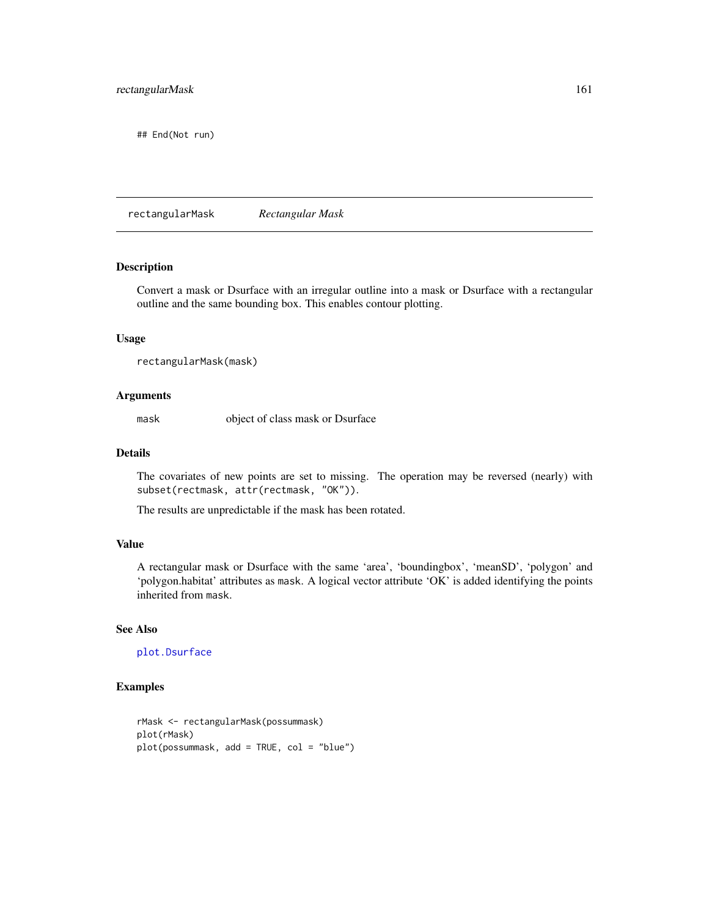```
## End(Not run)
```

---

# rectangularMask — *Rectangular Mask*

## Description

Convert a mask or Dsurface with an irregular outline into a mask or Dsurface with a rectangular outline and the same bounding box. This enables contour plotting.

## Usage

```
rectangularMask(mask)
```

## Arguments

| | |
|---|---|
| `mask` | object of class mask or Dsurface |

## Details

The covariates of new points are set to missing. The operation may be reversed (nearly) with `subset(rectmask, attr(rectmask, "OK"))`.

The results are unpredictable if the mask has been rotated.

## Value

A rectangular mask or Dsurface with the same 'area', 'boundingbox', 'meanSD', 'polygon' and 'polygon.habitat' attributes as `mask`. A logical vector attribute 'OK' is added identifying the points inherited from `mask`.

## See Also

`plot.Dsurface`

## Examples

```
rMask <- rectangularMask(possummask)
plot(rMask)
plot(possummask, add = TRUE, col = "blue")
```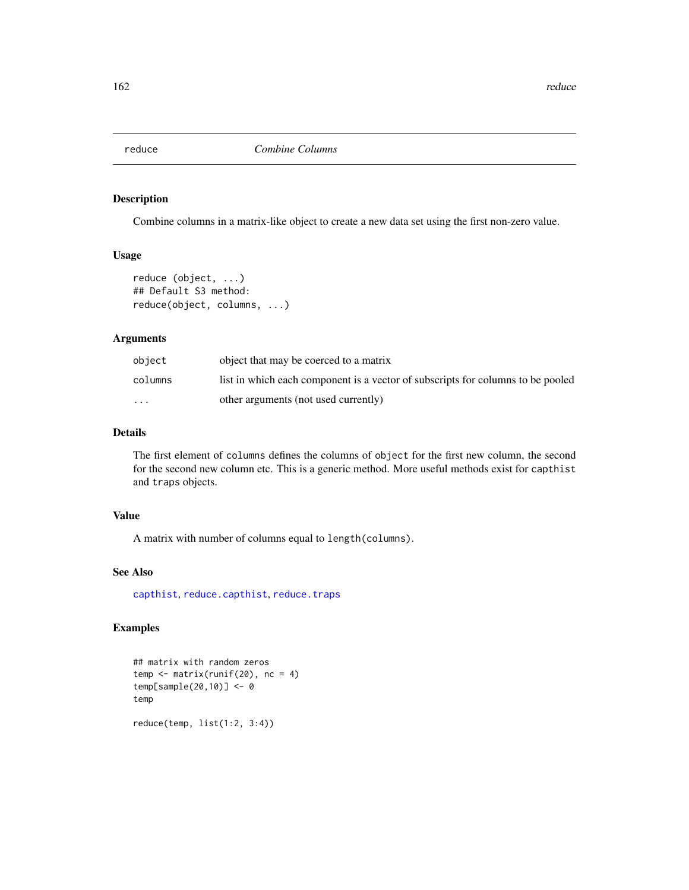# reduce — *Combine Columns*

## Description

Combine columns in a matrix-like object to create a new data set using the first non-zero value.

## Usage

```
reduce (object, ...)
## Default S3 method:
reduce(object, columns, ...)
```

## Arguments

| | |
|---|---|
| `object` | object that may be coerced to a matrix |
| `columns` | list in which each component is a vector of subscripts for columns to be pooled |
| `...` | other arguments (not used currently) |

## Details

The first element of `columns` defines the columns of `object` for the first new column, the second for the second new column etc. This is a generic method. More useful methods exist for `capthist` and `traps` objects.

## Value

A matrix with number of columns equal to `length(columns)`.

## See Also

`capthist`, `reduce.capthist`, `reduce.traps`

## Examples

```
## matrix with random zeros
temp <- matrix(runif(20), nc = 4)
temp[sample(20,10)] <- 0
temp

reduce(temp, list(1:2, 3:4))
```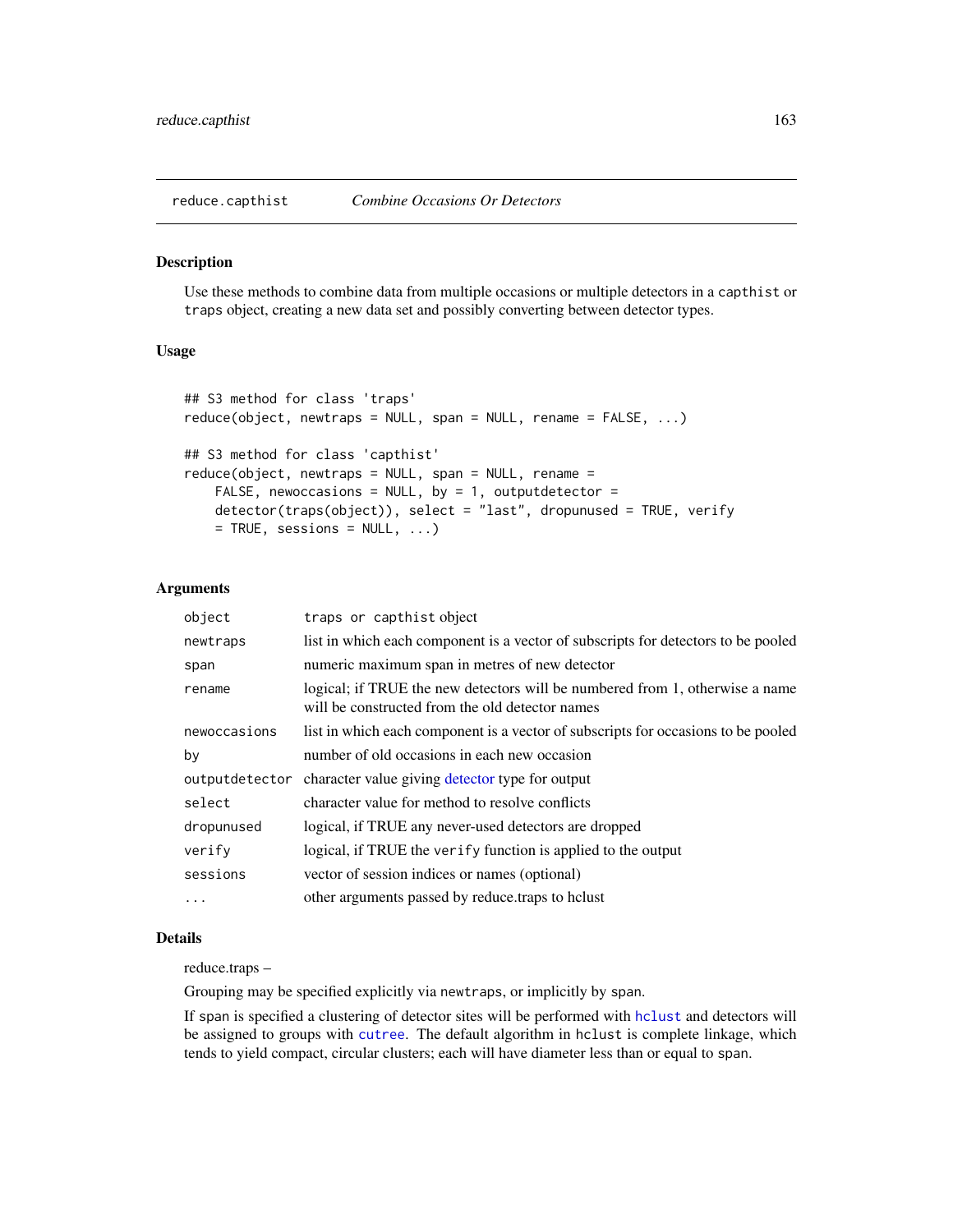reduce.capthist *Combine Occasions Or Detectors*

## Description

Use these methods to combine data from multiple occasions or multiple detectors in a `capthist` or `traps` object, creating a new data set and possibly converting between detector types.

## Usage

```
## S3 method for class 'traps'
reduce(object, newtraps = NULL, span = NULL, rename = FALSE, ...)

## S3 method for class 'capthist'
reduce(object, newtraps = NULL, span = NULL, rename =
    FALSE, newoccasions = NULL, by = 1, outputdetector =
    detector(traps(object)), select = "last", dropunused = TRUE, verify
    = TRUE, sessions = NULL, ...)
```

## Arguments

| | |
|---|---|
| `object` | `traps` or `capthist` object |
| `newtraps` | list in which each component is a vector of subscripts for detectors to be pooled |
| `span` | numeric maximum span in metres of new detector |
| `rename` | logical; if TRUE the new detectors will be numbered from 1, otherwise a name will be constructed from the old detector names |
| `newoccasions` | list in which each component is a vector of subscripts for occasions to be pooled |
| `by` | number of old occasions in each new occasion |
| `outputdetector` | character value giving detector type for output |
| `select` | character value for method to resolve conflicts |
| `dropunused` | logical, if TRUE any never-used detectors are dropped |
| `verify` | logical, if TRUE the `verify` function is applied to the output |
| `sessions` | vector of session indices or names (optional) |
| `...` | other arguments passed by reduce.traps to hclust |

## Details

reduce.traps –

Grouping may be specified explicitly via `newtraps`, or implicitly by `span`.

If `span` is specified a clustering of detector sites will be performed with `hclust` and detectors will be assigned to groups with `cutree`. The default algorithm in `hclust` is complete linkage, which tends to yield compact, circular clusters; each will have diameter less than or equal to `span`.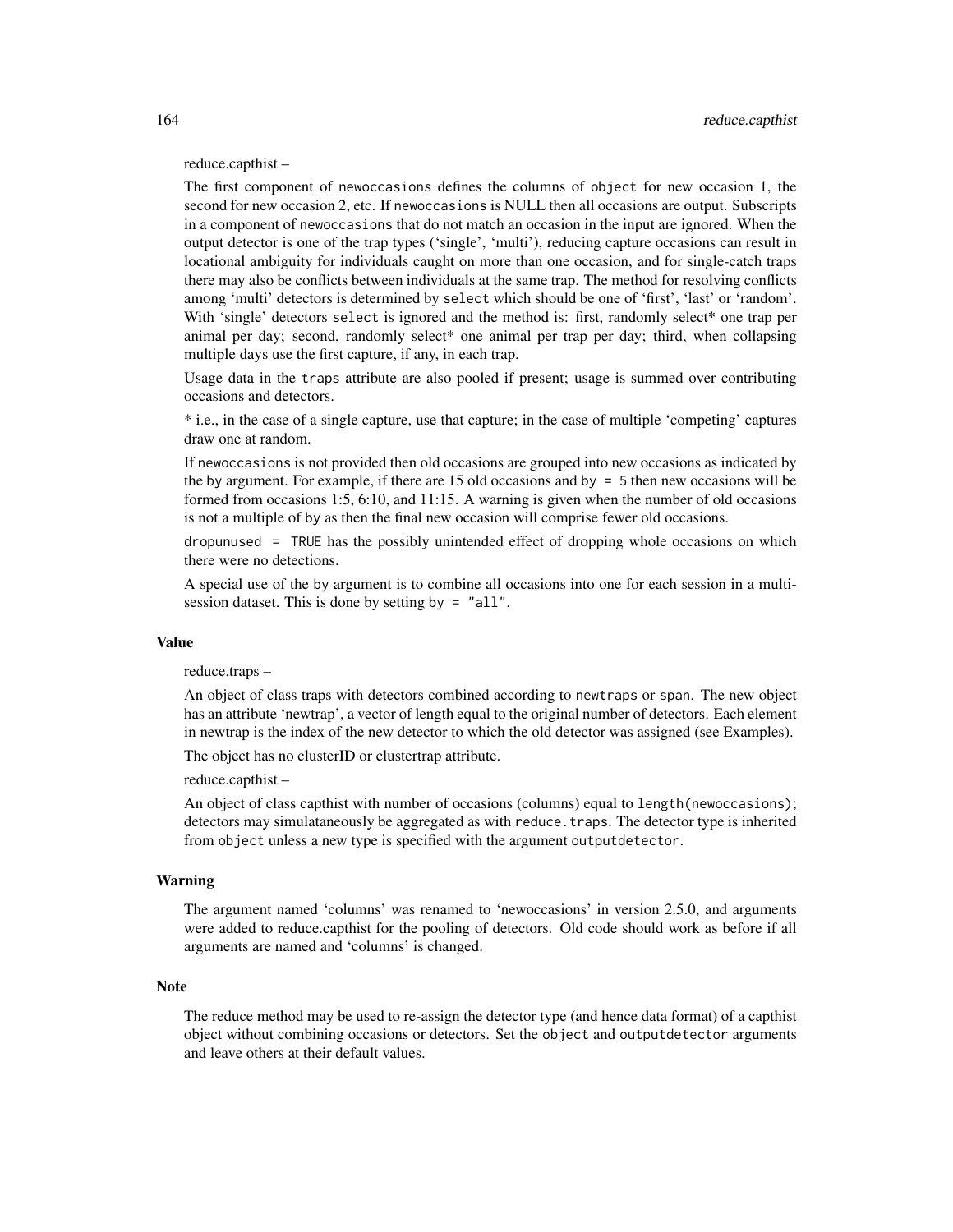reduce.capthist –

The first component of `newoccasions` defines the columns of `object` for new occasion 1, the second for new occasion 2, etc. If `newoccasions` is NULL then all occasions are output. Subscripts in a component of `newoccasions` that do not match an occasion in the input are ignored. When the output detector is one of the trap types ('single', 'multi'), reducing capture occasions can result in locational ambiguity for individuals caught on more than one occasion, and for single-catch traps there may also be conflicts between individuals at the same trap. The method for resolving conflicts among 'multi' detectors is determined by `select` which should be one of 'first', 'last' or 'random'. With 'single' detectors `select` is ignored and the method is: first, randomly select* one trap per animal per day; second, randomly select* one animal per trap per day; third, when collapsing multiple days use the first capture, if any, in each trap.

Usage data in the `traps` attribute are also pooled if present; usage is summed over contributing occasions and detectors.

* i.e., in the case of a single capture, use that capture; in the case of multiple 'competing' captures draw one at random.

If `newoccasions` is not provided then old occasions are grouped into new occasions as indicated by the `by` argument. For example, if there are 15 old occasions and `by = 5` then new occasions will be formed from occasions 1:5, 6:10, and 11:15. A warning is given when the number of old occasions is not a multiple of `by` as then the final new occasion will comprise fewer old occasions.

`dropunused = TRUE` has the possibly unintended effect of dropping whole occasions on which there were no detections.

A special use of the `by` argument is to combine all occasions into one for each session in a multi-session dataset. This is done by setting `by = "all"`.

## Value

reduce.traps –

An object of class traps with detectors combined according to `newtraps` or `span`. The new object has an attribute 'newtrap', a vector of length equal to the original number of detectors. Each element in newtrap is the index of the new detector to which the old detector was assigned (see Examples).

The object has no clusterID or clustertrap attribute.

reduce.capthist –

An object of class capthist with number of occasions (columns) equal to `length(newoccasions)`; detectors may simulataneously be aggregated as with `reduce.traps`. The detector type is inherited from `object` unless a new type is specified with the argument `outputdetector`.

## Warning

The argument named 'columns' was renamed to 'newoccasions' in version 2.5.0, and arguments were added to reduce.capthist for the pooling of detectors. Old code should work as before if all arguments are named and 'columns' is changed.

## Note

The reduce method may be used to re-assign the detector type (and hence data format) of a capthist object without combining occasions or detectors. Set the `object` and `outputdetector` arguments and leave others at their default values.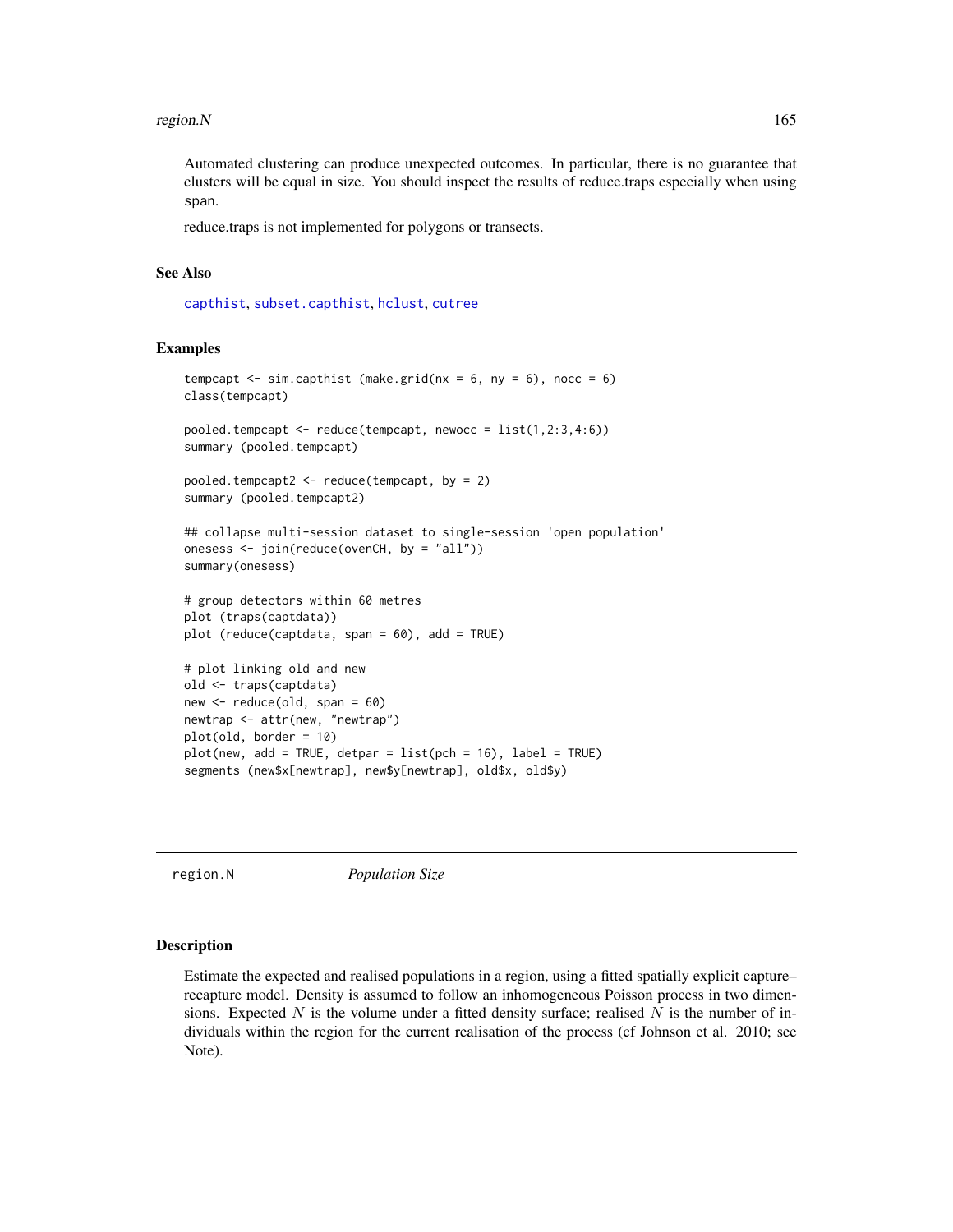Automated clustering can produce unexpected outcomes. In particular, there is no guarantee that clusters will be equal in size. You should inspect the results of reduce.traps especially when using span.

reduce.traps is not implemented for polygons or transects.

### See Also

capthist, subset.capthist, hclust, cutree

### Examples

```
tempcapt <- sim.capthist (make.grid(nx = 6, ny = 6), nocc = 6)
class(tempcapt)

pooled.tempcapt <- reduce(tempcapt, newocc = list(1,2:3,4:6))
summary (pooled.tempcapt)

pooled.tempcapt2 <- reduce(tempcapt, by = 2)
summary (pooled.tempcapt2)

## collapse multi-session dataset to single-session 'open population'
onesess <- join(reduce(ovenCH, by = "all"))
summary(onesess)

# group detectors within 60 metres
plot (traps(captdata))
plot (reduce(captdata, span = 60), add = TRUE)

# plot linking old and new
old <- traps(captdata)
new <- reduce(old, span = 60)
newtrap <- attr(new, "newtrap")
plot(old, border = 10)
plot(new, add = TRUE, detpar = list(pch = 16), label = TRUE)
segments (new$x[newtrap], new$y[newtrap], old$x, old$y)
```

---

## region.N *Population Size*

### Description

Estimate the expected and realised populations in a region, using a fitted spatially explicit capture–recapture model. Density is assumed to follow an inhomogeneous Poisson process in two dimensions. Expected $N$ is the volume under a fitted density surface; realised $N$ is the number of individuals within the region for the current realisation of the process (cf Johnson et al. 2010; see Note).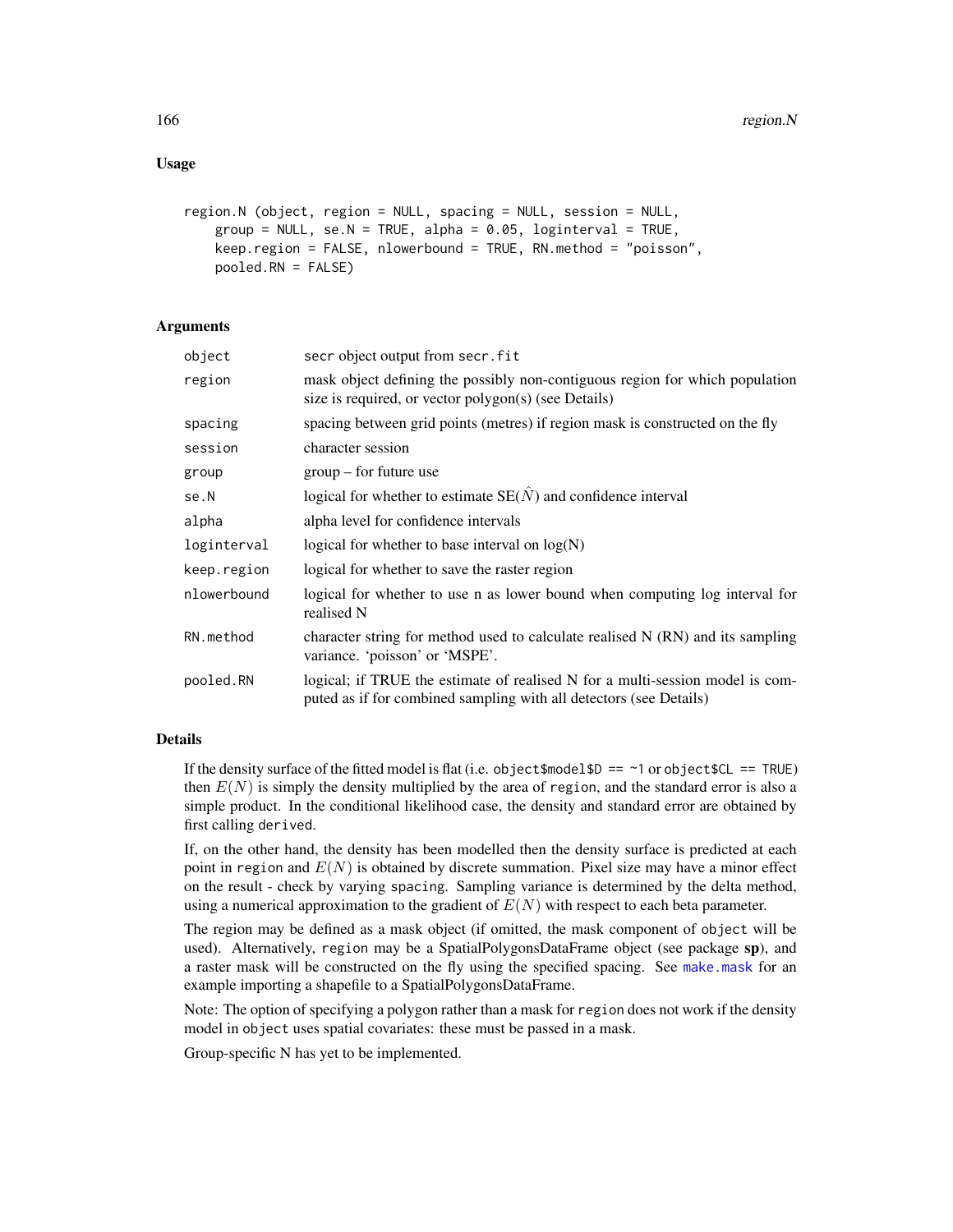## Usage

```
region.N (object, region = NULL, spacing = NULL, session = NULL,
    group = NULL, se.N = TRUE, alpha = 0.05, loginterval = TRUE,
    keep.region = FALSE, nlowerbound = TRUE, RN.method = "poisson",
    pooled.RN = FALSE)
```

## Arguments

| | |
|---|---|
| `object` | secr object output from `secr.fit` |
| `region` | mask object defining the possibly non-contiguous region for which population size is required, or vector polygon(s) (see Details) |
| `spacing` | spacing between grid points (metres) if region mask is constructed on the fly |
| `session` | character session |
| `group` | group – for future use |
| `se.N` | logical for whether to estimate SE($\hat{N}$) and confidence interval |
| `alpha` | alpha level for confidence intervals |
| `loginterval` | logical for whether to base interval on log(N) |
| `keep.region` | logical for whether to save the raster region |
| `nlowerbound` | logical for whether to use n as lower bound when computing log interval for realised N |
| `RN.method` | character string for method used to calculate realised N (RN) and its sampling variance. 'poisson' or 'MSPE'. |
| `pooled.RN` | logical; if TRUE the estimate of realised N for a multi-session model is computed as if for combined sampling with all detectors (see Details) |

## Details

If the density surface of the fitted model is flat (i.e. `object$model$D == ~1` or `object$CL == TRUE`) then $E(N)$ is simply the density multiplied by the area of `region`, and the standard error is also a simple product. In the conditional likelihood case, the density and standard error are obtained by first calling `derived`.

If, on the other hand, the density has been modelled then the density surface is predicted at each point in `region` and $E(N)$ is obtained by discrete summation. Pixel size may have a minor effect on the result - check by varying `spacing`. Sampling variance is determined by the delta method, using a numerical approximation to the gradient of $E(N)$ with respect to each beta parameter.

The region may be defined as a mask object (if omitted, the mask component of `object` will be used). Alternatively, `region` may be a SpatialPolygonsDataFrame object (see package **sp**), and a raster mask will be constructed on the fly using the specified spacing. See `make.mask` for an example importing a shapefile to a SpatialPolygonsDataFrame.

Note: The option of specifying a polygon rather than a mask for `region` does not work if the density model in `object` uses spatial covariates: these must be passed in a mask.

Group-specific N has yet to be implemented.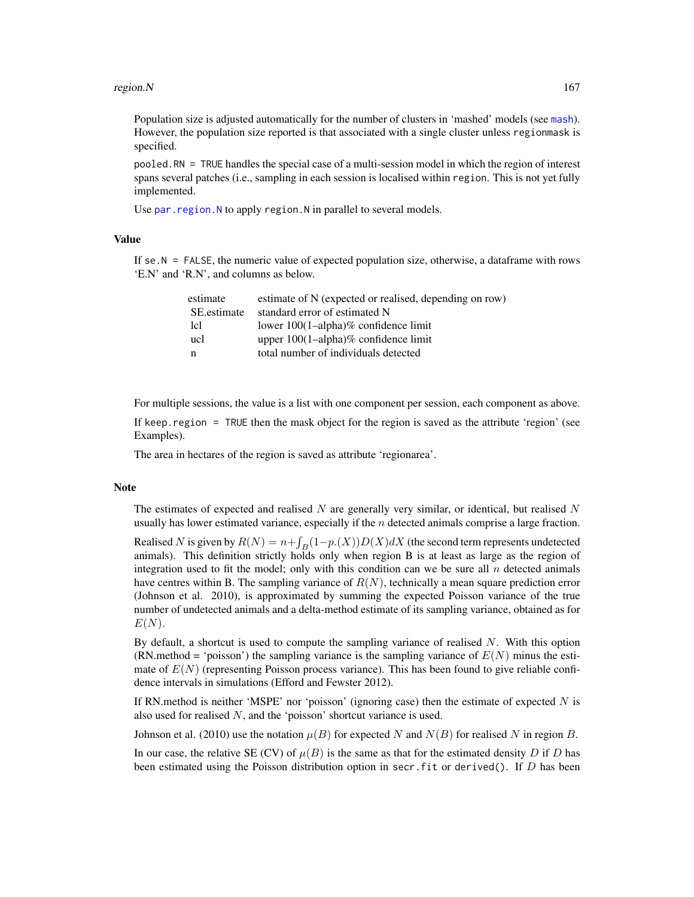Population size is adjusted automatically for the number of clusters in 'mashed' models (see `mash`). However, the population size reported is that associated with a single cluster unless `regionmask` is specified.

`pooled.RN = TRUE` handles the special case of a multi-session model in which the region of interest spans several patches (i.e., sampling in each session is localised within `region`. This is not yet fully implemented.

Use `par.region.N` to apply `region.N` in parallel to several models.

## Value

If `se.N = FALSE`, the numeric value of expected population size, otherwise, a dataframe with rows 'E.N' and 'R.N', and columns as below.

| | |
|---|---|
| estimate | estimate of N (expected or realised, depending on row) |
| SE.estimate | standard error of estimated N |
| lcl | lower 100(1–alpha)% confidence limit |
| ucl | upper 100(1–alpha)% confidence limit |
| n | total number of individuals detected |

For multiple sessions, the value is a list with one component per session, each component as above.

If `keep.region = TRUE` then the mask object for the region is saved as the attribute 'region' (see Examples).

The area in hectares of the region is saved as attribute 'regionarea'.

## Note

The estimates of expected and realised $N$ are generally very similar, or identical, but realised $N$ usually has lower estimated variance, especially if the $n$ detected animals comprise a large fraction.

Realised $N$ is given by $R(N) = n + \int_B (1 - p.(X)) D(X) dX$ (the second term represents undetected animals). This definition strictly holds only when region B is at least as large as the region of integration used to fit the model; only with this condition can we be sure all $n$ detected animals have centres within B. The sampling variance of $R(N)$, technically a mean square prediction error (Johnson et al. 2010), is approximated by summing the expected Poisson variance of the true number of undetected animals and a delta-method estimate of its sampling variance, obtained as for $E(N)$.

By default, a shortcut is used to compute the sampling variance of realised $N$. With this option (RN.method = 'poisson') the sampling variance is the sampling variance of $E(N)$ minus the estimate of $E(N)$ (representing Poisson process variance). This has been found to give reliable confidence intervals in simulations (Efford and Fewster 2012).

If RN.method is neither 'MSPE' nor 'poisson' (ignoring case) then the estimate of expected $N$ is also used for realised $N$, and the 'poisson' shortcut variance is used.

Johnson et al. (2010) use the notation $\mu(B)$ for expected $N$ and $N(B)$ for realised $N$ in region $B$.

In our case, the relative SE (CV) of $\mu(B)$ is the same as that for the estimated density $D$ if $D$ has been estimated using the Poisson distribution option in `secr.fit` or `derived()`. If $D$ has been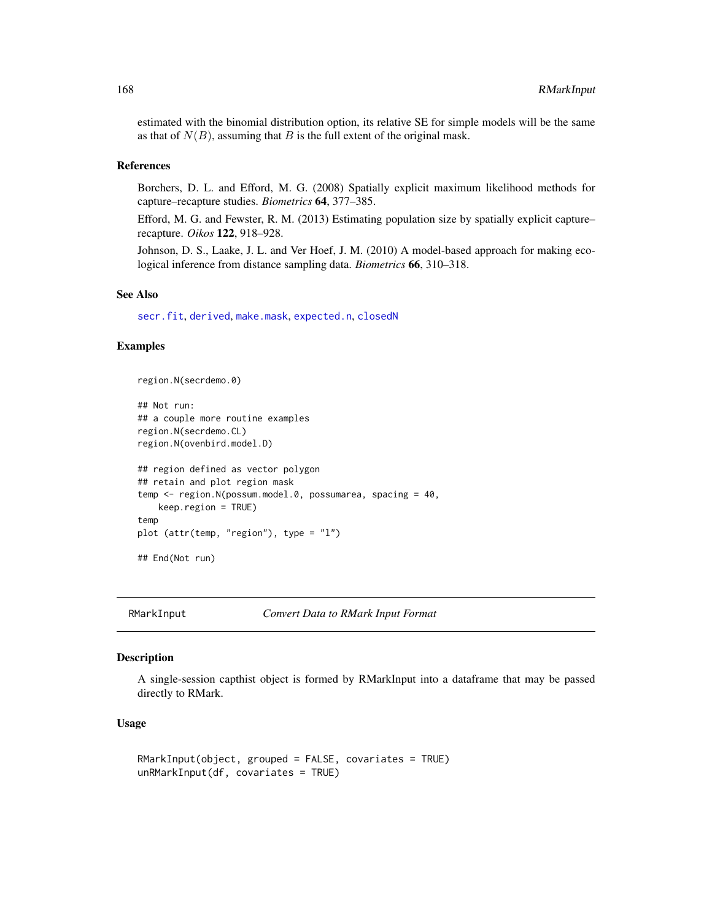estimated with the binomial distribution option, its relative SE for simple models will be the same as that of $N(B)$, assuming that $B$ is the full extent of the original mask.

### References

Borchers, D. L. and Efford, M. G. (2008) Spatially explicit maximum likelihood methods for capture–recapture studies. *Biometrics* **64**, 377–385.

Efford, M. G. and Fewster, R. M. (2013) Estimating population size by spatially explicit capture–recapture. *Oikos* **122**, 918–928.

Johnson, D. S., Laake, J. L. and Ver Hoef, J. M. (2010) A model-based approach for making ecological inference from distance sampling data. *Biometrics* **66**, 310–318.

### See Also

secr.fit, derived, make.mask, expected.n, closedN

### Examples

```
region.N(secrdemo.0)

## Not run:
## a couple more routine examples
region.N(secrdemo.CL)
region.N(ovenbird.model.D)

## region defined as vector polygon
## retain and plot region mask
temp <- region.N(possum.model.0, possumarea, spacing = 40,
    keep.region = TRUE)
temp
plot (attr(temp, "region"), type = "l")

## End(Not run)
```

---

## RMarkInput — *Convert Data to RMark Input Format*

### Description

A single-session capthist object is formed by RMarkInput into a dataframe that may be passed directly to RMark.

### Usage

```
RMarkInput(object, grouped = FALSE, covariates = TRUE)
unRMarkInput(df, covariates = TRUE)
```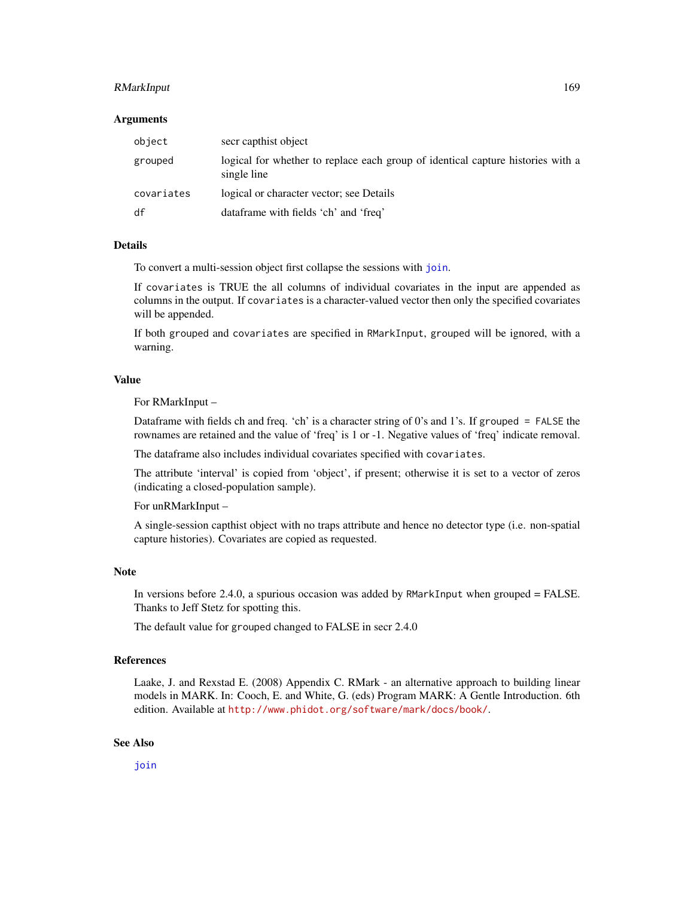### Arguments

| | |
|---|---|
| `object` | secr capthist object |
| `grouped` | logical for whether to replace each group of identical capture histories with a single line |
| `covariates` | logical or character vector; see Details |
| `df` | dataframe with fields 'ch' and 'freq' |

### Details

To convert a multi-session object first collapse the sessions with `join`.

If `covariates` is TRUE the all columns of individual covariates in the input are appended as columns in the output. If `covariates` is a character-valued vector then only the specified covariates will be appended.

If both `grouped` and `covariates` are specified in `RMarkInput`, `grouped` will be ignored, with a warning.

### Value

For RMarkInput –

Dataframe with fields ch and freq. 'ch' is a character string of 0's and 1's. If `grouped = FALSE` the rownames are retained and the value of 'freq' is 1 or -1. Negative values of 'freq' indicate removal.

The dataframe also includes individual covariates specified with `covariates`.

The attribute 'interval' is copied from 'object', if present; otherwise it is set to a vector of zeros (indicating a closed-population sample).

For unRMarkInput –

A single-session capthist object with no traps attribute and hence no detector type (i.e. non-spatial capture histories). Covariates are copied as requested.

### Note

In versions before 2.4.0, a spurious occasion was added by `RMarkInput` when grouped = FALSE. Thanks to Jeff Stetz for spotting this.

The default value for `grouped` changed to FALSE in secr 2.4.0

### References

Laake, J. and Rexstad E. (2008) Appendix C. RMark - an alternative approach to building linear models in MARK. In: Cooch, E. and White, G. (eds) Program MARK: A Gentle Introduction. 6th edition. Available at http://www.phidot.org/software/mark/docs/book/.

### See Also

`join`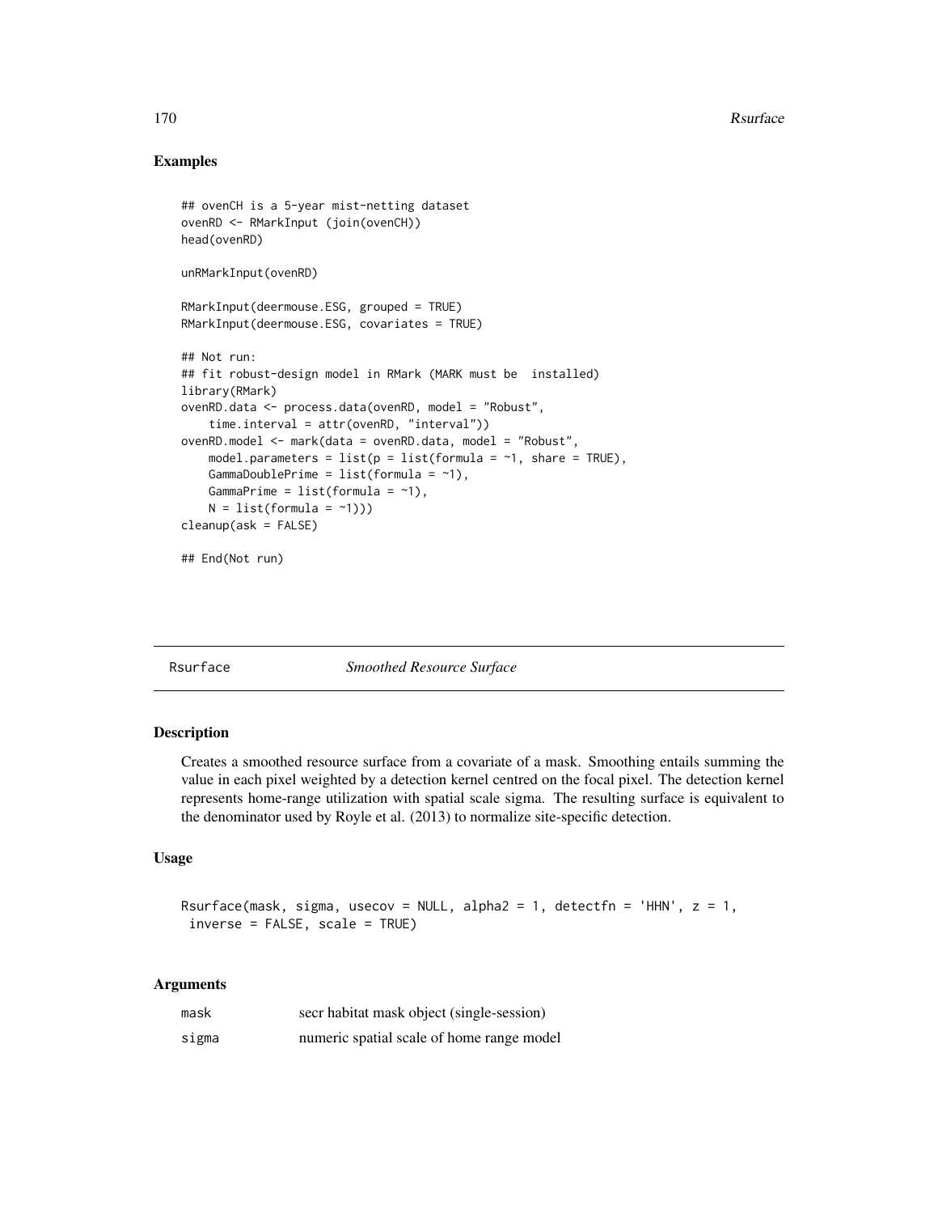## Examples

```
## ovenCH is a 5-year mist-netting dataset
ovenRD <- RMarkInput (join(ovenCH))
head(ovenRD)

unRMarkInput(ovenRD)

RMarkInput(deermouse.ESG, grouped = TRUE)
RMarkInput(deermouse.ESG, covariates = TRUE)

## Not run:
## fit robust-design model in RMark (MARK must be  installed)
library(RMark)
ovenRD.data <- process.data(ovenRD, model = "Robust",
    time.interval = attr(ovenRD, "interval"))
ovenRD.model <- mark(data = ovenRD.data, model = "Robust",
    model.parameters = list(p = list(formula = ~1, share = TRUE),
    GammaDoublePrime = list(formula = ~1),
    GammaPrime = list(formula = ~1),
    N = list(formula = ~1)))
cleanup(ask = FALSE)

## End(Not run)
```

# Rsurface *Smoothed Resource Surface*

## Description

Creates a smoothed resource surface from a covariate of a mask. Smoothing entails summing the value in each pixel weighted by a detection kernel centred on the focal pixel. The detection kernel represents home-range utilization with spatial scale sigma. The resulting surface is equivalent to the denominator used by Royle et al. (2013) to normalize site-specific detection.

## Usage

```
Rsurface(mask, sigma, usecov = NULL, alpha2 = 1, detectfn = 'HHN', z = 1,
 inverse = FALSE, scale = TRUE)
```

## Arguments

| | |
|---|---|
| mask | secr habitat mask object (single-session) |
| sigma | numeric spatial scale of home range model |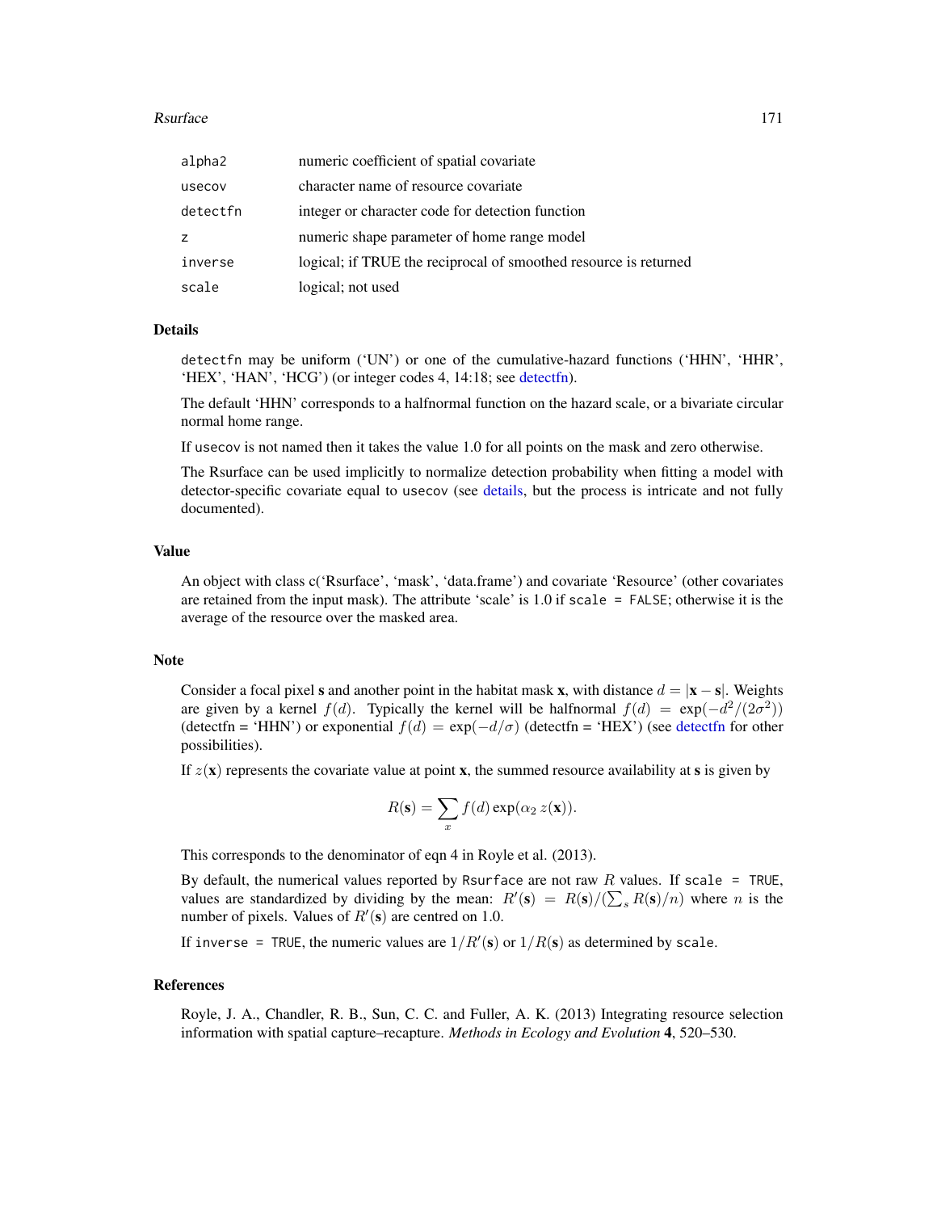| | |
|---|---|
| alpha2 | numeric coefficient of spatial covariate |
| usecov | character name of resource covariate |
| detectfn | integer or character code for detection function |
| z | numeric shape parameter of home range model |
| inverse | logical; if TRUE the reciprocal of smoothed resource is returned |
| scale | logical; not used |

## Details

detectfn may be uniform ('UN') or one of the cumulative-hazard functions ('HHN', 'HHR', 'HEX', 'HAN', 'HCG') (or integer codes 4, 14:18; see detectfn).

The default 'HHN' corresponds to a halfnormal function on the hazard scale, or a bivariate circular normal home range.

If usecov is not named then it takes the value 1.0 for all points on the mask and zero otherwise.

The Rsurface can be used implicitly to normalize detection probability when fitting a model with detector-specific covariate equal to usecov (see details, but the process is intricate and not fully documented).

## Value

An object with class c('Rsurface', 'mask', 'data.frame') and covariate 'Resource' (other covariates are retained from the input mask). The attribute 'scale' is 1.0 if `scale = FALSE`; otherwise it is the average of the resource over the masked area.

## Note

Consider a focal pixel $\mathbf{s}$ and another point in the habitat mask $\mathbf{x}$, with distance $d = |\mathbf{x} - \mathbf{s}|$. Weights are given by a kernel $f(d)$. Typically the kernel will be halfnormal $f(d) = \exp(-d^2/(2\sigma^2))$ (detectfn = 'HHN') or exponential $f(d) = \exp(-d/\sigma)$ (detectfn = 'HEX') (see detectfn for other possibilities).

If $z(\mathbf{x})$ represents the covariate value at point $\mathbf{x}$, the summed resource availability at $\mathbf{s}$ is given by

$$R(\mathbf{s}) = \sum_x f(d) \exp(\alpha_2 \, z(\mathbf{x})).$$

This corresponds to the denominator of eqn 4 in Royle et al. (2013).

By default, the numerical values reported by Rsurface are not raw $R$ values. If `scale = TRUE`, values are standardized by dividing by the mean: $R'(\mathbf{s}) = R(\mathbf{s})/(\sum_s R(\mathbf{s})/n)$ where $n$ is the number of pixels. Values of $R'(\mathbf{s})$ are centred on 1.0.

If `inverse = TRUE`, the numeric values are $1/R'(\mathbf{s})$ or $1/R(\mathbf{s})$ as determined by scale.

## References

Royle, J. A., Chandler, R. B., Sun, C. C. and Fuller, A. K. (2013) Integrating resource selection information with spatial capture–recapture. *Methods in Ecology and Evolution* **4**, 520–530.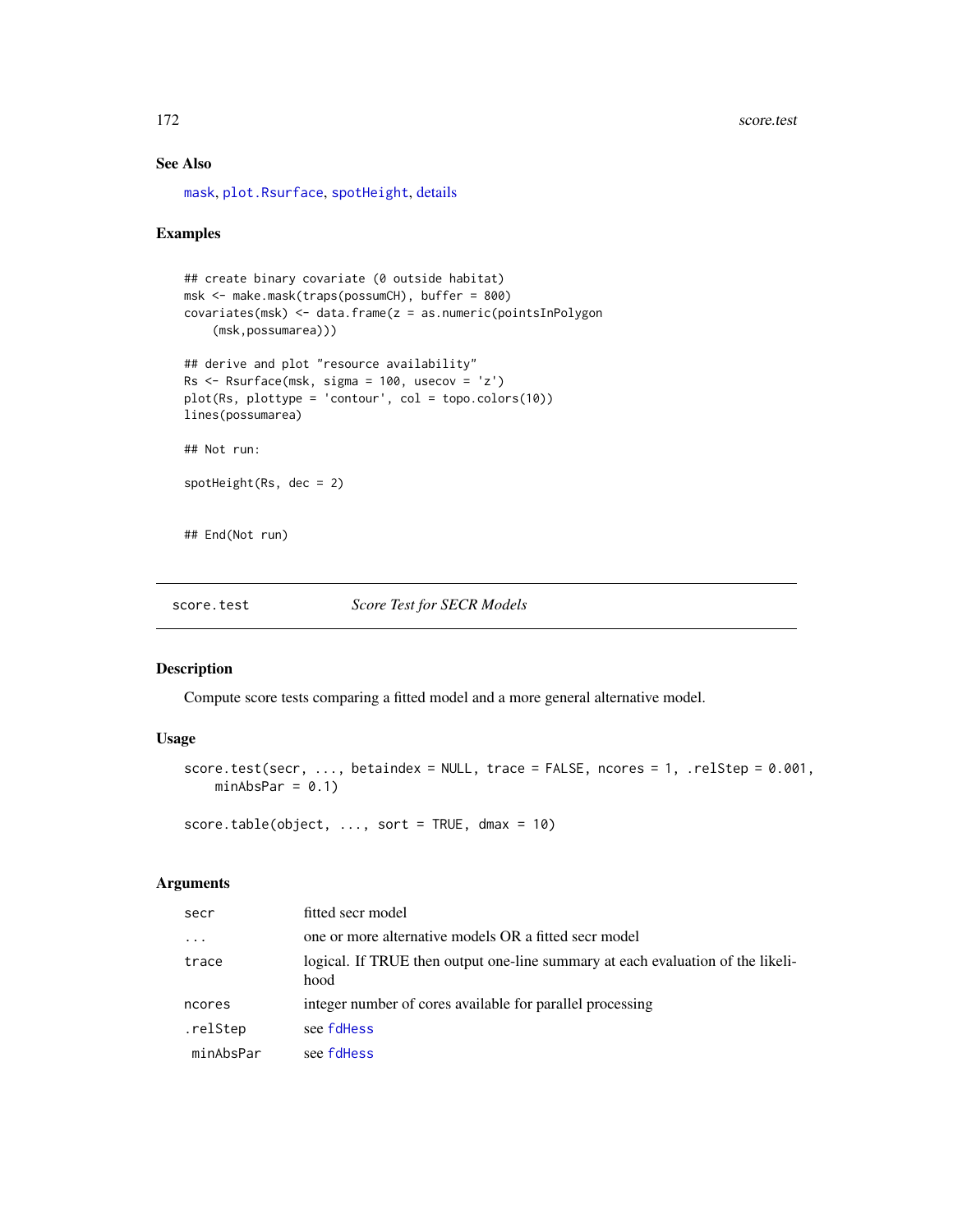### See Also

mask, plot.Rsurface, spotHeight, details

### Examples

```
## create binary covariate (0 outside habitat)
msk <- make.mask(traps(possumCH), buffer = 800)
covariates(msk) <- data.frame(z = as.numeric(pointsInPolygon
    (msk,possumarea)))

## derive and plot "resource availability"
Rs <- Rsurface(msk, sigma = 100, usecov = 'z')
plot(Rs, plottype = 'contour', col = topo.colors(10))
lines(possumarea)

## Not run:

spotHeight(Rs, dec = 2)


## End(Not run)
```

---

## score.test *Score Test for SECR Models*

### Description

Compute score tests comparing a fitted model and a more general alternative model.

### Usage

```
score.test(secr, ..., betaindex = NULL, trace = FALSE, ncores = 1, .relStep = 0.001,
    minAbsPar = 0.1)

score.table(object, ..., sort = TRUE, dmax = 10)
```

### Arguments

| | |
|---|---|
| secr | fitted secr model |
| ... | one or more alternative models OR a fitted secr model |
| trace | logical. If TRUE then output one-line summary at each evaluation of the likelihood |
| ncores | integer number of cores available for parallel processing |
| .relStep | see fdHess |
| minAbsPar | see fdHess |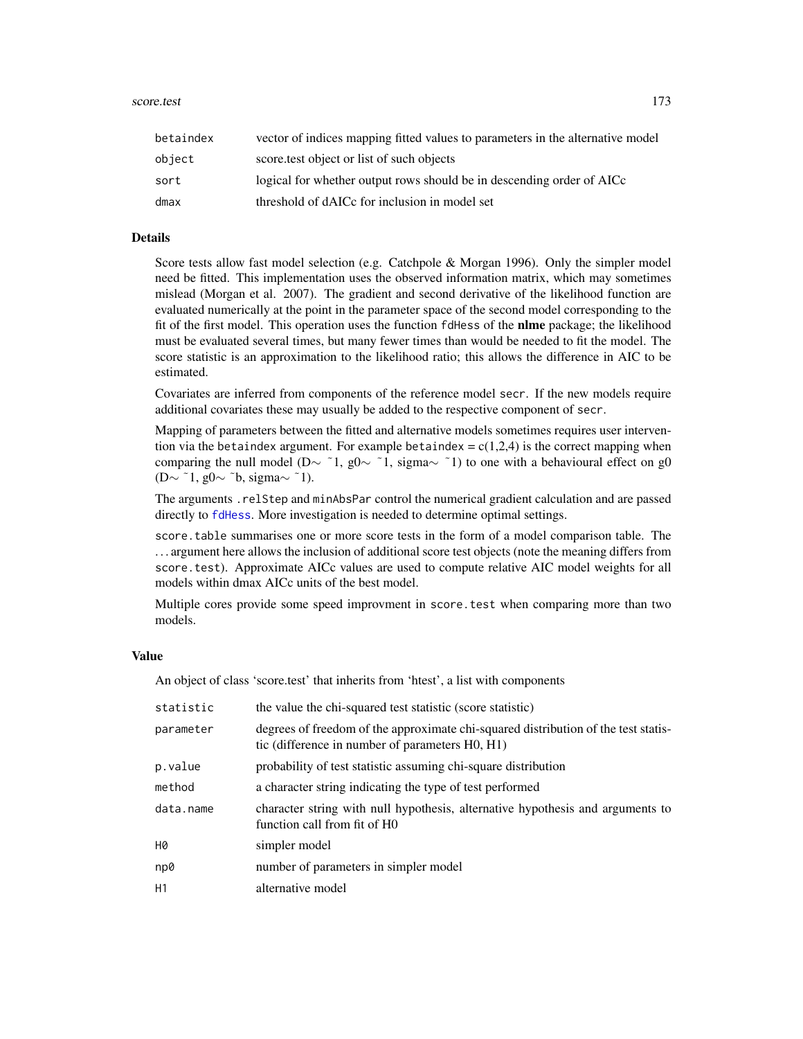| | |
|---|---|
| `betaindex` | vector of indices mapping fitted values to parameters in the alternative model |
| `object` | score.test object or list of such objects |
| `sort` | logical for whether output rows should be in descending order of AICc |
| `dmax` | threshold of dAICc for inclusion in model set |

## Details

Score tests allow fast model selection (e.g. Catchpole & Morgan 1996). Only the simpler model need be fitted. This implementation uses the observed information matrix, which may sometimes mislead (Morgan et al. 2007). The gradient and second derivative of the likelihood function are evaluated numerically at the point in the parameter space of the second model corresponding to the fit of the first model. This operation uses the function `fdHess` of the **nlme** package; the likelihood must be evaluated several times, but many fewer times than would be needed to fit the model. The score statistic is an approximation to the likelihood ratio; this allows the difference in AIC to be estimated.

Covariates are inferred from components of the reference model `secr`. If the new models require additional covariates these may usually be added to the respective component of `secr`.

Mapping of parameters between the fitted and alternative models sometimes requires user intervention via the `betaindex` argument. For example `betaindex = c(1,2,4)` is the correct mapping when comparing the null model (D~ ~1, g0~ ~1, sigma~ ~1) to one with a behavioural effect on g0 (D~ ~1, g0~ ~b, sigma~ ~1).

The arguments `.relStep` and `minAbsPar` control the numerical gradient calculation and are passed directly to `fdHess`. More investigation is needed to determine optimal settings.

`score.table` summarises one or more score tests in the form of a model comparison table. The ... argument here allows the inclusion of additional score test objects (note the meaning differs from `score.test`). Approximate AICc values are used to compute relative AIC model weights for all models within dmax AICc units of the best model.

Multiple cores provide some speed improvment in `score.test` when comparing more than two models.

## Value

An object of class 'score.test' that inherits from 'htest', a list with components

| | |
|---|---|
| `statistic` | the value the chi-squared test statistic (score statistic) |
| `parameter` | degrees of freedom of the approximate chi-squared distribution of the test statistic (difference in number of parameters H0, H1) |
| `p.value` | probability of test statistic assuming chi-square distribution |
| `method` | a character string indicating the type of test performed |
| `data.name` | character string with null hypothesis, alternative hypothesis and arguments to function call from fit of H0 |
| `H0` | simpler model |
| `np0` | number of parameters in simpler model |
| `H1` | alternative model |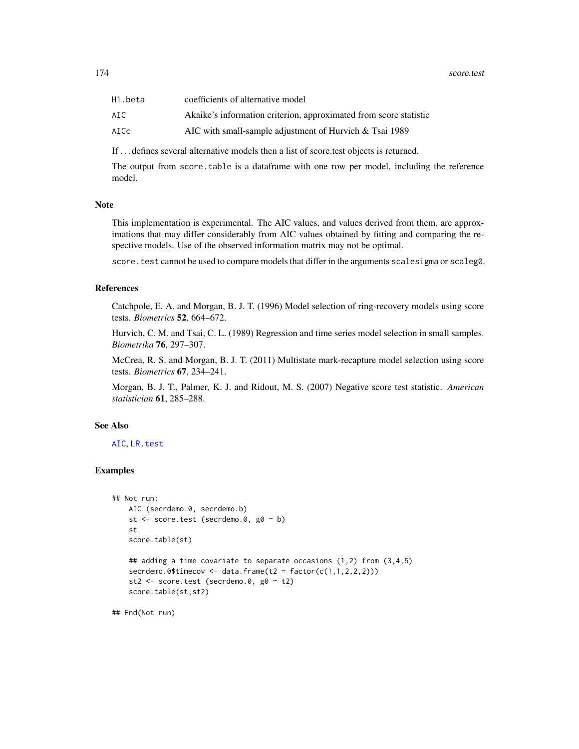| | |
|---|---|
| H1.beta | coefficients of alternative model |
| AIC | Akaike's information criterion, approximated from score statistic |
| AICc | AIC with small-sample adjustment of Hurvich & Tsai 1989 |

If ... defines several alternative models then a list of score.test objects is returned.

The output from `score.table` is a dataframe with one row per model, including the reference model.

## Note

This implementation is experimental. The AIC values, and values derived from them, are approximations that may differ considerably from AIC values obtained by fitting and comparing the respective models. Use of the observed information matrix may not be optimal.

`score.test` cannot be used to compare models that differ in the arguments `scalesigma` or `scaleg0`.

## References

Catchpole, E. A. and Morgan, B. J. T. (1996) Model selection of ring-recovery models using score tests. *Biometrics* **52**, 664–672.

Hurvich, C. M. and Tsai, C. L. (1989) Regression and time series model selection in small samples. *Biometrika* **76**, 297–307.

McCrea, R. S. and Morgan, B. J. T. (2011) Multistate mark-recapture model selection using score tests. *Biometrics* **67**, 234–241.

Morgan, B. J. T., Palmer, K. J. and Ridout, M. S. (2007) Negative score test statistic. *American statistician* **61**, 285–288.

## See Also

AIC, LR.test

## Examples

```
## Not run:
    AIC (secrdemo.0, secrdemo.b)
    st <- score.test (secrdemo.0, g0 ~ b)
    st
    score.table(st)

    ## adding a time covariate to separate occasions (1,2) from (3,4,5)
    secrdemo.0$timecov <- data.frame(t2 = factor(c(1,1,2,2,2)))
    st2 <- score.test (secrdemo.0, g0 ~ t2)
    score.table(st,st2)

## End(Not run)
```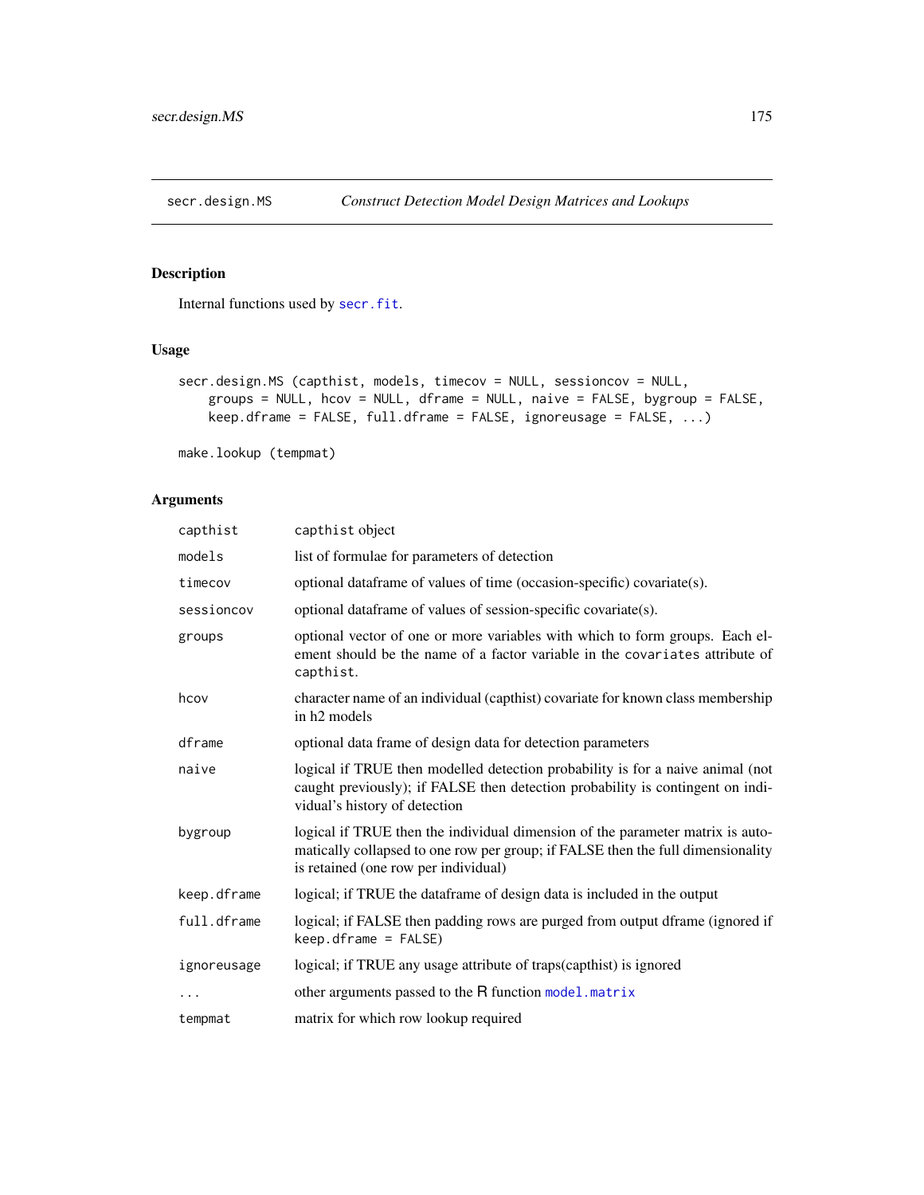## secr.design.MS — *Construct Detection Model Design Matrices and Lookups*

### Description

Internal functions used by `secr.fit`.

### Usage

```
secr.design.MS (capthist, models, timecov = NULL, sessioncov = NULL,
    groups = NULL, hcov = NULL, dframe = NULL, naive = FALSE, bygroup = FALSE,
    keep.dframe = FALSE, full.dframe = FALSE, ignoreusage = FALSE, ...)

make.lookup (tempmat)
```

### Arguments

| Argument | Description |
|---|---|
| `capthist` | `capthist` object |
| `models` | list of formulae for parameters of detection |
| `timecov` | optional dataframe of values of time (occasion-specific) covariate(s). |
| `sessioncov` | optional dataframe of values of session-specific covariate(s). |
| `groups` | optional vector of one or more variables with which to form groups. Each element should be the name of a factor variable in the `covariates` attribute of `capthist`. |
| `hcov` | character name of an individual (capthist) covariate for known class membership in h2 models |
| `dframe` | optional data frame of design data for detection parameters |
| `naive` | logical if TRUE then modelled detection probability is for a naive animal (not caught previously); if FALSE then detection probability is contingent on individual's history of detection |
| `bygroup` | logical if TRUE then the individual dimension of the parameter matrix is automatically collapsed to one row per group; if FALSE then the full dimensionality is retained (one row per individual) |
| `keep.dframe` | logical; if TRUE the dataframe of design data is included in the output |
| `full.dframe` | logical; if FALSE then padding rows are purged from output dframe (ignored if `keep.dframe = FALSE`) |
| `ignoreusage` | logical; if TRUE any usage attribute of traps(capthist) is ignored |
| `...` | other arguments passed to the R function `model.matrix` |
| `tempmat` | matrix for which row lookup required |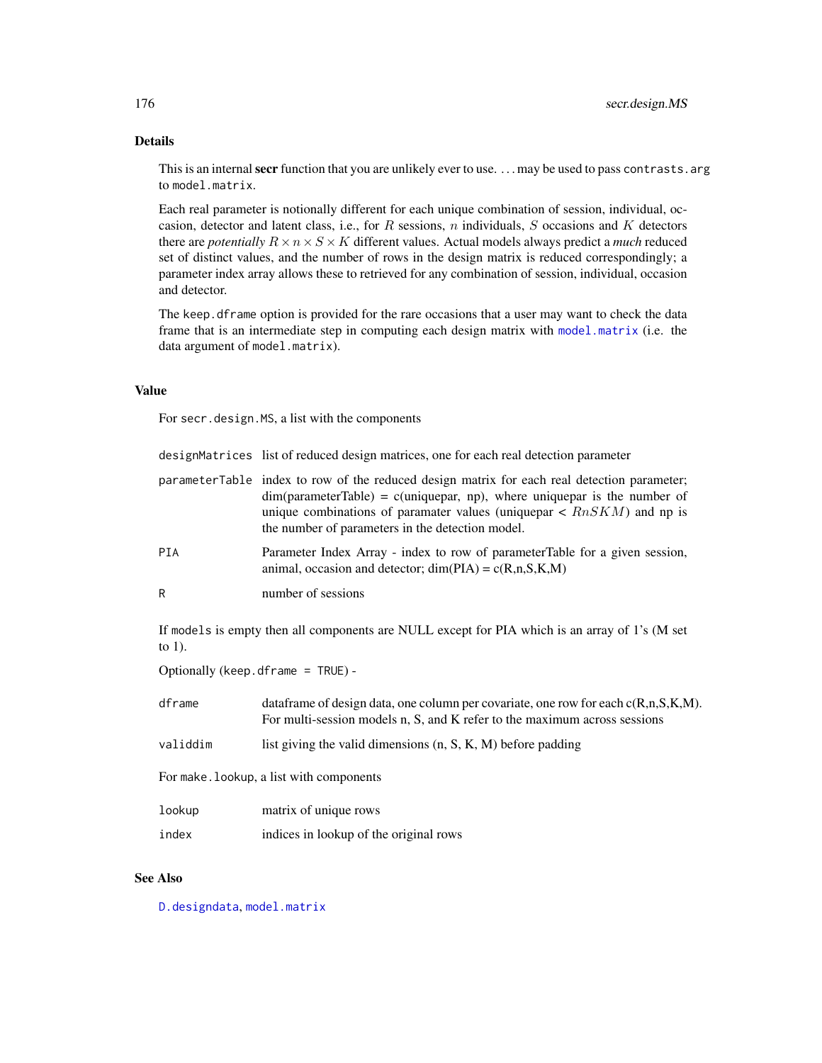## Details

This is an internal **secr** function that you are unlikely ever to use. ... may be used to pass `contrasts.arg` to `model.matrix`.

Each real parameter is notionally different for each unique combination of session, individual, occasion, detector and latent class, i.e., for $R$ sessions, $n$ individuals, $S$ occasions and $K$ detectors there are *potentially* $R \times n \times S \times K$ different values. Actual models always predict a *much* reduced set of distinct values, and the number of rows in the design matrix is reduced correspondingly; a parameter index array allows these to retrieved for any combination of session, individual, occasion and detector.

The `keep.dframe` option is provided for the rare occasions that a user may want to check the data frame that is an intermediate step in computing each design matrix with `model.matrix` (i.e. the data argument of `model.matrix`).

## Value

For `secr.design.MS`, a list with the components

| | |
|---|---|
| `designMatrices` | list of reduced design matrices, one for each real detection parameter |
| `parameterTable` | index to row of the reduced design matrix for each real detection parameter; dim(parameterTable) = c(uniquepar, np), where uniquepar is the number of unique combinations of paramater values (uniquepar < $RnSKM$) and np is the number of parameters in the detection model. |
| `PIA` | Parameter Index Array - index to row of parameterTable for a given session, animal, occasion and detector; dim(PIA) = c(R,n,S,K,M) |
| `R` | number of sessions |

If `models` is empty then all components are NULL except for PIA which is an array of 1's (M set to 1).

Optionally (`keep.dframe = TRUE`) -

| | |
|---|---|
| `dframe` | dataframe of design data, one column per covariate, one row for each c(R,n,S,K,M). For multi-session models n, S, and K refer to the maximum across sessions |
| `validdim` | list giving the valid dimensions (n, S, K, M) before padding |

For `make.lookup`, a list with components

| | |
|---|---|
| `lookup` | matrix of unique rows |
| `index` | indices in lookup of the original rows |

## See Also

`D.designdata`, `model.matrix`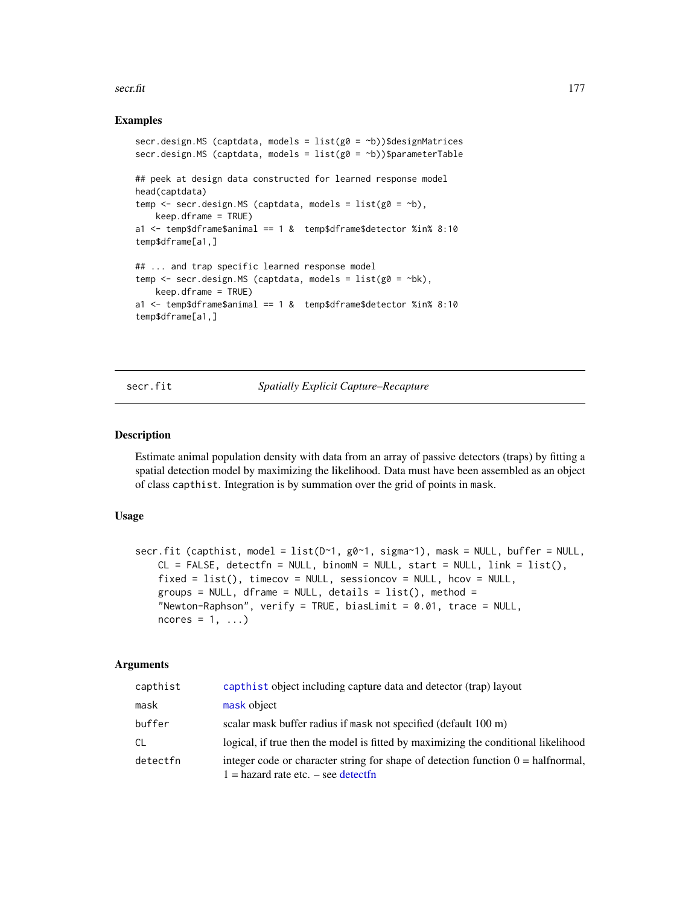## Examples

```
secr.design.MS (captdata, models = list(g0 = ~b))$designMatrices
secr.design.MS (captdata, models = list(g0 = ~b))$parameterTable

## peek at design data constructed for learned response model
head(captdata)
temp <- secr.design.MS (captdata, models = list(g0 = ~b),
    keep.dframe = TRUE)
a1 <- temp$dframe$animal == 1 &  temp$dframe$detector %in% 8:10
temp$dframe[a1,]

## ... and trap specific learned response model
temp <- secr.design.MS (captdata, models = list(g0 = ~bk),
    keep.dframe = TRUE)
a1 <- temp$dframe$animal == 1 &  temp$dframe$detector %in% 8:10
temp$dframe[a1,]
```

---

# secr.fit — *Spatially Explicit Capture–Recapture*

## Description

Estimate animal population density with data from an array of passive detectors (traps) by fitting a spatial detection model by maximizing the likelihood. Data must have been assembled as an object of class capthist. Integration is by summation over the grid of points in mask.

## Usage

```
secr.fit (capthist, model = list(D~1, g0~1, sigma~1), mask = NULL, buffer = NULL,
    CL = FALSE, detectfn = NULL, binomN = NULL, start = NULL, link = list(),
    fixed = list(), timecov = NULL, sessioncov = NULL, hcov = NULL,
    groups = NULL, dframe = NULL, details = list(), method =
    "Newton-Raphson", verify = TRUE, biasLimit = 0.01, trace = NULL,
    ncores = 1, ...)
```

## Arguments

| | |
|---|---|
| capthist | capthist object including capture data and detector (trap) layout |
| mask | mask object |
| buffer | scalar mask buffer radius if mask not specified (default 100 m) |
| CL | logical, if true then the model is fitted by maximizing the conditional likelihood |
| detectfn | integer code or character string for shape of detection function 0 = halfnormal, 1 = hazard rate etc. – see detectfn |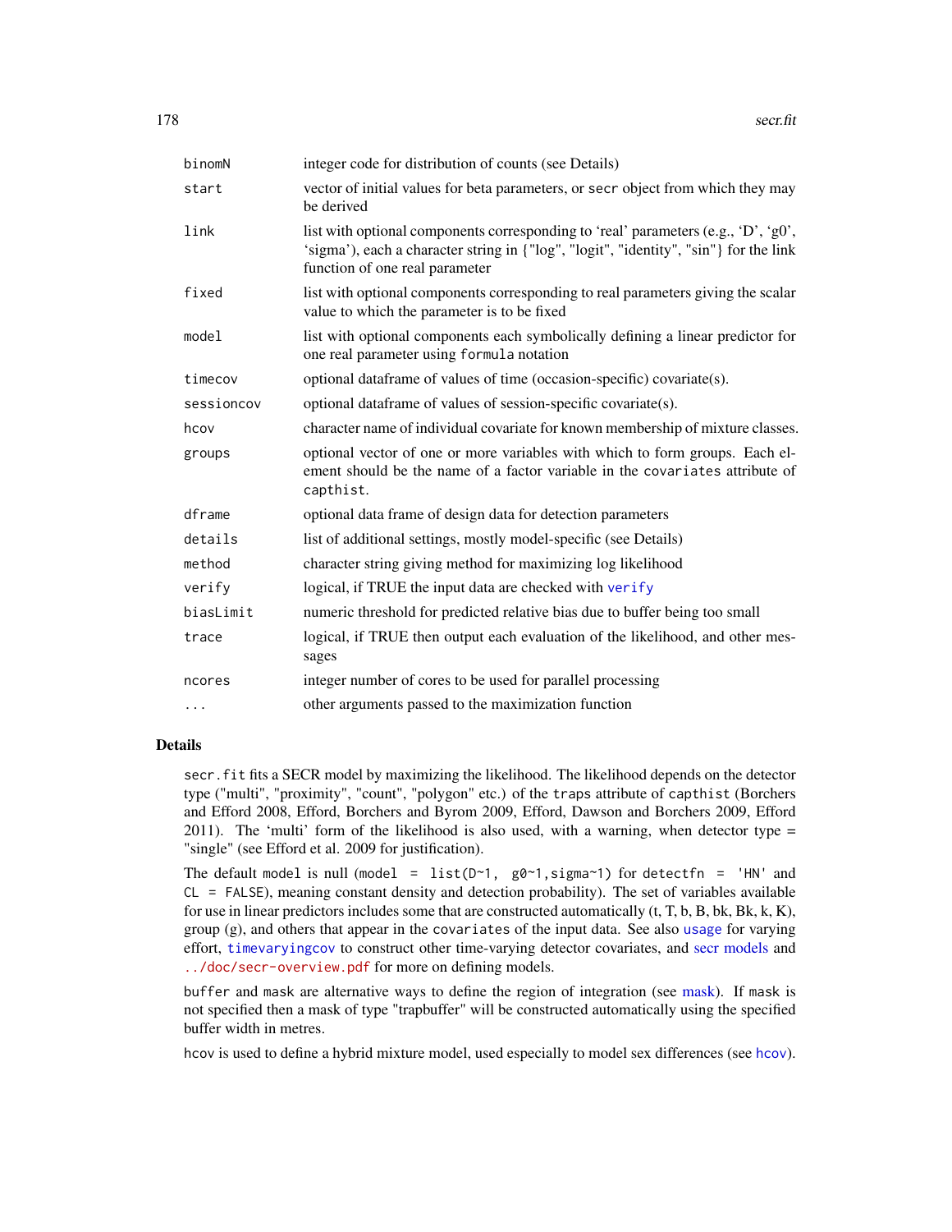| | |
|---|---|
| binomN | integer code for distribution of counts (see Details) |
| start | vector of initial values for beta parameters, or `secr` object from which they may be derived |
| link | list with optional components corresponding to 'real' parameters (e.g., 'D', 'g0', 'sigma'), each a character string in {"log", "logit", "identity", "sin"} for the link function of one real parameter |
| fixed | list with optional components corresponding to real parameters giving the scalar value to which the parameter is to be fixed |
| model | list with optional components each symbolically defining a linear predictor for one real parameter using `formula` notation |
| timecov | optional dataframe of values of time (occasion-specific) covariate(s). |
| sessioncov | optional dataframe of values of session-specific covariate(s). |
| hcov | character name of individual covariate for known membership of mixture classes. |
| groups | optional vector of one or more variables with which to form groups. Each element should be the name of a factor variable in the `covariates` attribute of `capthist`. |
| dframe | optional data frame of design data for detection parameters |
| details | list of additional settings, mostly model-specific (see Details) |
| method | character string giving method for maximizing log likelihood |
| verify | logical, if TRUE the input data are checked with verify |
| biasLimit | numeric threshold for predicted relative bias due to buffer being too small |
| trace | logical, if TRUE then output each evaluation of the likelihood, and other messages |
| ncores | integer number of cores to be used for parallel processing |
| ... | other arguments passed to the maximization function |

## Details

`secr.fit` fits a SECR model by maximizing the likelihood. The likelihood depends on the detector type ("multi", "proximity", "count", "polygon" etc.) of the `traps` attribute of `capthist` (Borchers and Efford 2008, Efford, Borchers and Byrom 2009, Efford, Dawson and Borchers 2009, Efford 2011). The 'multi' form of the likelihood is also used, with a warning, when detector type = "single" (see Efford et al. 2009 for justification).

The default `model` is null (`model = list(D~1, g0~1,sigma~1)` for `detectfn = 'HN'` and `CL = FALSE`), meaning constant density and detection probability). The set of variables available for use in linear predictors includes some that are constructed automatically (t, T, b, B, bk, Bk, k, K), group (g), and others that appear in the `covariates` of the input data. See also usage for varying effort, timevaryingcov to construct other time-varying detector covariates, and secr models and ../doc/secr-overview.pdf for more on defining models.

`buffer` and `mask` are alternative ways to define the region of integration (see mask). If `mask` is not specified then a mask of type "trapbuffer" will be constructed automatically using the specified buffer width in metres.

`hcov` is used to define a hybrid mixture model, used especially to model sex differences (see hcov).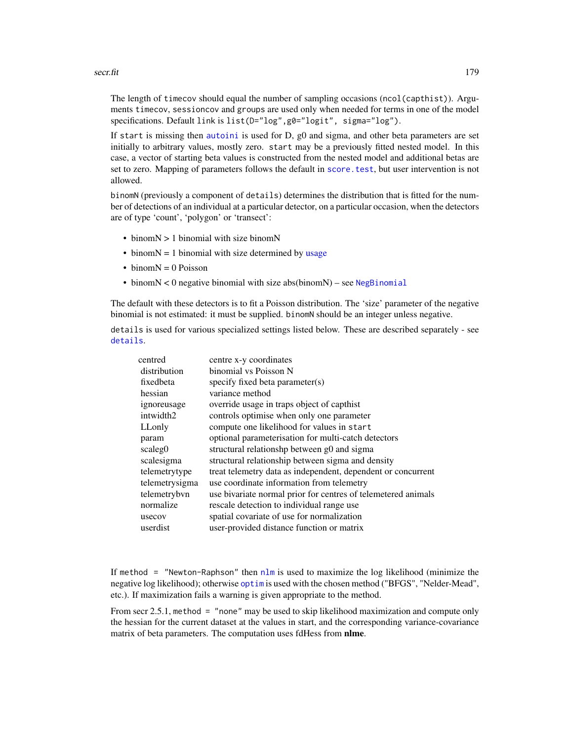The length of `timecov` should equal the number of sampling occasions (`ncol(capthist)`). Arguments `timecov`, `sessioncov` and `groups` are used only when needed for terms in one of the model specifications. Default `link` is `list(D="log",g0="logit", sigma="log")`.

If `start` is missing then `autoini` is used for D, g0 and sigma, and other beta parameters are set initially to arbitrary values, mostly zero. `start` may be a previously fitted nested model. In this case, a vector of starting beta values is constructed from the nested model and additional betas are set to zero. Mapping of parameters follows the default in `score.test`, but user intervention is not allowed.

`binomN` (previously a component of `details`) determines the distribution that is fitted for the number of detections of an individual at a particular detector, on a particular occasion, when the detectors are of type 'count', 'polygon' or 'transect':

- binomN > 1 binomial with size binomN
- binomN = 1 binomial with size determined by usage
- binomN = 0 Poisson
- binomN < 0 negative binomial with size abs(binomN) – see `NegBinomial`

The default with these detectors is to fit a Poisson distribution. The 'size' parameter of the negative binomial is not estimated: it must be supplied. `binomN` should be an integer unless negative.

`details` is used for various specialized settings listed below. These are described separately - see `details`.

| | |
|---|---|
| centred | centre x-y coordinates |
| distribution | binomial vs Poisson N |
| fixedbeta | specify fixed beta parameter(s) |
| hessian | variance method |
| ignoreusage | override usage in traps object of capthist |
| intwidth2 | controls optimise when only one parameter |
| LLonly | compute one likelihood for values in `start` |
| param | optional parameterisation for multi-catch detectors |
| scaleg0 | structural relationshp between g0 and sigma |
| scalesigma | structural relationship between sigma and density |
| telemetrytype | treat telemetry data as independent, dependent or concurrent |
| telemetrysigma | use coordinate information from telemetry |
| telemetrybvn | use bivariate normal prior for centres of telemetered animals |
| normalize | rescale detection to individual range use |
| usecov | spatial covariate of use for normalization |
| userdist | user-provided distance function or matrix |

If `method = "Newton-Raphson"` then `nlm` is used to maximize the log likelihood (minimize the negative log likelihood); otherwise `optim` is used with the chosen method ("BFGS", "Nelder-Mead", etc.). If maximization fails a warning is given appropriate to the method.

From secr 2.5.1, `method = "none"` may be used to skip likelihood maximization and compute only the hessian for the current dataset at the values in start, and the corresponding variance-covariance matrix of beta parameters. The computation uses fdHess from **nlme**.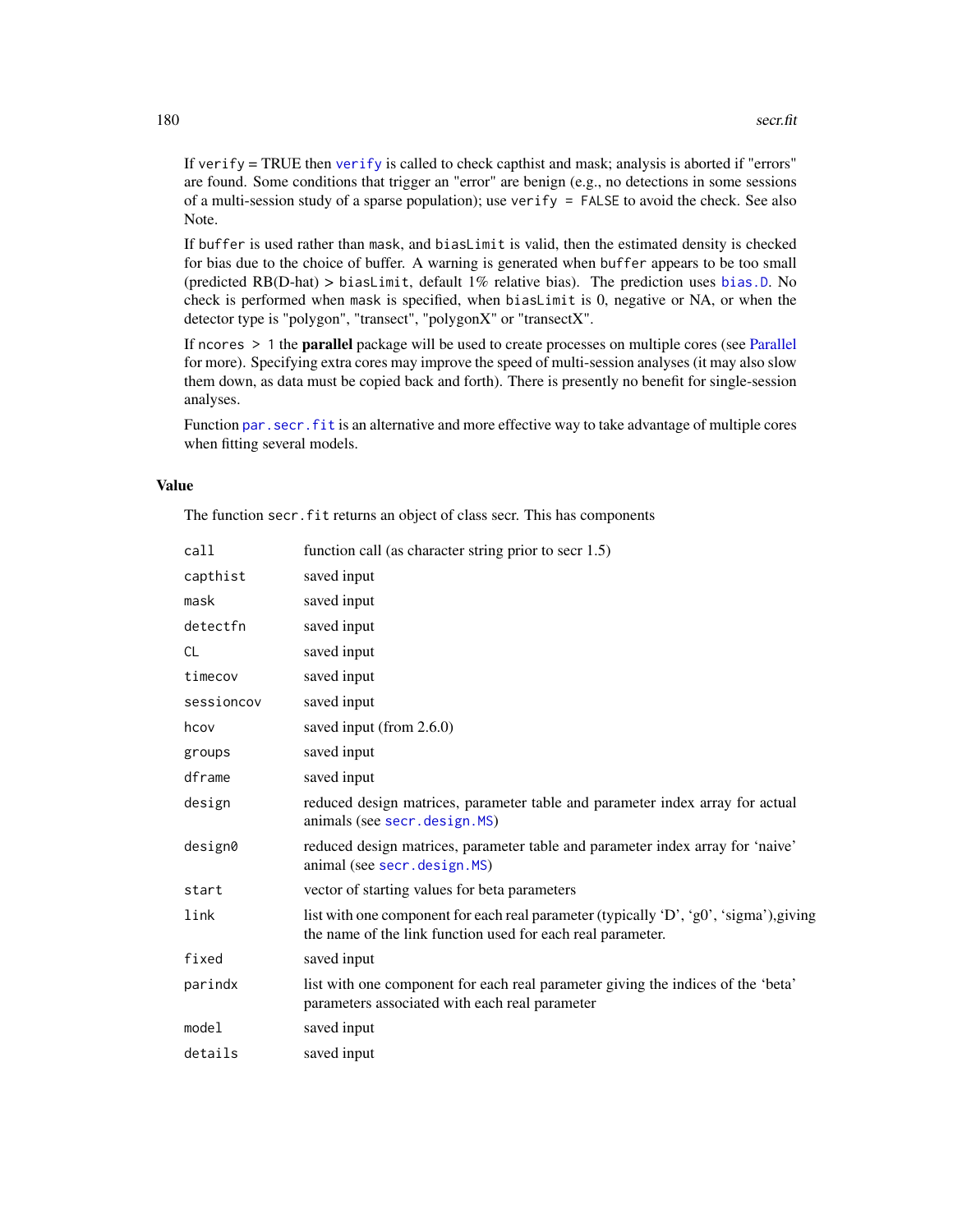If verify = TRUE then verify is called to check capthist and mask; analysis is aborted if "errors" are found. Some conditions that trigger an "error" are benign (e.g., no detections in some sessions of a multi-session study of a sparse population); use verify = FALSE to avoid the check. See also Note.

If buffer is used rather than mask, and biasLimit is valid, then the estimated density is checked for bias due to the choice of buffer. A warning is generated when buffer appears to be too small (predicted RB(D-hat) > biasLimit, default 1% relative bias). The prediction uses bias.D. No check is performed when mask is specified, when biasLimit is 0, negative or NA, or when the detector type is "polygon", "transect", "polygonX" or "transectX".

If ncores > 1 the **parallel** package will be used to create processes on multiple cores (see Parallel for more). Specifying extra cores may improve the speed of multi-session analyses (it may also slow them down, as data must be copied back and forth). There is presently no benefit for single-session analyses.

Function par.secr.fit is an alternative and more effective way to take advantage of multiple cores when fitting several models.

## Value

The function secr.fit returns an object of class secr. This has components

| | |
|---|---|
| call | function call (as character string prior to secr 1.5) |
| capthist | saved input |
| mask | saved input |
| detectfn | saved input |
| CL | saved input |
| timecov | saved input |
| sessioncov | saved input |
| hcov | saved input (from 2.6.0) |
| groups | saved input |
| dframe | saved input |
| design | reduced design matrices, parameter table and parameter index array for actual animals (see secr.design.MS) |
| design0 | reduced design matrices, parameter table and parameter index array for 'naive' animal (see secr.design.MS) |
| start | vector of starting values for beta parameters |
| link | list with one component for each real parameter (typically 'D', 'g0', 'sigma'),giving the name of the link function used for each real parameter. |
| fixed | saved input |
| parindx | list with one component for each real parameter giving the indices of the 'beta' parameters associated with each real parameter |
| model | saved input |
| details | saved input |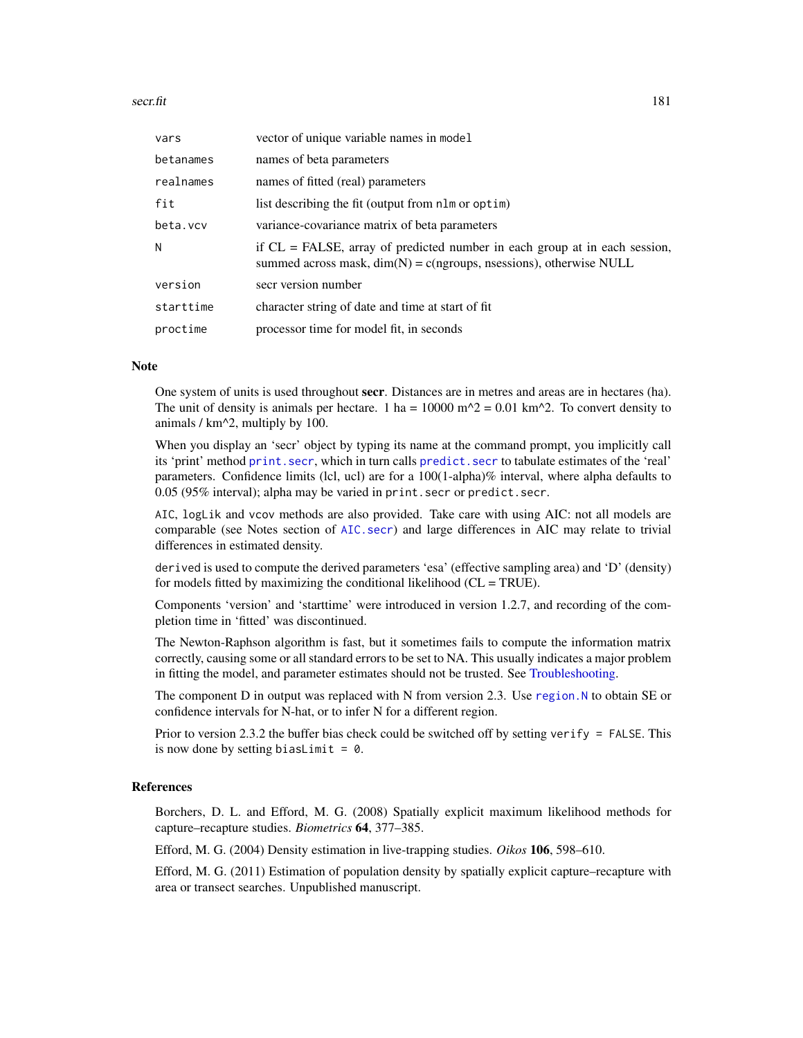| | |
|---|---|
| `vars` | vector of unique variable names in `model` |
| `betanames` | names of beta parameters |
| `realnames` | names of fitted (real) parameters |
| `fit` | list describing the fit (output from `nlm` or `optim`) |
| `beta.vcv` | variance-covariance matrix of beta parameters |
| `N` | if CL = FALSE, array of predicted number in each group at in each session, summed across mask, dim(N) = c(ngroups, nsessions), otherwise NULL |
| `version` | secr version number |
| `starttime` | character string of date and time at start of fit |
| `proctime` | processor time for model fit, in seconds |

## Note

One system of units is used throughout **secr**. Distances are in metres and areas are in hectares (ha). The unit of density is animals per hectare. 1 ha = 10000 m^2 = 0.01 km^2. To convert density to animals / km^2, multiply by 100.

When you display an 'secr' object by typing its name at the command prompt, you implicitly call its 'print' method `print.secr`, which in turn calls `predict.secr` to tabulate estimates of the 'real' parameters. Confidence limits (lcl, ucl) are for a 100(1-alpha)% interval, where alpha defaults to 0.05 (95% interval); alpha may be varied in `print.secr` or `predict.secr`.

`AIC`, `logLik` and `vcov` methods are also provided. Take care with using AIC: not all models are comparable (see Notes section of `AIC.secr`) and large differences in AIC may relate to trivial differences in estimated density.

`derived` is used to compute the derived parameters 'esa' (effective sampling area) and 'D' (density) for models fitted by maximizing the conditional likelihood (CL = TRUE).

Components 'version' and 'starttime' were introduced in version 1.2.7, and recording of the completion time in 'fitted' was discontinued.

The Newton-Raphson algorithm is fast, but it sometimes fails to compute the information matrix correctly, causing some or all standard errors to be set to NA. This usually indicates a major problem in fitting the model, and parameter estimates should not be trusted. See Troubleshooting.

The component D in output was replaced with N from version 2.3. Use `region.N` to obtain SE or confidence intervals for N-hat, or to infer N for a different region.

Prior to version 2.3.2 the buffer bias check could be switched off by setting `verify = FALSE`. This is now done by setting `biasLimit = 0`.

## References

Borchers, D. L. and Efford, M. G. (2008) Spatially explicit maximum likelihood methods for capture–recapture studies. *Biometrics* **64**, 377–385.

Efford, M. G. (2004) Density estimation in live-trapping studies. *Oikos* **106**, 598–610.

Efford, M. G. (2011) Estimation of population density by spatially explicit capture–recapture with area or transect searches. Unpublished manuscript.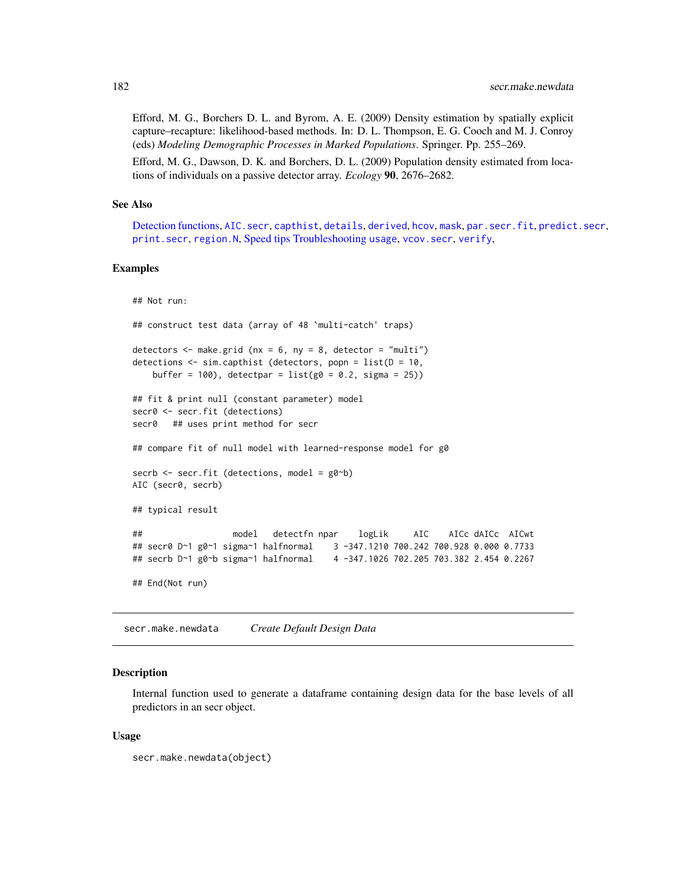Efford, M. G., Borchers D. L. and Byrom, A. E. (2009) Density estimation by spatially explicit capture–recapture: likelihood-based methods. In: D. L. Thompson, E. G. Cooch and M. J. Conroy (eds) *Modeling Demographic Processes in Marked Populations*. Springer. Pp. 255–269.

Efford, M. G., Dawson, D. K. and Borchers, D. L. (2009) Population density estimated from locations of individuals on a passive detector array. *Ecology* **90**, 2676–2682.

### See Also

Detection functions, `AIC.secr`, `capthist`, `details`, `derived`, `hcov`, `mask`, `par.secr.fit`, `predict.secr`, `print.secr`, `region.N`, Speed tips Troubleshooting usage, `vcov.secr`, `verify`,

### Examples

```
## Not run:

## construct test data (array of 48 `multi-catch' traps)

detectors <- make.grid (nx = 6, ny = 8, detector = "multi")
detections <- sim.capthist (detectors, popn = list(D = 10,
    buffer = 100), detectpar = list(g0 = 0.2, sigma = 25))

## fit & print null (constant parameter) model
secr0 <- secr.fit (detections)
secr0   ## uses print method for secr

## compare fit of null model with learned-response model for g0

secrb <- secr.fit (detections, model = g0~b)
AIC (secr0, secrb)

## typical result

##                  model   detectfn npar    logLik     AIC    AICc dAICc  AICwt
## secr0 D~1 g0~1 sigma~1 halfnormal    3 -347.1210 700.242 700.928 0.000 0.7733
## secrb D~1 g0~b sigma~1 halfnormal    4 -347.1026 702.205 703.382 2.454 0.2267

## End(Not run)
```

---

## secr.make.newdata — *Create Default Design Data*

### Description

Internal function used to generate a dataframe containing design data for the base levels of all predictors in an secr object.

### Usage

```
secr.make.newdata(object)
```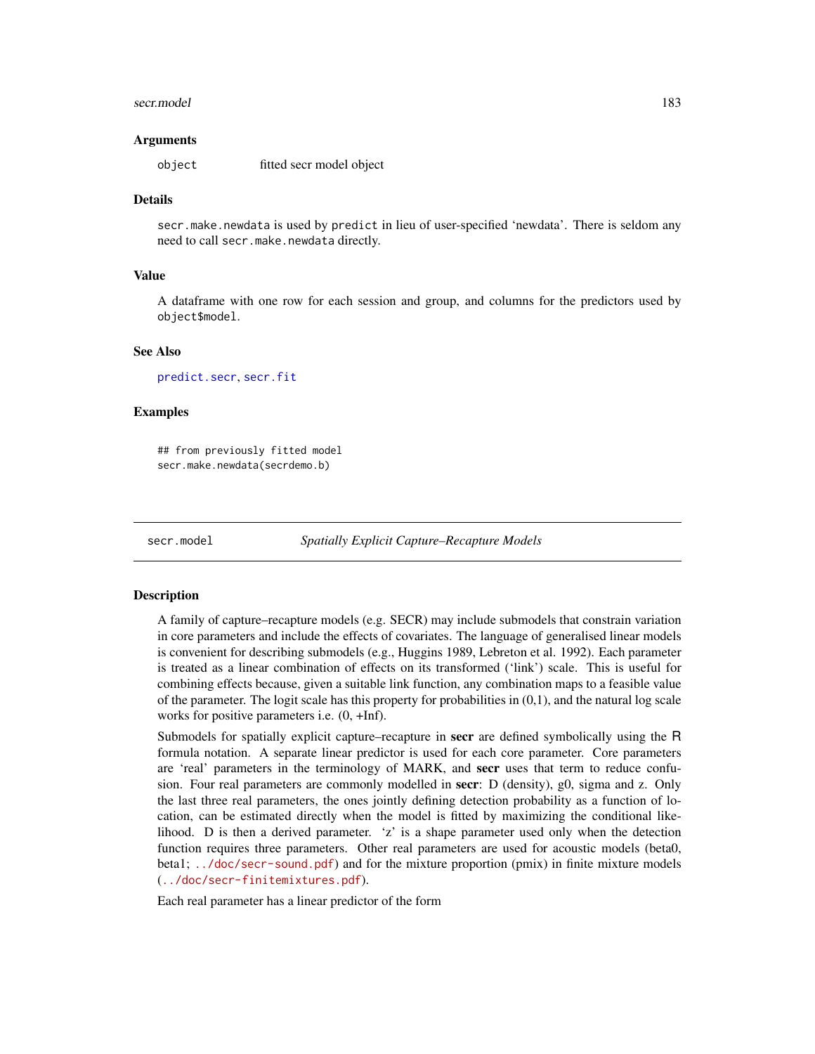### Arguments

`object` fitted secr model object

### Details

`secr.make.newdata` is used by `predict` in lieu of user-specified 'newdata'. There is seldom any need to call `secr.make.newdata` directly.

### Value

A dataframe with one row for each session and group, and columns for the predictors used by `object$model`.

### See Also

`predict.secr`, `secr.fit`

### Examples

```
## from previously fitted model
secr.make.newdata(secrdemo.b)
```

---

## secr.model — *Spatially Explicit Capture–Recapture Models*

---

### Description

A family of capture–recapture models (e.g. SECR) may include submodels that constrain variation in core parameters and include the effects of covariates. The language of generalised linear models is convenient for describing submodels (e.g., Huggins 1989, Lebreton et al. 1992). Each parameter is treated as a linear combination of effects on its transformed ('link') scale. This is useful for combining effects because, given a suitable link function, any combination maps to a feasible value of the parameter. The logit scale has this property for probabilities in (0,1), and the natural log scale works for positive parameters i.e. (0, +Inf).

Submodels for spatially explicit capture–recapture in **secr** are defined symbolically using the R formula notation. A separate linear predictor is used for each core parameter. Core parameters are 'real' parameters in the terminology of MARK, and **secr** uses that term to reduce confusion. Four real parameters are commonly modelled in **secr**: D (density), g0, sigma and z. Only the last three real parameters, the ones jointly defining detection probability as a function of location, can be estimated directly when the model is fitted by maximizing the conditional likelihood. D is then a derived parameter. 'z' is a shape parameter used only when the detection function requires three parameters. Other real parameters are used for acoustic models (beta0, beta1; `../doc/secr-sound.pdf`) and for the mixture proportion (pmix) in finite mixture models (`../doc/secr-finitemixtures.pdf`).

Each real parameter has a linear predictor of the form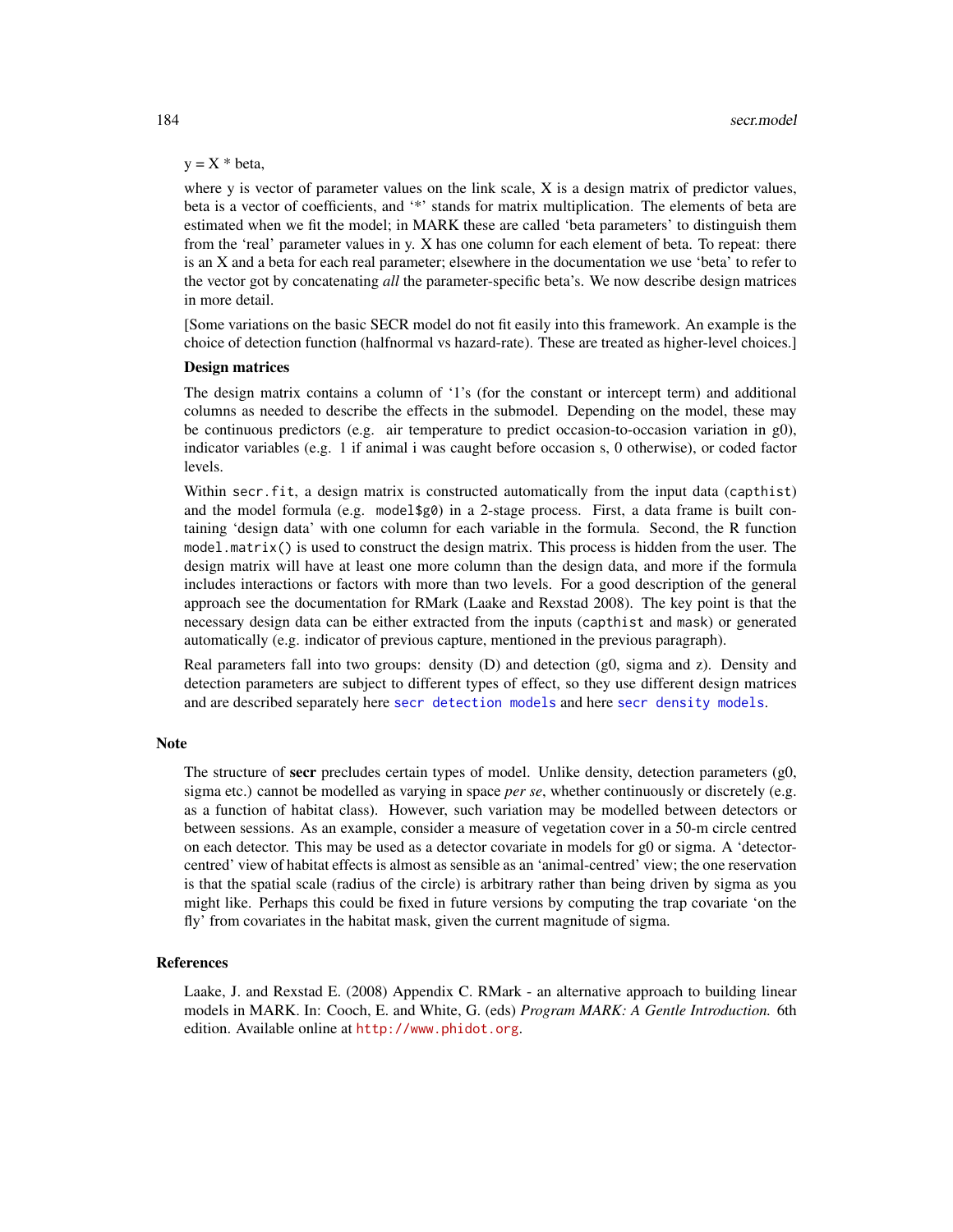y = X * beta,

where y is vector of parameter values on the link scale, X is a design matrix of predictor values, beta is a vector of coefficients, and '*' stands for matrix multiplication. The elements of beta are estimated when we fit the model; in MARK these are called 'beta parameters' to distinguish them from the 'real' parameter values in y. X has one column for each element of beta. To repeat: there is an X and a beta for each real parameter; elsewhere in the documentation we use 'beta' to refer to the vector got by concatenating *all* the parameter-specific beta's. We now describe design matrices in more detail.

[Some variations on the basic SECR model do not fit easily into this framework. An example is the choice of detection function (halfnormal vs hazard-rate). These are treated as higher-level choices.]

**Design matrices**

The design matrix contains a column of '1's (for the constant or intercept term) and additional columns as needed to describe the effects in the submodel. Depending on the model, these may be continuous predictors (e.g. air temperature to predict occasion-to-occasion variation in g0), indicator variables (e.g. 1 if animal i was caught before occasion s, 0 otherwise), or coded factor levels.

Within `secr.fit`, a design matrix is constructed automatically from the input data (`capthist`) and the model formula (e.g. `model$g0`) in a 2-stage process. First, a data frame is built containing 'design data' with one column for each variable in the formula. Second, the R function `model.matrix()` is used to construct the design matrix. This process is hidden from the user. The design matrix will have at least one more column than the design data, and more if the formula includes interactions or factors with more than two levels. For a good description of the general approach see the documentation for RMark (Laake and Rexstad 2008). The key point is that the necessary design data can be either extracted from the inputs (`capthist` and `mask`) or generated automatically (e.g. indicator of previous capture, mentioned in the previous paragraph).

Real parameters fall into two groups: density (D) and detection (g0, sigma and z). Density and detection parameters are subject to different types of effect, so they use different design matrices and are described separately here `secr detection models` and here `secr density models`.

## Note

The structure of **secr** precludes certain types of model. Unlike density, detection parameters (g0, sigma etc.) cannot be modelled as varying in space *per se*, whether continuously or discretely (e.g. as a function of habitat class). However, such variation may be modelled between detectors or between sessions. As an example, consider a measure of vegetation cover in a 50-m circle centred on each detector. This may be used as a detector covariate in models for g0 or sigma. A 'detector-centred' view of habitat effects is almost as sensible as an 'animal-centred' view; the one reservation is that the spatial scale (radius of the circle) is arbitrary rather than being driven by sigma as you might like. Perhaps this could be fixed in future versions by computing the trap covariate 'on the fly' from covariates in the habitat mask, given the current magnitude of sigma.

## References

Laake, J. and Rexstad E. (2008) Appendix C. RMark - an alternative approach to building linear models in MARK. In: Cooch, E. and White, G. (eds) *Program MARK: A Gentle Introduction.* 6th edition. Available online at http://www.phidot.org.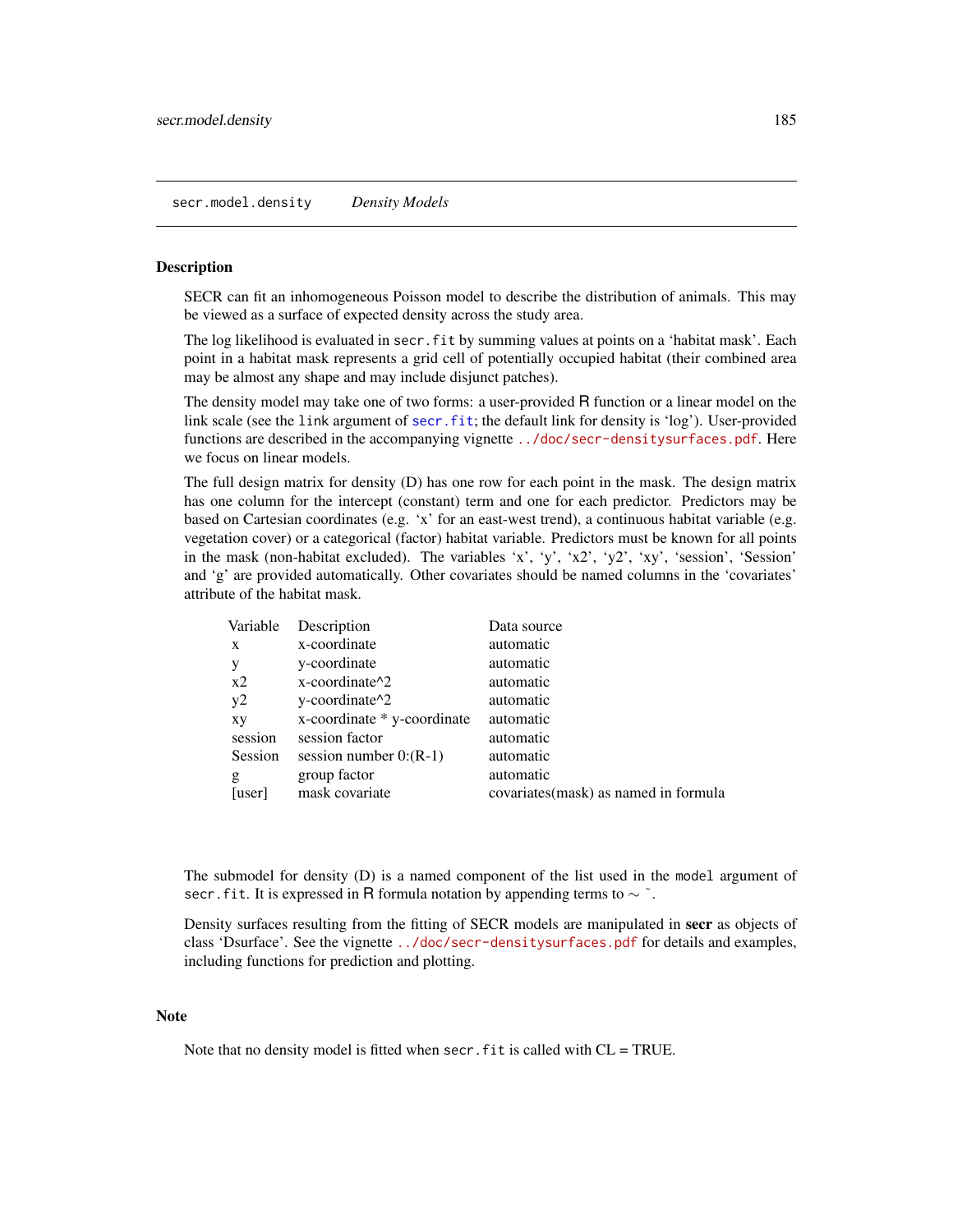secr.model.density *Density Models*

## Description

SECR can fit an inhomogeneous Poisson model to describe the distribution of animals. This may be viewed as a surface of expected density across the study area.

The log likelihood is evaluated in `secr.fit` by summing values at points on a 'habitat mask'. Each point in a habitat mask represents a grid cell of potentially occupied habitat (their combined area may be almost any shape and may include disjunct patches).

The density model may take one of two forms: a user-provided R function or a linear model on the link scale (see the `link` argument of `secr.fit`; the default link for density is 'log'). User-provided functions are described in the accompanying vignette `../doc/secr-densitysurfaces.pdf`. Here we focus on linear models.

The full design matrix for density (D) has one row for each point in the mask. The design matrix has one column for the intercept (constant) term and one for each predictor. Predictors may be based on Cartesian coordinates (e.g. 'x' for an east-west trend), a continuous habitat variable (e.g. vegetation cover) or a categorical (factor) habitat variable. Predictors must be known for all points in the mask (non-habitat excluded). The variables 'x', 'y', 'x2', 'y2', 'xy', 'session', 'Session' and 'g' are provided automatically. Other covariates should be named columns in the 'covariates' attribute of the habitat mask.

| Variable | Description | Data source |
|---|---|---|
| x | x-coordinate | automatic |
| y | y-coordinate | automatic |
| x2 | x-coordinate^2 | automatic |
| y2 | y-coordinate^2 | automatic |
| xy | x-coordinate * y-coordinate | automatic |
| session | session factor | automatic |
| Session | session number 0:(R-1) | automatic |
| g | group factor | automatic |
| [user] | mask covariate | covariates(mask) as named in formula |

The submodel for density (D) is a named component of the list used in the `model` argument of `secr.fit`. It is expressed in R formula notation by appending terms to ~ ˜.

Density surfaces resulting from the fitting of SECR models are manipulated in **secr** as objects of class 'Dsurface'. See the vignette `../doc/secr-densitysurfaces.pdf` for details and examples, including functions for prediction and plotting.

## Note

Note that no density model is fitted when `secr.fit` is called with CL = TRUE.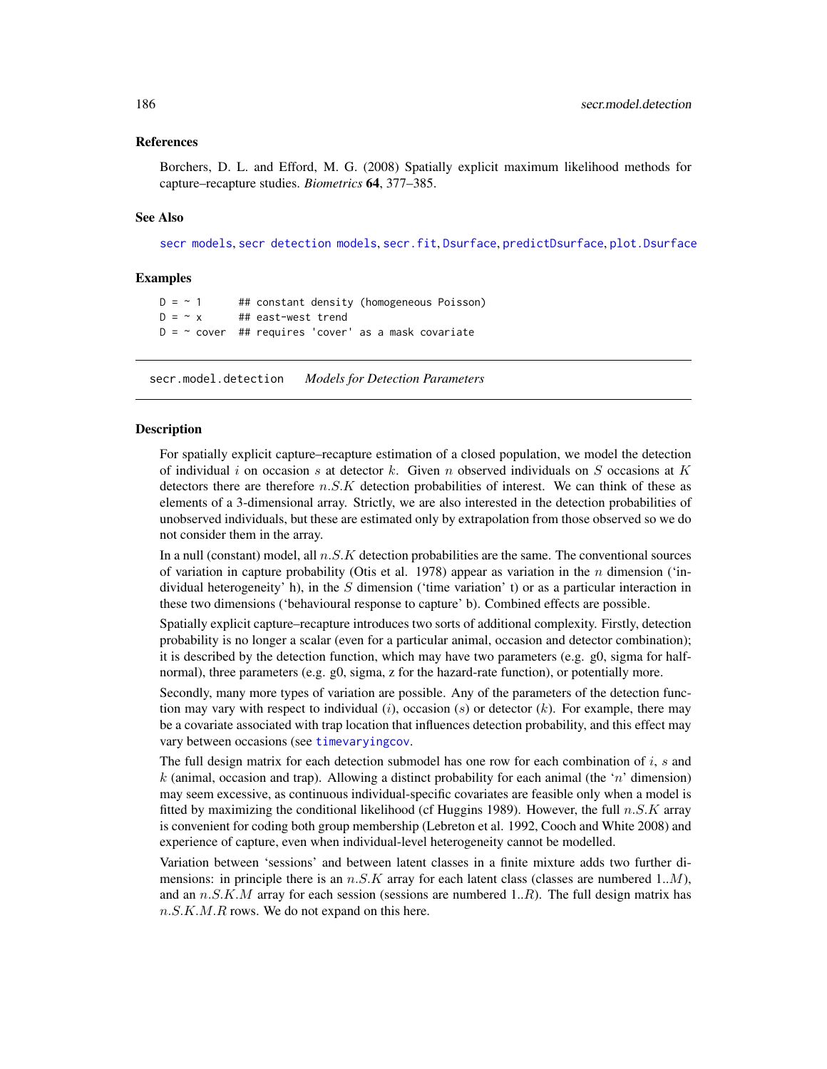### References

Borchers, D. L. and Efford, M. G. (2008) Spatially explicit maximum likelihood methods for capture–recapture studies. *Biometrics* **64**, 377–385.

### See Also

secr models, secr detection models, secr.fit, Dsurface, predictDsurface, plot.Dsurface

### Examples

```
D = ~ 1      ## constant density (homogeneous Poisson)
D = ~ x      ## east-west trend
D = ~ cover  ## requires 'cover' as a mask covariate
```

---

## secr.model.detection *Models for Detection Parameters*

### Description

For spatially explicit capture–recapture estimation of a closed population, we model the detection of individual $i$ on occasion $s$ at detector $k$. Given $n$ observed individuals on $S$ occasions at $K$ detectors there are therefore $n.S.K$ detection probabilities of interest. We can think of these as elements of a 3-dimensional array. Strictly, we are also interested in the detection probabilities of unobserved individuals, but these are estimated only by extrapolation from those observed so we do not consider them in the array.

In a null (constant) model, all $n.S.K$ detection probabilities are the same. The conventional sources of variation in capture probability (Otis et al. 1978) appear as variation in the $n$ dimension ('individual heterogeneity' h), in the $S$ dimension ('time variation' t) or as a particular interaction in these two dimensions ('behavioural response to capture' b). Combined effects are possible.

Spatially explicit capture–recapture introduces two sorts of additional complexity. Firstly, detection probability is no longer a scalar (even for a particular animal, occasion and detector combination); it is described by the detection function, which may have two parameters (e.g. g0, sigma for half-normal), three parameters (e.g. g0, sigma, z for the hazard-rate function), or potentially more.

Secondly, many more types of variation are possible. Any of the parameters of the detection function may vary with respect to individual ($i$), occasion ($s$) or detector ($k$). For example, there may be a covariate associated with trap location that influences detection probability, and this effect may vary between occasions (see timevaryingcov.

The full design matrix for each detection submodel has one row for each combination of $i$, $s$ and $k$ (animal, occasion and trap). Allowing a distinct probability for each animal (the '$n$' dimension) may seem excessive, as continuous individual-specific covariates are feasible only when a model is fitted by maximizing the conditional likelihood (cf Huggins 1989). However, the full $n.S.K$ array is convenient for coding both group membership (Lebreton et al. 1992, Cooch and White 2008) and experience of capture, even when individual-level heterogeneity cannot be modelled.

Variation between 'sessions' and between latent classes in a finite mixture adds two further dimensions: in principle there is an $n.S.K$ array for each latent class (classes are numbered $1..M$), and an $n.S.K.M$ array for each session (sessions are numbered $1..R$). The full design matrix has $n.S.K.M.R$ rows. We do not expand on this here.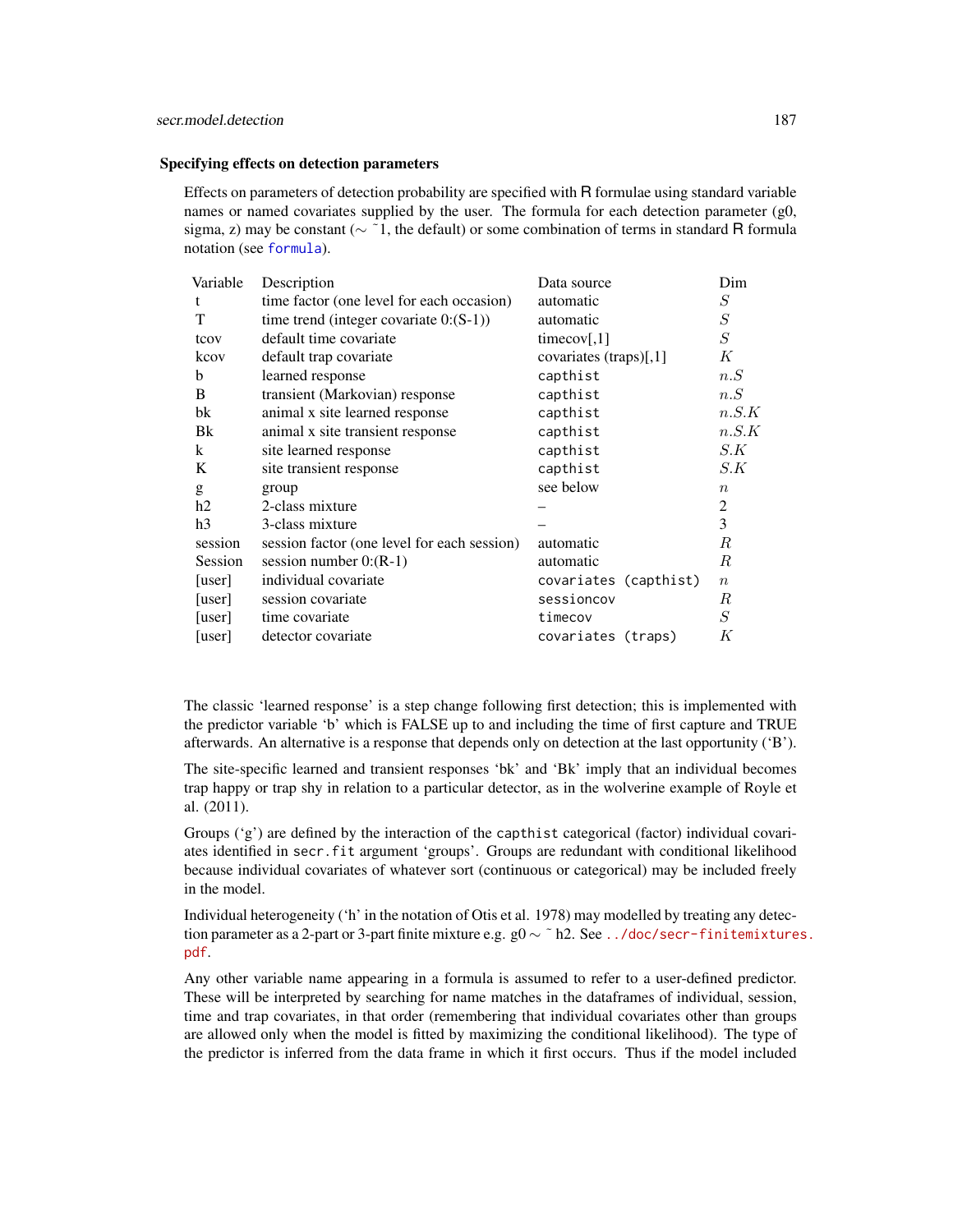### Specifying effects on detection parameters

Effects on parameters of detection probability are specified with R formulae using standard variable names or named covariates supplied by the user. The formula for each detection parameter (g0, sigma, z) may be constant (~ ~1, the default) or some combination of terms in standard R formula notation (see `formula`).

| Variable | Description | Data source | Dim |
|---|---|---|---|
| t | time factor (one level for each occasion) | automatic | $S$ |
| T | time trend (integer covariate 0:(S-1)) | automatic | $S$ |
| tcov | default time covariate | timecov[,1] | $S$ |
| kcov | default trap covariate | covariates (traps)[,1] | $K$ |
| b | learned response | `capthist` | $n.S$ |
| B | transient (Markovian) response | `capthist` | $n.S$ |
| bk | animal x site learned response | `capthist` | $n.S.K$ |
| Bk | animal x site transient response | `capthist` | $n.S.K$ |
| k | site learned response | `capthist` | $S.K$ |
| K | site transient response | `capthist` | $S.K$ |
| g | group | see below | $n$ |
| h2 | 2-class mixture | – | 2 |
| h3 | 3-class mixture | – | 3 |
| session | session factor (one level for each session) | automatic | $R$ |
| Session | session number 0:(R-1) | automatic | $R$ |
| [user] | individual covariate | `covariates (capthist)` | $n$ |
| [user] | session covariate | `sessioncov` | $R$ |
| [user] | time covariate | `timecov` | $S$ |
| [user] | detector covariate | `covariates (traps)` | $K$ |

The classic 'learned response' is a step change following first detection; this is implemented with the predictor variable 'b' which is FALSE up to and including the time of first capture and TRUE afterwards. An alternative is a response that depends only on detection at the last opportunity ('B').

The site-specific learned and transient responses 'bk' and 'Bk' imply that an individual becomes trap happy or trap shy in relation to a particular detector, as in the wolverine example of Royle et al. (2011).

Groups ('g') are defined by the interaction of the `capthist` categorical (factor) individual covariates identified in `secr.fit` argument 'groups'. Groups are redundant with conditional likelihood because individual covariates of whatever sort (continuous or categorical) may be included freely in the model.

Individual heterogeneity ('h' in the notation of Otis et al. 1978) may modelled by treating any detection parameter as a 2-part or 3-part finite mixture e.g. g0 ~ ~ h2. See `../doc/secr-finitemixtures.pdf`.

Any other variable name appearing in a formula is assumed to refer to a user-defined predictor. These will be interpreted by searching for name matches in the dataframes of individual, session, time and trap covariates, in that order (remembering that individual covariates other than groups are allowed only when the model is fitted by maximizing the conditional likelihood). The type of the predictor is inferred from the data frame in which it first occurs. Thus if the model included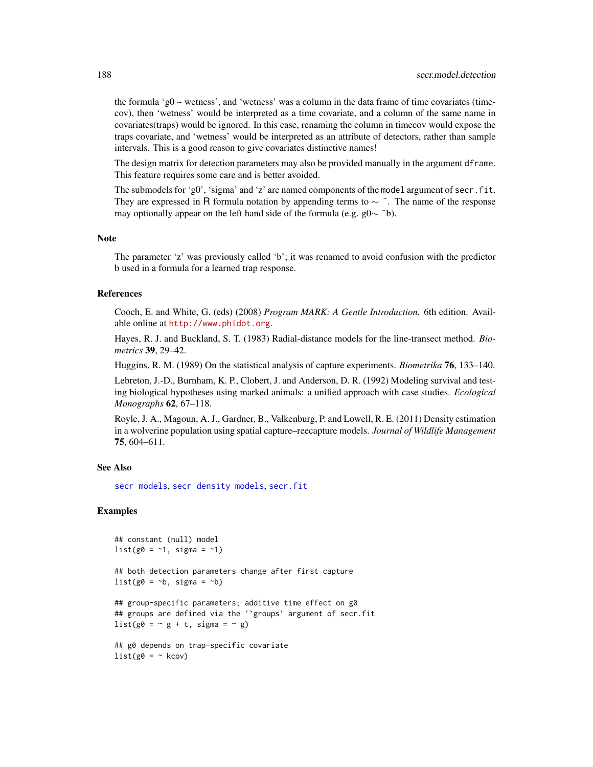the formula 'g0 ~ wetness', and 'wetness' was a column in the data frame of time covariates (timecov), then 'wetness' would be interpreted as a time covariate, and a column of the same name in covariates(traps) would be ignored. In this case, renaming the column in timecov would expose the traps covariate, and 'wetness' would be interpreted as an attribute of detectors, rather than sample intervals. This is a good reason to give covariates distinctive names!

The design matrix for detection parameters may also be provided manually in the argument `dframe`. This feature requires some care and is better avoided.

The submodels for 'g0', 'sigma' and 'z' are named components of the `model` argument of `secr.fit`. They are expressed in R formula notation by appending terms to ∼ ˜. The name of the response may optionally appear on the left hand side of the formula (e.g. g0∼ ˜b).

## Note

The parameter 'z' was previously called 'b'; it was renamed to avoid confusion with the predictor b used in a formula for a learned trap response.

## References

Cooch, E. and White, G. (eds) (2008) *Program MARK: A Gentle Introduction.* 6th edition. Available online at http://www.phidot.org.

Hayes, R. J. and Buckland, S. T. (1983) Radial-distance models for the line-transect method. *Biometrics* **39**, 29–42.

Huggins, R. M. (1989) On the statistical analysis of capture experiments. *Biometrika* **76**, 133–140.

Lebreton, J.-D., Burnham, K. P., Clobert, J. and Anderson, D. R. (1992) Modeling survival and testing biological hypotheses using marked animals: a unified approach with case studies. *Ecological Monographs* **62**, 67–118.

Royle, J. A., Magoun, A. J., Gardner, B., Valkenburg, P. and Lowell, R. E. (2011) Density estimation in a wolverine population using spatial capture–reecapture models. *Journal of Wildlife Management* **75**, 604–611.

## See Also

secr models, secr density models, secr.fit

## Examples

```
## constant (null) model
list(g0 = ~1, sigma = ~1)

## both detection parameters change after first capture
list(g0 = ~b, sigma = ~b)

## group-specific parameters; additive time effect on g0
## groups are defined via the '`groups' argument of secr.fit
list(g0 = ~ g + t, sigma = ~ g)

## g0 depends on trap-specific covariate
list(g0 = ~ kcov)
```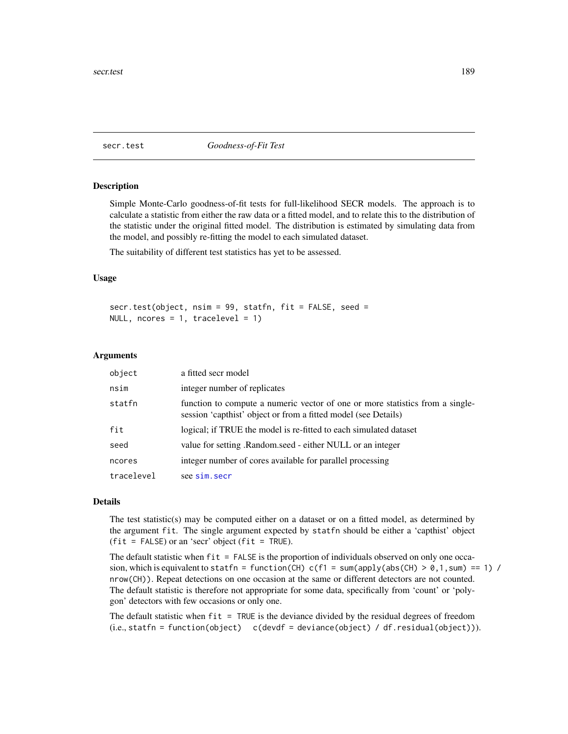secr.test *Goodness-of-Fit Test*

## Description

Simple Monte-Carlo goodness-of-fit tests for full-likelihood SECR models. The approach is to calculate a statistic from either the raw data or a fitted model, and to relate this to the distribution of the statistic under the original fitted model. The distribution is estimated by simulating data from the model, and possibly re-fitting the model to each simulated dataset.

The suitability of different test statistics has yet to be assessed.

## Usage

```
secr.test(object, nsim = 99, statfn, fit = FALSE, seed =
NULL, ncores = 1, tracelevel = 1)
```

## Arguments

| | |
|---|---|
| `object` | a fitted secr model |
| `nsim` | integer number of replicates |
| `statfn` | function to compute a numeric vector of one or more statistics from a single-session 'capthist' object or from a fitted model (see Details) |
| `fit` | logical; if TRUE the model is re-fitted to each simulated dataset |
| `seed` | value for setting .Random.seed - either NULL or an integer |
| `ncores` | integer number of cores available for parallel processing |
| `tracelevel` | see `sim.secr` |

## Details

The test statistic(s) may be computed either on a dataset or on a fitted model, as determined by the argument `fit`. The single argument expected by `statfn` should be either a 'capthist' object (`fit = FALSE`) or an 'secr' object (`fit = TRUE`).

The default statistic when `fit = FALSE` is the proportion of individuals observed on only one occasion, which is equivalent to `statfn = function(CH) c(f1 = sum(apply(abs(CH) > 0,1,sum) == 1) / nrow(CH))`. Repeat detections on one occasion at the same or different detectors are not counted. The default statistic is therefore not appropriate for some data, specifically from 'count' or 'polygon' detectors with few occasions or only one.

The default statistic when `fit = TRUE` is the deviance divided by the residual degrees of freedom (i.e., `statfn = function(object)  c(devdf = deviance(object) / df.residual(object))`).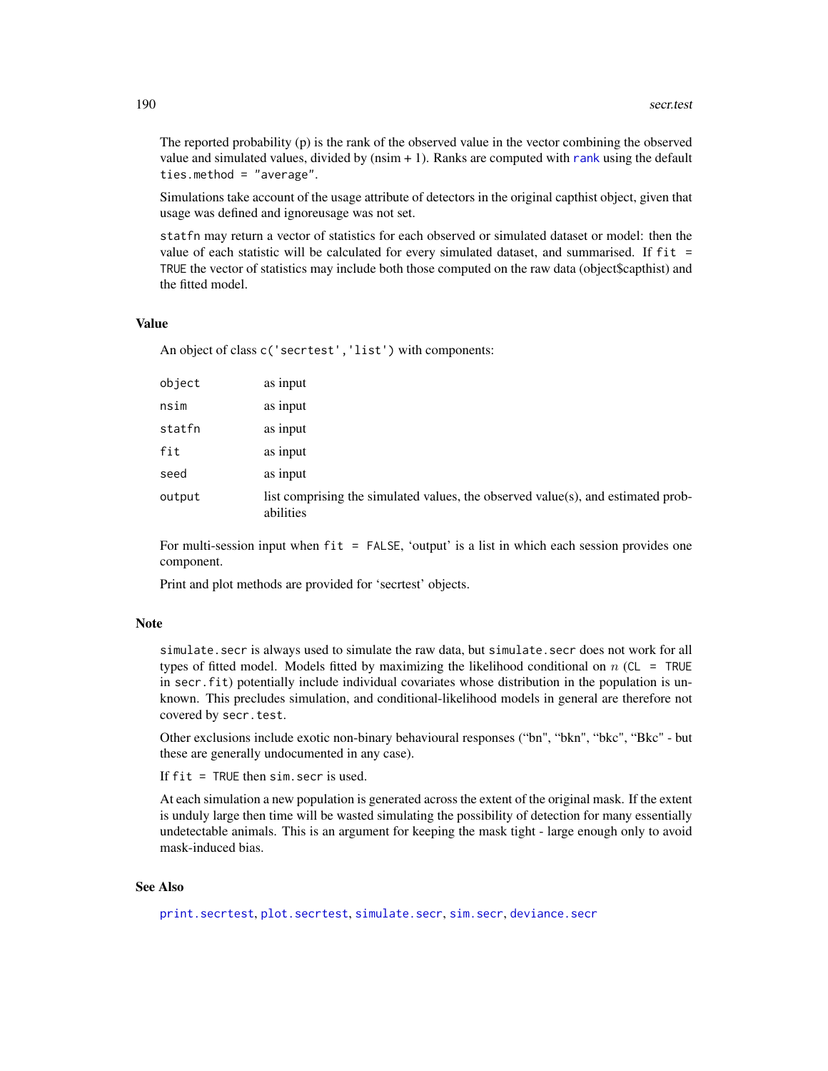The reported probability (p) is the rank of the observed value in the vector combining the observed value and simulated values, divided by (nsim + 1). Ranks are computed with `rank` using the default `ties.method = "average"`.

Simulations take account of the usage attribute of detectors in the original capthist object, given that usage was defined and ignoreusage was not set.

`statfn` may return a vector of statistics for each observed or simulated dataset or model: then the value of each statistic will be calculated for every simulated dataset, and summarised. If `fit = TRUE` the vector of statistics may include both those computed on the raw data (object$capthist) and the fitted model.

## Value

An object of class `c('secrtest','list')` with components:

| | |
|---|---|
| `object` | as input |
| `nsim` | as input |
| `statfn` | as input |
| `fit` | as input |
| `seed` | as input |
| `output` | list comprising the simulated values, the observed value(s), and estimated probabilities |

For multi-session input when `fit = FALSE`, 'output' is a list in which each session provides one component.

Print and plot methods are provided for 'secrtest' objects.

## Note

`simulate.secr` is always used to simulate the raw data, but `simulate.secr` does not work for all types of fitted model. Models fitted by maximizing the likelihood conditional on $n$ (`CL = TRUE` in `secr.fit`) potentially include individual covariates whose distribution in the population is unknown. This precludes simulation, and conditional-likelihood models in general are therefore not covered by `secr.test`.

Other exclusions include exotic non-binary behavioural responses ("bn", "bkn", "bkc", "Bkc" - but these are generally undocumented in any case).

If `fit = TRUE` then `sim.secr` is used.

At each simulation a new population is generated across the extent of the original mask. If the extent is unduly large then time will be wasted simulating the possibility of detection for many essentially undetectable animals. This is an argument for keeping the mask tight - large enough only to avoid mask-induced bias.

## See Also

`print.secrtest`, `plot.secrtest`, `simulate.secr`, `sim.secr`, `deviance.secr`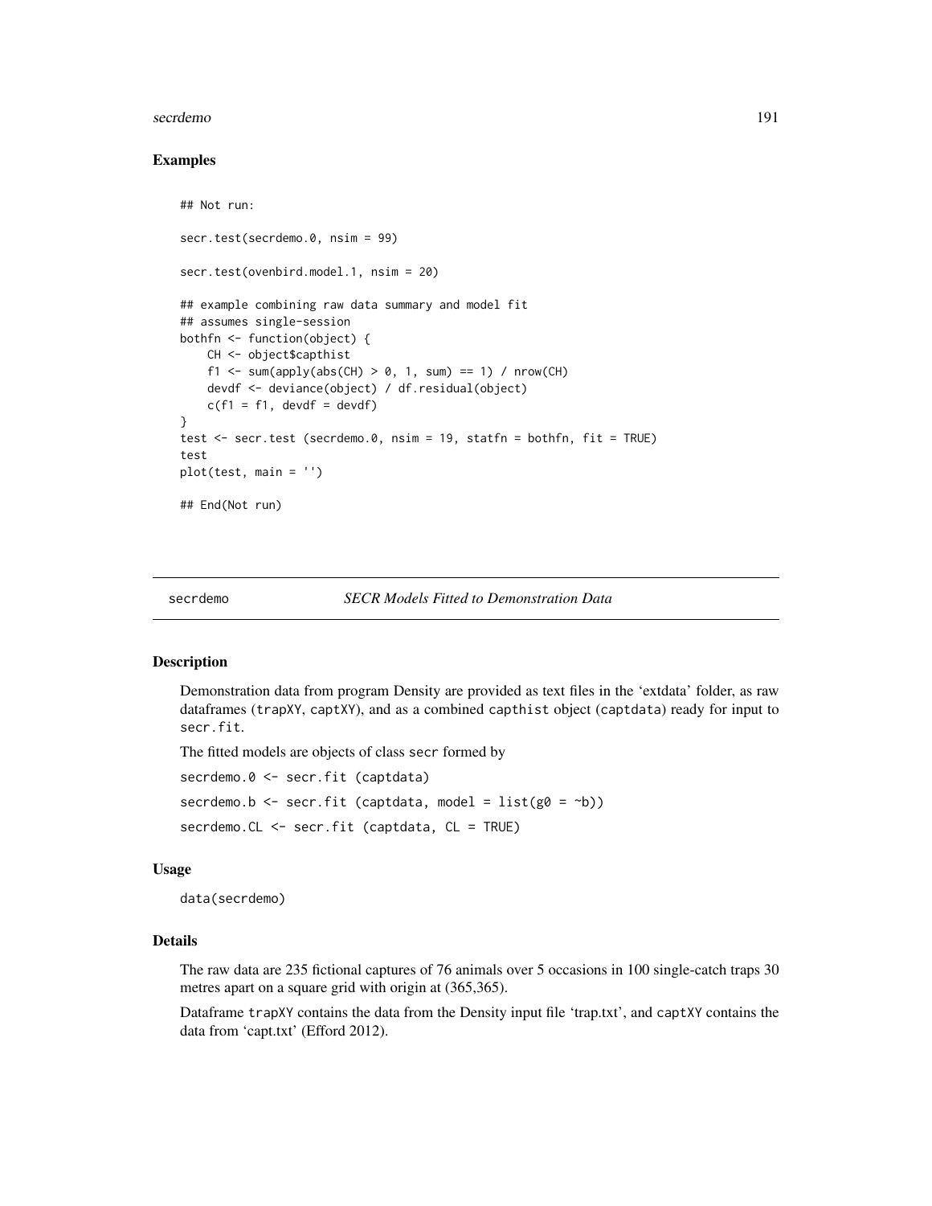### Examples

```
## Not run:

secr.test(secrdemo.0, nsim = 99)

secr.test(ovenbird.model.1, nsim = 20)

## example combining raw data summary and model fit
## assumes single-session
bothfn <- function(object) {
    CH <- object$capthist
    f1 <- sum(apply(abs(CH) > 0, 1, sum) == 1) / nrow(CH)
    devdf <- deviance(object) / df.residual(object)
    c(f1 = f1, devdf = devdf)
}
test <- secr.test (secrdemo.0, nsim = 19, statfn = bothfn, fit = TRUE)
test
plot(test, main = '')

## End(Not run)
```

---

## secrdemo — *SECR Models Fitted to Demonstration Data*

### Description

Demonstration data from program Density are provided as text files in the 'extdata' folder, as raw dataframes (`trapXY`, `captXY`), and as a combined `capthist` object (`captdata`) ready for input to `secr.fit`.

The fitted models are objects of class `secr` formed by

```
secrdemo.0 <- secr.fit (captdata)
secrdemo.b <- secr.fit (captdata, model = list(g0 = ~b))
secrdemo.CL <- secr.fit (captdata, CL = TRUE)
```

### Usage

```
data(secrdemo)
```

### Details

The raw data are 235 fictional captures of 76 animals over 5 occasions in 100 single-catch traps 30 metres apart on a square grid with origin at (365,365).

Dataframe `trapXY` contains the data from the Density input file 'trap.txt', and `captXY` contains the data from 'capt.txt' (Efford 2012).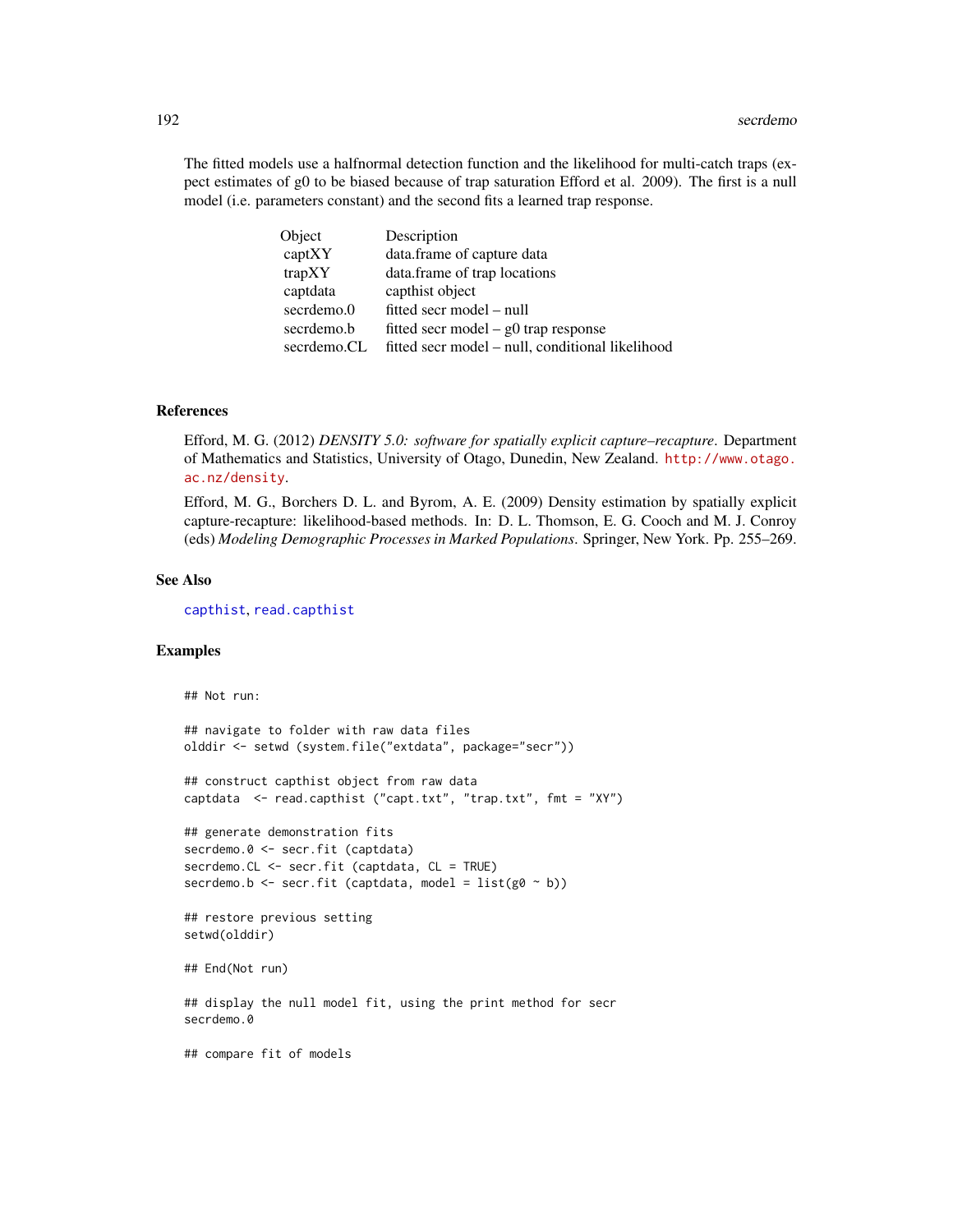The fitted models use a halfnormal detection function and the likelihood for multi-catch traps (expect estimates of g0 to be biased because of trap saturation Efford et al. 2009). The first is a null model (i.e. parameters constant) and the second fits a learned trap response.

| Object | Description |
|---|---|
| captXY | data.frame of capture data |
| trapXY | data.frame of trap locations |
| captdata | capthist object |
| secrdemo.0 | fitted secr model – null |
| secrdemo.b | fitted secr model – g0 trap response |
| secrdemo.CL | fitted secr model – null, conditional likelihood |

### References

Efford, M. G. (2012) *DENSITY 5.0: software for spatially explicit capture–recapture*. Department of Mathematics and Statistics, University of Otago, Dunedin, New Zealand. http://www.otago.ac.nz/density.

Efford, M. G., Borchers D. L. and Byrom, A. E. (2009) Density estimation by spatially explicit capture-recapture: likelihood-based methods. In: D. L. Thomson, E. G. Cooch and M. J. Conroy (eds) *Modeling Demographic Processes in Marked Populations*. Springer, New York. Pp. 255–269.

### See Also

capthist, read.capthist

### Examples

```
## Not run:

## navigate to folder with raw data files
olddir <- setwd (system.file("extdata", package="secr"))

## construct capthist object from raw data
captdata  <- read.capthist ("capt.txt", "trap.txt", fmt = "XY")

## generate demonstration fits
secrdemo.0 <- secr.fit (captdata)
secrdemo.CL <- secr.fit (captdata, CL = TRUE)
secrdemo.b <- secr.fit (captdata, model = list(g0 ~ b))

## restore previous setting
setwd(olddir)

## End(Not run)

## display the null model fit, using the print method for secr
secrdemo.0

## compare fit of models
```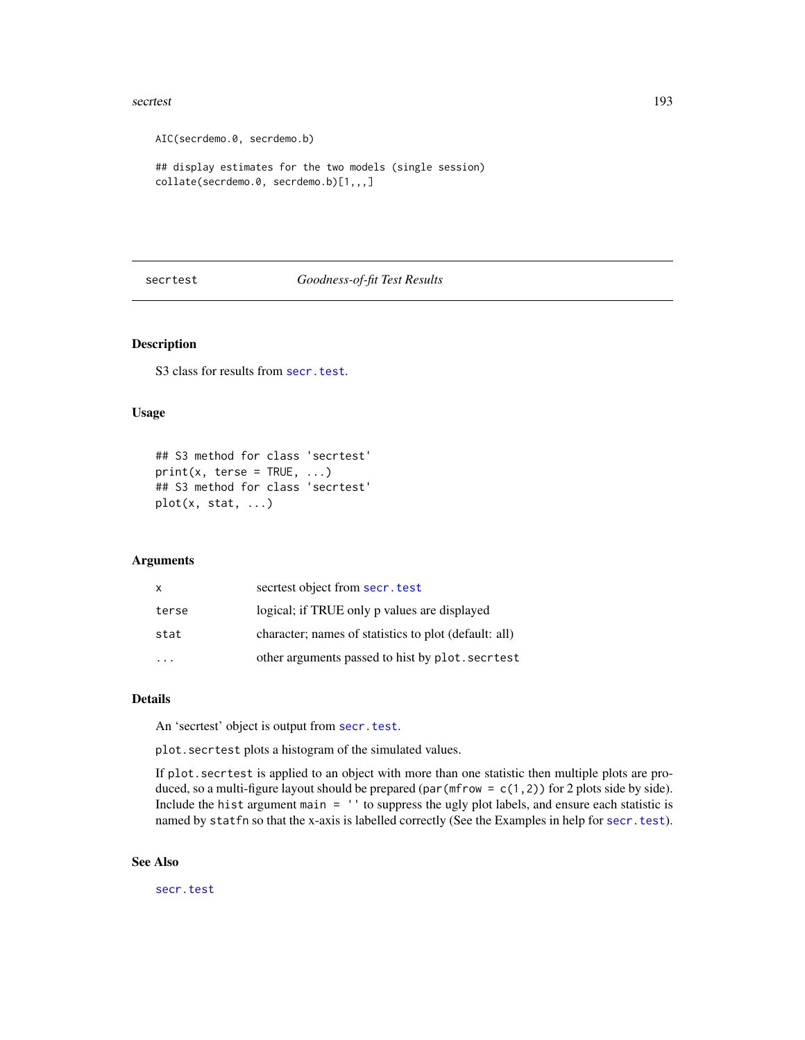```
AIC(secrdemo.0, secrdemo.b)

## display estimates for the two models (single session)
collate(secrdemo.0, secrdemo.b)[1,,,]
```

---

## secrtest — *Goodness-of-fit Test Results*

### Description

S3 class for results from `secr.test`.

### Usage

```
## S3 method for class 'secrtest'
print(x, terse = TRUE, ...)
## S3 method for class 'secrtest'
plot(x, stat, ...)
```

### Arguments

| | |
|---|---|
| `x` | secrtest object from `secr.test` |
| `terse` | logical; if TRUE only p values are displayed |
| `stat` | character; names of statistics to plot (default: all) |
| `...` | other arguments passed to hist by `plot.secrtest` |

### Details

An 'secrtest' object is output from `secr.test`.

`plot.secrtest` plots a histogram of the simulated values.

If `plot.secrtest` is applied to an object with more than one statistic then multiple plots are produced, so a multi-figure layout should be prepared (`par(mfrow = c(1,2))` for 2 plots side by side). Include the `hist` argument `main = ''` to suppress the ugly plot labels, and ensure each statistic is named by `statfn` so that the x-axis is labelled correctly (See the Examples in help for `secr.test`).

### See Also

`secr.test`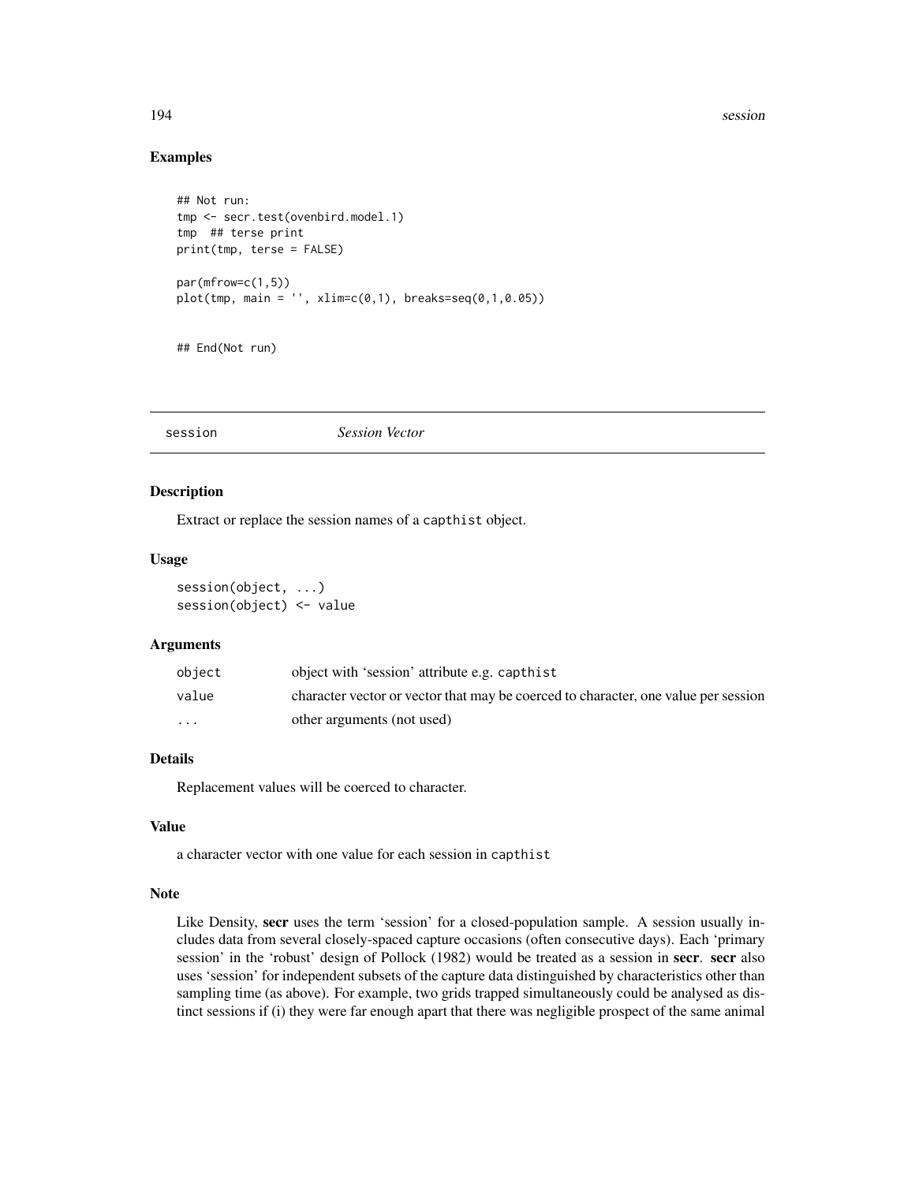## Examples

```
## Not run:
tmp <- secr.test(ovenbird.model.1)
tmp  ## terse print
print(tmp, terse = FALSE)

par(mfrow=c(1,5))
plot(tmp, main = '', xlim=c(0,1), breaks=seq(0,1,0.05))


## End(Not run)
```

---

`session` *Session Vector*

---

### Description

Extract or replace the session names of a `capthist` object.

### Usage

```
session(object, ...)
session(object) <- value
```

### Arguments

| | |
|---|---|
| `object` | object with 'session' attribute e.g. `capthist` |
| `value` | character vector or vector that may be coerced to character, one value per session |
| `...` | other arguments (not used) |

### Details

Replacement values will be coerced to character.

### Value

a character vector with one value for each session in `capthist`

### Note

Like Density, **secr** uses the term 'session' for a closed-population sample. A session usually includes data from several closely-spaced capture occasions (often consecutive days). Each 'primary session' in the 'robust' design of Pollock (1982) would be treated as a session in **secr**. **secr** also uses 'session' for independent subsets of the capture data distinguished by characteristics other than sampling time (as above). For example, two grids trapped simultaneously could be analysed as distinct sessions if (i) they were far enough apart that there was negligible prospect of the same animal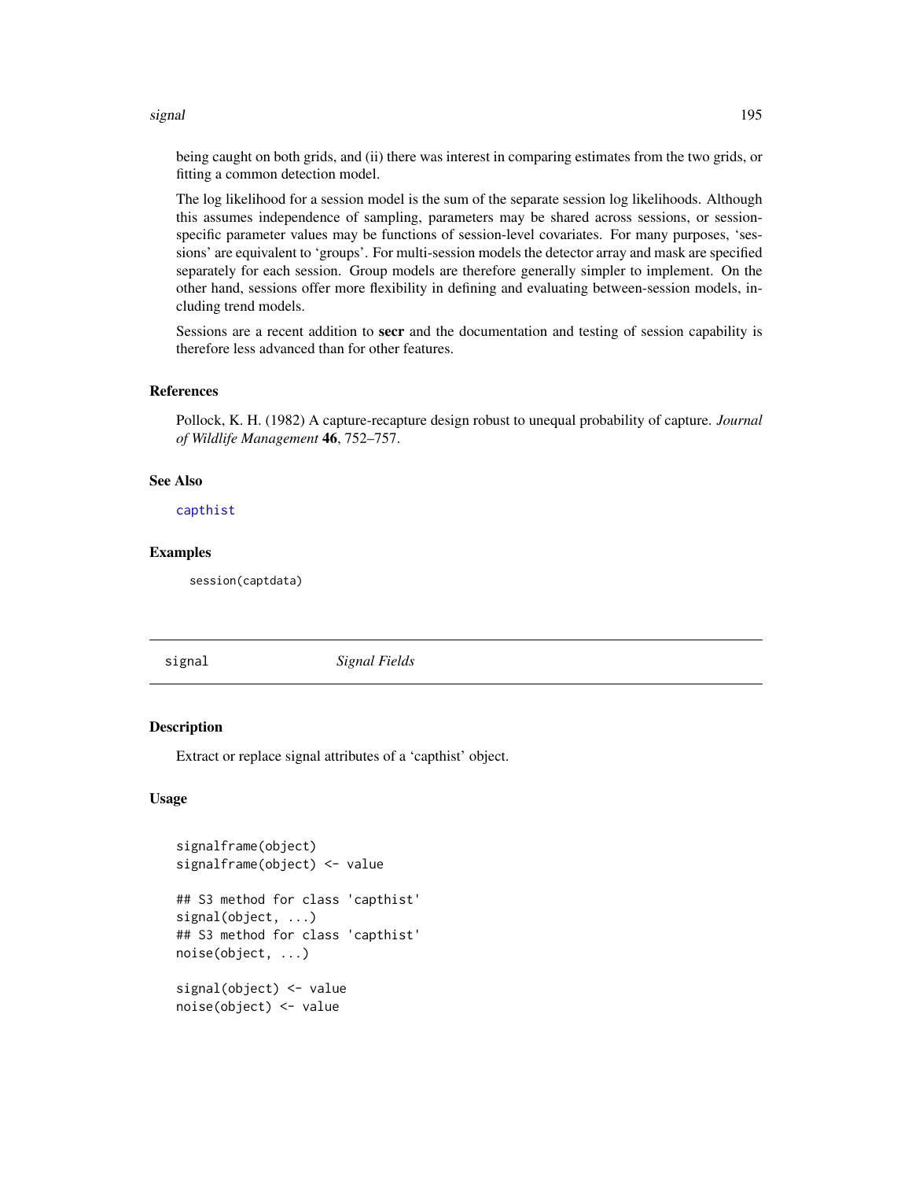being caught on both grids, and (ii) there was interest in comparing estimates from the two grids, or fitting a common detection model.

The log likelihood for a session model is the sum of the separate session log likelihoods. Although this assumes independence of sampling, parameters may be shared across sessions, or session-specific parameter values may be functions of session-level covariates. For many purposes, 'sessions' are equivalent to 'groups'. For multi-session models the detector array and mask are specified separately for each session. Group models are therefore generally simpler to implement. On the other hand, sessions offer more flexibility in defining and evaluating between-session models, including trend models.

Sessions are a recent addition to **secr** and the documentation and testing of session capability is therefore less advanced than for other features.

### References

Pollock, K. H. (1982) A capture-recapture design robust to unequal probability of capture. *Journal of Wildlife Management* **46**, 752–757.

### See Also

capthist

### Examples

```
session(captdata)
```

---

## signal *Signal Fields*

### Description

Extract or replace signal attributes of a 'capthist' object.

### Usage

```
signalframe(object)
signalframe(object) <- value

## S3 method for class 'capthist'
signal(object, ...)
## S3 method for class 'capthist'
noise(object, ...)

signal(object) <- value
noise(object) <- value
```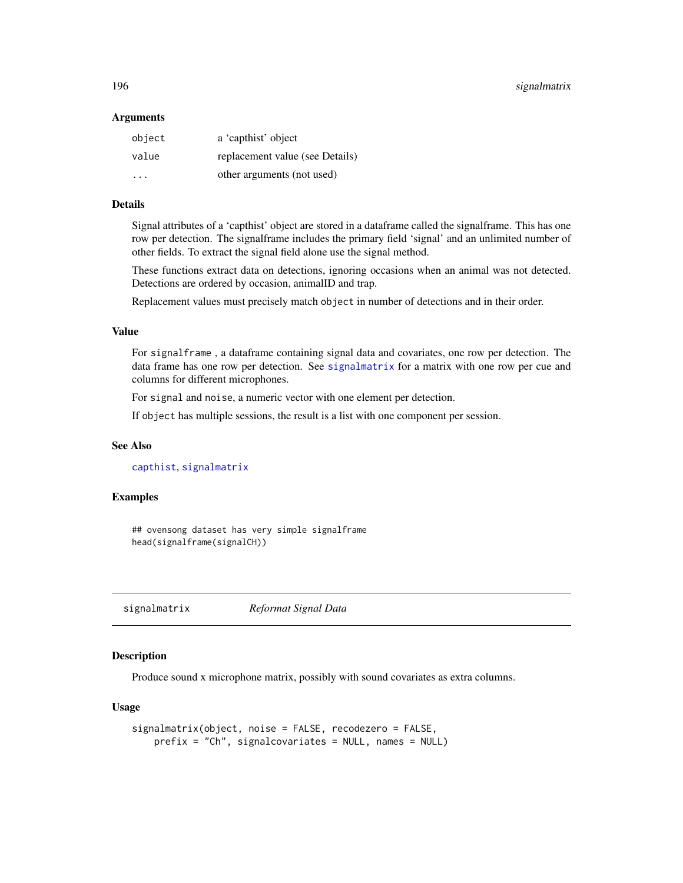### Arguments

| | |
|---|---|
| `object` | a 'capthist' object |
| `value` | replacement value (see Details) |
| `...` | other arguments (not used) |

### Details

Signal attributes of a 'capthist' object are stored in a dataframe called the signalframe. This has one row per detection. The signalframe includes the primary field 'signal' and an unlimited number of other fields. To extract the signal field alone use the signal method.

These functions extract data on detections, ignoring occasions when an animal was not detected. Detections are ordered by occasion, animalID and trap.

Replacement values must precisely match `object` in number of detections and in their order.

### Value

For `signalframe` , a dataframe containing signal data and covariates, one row per detection. The data frame has one row per detection. See `signalmatrix` for a matrix with one row per cue and columns for different microphones.

For `signal` and `noise`, a numeric vector with one element per detection.

If `object` has multiple sessions, the result is a list with one component per session.

### See Also

`capthist`, `signalmatrix`

### Examples

```
## ovensong dataset has very simple signalframe
head(signalframe(signalCH))
```

---

## signalmatrix — *Reformat Signal Data*

### Description

Produce sound x microphone matrix, possibly with sound covariates as extra columns.

### Usage

```
signalmatrix(object, noise = FALSE, recodezero = FALSE,
    prefix = "Ch", signalcovariates = NULL, names = NULL)
```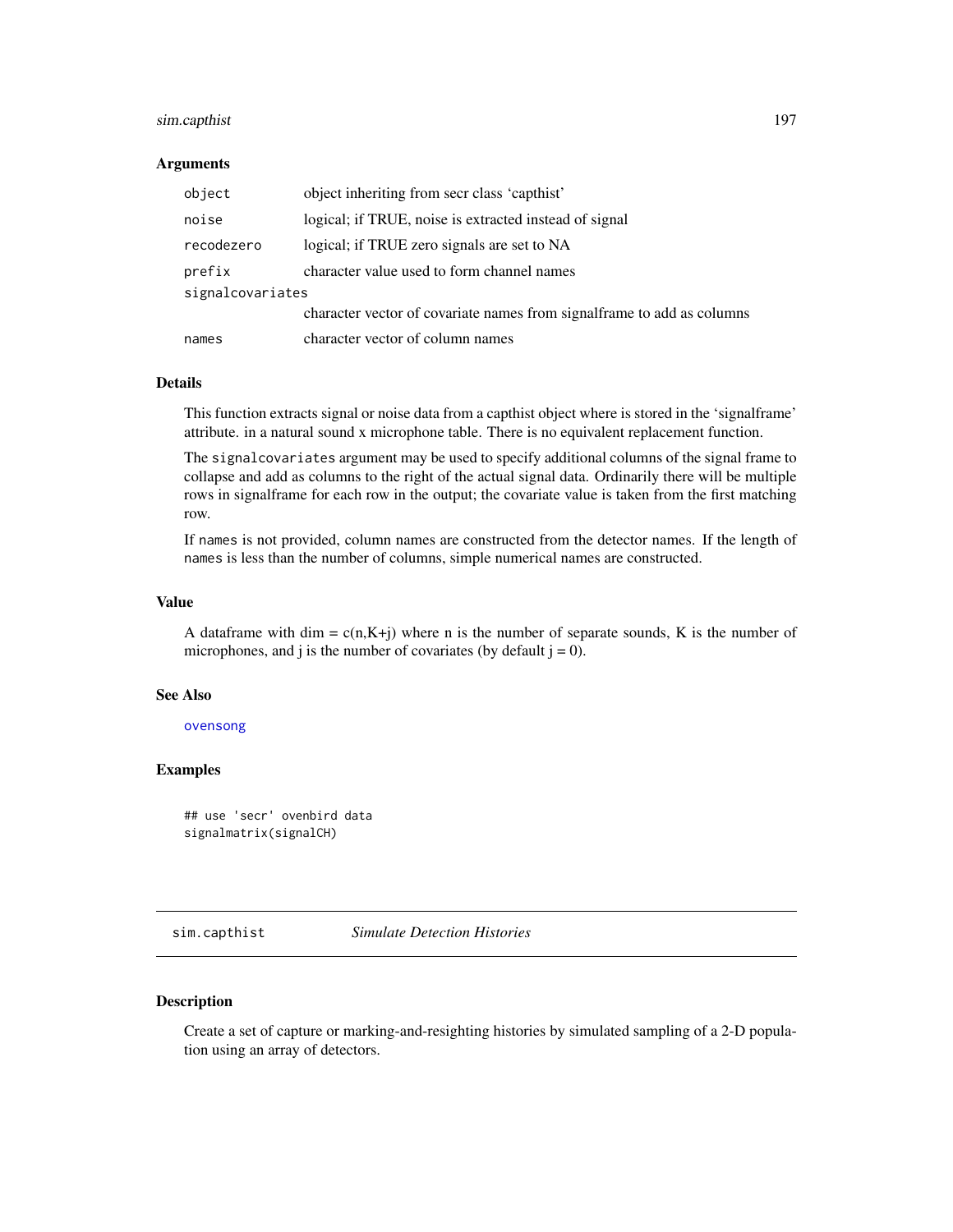### Arguments

| | |
|---|---|
| `object` | object inheriting from secr class 'capthist' |
| `noise` | logical; if TRUE, noise is extracted instead of signal |
| `recodezero` | logical; if TRUE zero signals are set to NA |
| `prefix` | character value used to form channel names |
| `signalcovariates` | character vector of covariate names from signalframe to add as columns |
| `names` | character vector of column names |

### Details

This function extracts signal or noise data from a capthist object where is stored in the 'signalframe' attribute. in a natural sound x microphone table. There is no equivalent replacement function.

The `signalcovariates` argument may be used to specify additional columns of the signal frame to collapse and add as columns to the right of the actual signal data. Ordinarily there will be multiple rows in signalframe for each row in the output; the covariate value is taken from the first matching row.

If `names` is not provided, column names are constructed from the detector names. If the length of `names` is less than the number of columns, simple numerical names are constructed.

### Value

A dataframe with dim = c(n,K+j) where n is the number of separate sounds, K is the number of microphones, and j is the number of covariates (by default j = 0).

### See Also

ovensong

### Examples

```
## use 'secr' ovenbird data
signalmatrix(signalCH)
```

---

## sim.capthist — *Simulate Detection Histories*

### Description

Create a set of capture or marking-and-resighting histories by simulated sampling of a 2-D population using an array of detectors.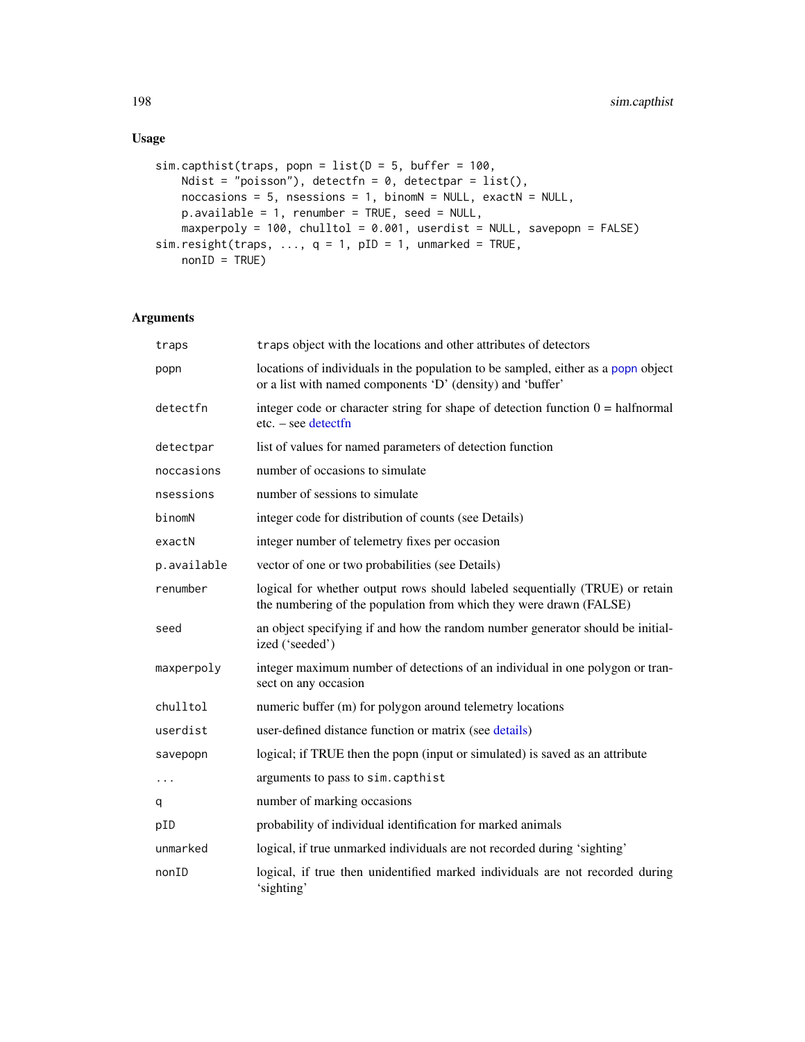## Usage

```
sim.capthist(traps, popn = list(D = 5, buffer = 100,
    Ndist = "poisson"), detectfn = 0, detectpar = list(),
    noccasions = 5, nsessions = 1, binomN = NULL, exactN = NULL,
    p.available = 1, renumber = TRUE, seed = NULL,
    maxperpoly = 100, chulltol = 0.001, userdist = NULL, savepopn = FALSE)
sim.resight(traps, ..., q = 1, pID = 1, unmarked = TRUE,
    nonID = TRUE)
```

## Arguments

| | |
|---|---|
| `traps` | `traps` object with the locations and other attributes of detectors |
| `popn` | locations of individuals in the population to be sampled, either as a popn object or a list with named components 'D' (density) and 'buffer' |
| `detectfn` | integer code or character string for shape of detection function 0 = halfnormal etc. – see detectfn |
| `detectpar` | list of values for named parameters of detection function |
| `noccasions` | number of occasions to simulate |
| `nsessions` | number of sessions to simulate |
| `binomN` | integer code for distribution of counts (see Details) |
| `exactN` | integer number of telemetry fixes per occasion |
| `p.available` | vector of one or two probabilities (see Details) |
| `renumber` | logical for whether output rows should labeled sequentially (TRUE) or retain the numbering of the population from which they were drawn (FALSE) |
| `seed` | an object specifying if and how the random number generator should be initialized ('seeded') |
| `maxperpoly` | integer maximum number of detections of an individual in one polygon or transect on any occasion |
| `chulltol` | numeric buffer (m) for polygon around telemetry locations |
| `userdist` | user-defined distance function or matrix (see details) |
| `savepopn` | logical; if TRUE then the popn (input or simulated) is saved as an attribute |
| `...` | arguments to pass to `sim.capthist` |
| `q` | number of marking occasions |
| `pID` | probability of individual identification for marked animals |
| `unmarked` | logical, if true unmarked individuals are not recorded during 'sighting' |
| `nonID` | logical, if true then unidentified marked individuals are not recorded during 'sighting' |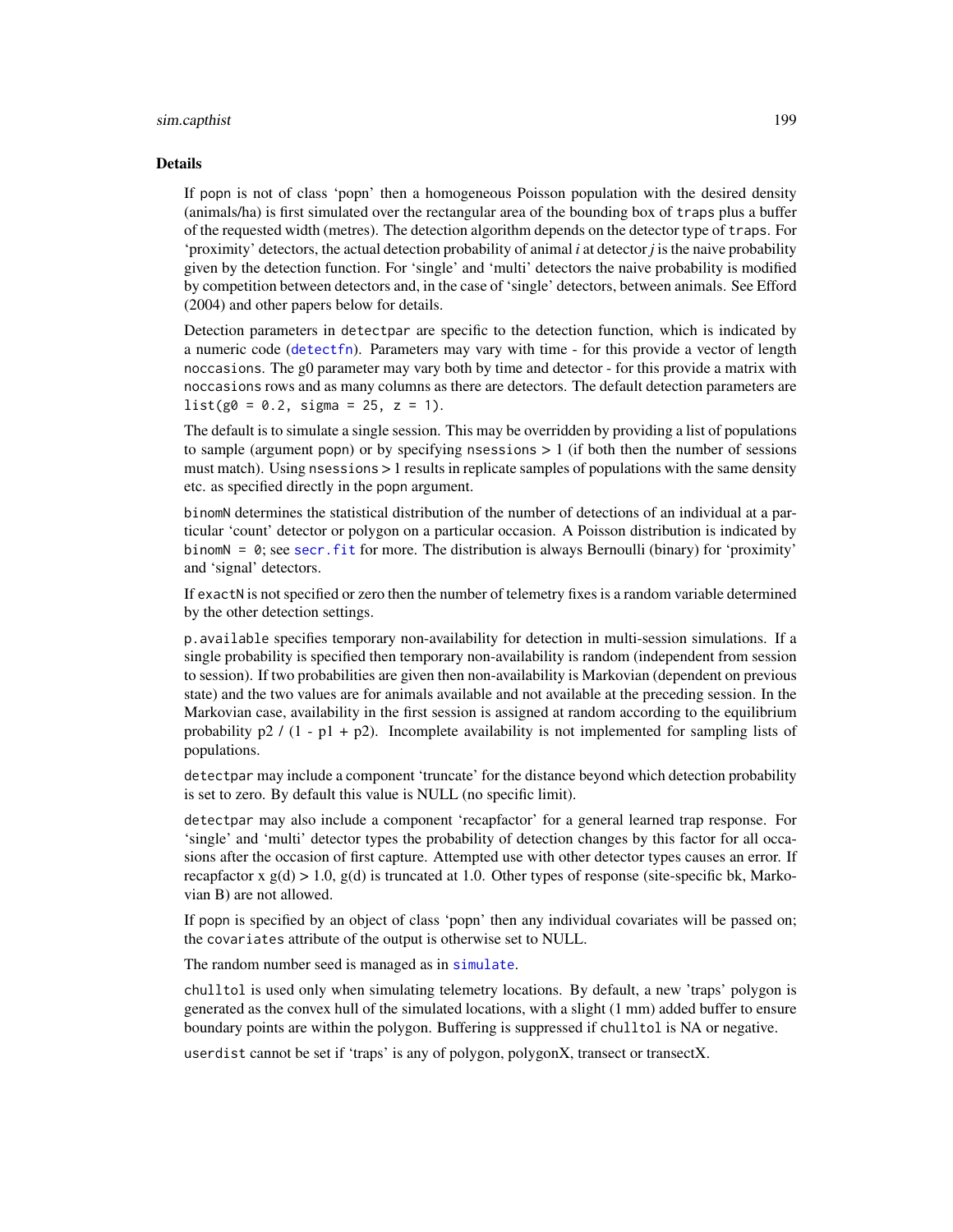### Details

If `popn` is not of class 'popn' then a homogeneous Poisson population with the desired density (animals/ha) is first simulated over the rectangular area of the bounding box of `traps` plus a buffer of the requested width (metres). The detection algorithm depends on the detector type of `traps`. For 'proximity' detectors, the actual detection probability of animal *i* at detector *j* is the naive probability given by the detection function. For 'single' and 'multi' detectors the naive probability is modified by competition between detectors and, in the case of 'single' detectors, between animals. See Efford (2004) and other papers below for details.

Detection parameters in `detectpar` are specific to the detection function, which is indicated by a numeric code (`detectfn`). Parameters may vary with time - for this provide a vector of length `noccasions`. The g0 parameter may vary both by time and detector - for this provide a matrix with `noccasions` rows and as many columns as there are detectors. The default detection parameters are `list(g0 = 0.2, sigma = 25, z = 1)`.

The default is to simulate a single session. This may be overridden by providing a list of populations to sample (argument `popn`) or by specifying `nsessions` > 1 (if both then the number of sessions must match). Using `nsessions` > 1 results in replicate samples of populations with the same density etc. as specified directly in the `popn` argument.

`binomN` determines the statistical distribution of the number of detections of an individual at a particular 'count' detector or polygon on a particular occasion. A Poisson distribution is indicated by `binomN = 0`; see `secr.fit` for more. The distribution is always Bernoulli (binary) for 'proximity' and 'signal' detectors.

If `exactN` is not specified or zero then the number of telemetry fixes is a random variable determined by the other detection settings.

`p.available` specifies temporary non-availability for detection in multi-session simulations. If a single probability is specified then temporary non-availability is random (independent from session to session). If two probabilities are given then non-availability is Markovian (dependent on previous state) and the two values are for animals available and not available at the preceding session. In the Markovian case, availability in the first session is assigned at random according to the equilibrium probability p2 / (1 - p1 + p2). Incomplete availability is not implemented for sampling lists of populations.

`detectpar` may include a component 'truncate' for the distance beyond which detection probability is set to zero. By default this value is NULL (no specific limit).

`detectpar` may also include a component 'recapfactor' for a general learned trap response. For 'single' and 'multi' detector types the probability of detection changes by this factor for all occasions after the occasion of first capture. Attempted use with other detector types causes an error. If recapfactor x g(d) > 1.0, g(d) is truncated at 1.0. Other types of response (site-specific bk, Markovian B) are not allowed.

If `popn` is specified by an object of class 'popn' then any individual covariates will be passed on; the `covariates` attribute of the output is otherwise set to NULL.

The random number seed is managed as in `simulate`.

`chulltol` is used only when simulating telemetry locations. By default, a new 'traps' polygon is generated as the convex hull of the simulated locations, with a slight (1 mm) added buffer to ensure boundary points are within the polygon. Buffering is suppressed if `chulltol` is NA or negative.

`userdist` cannot be set if 'traps' is any of polygon, polygonX, transect or transectX.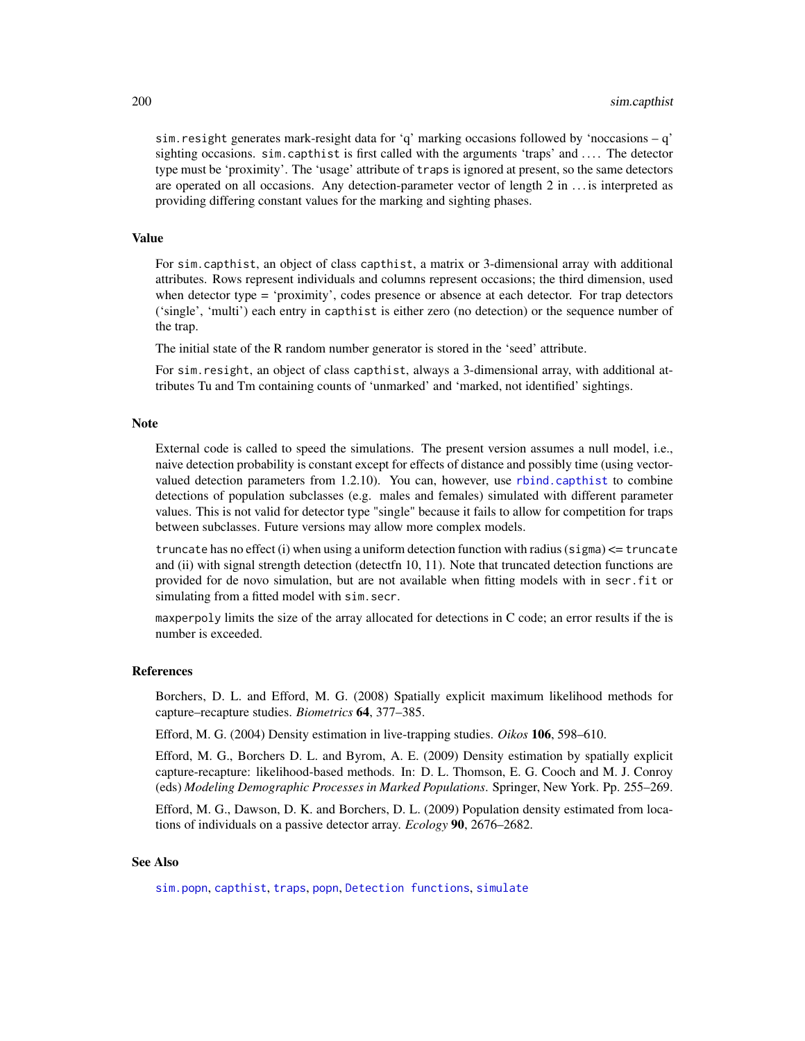sim.resight generates mark-resight data for 'q' marking occasions followed by 'noccasions – q' sighting occasions. sim.capthist is first called with the arguments 'traps' and .... The detector type must be 'proximity'. The 'usage' attribute of traps is ignored at present, so the same detectors are operated on all occasions. Any detection-parameter vector of length 2 in ... is interpreted as providing differing constant values for the marking and sighting phases.

### Value

For sim.capthist, an object of class capthist, a matrix or 3-dimensional array with additional attributes. Rows represent individuals and columns represent occasions; the third dimension, used when detector type = 'proximity', codes presence or absence at each detector. For trap detectors ('single', 'multi') each entry in capthist is either zero (no detection) or the sequence number of the trap.

The initial state of the R random number generator is stored in the 'seed' attribute.

For sim.resight, an object of class capthist, always a 3-dimensional array, with additional attributes Tu and Tm containing counts of 'unmarked' and 'marked, not identified' sightings.

### Note

External code is called to speed the simulations. The present version assumes a null model, i.e., naive detection probability is constant except for effects of distance and possibly time (using vector-valued detection parameters from 1.2.10). You can, however, use rbind.capthist to combine detections of population subclasses (e.g. males and females) simulated with different parameter values. This is not valid for detector type "single" because it fails to allow for competition for traps between subclasses. Future versions may allow more complex models.

truncate has no effect (i) when using a uniform detection function with radius (sigma) <= truncate and (ii) with signal strength detection (detectfn 10, 11). Note that truncated detection functions are provided for de novo simulation, but are not available when fitting models with in secr.fit or simulating from a fitted model with sim.secr.

maxperpoly limits the size of the array allocated for detections in C code; an error results if the is number is exceeded.

### References

Borchers, D. L. and Efford, M. G. (2008) Spatially explicit maximum likelihood methods for capture–recapture studies. *Biometrics* **64**, 377–385.

Efford, M. G. (2004) Density estimation in live-trapping studies. *Oikos* **106**, 598–610.

Efford, M. G., Borchers D. L. and Byrom, A. E. (2009) Density estimation by spatially explicit capture-recapture: likelihood-based methods. In: D. L. Thomson, E. G. Cooch and M. J. Conroy (eds) *Modeling Demographic Processes in Marked Populations*. Springer, New York. Pp. 255–269.

Efford, M. G., Dawson, D. K. and Borchers, D. L. (2009) Population density estimated from locations of individuals on a passive detector array. *Ecology* **90**, 2676–2682.

### See Also

sim.popn, capthist, traps, popn, Detection functions, simulate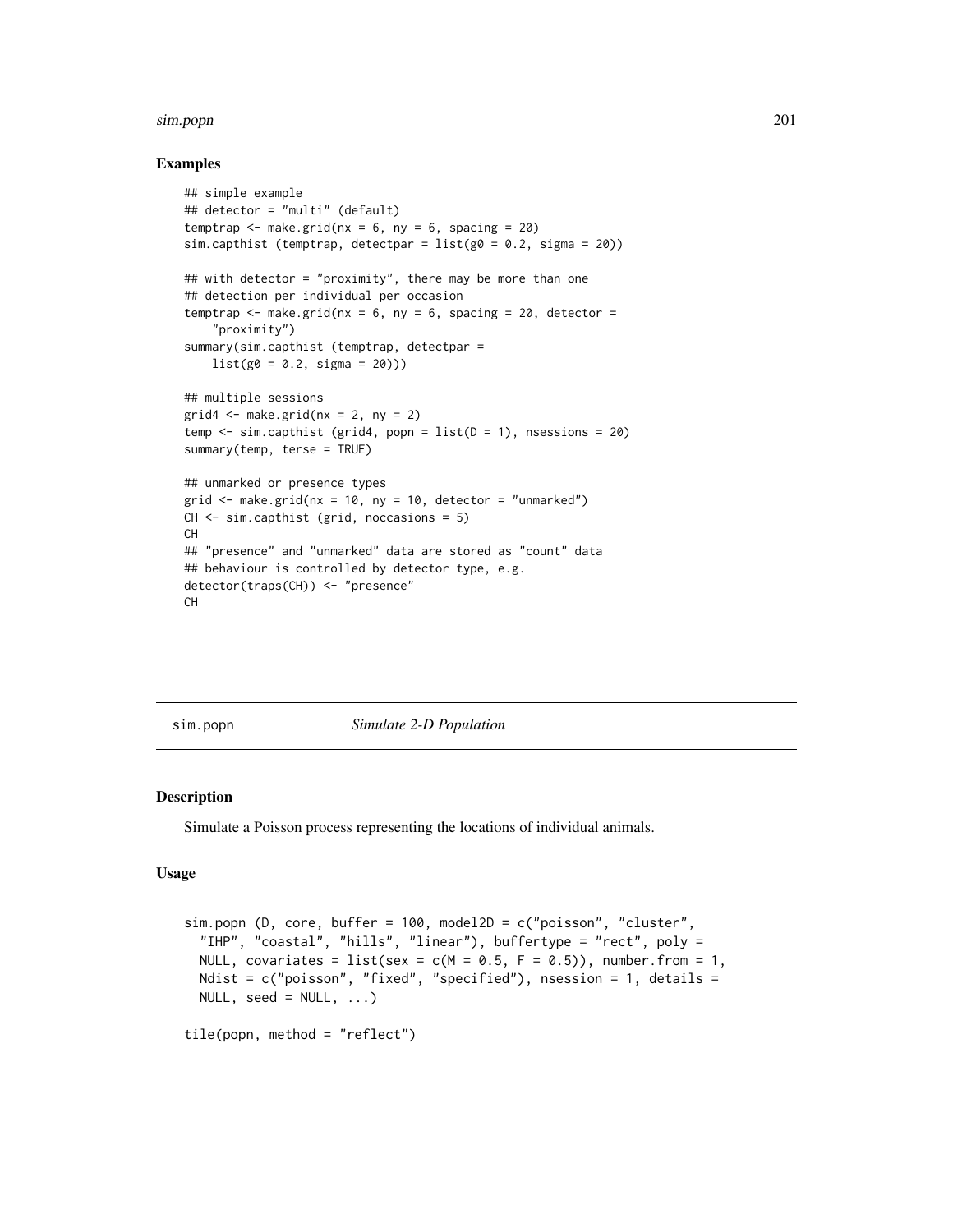### Examples

```
## simple example
## detector = "multi" (default)
temptrap <- make.grid(nx = 6, ny = 6, spacing = 20)
sim.capthist (temptrap, detectpar = list(g0 = 0.2, sigma = 20))

## with detector = "proximity", there may be more than one
## detection per individual per occasion
temptrap <- make.grid(nx = 6, ny = 6, spacing = 20, detector =
    "proximity")
summary(sim.capthist (temptrap, detectpar =
    list(g0 = 0.2, sigma = 20)))

## multiple sessions
grid4 <- make.grid(nx = 2, ny = 2)
temp <- sim.capthist (grid4, popn = list(D = 1), nsessions = 20)
summary(temp, terse = TRUE)

## unmarked or presence types
grid <- make.grid(nx = 10, ny = 10, detector = "unmarked")
CH <- sim.capthist (grid, noccasions = 5)
CH
## "presence" and "unmarked" data are stored as "count" data
## behaviour is controlled by detector type, e.g.
detector(traps(CH)) <- "presence"
CH
```

---

## sim.popn — *Simulate 2-D Population*

### Description

Simulate a Poisson process representing the locations of individual animals.

### Usage

```
sim.popn (D, core, buffer = 100, model2D = c("poisson", "cluster",
  "IHP", "coastal", "hills", "linear"), buffertype = "rect", poly =
  NULL, covariates = list(sex = c(M = 0.5, F = 0.5)), number.from = 1,
  Ndist = c("poisson", "fixed", "specified"), nsession = 1, details =
  NULL, seed = NULL, ...)

tile(popn, method = "reflect")
```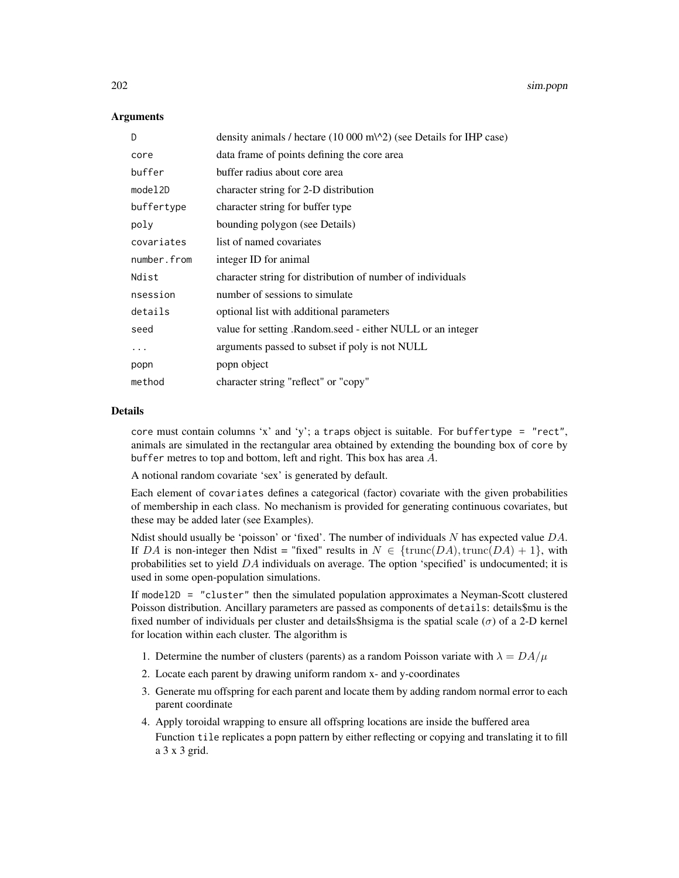### Arguments

| | |
|---|---|
| `D` | density animals / hectare (10 000 m\^2) (see Details for IHP case) |
| `core` | data frame of points defining the core area |
| `buffer` | buffer radius about core area |
| `model2D` | character string for 2-D distribution |
| `buffertype` | character string for buffer type |
| `poly` | bounding polygon (see Details) |
| `covariates` | list of named covariates |
| `number.from` | integer ID for animal |
| `Ndist` | character string for distribution of number of individuals |
| `nsession` | number of sessions to simulate |
| `details` | optional list with additional parameters |
| `seed` | value for setting .Random.seed - either NULL or an integer |
| `...` | arguments passed to subset if poly is not NULL |
| `popn` | popn object |
| `method` | character string "reflect" or "copy" |

### Details

`core` must contain columns 'x' and 'y'; a `traps` object is suitable. For `buffertype = "rect"`, animals are simulated in the rectangular area obtained by extending the bounding box of `core` by `buffer` metres to top and bottom, left and right. This box has area $A$.

A notional random covariate 'sex' is generated by default.

Each element of `covariates` defines a categorical (factor) covariate with the given probabilities of membership in each class. No mechanism is provided for generating continuous covariates, but these may be added later (see Examples).

Ndist should usually be 'poisson' or 'fixed'. The number of individuals $N$ has expected value $DA$. If $DA$ is non-integer then Ndist = "fixed" results in $N \in \{\mathrm{trunc}(DA), \mathrm{trunc}(DA) + 1\}$, with probabilities set to yield $DA$ individuals on average. The option 'specified' is undocumented; it is used in some open-population simulations.

If `model2D = "cluster"` then the simulated population approximates a Neyman-Scott clustered Poisson distribution. Ancillary parameters are passed as components of `details`: details$mu is the fixed number of individuals per cluster and details$hsigma is the spatial scale ($\sigma$) of a 2-D kernel for location within each cluster. The algorithm is

1. Determine the number of clusters (parents) as a random Poisson variate with $\lambda = DA/\mu$
2. Locate each parent by drawing uniform random x- and y-coordinates
3. Generate mu offspring for each parent and locate them by adding random normal error to each parent coordinate
4. Apply toroidal wrapping to ensure all offspring locations are inside the buffered area

   Function `tile` replicates a popn pattern by either reflecting or copying and translating it to fill a 3 x 3 grid.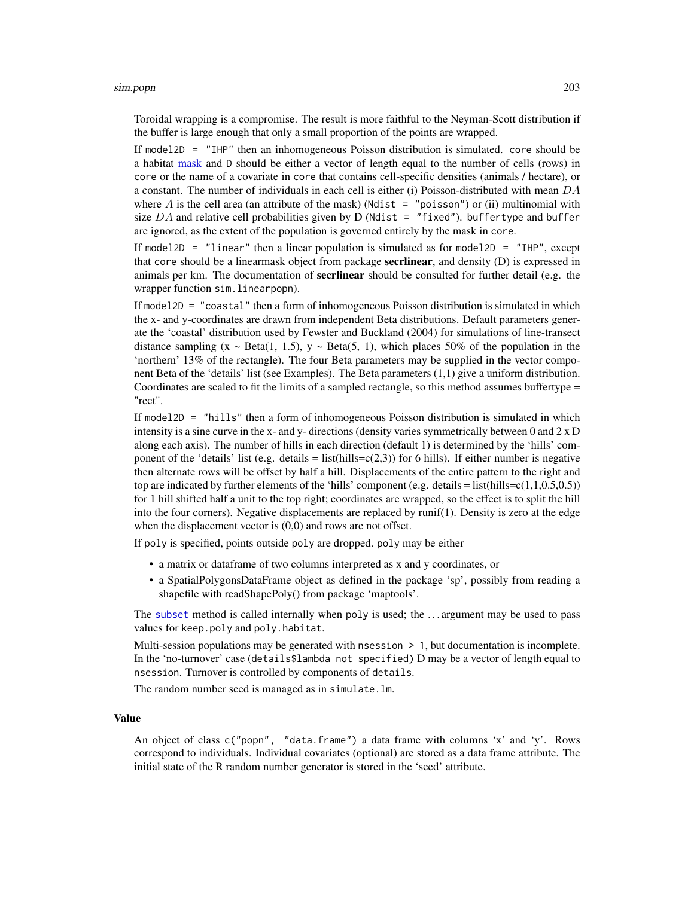Toroidal wrapping is a compromise. The result is more faithful to the Neyman-Scott distribution if the buffer is large enough that only a small proportion of the points are wrapped.

If `model2D = "IHP"` then an inhomogeneous Poisson distribution is simulated. `core` should be a habitat mask and `D` should be either a vector of length equal to the number of cells (rows) in `core` or the name of a covariate in `core` that contains cell-specific densities (animals / hectare), or a constant. The number of individuals in each cell is either (i) Poisson-distributed with mean $DA$ where $A$ is the cell area (an attribute of the mask) (`Ndist = "poisson"`) or (ii) multinomial with size $DA$ and relative cell probabilities given by D (`Ndist = "fixed"`). `buffertype` and `buffer` are ignored, as the extent of the population is governed entirely by the mask in `core`.

If `model2D = "linear"` then a linear population is simulated as for `model2D = "IHP"`, except that `core` should be a linearmask object from package **secrlinear**, and density (D) is expressed in animals per km. The documentation of **secrlinear** should be consulted for further detail (e.g. the wrapper function `sim.linearpopn`).

If `model2D = "coastal"` then a form of inhomogeneous Poisson distribution is simulated in which the x- and y-coordinates are drawn from independent Beta distributions. Default parameters generate the 'coastal' distribution used by Fewster and Buckland (2004) for simulations of line-transect distance sampling (x ~ Beta(1, 1.5), y ~ Beta(5, 1), which places 50% of the population in the 'northern' 13% of the rectangle). The four Beta parameters may be supplied in the vector component Beta of the 'details' list (see Examples). The Beta parameters (1,1) give a uniform distribution. Coordinates are scaled to fit the limits of a sampled rectangle, so this method assumes buffertype = "rect".

If `model2D = "hills"` then a form of inhomogeneous Poisson distribution is simulated in which intensity is a sine curve in the x- and y- directions (density varies symmetrically between 0 and 2 x D along each axis). The number of hills in each direction (default 1) is determined by the 'hills' component of the 'details' list (e.g. details = list(hills=c(2,3)) for 6 hills). If either number is negative then alternate rows will be offset by half a hill. Displacements of the entire pattern to the right and top are indicated by further elements of the 'hills' component (e.g. details = list(hills=c(1,1,0.5,0.5)) for 1 hill shifted half a unit to the top right; coordinates are wrapped, so the effect is to split the hill into the four corners). Negative displacements are replaced by runif(1). Density is zero at the edge when the displacement vector is (0,0) and rows are not offset.

If `poly` is specified, points outside `poly` are dropped. `poly` may be either

- a matrix or dataframe of two columns interpreted as x and y coordinates, or
- a SpatialPolygonsDataFrame object as defined in the package 'sp', possibly from reading a shapefile with readShapePoly() from package 'maptools'.

The subset method is called internally when `poly` is used; the ... argument may be used to pass values for `keep.poly` and `poly.habitat`.

Multi-session populations may be generated with `nsession > 1`, but documentation is incomplete. In the 'no-turnover' case (`details$lambda not specified`) D may be a vector of length equal to `nsession`. Turnover is controlled by components of `details`.

The random number seed is managed as in `simulate.lm`.

### Value

An object of class `c("popn", "data.frame")` a data frame with columns 'x' and 'y'. Rows correspond to individuals. Individual covariates (optional) are stored as a data frame attribute. The initial state of the R random number generator is stored in the 'seed' attribute.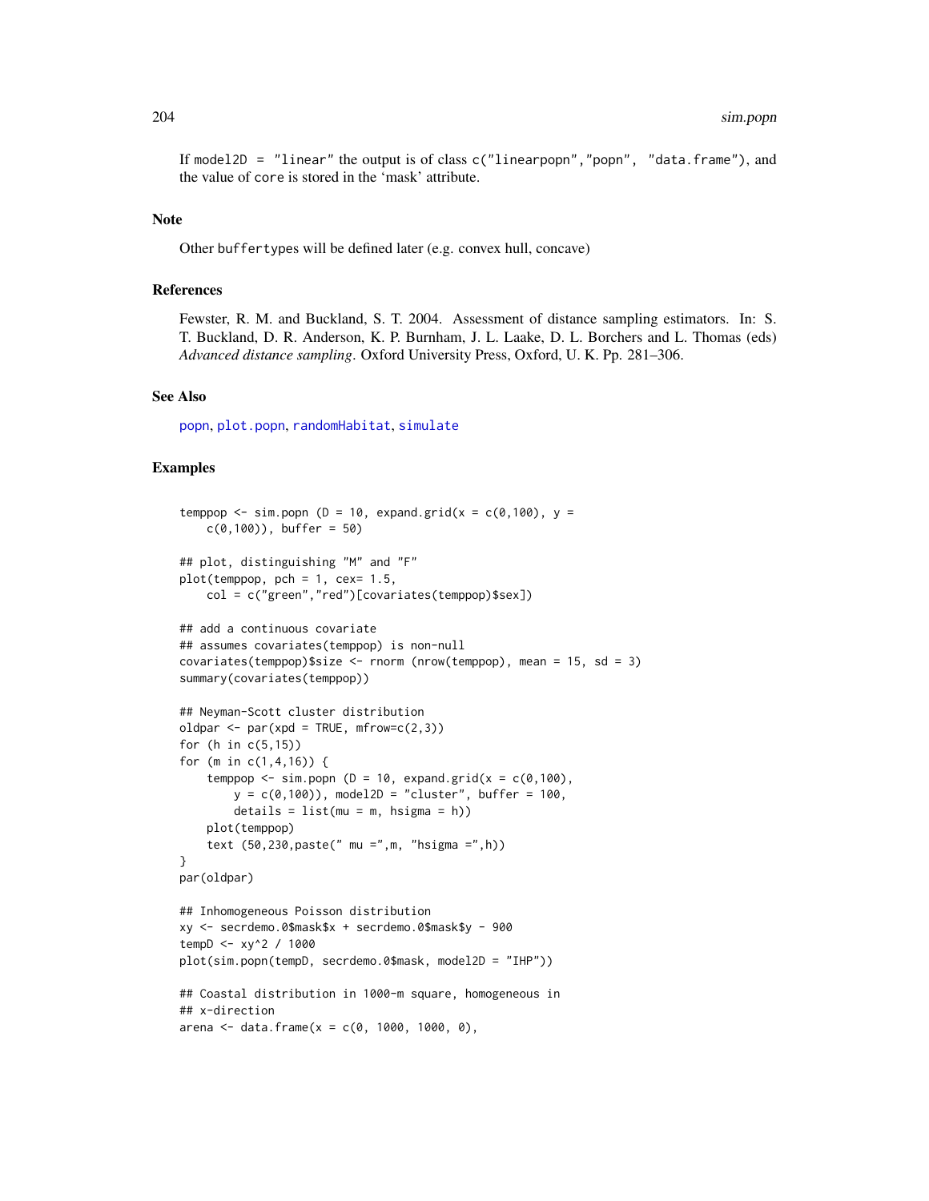If `model2D = "linear"` the output is of class `c("linearpopn","popn", "data.frame")`, and the value of `core` is stored in the 'mask' attribute.

## Note

Other `buffertypes` will be defined later (e.g. convex hull, concave)

## References

Fewster, R. M. and Buckland, S. T. 2004. Assessment of distance sampling estimators. In: S. T. Buckland, D. R. Anderson, K. P. Burnham, J. L. Laake, D. L. Borchers and L. Thomas (eds) *Advanced distance sampling*. Oxford University Press, Oxford, U. K. Pp. 281–306.

## See Also

popn, plot.popn, randomHabitat, simulate

## Examples

```
temppop <- sim.popn (D = 10, expand.grid(x = c(0,100), y =
    c(0,100)), buffer = 50)

## plot, distinguishing "M" and "F"
plot(temppop, pch = 1, cex= 1.5,
    col = c("green","red")[covariates(temppop)$sex])

## add a continuous covariate
## assumes covariates(temppop) is non-null
covariates(temppop)$size <- rnorm (nrow(temppop), mean = 15, sd = 3)
summary(covariates(temppop))

## Neyman-Scott cluster distribution
oldpar <- par(xpd = TRUE, mfrow=c(2,3))
for (h in c(5,15))
for (m in c(1,4,16)) {
    temppop <- sim.popn (D = 10, expand.grid(x = c(0,100),
        y = c(0,100)), model2D = "cluster", buffer = 100,
        details = list(mu = m, hsigma = h))
    plot(temppop)
    text (50,230,paste(" mu =",m, "hsigma =",h))
}
par(oldpar)

## Inhomogeneous Poisson distribution
xy <- secrdemo.0$mask$x + secrdemo.0$mask$y - 900
tempD <- xy^2 / 1000
plot(sim.popn(tempD, secrdemo.0$mask, model2D = "IHP"))

## Coastal distribution in 1000-m square, homogeneous in
## x-direction
arena <- data.frame(x = c(0, 1000, 1000, 0),
```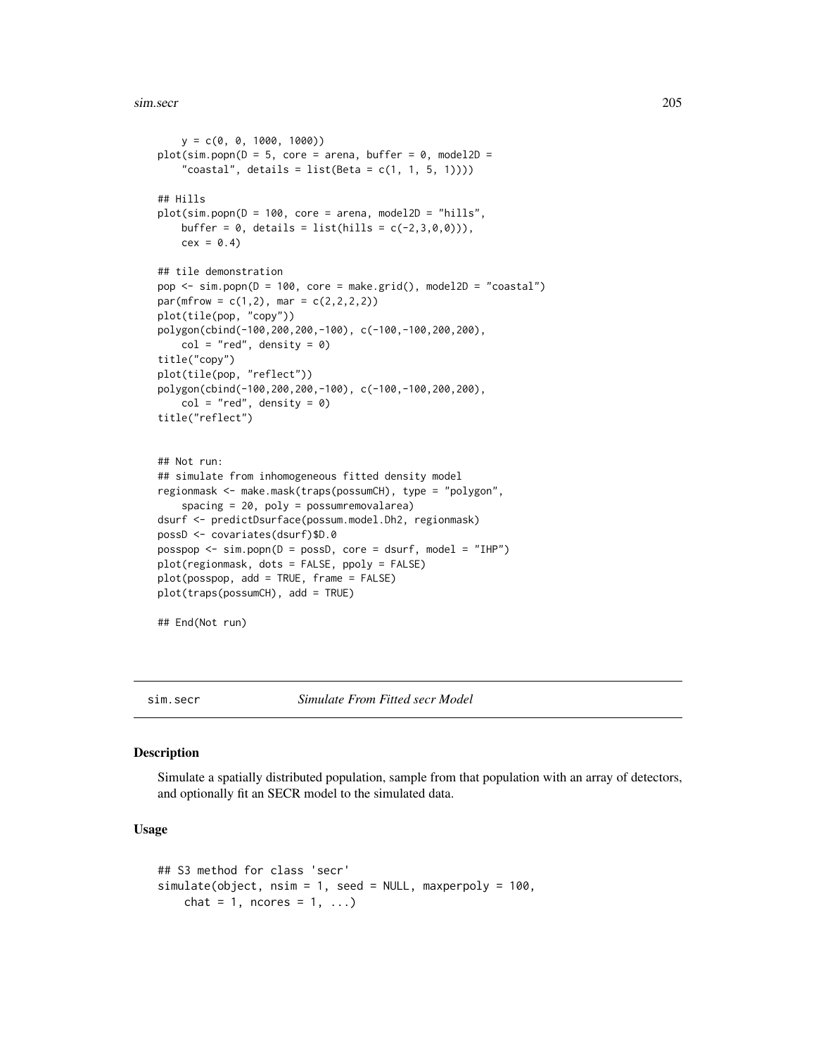```
    y = c(0, 0, 1000, 1000))
plot(sim.popn(D = 5, core = arena, buffer = 0, model2D =
    "coastal", details = list(Beta = c(1, 1, 5, 1))))

## Hills
plot(sim.popn(D = 100, core = arena, model2D = "hills",
    buffer = 0, details = list(hills = c(-2,3,0,0))),
    cex = 0.4)

## tile demonstration
pop <- sim.popn(D = 100, core = make.grid(), model2D = "coastal")
par(mfrow = c(1,2), mar = c(2,2,2,2))
plot(tile(pop, "copy"))
polygon(cbind(-100,200,200,-100), c(-100,-100,200,200),
    col = "red", density = 0)
title("copy")
plot(tile(pop, "reflect"))
polygon(cbind(-100,200,200,-100), c(-100,-100,200,200),
    col = "red", density = 0)
title("reflect")


## Not run:
## simulate from inhomogeneous fitted density model
regionmask <- make.mask(traps(possumCH), type = "polygon",
    spacing = 20, poly = possumremovalarea)
dsurf <- predictDsurface(possum.model.Dh2, regionmask)
possD <- covariates(dsurf)$D.0
posspop <- sim.popn(D = possD, core = dsurf, model = "IHP")
plot(regionmask, dots = FALSE, ppoly = FALSE)
plot(posspop, add = TRUE, frame = FALSE)
plot(traps(possumCH), add = TRUE)

## End(Not run)
```

---

sim.secr *Simulate From Fitted secr Model*

---

### Description

Simulate a spatially distributed population, sample from that population with an array of detectors, and optionally fit an SECR model to the simulated data.

### Usage

```
## S3 method for class 'secr'
simulate(object, nsim = 1, seed = NULL, maxperpoly = 100,
     chat = 1, ncores = 1, ...)
```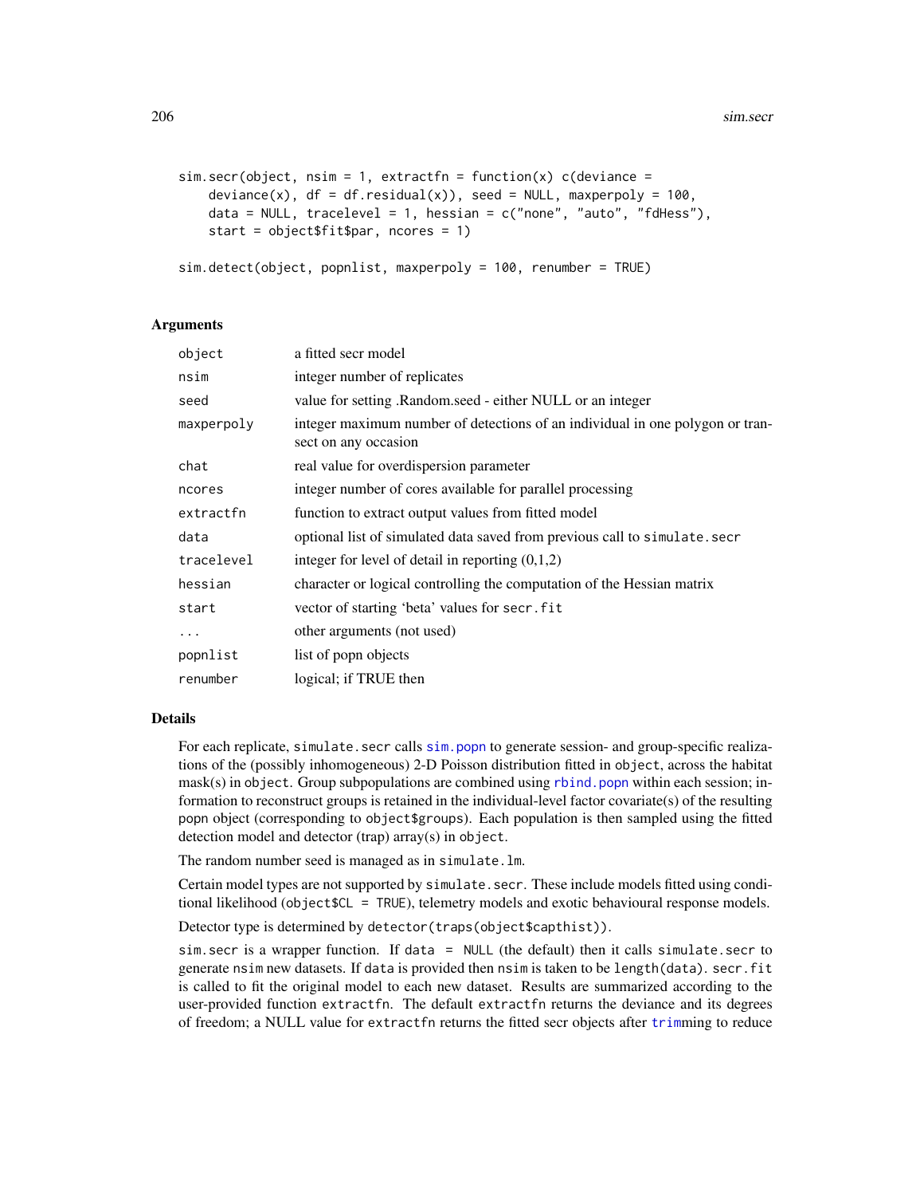```
sim.secr(object, nsim = 1, extractfn = function(x) c(deviance =
    deviance(x), df = df.residual(x)), seed = NULL, maxperpoly = 100,
    data = NULL, tracelevel = 1, hessian = c("none", "auto", "fdHess"),
    start = object$fit$par, ncores = 1)

sim.detect(object, popnlist, maxperpoly = 100, renumber = TRUE)
```

## Arguments

| | |
|---|---|
| `object` | a fitted secr model |
| `nsim` | integer number of replicates |
| `seed` | value for setting .Random.seed - either NULL or an integer |
| `maxperpoly` | integer maximum number of detections of an individual in one polygon or transect on any occasion |
| `chat` | real value for overdispersion parameter |
| `ncores` | integer number of cores available for parallel processing |
| `extractfn` | function to extract output values from fitted model |
| `data` | optional list of simulated data saved from previous call to `simulate.secr` |
| `tracelevel` | integer for level of detail in reporting (0,1,2) |
| `hessian` | character or logical controlling the computation of the Hessian matrix |
| `start` | vector of starting 'beta' values for `secr.fit` |
| `...` | other arguments (not used) |
| `popnlist` | list of popn objects |
| `renumber` | logical; if TRUE then |

## Details

For each replicate, `simulate.secr` calls `sim.popn` to generate session- and group-specific realizations of the (possibly inhomogeneous) 2-D Poisson distribution fitted in `object`, across the habitat mask(s) in `object`. Group subpopulations are combined using `rbind.popn` within each session; information to reconstruct groups is retained in the individual-level factor covariate(s) of the resulting `popn` object (corresponding to `object$groups`). Each population is then sampled using the fitted detection model and detector (trap) array(s) in `object`.

The random number seed is managed as in `simulate.lm`.

Certain model types are not supported by `simulate.secr`. These include models fitted using conditional likelihood (`object$CL = TRUE`), telemetry models and exotic behavioural response models.

Detector type is determined by `detector(traps(object$capthist))`.

`sim.secr` is a wrapper function. If `data = NULL` (the default) then it calls `simulate.secr` to generate `nsim` new datasets. If `data` is provided then `nsim` is taken to be `length(data)`. `secr.fit` is called to fit the original model to each new dataset. Results are summarized according to the user-provided function `extractfn`. The default `extractfn` returns the deviance and its degrees of freedom; a NULL value for `extractfn` returns the fitted secr objects after `trim`ming to reduce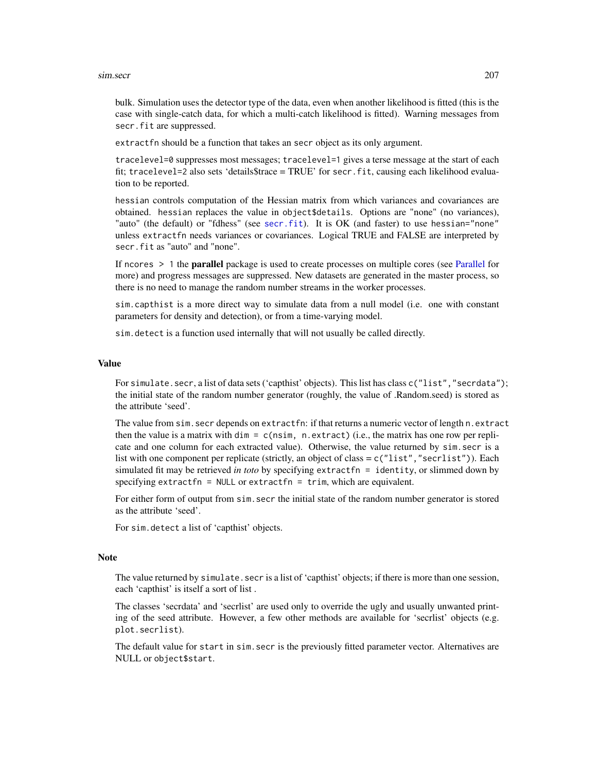bulk. Simulation uses the detector type of the data, even when another likelihood is fitted (this is the case with single-catch data, for which a multi-catch likelihood is fitted). Warning messages from `secr.fit` are suppressed.

`extractfn` should be a function that takes an `secr` object as its only argument.

`tracelevel=0` suppresses most messages; `tracelevel=1` gives a terse message at the start of each fit; `tracelevel=2` also sets 'details$trace = TRUE' for `secr.fit`, causing each likelihood evaluation to be reported.

`hessian` controls computation of the Hessian matrix from which variances and covariances are obtained. `hessian` replaces the value in `object$details`. Options are "none" (no variances), "auto" (the default) or "fdhess" (see `secr.fit`). It is OK (and faster) to use `hessian="none"` unless `extractfn` needs variances or covariances. Logical TRUE and FALSE are interpreted by `secr.fit` as "auto" and "none".

If `ncores > 1` the **parallel** package is used to create processes on multiple cores (see Parallel for more) and progress messages are suppressed. New datasets are generated in the master process, so there is no need to manage the random number streams in the worker processes.

`sim.capthist` is a more direct way to simulate data from a null model (i.e. one with constant parameters for density and detection), or from a time-varying model.

`sim.detect` is a function used internally that will not usually be called directly.

## Value

For `simulate.secr`, a list of data sets ('capthist' objects). This list has class `c("list","secrdata")`; the initial state of the random number generator (roughly, the value of .Random.seed) is stored as the attribute 'seed'.

The value from `sim.secr` depends on `extractfn`: if that returns a numeric vector of length `n.extract` then the value is a matrix with `dim = c(nsim, n.extract)` (i.e., the matrix has one row per replicate and one column for each extracted value). Otherwise, the value returned by `sim.secr` is a list with one component per replicate (strictly, an object of class = `c("list","secrlist")`). Each simulated fit may be retrieved *in toto* by specifying `extractfn = identity`, or slimmed down by specifying `extractfn = NULL` or `extractfn = trim`, which are equivalent.

For either form of output from `sim.secr` the initial state of the random number generator is stored as the attribute 'seed'.

For `sim.detect` a list of 'capthist' objects.

## Note

The value returned by `simulate.secr` is a list of 'capthist' objects; if there is more than one session, each 'capthist' is itself a sort of list .

The classes 'secrdata' and 'secrlist' are used only to override the ugly and usually unwanted printing of the seed attribute. However, a few other methods are available for 'secrlist' objects (e.g. `plot.secrlist`).

The default value for `start` in `sim.secr` is the previously fitted parameter vector. Alternatives are NULL or `object$start`.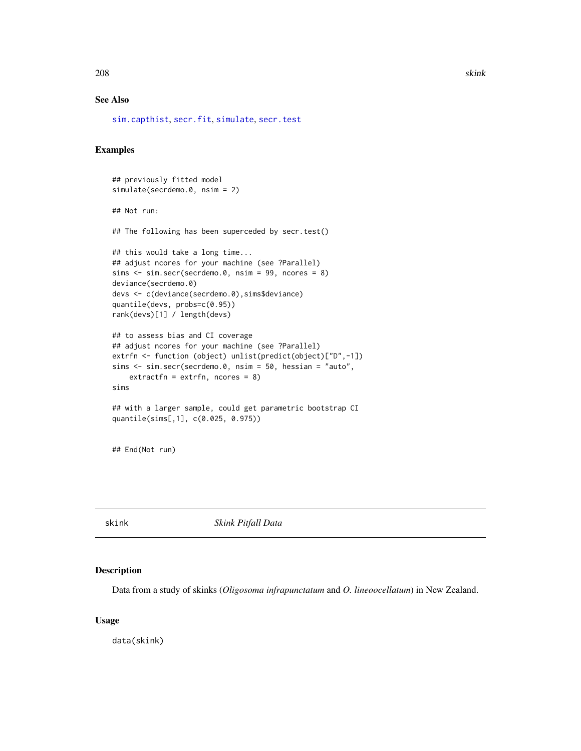## See Also

sim.capthist, secr.fit, simulate, secr.test

## Examples

```
## previously fitted model
simulate(secrdemo.0, nsim = 2)

## Not run:

## The following has been superceded by secr.test()

## this would take a long time...
## adjust ncores for your machine (see ?Parallel)
sims <- sim.secr(secrdemo.0, nsim = 99, ncores = 8)
deviance(secrdemo.0)
devs <- c(deviance(secrdemo.0),sims$deviance)
quantile(devs, probs=c(0.95))
rank(devs)[1] / length(devs)

## to assess bias and CI coverage
## adjust ncores for your machine (see ?Parallel)
extrfn <- function (object) unlist(predict(object)["D",-1])
sims <- sim.secr(secrdemo.0, nsim = 50, hessian = "auto",
    extractfn = extrfn, ncores = 8)
sims

## with a larger sample, could get parametric bootstrap CI
quantile(sims[,1], c(0.025, 0.975))


## End(Not run)
```

---

# skink — *Skink Pitfall Data*

## Description

Data from a study of skinks (*Oligosoma infrapunctatum* and *O. lineoocellatum*) in New Zealand.

## Usage

```
data(skink)
```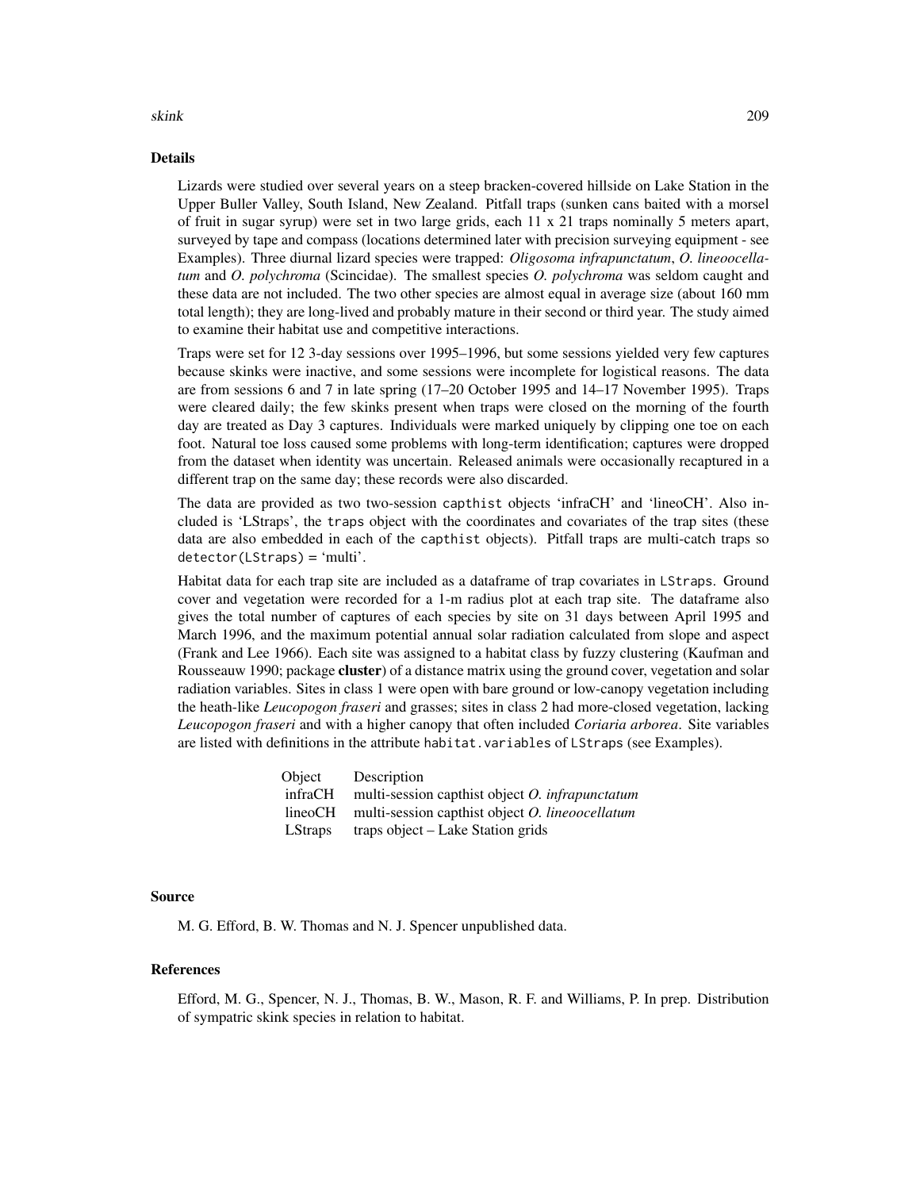## Details

Lizards were studied over several years on a steep bracken-covered hillside on Lake Station in the Upper Buller Valley, South Island, New Zealand. Pitfall traps (sunken cans baited with a morsel of fruit in sugar syrup) were set in two large grids, each 11 x 21 traps nominally 5 meters apart, surveyed by tape and compass (locations determined later with precision surveying equipment - see Examples). Three diurnal lizard species were trapped: *Oligosoma infrapunctatum*, *O. lineoocellatum* and *O. polychroma* (Scincidae). The smallest species *O. polychroma* was seldom caught and these data are not included. The two other species are almost equal in average size (about 160 mm total length); they are long-lived and probably mature in their second or third year. The study aimed to examine their habitat use and competitive interactions.

Traps were set for 12 3-day sessions over 1995–1996, but some sessions yielded very few captures because skinks were inactive, and some sessions were incomplete for logistical reasons. The data are from sessions 6 and 7 in late spring (17–20 October 1995 and 14–17 November 1995). Traps were cleared daily; the few skinks present when traps were closed on the morning of the fourth day are treated as Day 3 captures. Individuals were marked uniquely by clipping one toe on each foot. Natural toe loss caused some problems with long-term identification; captures were dropped from the dataset when identity was uncertain. Released animals were occasionally recaptured in a different trap on the same day; these records were also discarded.

The data are provided as two two-session `capthist` objects 'infraCH' and 'lineoCH'. Also included is 'LStraps', the `traps` object with the coordinates and covariates of the trap sites (these data are also embedded in each of the `capthist` objects). Pitfall traps are multi-catch traps so `detector(LStraps) = 'multi'`.

Habitat data for each trap site are included as a dataframe of trap covariates in `LStraps`. Ground cover and vegetation were recorded for a 1-m radius plot at each trap site. The dataframe also gives the total number of captures of each species by site on 31 days between April 1995 and March 1996, and the maximum potential annual solar radiation calculated from slope and aspect (Frank and Lee 1966). Each site was assigned to a habitat class by fuzzy clustering (Kaufman and Rousseauw 1990; package **cluster**) of a distance matrix using the ground cover, vegetation and solar radiation variables. Sites in class 1 were open with bare ground or low-canopy vegetation including the heath-like *Leucopogon fraseri* and grasses; sites in class 2 had more-closed vegetation, lacking *Leucopogon fraseri* and with a higher canopy that often included *Coriaria arborea*. Site variables are listed with definitions in the attribute `habitat.variables` of `LStraps` (see Examples).

| Object | Description |
|---|---|
| infraCH | multi-session capthist object *O. infrapunctatum* |
| lineoCH | multi-session capthist object *O. lineoocellatum* |
| LStraps | traps object – Lake Station grids |

## Source

M. G. Efford, B. W. Thomas and N. J. Spencer unpublished data.

## References

Efford, M. G., Spencer, N. J., Thomas, B. W., Mason, R. F. and Williams, P. In prep. Distribution of sympatric skink species in relation to habitat.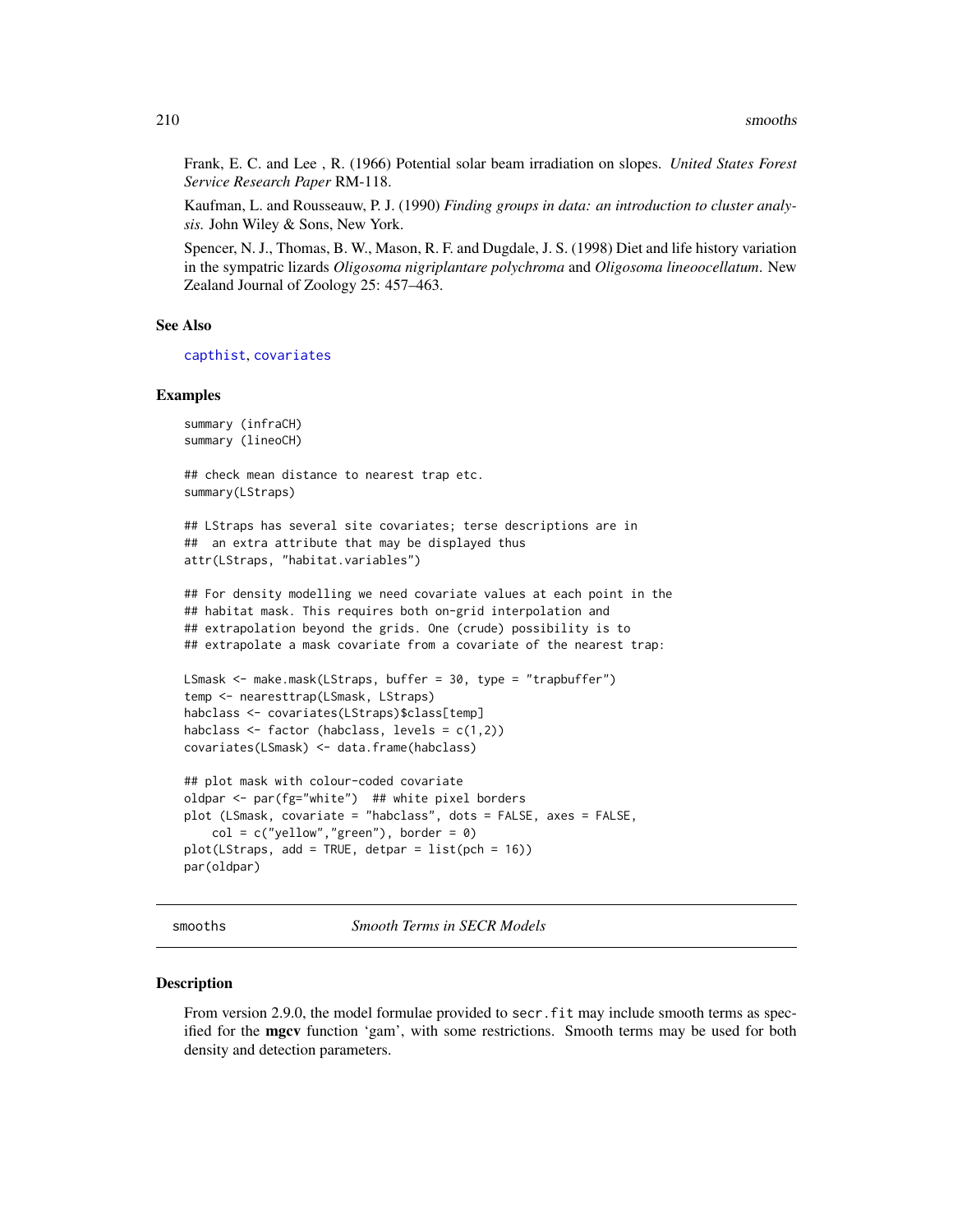Frank, E. C. and Lee , R. (1966) Potential solar beam irradiation on slopes. *United States Forest Service Research Paper* RM-118.

Kaufman, L. and Rousseauw, P. J. (1990) *Finding groups in data: an introduction to cluster analysis.* John Wiley & Sons, New York.

Spencer, N. J., Thomas, B. W., Mason, R. F. and Dugdale, J. S. (1998) Diet and life history variation in the sympatric lizards *Oligosoma nigriplantare polychroma* and *Oligosoma lineoocellatum*. New Zealand Journal of Zoology 25: 457–463.

### See Also

capthist, covariates

### Examples

```
summary (infraCH)
summary (lineoCH)

## check mean distance to nearest trap etc.
summary(LStraps)

## LStraps has several site covariates; terse descriptions are in
##  an extra attribute that may be displayed thus
attr(LStraps, "habitat.variables")

## For density modelling we need covariate values at each point in the
## habitat mask. This requires both on-grid interpolation and
## extrapolation beyond the grids. One (crude) possibility is to
## extrapolate a mask covariate from a covariate of the nearest trap:

LSmask <- make.mask(LStraps, buffer = 30, type = "trapbuffer")
temp <- nearesttrap(LSmask, LStraps)
habclass <- covariates(LStraps)$class[temp]
habclass <- factor (habclass, levels = c(1,2))
covariates(LSmask) <- data.frame(habclass)

## plot mask with colour-coded covariate
oldpar <- par(fg="white")  ## white pixel borders
plot (LSmask, covariate = "habclass", dots = FALSE, axes = FALSE,
    col = c("yellow","green"), border = 0)
plot(LStraps, add = TRUE, detpar = list(pch = 16))
par(oldpar)
```

---

## smooths — *Smooth Terms in SECR Models*

### Description

From version 2.9.0, the model formulae provided to `secr.fit` may include smooth terms as specified for the **mgcv** function 'gam', with some restrictions. Smooth terms may be used for both density and detection parameters.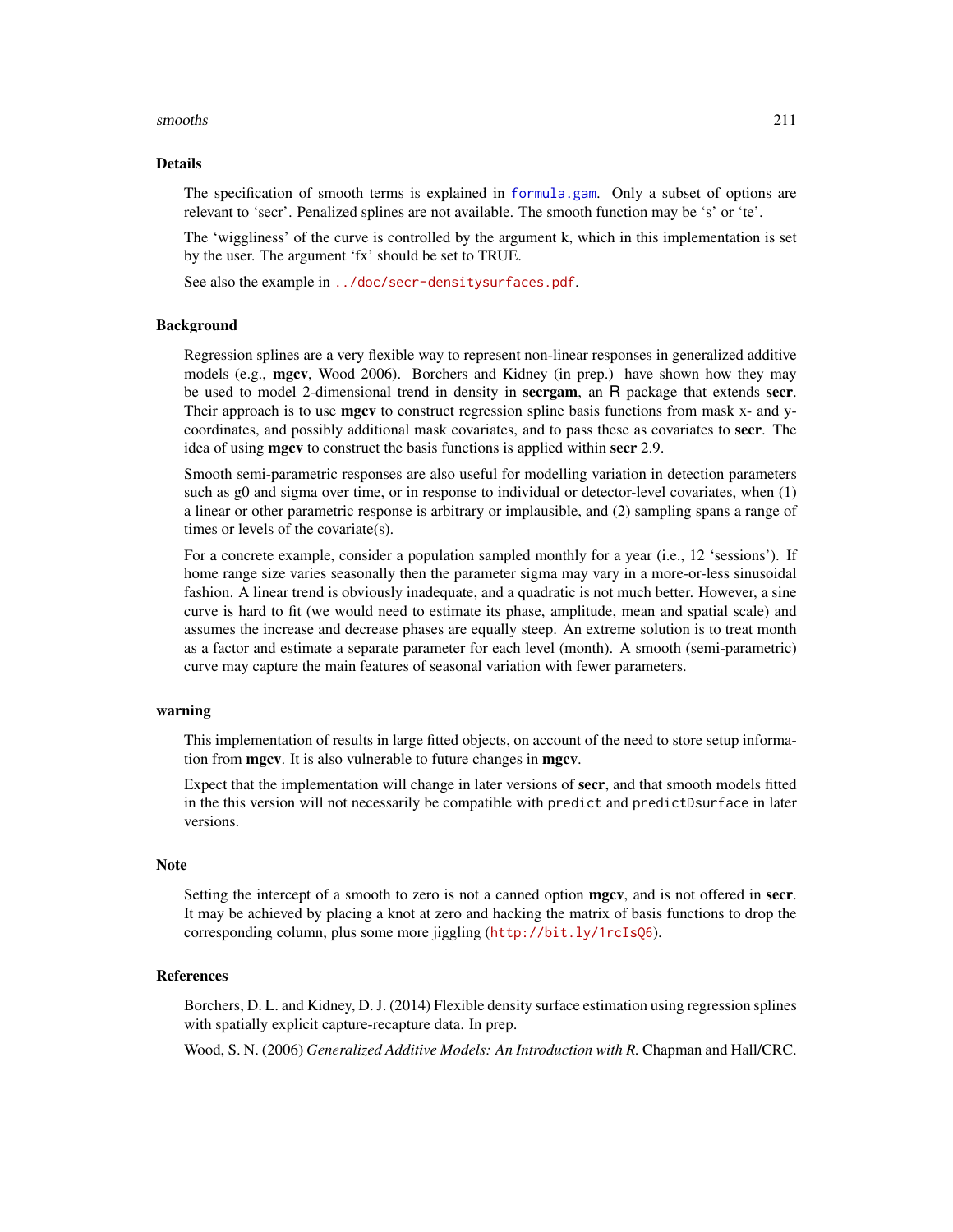## Details

The specification of smooth terms is explained in `formula.gam`. Only a subset of options are relevant to 'secr'. Penalized splines are not available. The smooth function may be 's' or 'te'.

The 'wiggliness' of the curve is controlled by the argument k, which in this implementation is set by the user. The argument 'fx' should be set to TRUE.

See also the example in `../doc/secr-densitysurfaces.pdf`.

## Background

Regression splines are a very flexible way to represent non-linear responses in generalized additive models (e.g., **mgcv**, Wood 2006). Borchers and Kidney (in prep.) have shown how they may be used to model 2-dimensional trend in density in **secrgam**, an R package that extends **secr**. Their approach is to use **mgcv** to construct regression spline basis functions from mask x- and y-coordinates, and possibly additional mask covariates, and to pass these as covariates to **secr**. The idea of using **mgcv** to construct the basis functions is applied within **secr** 2.9.

Smooth semi-parametric responses are also useful for modelling variation in detection parameters such as g0 and sigma over time, or in response to individual or detector-level covariates, when (1) a linear or other parametric response is arbitrary or implausible, and (2) sampling spans a range of times or levels of the covariate(s).

For a concrete example, consider a population sampled monthly for a year (i.e., 12 'sessions'). If home range size varies seasonally then the parameter sigma may vary in a more-or-less sinusoidal fashion. A linear trend is obviously inadequate, and a quadratic is not much better. However, a sine curve is hard to fit (we would need to estimate its phase, amplitude, mean and spatial scale) and assumes the increase and decrease phases are equally steep. An extreme solution is to treat month as a factor and estimate a separate parameter for each level (month). A smooth (semi-parametric) curve may capture the main features of seasonal variation with fewer parameters.

## warning

This implementation of results in large fitted objects, on account of the need to store setup information from **mgcv**. It is also vulnerable to future changes in **mgcv**.

Expect that the implementation will change in later versions of **secr**, and that smooth models fitted in the this version will not necessarily be compatible with `predict` and `predictDsurface` in later versions.

## Note

Setting the intercept of a smooth to zero is not a canned option **mgcv**, and is not offered in **secr**. It may be achieved by placing a knot at zero and hacking the matrix of basis functions to drop the corresponding column, plus some more jiggling (http://bit.ly/1rcIsQ6).

## References

Borchers, D. L. and Kidney, D. J. (2014) Flexible density surface estimation using regression splines with spatially explicit capture-recapture data. In prep.

Wood, S. N. (2006) *Generalized Additive Models: An Introduction with R.* Chapman and Hall/CRC.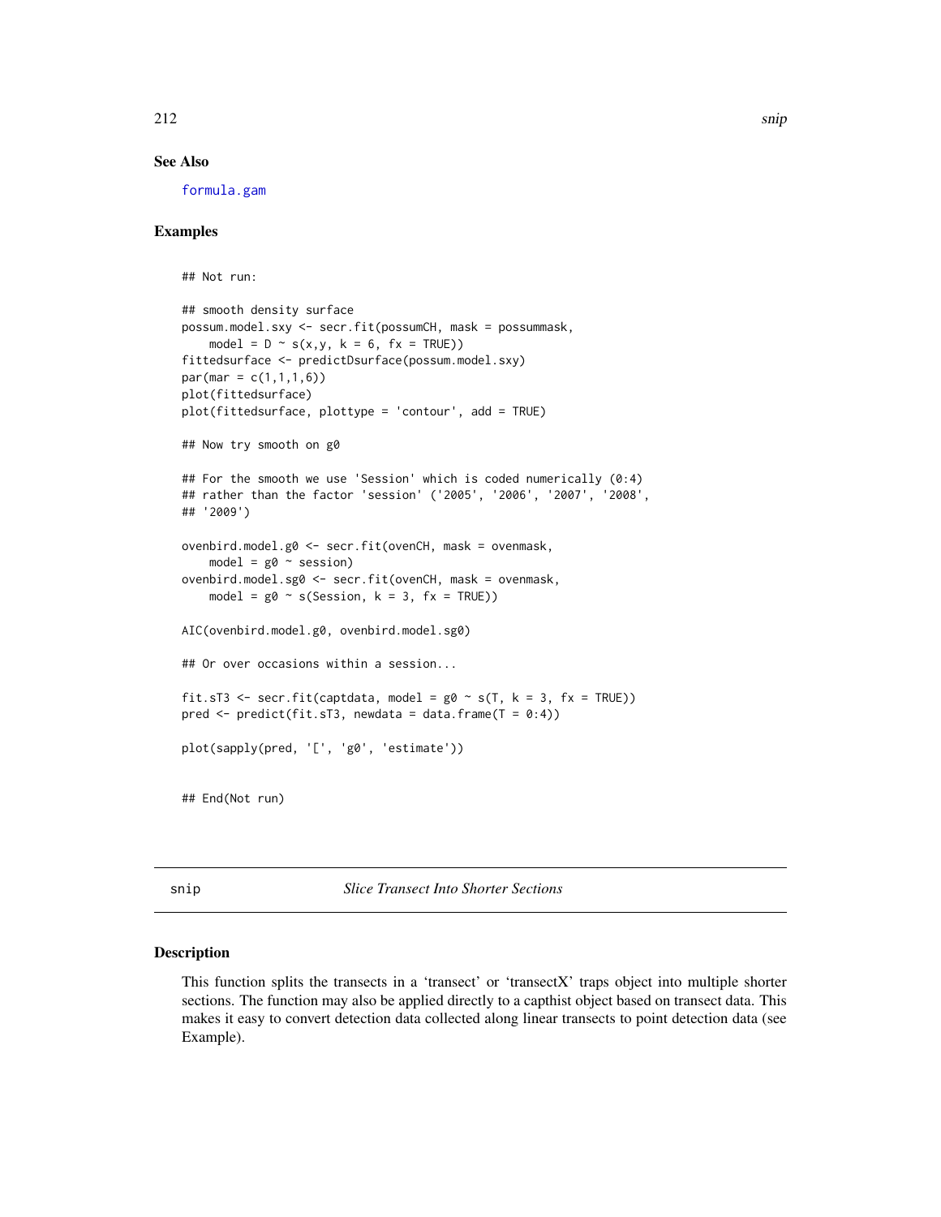## See Also

formula.gam

## Examples

```
## Not run:

## smooth density surface
possum.model.sxy <- secr.fit(possumCH, mask = possummask,
    model = D ~ s(x,y, k = 6, fx = TRUE))
fittedsurface <- predictDsurface(possum.model.sxy)
par(mar = c(1,1,1,6))
plot(fittedsurface)
plot(fittedsurface, plottype = 'contour', add = TRUE)

## Now try smooth on g0

## For the smooth we use 'Session' which is coded numerically (0:4)
## rather than the factor 'session' ('2005', '2006', '2007', '2008',
## '2009')

ovenbird.model.g0 <- secr.fit(ovenCH, mask = ovenmask,
    model = g0 ~ session)
ovenbird.model.sg0 <- secr.fit(ovenCH, mask = ovenmask,
    model = g0 ~ s(Session, k = 3, fx = TRUE))

AIC(ovenbird.model.g0, ovenbird.model.sg0)

## Or over occasions within a session...

fit.sT3 <- secr.fit(captdata, model = g0 ~ s(T, k = 3, fx = TRUE))
pred <- predict(fit.sT3, newdata = data.frame(T = 0:4))

plot(sapply(pred, '[', 'g0', 'estimate'))


## End(Not run)
```

---

# snip *Slice Transect Into Shorter Sections*

## Description

This function splits the transects in a 'transect' or 'transectX' traps object into multiple shorter sections. The function may also be applied directly to a capthist object based on transect data. This makes it easy to convert detection data collected along linear transects to point detection data (see Example).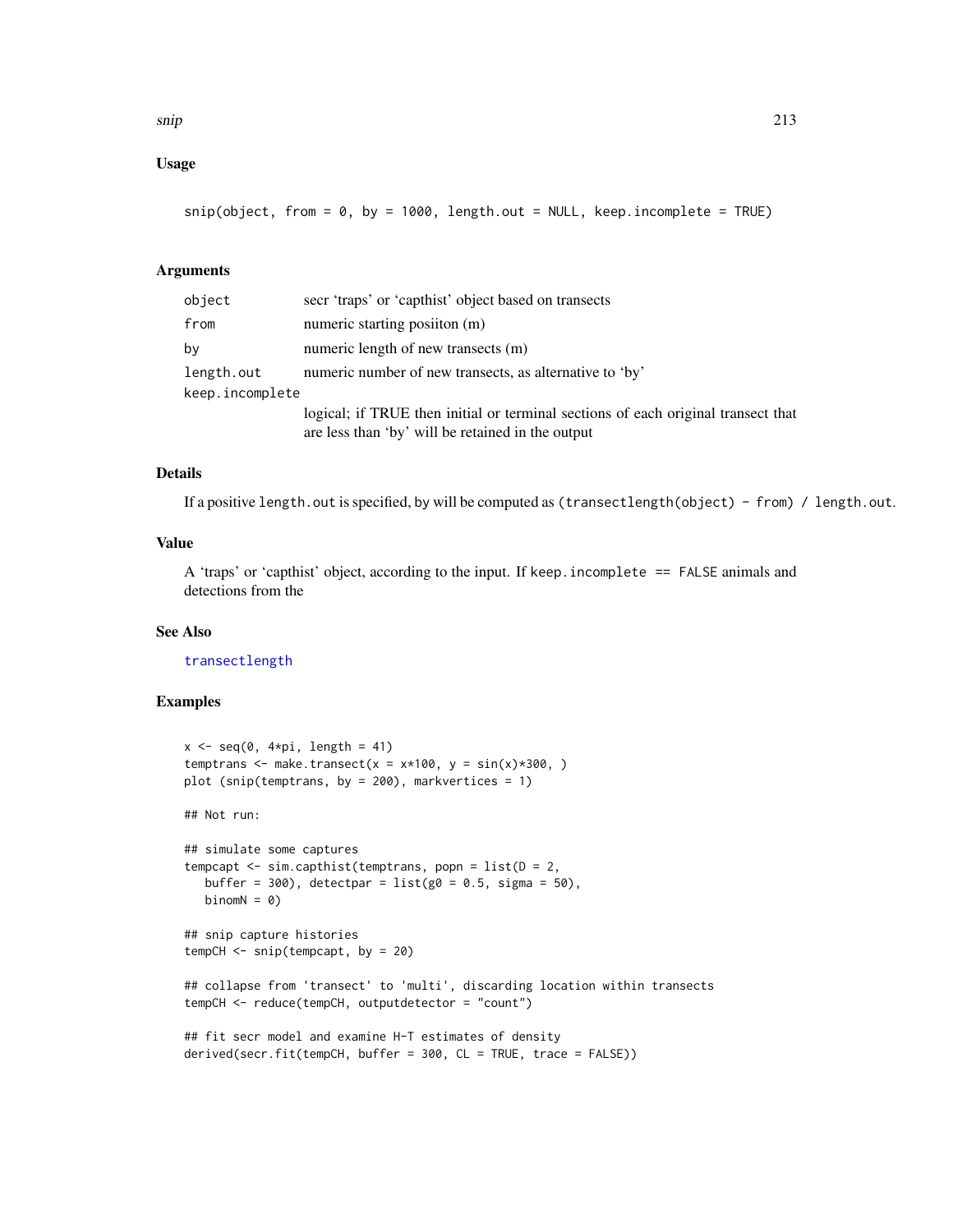## Usage

```
snip(object, from = 0, by = 1000, length.out = NULL, keep.incomplete = TRUE)
```

## Arguments

| Argument | Description |
|---|---|
| `object` | secr 'traps' or 'capthist' object based on transects |
| `from` | numeric starting posiiton (m) |
| `by` | numeric length of new transects (m) |
| `length.out` | numeric number of new transects, as alternative to 'by' |
| `keep.incomplete` | logical; if TRUE then initial or terminal sections of each original transect that are less than 'by' will be retained in the output |

## Details

If a positive `length.out` is specified, by will be computed as `(transectlength(object) - from) / length.out`.

## Value

A 'traps' or 'capthist' object, according to the input. If `keep.incomplete == FALSE` animals and detections from the

## See Also

`transectlength`

## Examples

```
x <- seq(0, 4*pi, length = 41)
temptrans <- make.transect(x = x*100, y = sin(x)*300, )
plot (snip(temptrans, by = 200), markvertices = 1)

## Not run:

## simulate some captures
tempcapt <- sim.capthist(temptrans, popn = list(D = 2,
   buffer = 300), detectpar = list(g0 = 0.5, sigma = 50),
   binomN = 0)

## snip capture histories
tempCH <- snip(tempcapt, by = 20)

## collapse from 'transect' to 'multi', discarding location within transects
tempCH <- reduce(tempCH, outputdetector = "count")

## fit secr model and examine H-T estimates of density
derived(secr.fit(tempCH, buffer = 300, CL = TRUE, trace = FALSE))
```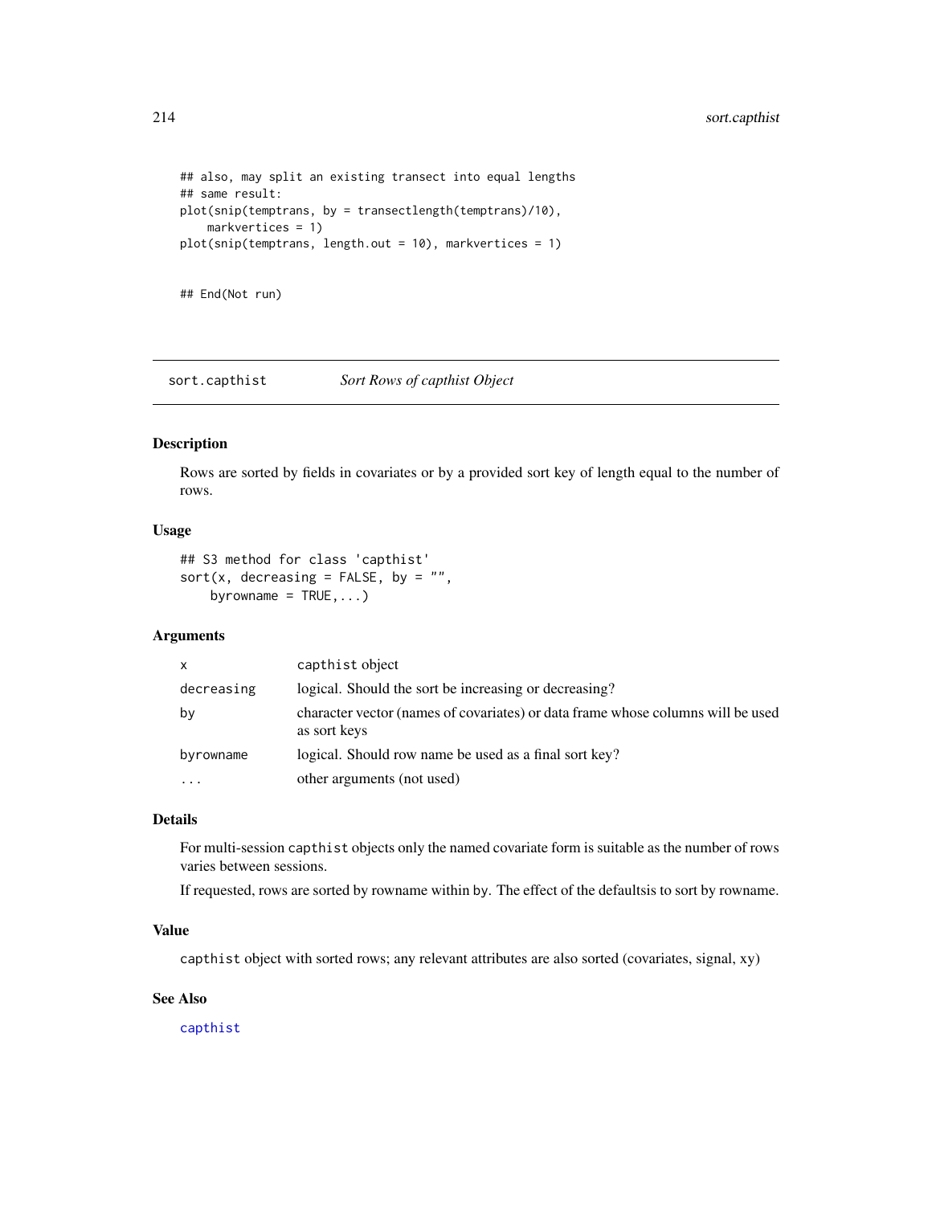```
## also, may split an existing transect into equal lengths
## same result:
plot(snip(temptrans, by = transectlength(temptrans)/10),
    markvertices = 1)
plot(snip(temptrans, length.out = 10), markvertices = 1)


## End(Not run)
```

---

## sort.capthist *Sort Rows of capthist Object*

---

### Description

Rows are sorted by fields in covariates or by a provided sort key of length equal to the number of rows.

### Usage

```
## S3 method for class 'capthist'
sort(x, decreasing = FALSE, by = "",
    byrowname = TRUE,...)
```

### Arguments

| | |
|---|---|
| x | capthist object |
| decreasing | logical. Should the sort be increasing or decreasing? |
| by | character vector (names of covariates) or data frame whose columns will be used as sort keys |
| byrowname | logical. Should row name be used as a final sort key? |
| ... | other arguments (not used) |

### Details

For multi-session capthist objects only the named covariate form is suitable as the number of rows varies between sessions.

If requested, rows are sorted by rowname within by. The effect of the defaultsis to sort by rowname.

### Value

capthist object with sorted rows; any relevant attributes are also sorted (covariates, signal, xy)

### See Also

capthist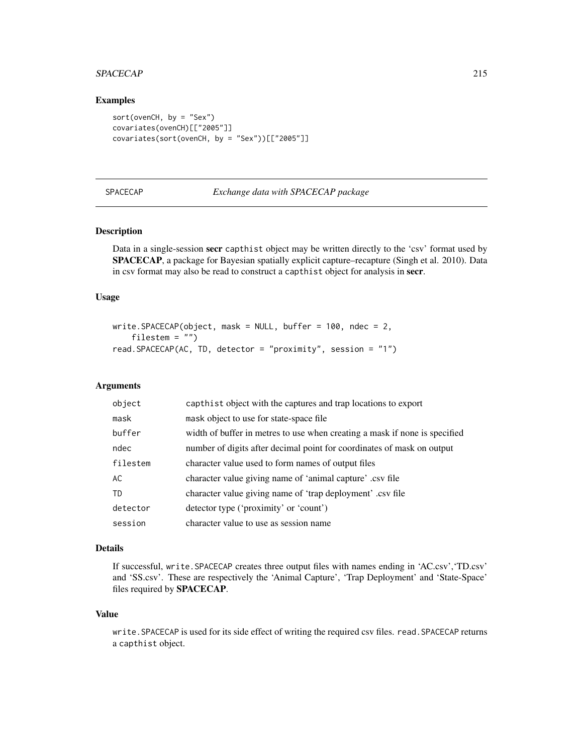## Examples

```
sort(ovenCH, by = "Sex")
covariates(ovenCH)[["2005"]]
covariates(sort(ovenCH, by = "Sex"))[["2005"]]
```

---

SPACECAP *Exchange data with SPACECAP package*

---

## Description

Data in a single-session **secr** capthist object may be written directly to the 'csv' format used by **SPACECAP**, a package for Bayesian spatially explicit capture–recapture (Singh et al. 2010). Data in csv format may also be read to construct a capthist object for analysis in **secr**.

## Usage

```
write.SPACECAP(object, mask = NULL, buffer = 100, ndec = 2,
    filestem = "")
read.SPACECAP(AC, TD, detector = "proximity", session = "1")
```

## Arguments

| | |
|---|---|
| object | capthist object with the captures and trap locations to export |
| mask | mask object to use for state-space file |
| buffer | width of buffer in metres to use when creating a mask if none is specified |
| ndec | number of digits after decimal point for coordinates of mask on output |
| filestem | character value used to form names of output files |
| AC | character value giving name of 'animal capture' .csv file |
| TD | character value giving name of 'trap deployment' .csv file |
| detector | detector type ('proximity' or 'count') |
| session | character value to use as session name |

## Details

If successful, write.SPACECAP creates three output files with names ending in 'AC.csv','TD.csv' and 'SS.csv'. These are respectively the 'Animal Capture', 'Trap Deployment' and 'State-Space' files required by **SPACECAP**.

## Value

write.SPACECAP is used for its side effect of writing the required csv files. read.SPACECAP returns a capthist object.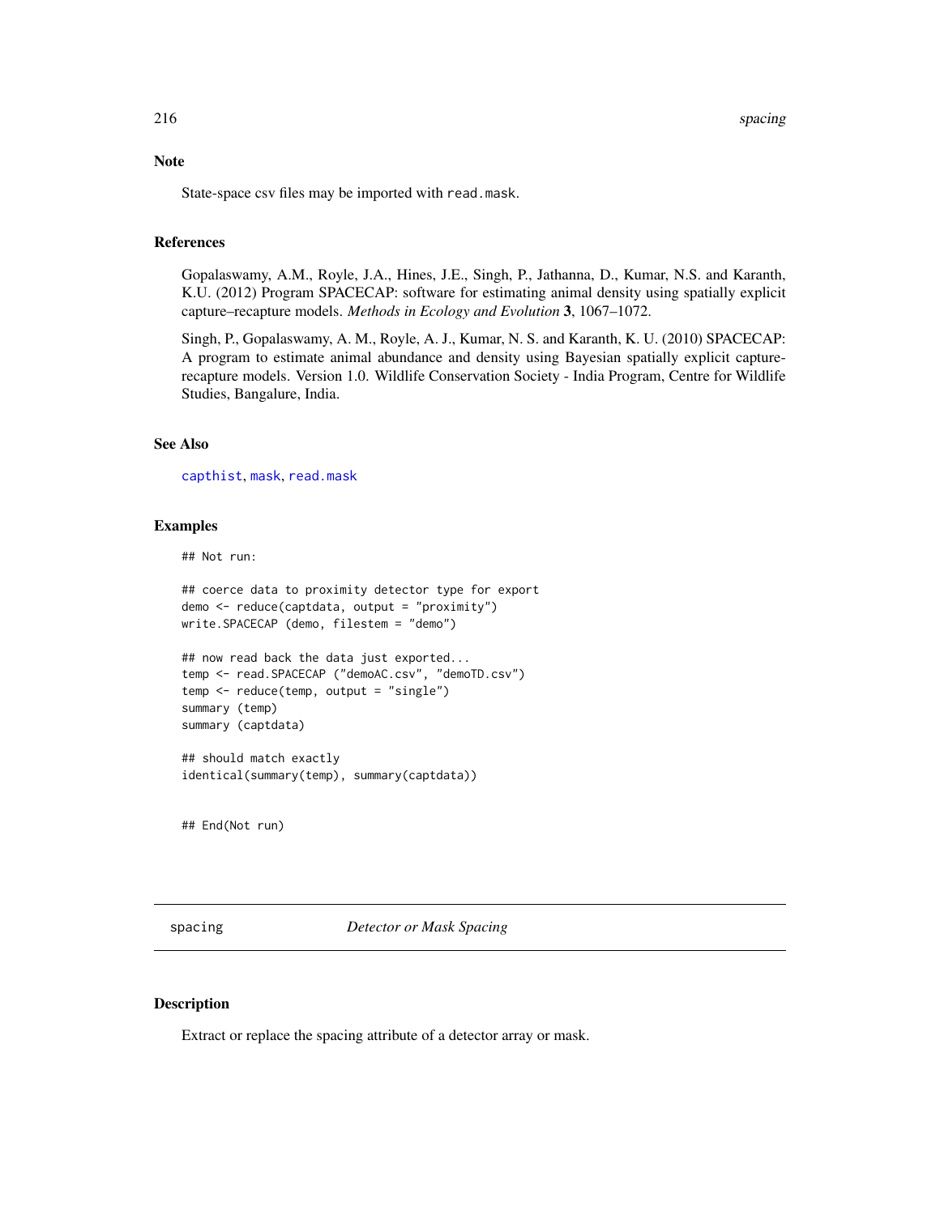## Note

State-space csv files may be imported with `read.mask`.

## References

Gopalaswamy, A.M., Royle, J.A., Hines, J.E., Singh, P., Jathanna, D., Kumar, N.S. and Karanth, K.U. (2012) Program SPACECAP: software for estimating animal density using spatially explicit capture–recapture models. *Methods in Ecology and Evolution* **3**, 1067–1072.

Singh, P., Gopalaswamy, A. M., Royle, A. J., Kumar, N. S. and Karanth, K. U. (2010) SPACECAP: A program to estimate animal abundance and density using Bayesian spatially explicit capture-recapture models. Version 1.0. Wildlife Conservation Society - India Program, Centre for Wildlife Studies, Bangalure, India.

## See Also

`capthist`, `mask`, `read.mask`

## Examples

```
## Not run:

## coerce data to proximity detector type for export
demo <- reduce(captdata, output = "proximity")
write.SPACECAP (demo, filestem = "demo")

## now read back the data just exported...
temp <- read.SPACECAP ("demoAC.csv", "demoTD.csv")
temp <- reduce(temp, output = "single")
summary (temp)
summary (captdata)

## should match exactly
identical(summary(temp), summary(captdata))


## End(Not run)
```

---

# spacing — *Detector or Mask Spacing*

## Description

Extract or replace the spacing attribute of a detector array or mask.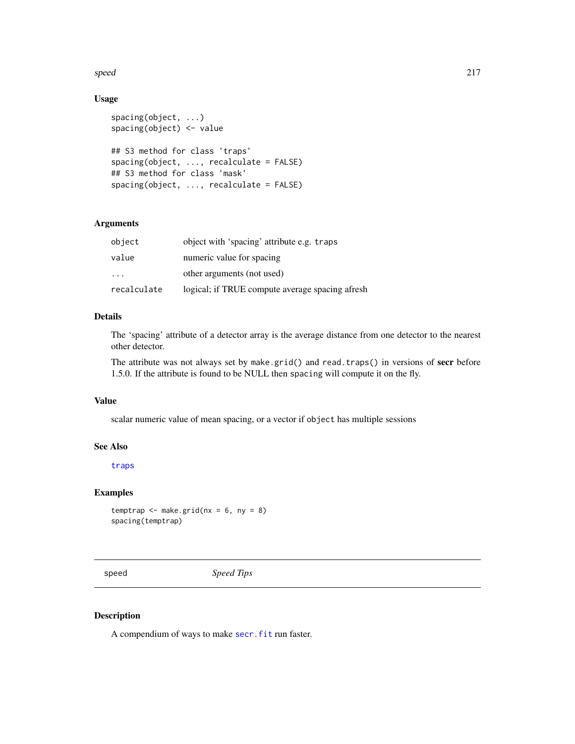## Usage

```
spacing(object, ...)
spacing(object) <- value

## S3 method for class 'traps'
spacing(object, ..., recalculate = FALSE)
## S3 method for class 'mask'
spacing(object, ..., recalculate = FALSE)
```

## Arguments

| | |
|---|---|
| `object` | object with 'spacing' attribute e.g. `traps` |
| `value` | numeric value for spacing |
| `...` | other arguments (not used) |
| `recalculate` | logical; if TRUE compute average spacing afresh |

## Details

The 'spacing' attribute of a detector array is the average distance from one detector to the nearest other detector.

The attribute was not always set by `make.grid()` and `read.traps()` in versions of **secr** before 1.5.0. If the attribute is found to be NULL then `spacing` will compute it on the fly.

## Value

scalar numeric value of mean spacing, or a vector if `object` has multiple sessions

## See Also

`traps`

## Examples

```
temptrap <- make.grid(nx = 6, ny = 8)
spacing(temptrap)
```

---

# speed — *Speed Tips*

## Description

A compendium of ways to make `secr.fit` run faster.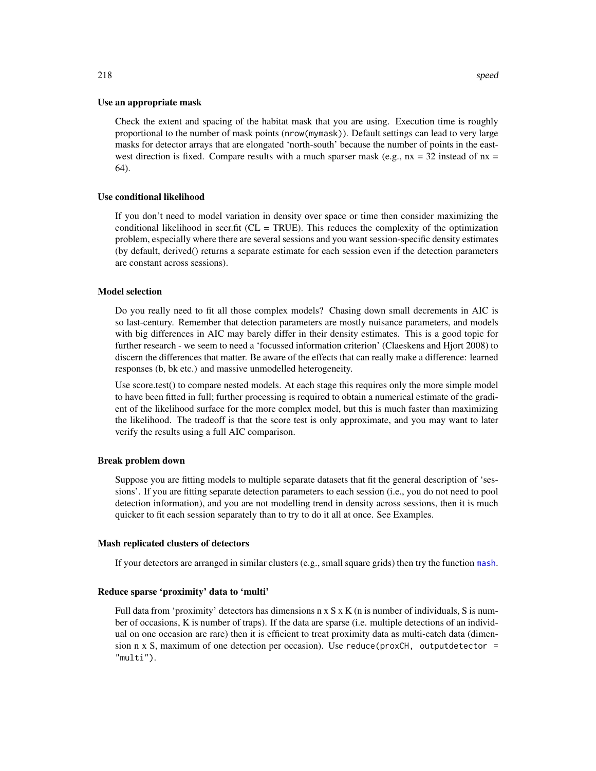### Use an appropriate mask

Check the extent and spacing of the habitat mask that you are using. Execution time is roughly proportional to the number of mask points (`nrow(mymask)`). Default settings can lead to very large masks for detector arrays that are elongated 'north-south' because the number of points in the east-west direction is fixed. Compare results with a much sparser mask (e.g., nx = 32 instead of nx = 64).

### Use conditional likelihood

If you don't need to model variation in density over space or time then consider maximizing the conditional likelihood in secr.fit (CL = TRUE). This reduces the complexity of the optimization problem, especially where there are several sessions and you want session-specific density estimates (by default, derived() returns a separate estimate for each session even if the detection parameters are constant across sessions).

### Model selection

Do you really need to fit all those complex models? Chasing down small decrements in AIC is so last-century. Remember that detection parameters are mostly nuisance parameters, and models with big differences in AIC may barely differ in their density estimates. This is a good topic for further research - we seem to need a 'focussed information criterion' (Claeskens and Hjort 2008) to discern the differences that matter. Be aware of the effects that can really make a difference: learned responses (b, bk etc.) and massive unmodelled heterogeneity.

Use score.test() to compare nested models. At each stage this requires only the more simple model to have been fitted in full; further processing is required to obtain a numerical estimate of the gradient of the likelihood surface for the more complex model, but this is much faster than maximizing the likelihood. The tradeoff is that the score test is only approximate, and you may want to later verify the results using a full AIC comparison.

### Break problem down

Suppose you are fitting models to multiple separate datasets that fit the general description of 'sessions'. If you are fitting separate detection parameters to each session (i.e., you do not need to pool detection information), and you are not modelling trend in density across sessions, then it is much quicker to fit each session separately than to try to do it all at once. See Examples.

### Mash replicated clusters of detectors

If your detectors are arranged in similar clusters (e.g., small square grids) then try the function mash.

### Reduce sparse 'proximity' data to 'multi'

Full data from 'proximity' detectors has dimensions n x S x K (n is number of individuals, S is number of occasions, K is number of traps). If the data are sparse (i.e. multiple detections of an individual on one occasion are rare) then it is efficient to treat proximity data as multi-catch data (dimension n x S, maximum of one detection per occasion). Use `reduce(proxCH, outputdetector = "multi")`.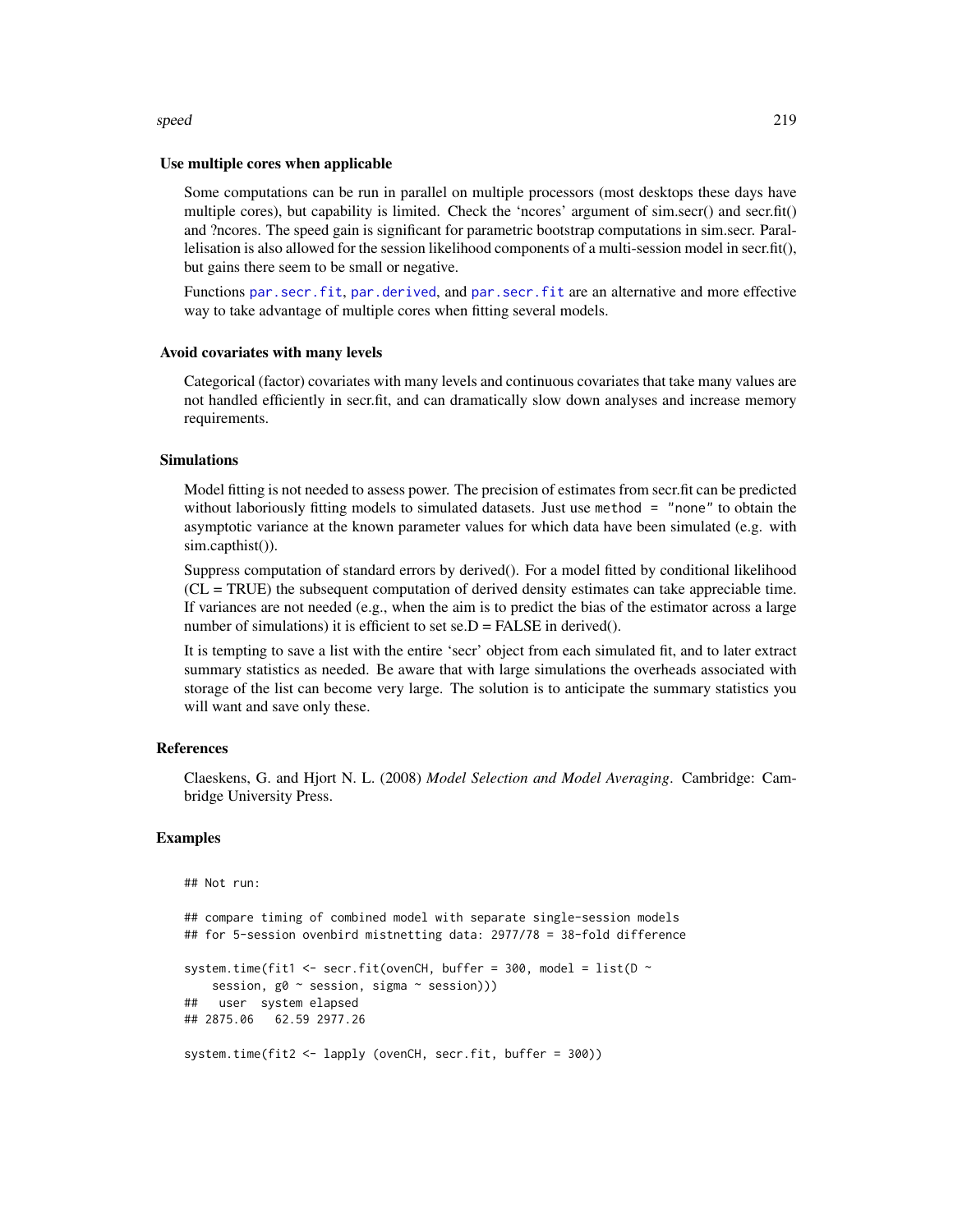### Use multiple cores when applicable

Some computations can be run in parallel on multiple processors (most desktops these days have multiple cores), but capability is limited. Check the 'ncores' argument of sim.secr() and secr.fit() and ?ncores. The speed gain is significant for parametric bootstrap computations in sim.secr. Parallelisation is also allowed for the session likelihood components of a multi-session model in secr.fit(), but gains there seem to be small or negative.

Functions `par.secr.fit`, `par.derived`, and `par.secr.fit` are an alternative and more effective way to take advantage of multiple cores when fitting several models.

### Avoid covariates with many levels

Categorical (factor) covariates with many levels and continuous covariates that take many values are not handled efficiently in secr.fit, and can dramatically slow down analyses and increase memory requirements.

### Simulations

Model fitting is not needed to assess power. The precision of estimates from secr.fit can be predicted without laboriously fitting models to simulated datasets. Just use `method = "none"` to obtain the asymptotic variance at the known parameter values for which data have been simulated (e.g. with sim.capthist()).

Suppress computation of standard errors by derived(). For a model fitted by conditional likelihood (CL = TRUE) the subsequent computation of derived density estimates can take appreciable time. If variances are not needed (e.g., when the aim is to predict the bias of the estimator across a large number of simulations) it is efficient to set se.D = FALSE in derived().

It is tempting to save a list with the entire 'secr' object from each simulated fit, and to later extract summary statistics as needed. Be aware that with large simulations the overheads associated with storage of the list can become very large. The solution is to anticipate the summary statistics you will want and save only these.

## References

Claeskens, G. and Hjort N. L. (2008) *Model Selection and Model Averaging*. Cambridge: Cambridge University Press.

## Examples

```
## Not run:

## compare timing of combined model with separate single-session models
## for 5-session ovenbird mistnetting data: 2977/78 = 38-fold difference

system.time(fit1 <- secr.fit(ovenCH, buffer = 300, model = list(D ~
    session, g0 ~ session, sigma ~ session)))
##   user  system elapsed
## 2875.06   62.59 2977.26

system.time(fit2 <- lapply (ovenCH, secr.fit, buffer = 300))
```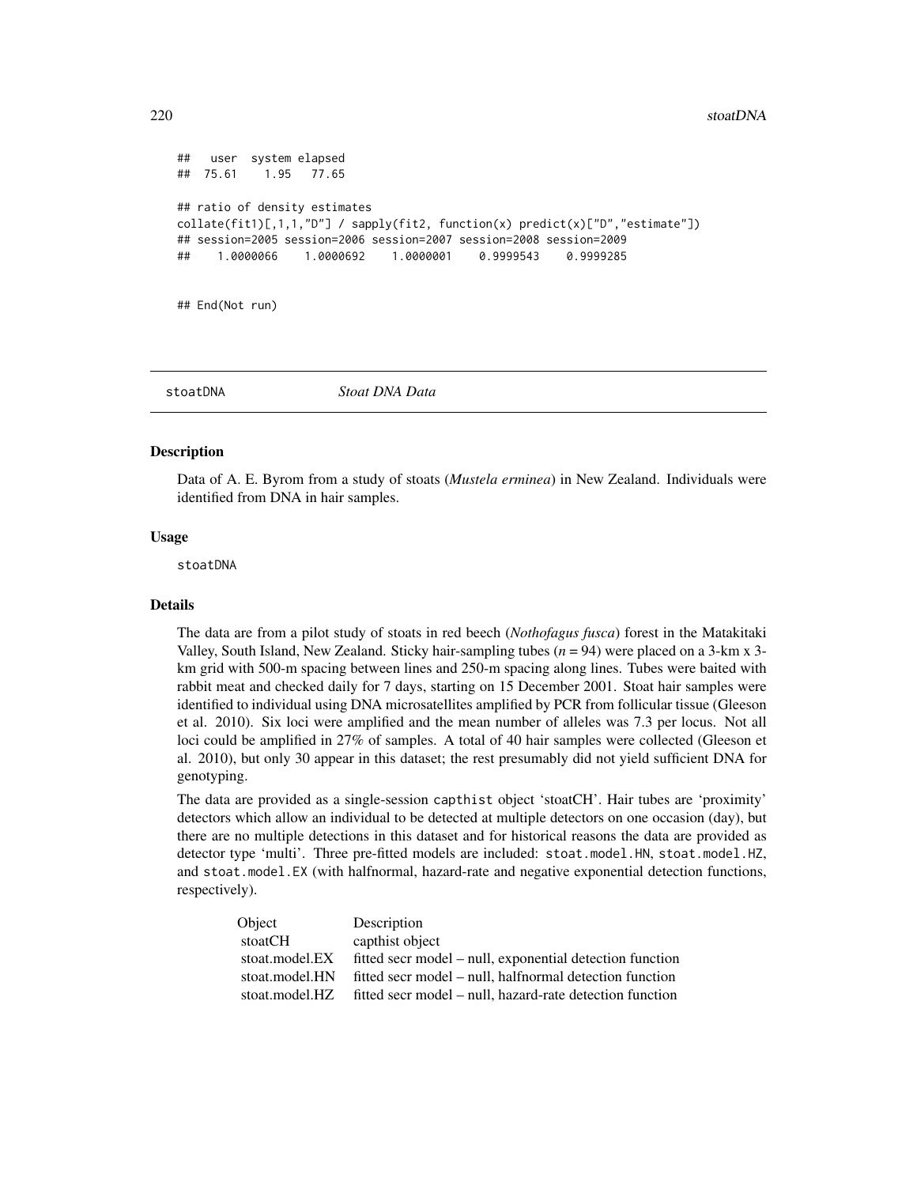```
##   user  system elapsed
##  75.61    1.95   77.65

## ratio of density estimates
collate(fit1)[,1,1,"D"] / sapply(fit2, function(x) predict(x)["D","estimate"])
## session=2005 session=2006 session=2007 session=2008 session=2009
##    1.0000066    1.0000692    1.0000001    0.9999543    0.9999285


## End(Not run)
```

# stoatDNA — *Stoat DNA Data*

## Description

Data of A. E. Byrom from a study of stoats (*Mustela erminea*) in New Zealand. Individuals were identified from DNA in hair samples.

## Usage

```
stoatDNA
```

## Details

The data are from a pilot study of stoats in red beech (*Nothofagus fusca*) forest in the Matakitaki Valley, South Island, New Zealand. Sticky hair-sampling tubes ($n = 94$) were placed on a 3-km x 3-km grid with 500-m spacing between lines and 250-m spacing along lines. Tubes were baited with rabbit meat and checked daily for 7 days, starting on 15 December 2001. Stoat hair samples were identified to individual using DNA microsatellites amplified by PCR from follicular tissue (Gleeson et al. 2010). Six loci were amplified and the mean number of alleles was 7.3 per locus. Not all loci could be amplified in 27% of samples. A total of 40 hair samples were collected (Gleeson et al. 2010), but only 30 appear in this dataset; the rest presumably did not yield sufficient DNA for genotyping.

The data are provided as a single-session capthist object 'stoatCH'. Hair tubes are 'proximity' detectors which allow an individual to be detected at multiple detectors on one occasion (day), but there are no multiple detections in this dataset and for historical reasons the data are provided as detector type 'multi'. Three pre-fitted models are included: `stoat.model.HN`, `stoat.model.HZ`, and `stoat.model.EX` (with halfnormal, hazard-rate and negative exponential detection functions, respectively).

| Object | Description |
|---|---|
| stoatCH | capthist object |
| stoat.model.EX | fitted secr model – null, exponential detection function |
| stoat.model.HN | fitted secr model – null, halfnormal detection function |
| stoat.model.HZ | fitted secr model – null, hazard-rate detection function |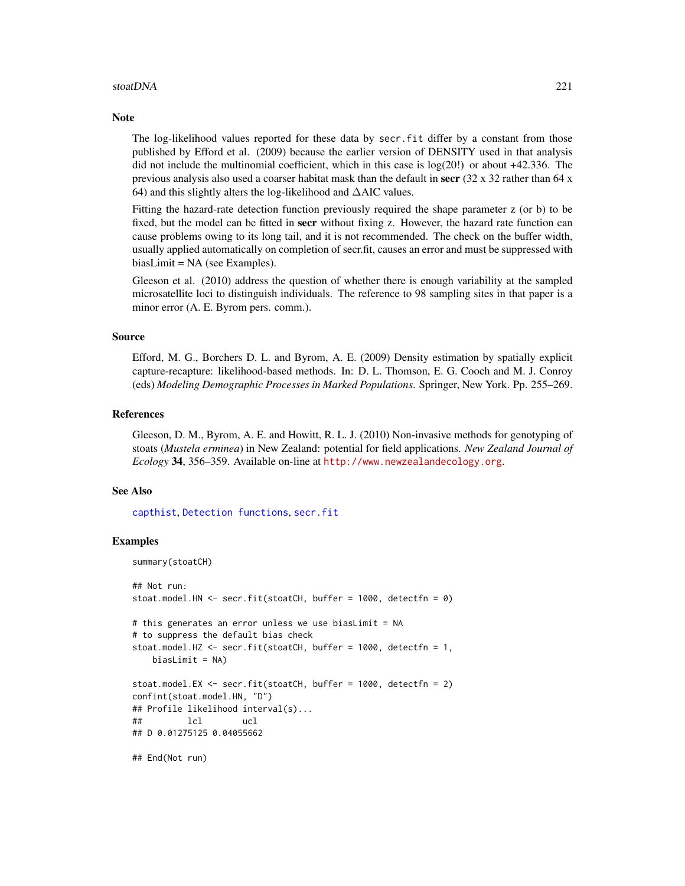## Note

The log-likelihood values reported for these data by `secr.fit` differ by a constant from those published by Efford et al. (2009) because the earlier version of DENSITY used in that analysis did not include the multinomial coefficient, which in this case is log(20!) or about +42.336. The previous analysis also used a coarser habitat mask than the default in **secr** (32 x 32 rather than 64 x 64) and this slightly alters the log-likelihood and $\Delta$AIC values.

Fitting the hazard-rate detection function previously required the shape parameter z (or b) to be fixed, but the model can be fitted in **secr** without fixing z. However, the hazard rate function can cause problems owing to its long tail, and it is not recommended. The check on the buffer width, usually applied automatically on completion of secr.fit, causes an error and must be suppressed with biasLimit = NA (see Examples).

Gleeson et al. (2010) address the question of whether there is enough variability at the sampled microsatellite loci to distinguish individuals. The reference to 98 sampling sites in that paper is a minor error (A. E. Byrom pers. comm.).

## Source

Efford, M. G., Borchers D. L. and Byrom, A. E. (2009) Density estimation by spatially explicit capture-recapture: likelihood-based methods. In: D. L. Thomson, E. G. Cooch and M. J. Conroy (eds) *Modeling Demographic Processes in Marked Populations*. Springer, New York. Pp. 255–269.

## References

Gleeson, D. M., Byrom, A. E. and Howitt, R. L. J. (2010) Non-invasive methods for genotyping of stoats (*Mustela erminea*) in New Zealand: potential for field applications. *New Zealand Journal of Ecology* **34**, 356–359. Available on-line at http://www.newzealandecology.org.

## See Also

capthist, Detection functions, secr.fit

## Examples

```
summary(stoatCH)

## Not run:
stoat.model.HN <- secr.fit(stoatCH, buffer = 1000, detectfn = 0)

# this generates an error unless we use biasLimit = NA
# to suppress the default bias check
stoat.model.HZ <- secr.fit(stoatCH, buffer = 1000, detectfn = 1,
    biasLimit = NA)

stoat.model.EX <- secr.fit(stoatCH, buffer = 1000, detectfn = 2)
confint(stoat.model.HN, "D")
## Profile likelihood interval(s)...
##          lcl        ucl
## D 0.01275125 0.04055662

## End(Not run)
```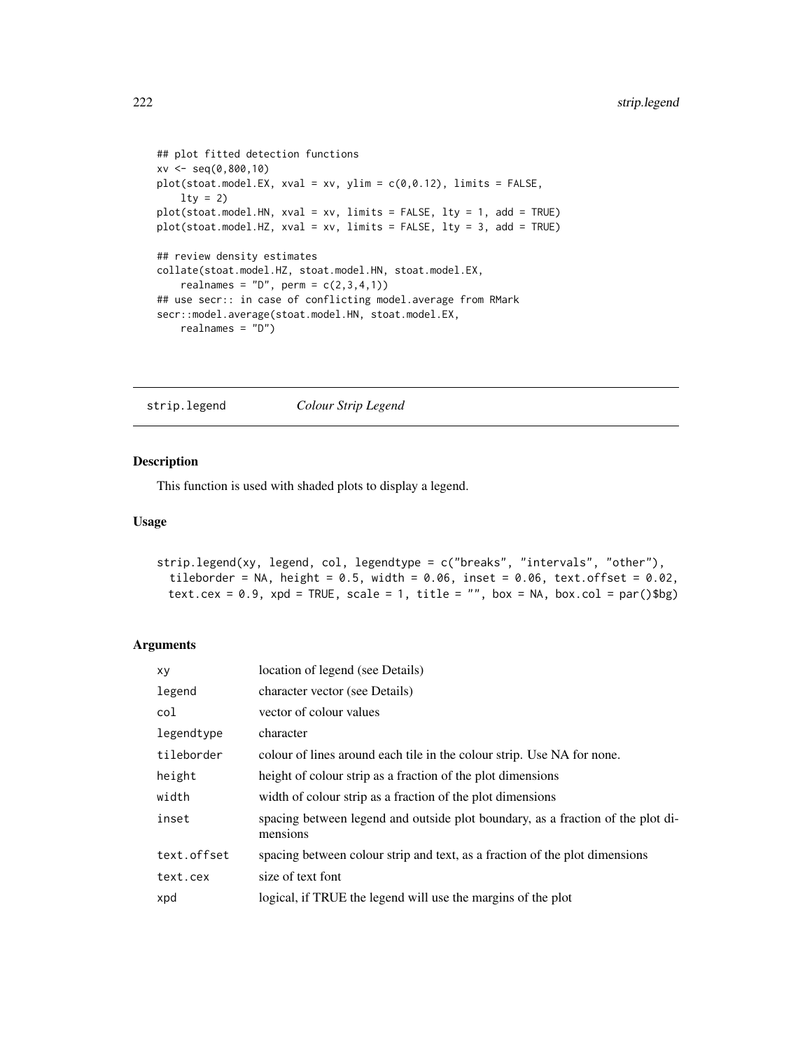```
## plot fitted detection functions
xv <- seq(0,800,10)
plot(stoat.model.EX, xval = xv, ylim = c(0,0.12), limits = FALSE,
    lty = 2)
plot(stoat.model.HN, xval = xv, limits = FALSE, lty = 1, add = TRUE)
plot(stoat.model.HZ, xval = xv, limits = FALSE, lty = 3, add = TRUE)

## review density estimates
collate(stoat.model.HZ, stoat.model.HN, stoat.model.EX,
    realnames = "D", perm = c(2,3,4,1))
## use secr:: in case of conflicting model.average from RMark
secr::model.average(stoat.model.HN, stoat.model.EX,
    realnames = "D")
```

---

strip.legend *Colour Strip Legend*

---

## Description

This function is used with shaded plots to display a legend.

## Usage

```
strip.legend(xy, legend, col, legendtype = c("breaks", "intervals", "other"),
  tileborder = NA, height = 0.5, width = 0.06, inset = 0.06, text.offset = 0.02,
  text.cex = 0.9, xpd = TRUE, scale = 1, title = "", box = NA, box.col = par()$bg)
```

## Arguments

| | |
|---|---|
| xy | location of legend (see Details) |
| legend | character vector (see Details) |
| col | vector of colour values |
| legendtype | character |
| tileborder | colour of lines around each tile in the colour strip. Use NA for none. |
| height | height of colour strip as a fraction of the plot dimensions |
| width | width of colour strip as a fraction of the plot dimensions |
| inset | spacing between legend and outside plot boundary, as a fraction of the plot dimensions |
| text.offset | spacing between colour strip and text, as a fraction of the plot dimensions |
| text.cex | size of text font |
| xpd | logical, if TRUE the legend will use the margins of the plot |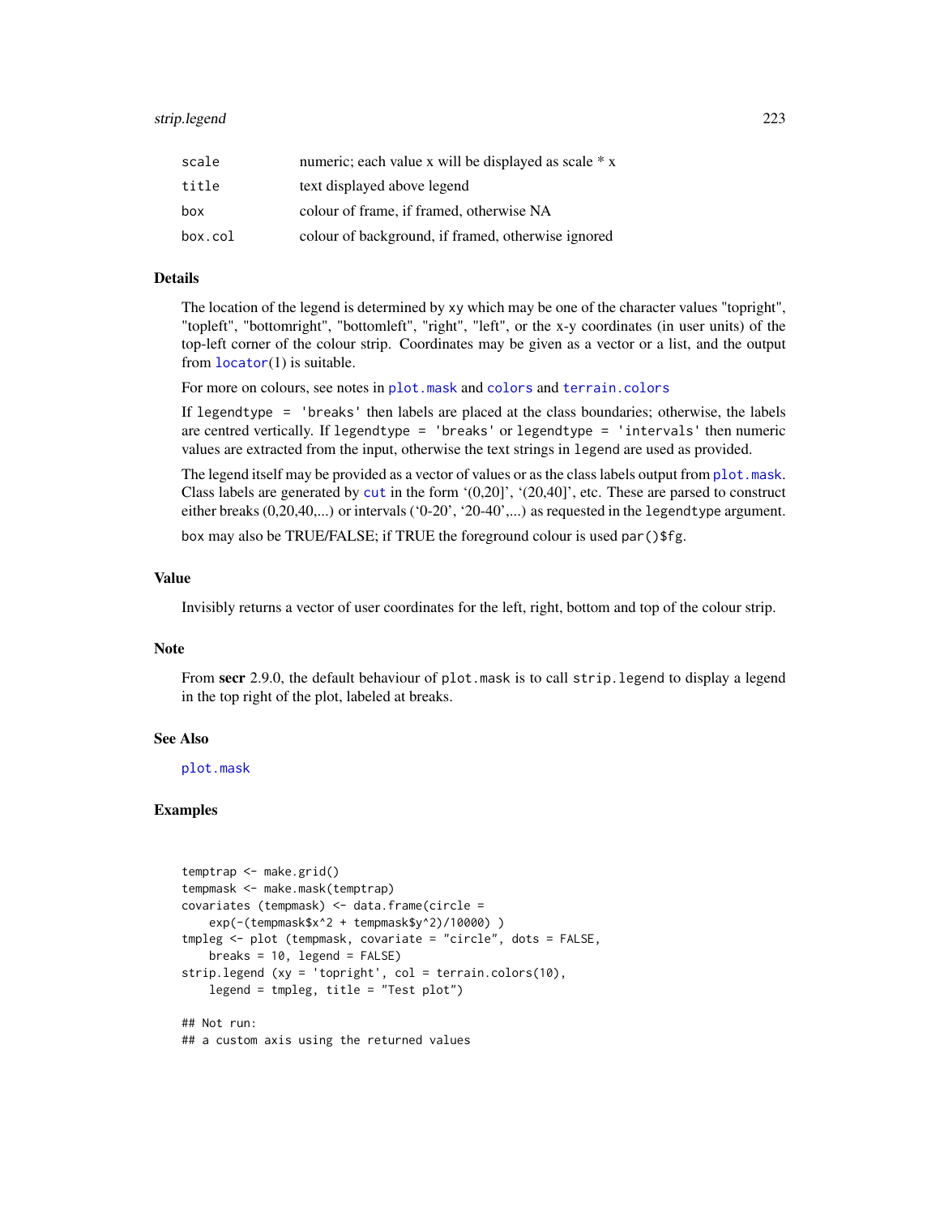| | |
|---|---|
| scale | numeric; each value x will be displayed as scale * x |
| title | text displayed above legend |
| box | colour of frame, if framed, otherwise NA |
| box.col | colour of background, if framed, otherwise ignored |

### Details

The location of the legend is determined by xy which may be one of the character values "topright", "topleft", "bottomright", "bottomleft", "right", "left", or the x-y coordinates (in user units) of the top-left corner of the colour strip. Coordinates may be given as a vector or a list, and the output from locator(1) is suitable.

For more on colours, see notes in plot.mask and colors and terrain.colors

If legendtype = 'breaks' then labels are placed at the class boundaries; otherwise, the labels are centred vertically. If legendtype = 'breaks' or legendtype = 'intervals' then numeric values are extracted from the input, otherwise the text strings in legend are used as provided.

The legend itself may be provided as a vector of values or as the class labels output from plot.mask. Class labels are generated by cut in the form '(0,20]', '(20,40]', etc. These are parsed to construct either breaks (0,20,40,...) or intervals ('0-20', '20-40',...) as requested in the legendtype argument.

box may also be TRUE/FALSE; if TRUE the foreground colour is used par()$fg.

### Value

Invisibly returns a vector of user coordinates for the left, right, bottom and top of the colour strip.

### Note

From **secr** 2.9.0, the default behaviour of plot.mask is to call strip.legend to display a legend in the top right of the plot, labeled at breaks.

### See Also

plot.mask

### Examples

```
temptrap <- make.grid()
tempmask <- make.mask(temptrap)
covariates (tempmask) <- data.frame(circle =
    exp(-(tempmask$x^2 + tempmask$y^2)/10000) )
tmpleg <- plot (tempmask, covariate = "circle", dots = FALSE,
    breaks = 10, legend = FALSE)
strip.legend (xy = 'topright', col = terrain.colors(10),
    legend = tmpleg, title = "Test plot")

## Not run:
## a custom axis using the returned values
```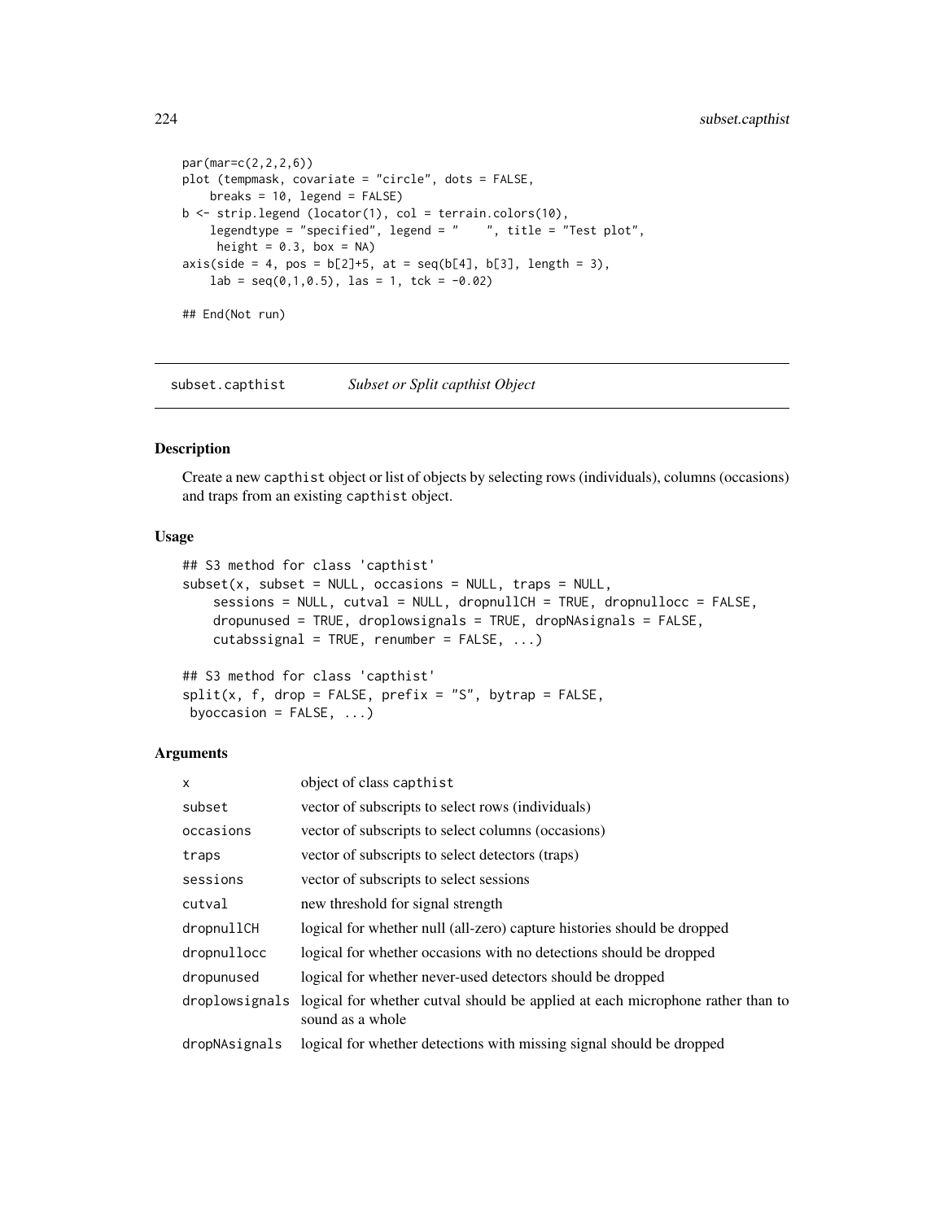```
par(mar=c(2,2,2,6))
plot (tempmask, covariate = "circle", dots = FALSE,
    breaks = 10, legend = FALSE)
b <- strip.legend (locator(1), col = terrain.colors(10),
    legendtype = "specified", legend = "    ", title = "Test plot",
     height = 0.3, box = NA)
axis(side = 4, pos = b[2]+5, at = seq(b[4], b[3], length = 3),
    lab = seq(0,1,0.5), las = 1, tck = -0.02)

## End(Not run)
```

---

subset.capthist        *Subset or Split capthist Object*

---

## Description

Create a new capthist object or list of objects by selecting rows (individuals), columns (occasions) and traps from an existing capthist object.

## Usage

```
## S3 method for class 'capthist'
subset(x, subset = NULL, occasions = NULL, traps = NULL,
    sessions = NULL, cutval = NULL, dropnullCH = TRUE, dropnullocc = FALSE,
    dropunused = TRUE, droplowsignals = TRUE, dropNAsignals = FALSE,
    cutabssignal = TRUE, renumber = FALSE, ...)

## S3 method for class 'capthist'
split(x, f, drop = FALSE, prefix = "S", bytrap = FALSE,
 byoccasion = FALSE, ...)
```

## Arguments

| | |
|---|---|
| x | object of class capthist |
| subset | vector of subscripts to select rows (individuals) |
| occasions | vector of subscripts to select columns (occasions) |
| traps | vector of subscripts to select detectors (traps) |
| sessions | vector of subscripts to select sessions |
| cutval | new threshold for signal strength |
| dropnullCH | logical for whether null (all-zero) capture histories should be dropped |
| dropnullocc | logical for whether occasions with no detections should be dropped |
| dropunused | logical for whether never-used detectors should be dropped |
| droplowsignals | logical for whether cutval should be applied at each microphone rather than to sound as a whole |
| dropNAsignals | logical for whether detections with missing signal should be dropped |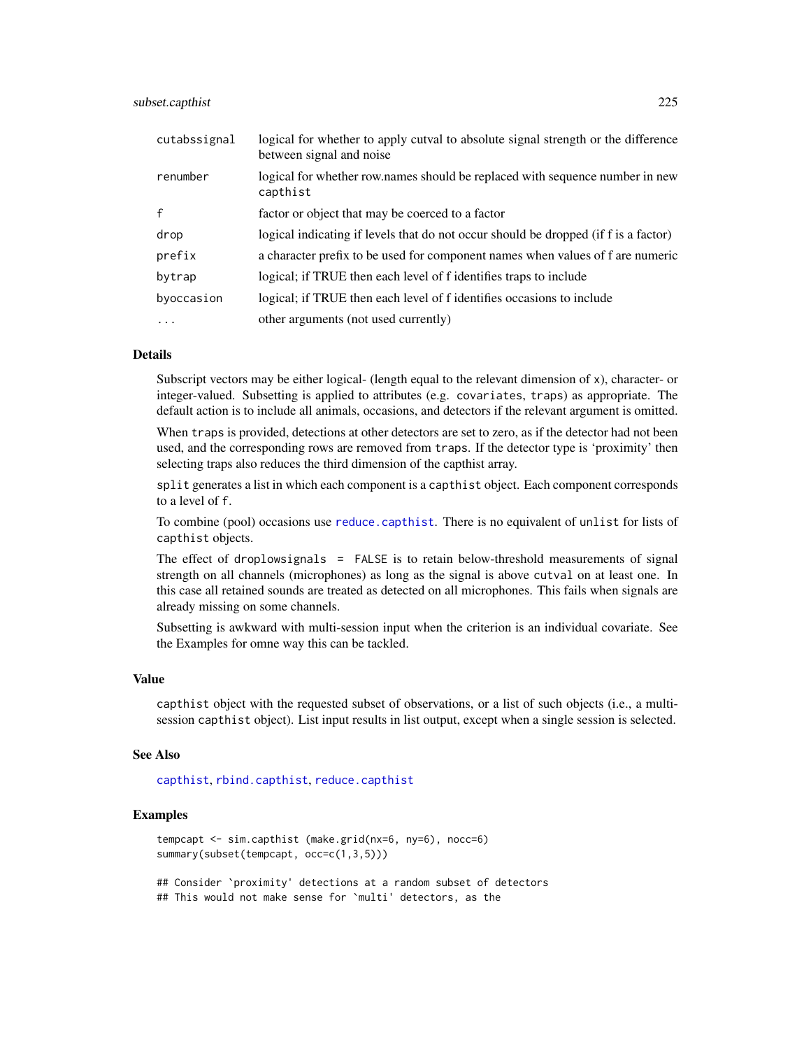| | |
|---|---|
| cutabssignal | logical for whether to apply cutval to absolute signal strength or the difference between signal and noise |
| renumber | logical for whether row.names should be replaced with sequence number in new capthist |
| f | factor or object that may be coerced to a factor |
| drop | logical indicating if levels that do not occur should be dropped (if f is a factor) |
| prefix | a character prefix to be used for component names when values of f are numeric |
| bytrap | logical; if TRUE then each level of f identifies traps to include |
| byoccasion | logical; if TRUE then each level of f identifies occasions to include |
| ... | other arguments (not used currently) |

## Details

Subscript vectors may be either logical- (length equal to the relevant dimension of x), character- or integer-valued. Subsetting is applied to attributes (e.g. covariates, traps) as appropriate. The default action is to include all animals, occasions, and detectors if the relevant argument is omitted.

When traps is provided, detections at other detectors are set to zero, as if the detector had not been used, and the corresponding rows are removed from traps. If the detector type is 'proximity' then selecting traps also reduces the third dimension of the capthist array.

split generates a list in which each component is a capthist object. Each component corresponds to a level of f.

To combine (pool) occasions use reduce.capthist. There is no equivalent of unlist for lists of capthist objects.

The effect of droplowsignals = FALSE is to retain below-threshold measurements of signal strength on all channels (microphones) as long as the signal is above cutval on at least one. In this case all retained sounds are treated as detected on all microphones. This fails when signals are already missing on some channels.

Subsetting is awkward with multi-session input when the criterion is an individual covariate. See the Examples for omne way this can be tackled.

## Value

capthist object with the requested subset of observations, or a list of such objects (i.e., a multi-session capthist object). List input results in list output, except when a single session is selected.

## See Also

capthist, rbind.capthist, reduce.capthist

## Examples

```
tempcapt <- sim.capthist (make.grid(nx=6, ny=6), nocc=6)
summary(subset(tempcapt, occ=c(1,3,5)))

## Consider `proximity' detections at a random subset of detectors
## This would not make sense for `multi' detectors, as the
```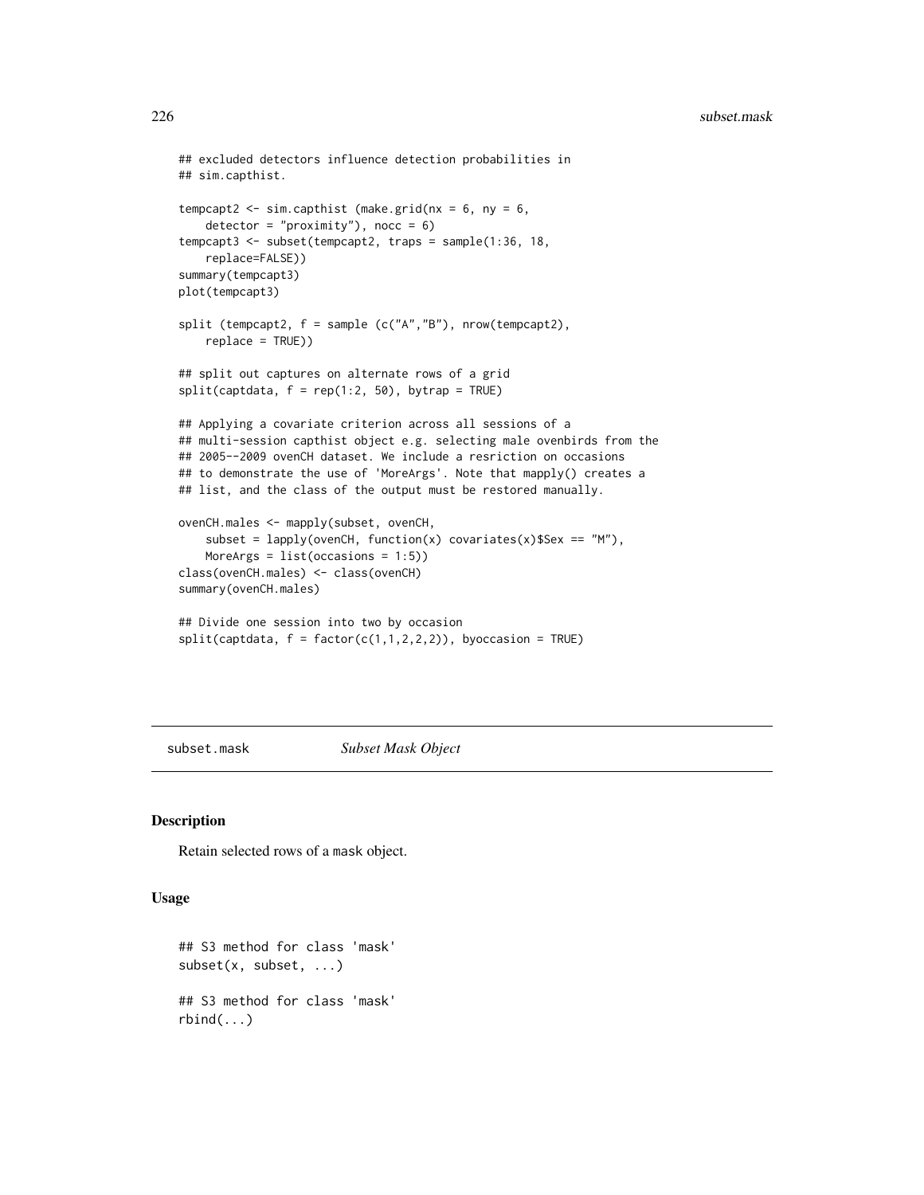```
## excluded detectors influence detection probabilities in
## sim.capthist.

tempcapt2 <- sim.capthist (make.grid(nx = 6, ny = 6,
    detector = "proximity"), nocc = 6)
tempcapt3 <- subset(tempcapt2, traps = sample(1:36, 18,
    replace=FALSE))
summary(tempcapt3)
plot(tempcapt3)

split (tempcapt2, f = sample (c("A","B"), nrow(tempcapt2),
    replace = TRUE))

## split out captures on alternate rows of a grid
split(captdata, f = rep(1:2, 50), bytrap = TRUE)

## Applying a covariate criterion across all sessions of a
## multi-session capthist object e.g. selecting male ovenbirds from the
## 2005--2009 ovenCH dataset. We include a resriction on occasions
## to demonstrate the use of 'MoreArgs'. Note that mapply() creates a
## list, and the class of the output must be restored manually.

ovenCH.males <- mapply(subset, ovenCH,
    subset = lapply(ovenCH, function(x) covariates(x)$Sex == "M"),
    MoreArgs = list(occasions = 1:5))
class(ovenCH.males) <- class(ovenCH)
summary(ovenCH.males)

## Divide one session into two by occasion
split(captdata, f = factor(c(1,1,2,2,2)), byoccasion = TRUE)
```

---

subset.mask *Subset Mask Object*

## Description

Retain selected rows of a mask object.

## Usage

```
## S3 method for class 'mask'
subset(x, subset, ...)

## S3 method for class 'mask'
rbind(...)
```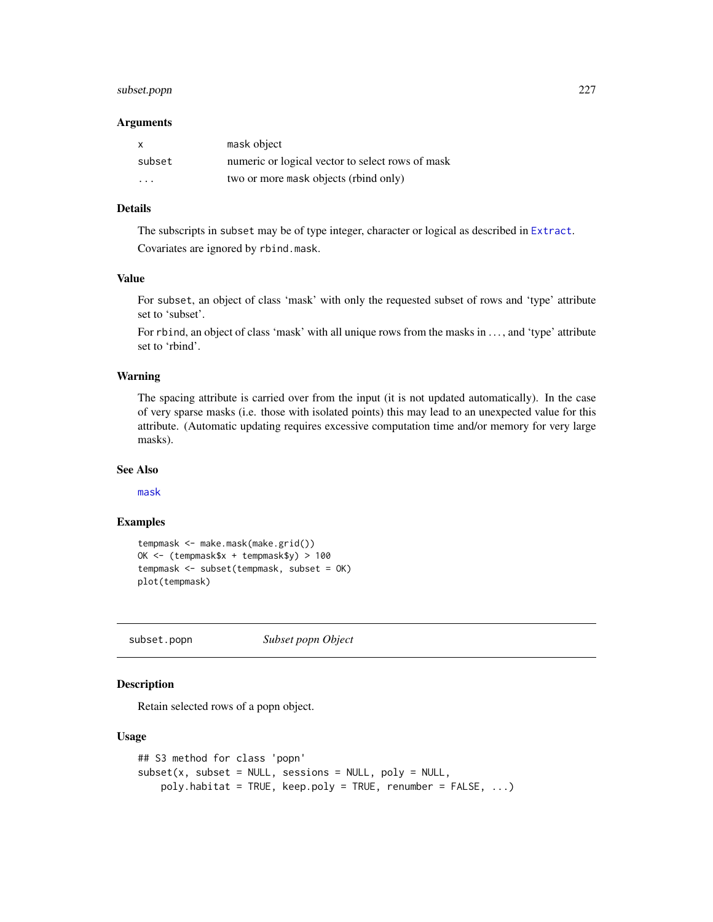### Arguments

| | |
|---|---|
| x | mask object |
| subset | numeric or logical vector to select rows of mask |
| ... | two or more mask objects (rbind only) |

### Details

The subscripts in subset may be of type integer, character or logical as described in Extract.

Covariates are ignored by rbind.mask.

### Value

For subset, an object of class 'mask' with only the requested subset of rows and 'type' attribute set to 'subset'.

For rbind, an object of class 'mask' with all unique rows from the masks in ..., and 'type' attribute set to 'rbind'.

### Warning

The spacing attribute is carried over from the input (it is not updated automatically). In the case of very sparse masks (i.e. those with isolated points) this may lead to an unexpected value for this attribute. (Automatic updating requires excessive computation time and/or memory for very large masks).

### See Also

mask

### Examples

```
tempmask <- make.mask(make.grid())
OK <- (tempmask$x + tempmask$y) > 100
tempmask <- subset(tempmask, subset = OK)
plot(tempmask)
```

---

## subset.popn *Subset popn Object*

### Description

Retain selected rows of a popn object.

### Usage

```
## S3 method for class 'popn'
subset(x, subset = NULL, sessions = NULL, poly = NULL,
    poly.habitat = TRUE, keep.poly = TRUE, renumber = FALSE, ...)
```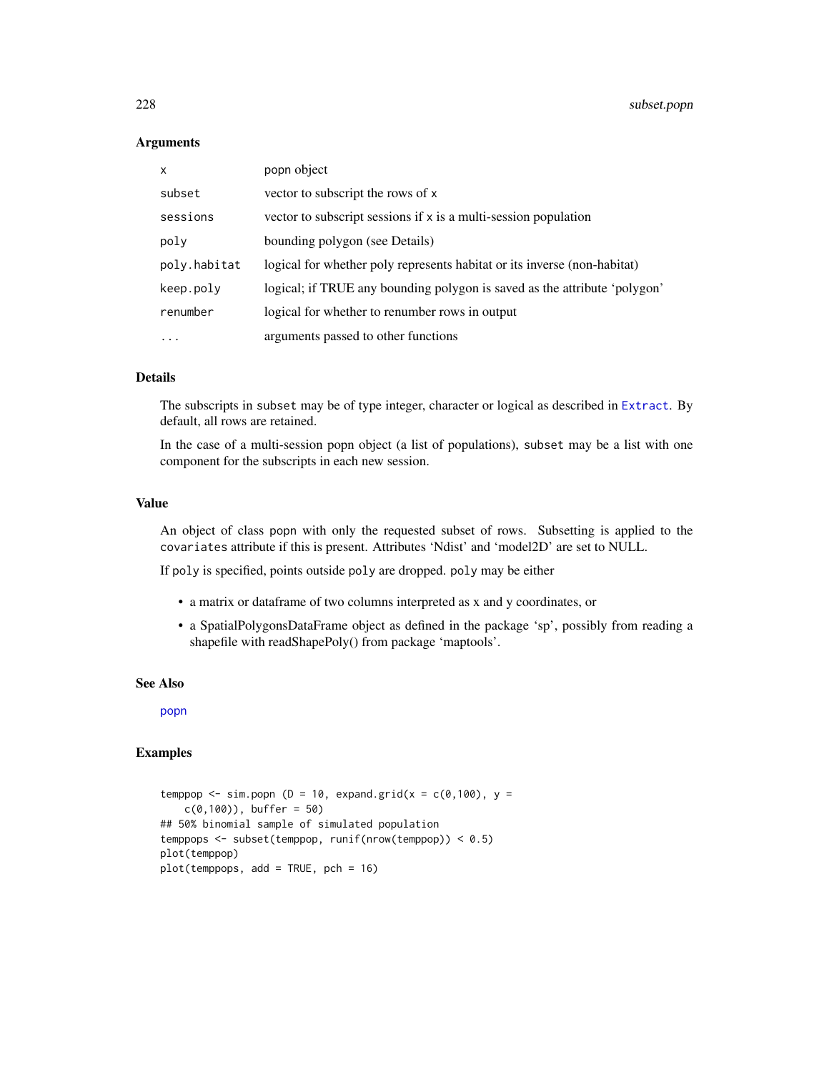## Arguments

| | |
|---|---|
| `x` | popn object |
| `subset` | vector to subscript the rows of `x` |
| `sessions` | vector to subscript sessions if `x` is a multi-session population |
| `poly` | bounding polygon (see Details) |
| `poly.habitat` | logical for whether poly represents habitat or its inverse (non-habitat) |
| `keep.poly` | logical; if TRUE any bounding polygon is saved as the attribute 'polygon' |
| `renumber` | logical for whether to renumber rows in output |
| `...` | arguments passed to other functions |

## Details

The subscripts in `subset` may be of type integer, character or logical as described in `Extract`. By default, all rows are retained.

In the case of a multi-session popn object (a list of populations), `subset` may be a list with one component for the subscripts in each new session.

## Value

An object of class `popn` with only the requested subset of rows. Subsetting is applied to the `covariates` attribute if this is present. Attributes 'Ndist' and 'model2D' are set to NULL.

If `poly` is specified, points outside `poly` are dropped. `poly` may be either

- a matrix or dataframe of two columns interpreted as x and y coordinates, or
- a SpatialPolygonsDataFrame object as defined in the package 'sp', possibly from reading a shapefile with readShapePoly() from package 'maptools'.

## See Also

`popn`

## Examples

```
temppop <- sim.popn (D = 10, expand.grid(x = c(0,100), y =
    c(0,100)), buffer = 50)
## 50% binomial sample of simulated population
temppops <- subset(temppop, runif(nrow(temppop)) < 0.5)
plot(temppop)
plot(temppops, add = TRUE, pch = 16)
```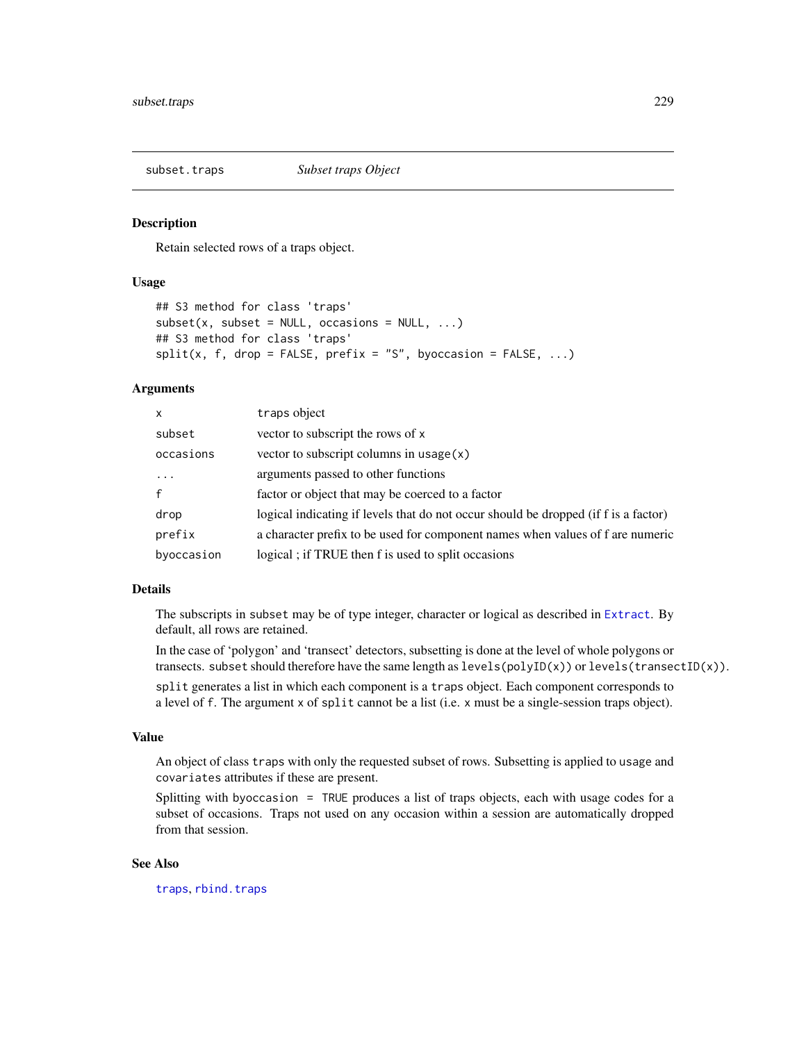subset.traps *Subset traps Object*

## Description

Retain selected rows of a traps object.

## Usage

```
## S3 method for class 'traps'
subset(x, subset = NULL, occasions = NULL, ...)
## S3 method for class 'traps'
split(x, f, drop = FALSE, prefix = "S", byoccasion = FALSE, ...)
```

## Arguments

| | |
|---|---|
| x | traps object |
| subset | vector to subscript the rows of x |
| occasions | vector to subscript columns in usage(x) |
| ... | arguments passed to other functions |
| f | factor or object that may be coerced to a factor |
| drop | logical indicating if levels that do not occur should be dropped (if f is a factor) |
| prefix | a character prefix to be used for component names when values of f are numeric |
| byoccasion | logical ; if TRUE then f is used to split occasions |

## Details

The subscripts in subset may be of type integer, character or logical as described in Extract. By default, all rows are retained.

In the case of 'polygon' and 'transect' detectors, subsetting is done at the level of whole polygons or transects. subset should therefore have the same length as levels(polyID(x)) or levels(transectID(x)).

split generates a list in which each component is a traps object. Each component corresponds to a level of f. The argument x of split cannot be a list (i.e. x must be a single-session traps object).

## Value

An object of class traps with only the requested subset of rows. Subsetting is applied to usage and covariates attributes if these are present.

Splitting with byoccasion = TRUE produces a list of traps objects, each with usage codes for a subset of occasions. Traps not used on any occasion within a session are automatically dropped from that session.

## See Also

traps, rbind.traps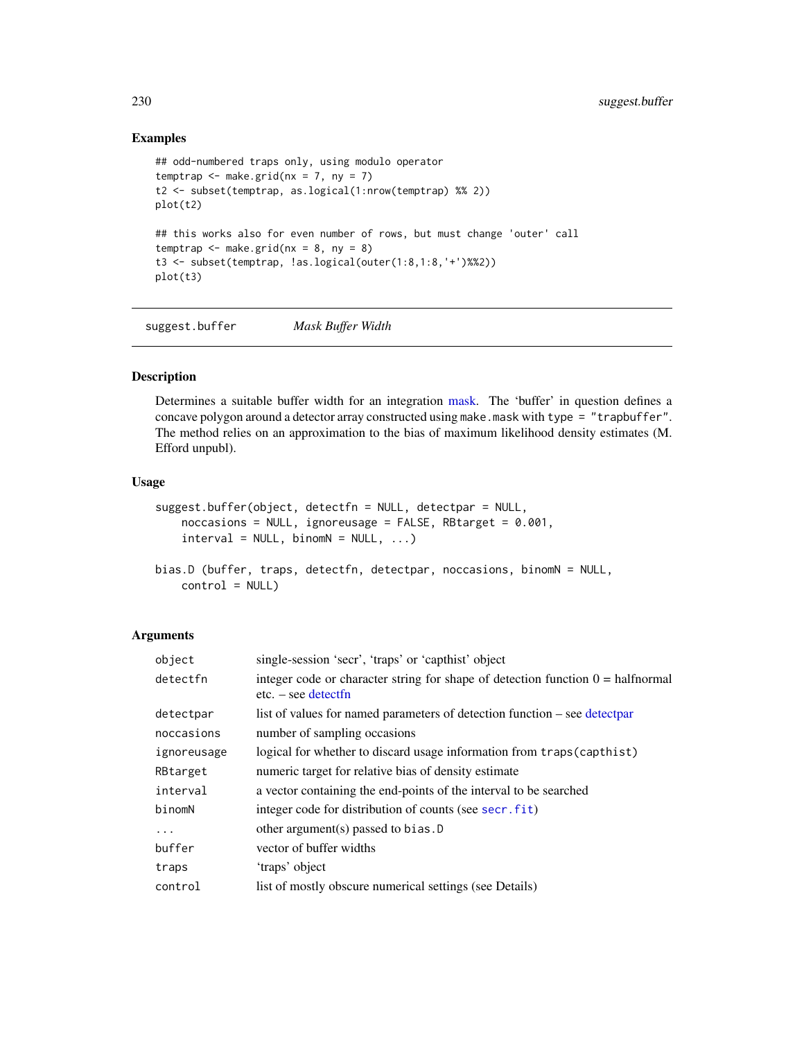### Examples

```
## odd-numbered traps only, using modulo operator
temptrap <- make.grid(nx = 7, ny = 7)
t2 <- subset(temptrap, as.logical(1:nrow(temptrap) %% 2))
plot(t2)

## this works also for even number of rows, but must change 'outer' call
temptrap <- make.grid(nx = 8, ny = 8)
t3 <- subset(temptrap, !as.logical(outer(1:8,1:8,'+')%%2))
plot(t3)
```

---

## suggest.buffer *Mask Buffer Width*

---

### Description

Determines a suitable buffer width for an integration mask. The 'buffer' in question defines a concave polygon around a detector array constructed using `make.mask` with `type = "trapbuffer"`. The method relies on an approximation to the bias of maximum likelihood density estimates (M. Efford unpubl).

### Usage

```
suggest.buffer(object, detectfn = NULL, detectpar = NULL,
    noccasions = NULL, ignoreusage = FALSE, RBtarget = 0.001,
    interval = NULL, binomN = NULL, ...)

bias.D (buffer, traps, detectfn, detectpar, noccasions, binomN = NULL,
    control = NULL)
```

### Arguments

| | |
|---|---|
| `object` | single-session 'secr', 'traps' or 'capthist' object |
| `detectfn` | integer code or character string for shape of detection function 0 = halfnormal etc. – see detectfn |
| `detectpar` | list of values for named parameters of detection function – see detectpar |
| `noccasions` | number of sampling occasions |
| `ignoreusage` | logical for whether to discard usage information from `traps(capthist)` |
| `RBtarget` | numeric target for relative bias of density estimate |
| `interval` | a vector containing the end-points of the interval to be searched |
| `binomN` | integer code for distribution of counts (see `secr.fit`) |
| `...` | other argument(s) passed to `bias.D` |
| `buffer` | vector of buffer widths |
| `traps` | 'traps' object |
| `control` | list of mostly obscure numerical settings (see Details) |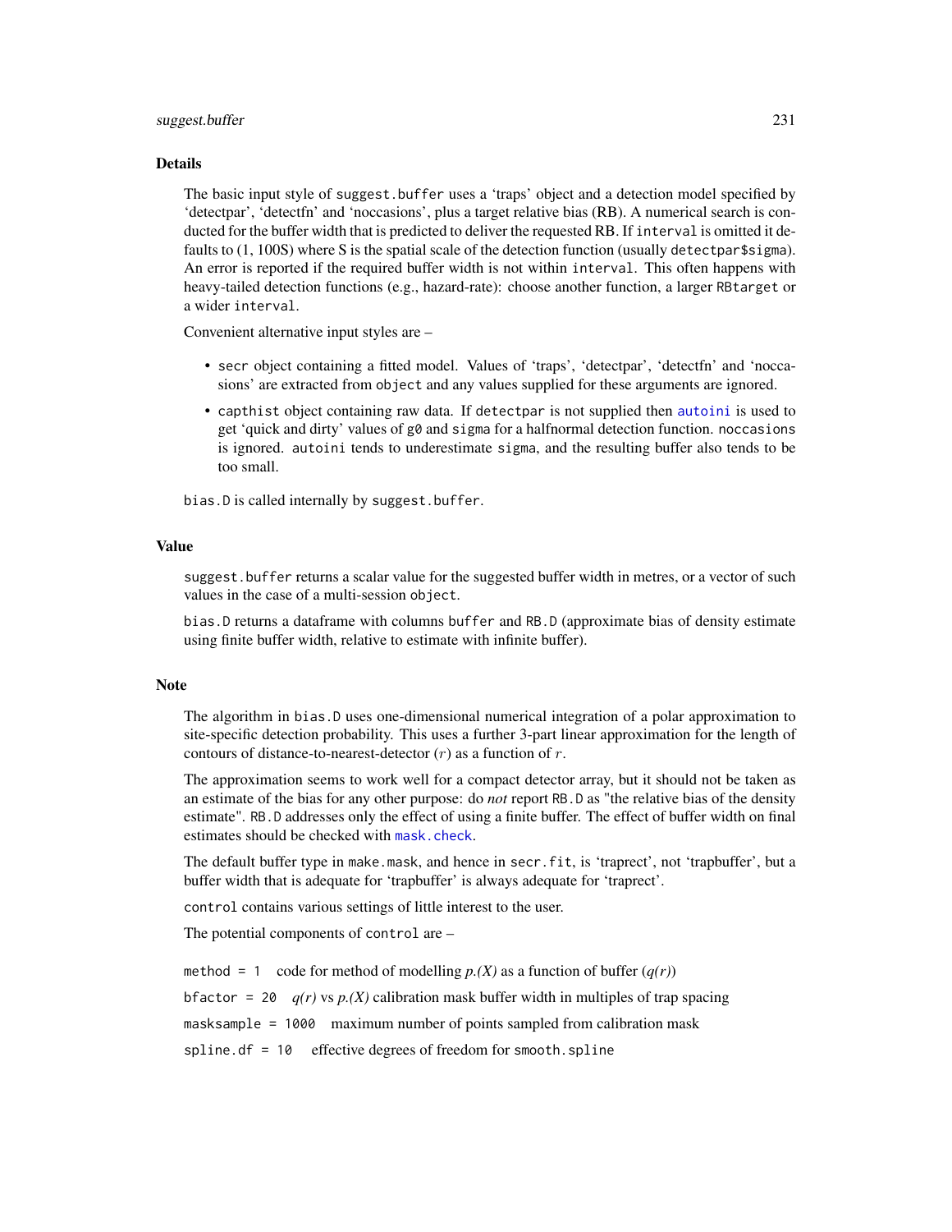### Details

The basic input style of `suggest.buffer` uses a 'traps' object and a detection model specified by 'detectpar', 'detectfn' and 'noccasions', plus a target relative bias (RB). A numerical search is conducted for the buffer width that is predicted to deliver the requested RB. If `interval` is omitted it defaults to (1, 100S) where S is the spatial scale of the detection function (usually `detectpar$sigma`). An error is reported if the required buffer width is not within `interval`. This often happens with heavy-tailed detection functions (e.g., hazard-rate): choose another function, a larger `RBtarget` or a wider `interval`.

Convenient alternative input styles are –

- `secr` object containing a fitted model. Values of 'traps', 'detectpar', 'detectfn' and 'noccasions' are extracted from `object` and any values supplied for these arguments are ignored.
- `capthist` object containing raw data. If `detectpar` is not supplied then `autoini` is used to get 'quick and dirty' values of `g0` and `sigma` for a halfnormal detection function. `noccasions` is ignored. `autoini` tends to underestimate `sigma`, and the resulting buffer also tends to be too small.

`bias.D` is called internally by `suggest.buffer`.

### Value

`suggest.buffer` returns a scalar value for the suggested buffer width in metres, or a vector of such values in the case of a multi-session `object`.

`bias.D` returns a dataframe with columns `buffer` and `RB.D` (approximate bias of density estimate using finite buffer width, relative to estimate with infinite buffer).

### Note

The algorithm in `bias.D` uses one-dimensional numerical integration of a polar approximation to site-specific detection probability. This uses a further 3-part linear approximation for the length of contours of distance-to-nearest-detector ($r$) as a function of $r$.

The approximation seems to work well for a compact detector array, but it should not be taken as an estimate of the bias for any other purpose: do *not* report `RB.D` as "the relative bias of the density estimate". `RB.D` addresses only the effect of using a finite buffer. The effect of buffer width on final estimates should be checked with `mask.check`.

The default buffer type in `make.mask`, and hence in `secr.fit`, is 'traprect', not 'trapbuffer', but a buffer width that is adequate for 'trapbuffer' is always adequate for 'traprect'.

`control` contains various settings of little interest to the user.

The potential components of `control` are –

`method = 1`   code for method of modelling *p.(X)* as a function of buffer (*q(r)*)

`bfactor = 20`   *q(r)* vs *p.(X)* calibration mask buffer width in multiples of trap spacing

`masksample = 1000`   maximum number of points sampled from calibration mask

`spline.df = 10`   effective degrees of freedom for `smooth.spline`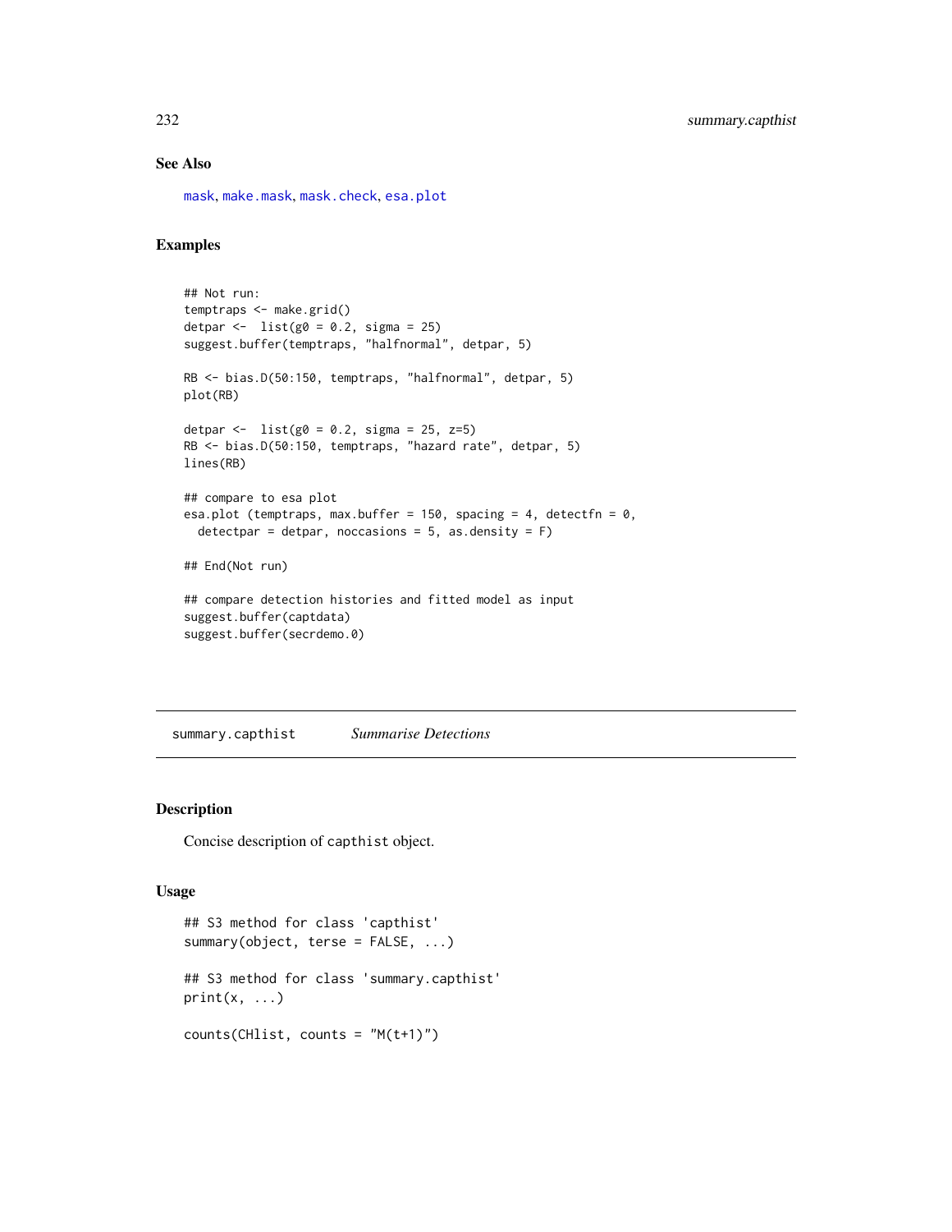## See Also

mask, make.mask, mask.check, esa.plot

## Examples

```
## Not run:
temptraps <- make.grid()
detpar <-  list(g0 = 0.2, sigma = 25)
suggest.buffer(temptraps, "halfnormal", detpar, 5)

RB <- bias.D(50:150, temptraps, "halfnormal", detpar, 5)
plot(RB)

detpar <-  list(g0 = 0.2, sigma = 25, z=5)
RB <- bias.D(50:150, temptraps, "hazard rate", detpar, 5)
lines(RB)

## compare to esa plot
esa.plot (temptraps, max.buffer = 150, spacing = 4, detectfn = 0,
  detectpar = detpar, noccasions = 5, as.density = F)

## End(Not run)

## compare detection histories and fitted model as input
suggest.buffer(captdata)
suggest.buffer(secrdemo.0)
```

---

# summary.capthist *Summarise Detections*

## Description

Concise description of `capthist` object.

## Usage

```
## S3 method for class 'capthist'
summary(object, terse = FALSE, ...)

## S3 method for class 'summary.capthist'
print(x, ...)

counts(CHlist, counts = "M(t+1)")
```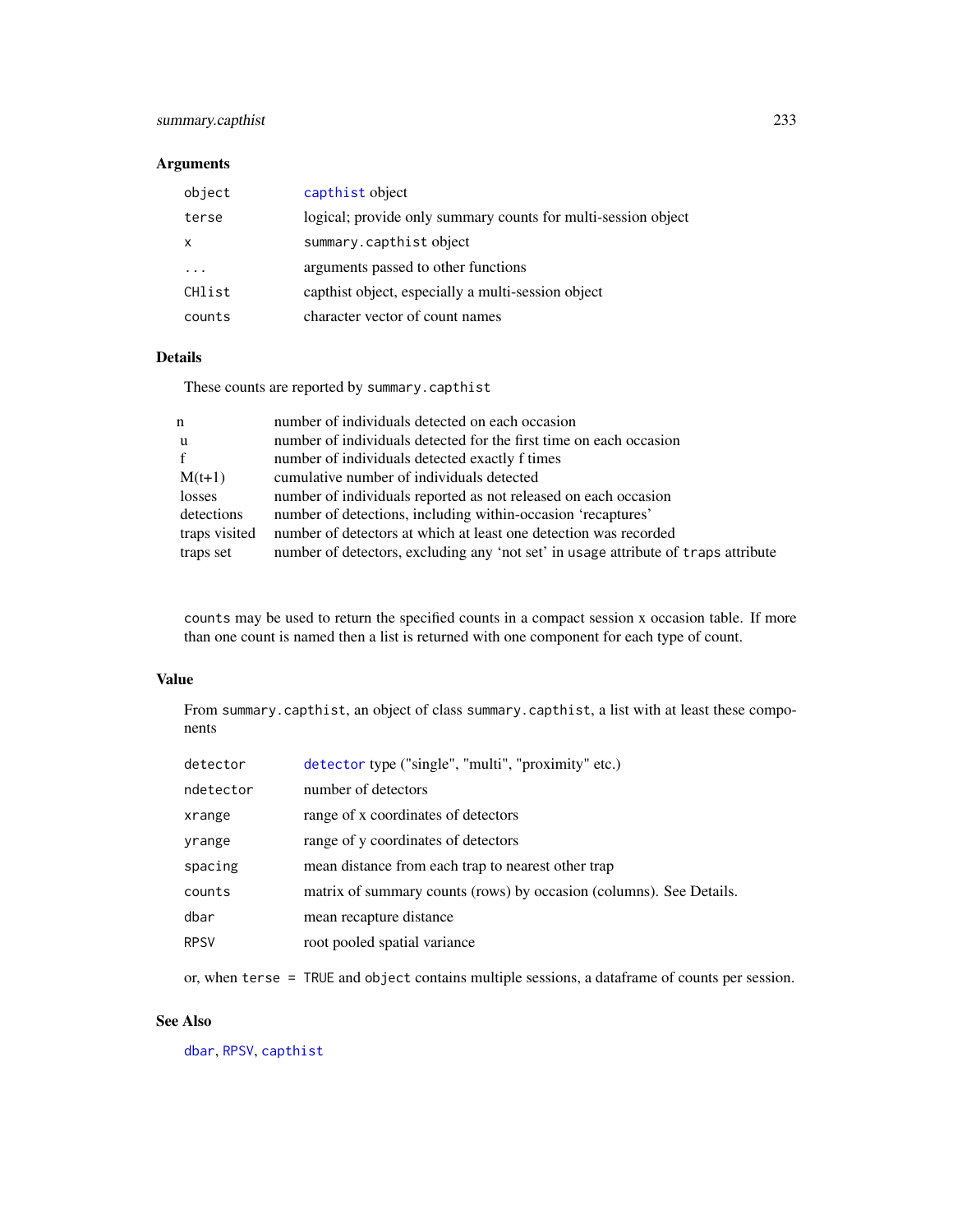## Arguments

| | |
|---|---|
| `object` | `capthist` object |
| `terse` | logical; provide only summary counts for multi-session object |
| `x` | `summary.capthist` object |
| `...` | arguments passed to other functions |
| `CHlist` | capthist object, especially a multi-session object |
| `counts` | character vector of count names |

## Details

These counts are reported by `summary.capthist`

| | |
|---|---|
| n | number of individuals detected on each occasion |
| u | number of individuals detected for the first time on each occasion |
| f | number of individuals detected exactly f times |
| M(t+1) | cumulative number of individuals detected |
| losses | number of individuals reported as not released on each occasion |
| detections | number of detections, including within-occasion 'recaptures' |
| traps visited | number of detectors at which at least one detection was recorded |
| traps set | number of detectors, excluding any 'not set' in `usage` attribute of `traps` attribute |

`counts` may be used to return the specified counts in a compact session x occasion table. If more than one count is named then a list is returned with one component for each type of count.

## Value

From `summary.capthist`, an object of class `summary.capthist`, a list with at least these components

| | |
|---|---|
| `detector` | `detector` type ("single", "multi", "proximity" etc.) |
| `ndetector` | number of detectors |
| `xrange` | range of x coordinates of detectors |
| `yrange` | range of y coordinates of detectors |
| `spacing` | mean distance from each trap to nearest other trap |
| `counts` | matrix of summary counts (rows) by occasion (columns). See Details. |
| `dbar` | mean recapture distance |
| `RPSV` | root pooled spatial variance |

or, when `terse = TRUE` and `object` contains multiple sessions, a dataframe of counts per session.

## See Also

`dbar`, `RPSV`, `capthist`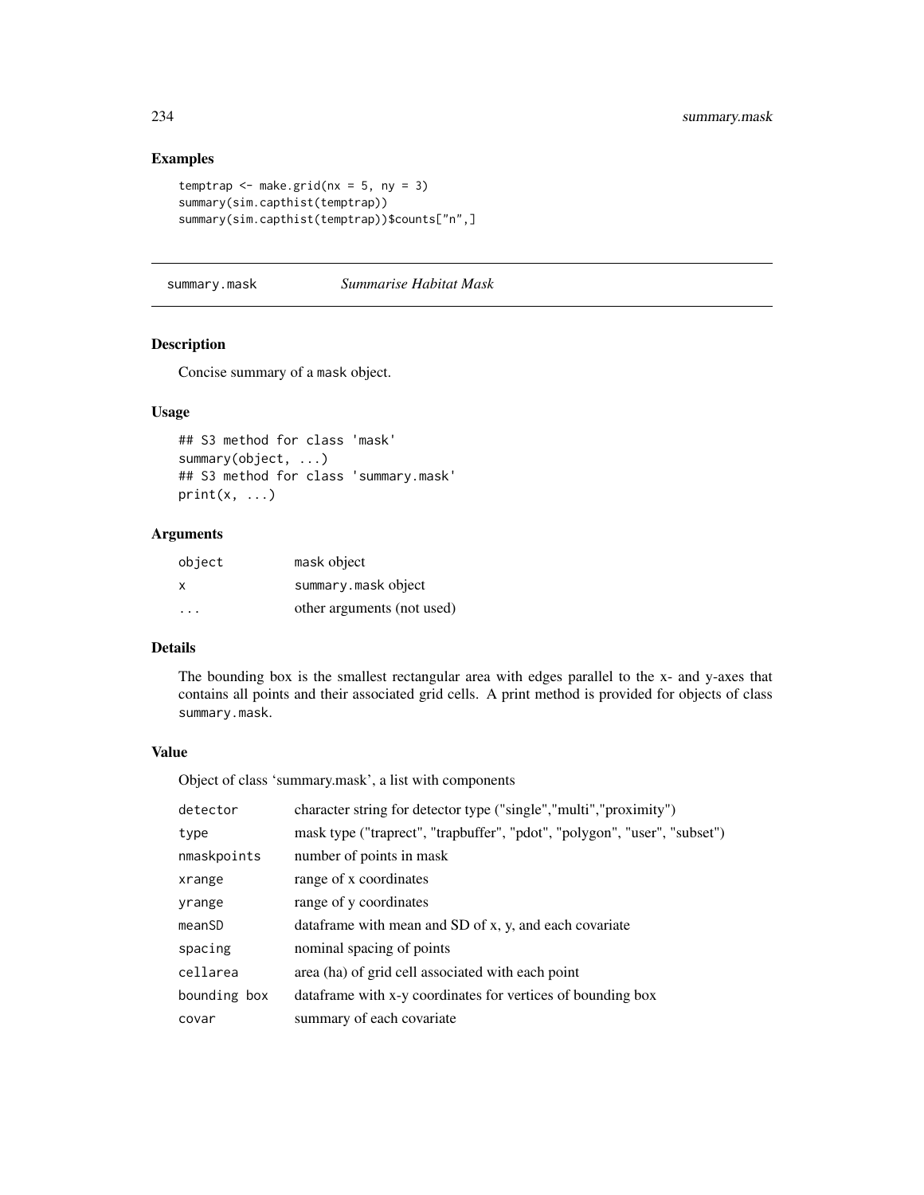### Examples

```
temptrap <- make.grid(nx = 5, ny = 3)
summary(sim.capthist(temptrap))
summary(sim.capthist(temptrap))$counts["n",]
```

---

## summary.mask *Summarise Habitat Mask*

### Description

Concise summary of a mask object.

### Usage

```
## S3 method for class 'mask'
summary(object, ...)
## S3 method for class 'summary.mask'
print(x, ...)
```

### Arguments

| | |
|---|---|
| object | mask object |
| x | summary.mask object |
| ... | other arguments (not used) |

### Details

The bounding box is the smallest rectangular area with edges parallel to the x- and y-axes that contains all points and their associated grid cells. A print method is provided for objects of class summary.mask.

### Value

Object of class 'summary.mask', a list with components

| | |
|---|---|
| detector | character string for detector type ("single","multi","proximity") |
| type | mask type ("traprect", "trapbuffer", "pdot", "polygon", "user", "subset") |
| nmaskpoints | number of points in mask |
| xrange | range of x coordinates |
| yrange | range of y coordinates |
| meanSD | dataframe with mean and SD of x, y, and each covariate |
| spacing | nominal spacing of points |
| cellarea | area (ha) of grid cell associated with each point |
| bounding box | dataframe with x-y coordinates for vertices of bounding box |
| covar | summary of each covariate |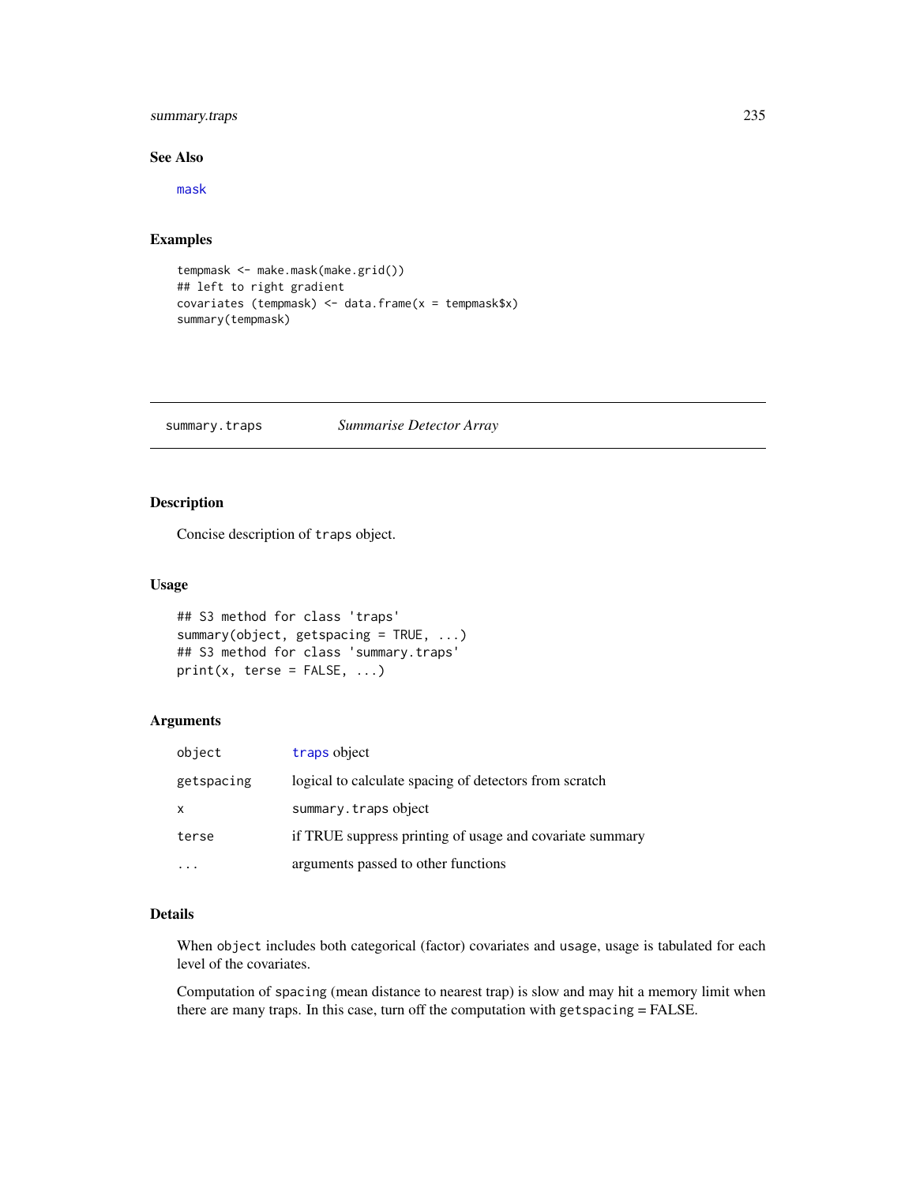### See Also

mask

### Examples

```
tempmask <- make.mask(make.grid())
## left to right gradient
covariates (tempmask) <- data.frame(x = tempmask$x)
summary(tempmask)
```

---

## summary.traps — *Summarise Detector Array*

### Description

Concise description of `traps` object.

### Usage

```
## S3 method for class 'traps'
summary(object, getspacing = TRUE, ...)
## S3 method for class 'summary.traps'
print(x, terse = FALSE, ...)
```

### Arguments

| | |
|---|---|
| `object` | `traps` object |
| `getspacing` | logical to calculate spacing of detectors from scratch |
| `x` | `summary.traps` object |
| `terse` | if TRUE suppress printing of usage and covariate summary |
| `...` | arguments passed to other functions |

### Details

When `object` includes both categorical (factor) covariates and `usage`, usage is tabulated for each level of the covariates.

Computation of `spacing` (mean distance to nearest trap) is slow and may hit a memory limit when there are many traps. In this case, turn off the computation with `getspacing` = FALSE.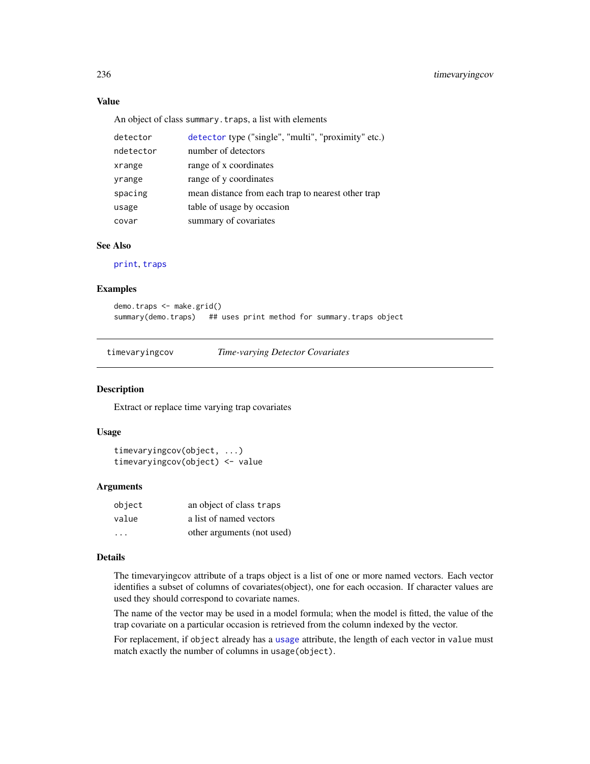### Value

An object of class `summary.traps`, a list with elements

| | |
|---|---|
| `detector` | `detector` type ("single", "multi", "proximity" etc.) |
| `ndetector` | number of detectors |
| `xrange` | range of x coordinates |
| `yrange` | range of y coordinates |
| `spacing` | mean distance from each trap to nearest other trap |
| `usage` | table of usage by occasion |
| `covar` | summary of covariates |

### See Also

`print`, `traps`

### Examples

```
demo.traps <- make.grid()
summary(demo.traps)   ## uses print method for summary.traps object
```

---

## timevaryingcov — *Time-varying Detector Covariates*

---

### Description

Extract or replace time varying trap covariates

### Usage

```
timevaryingcov(object, ...)
timevaryingcov(object) <- value
```

### Arguments

| | |
|---|---|
| `object` | an object of class `traps` |
| `value` | a list of named vectors |
| `...` | other arguments (not used) |

### Details

The timevaryingcov attribute of a traps object is a list of one or more named vectors. Each vector identifies a subset of columns of covariates(object), one for each occasion. If character values are used they should correspond to covariate names.

The name of the vector may be used in a model formula; when the model is fitted, the value of the trap covariate on a particular occasion is retrieved from the column indexed by the vector.

For replacement, if `object` already has a `usage` attribute, the length of each vector in `value` must match exactly the number of columns in `usage(object)`.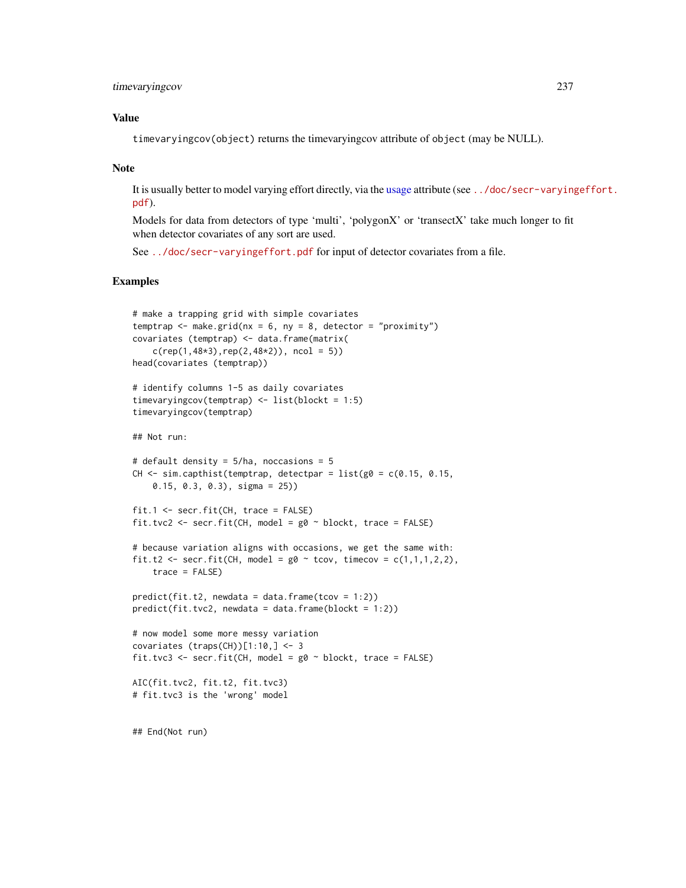## Value

`timevaryingcov(object)` returns the timevaryingcov attribute of `object` (may be NULL).

## Note

It is usually better to model varying effort directly, via the usage attribute (see ../doc/secr-varyingeffort.pdf).

Models for data from detectors of type 'multi', 'polygonX' or 'transectX' take much longer to fit when detector covariates of any sort are used.

See ../doc/secr-varyingeffort.pdf for input of detector covariates from a file.

## Examples

```
# make a trapping grid with simple covariates
temptrap <- make.grid(nx = 6, ny = 8, detector = "proximity")
covariates (temptrap) <- data.frame(matrix(
    c(rep(1,48*3),rep(2,48*2)), ncol = 5))
head(covariates (temptrap))

# identify columns 1-5 as daily covariates
timevaryingcov(temptrap) <- list(blockt = 1:5)
timevaryingcov(temptrap)

## Not run:

# default density = 5/ha, noccasions = 5
CH <- sim.capthist(temptrap, detectpar = list(g0 = c(0.15, 0.15,
    0.15, 0.3, 0.3), sigma = 25))

fit.1 <- secr.fit(CH, trace = FALSE)
fit.tvc2 <- secr.fit(CH, model = g0 ~ blockt, trace = FALSE)

# because variation aligns with occasions, we get the same with:
fit.t2 <- secr.fit(CH, model = g0 ~ tcov, timecov = c(1,1,1,2,2),
    trace = FALSE)

predict(fit.t2, newdata = data.frame(tcov = 1:2))
predict(fit.tvc2, newdata = data.frame(blockt = 1:2))

# now model some more messy variation
covariates (traps(CH))[1:10,] <- 3
fit.tvc3 <- secr.fit(CH, model = g0 ~ blockt, trace = FALSE)

AIC(fit.tvc2, fit.t2, fit.tvc3)
# fit.tvc3 is the 'wrong' model


## End(Not run)
```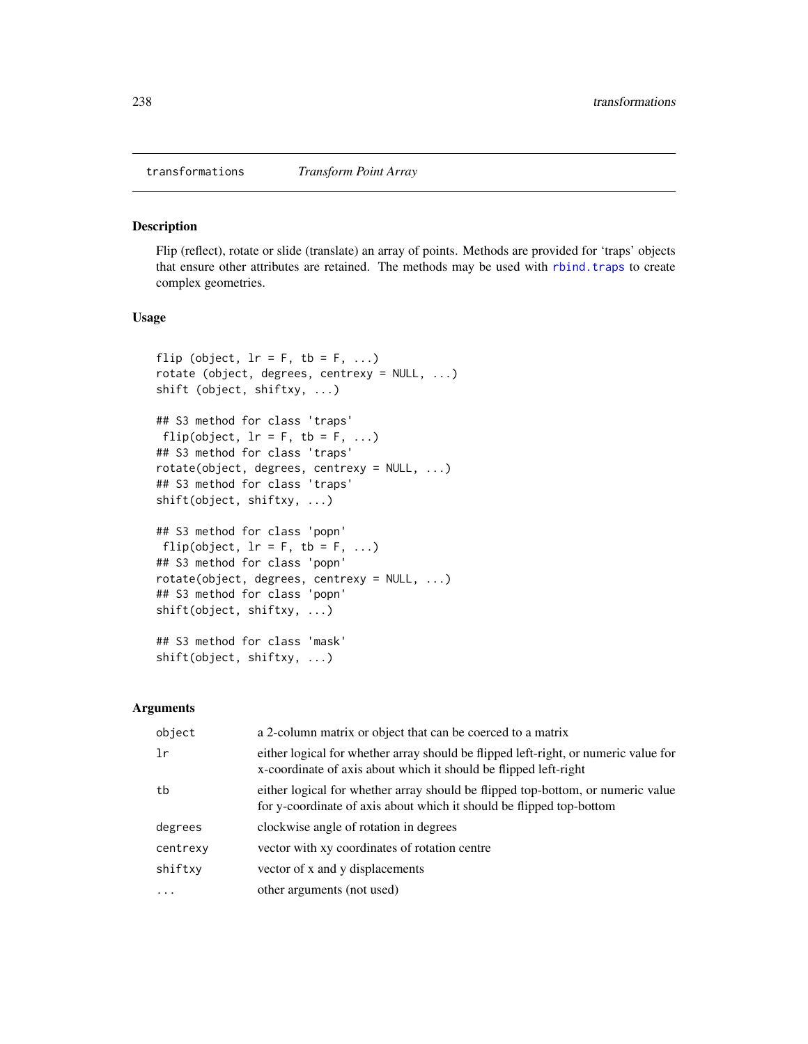## transformations — *Transform Point Array*

### Description

Flip (reflect), rotate or slide (translate) an array of points. Methods are provided for 'traps' objects that ensure other attributes are retained. The methods may be used with rbind.traps to create complex geometries.

### Usage

```
flip (object, lr = F, tb = F, ...)
rotate (object, degrees, centrexy = NULL, ...)
shift (object, shiftxy, ...)

## S3 method for class 'traps'
 flip(object, lr = F, tb = F, ...)
## S3 method for class 'traps'
rotate(object, degrees, centrexy = NULL, ...)
## S3 method for class 'traps'
shift(object, shiftxy, ...)

## S3 method for class 'popn'
 flip(object, lr = F, tb = F, ...)
## S3 method for class 'popn'
rotate(object, degrees, centrexy = NULL, ...)
## S3 method for class 'popn'
shift(object, shiftxy, ...)

## S3 method for class 'mask'
shift(object, shiftxy, ...)
```

### Arguments

| | |
|---|---|
| `object` | a 2-column matrix or object that can be coerced to a matrix |
| `lr` | either logical for whether array should be flipped left-right, or numeric value for x-coordinate of axis about which it should be flipped left-right |
| `tb` | either logical for whether array should be flipped top-bottom, or numeric value for y-coordinate of axis about which it should be flipped top-bottom |
| `degrees` | clockwise angle of rotation in degrees |
| `centrexy` | vector with xy coordinates of rotation centre |
| `shiftxy` | vector of x and y displacements |
| `...` | other arguments (not used) |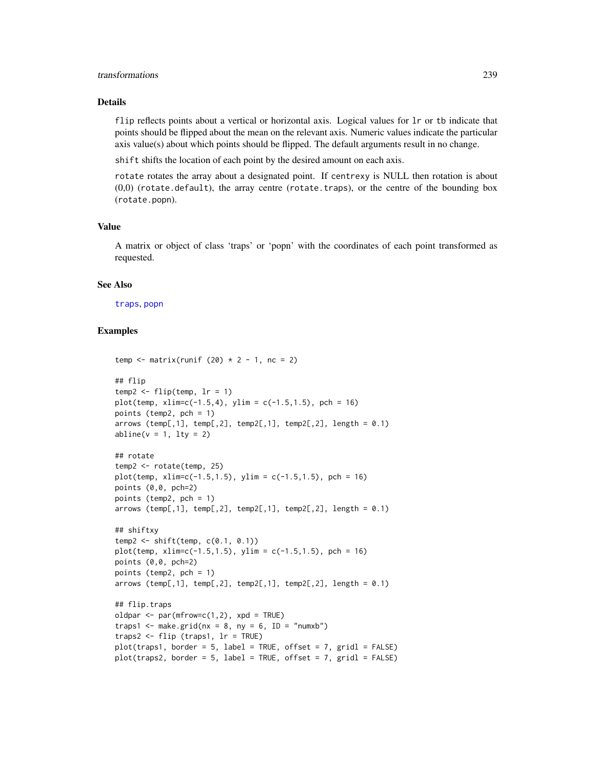### Details

flip reflects points about a vertical or horizontal axis. Logical values for lr or tb indicate that points should be flipped about the mean on the relevant axis. Numeric values indicate the particular axis value(s) about which points should be flipped. The default arguments result in no change.

shift shifts the location of each point by the desired amount on each axis.

rotate rotates the array about a designated point. If centrexy is NULL then rotation is about (0,0) (rotate.default), the array centre (rotate.traps), or the centre of the bounding box (rotate.popn).

### Value

A matrix or object of class 'traps' or 'popn' with the coordinates of each point transformed as requested.

### See Also

traps, popn

### Examples

```
temp <- matrix(runif (20) * 2 - 1, nc = 2)

## flip
temp2 <- flip(temp, lr = 1)
plot(temp, xlim=c(-1.5,4), ylim = c(-1.5,1.5), pch = 16)
points (temp2, pch = 1)
arrows (temp[,1], temp[,2], temp2[,1], temp2[,2], length = 0.1)
abline(v = 1, lty = 2)

## rotate
temp2 <- rotate(temp, 25)
plot(temp, xlim=c(-1.5,1.5), ylim = c(-1.5,1.5), pch = 16)
points (0,0, pch=2)
points (temp2, pch = 1)
arrows (temp[,1], temp[,2], temp2[,1], temp2[,2], length = 0.1)

## shiftxy
temp2 <- shift(temp, c(0.1, 0.1))
plot(temp, xlim=c(-1.5,1.5), ylim = c(-1.5,1.5), pch = 16)
points (0,0, pch=2)
points (temp2, pch = 1)
arrows (temp[,1], temp[,2], temp2[,1], temp2[,2], length = 0.1)

## flip.traps
oldpar <- par(mfrow=c(1,2), xpd = TRUE)
traps1 <- make.grid(nx = 8, ny = 6, ID = "numxb")
traps2 <- flip (traps1, lr = TRUE)
plot(traps1, border = 5, label = TRUE, offset = 7, gridl = FALSE)
plot(traps2, border = 5, label = TRUE, offset = 7, gridl = FALSE)
```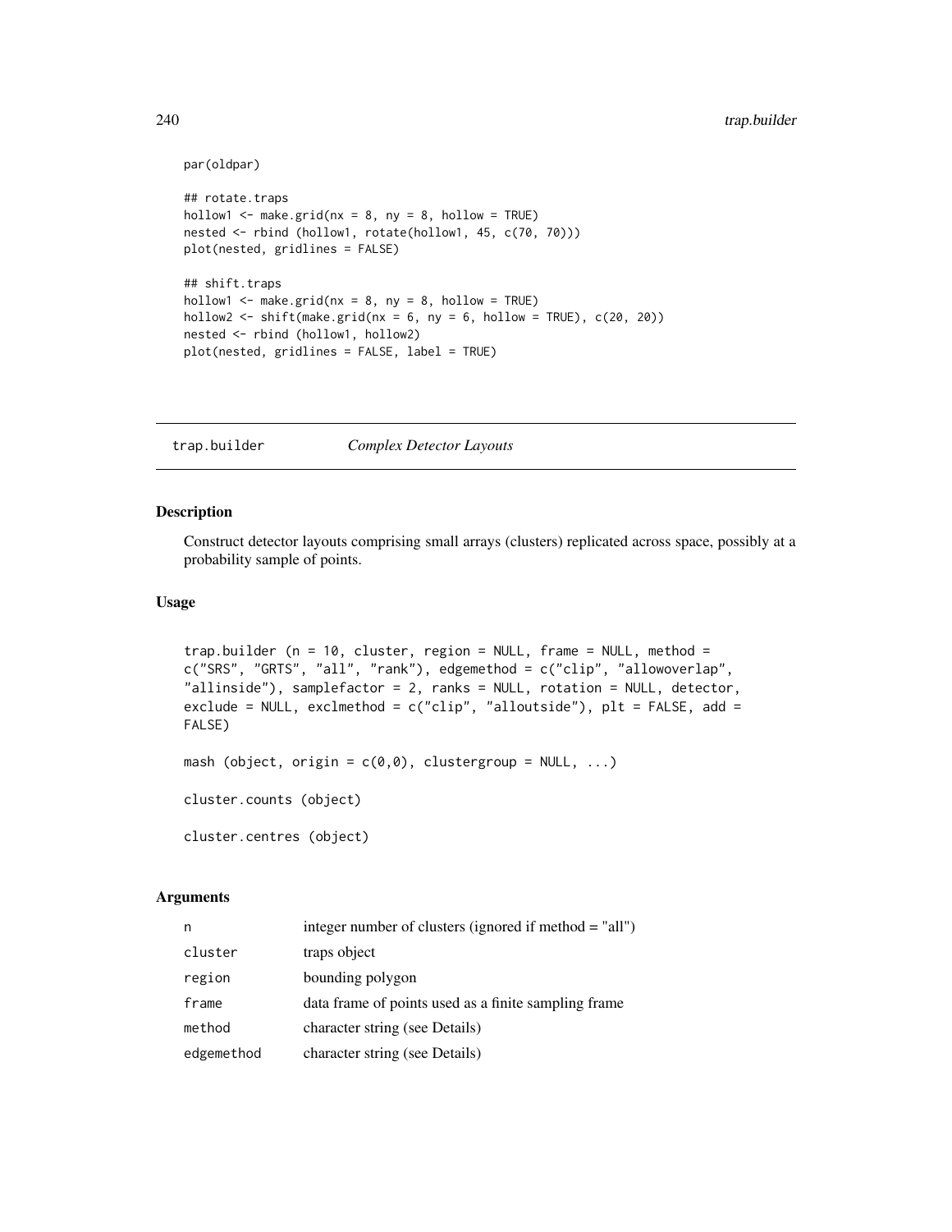```
par(oldpar)

## rotate.traps
hollow1 <- make.grid(nx = 8, ny = 8, hollow = TRUE)
nested <- rbind (hollow1, rotate(hollow1, 45, c(70, 70)))
plot(nested, gridlines = FALSE)

## shift.traps
hollow1 <- make.grid(nx = 8, ny = 8, hollow = TRUE)
hollow2 <- shift(make.grid(nx = 6, ny = 6, hollow = TRUE), c(20, 20))
nested <- rbind (hollow1, hollow2)
plot(nested, gridlines = FALSE, label = TRUE)
```

---

## trap.builder *Complex Detector Layouts*

---

### Description

Construct detector layouts comprising small arrays (clusters) replicated across space, possibly at a probability sample of points.

### Usage

```
trap.builder (n = 10, cluster, region = NULL, frame = NULL, method =
c("SRS", "GRTS", "all", "rank"), edgemethod = c("clip", "allowoverlap",
"allinside"), samplefactor = 2, ranks = NULL, rotation = NULL, detector,
exclude = NULL, exclmethod = c("clip", "alloutside"), plt = FALSE, add =
FALSE)

mash (object, origin = c(0,0), clustergroup = NULL, ...)

cluster.counts (object)

cluster.centres (object)
```

### Arguments

| | |
|---|---|
| n | integer number of clusters (ignored if method = "all") |
| cluster | traps object |
| region | bounding polygon |
| frame | data frame of points used as a finite sampling frame |
| method | character string (see Details) |
| edgemethod | character string (see Details) |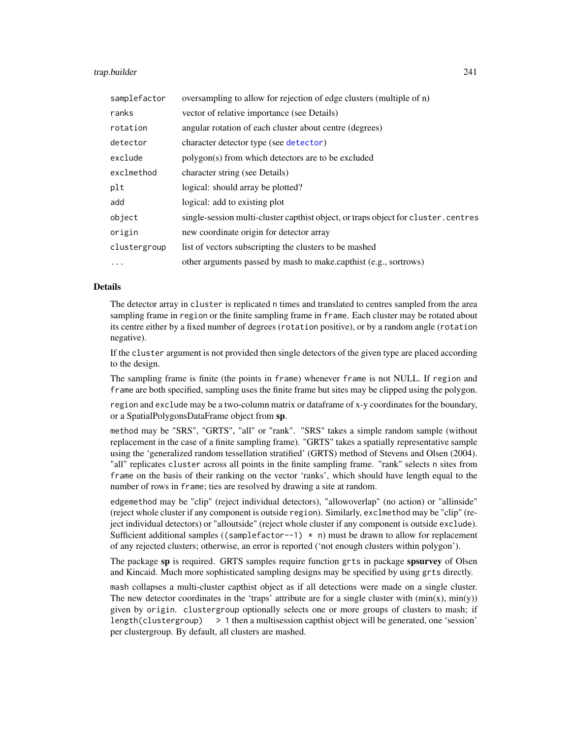| | |
|---|---|
| samplefactor | oversampling to allow for rejection of edge clusters (multiple of n) |
| ranks | vector of relative importance (see Details) |
| rotation | angular rotation of each cluster about centre (degrees) |
| detector | character detector type (see detector) |
| exclude | polygon(s) from which detectors are to be excluded |
| exclmethod | character string (see Details) |
| plt | logical: should array be plotted? |
| add | logical: add to existing plot |
| object | single-session multi-cluster capthist object, or traps object for cluster.centres |
| origin | new coordinate origin for detector array |
| clustergroup | list of vectors subscripting the clusters to be mashed |
| ... | other arguments passed by mash to make.capthist (e.g., sortrows) |

## Details

The detector array in `cluster` is replicated `n` times and translated to centres sampled from the area sampling frame in `region` or the finite sampling frame in `frame`. Each cluster may be rotated about its centre either by a fixed number of degrees (`rotation` positive), or by a random angle (`rotation` negative).

If the `cluster` argument is not provided then single detectors of the given type are placed according to the design.

The sampling frame is finite (the points in `frame`) whenever `frame` is not NULL. If `region` and `frame` are both specified, sampling uses the finite frame but sites may be clipped using the polygon.

`region` and `exclude` may be a two-column matrix or dataframe of x-y coordinates for the boundary, or a SpatialPolygonsDataFrame object from **sp**.

`method` may be "SRS", "GRTS", "all" or "rank". "SRS" takes a simple random sample (without replacement in the case of a finite sampling frame). "GRTS" takes a spatially representative sample using the 'generalized random tessellation stratified' (GRTS) method of Stevens and Olsen (2004). "all" replicates `cluster` across all points in the finite sampling frame. "rank" selects `n` sites from `frame` on the basis of their ranking on the vector 'ranks', which should have length equal to the number of rows in `frame`; ties are resolved by drawing a site at random.

`edgemethod` may be "clip" (reject individual detectors), "allowoverlap" (no action) or "allinside" (reject whole cluster if any component is outside `region`). Similarly, `exclmethod` may be "clip" (reject individual detectors) or "alloutside" (reject whole cluster if any component is outside `exclude`). Sufficient additional samples (`(samplefactor--1) * n`) must be drawn to allow for replacement of any rejected clusters; otherwise, an error is reported ('not enough clusters within polygon').

The package **sp** is required. GRTS samples require function `grts` in package **spsurvey** of Olsen and Kincaid. Much more sophisticated sampling designs may be specified by using `grts` directly.

`mash` collapses a multi-cluster capthist object as if all detections were made on a single cluster. The new detector coordinates in the 'traps' attribute are for a single cluster with (min(x), min(y)) given by `origin`. `clustergroup` optionally selects one or more groups of clusters to mash; if `length(clustergroup) > 1` then a multisession capthist object will be generated, one 'session' per clustergroup. By default, all clusters are mashed.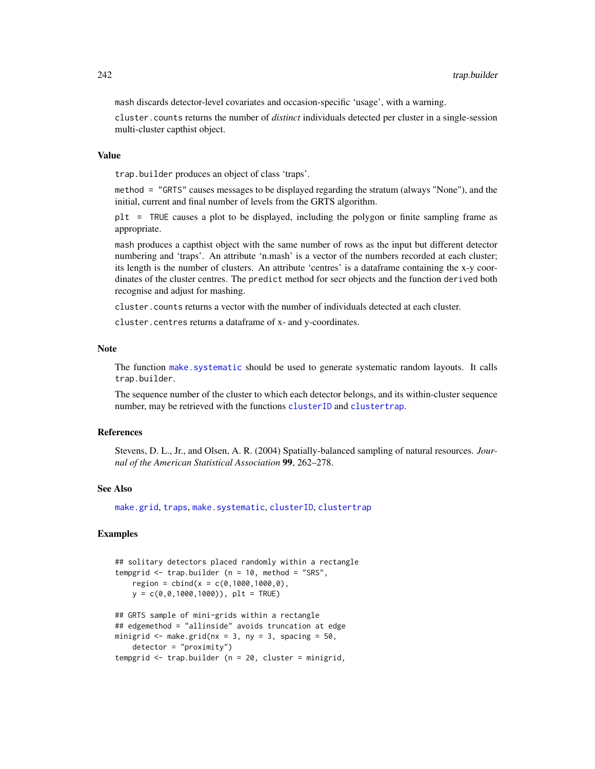mash discards detector-level covariates and occasion-specific 'usage', with a warning.

cluster.counts returns the number of *distinct* individuals detected per cluster in a single-session multi-cluster capthist object.

## Value

trap.builder produces an object of class 'traps'.

method = "GRTS" causes messages to be displayed regarding the stratum (always "None"), and the initial, current and final number of levels from the GRTS algorithm.

plt = TRUE causes a plot to be displayed, including the polygon or finite sampling frame as appropriate.

mash produces a capthist object with the same number of rows as the input but different detector numbering and 'traps'. An attribute 'n.mash' is a vector of the numbers recorded at each cluster; its length is the number of clusters. An attribute 'centres' is a dataframe containing the x-y coordinates of the cluster centres. The predict method for secr objects and the function derived both recognise and adjust for mashing.

cluster.counts returns a vector with the number of individuals detected at each cluster.

cluster.centres returns a dataframe of x- and y-coordinates.

## Note

The function make.systematic should be used to generate systematic random layouts. It calls trap.builder.

The sequence number of the cluster to which each detector belongs, and its within-cluster sequence number, may be retrieved with the functions clusterID and clustertrap.

## References

Stevens, D. L., Jr., and Olsen, A. R. (2004) Spatially-balanced sampling of natural resources. *Journal of the American Statistical Association* **99**, 262–278.

## See Also

make.grid, traps, make.systematic, clusterID, clustertrap

## Examples

```
## solitary detectors placed randomly within a rectangle
tempgrid <- trap.builder (n = 10, method = "SRS",
    region = cbind(x = c(0,1000,1000,0),
    y = c(0,0,1000,1000)), plt = TRUE)

## GRTS sample of mini-grids within a rectangle
## edgemethod = "allinside" avoids truncation at edge
minigrid <- make.grid(nx = 3, ny = 3, spacing = 50,
    detector = "proximity")
tempgrid <- trap.builder (n = 20, cluster = minigrid,
```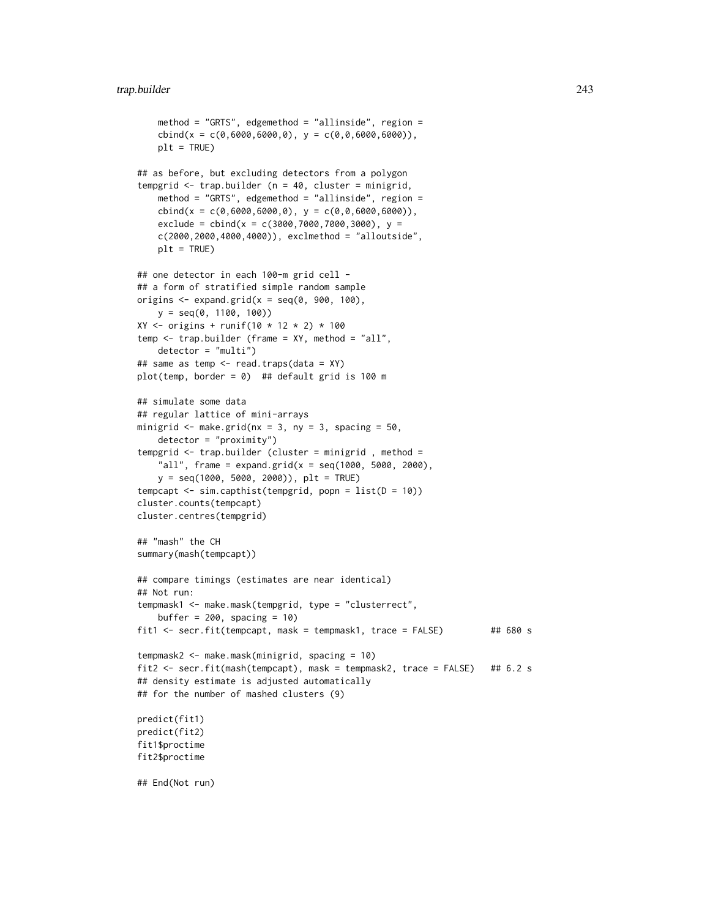```
    method = "GRTS", edgemethod = "allinside", region =
    cbind(x = c(0,6000,6000,0), y = c(0,0,6000,6000)),
    plt = TRUE)

## as before, but excluding detectors from a polygon
tempgrid <- trap.builder (n = 40, cluster = minigrid,
    method = "GRTS", edgemethod = "allinside", region =
    cbind(x = c(0,6000,6000,0), y = c(0,0,6000,6000)),
    exclude = cbind(x = c(3000,7000,7000,3000), y =
    c(2000,2000,4000,4000)), exclmethod = "alloutside",
    plt = TRUE)

## one detector in each 100-m grid cell -
## a form of stratified simple random sample
origins <- expand.grid(x = seq(0, 900, 100),
    y = seq(0, 1100, 100))
XY <- origins + runif(10 * 12 * 2) * 100
temp <- trap.builder (frame = XY, method = "all",
    detector = "multi")
## same as temp <- read.traps(data = XY)
plot(temp, border = 0)  ## default grid is 100 m

## simulate some data
## regular lattice of mini-arrays
minigrid <- make.grid(nx = 3, ny = 3, spacing = 50,
    detector = "proximity")
tempgrid <- trap.builder (cluster = minigrid , method =
    "all", frame = expand.grid(x = seq(1000, 5000, 2000),
    y = seq(1000, 5000, 2000)), plt = TRUE)
tempcapt <- sim.capthist(tempgrid, popn = list(D = 10))
cluster.counts(tempcapt)
cluster.centres(tempgrid)

## "mash" the CH
summary(mash(tempcapt))

## compare timings (estimates are near identical)
## Not run:
tempmask1 <- make.mask(tempgrid, type = "clusterrect",
    buffer = 200, spacing = 10)
fit1 <- secr.fit(tempcapt, mask = tempmask1, trace = FALSE)         ## 680 s

tempmask2 <- make.mask(minigrid, spacing = 10)
fit2 <- secr.fit(mash(tempcapt), mask = tempmask2, trace = FALSE)   ## 6.2 s
## density estimate is adjusted automatically
## for the number of mashed clusters (9)

predict(fit1)
predict(fit2)
fit1$proctime
fit2$proctime

## End(Not run)
```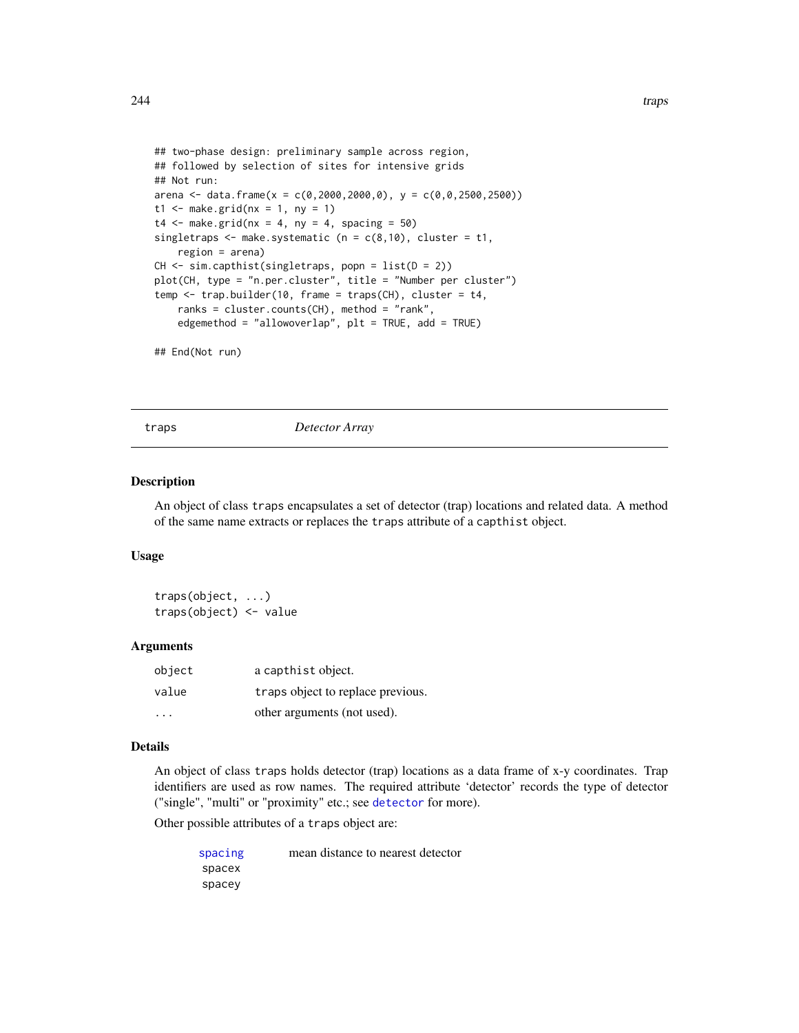```
## two-phase design: preliminary sample across region,
## followed by selection of sites for intensive grids
## Not run:
arena <- data.frame(x = c(0,2000,2000,0), y = c(0,0,2500,2500))
t1 <- make.grid(nx = 1, ny = 1)
t4 <- make.grid(nx = 4, ny = 4, spacing = 50)
singletraps <- make.systematic (n = c(8,10), cluster = t1,
    region = arena)
CH <- sim.capthist(singletraps, popn = list(D = 2))
plot(CH, type = "n.per.cluster", title = "Number per cluster")
temp <- trap.builder(10, frame = traps(CH), cluster = t4,
    ranks = cluster.counts(CH), method = "rank",
    edgemethod = "allowoverlap", plt = TRUE, add = TRUE)

## End(Not run)
```

---

`traps` *Detector Array*

---

### Description

An object of class `traps` encapsulates a set of detector (trap) locations and related data. A method of the same name extracts or replaces the `traps` attribute of a `capthist` object.

### Usage

```
traps(object, ...)
traps(object) <- value
```

### Arguments

| | |
|---|---|
| `object` | a `capthist` object. |
| `value` | `traps` object to replace previous. |
| `...` | other arguments (not used). |

### Details

An object of class `traps` holds detector (trap) locations as a data frame of x-y coordinates. Trap identifiers are used as row names. The required attribute 'detector' records the type of detector ("single", "multi" or "proximity" etc.; see `detector` for more).

Other possible attributes of a `traps` object are:

| | |
|---|---|
| `spacing` | mean distance to nearest detector |
| `spacex` | |
| `spacey` | |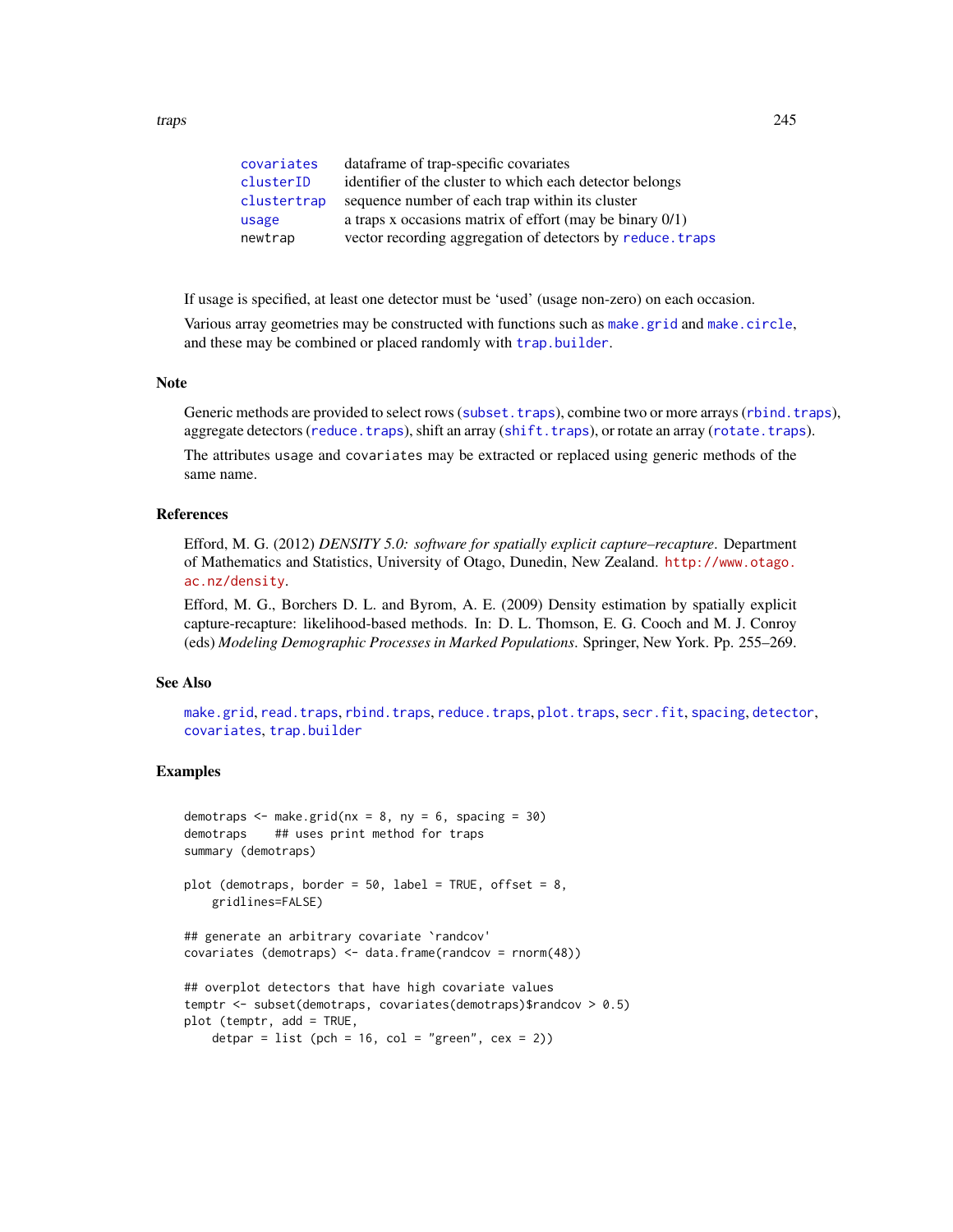| | |
|---|---|
| covariates | dataframe of trap-specific covariates |
| clusterID | identifier of the cluster to which each detector belongs |
| clustertrap | sequence number of each trap within its cluster |
| usage | a traps x occasions matrix of effort (may be binary 0/1) |
| newtrap | vector recording aggregation of detectors by reduce.traps |

If usage is specified, at least one detector must be 'used' (usage non-zero) on each occasion.

Various array geometries may be constructed with functions such as make.grid and make.circle, and these may be combined or placed randomly with trap.builder.

## Note

Generic methods are provided to select rows (subset.traps), combine two or more arrays (rbind.traps), aggregate detectors (reduce.traps), shift an array (shift.traps), or rotate an array (rotate.traps).

The attributes usage and covariates may be extracted or replaced using generic methods of the same name.

## References

Efford, M. G. (2012) *DENSITY 5.0: software for spatially explicit capture–recapture*. Department of Mathematics and Statistics, University of Otago, Dunedin, New Zealand. http://www.otago.ac.nz/density.

Efford, M. G., Borchers D. L. and Byrom, A. E. (2009) Density estimation by spatially explicit capture-recapture: likelihood-based methods. In: D. L. Thomson, E. G. Cooch and M. J. Conroy (eds) *Modeling Demographic Processes in Marked Populations*. Springer, New York. Pp. 255–269.

## See Also

make.grid, read.traps, rbind.traps, reduce.traps, plot.traps, secr.fit, spacing, detector, covariates, trap.builder

## Examples

```
demotraps <- make.grid(nx = 8, ny = 6, spacing = 30)
demotraps    ## uses print method for traps
summary (demotraps)

plot (demotraps, border = 50, label = TRUE, offset = 8,
    gridlines=FALSE)

## generate an arbitrary covariate `randcov'
covariates (demotraps) <- data.frame(randcov = rnorm(48))

## overplot detectors that have high covariate values
temptr <- subset(demotraps, covariates(demotraps)$randcov > 0.5)
plot (temptr, add = TRUE,
    detpar = list (pch = 16, col = "green", cex = 2))
```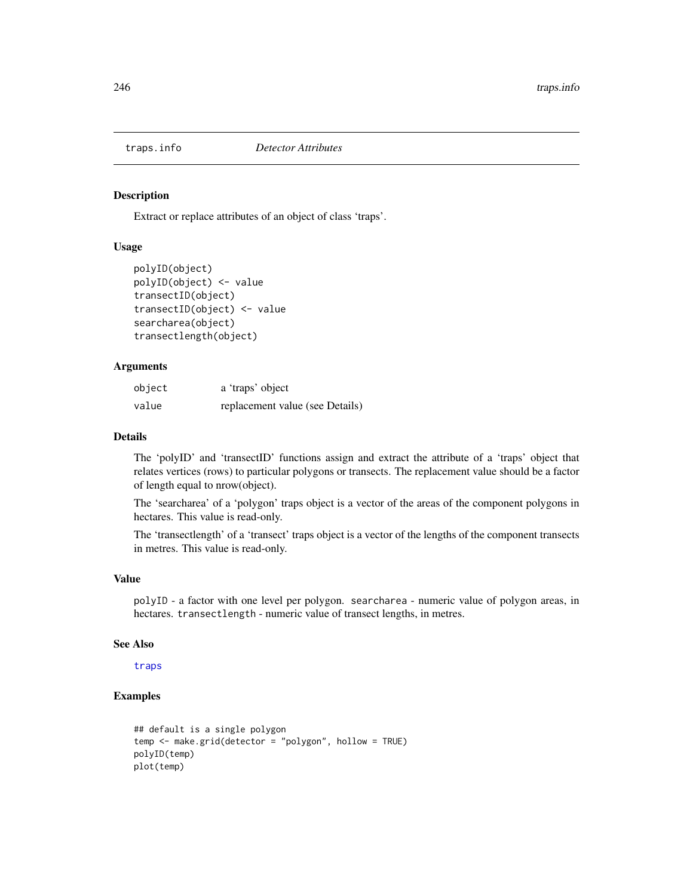traps.info *Detector Attributes*

## Description

Extract or replace attributes of an object of class 'traps'.

## Usage

```
polyID(object)
polyID(object) <- value
transectID(object)
transectID(object) <- value
searcharea(object)
transectlength(object)
```

## Arguments

| | |
|---|---|
| object | a 'traps' object |
| value | replacement value (see Details) |

## Details

The 'polyID' and 'transectID' functions assign and extract the attribute of a 'traps' object that relates vertices (rows) to particular polygons or transects. The replacement value should be a factor of length equal to nrow(object).

The 'searcharea' of a 'polygon' traps object is a vector of the areas of the component polygons in hectares. This value is read-only.

The 'transectlength' of a 'transect' traps object is a vector of the lengths of the component transects in metres. This value is read-only.

## Value

`polyID` - a factor with one level per polygon. `searcharea` - numeric value of polygon areas, in hectares. `transectlength` - numeric value of transect lengths, in metres.

## See Also

traps

## Examples

```
## default is a single polygon
temp <- make.grid(detector = "polygon", hollow = TRUE)
polyID(temp)
plot(temp)
```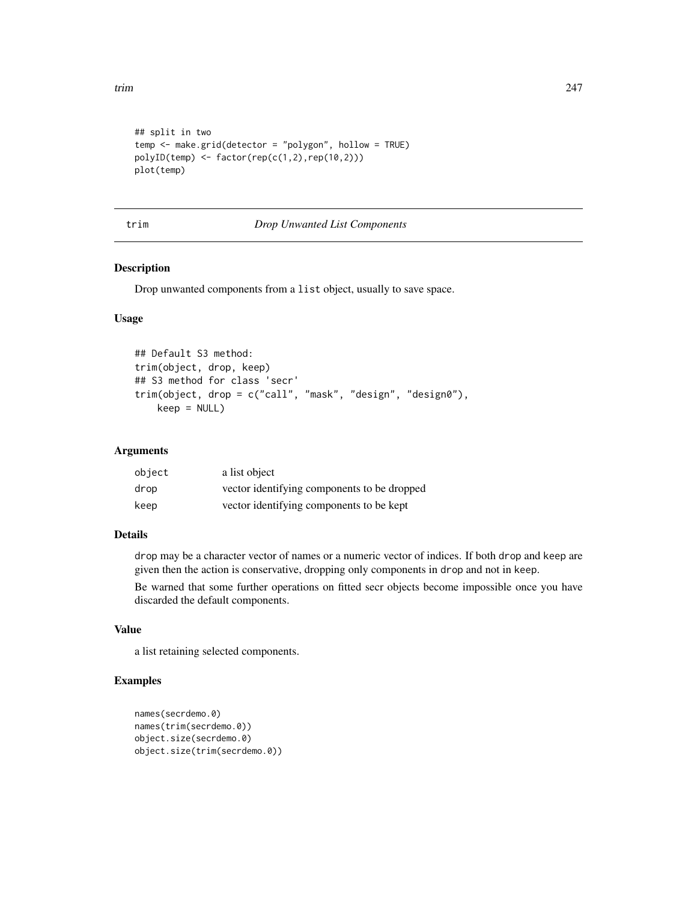```
## split in two
temp <- make.grid(detector = "polygon", hollow = TRUE)
polyID(temp) <- factor(rep(c(1,2),rep(10,2)))
plot(temp)
```

---

# trim — *Drop Unwanted List Components*

## Description

Drop unwanted components from a `list` object, usually to save space.

## Usage

```
## Default S3 method:
trim(object, drop, keep)
## S3 method for class 'secr'
trim(object, drop = c("call", "mask", "design", "design0"),
    keep = NULL)
```

## Arguments

| | |
|---|---|
| `object` | a list object |
| `drop` | vector identifying components to be dropped |
| `keep` | vector identifying components to be kept |

## Details

`drop` may be a character vector of names or a numeric vector of indices. If both `drop` and `keep` are given then the action is conservative, dropping only components in `drop` and not in `keep`.

Be warned that some further operations on fitted secr objects become impossible once you have discarded the default components.

## Value

a list retaining selected components.

## Examples

```
names(secrdemo.0)
names(trim(secrdemo.0))
object.size(secrdemo.0)
object.size(trim(secrdemo.0))
```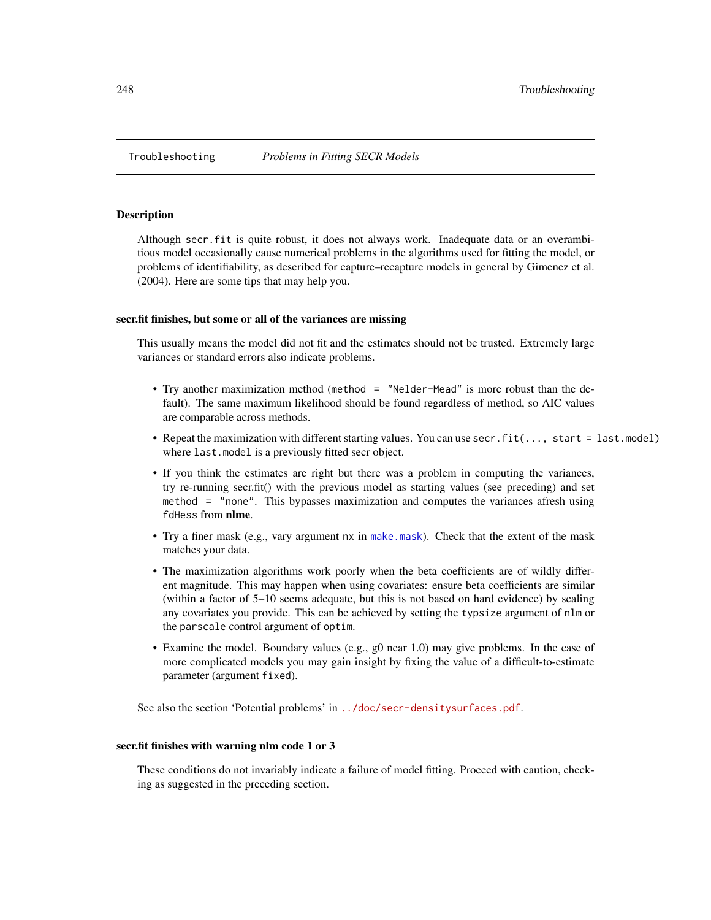Troubleshoting — *Problems in Fitting SECR Models*

## Description

Although `secr.fit` is quite robust, it does not always work. Inadequate data or an overambitious model occasionally cause numerical problems in the algorithms used for fitting the model, or problems of identifiability, as described for capture–recapture models in general by Gimenez et al. (2004). Here are some tips that may help you.

### secr.fit finishes, but some or all of the variances are missing

This usually means the model did not fit and the estimates should not be trusted. Extremely large variances or standard errors also indicate problems.

- Try another maximization method (`method = "Nelder-Mead"` is more robust than the default). The same maximum likelihood should be found regardless of method, so AIC values are comparable across methods.
- Repeat the maximization with different starting values. You can use `secr.fit(..., start = last.model)` where `last.model` is a previously fitted secr object.
- If you think the estimates are right but there was a problem in computing the variances, try re-running secr.fit() with the previous model as starting values (see preceding) and set `method = "none"`. This bypasses maximization and computes the variances afresh using `fdHess` from **nlme**.
- Try a finer mask (e.g., vary argument `nx` in `make.mask`). Check that the extent of the mask matches your data.
- The maximization algorithms work poorly when the beta coefficients are of wildly different magnitude. This may happen when using covariates: ensure beta coefficients are similar (within a factor of 5–10 seems adequate, but this is not based on hard evidence) by scaling any covariates you provide. This can be achieved by setting the `typsize` argument of `nlm` or the `parscale` control argument of `optim`.
- Examine the model. Boundary values (e.g., g0 near 1.0) may give problems. In the case of more complicated models you may gain insight by fixing the value of a difficult-to-estimate parameter (argument `fixed`).

See also the section 'Potential problems' in `../doc/secr-densitysurfaces.pdf`.

### secr.fit finishes with warning nlm code 1 or 3

These conditions do not invariably indicate a failure of model fitting. Proceed with caution, checking as suggested in the preceding section.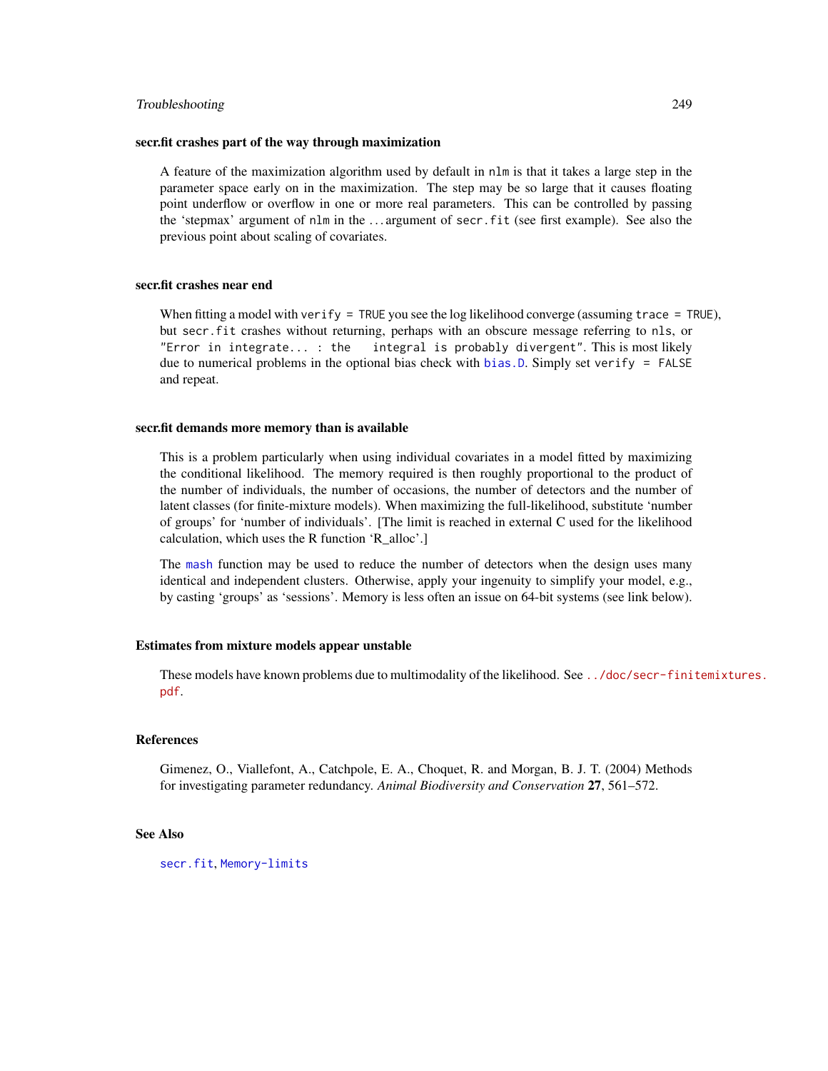### secr.fit crashes part of the way through maximization

A feature of the maximization algorithm used by default in `nlm` is that it takes a large step in the parameter space early on in the maximization. The step may be so large that it causes floating point underflow or overflow in one or more real parameters. This can be controlled by passing the 'stepmax' argument of `nlm` in the ... argument of `secr.fit` (see first example). See also the previous point about scaling of covariates.

### secr.fit crashes near end

When fitting a model with `verify = TRUE` you see the log likelihood converge (assuming `trace = TRUE`), but `secr.fit` crashes without returning, perhaps with an obscure message referring to `nls`, or `"Error in integrate... : the integral is probably divergent"`. This is most likely due to numerical problems in the optional bias check with `bias.D`. Simply set `verify = FALSE` and repeat.

### secr.fit demands more memory than is available

This is a problem particularly when using individual covariates in a model fitted by maximizing the conditional likelihood. The memory required is then roughly proportional to the product of the number of individuals, the number of occasions, the number of detectors and the number of latent classes (for finite-mixture models). When maximizing the full-likelihood, substitute 'number of groups' for 'number of individuals'. [The limit is reached in external C used for the likelihood calculation, which uses the R function 'R_alloc'.]

The `mash` function may be used to reduce the number of detectors when the design uses many identical and independent clusters. Otherwise, apply your ingenuity to simplify your model, e.g., by casting 'groups' as 'sessions'. Memory is less often an issue on 64-bit systems (see link below).

### Estimates from mixture models appear unstable

These models have known problems due to multimodality of the likelihood. See `../doc/secr-finitemixtures.pdf`.

## References

Gimenez, O., Viallefont, A., Catchpole, E. A., Choquet, R. and Morgan, B. J. T. (2004) Methods for investigating parameter redundancy. *Animal Biodiversity and Conservation* **27**, 561–572.

## See Also

`secr.fit`, `Memory-limits`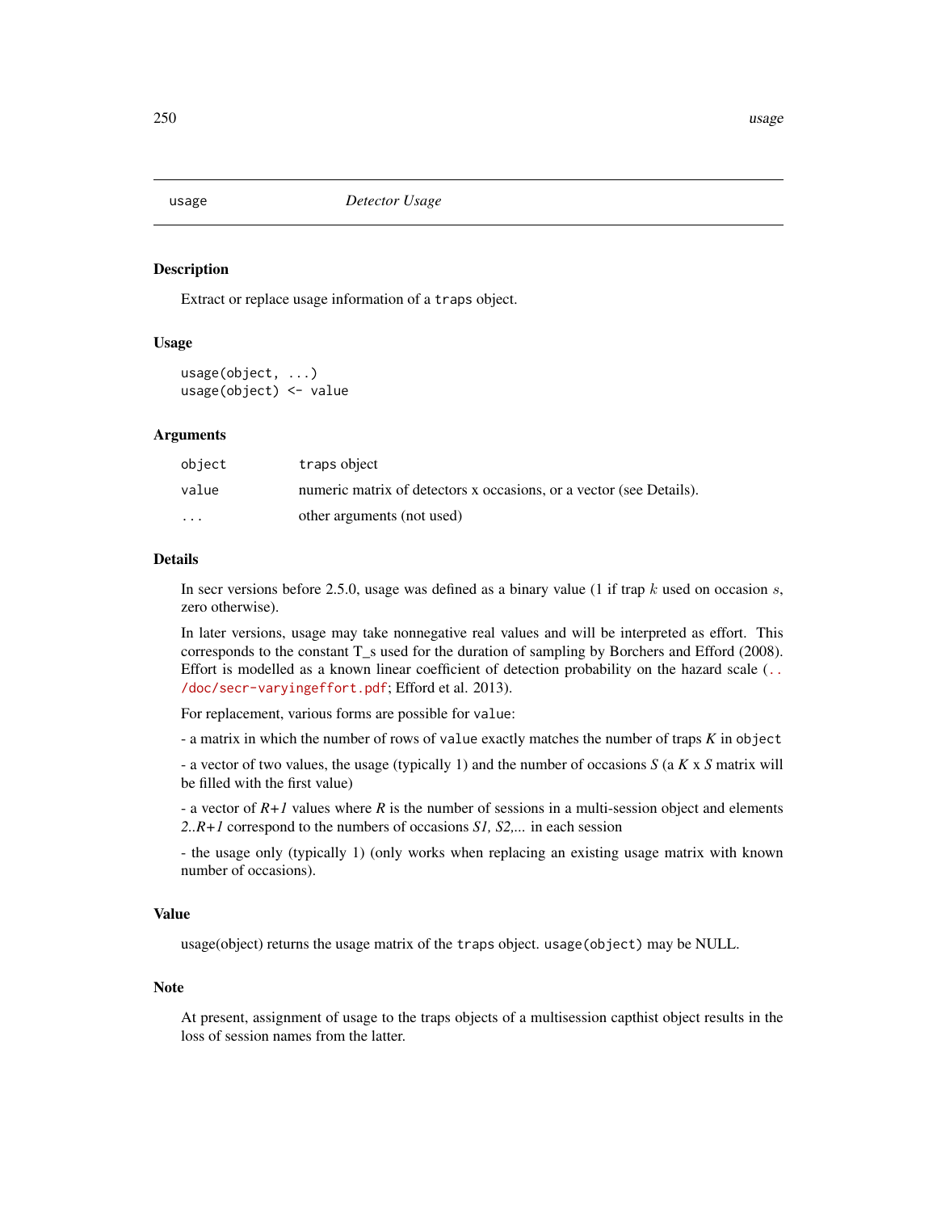## usage — *Detector Usage*

### Description

Extract or replace usage information of a `traps` object.

### Usage

```
usage(object, ...)
usage(object) <- value
```

### Arguments

| | |
|---|---|
| `object` | `traps` object |
| `value` | numeric matrix of detectors x occasions, or a vector (see Details). |
| `...` | other arguments (not used) |

### Details

In secr versions before 2.5.0, usage was defined as a binary value (1 if trap $k$ used on occasion $s$, zero otherwise).

In later versions, usage may take nonnegative real values and will be interpreted as effort. This corresponds to the constant T_s used for the duration of sampling by Borchers and Efford (2008). Effort is modelled as a known linear coefficient of detection probability on the hazard scale (../doc/secr-varyingeffort.pdf; Efford et al. 2013).

For replacement, various forms are possible for `value`:

- a matrix in which the number of rows of `value` exactly matches the number of traps *K* in `object`

- a vector of two values, the usage (typically 1) and the number of occasions *S* (a *K* x *S* matrix will be filled with the first value)

- a vector of *R+1* values where *R* is the number of sessions in a multi-session object and elements *2..R+1* correspond to the numbers of occasions *S1, S2,...* in each session

- the usage only (typically 1) (only works when replacing an existing usage matrix with known number of occasions).

### Value

usage(object) returns the usage matrix of the `traps` object. `usage(object)` may be NULL.

### Note

At present, assignment of usage to the traps objects of a multisession capthist object results in the loss of session names from the latter.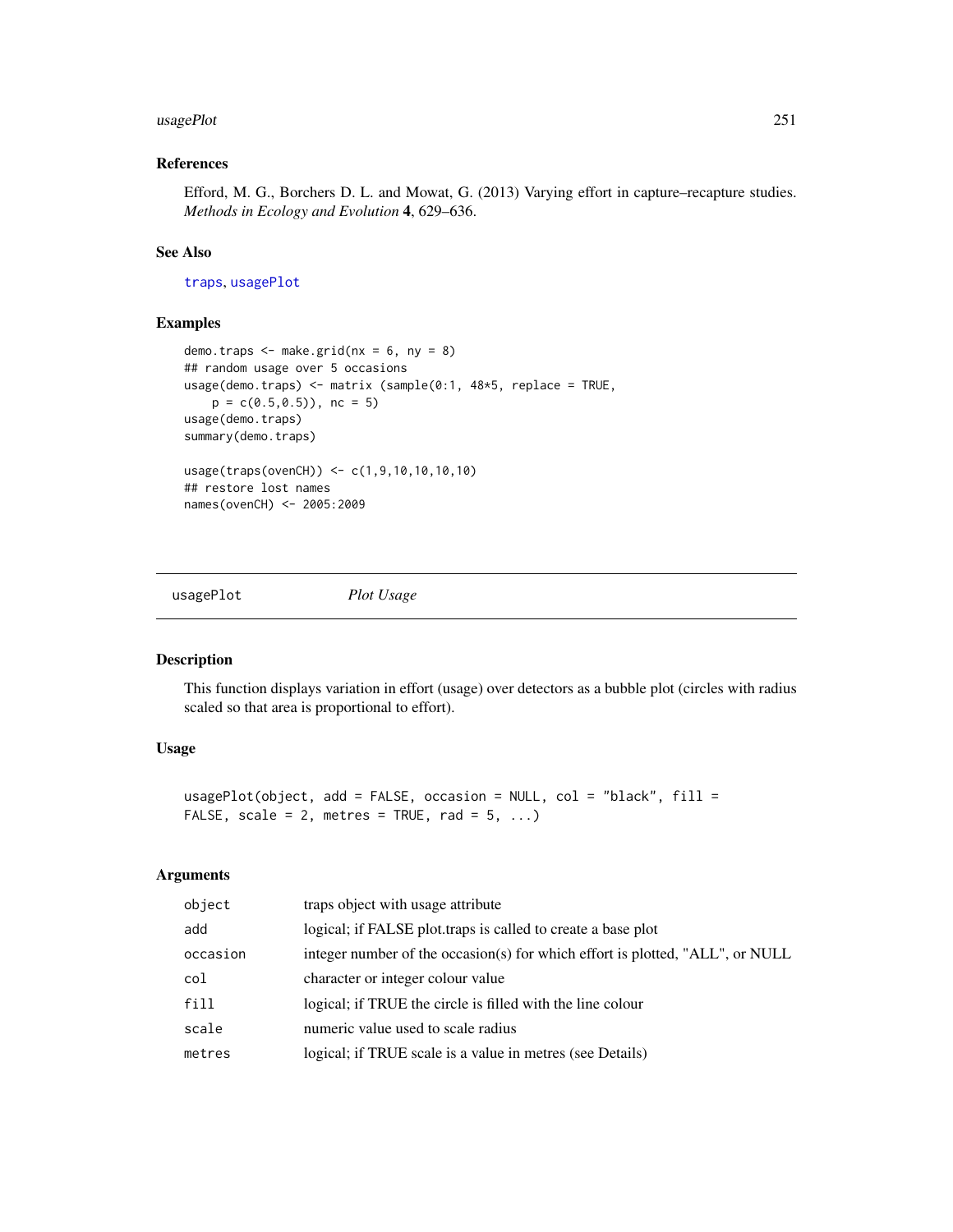### References

Efford, M. G., Borchers D. L. and Mowat, G. (2013) Varying effort in capture–recapture studies. *Methods in Ecology and Evolution* **4**, 629–636.

### See Also

traps, usagePlot

### Examples

```
demo.traps <- make.grid(nx = 6, ny = 8)
## random usage over 5 occasions
usage(demo.traps) <- matrix (sample(0:1, 48*5, replace = TRUE,
    p = c(0.5,0.5)), nc = 5)
usage(demo.traps)
summary(demo.traps)

usage(traps(ovenCH)) <- c(1,9,10,10,10,10)
## restore lost names
names(ovenCH) <- 2005:2009
```

---

## usagePlot *Plot Usage*

### Description

This function displays variation in effort (usage) over detectors as a bubble plot (circles with radius scaled so that area is proportional to effort).

### Usage

```
usagePlot(object, add = FALSE, occasion = NULL, col = "black", fill =
FALSE, scale = 2, metres = TRUE, rad = 5, ...)
```

### Arguments

| | |
|---|---|
| object | traps object with usage attribute |
| add | logical; if FALSE plot.traps is called to create a base plot |
| occasion | integer number of the occasion(s) for which effort is plotted, "ALL", or NULL |
| col | character or integer colour value |
| fill | logical; if TRUE the circle is filled with the line colour |
| scale | numeric value used to scale radius |
| metres | logical; if TRUE scale is a value in metres (see Details) |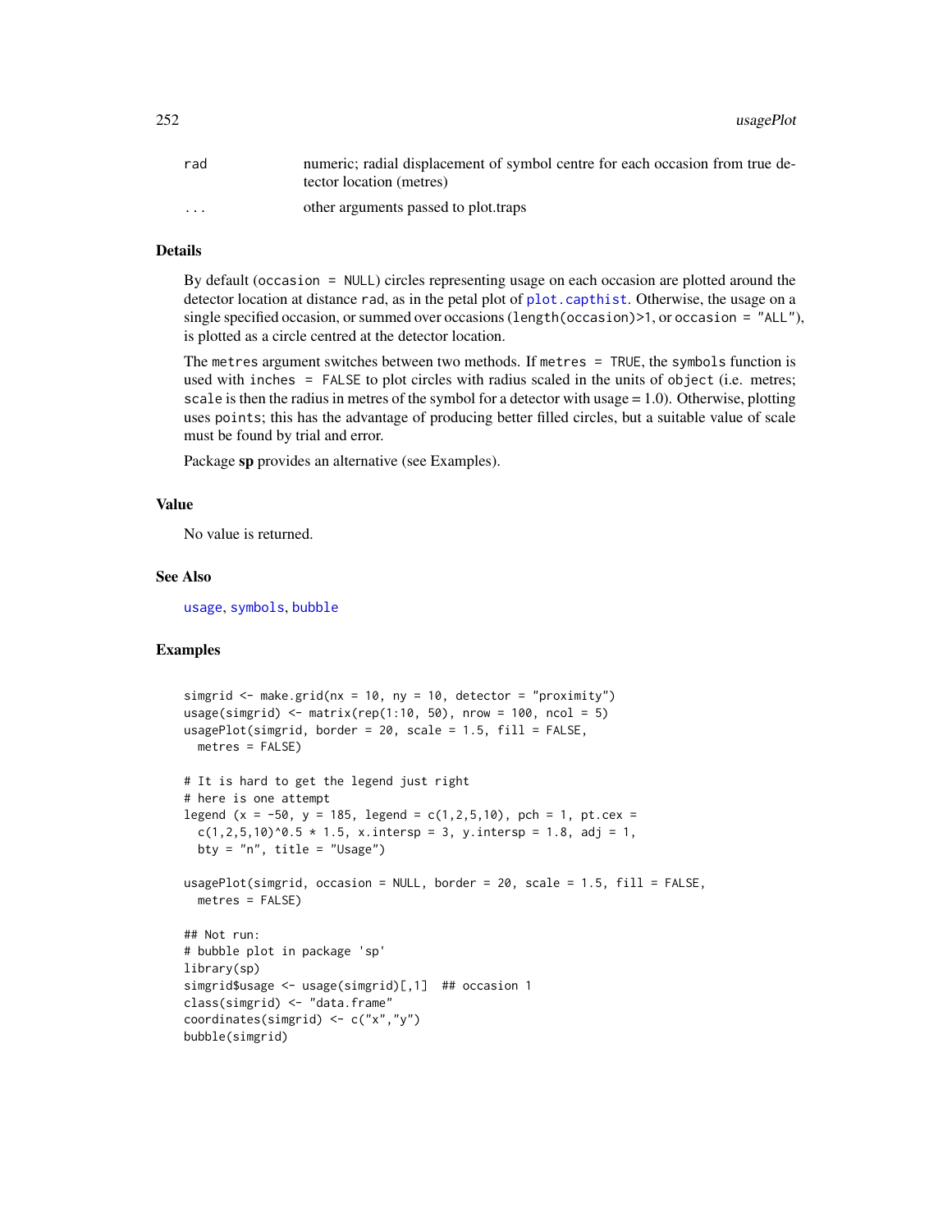| | |
|---|---|
| rad | numeric; radial displacement of symbol centre for each occasion from true detector location (metres) |
| ... | other arguments passed to plot.traps |

### Details

By default (`occasion = NULL`) circles representing usage on each occasion are plotted around the detector location at distance `rad`, as in the petal plot of `plot.capthist`. Otherwise, the usage on a single specified occasion, or summed over occasions (`length(occasion)>1`, or `occasion = "ALL"`), is plotted as a circle centred at the detector location.

The `metres` argument switches between two methods. If `metres = TRUE`, the `symbols` function is used with `inches = FALSE` to plot circles with radius scaled in the units of `object` (i.e. metres; `scale` is then the radius in metres of the symbol for a detector with usage = 1.0). Otherwise, plotting uses `points`; this has the advantage of producing better filled circles, but a suitable value of scale must be found by trial and error.

Package **sp** provides an alternative (see Examples).

### Value

No value is returned.

### See Also

`usage`, `symbols`, `bubble`

### Examples

```
simgrid <- make.grid(nx = 10, ny = 10, detector = "proximity")
usage(simgrid) <- matrix(rep(1:10, 50), nrow = 100, ncol = 5)
usagePlot(simgrid, border = 20, scale = 1.5, fill = FALSE,
  metres = FALSE)

# It is hard to get the legend just right
# here is one attempt
legend (x = -50, y = 185, legend = c(1,2,5,10), pch = 1, pt.cex =
  c(1,2,5,10)^0.5 * 1.5, x.intersp = 3, y.intersp = 1.8, adj = 1,
  bty = "n", title = "Usage")

usagePlot(simgrid, occasion = NULL, border = 20, scale = 1.5, fill = FALSE,
  metres = FALSE)

## Not run:
# bubble plot in package 'sp'
library(sp)
simgrid$usage <- usage(simgrid)[,1]  ## occasion 1
class(simgrid) <- "data.frame"
coordinates(simgrid) <- c("x","y")
bubble(simgrid)
```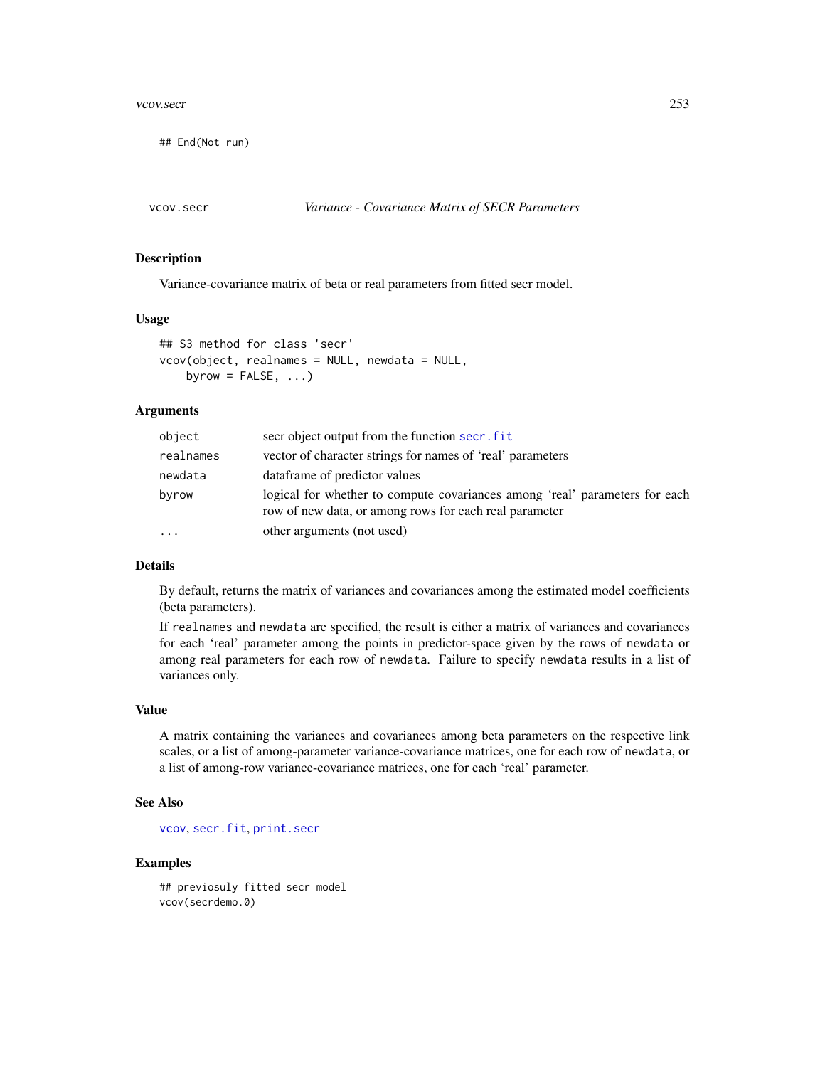```
## End(Not run)
```

---

vcov.secr — *Variance - Covariance Matrix of SECR Parameters*

---

### Description

Variance-covariance matrix of beta or real parameters from fitted secr model.

### Usage

```
## S3 method for class 'secr'
vcov(object, realnames = NULL, newdata = NULL,
    byrow = FALSE, ...)
```

### Arguments

| | |
|---|---|
| `object` | secr object output from the function `secr.fit` |
| `realnames` | vector of character strings for names of 'real' parameters |
| `newdata` | dataframe of predictor values |
| `byrow` | logical for whether to compute covariances among 'real' parameters for each row of new data, or among rows for each real parameter |
| `...` | other arguments (not used) |

### Details

By default, returns the matrix of variances and covariances among the estimated model coefficients (beta parameters).

If `realnames` and `newdata` are specified, the result is either a matrix of variances and covariances for each 'real' parameter among the points in predictor-space given by the rows of `newdata` or among real parameters for each row of `newdata`. Failure to specify `newdata` results in a list of variances only.

### Value

A matrix containing the variances and covariances among beta parameters on the respective link scales, or a list of among-parameter variance-covariance matrices, one for each row of `newdata`, or a list of among-row variance-covariance matrices, one for each 'real' parameter.

### See Also

`vcov`, `secr.fit`, `print.secr`

### Examples

```
## previosuly fitted secr model
vcov(secrdemo.0)
```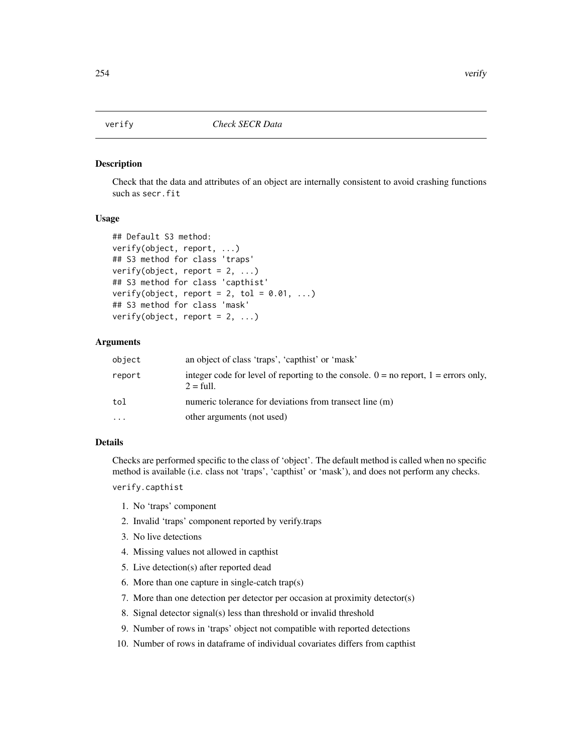# verify — *Check SECR Data*

## Description

Check that the data and attributes of an object are internally consistent to avoid crashing functions such as `secr.fit`

## Usage

```
## Default S3 method:
verify(object, report, ...)
## S3 method for class 'traps'
verify(object, report = 2, ...)
## S3 method for class 'capthist'
verify(object, report = 2, tol = 0.01, ...)
## S3 method for class 'mask'
verify(object, report = 2, ...)
```

## Arguments

| | |
|---|---|
| `object` | an object of class 'traps', 'capthist' or 'mask' |
| `report` | integer code for level of reporting to the console. 0 = no report, 1 = errors only, 2 = full. |
| `tol` | numeric tolerance for deviations from transect line (m) |
| `...` | other arguments (not used) |

## Details

Checks are performed specific to the class of 'object'. The default method is called when no specific method is available (i.e. class not 'traps', 'capthist' or 'mask'), and does not perform any checks.

`verify.capthist`

1. No 'traps' component
2. Invalid 'traps' component reported by verify.traps
3. No live detections
4. Missing values not allowed in capthist
5. Live detection(s) after reported dead
6. More than one capture in single-catch trap(s)
7. More than one detection per detector per occasion at proximity detector(s)
8. Signal detector signal(s) less than threshold or invalid threshold
9. Number of rows in 'traps' object not compatible with reported detections
10. Number of rows in dataframe of individual covariates differs from capthist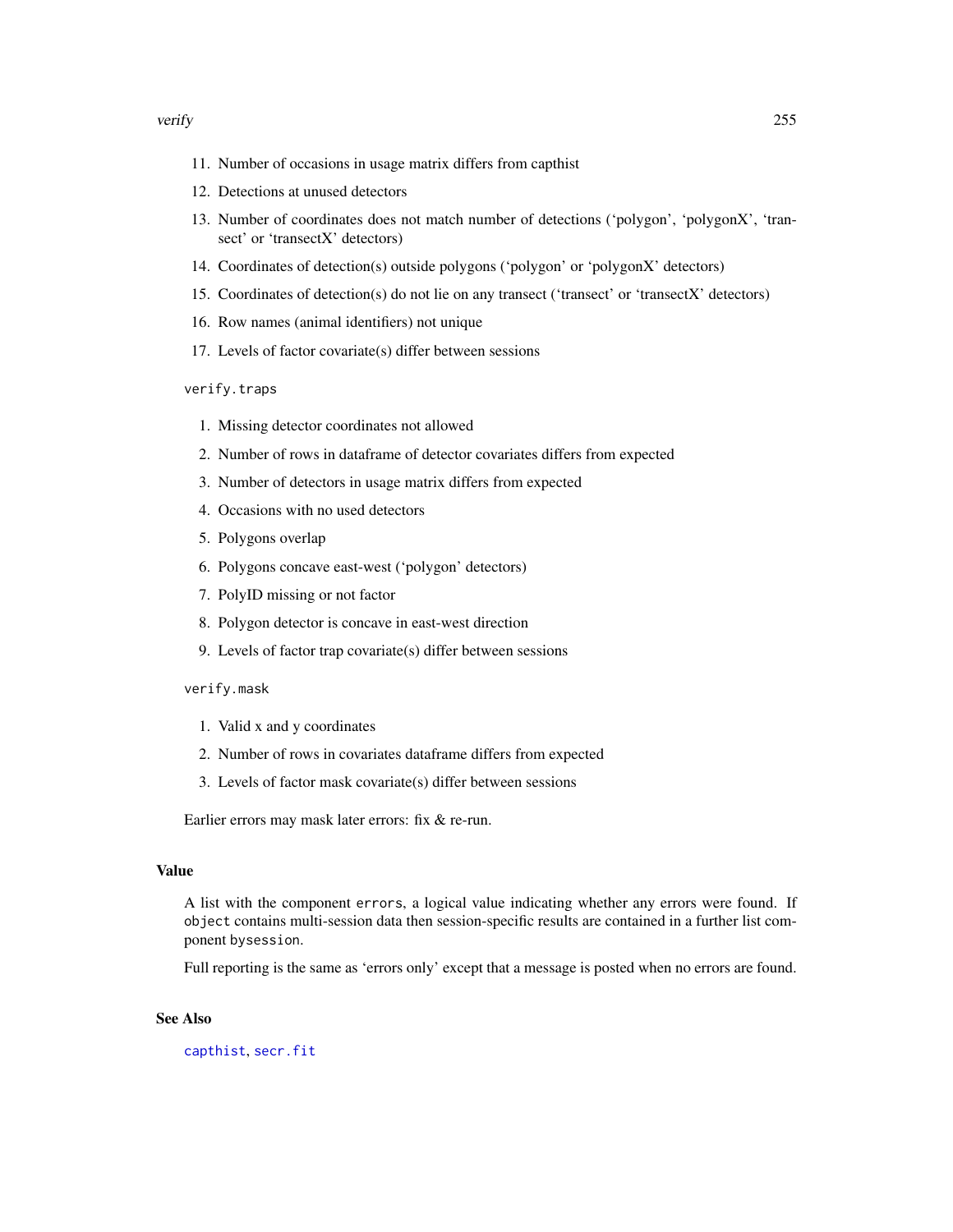11. Number of occasions in usage matrix differs from capthist
12. Detections at unused detectors
13. Number of coordinates does not match number of detections ('polygon', 'polygonX', 'transect' or 'transectX' detectors)
14. Coordinates of detection(s) outside polygons ('polygon' or 'polygonX' detectors)
15. Coordinates of detection(s) do not lie on any transect ('transect' or 'transectX' detectors)
16. Row names (animal identifiers) not unique
17. Levels of factor covariate(s) differ between sessions

`verify.traps`

1. Missing detector coordinates not allowed
2. Number of rows in dataframe of detector covariates differs from expected
3. Number of detectors in usage matrix differs from expected
4. Occasions with no used detectors
5. Polygons overlap
6. Polygons concave east-west ('polygon' detectors)
7. PolyID missing or not factor
8. Polygon detector is concave in east-west direction
9. Levels of factor trap covariate(s) differ between sessions

`verify.mask`

1. Valid x and y coordinates
2. Number of rows in covariates dataframe differs from expected
3. Levels of factor mask covariate(s) differ between sessions

Earlier errors may mask later errors: fix & re-run.

## Value

A list with the component `errors`, a logical value indicating whether any errors were found. If `object` contains multi-session data then session-specific results are contained in a further list component `bysession`.

Full reporting is the same as 'errors only' except that a message is posted when no errors are found.

## See Also

`capthist`, `secr.fit`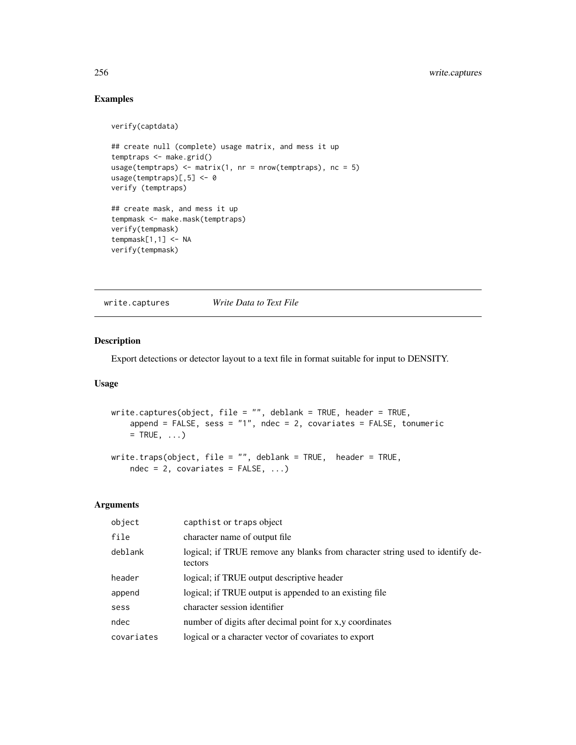## Examples

```
verify(captdata)

## create null (complete) usage matrix, and mess it up
temptraps <- make.grid()
usage(temptraps) <- matrix(1, nr = nrow(temptraps), nc = 5)
usage(temptraps)[,5] <- 0
verify (temptraps)

## create mask, and mess it up
tempmask <- make.mask(temptraps)
verify(tempmask)
tempmask[1,1] <- NA
verify(tempmask)
```

---

# write.captures *Write Data to Text File*

## Description

Export detections or detector layout to a text file in format suitable for input to DENSITY.

## Usage

```
write.captures(object, file = "", deblank = TRUE, header = TRUE,
    append = FALSE, sess = "1", ndec = 2, covariates = FALSE, tonumeric
    = TRUE, ...)

write.traps(object, file = "", deblank = TRUE,  header = TRUE,
    ndec = 2, covariates = FALSE, ...)
```

## Arguments

| | |
|---|---|
| `object` | capthist or traps object |
| `file` | character name of output file |
| `deblank` | logical; if TRUE remove any blanks from character string used to identify detectors |
| `header` | logical; if TRUE output descriptive header |
| `append` | logical; if TRUE output is appended to an existing file |
| `sess` | character session identifier |
| `ndec` | number of digits after decimal point for x,y coordinates |
| `covariates` | logical or a character vector of covariates to export |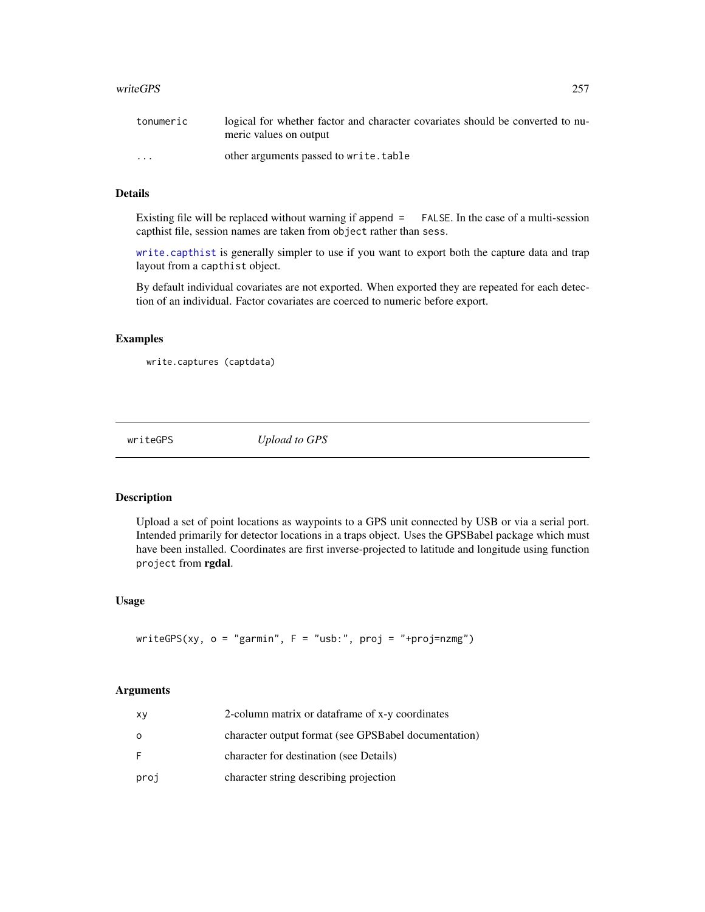| | |
|---|---|
| tonumeric | logical for whether factor and character covariates should be converted to numeric values on output |
| ... | other arguments passed to write.table |

### Details

Existing file will be replaced without warning if append = FALSE. In the case of a multi-session capthist file, session names are taken from object rather than sess.

write.capthist is generally simpler to use if you want to export both the capture data and trap layout from a capthist object.

By default individual covariates are not exported. When exported they are repeated for each detection of an individual. Factor covariates are coerced to numeric before export.

### Examples

```
write.captures (captdata)
```

---

## writeGPS *Upload to GPS*

---

### Description

Upload a set of point locations as waypoints to a GPS unit connected by USB or via a serial port. Intended primarily for detector locations in a traps object. Uses the GPSBabel package which must have been installed. Coordinates are first inverse-projected to latitude and longitude using function project from **rgdal**.

### Usage

```
writeGPS(xy, o = "garmin", F = "usb:", proj = "+proj=nzmg")
```

### Arguments

| | |
|---|---|
| xy | 2-column matrix or dataframe of x-y coordinates |
| o | character output format (see GPSBabel documentation) |
| F | character for destination (see Details) |
| proj | character string describing projection |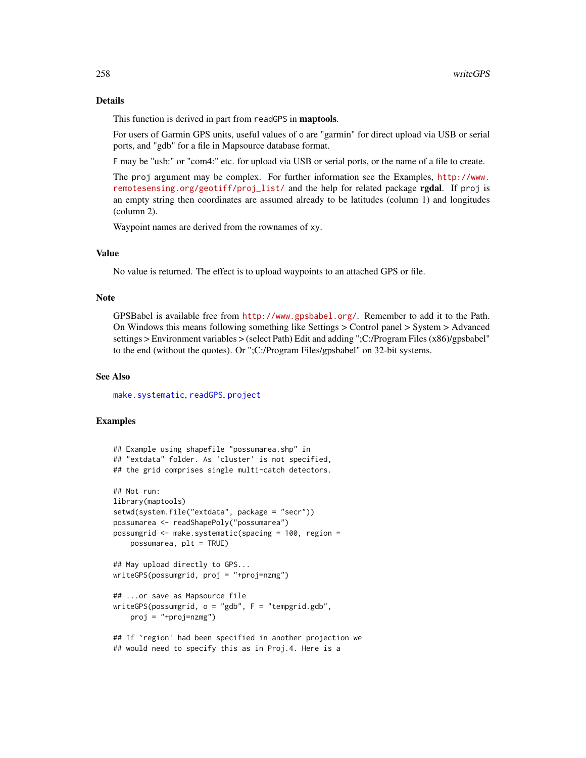### Details

This function is derived in part from `readGPS` in **maptools**.

For users of Garmin GPS units, useful values of `o` are "garmin" for direct upload via USB or serial ports, and "gdb" for a file in Mapsource database format.

`F` may be "usb:" or "com4:" etc. for upload via USB or serial ports, or the name of a file to create.

The `proj` argument may be complex. For further information see the Examples, http://www.remotesensing.org/geotiff/proj_list/ and the help for related package **rgdal**. If `proj` is an empty string then coordinates are assumed already to be latitudes (column 1) and longitudes (column 2).

Waypoint names are derived from the rownames of `xy`.

### Value

No value is returned. The effect is to upload waypoints to an attached GPS or file.

### Note

GPSBabel is available free from http://www.gpsbabel.org/. Remember to add it to the Path. On Windows this means following something like Settings > Control panel > System > Advanced settings > Environment variables > (select Path) Edit and adding ";C:/Program Files (x86)/gpsbabel" to the end (without the quotes). Or ";C:/Program Files/gpsbabel" on 32-bit systems.

### See Also

`make.systematic`, `readGPS`, `project`

### Examples

```
## Example using shapefile "possumarea.shp" in
## "extdata" folder. As 'cluster' is not specified,
## the grid comprises single multi-catch detectors.

## Not run:
library(maptools)
setwd(system.file("extdata", package = "secr"))
possumarea <- readShapePoly("possumarea")
possumgrid <- make.systematic(spacing = 100, region =
    possumarea, plt = TRUE)

## May upload directly to GPS...
writeGPS(possumgrid, proj = "+proj=nzmg")

## ...or save as Mapsource file
writeGPS(possumgrid, o = "gdb", F = "tempgrid.gdb",
    proj = "+proj=nzmg")

## If `region' had been specified in another projection we
## would need to specify this as in Proj.4. Here is a
```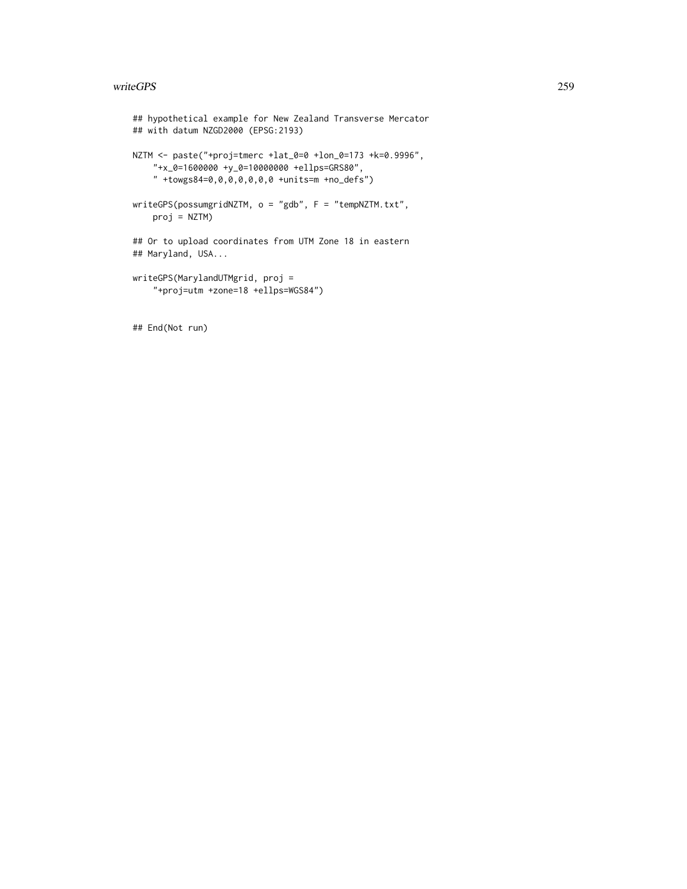```
## hypothetical example for New Zealand Transverse Mercator
## with datum NZGD2000 (EPSG:2193)

NZTM <- paste("+proj=tmerc +lat_0=0 +lon_0=173 +k=0.9996",
    "+x_0=1600000 +y_0=10000000 +ellps=GRS80",
    " +towgs84=0,0,0,0,0,0,0 +units=m +no_defs")

writeGPS(possumgridNZTM, o = "gdb", F = "tempNZTM.txt",
    proj = NZTM)

## Or to upload coordinates from UTM Zone 18 in eastern
## Maryland, USA...

writeGPS(MarylandUTMgrid, proj =
    "+proj=utm +zone=18 +ellps=WGS84")


## End(Not run)
```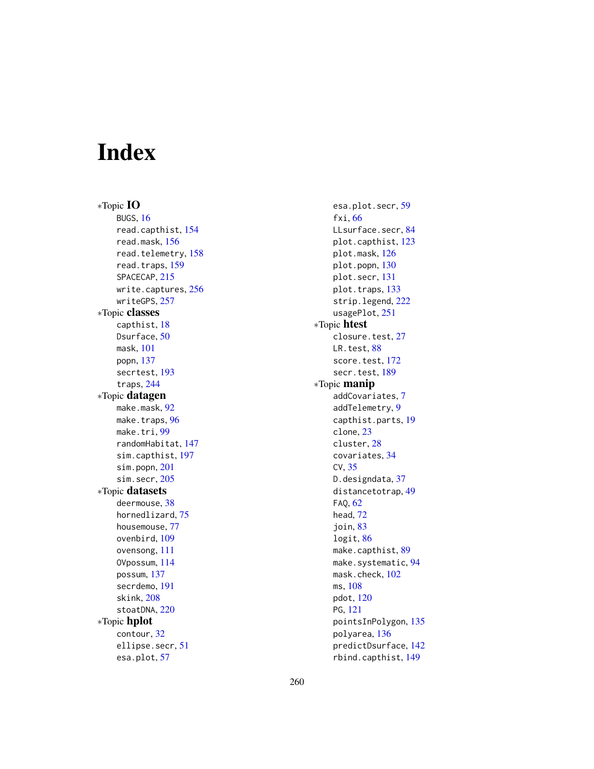# Index

*Topic **IO**
- BUGS, 16
- read.capthist, 154
- read.mask, 156
- read.telemetry, 158
- read.traps, 159
- SPACECAP, 215
- write.captures, 256
- writeGPS, 257

*Topic **classes**
- capthist, 18
- Dsurface, 50
- mask, 101
- popn, 137
- secrtest, 193
- traps, 244

*Topic **datagen**
- make.mask, 92
- make.traps, 96
- make.tri, 99
- randomHabitat, 147
- sim.capthist, 197
- sim.popn, 201
- sim.secr, 205

*Topic **datasets**
- deermouse, 38
- hornedlizard, 75
- housemouse, 77
- ovenbird, 109
- ovensong, 111
- OVpossum, 114
- possum, 137
- secrdemo, 191
- skink, 208
- stoatDNA, 220

*Topic **hplot**
- contour, 32
- ellipse.secr, 51
- esa.plot, 57
- esa.plot.secr, 59
- fxi, 66
- LLsurface.secr, 84
- plot.capthist, 123
- plot.mask, 126
- plot.popn, 130
- plot.secr, 131
- plot.traps, 133
- strip.legend, 222
- usagePlot, 251

*Topic **htest**
- closure.test, 27
- LR.test, 88
- score.test, 172
- secr.test, 189

*Topic **manip**
- addCovariates, 7
- addTelemetry, 9
- capthist.parts, 19
- clone, 23
- cluster, 28
- covariates, 34
- CV, 35
- D.designdata, 37
- distancetotrap, 49
- FAQ, 62
- head, 72
- join, 83
- logit, 86
- make.capthist, 89
- make.systematic, 94
- mask.check, 102
- ms, 108
- pdot, 120
- PG, 121
- pointsInPolygon, 135
- polyarea, 136
- predictDsurface, 142
- rbind.capthist, 149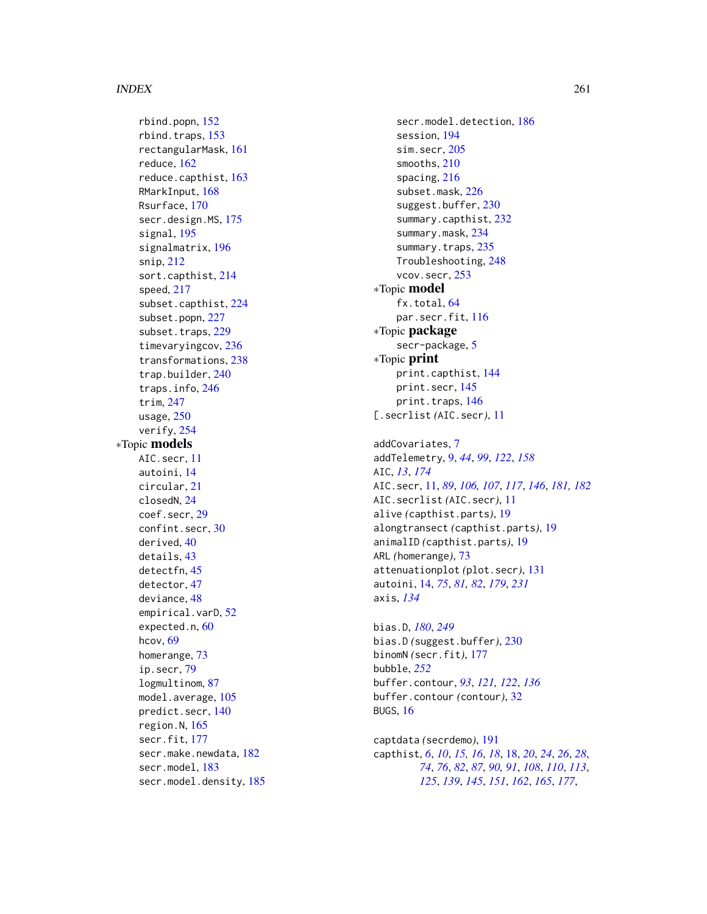rbind.popn, 152
rbind.traps, 153
rectangularMask, 161
reduce, 162
reduce.capthist, 163
RMarkInput, 168
Rsurface, 170
secr.design.MS, 175
signal, 195
signalmatrix, 196
snip, 212
sort.capthist, 214
speed, 217
subset.capthist, 224
subset.popn, 227
subset.traps, 229
timevaryingcov, 236
transformations, 238
trap.builder, 240
traps.info, 246
trim, 247
usage, 250
verify, 254

∗Topic **models**

AIC.secr, 11
autoini, 14
circular, 21
closedN, 24
coef.secr, 29
confint.secr, 30
derived, 40
details, 43
detectfn, 45
detector, 47
deviance, 48
empirical.varD, 52
expected.n, 60
hcov, 69
homerange, 73
ip.secr, 79
logmultinom, 87
model.average, 105
predict.secr, 140
region.N, 165
secr.fit, 177
secr.make.newdata, 182
secr.model, 183
secr.model.density, 185
secr.model.detection, 186
session, 194
sim.secr, 205
smooths, 210
spacing, 216
subset.mask, 226
suggest.buffer, 230
summary.capthist, 232
summary.mask, 234
summary.traps, 235
Troubleshooting, 248
vcov.secr, 253

∗Topic **model**

fx.total, 64
par.secr.fit, 116

∗Topic **package**

secr-package, 5

∗Topic **print**

print.capthist, 144
print.secr, 145
print.traps, 146

[.secrlist *(AIC.secr)*, 11

addCovariates, 7
addTelemetry, 9, *44*, *99*, *122*, *158*
AIC, *13*, *174*
AIC.secr, 11, *89*, *106, 107*, *117*, *146*, *181, 182*
AIC.secrlist *(AIC.secr)*, 11
alive *(capthist.parts)*, 19
alongtransect *(capthist.parts)*, 19
animalID *(capthist.parts)*, 19
ARL *(homerange)*, 73
attenuationplot *(plot.secr)*, 131
autoini, 14, *75*, *81, 82*, *179*, *231*
axis, *134*

bias.D, *180*, *249*
bias.D *(suggest.buffer)*, 230
binomN *(secr.fit)*, 177
bubble, *252*
buffer.contour, *93*, *121, 122*, *136*
buffer.contour *(contour)*, 32
BUGS, 16

captdata *(secrdemo)*, 191
capthist, *6*, *10*, *15, 16*, *18*, 18, *20*, *24*, *26*, *28*, *74*, *76*, *82*, *87*, *90, 91*, *108*, *110*, *113*, *125*, *139*, *145*, *151*, *162*, *165*, *177*,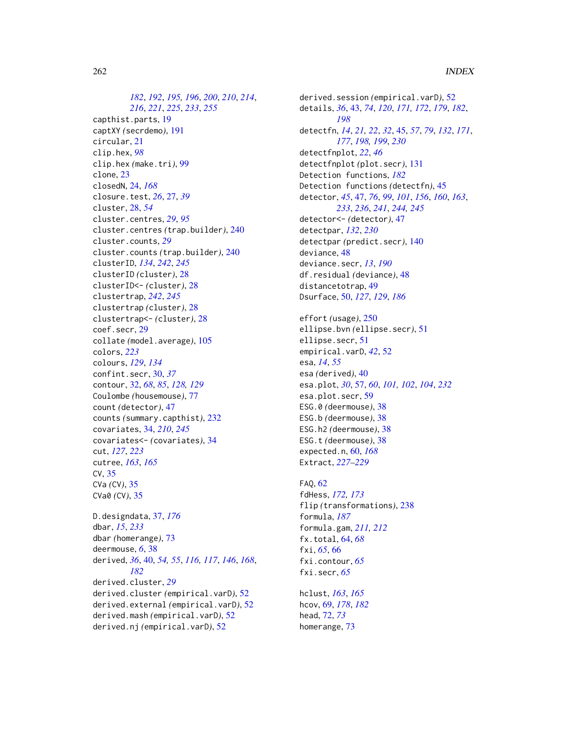*182*, *192*, *195, 196*, *200*, *210*, *214*, *216*, *221*, *225*, *233*, *255*
capthist.parts, 19
captXY *(*secrdemo*)*, 191
circular, 21
clip.hex, *98*
clip.hex *(*make.tri*)*, 99
clone, 23
closedN, 24, *168*
closure.test, *26*, 27, *39*
cluster, 28, *54*
cluster.centres, *29*, *95*
cluster.centres *(*trap.builder*)*, 240
cluster.counts, *29*
cluster.counts *(*trap.builder*)*, 240
clusterID, *134*, *242*, *245*
clusterID *(*cluster*)*, 28
clusterID<- *(*cluster*)*, 28
clustertrap, *242*, *245*
clustertrap *(*cluster*)*, 28
clustertrap<- *(*cluster*)*, 28
coef.secr, 29
collate *(*model.average*)*, 105
colors, *223*
colours, *129*, *134*
confint.secr, 30, *37*
contour, 32, *68*, *85*, *128, 129*
Coulombe *(*housemouse*)*, 77
count *(*detector*)*, 47
counts *(*summary.capthist*)*, 232
covariates, 34, *210*, *245*
covariates<- *(*covariates*)*, 34
cut, *127*, *223*
cutree, *163*, *165*
CV, 35
CVa *(*CV*)*, 35
CVa0 *(*CV*)*, 35

D.designdata, 37, *176*
dbar, *15*, *233*
dbar *(*homerange*)*, 73
deermouse, *6*, 38
derived, *36*, 40, *54, 55*, *116, 117*, *146*, *168*, *182*
derived.cluster, *29*
derived.cluster *(*empirical.varD*)*, 52
derived.external *(*empirical.varD*)*, 52
derived.mash *(*empirical.varD*)*, 52
derived.nj *(*empirical.varD*)*, 52
derived.session *(*empirical.varD*)*, 52
details, *36*, 43, *74*, *120*, *171, 172*, *179*, *182*, *198*
detectfn, *14*, *21, 22*, *32*, 45, *57*, *79*, *132*, *171*, *177*, *198, 199*, *230*
detectfnplot, *22*, *46*
detectfnplot *(*plot.secr*)*, 131
Detection functions, *182*
Detection functions *(*detectfn*)*, 45
detector, *45*, 47, *76*, *99*, *101*, *156*, *160*, *163*, *233*, *236*, *241*, *244, 245*
detector<- *(*detector*)*, 47
detectpar, *132*, *230*
detectpar *(*predict.secr*)*, 140
deviance, 48
deviance.secr, *13*, *190*
df.residual *(*deviance*)*, 48
distancetotrap, 49
Dsurface, 50, *127*, *129*, *186*

effort *(*usage*)*, 250
ellipse.bvn *(*ellipse.secr*)*, 51
ellipse.secr, 51
empirical.varD, *42*, 52
esa, *14*, *55*
esa *(*derived*)*, 40
esa.plot, *30*, 57, *60*, *101, 102*, *104*, *232*
esa.plot.secr, 59
ESG.0 *(*deermouse*)*, 38
ESG.b *(*deermouse*)*, 38
ESG.h2 *(*deermouse*)*, 38
ESG.t *(*deermouse*)*, 38
expected.n, 60, *168*
Extract, *227–229*

FAQ, 62
fdHess, *172, 173*
flip *(*transformations*)*, 238
formula, *187*
formula.gam, *211, 212*
fx.total, 64, *68*
fxi, *65*, 66
fxi.contour, *65*
fxi.secr, *65*

hclust, *163*, *165*
hcov, 69, *178*, *182*
head, 72, *73*
homerange, 73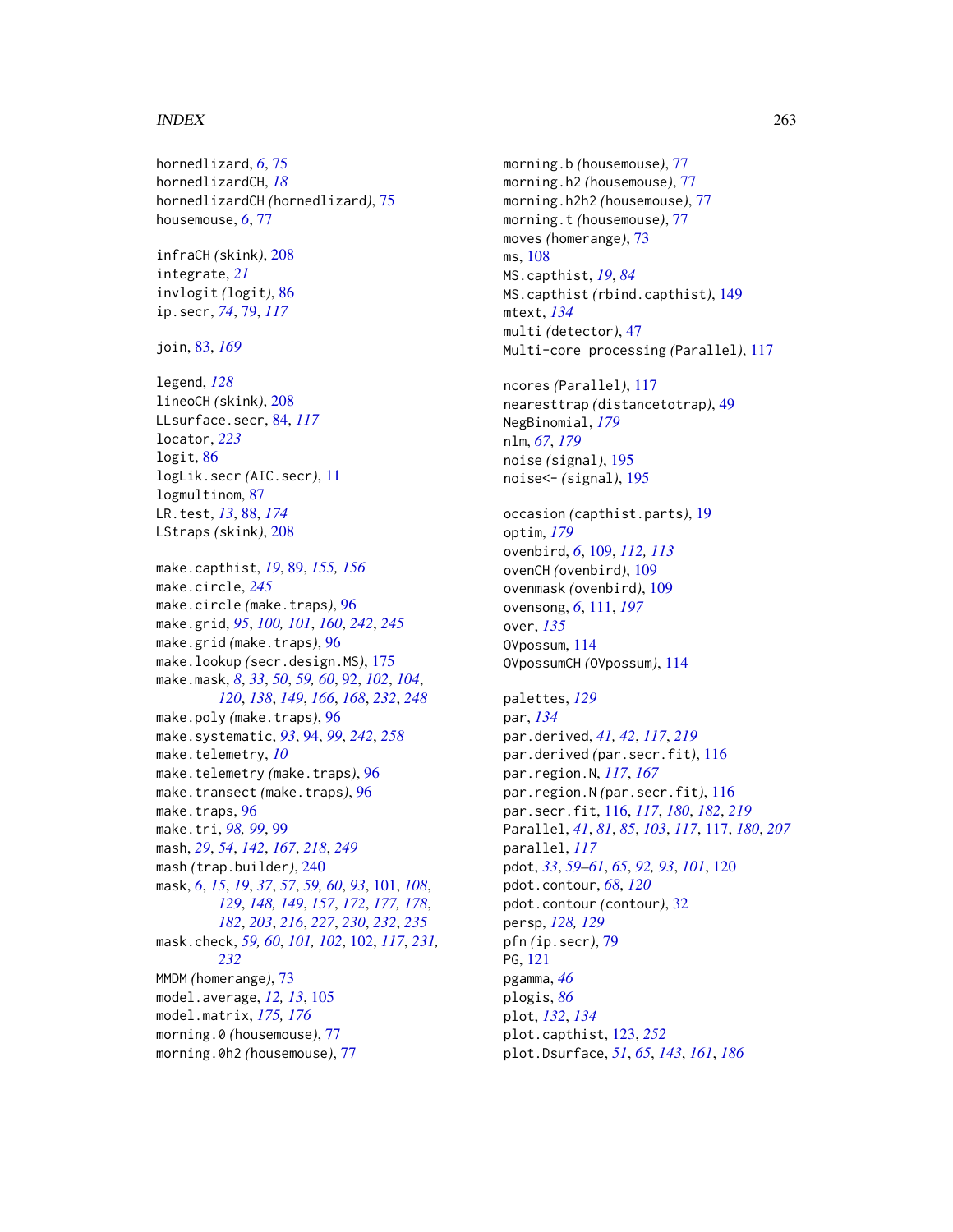hornedlizard, *6*, 75
hornedlizardCH, *18*
hornedlizardCH *(*hornedlizard*)*, 75
housemouse, *6*, 77

infraCH *(*skink*)*, 208
integrate, *21*
invlogit *(*logit*)*, 86
ip.secr, *74*, 79, *117*

join, 83, *169*

legend, *128*
lineoCH *(*skink*)*, 208
LLsurface.secr, 84, *117*
locator, *223*
logit, 86
logLik.secr *(*AIC.secr*)*, 11
logmultinom, 87
LR.test, *13*, 88, *174*
LStraps *(*skink*)*, 208

make.capthist, *19*, 89, *155, 156*
make.circle, *245*
make.circle *(*make.traps*)*, 96
make.grid, *95*, *100, 101*, *160*, *242*, *245*
make.grid *(*make.traps*)*, 96
make.lookup *(*secr.design.MS*)*, 175
make.mask, *8*, *33*, *50*, *59, 60*, 92, *102*, *104*, *120*, *138*, *149*, *166*, *168*, *232*, *248*
make.poly *(*make.traps*)*, 96
make.systematic, *93*, 94, *99*, *242*, *258*
make.telemetry, *10*
make.telemetry *(*make.traps*)*, 96
make.transect *(*make.traps*)*, 96
make.traps, 96
make.tri, *98, 99*, 99
mash, *29*, *54*, *142*, *167*, *218*, *249*
mash *(*trap.builder*)*, 240
mask, *6*, *15*, *19*, *37*, *57*, *59, 60*, *93*, 101, *108*, *129*, *148, 149*, *157*, *172*, *177, 178*, *182*, *203*, *216*, *227*, *230*, *232*, *235*
mask.check, *59, 60*, *101, 102*, 102, *117*, *231, 232*
MMDM *(*homerange*)*, 73
model.average, *12, 13*, 105
model.matrix, *175, 176*
morning.0 *(*housemouse*)*, 77
morning.0h2 *(*housemouse*)*, 77
morning.b *(*housemouse*)*, 77
morning.h2 *(*housemouse*)*, 77
morning.h2h2 *(*housemouse*)*, 77
morning.t *(*housemouse*)*, 77
moves *(*homerange*)*, 73
ms, 108
MS.capthist, *19*, *84*
MS.capthist *(*rbind.capthist*)*, 149
mtext, *134*
multi *(*detector*)*, 47
Multi-core processing *(*Parallel*)*, 117

ncores *(*Parallel*)*, 117
nearesttrap *(*distancetotrap*)*, 49
NegBinomial, *179*
nlm, *67*, *179*
noise *(*signal*)*, 195
noise<- *(*signal*)*, 195

occasion *(*capthist.parts*)*, 19
optim, *179*
ovenbird, *6*, 109, *112, 113*
ovenCH *(*ovenbird*)*, 109
ovenmask *(*ovenbird*)*, 109
ovensong, *6*, 111, *197*
over, *135*
OVpossum, 114
OVpossumCH *(*OVpossum*)*, 114

palettes, *129*
par, *134*
par.derived, *41, 42*, *117*, *219*
par.derived *(*par.secr.fit*)*, 116
par.region.N, *117*, *167*
par.region.N *(*par.secr.fit*)*, 116
par.secr.fit, 116, *117*, *180*, *182*, *219*
Parallel, *41*, *81*, *85*, *103*, *117*, 117, *180*, *207*
parallel, *117*
pdot, *33*, *59–61*, *65*, *92, 93*, *101*, 120
pdot.contour, *68*, *120*
pdot.contour *(*contour*)*, 32
persp, *128, 129*
pfn *(*ip.secr*)*, 79
PG, 121
pgamma, *46*
plogis, *86*
plot, *132*, *134*
plot.capthist, 123, *252*
plot.Dsurface, *51*, *65*, *143*, *161*, *186*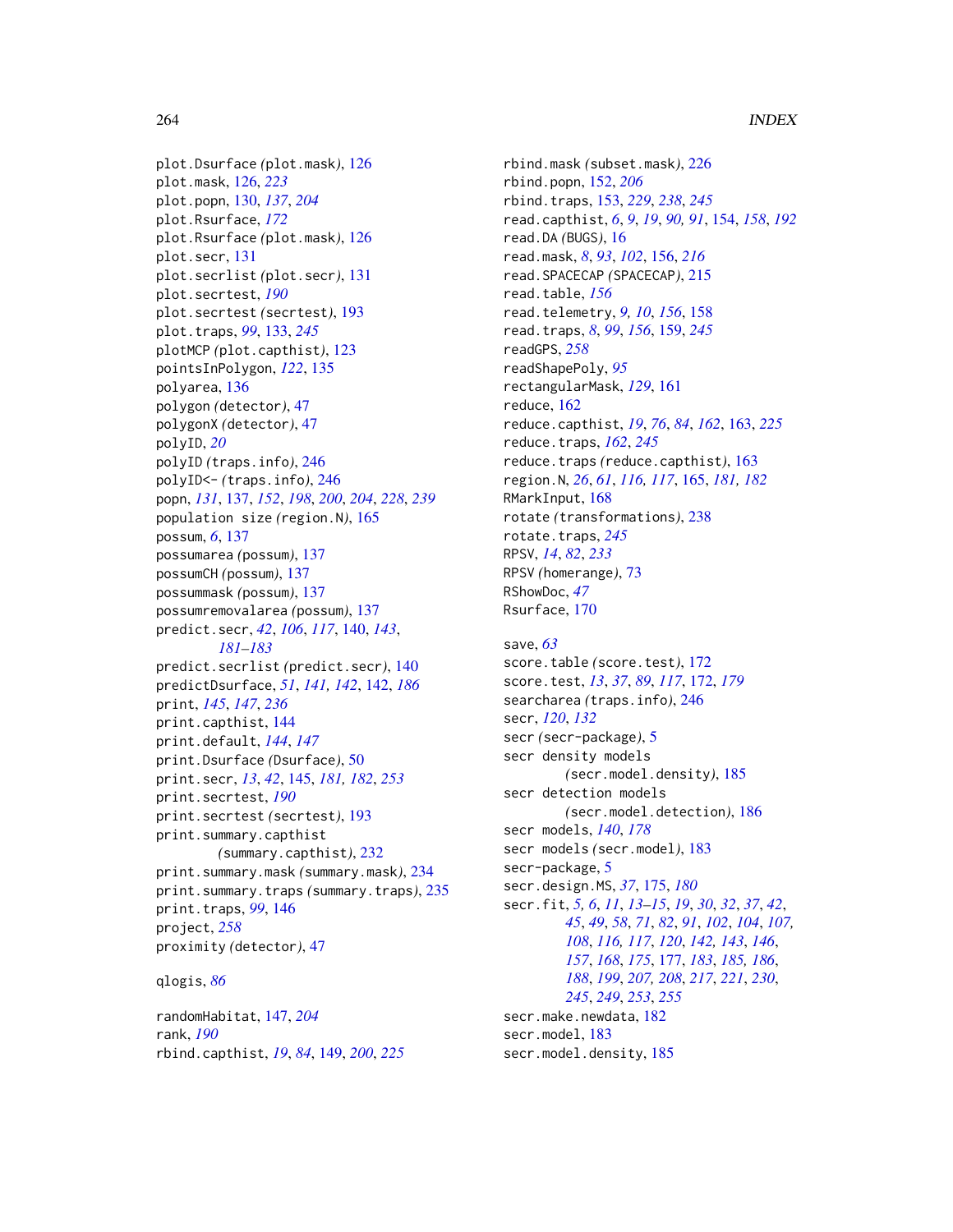plot.Dsurface *(plot.mask)*, 126
plot.mask, 126, *223*
plot.popn, 130, *137*, *204*
plot.Rsurface, *172*
plot.Rsurface *(plot.mask)*, 126
plot.secr, 131
plot.secrlist *(plot.secr)*, 131
plot.secrtest, *190*
plot.secrtest *(secrtest)*, 193
plot.traps, *99*, 133, *245*
plotMCP *(plot.capthist)*, 123
pointsInPolygon, *122*, 135
polyarea, 136
polygon *(detector)*, 47
polygonX *(detector)*, 47
polyID, *20*
polyID *(traps.info)*, 246
polyID<- *(traps.info)*, 246
popn, *131*, 137, *152*, *198*, *200*, *204*, *228*, *239*
population size *(region.N)*, 165
possum, *6*, 137
possumarea *(possum)*, 137
possumCH *(possum)*, 137
possummask *(possum)*, 137
possumremovalarea *(possum)*, 137
predict.secr, *42*, *106*, *117*, 140, *143*, *181–183*
predict.secrlist *(predict.secr)*, 140
predictDsurface, *51*, *141, 142*, 142, *186*
print, *145*, *147*, *236*
print.capthist, 144
print.default, *144*, *147*
print.Dsurface *(Dsurface)*, 50
print.secr, *13*, *42*, 145, *181, 182*, *253*
print.secrtest, *190*
print.secrtest *(secrtest)*, 193
print.summary.capthist *(summary.capthist)*, 232
print.summary.mask *(summary.mask)*, 234
print.summary.traps *(summary.traps)*, 235
print.traps, *99*, 146
project, *258*
proximity *(detector)*, 47

qlogis, *86*

randomHabitat, 147, *204*
rank, *190*
rbind.capthist, *19*, *84*, 149, *200*, *225*
rbind.mask *(subset.mask)*, 226
rbind.popn, 152, *206*
rbind.traps, 153, *229*, *238*, *245*
read.capthist, *6*, *9*, *19*, *90, 91*, 154, *158*, *192*
read.DA *(BUGS)*, 16
read.mask, *8*, *93*, *102*, 156, *216*
read.SPACECAP *(SPACECAP)*, 215
read.table, *156*
read.telemetry, *9, 10*, *156*, 158
read.traps, *8*, *99*, *156*, 159, *245*
readGPS, *258*
readShapePoly, *95*
rectangularMask, *129*, 161
reduce, 162
reduce.capthist, *19*, *76*, *84*, *162*, 163, *225*
reduce.traps, *162*, *245*
reduce.traps *(reduce.capthist)*, 163
region.N, *26*, *61*, *116, 117*, 165, *181, 182*
RMarkInput, 168
rotate *(transformations)*, 238
rotate.traps, *245*
RPSV, *14*, *82*, *233*
RPSV *(homerange)*, 73
RShowDoc, *47*
Rsurface, 170

save, *63*
score.table *(score.test)*, 172
score.test, *13*, *37*, *89*, *117*, 172, *179*
searcharea *(traps.info)*, 246
secr, *120*, *132*
secr *(secr-package)*, 5
secr density models *(secr.model.density)*, 185
secr detection models *(secr.model.detection)*, 186
secr models, *140*, *178*
secr models *(secr.model)*, 183
secr-package, 5
secr.design.MS, *37*, 175, *180*
secr.fit, *5*, *6*, *11*, *13–15*, *19*, *30*, *32*, *37*, *42*, *45*, *49*, *58*, *71*, *82*, *91*, *102*, *104*, *107, 108*, *116, 117*, *120*, *142, 143*, *146*, *157*, *168*, *175*, 177, *183*, *185, 186*, *188*, *199*, *207, 208*, *217*, *221*, *230*, *245*, *249*, *253*, *255*
secr.make.newdata, 182
secr.model, 183
secr.model.density, 185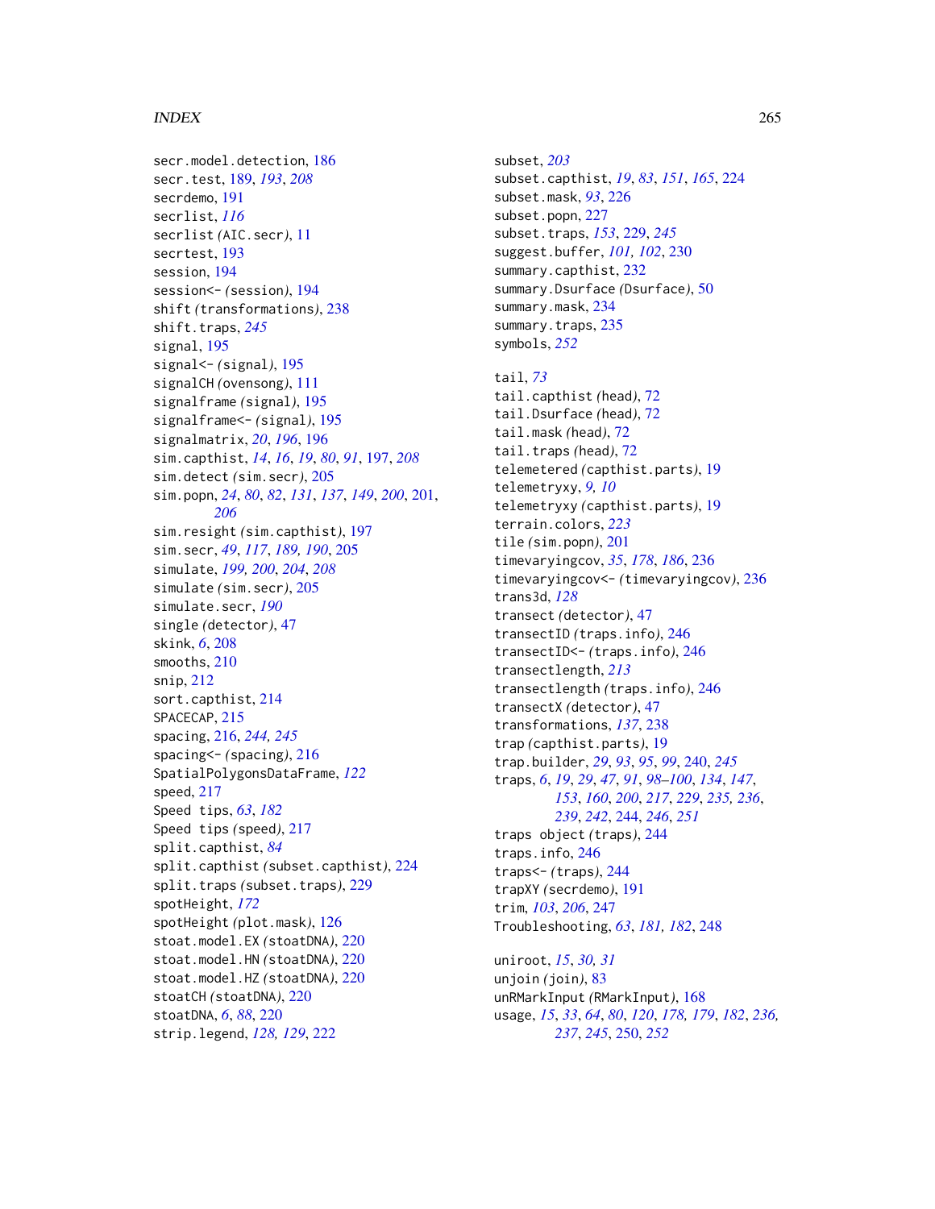secr.model.detection, 186
secr.test, 189, *193*, *208*
secrdemo, 191
secrlist, *116*
secrlist *(*AIC.secr*)*, 11
secrtest, 193
session, 194
session<- *(*session*)*, 194
shift *(*transformations*)*, 238
shift.traps, *245*
signal, 195
signal<- *(*signal*)*, 195
signalCH *(*ovensong*)*, 111
signalframe *(*signal*)*, 195
signalframe<- *(*signal*)*, 195
signalmatrix, *20*, *196*, 196
sim.capthist, *14*, *16*, *19*, *80*, *91*, 197, *208*
sim.detect *(*sim.secr*)*, 205
sim.popn, *24*, *80*, *82*, *131*, *137*, *149*, *200*, 201, *206*
sim.resight *(*sim.capthist*)*, 197
sim.secr, *49*, *117*, *189, 190*, 205
simulate, *199, 200*, *204*, *208*
simulate *(*sim.secr*)*, 205
simulate.secr, *190*
single *(*detector*)*, 47
skink, *6*, 208
smooths, 210
snip, 212
sort.capthist, 214
SPACECAP, 215
spacing, 216, *244, 245*
spacing<- *(*spacing*)*, 216
SpatialPolygonsDataFrame, *122*
speed, 217
Speed tips, *63*, *182*
Speed tips *(*speed*)*, 217
split.capthist, *84*
split.capthist *(*subset.capthist*)*, 224
split.traps *(*subset.traps*)*, 229
spotHeight, *172*
spotHeight *(*plot.mask*)*, 126
stoat.model.EX *(*stoatDNA*)*, 220
stoat.model.HN *(*stoatDNA*)*, 220
stoat.model.HZ *(*stoatDNA*)*, 220
stoatCH *(*stoatDNA*)*, 220
stoatDNA, *6*, *88*, 220
strip.legend, *128, 129*, 222
subset, *203*
subset.capthist, *19*, *83*, *151*, *165*, 224
subset.mask, *93*, 226
subset.popn, 227
subset.traps, *153*, 229, *245*
suggest.buffer, *101, 102*, 230
summary.capthist, 232
summary.Dsurface *(*Dsurface*)*, 50
summary.mask, 234
summary.traps, 235
symbols, *252*

tail, *73*
tail.capthist *(*head*)*, 72
tail.Dsurface *(*head*)*, 72
tail.mask *(*head*)*, 72
tail.traps *(*head*)*, 72
telemetered *(*capthist.parts*)*, 19
telemetryxy, *9, 10*
telemetryxy *(*capthist.parts*)*, 19
terrain.colors, *223*
tile *(*sim.popn*)*, 201
timevaryingcov, *35*, *178*, *186*, 236
timevaryingcov<- *(*timevaryingcov*)*, 236
trans3d, *128*
transect *(*detector*)*, 47
transectID *(*traps.info*)*, 246
transectID<- *(*traps.info*)*, 246
transectlength, *213*
transectlength *(*traps.info*)*, 246
transectX *(*detector*)*, 47
transformations, *137*, 238
trap *(*capthist.parts*)*, 19
trap.builder, *29*, *93*, *95*, *99*, 240, *245*
traps, *6*, *19*, *29*, *47*, *91*, *98–100*, *134*, *147*, *153*, *160*, *200*, *217*, *229*, *235, 236*, *239*, *242*, 244, *246*, *251*
traps object *(*traps*)*, 244
traps.info, 246
traps<- *(*traps*)*, 244
trapXY *(*secrdemo*)*, 191
trim, *103*, *206*, 247
Troubleshooting, *63*, *181, 182*, 248

uniroot, *15*, *30, 31*
unjoin *(*join*)*, 83
unRMarkInput *(*RMarkInput*)*, 168
usage, *15*, *33*, *64*, *80*, *120*, *178*, *179*, *182*, *236*, *237*, *245*, 250, *252*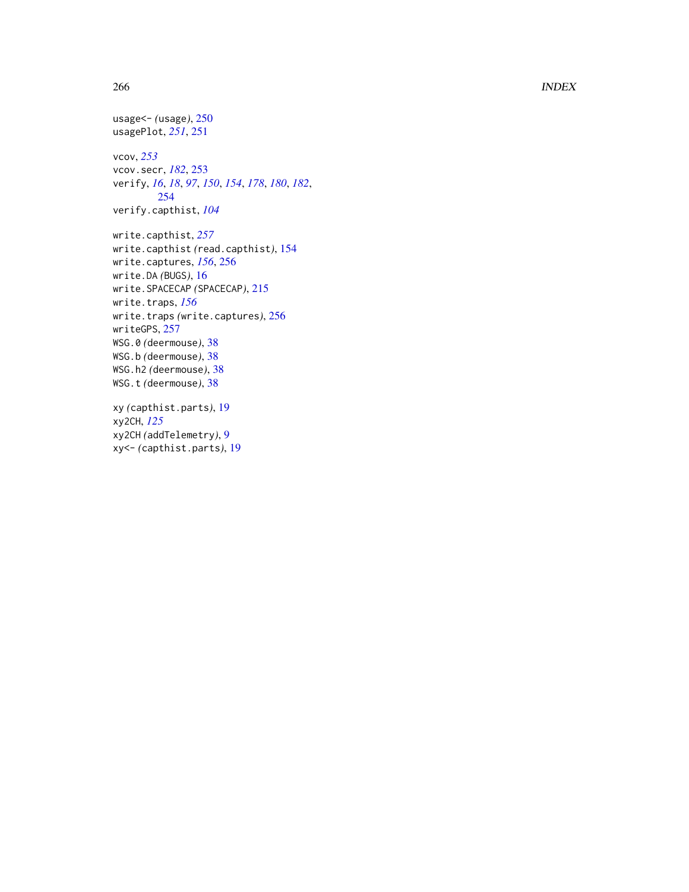usage<- *(*usage*)*, 250
usagePlot, *251*, 251

vcov, *253*
vcov.secr, *182*, 253
verify, *16*, *18*, *97*, *150*, *154*, *178*, *180*, *182*, 254
verify.capthist, *104*

write.capthist, *257*
write.capthist *(*read.capthist*)*, 154
write.captures, *156*, 256
write.DA *(*BUGS*)*, 16
write.SPACECAP *(*SPACECAP*)*, 215
write.traps, *156*
write.traps *(*write.captures*)*, 256
writeGPS, 257
WSG.0 *(*deermouse*)*, 38
WSG.b *(*deermouse*)*, 38
WSG.h2 *(*deermouse*)*, 38
WSG.t *(*deermouse*)*, 38

xy *(*capthist.parts*)*, 19
xy2CH, *125*
xy2CH *(*addTelemetry*)*, 9
xy<- *(*capthist.parts*)*, 19